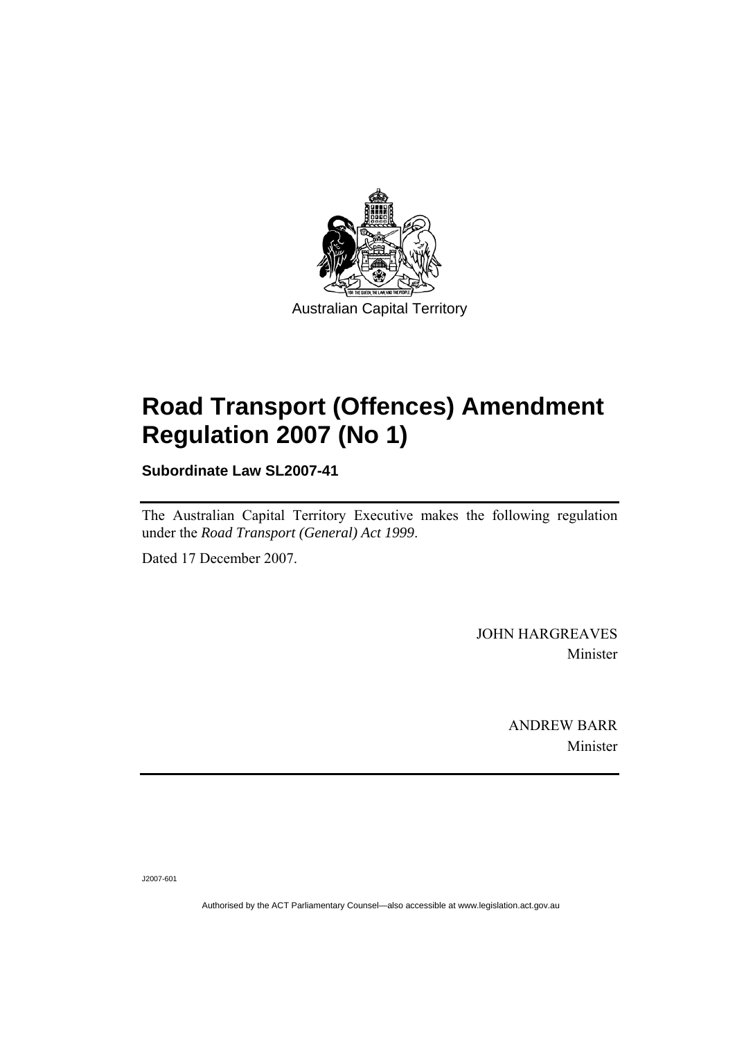Australian Capital Territory

# Road Transport (Offences) Amendment Regulation 2007 (No 1)

**Subordinate Law SL2007-41**

The Australian Capital Territory Executive makes the following regulation under the *Road Transport (General) Act 1999*.

Dated 17 December 2007.

JOHN HARGREAVES
Minister

ANDREW BARR
Minister

J2007-601

Authorised by the ACT Parliamentary Counsel—also accessible at www.legislation.act.gov.au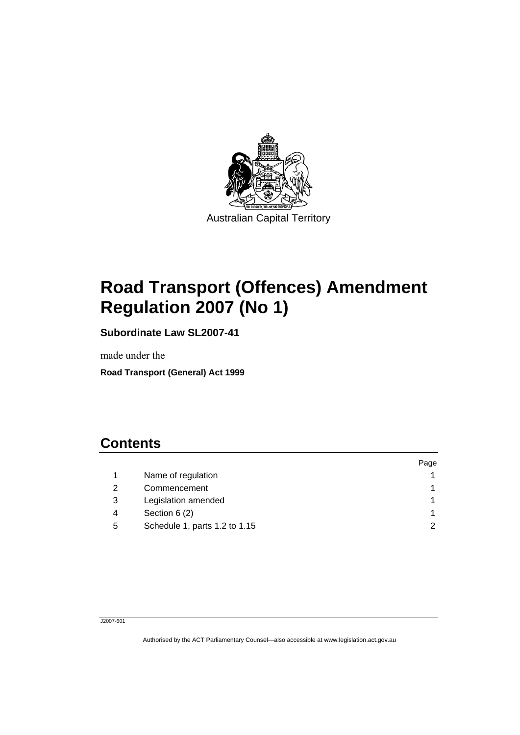Australian Capital Territory

# Road Transport (Offences) Amendment Regulation 2007 (No 1)

**Subordinate Law SL2007-41**

made under the

**Road Transport (General) Act 1999**

## Contents

| | | Page |
|---|---|---|
| 1 | Name of regulation | 1 |
| 2 | Commencement | 1 |
| 3 | Legislation amended | 1 |
| 4 | Section 6 (2) | 1 |
| 5 | Schedule 1, parts 1.2 to 1.15 | 2 |

J2007-601

Authorised by the ACT Parliamentary Counsel—also accessible at www.legislation.act.gov.au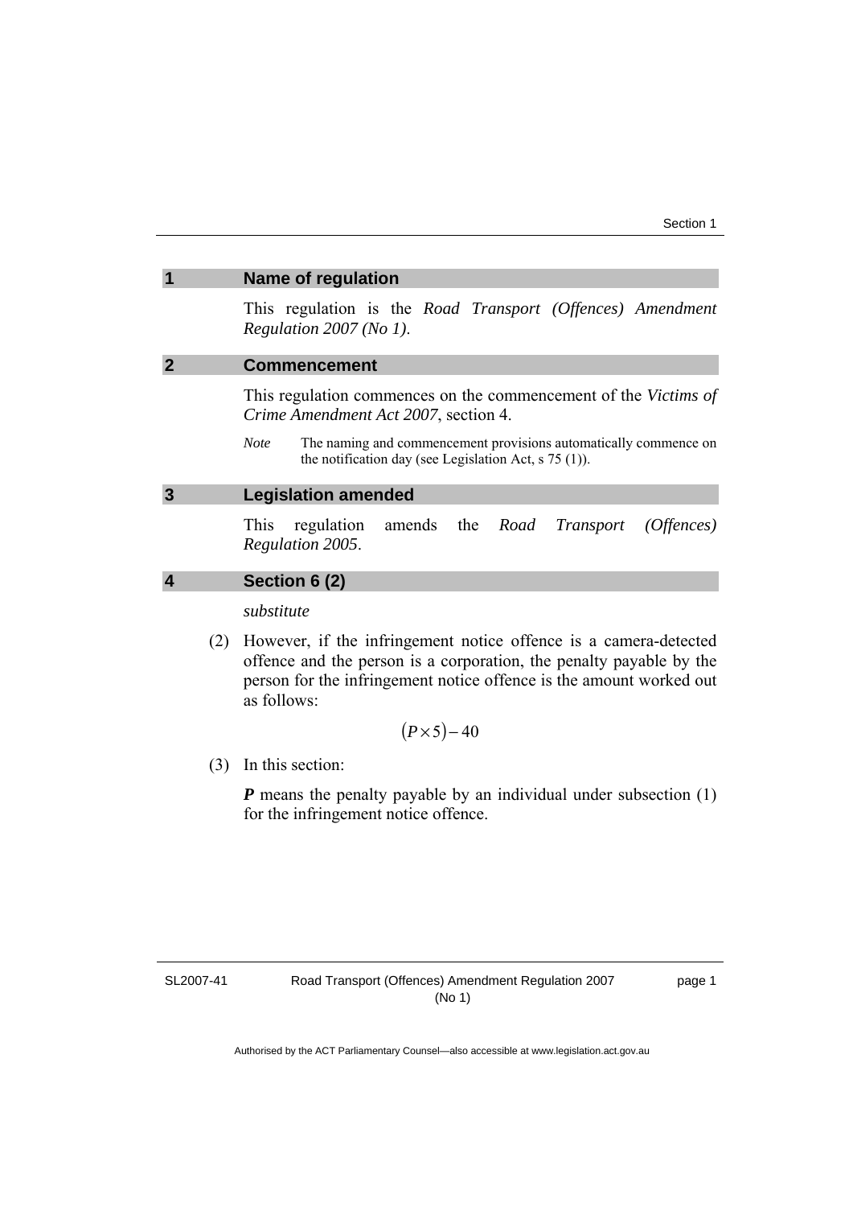## 1 Name of regulation

This regulation is the *Road Transport (Offences) Amendment Regulation 2007 (No 1)*.

## 2 Commencement

This regulation commences on the commencement of the *Victims of Crime Amendment Act 2007*, section 4.

*Note* The naming and commencement provisions automatically commence on the notification day (see Legislation Act, s 75 (1)).

## 3 Legislation amended

This regulation amends the *Road Transport (Offences) Regulation 2005*.

## 4 Section 6 (2)

*substitute*

(2) However, if the infringement notice offence is a camera-detected offence and the person is a corporation, the penalty payable by the person for the infringement notice offence is the amount worked out as follows:

$$(P \times 5) - 40$$

(3) In this section:

***P*** means the penalty payable by an individual under subsection (1) for the infringement notice offence.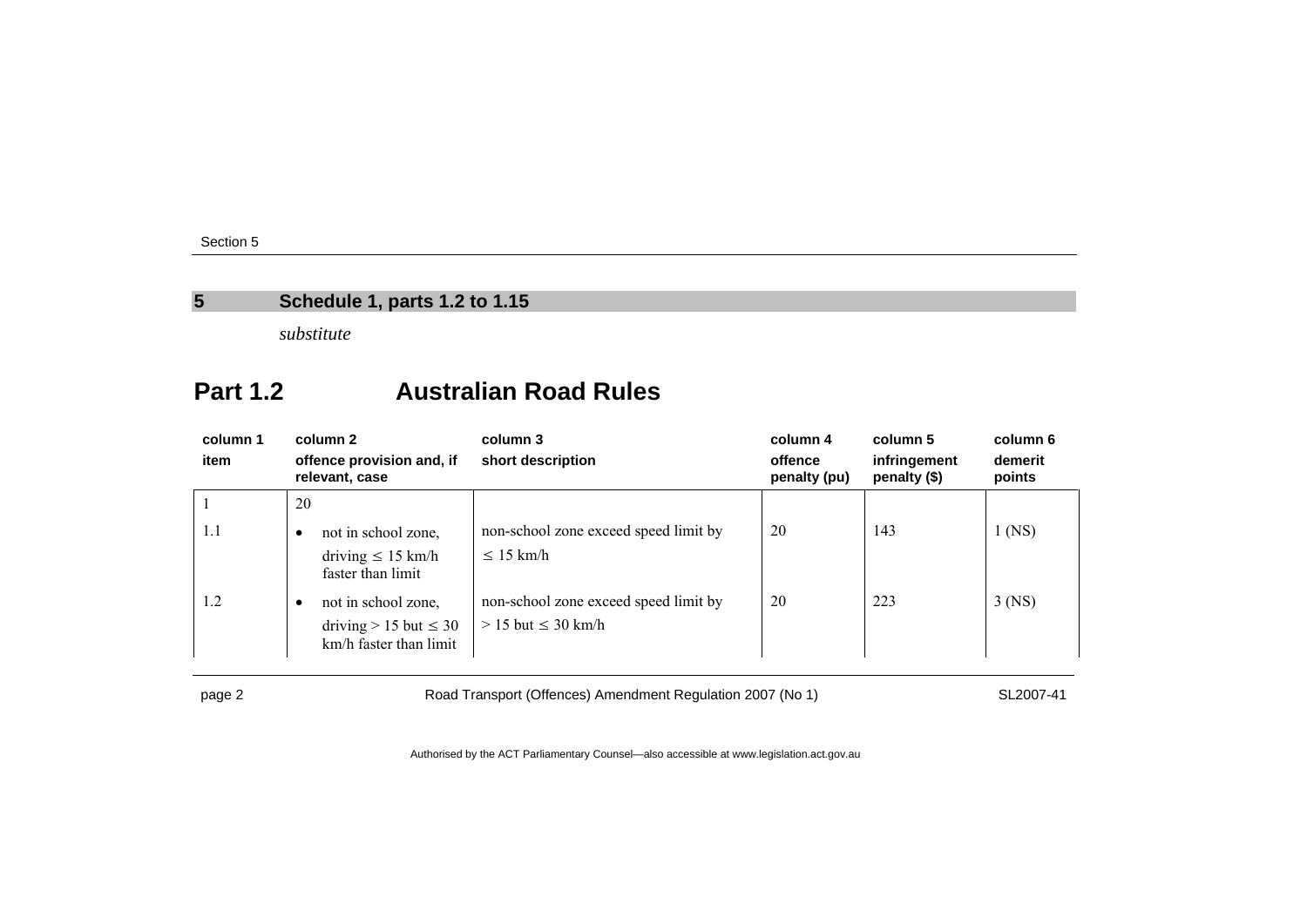## 5 Schedule 1, parts 1.2 to 1.15

*substitute*

# Part 1.2 Australian Road Rules

| column 1<br>item | column 2<br>offence provision and, if relevant, case | column 3<br>short description | column 4<br>offence penalty (pu) | column 5<br>infringement penalty ($) | column 6<br>demerit points |
|---|---|---|---|---|---|
| 1 | 20 | | | | |
| 1.1 | • not in school zone, driving ≤ 15 km/h faster than limit | non-school zone exceed speed limit by ≤ 15 km/h | 20 | 143 | 1 (NS) |
| 1.2 | • not in school zone, driving > 15 but ≤ 30 km/h faster than limit | non-school zone exceed speed limit by > 15 but ≤ 30 km/h | 20 | 223 | 3 (NS) |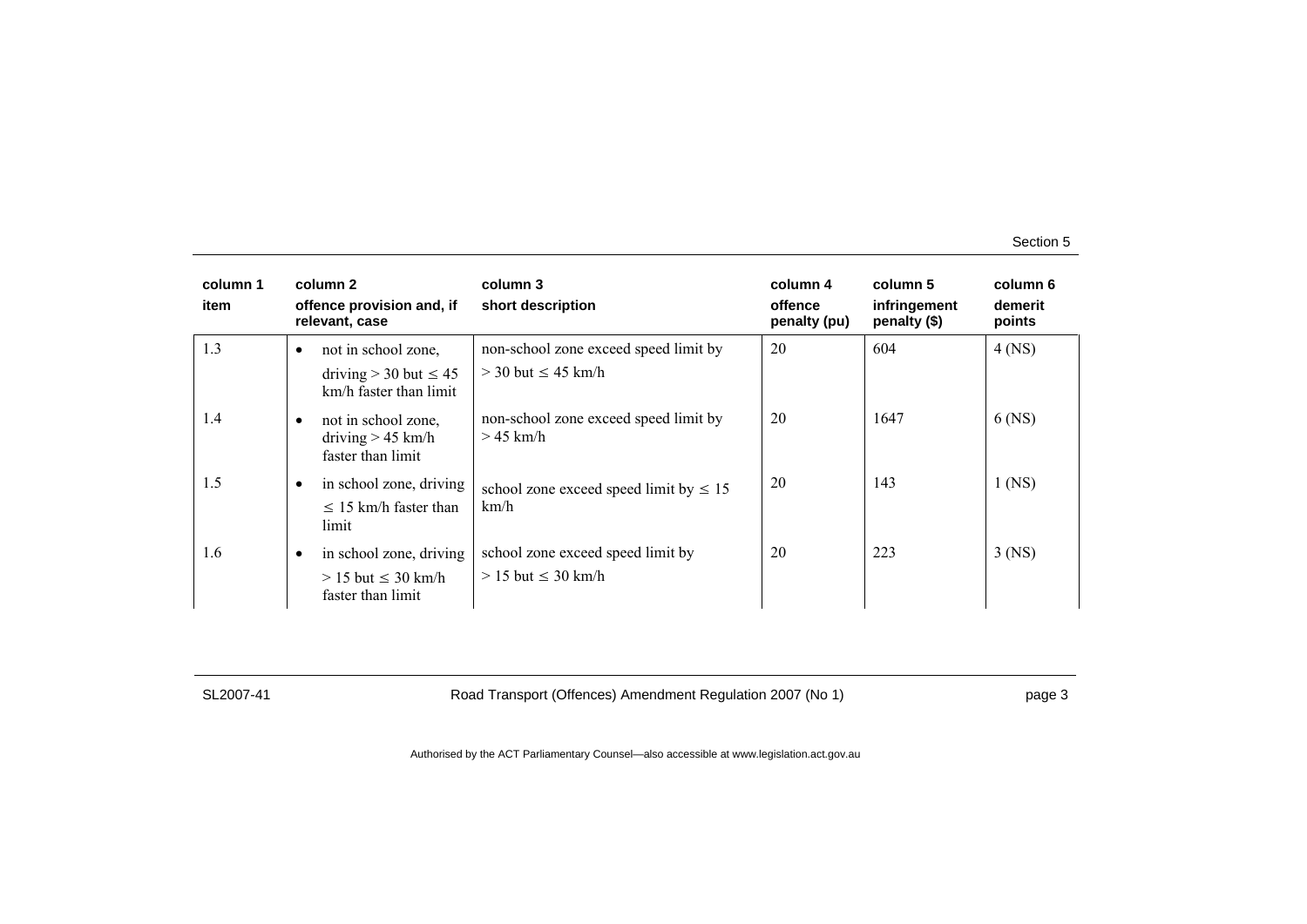| column 1<br>item | column 2<br>offence provision and, if relevant, case | column 3<br>short description | column 4<br>offence penalty (pu) | column 5<br>infringement penalty ($) | column 6<br>demerit points |
|---|---|---|---|---|---|
| 1.3 | • not in school zone, driving > 30 but ≤ 45 km/h faster than limit | non-school zone exceed speed limit by > 30 but ≤ 45 km/h | 20 | 604 | 4 (NS) |
| 1.4 | • not in school zone, driving > 45 km/h faster than limit | non-school zone exceed speed limit by > 45 km/h | 20 | 1647 | 6 (NS) |
| 1.5 | • in school zone, driving ≤ 15 km/h faster than limit | school zone exceed speed limit by ≤ 15 km/h | 20 | 143 | 1 (NS) |
| 1.6 | • in school zone, driving > 15 but ≤ 30 km/h faster than limit | school zone exceed speed limit by > 15 but ≤ 30 km/h | 20 | 223 | 3 (NS) |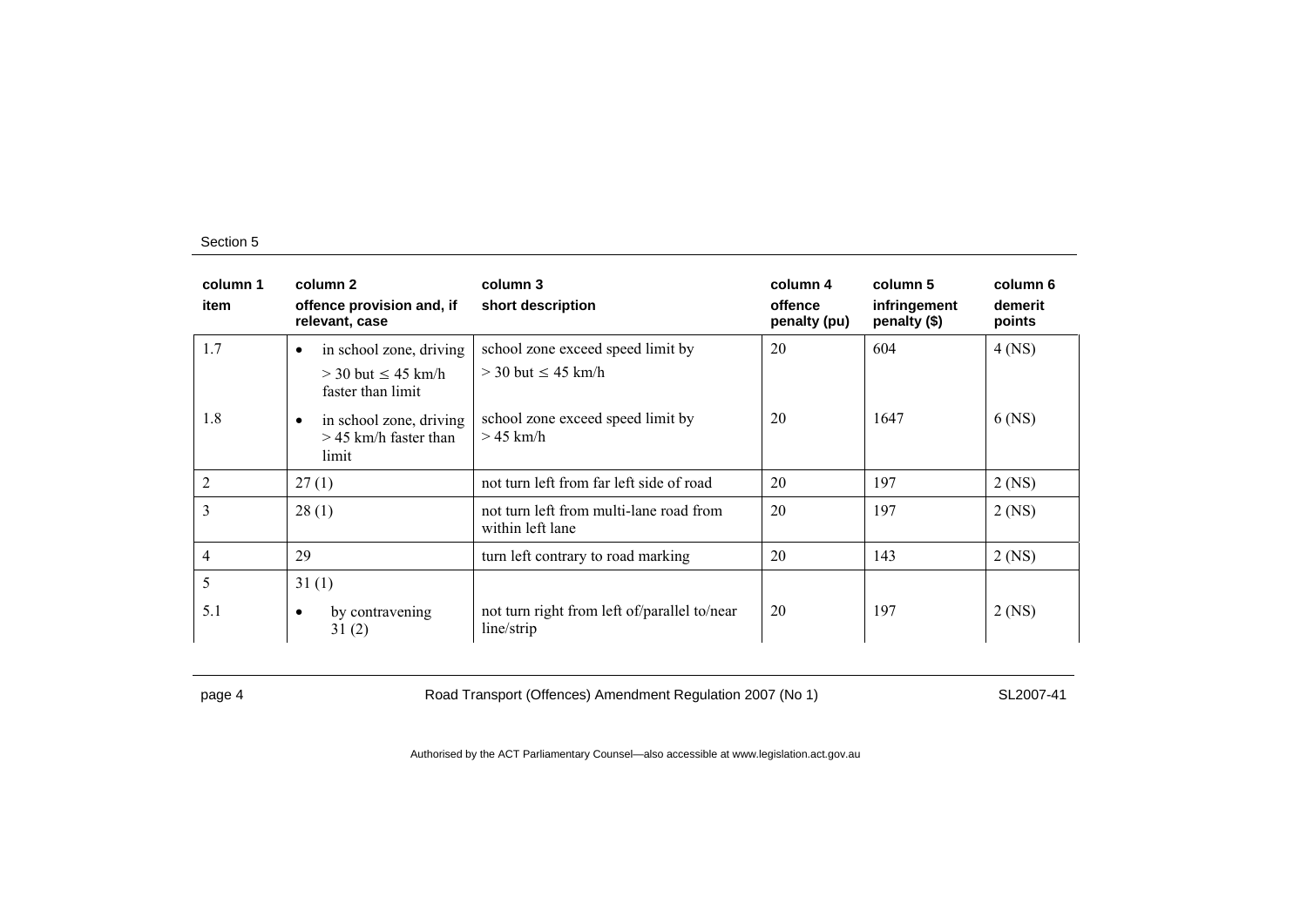Section 5

| column 1<br>item | column 2<br>offence provision and, if relevant, case | column 3<br>short description | column 4<br>offence penalty (pu) | column 5<br>infringement penalty ($) | column 6<br>demerit points |
|---|---|---|---|---|---|
| 1.7 | • in school zone, driving > 30 but ≤ 45 km/h faster than limit | school zone exceed speed limit by > 30 but ≤ 45 km/h | 20 | 604 | 4 (NS) |
| 1.8 | • in school zone, driving > 45 km/h faster than limit | school zone exceed speed limit by > 45 km/h | 20 | 1647 | 6 (NS) |
| 2 | 27 (1) | not turn left from far left side of road | 20 | 197 | 2 (NS) |
| 3 | 28 (1) | not turn left from multi-lane road from within left lane | 20 | 197 | 2 (NS) |
| 4 | 29 | turn left contrary to road marking | 20 | 143 | 2 (NS) |
| 5 | 31 (1) | | | | |
| 5.1 | • by contravening 31 (2) | not turn right from left of/parallel to/near line/strip | 20 | 197 | 2 (NS) |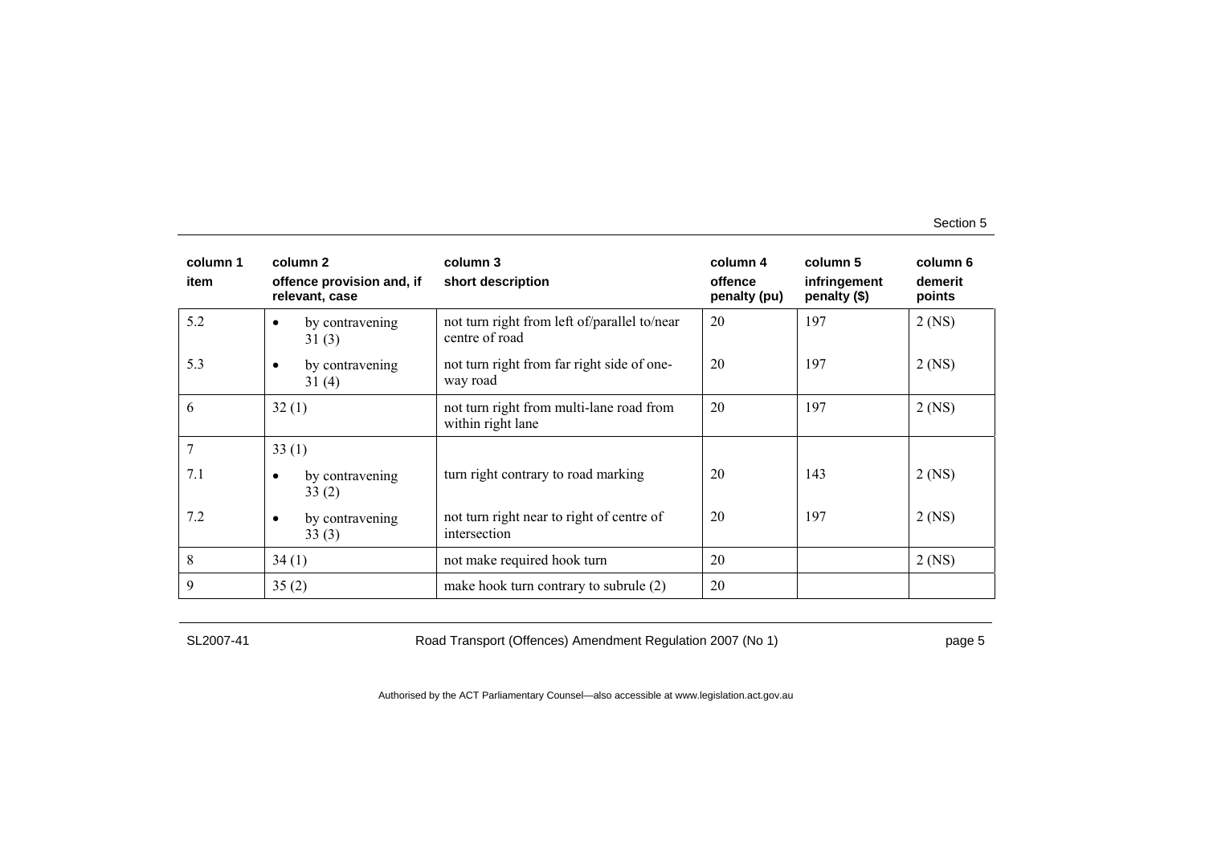| column 1<br>item | column 2<br>offence provision and, if relevant, case | column 3<br>short description | column 4<br>offence penalty (pu) | column 5<br>infringement penalty ($) | column 6<br>demerit points |
|---|---|---|---|---|---|
| 5.2 | • by contravening 31 (3) | not turn right from left of/parallel to/near centre of road | 20 | 197 | 2 (NS) |
| 5.3 | • by contravening 31 (4) | not turn right from far right side of one-way road | 20 | 197 | 2 (NS) |
| 6 | 32 (1) | not turn right from multi-lane road from within right lane | 20 | 197 | 2 (NS) |
| 7 | 33 (1) | | | | |
| 7.1 | • by contravening 33 (2) | turn right contrary to road marking | 20 | 143 | 2 (NS) |
| 7.2 | • by contravening 33 (3) | not turn right near to right of centre of intersection | 20 | 197 | 2 (NS) |
| 8 | 34 (1) | not make required hook turn | 20 | | 2 (NS) |
| 9 | 35 (2) | make hook turn contrary to subrule (2) | 20 | | |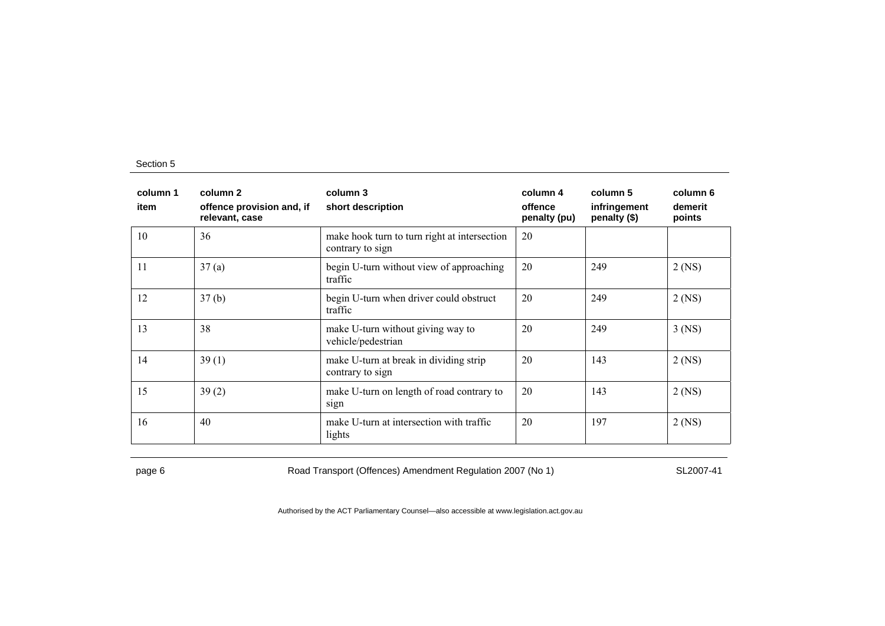| column 1<br>item | column 2<br>offence provision and, if relevant, case | column 3<br>short description | column 4<br>offence penalty (pu) | column 5<br>infringement penalty ($) | column 6<br>demerit points |
|---|---|---|---|---|---|
| 10 | 36 | make hook turn to turn right at intersection contrary to sign | 20 | | |
| 11 | 37 (a) | begin U-turn without view of approaching traffic | 20 | 249 | 2 (NS) |
| 12 | 37 (b) | begin U-turn when driver could obstruct traffic | 20 | 249 | 2 (NS) |
| 13 | 38 | make U-turn without giving way to vehicle/pedestrian | 20 | 249 | 3 (NS) |
| 14 | 39 (1) | make U-turn at break in dividing strip contrary to sign | 20 | 143 | 2 (NS) |
| 15 | 39 (2) | make U-turn on length of road contrary to sign | 20 | 143 | 2 (NS) |
| 16 | 40 | make U-turn at intersection with traffic lights | 20 | 197 | 2 (NS) |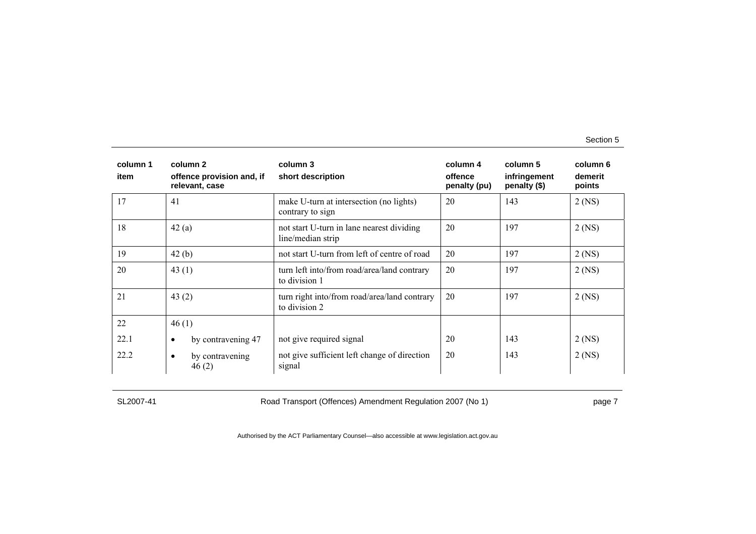| column 1 | column 2 | column 3 | column 4 | column 5 | column 6 |
|---|---|---|---|---|---|
| item | offence provision and, if relevant, case | short description | offence penalty (pu) | infringement penalty ($) | demerit points |
| 17 | 41 | make U-turn at intersection (no lights) contrary to sign | 20 | 143 | 2 (NS) |
| 18 | 42 (a) | not start U-turn in lane nearest dividing line/median strip | 20 | 197 | 2 (NS) |
| 19 | 42 (b) | not start U-turn from left of centre of road | 20 | 197 | 2 (NS) |
| 20 | 43 (1) | turn left into/from road/area/land contrary to division 1 | 20 | 197 | 2 (NS) |
| 21 | 43 (2) | turn right into/from road/area/land contrary to division 2 | 20 | 197 | 2 (NS) |
| 22 | 46 (1) | | | | |
| 22.1 | • by contravening 47 | not give required signal | 20 | 143 | 2 (NS) |
| 22.2 | • by contravening 46 (2) | not give sufficient left change of direction signal | 20 | 143 | 2 (NS) |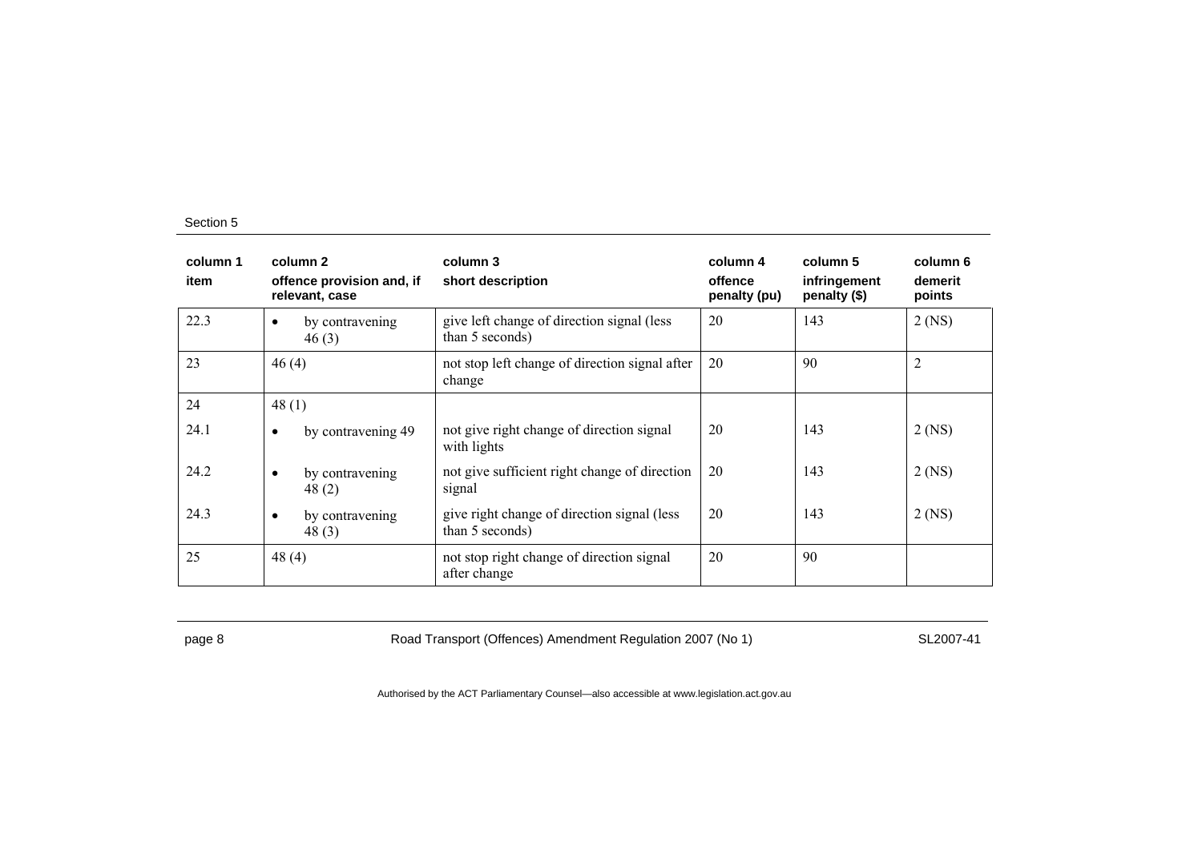| column 1 item | column 2 offence provision and, if relevant, case | column 3 short description | column 4 offence penalty (pu) | column 5 infringement penalty ($) | column 6 demerit points |
|---|---|---|---|---|---|
| 22.3 | • by contravening 46 (3) | give left change of direction signal (less than 5 seconds) | 20 | 143 | 2 (NS) |
| 23 | 46 (4) | not stop left change of direction signal after change | 20 | 90 | 2 |
| 24 | 48 (1) | | | | |
| 24.1 | • by contravening 49 | not give right change of direction signal with lights | 20 | 143 | 2 (NS) |
| 24.2 | • by contravening 48 (2) | not give sufficient right change of direction signal | 20 | 143 | 2 (NS) |
| 24.3 | • by contravening 48 (3) | give right change of direction signal (less than 5 seconds) | 20 | 143 | 2 (NS) |
| 25 | 48 (4) | not stop right change of direction signal after change | 20 | 90 | |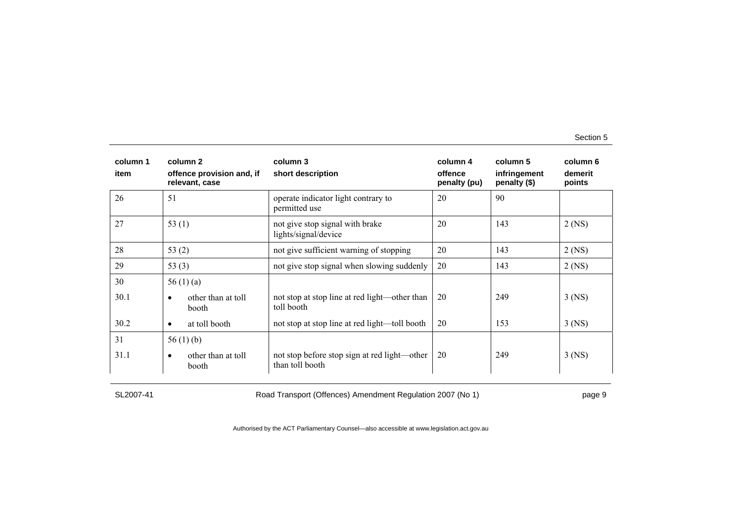| column 1 item | column 2 offence provision and, if relevant, case | column 3 short description | column 4 offence penalty (pu) | column 5 infringement penalty ($) | column 6 demerit points |
|---|---|---|---|---|---|
| 26 | 51 | operate indicator light contrary to permitted use | 20 | 90 | |
| 27 | 53 (1) | not give stop signal with brake lights/signal/device | 20 | 143 | 2 (NS) |
| 28 | 53 (2) | not give sufficient warning of stopping | 20 | 143 | 2 (NS) |
| 29 | 53 (3) | not give stop signal when slowing suddenly | 20 | 143 | 2 (NS) |
| 30 | 56 (1) (a) | | | | |
| 30.1 | • other than at toll booth | not stop at stop line at red light—other than toll booth | 20 | 249 | 3 (NS) |
| 30.2 | • at toll booth | not stop at stop line at red light—toll booth | 20 | 153 | 3 (NS) |
| 31 | 56 (1) (b) | | | | |
| 31.1 | • other than at toll booth | not stop before stop sign at red light—other than toll booth | 20 | 249 | 3 (NS) |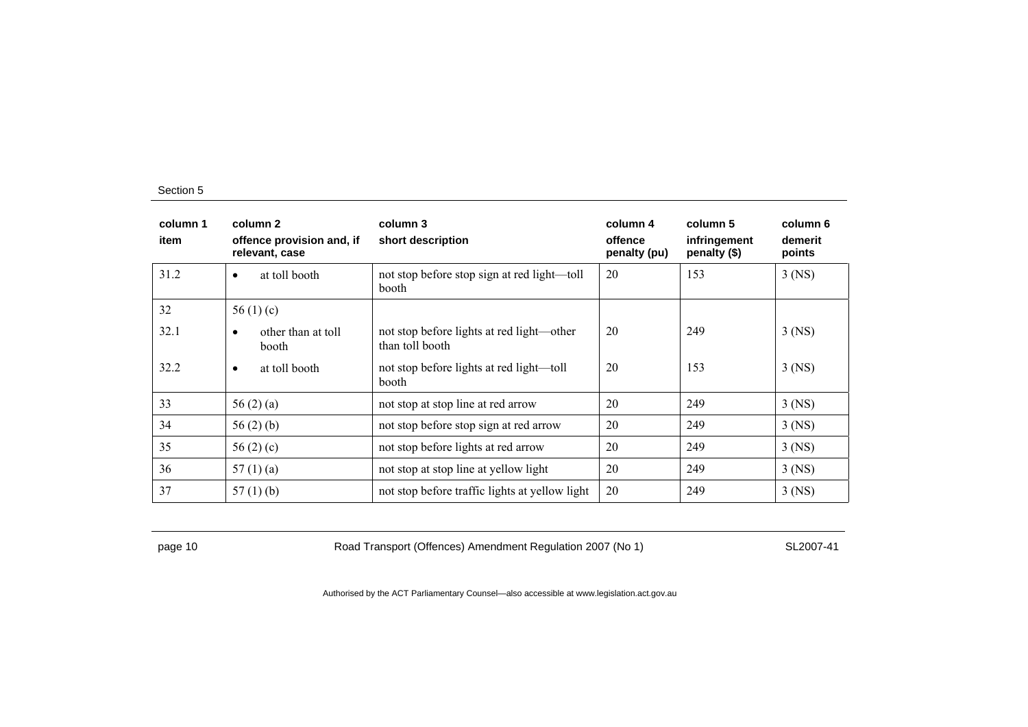| column 1<br>item | column 2<br>offence provision and, if relevant, case | column 3<br>short description | column 4<br>offence penalty (pu) | column 5<br>infringement penalty ($) | column 6<br>demerit points |
|---|---|---|---|---|---|
| 31.2 | • at toll booth | not stop before stop sign at red light—toll booth | 20 | 153 | 3 (NS) |
| 32 | 56 (1) (c) | | | | |
| 32.1 | • other than at toll booth | not stop before lights at red light—other than toll booth | 20 | 249 | 3 (NS) |
| 32.2 | • at toll booth | not stop before lights at red light—toll booth | 20 | 153 | 3 (NS) |
| 33 | 56 (2) (a) | not stop at stop line at red arrow | 20 | 249 | 3 (NS) |
| 34 | 56 (2) (b) | not stop before stop sign at red arrow | 20 | 249 | 3 (NS) |
| 35 | 56 (2) (c) | not stop before lights at red arrow | 20 | 249 | 3 (NS) |
| 36 | 57 (1) (a) | not stop at stop line at yellow light | 20 | 249 | 3 (NS) |
| 37 | 57 (1) (b) | not stop before traffic lights at yellow light | 20 | 249 | 3 (NS) |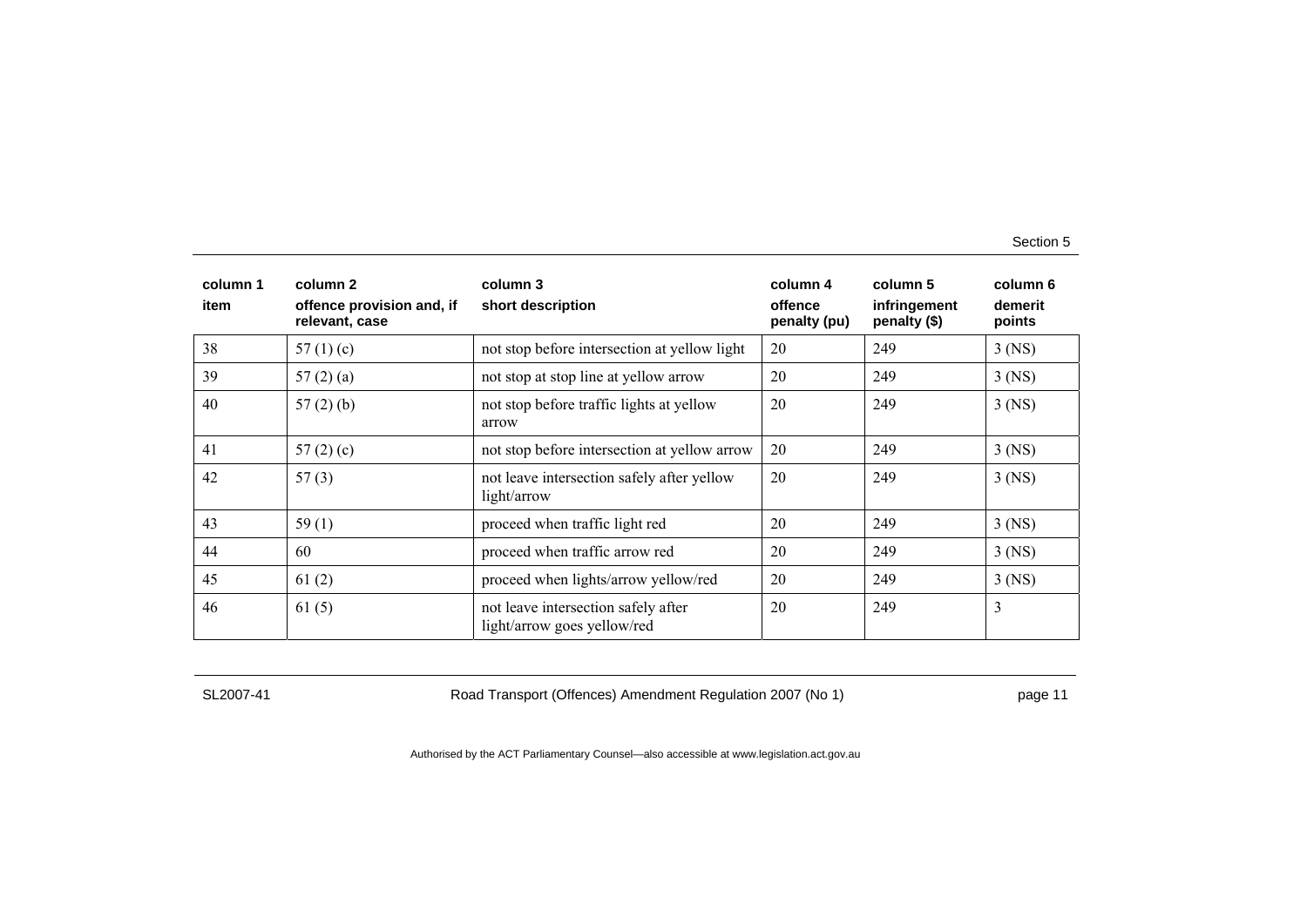| column 1<br>item | column 2<br>offence provision and, if relevant, case | column 3<br>short description | column 4<br>offence penalty (pu) | column 5<br>infringement penalty ($) | column 6<br>demerit points |
|---|---|---|---|---|---|
| 38 | 57 (1) (c) | not stop before intersection at yellow light | 20 | 249 | 3 (NS) |
| 39 | 57 (2) (a) | not stop at stop line at yellow arrow | 20 | 249 | 3 (NS) |
| 40 | 57 (2) (b) | not stop before traffic lights at yellow arrow | 20 | 249 | 3 (NS) |
| 41 | 57 (2) (c) | not stop before intersection at yellow arrow | 20 | 249 | 3 (NS) |
| 42 | 57 (3) | not leave intersection safely after yellow light/arrow | 20 | 249 | 3 (NS) |
| 43 | 59 (1) | proceed when traffic light red | 20 | 249 | 3 (NS) |
| 44 | 60 | proceed when traffic arrow red | 20 | 249 | 3 (NS) |
| 45 | 61 (2) | proceed when lights/arrow yellow/red | 20 | 249 | 3 (NS) |
| 46 | 61 (5) | not leave intersection safely after light/arrow goes yellow/red | 20 | 249 | 3 |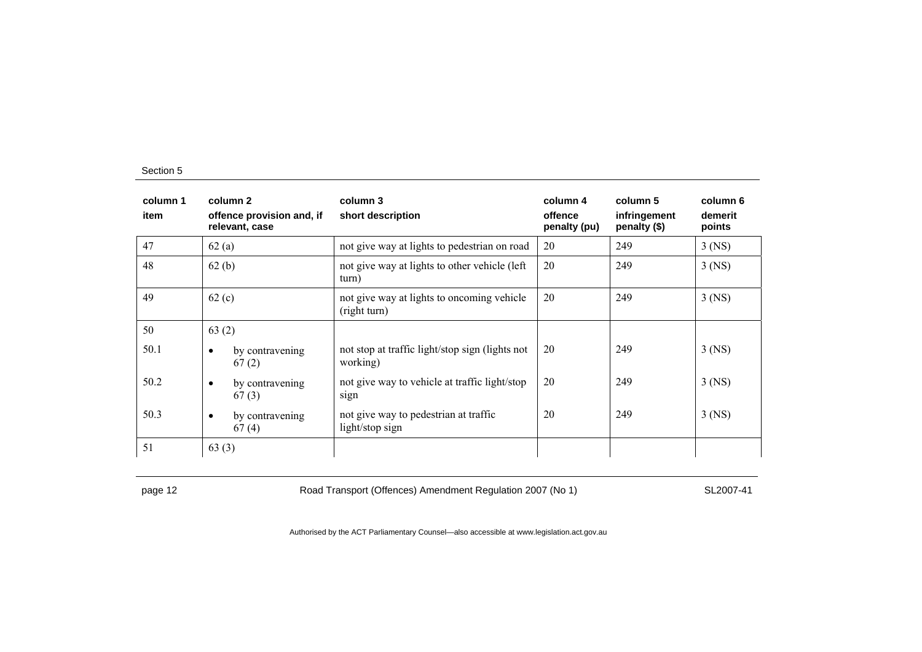| column 1<br>item | column 2<br>offence provision and, if relevant, case | column 3<br>short description | column 4<br>offence penalty (pu) | column 5<br>infringement penalty ($) | column 6<br>demerit points |
|---|---|---|---|---|---|
| 47 | 62 (a) | not give way at lights to pedestrian on road | 20 | 249 | 3 (NS) |
| 48 | 62 (b) | not give way at lights to other vehicle (left turn) | 20 | 249 | 3 (NS) |
| 49 | 62 (c) | not give way at lights to oncoming vehicle (right turn) | 20 | 249 | 3 (NS) |
| 50 | 63 (2) | | | | |
| 50.1 | • by contravening 67 (2) | not stop at traffic light/stop sign (lights not working) | 20 | 249 | 3 (NS) |
| 50.2 | • by contravening 67 (3) | not give way to vehicle at traffic light/stop sign | 20 | 249 | 3 (NS) |
| 50.3 | • by contravening 67 (4) | not give way to pedestrian at traffic light/stop sign | 20 | 249 | 3 (NS) |
| 51 | 63 (3) | | | | |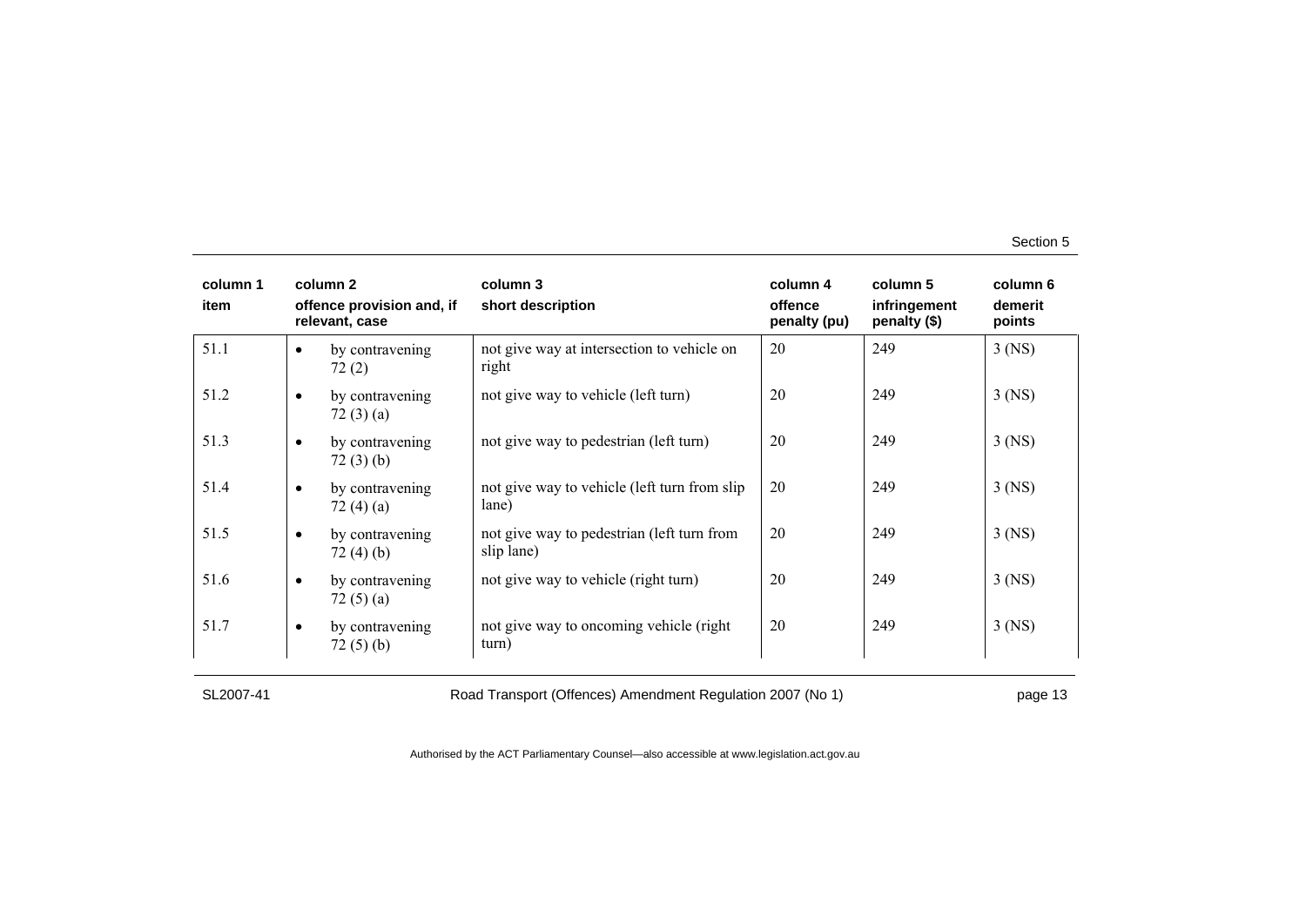| column 1 item | column 2 offence provision and, if relevant, case | column 3 short description | column 4 offence penalty (pu) | column 5 infringement penalty ($) | column 6 demerit points |
|---|---|---|---|---|---|
| 51.1 | • by contravening 72 (2) | not give way at intersection to vehicle on right | 20 | 249 | 3 (NS) |
| 51.2 | • by contravening 72 (3) (a) | not give way to vehicle (left turn) | 20 | 249 | 3 (NS) |
| 51.3 | • by contravening 72 (3) (b) | not give way to pedestrian (left turn) | 20 | 249 | 3 (NS) |
| 51.4 | • by contravening 72 (4) (a) | not give way to vehicle (left turn from slip lane) | 20 | 249 | 3 (NS) |
| 51.5 | • by contravening 72 (4) (b) | not give way to pedestrian (left turn from slip lane) | 20 | 249 | 3 (NS) |
| 51.6 | • by contravening 72 (5) (a) | not give way to vehicle (right turn) | 20 | 249 | 3 (NS) |
| 51.7 | • by contravening 72 (5) (b) | not give way to oncoming vehicle (right turn) | 20 | 249 | 3 (NS) |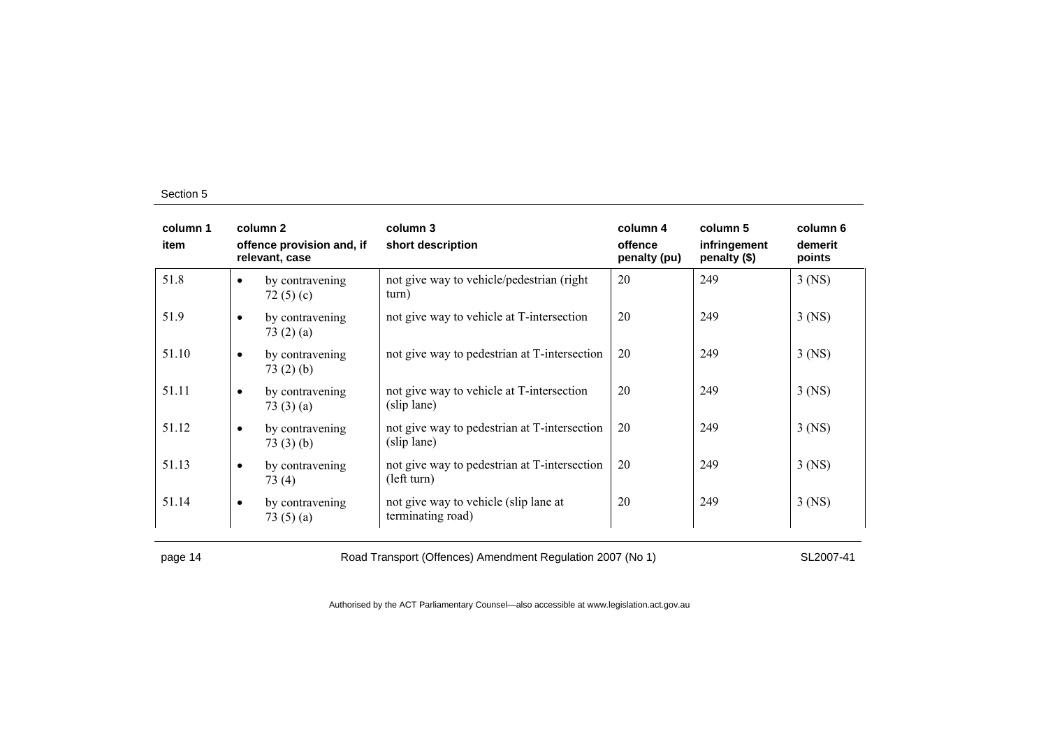| column 1 item | column 2 offence provision and, if relevant, case | column 3 short description | column 4 offence penalty (pu) | column 5 infringement penalty ($) | column 6 demerit points |
|---|---|---|---|---|---|
| 51.8 | • by contravening 72 (5) (c) | not give way to vehicle/pedestrian (right turn) | 20 | 249 | 3 (NS) |
| 51.9 | • by contravening 73 (2) (a) | not give way to vehicle at T-intersection | 20 | 249 | 3 (NS) |
| 51.10 | • by contravening 73 (2) (b) | not give way to pedestrian at T-intersection | 20 | 249 | 3 (NS) |
| 51.11 | • by contravening 73 (3) (a) | not give way to vehicle at T-intersection (slip lane) | 20 | 249 | 3 (NS) |
| 51.12 | • by contravening 73 (3) (b) | not give way to pedestrian at T-intersection (slip lane) | 20 | 249 | 3 (NS) |
| 51.13 | • by contravening 73 (4) | not give way to pedestrian at T-intersection (left turn) | 20 | 249 | 3 (NS) |
| 51.14 | • by contravening 73 (5) (a) | not give way to vehicle (slip lane at terminating road) | 20 | 249 | 3 (NS) |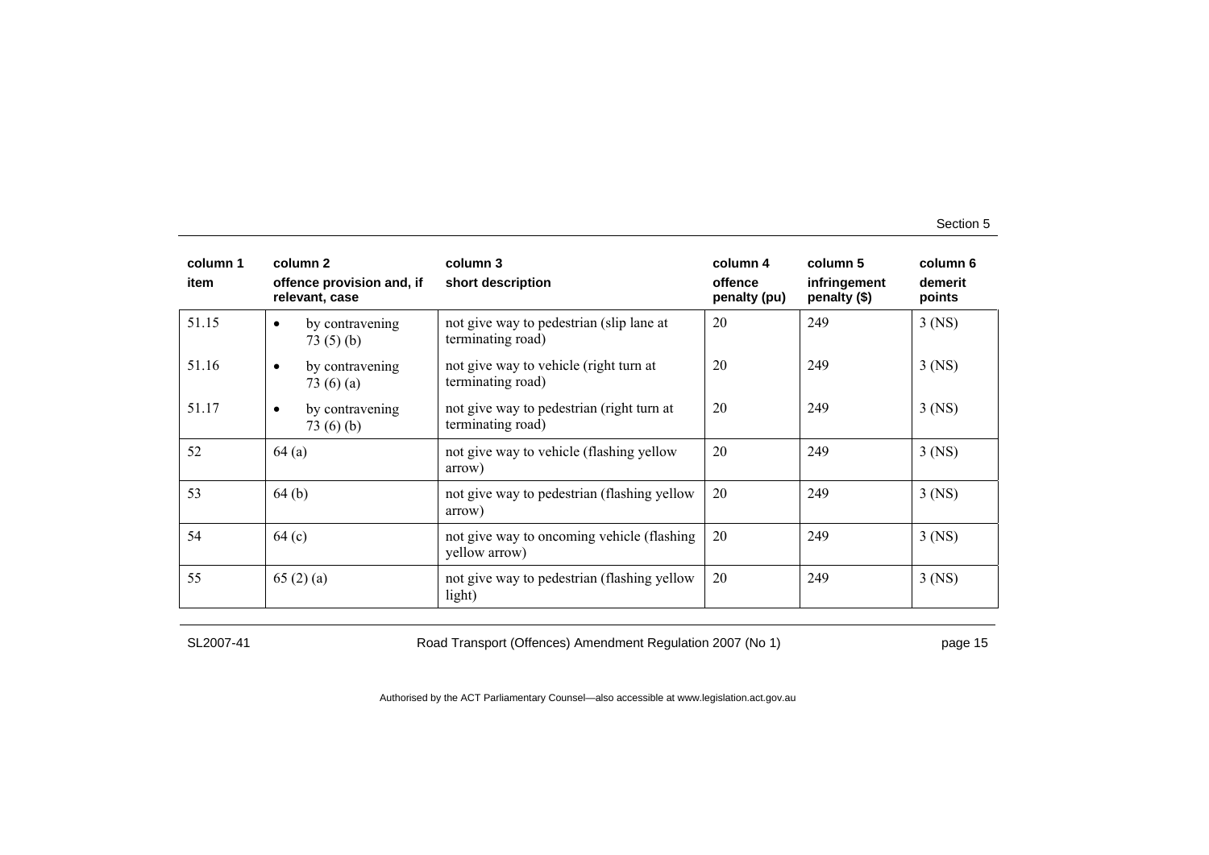| column 1<br>item | column 2<br>offence provision and, if relevant, case | column 3<br>short description | column 4<br>offence penalty (pu) | column 5<br>infringement penalty ($) | column 6<br>demerit points |
|---|---|---|---|---|---|
| 51.15 | • by contravening 73 (5) (b) | not give way to pedestrian (slip lane at terminating road) | 20 | 249 | 3 (NS) |
| 51.16 | • by contravening 73 (6) (a) | not give way to vehicle (right turn at terminating road) | 20 | 249 | 3 (NS) |
| 51.17 | • by contravening 73 (6) (b) | not give way to pedestrian (right turn at terminating road) | 20 | 249 | 3 (NS) |
| 52 | 64 (a) | not give way to vehicle (flashing yellow arrow) | 20 | 249 | 3 (NS) |
| 53 | 64 (b) | not give way to pedestrian (flashing yellow arrow) | 20 | 249 | 3 (NS) |
| 54 | 64 (c) | not give way to oncoming vehicle (flashing yellow arrow) | 20 | 249 | 3 (NS) |
| 55 | 65 (2) (a) | not give way to pedestrian (flashing yellow light) | 20 | 249 | 3 (NS) |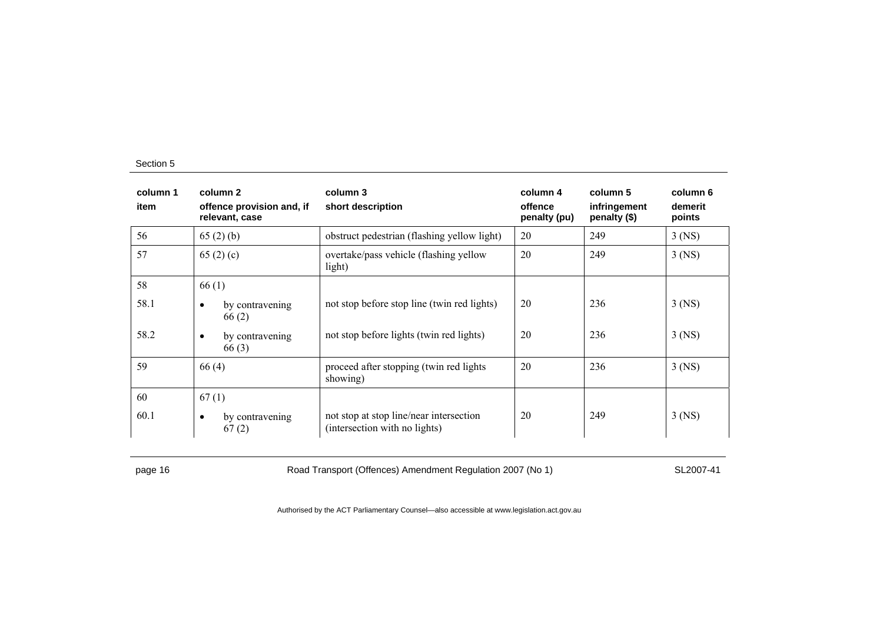| column 1<br>item | column 2<br>offence provision and, if relevant, case | column 3<br>short description | column 4<br>offence penalty (pu) | column 5<br>infringement penalty ($) | column 6<br>demerit points |
|---|---|---|---|---|---|
| 56 | 65 (2) (b) | obstruct pedestrian (flashing yellow light) | 20 | 249 | 3 (NS) |
| 57 | 65 (2) (c) | overtake/pass vehicle (flashing yellow light) | 20 | 249 | 3 (NS) |
| 58 | 66 (1) | | | | |
| 58.1 | • by contravening 66 (2) | not stop before stop line (twin red lights) | 20 | 236 | 3 (NS) |
| 58.2 | • by contravening 66 (3) | not stop before lights (twin red lights) | 20 | 236 | 3 (NS) |
| 59 | 66 (4) | proceed after stopping (twin red lights showing) | 20 | 236 | 3 (NS) |
| 60 | 67 (1) | | | | |
| 60.1 | • by contravening 67 (2) | not stop at stop line/near intersection (intersection with no lights) | 20 | 249 | 3 (NS) |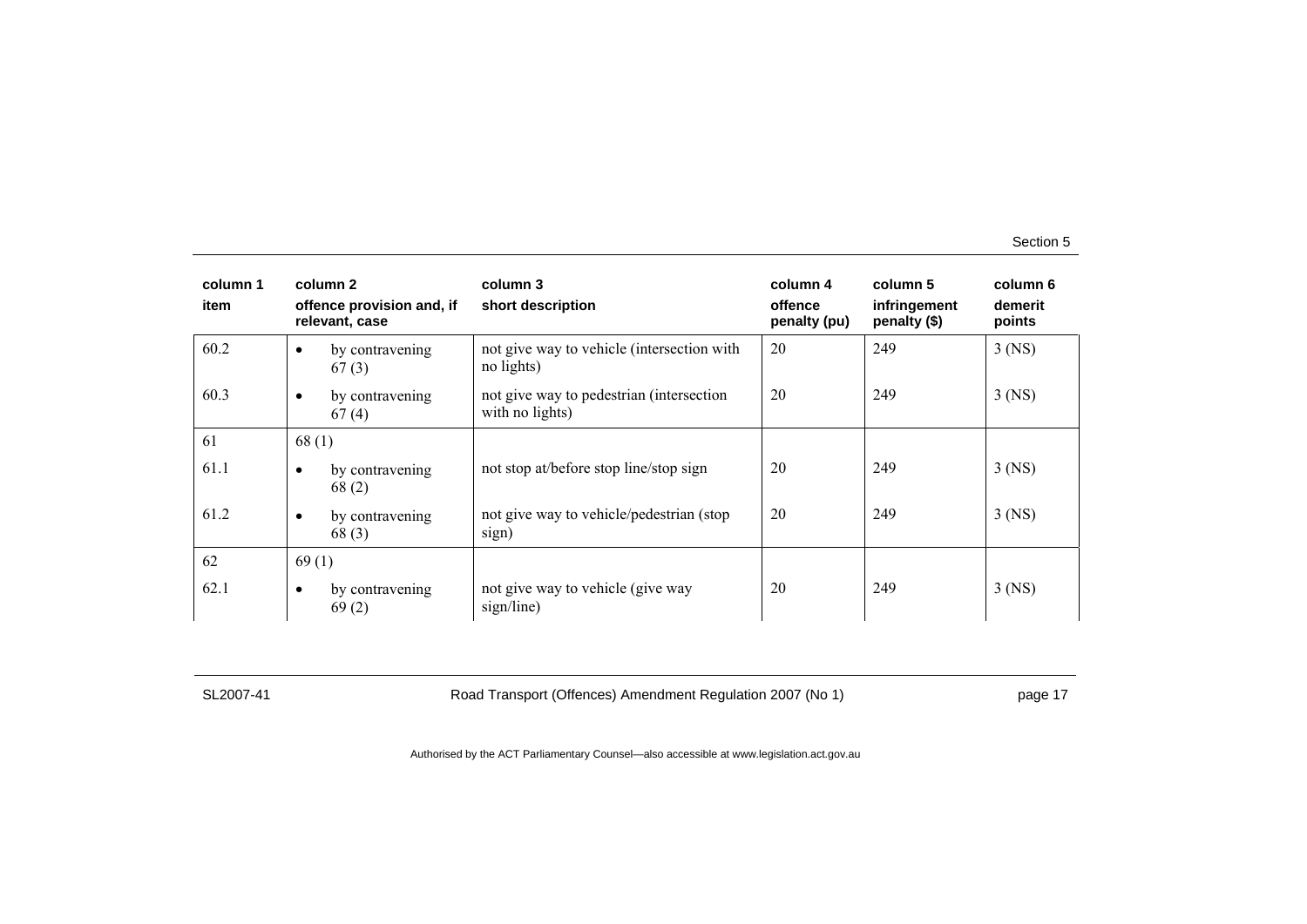| column 1 item | column 2 offence provision and, if relevant, case | column 3 short description | column 4 offence penalty (pu) | column 5 infringement penalty ($) | column 6 demerit points |
|---|---|---|---|---|---|
| 60.2 | • by contravening 67 (3) | not give way to vehicle (intersection with no lights) | 20 | 249 | 3 (NS) |
| 60.3 | • by contravening 67 (4) | not give way to pedestrian (intersection with no lights) | 20 | 249 | 3 (NS) |
| 61 | 68 (1) | | | | |
| 61.1 | • by contravening 68 (2) | not stop at/before stop line/stop sign | 20 | 249 | 3 (NS) |
| 61.2 | • by contravening 68 (3) | not give way to vehicle/pedestrian (stop sign) | 20 | 249 | 3 (NS) |
| 62 | 69 (1) | | | | |
| 62.1 | • by contravening 69 (2) | not give way to vehicle (give way sign/line) | 20 | 249 | 3 (NS) |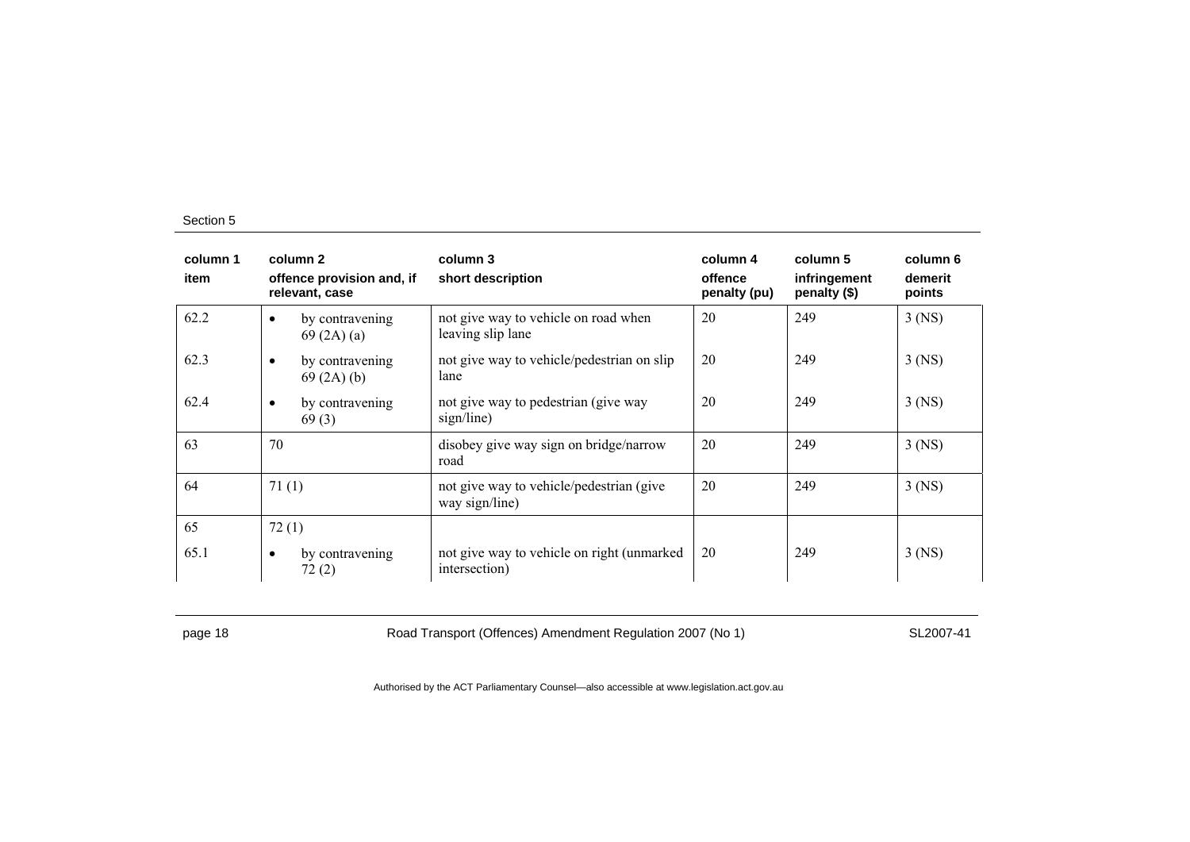| column 1<br>item | column 2<br>offence provision and, if relevant, case | column 3<br>short description | column 4<br>offence penalty (pu) | column 5<br>infringement penalty ($) | column 6<br>demerit points |
|---|---|---|---|---|---|
| 62.2 | • by contravening 69 (2A) (a) | not give way to vehicle on road when leaving slip lane | 20 | 249 | 3 (NS) |
| 62.3 | • by contravening 69 (2A) (b) | not give way to vehicle/pedestrian on slip lane | 20 | 249 | 3 (NS) |
| 62.4 | • by contravening 69 (3) | not give way to pedestrian (give way sign/line) | 20 | 249 | 3 (NS) |
| 63 | 70 | disobey give way sign on bridge/narrow road | 20 | 249 | 3 (NS) |
| 64 | 71 (1) | not give way to vehicle/pedestrian (give way sign/line) | 20 | 249 | 3 (NS) |
| 65 | 72 (1) | | | | |
| 65.1 | • by contravening 72 (2) | not give way to vehicle on right (unmarked intersection) | 20 | 249 | 3 (NS) |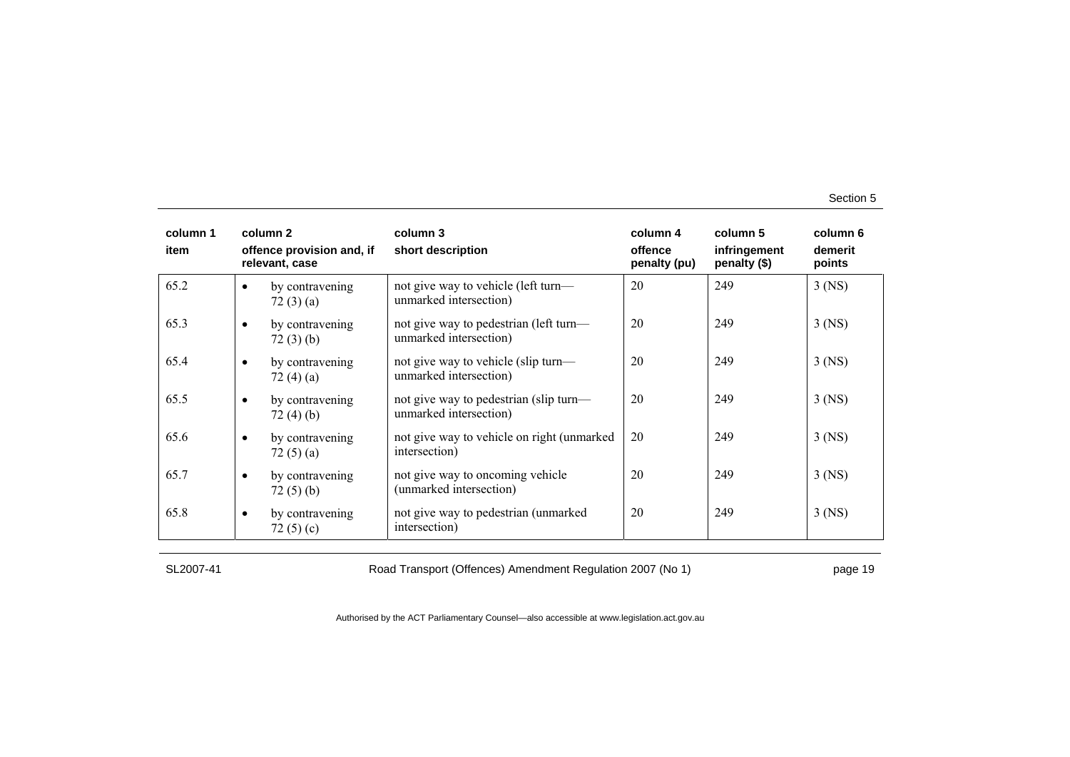| column 1<br>item | column 2<br>offence provision and, if relevant, case | column 3<br>short description | column 4<br>offence penalty (pu) | column 5<br>infringement penalty ($) | column 6<br>demerit points |
|---|---|---|---|---|---|
| 65.2 | • by contravening 72 (3) (a) | not give way to vehicle (left turn—unmarked intersection) | 20 | 249 | 3 (NS) |
| 65.3 | • by contravening 72 (3) (b) | not give way to pedestrian (left turn—unmarked intersection) | 20 | 249 | 3 (NS) |
| 65.4 | • by contravening 72 (4) (a) | not give way to vehicle (slip turn—unmarked intersection) | 20 | 249 | 3 (NS) |
| 65.5 | • by contravening 72 (4) (b) | not give way to pedestrian (slip turn—unmarked intersection) | 20 | 249 | 3 (NS) |
| 65.6 | • by contravening 72 (5) (a) | not give way to vehicle on right (unmarked intersection) | 20 | 249 | 3 (NS) |
| 65.7 | • by contravening 72 (5) (b) | not give way to oncoming vehicle (unmarked intersection) | 20 | 249 | 3 (NS) |
| 65.8 | • by contravening 72 (5) (c) | not give way to pedestrian (unmarked intersection) | 20 | 249 | 3 (NS) |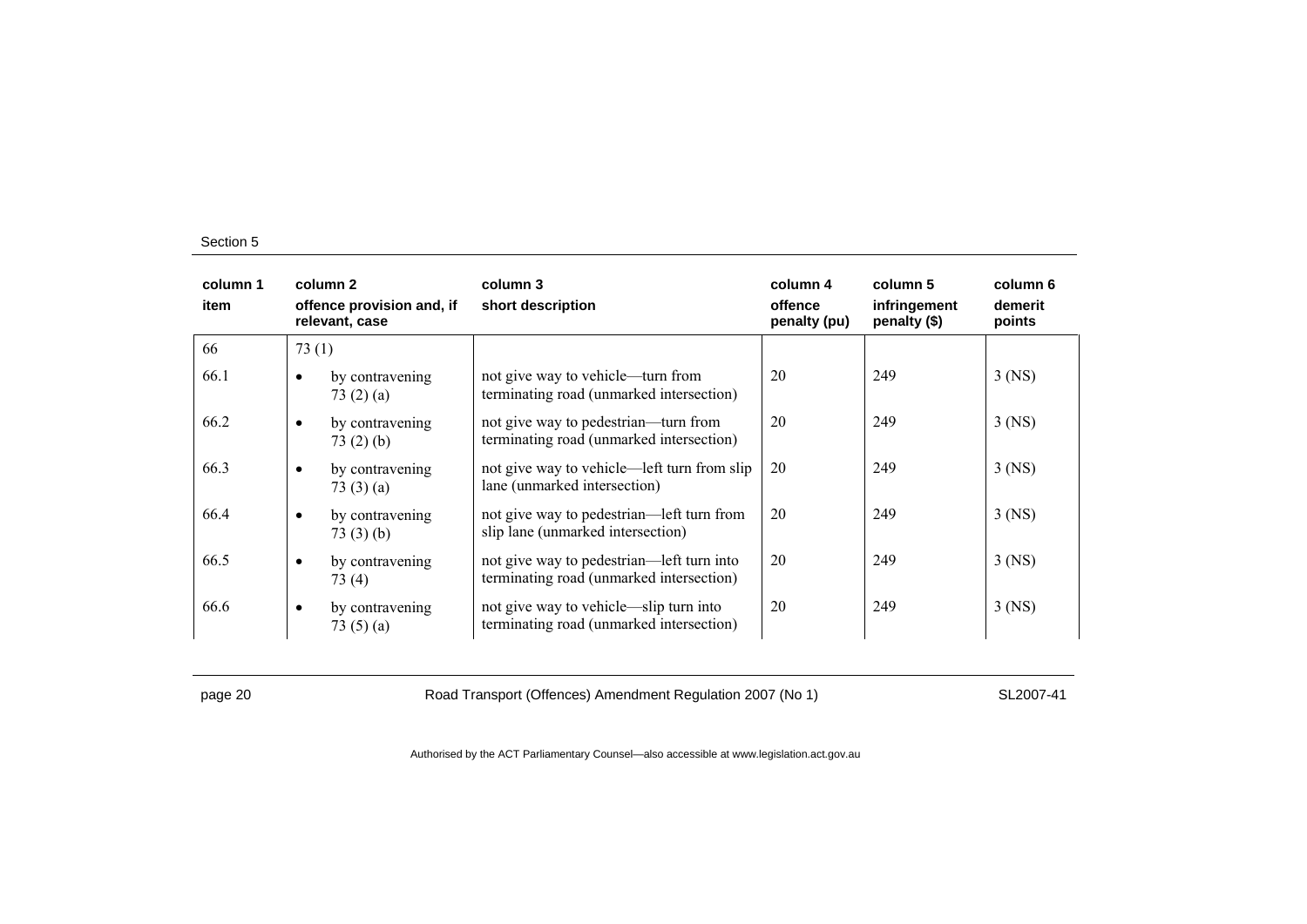| column 1<br>item | column 2<br>offence provision and, if relevant, case | column 3<br>short description | column 4<br>offence penalty (pu) | column 5<br>infringement penalty ($) | column 6<br>demerit points |
|---|---|---|---|---|---|
| 66 | 73 (1) | | | | |
| 66.1 | • by contravening 73 (2) (a) | not give way to vehicle—turn from terminating road (unmarked intersection) | 20 | 249 | 3 (NS) |
| 66.2 | • by contravening 73 (2) (b) | not give way to pedestrian—turn from terminating road (unmarked intersection) | 20 | 249 | 3 (NS) |
| 66.3 | • by contravening 73 (3) (a) | not give way to vehicle—left turn from slip lane (unmarked intersection) | 20 | 249 | 3 (NS) |
| 66.4 | • by contravening 73 (3) (b) | not give way to pedestrian—left turn from slip lane (unmarked intersection) | 20 | 249 | 3 (NS) |
| 66.5 | • by contravening 73 (4) | not give way to pedestrian—left turn into terminating road (unmarked intersection) | 20 | 249 | 3 (NS) |
| 66.6 | • by contravening 73 (5) (a) | not give way to vehicle—slip turn into terminating road (unmarked intersection) | 20 | 249 | 3 (NS) |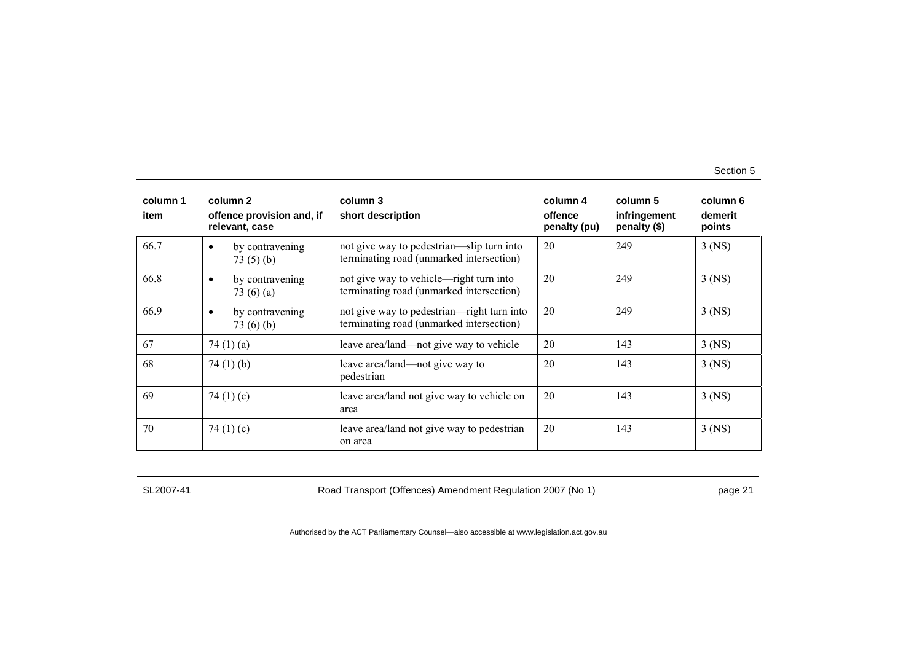| column 1 item | column 2 offence provision and, if relevant, case | column 3 short description | column 4 offence penalty (pu) | column 5 infringement penalty ($) | column 6 demerit points |
|---|---|---|---|---|---|
| 66.7 | • by contravening 73 (5) (b) | not give way to pedestrian—slip turn into terminating road (unmarked intersection) | 20 | 249 | 3 (NS) |
| 66.8 | • by contravening 73 (6) (a) | not give way to vehicle—right turn into terminating road (unmarked intersection) | 20 | 249 | 3 (NS) |
| 66.9 | • by contravening 73 (6) (b) | not give way to pedestrian—right turn into terminating road (unmarked intersection) | 20 | 249 | 3 (NS) |
| 67 | 74 (1) (a) | leave area/land—not give way to vehicle | 20 | 143 | 3 (NS) |
| 68 | 74 (1) (b) | leave area/land—not give way to pedestrian | 20 | 143 | 3 (NS) |
| 69 | 74 (1) (c) | leave area/land not give way to vehicle on area | 20 | 143 | 3 (NS) |
| 70 | 74 (1) (c) | leave area/land not give way to pedestrian on area | 20 | 143 | 3 (NS) |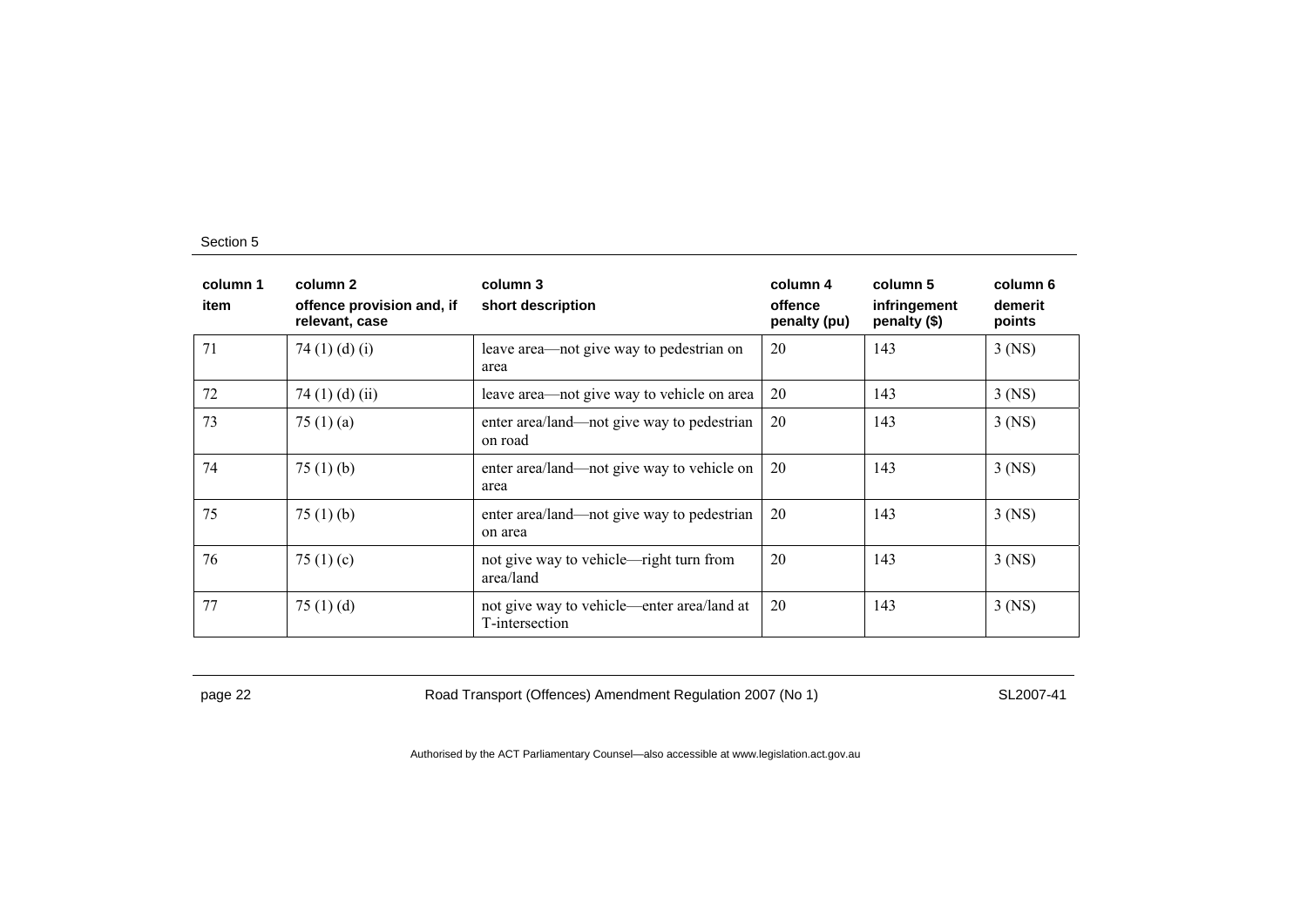| column 1<br>item | column 2<br>offence provision and, if relevant, case | column 3<br>short description | column 4<br>offence penalty (pu) | column 5<br>infringement penalty ($) | column 6<br>demerit points |
|---|---|---|---|---|---|
| 71 | 74 (1) (d) (i) | leave area—not give way to pedestrian on area | 20 | 143 | 3 (NS) |
| 72 | 74 (1) (d) (ii) | leave area—not give way to vehicle on area | 20 | 143 | 3 (NS) |
| 73 | 75 (1) (a) | enter area/land—not give way to pedestrian on road | 20 | 143 | 3 (NS) |
| 74 | 75 (1) (b) | enter area/land—not give way to vehicle on area | 20 | 143 | 3 (NS) |
| 75 | 75 (1) (b) | enter area/land—not give way to pedestrian on area | 20 | 143 | 3 (NS) |
| 76 | 75 (1) (c) | not give way to vehicle—right turn from area/land | 20 | 143 | 3 (NS) |
| 77 | 75 (1) (d) | not give way to vehicle—enter area/land at T-intersection | 20 | 143 | 3 (NS) |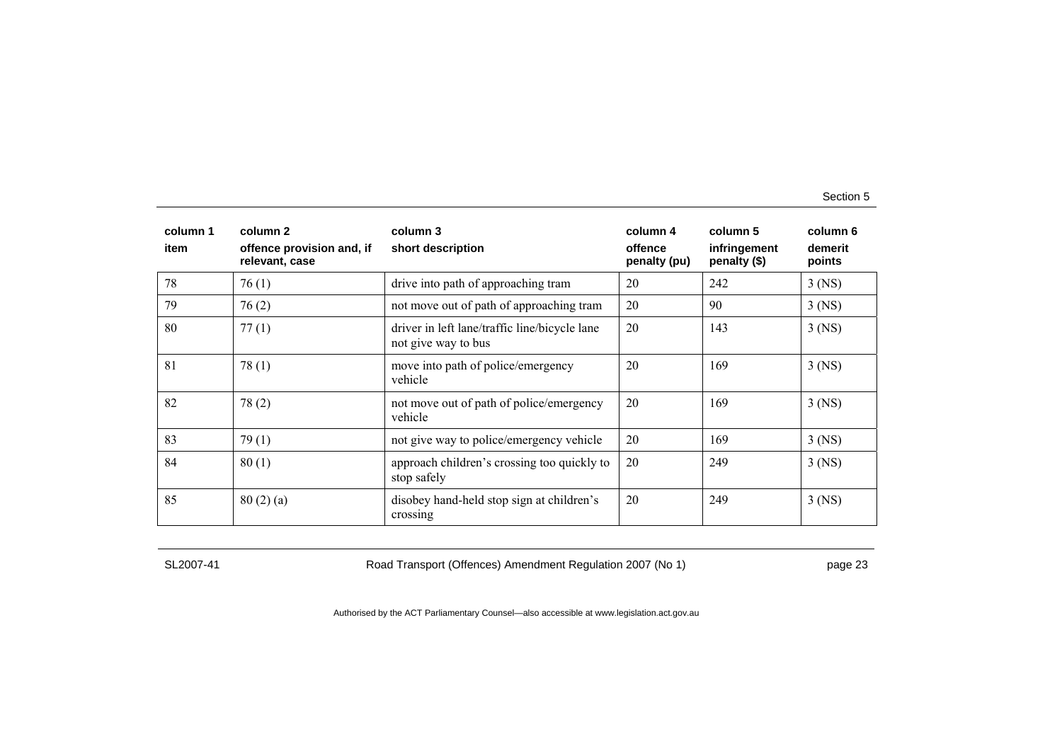| column 1<br>item | column 2<br>offence provision and, if relevant, case | column 3<br>short description | column 4<br>offence penalty (pu) | column 5<br>infringement penalty ($) | column 6<br>demerit points |
|---|---|---|---|---|---|
| 78 | 76 (1) | drive into path of approaching tram | 20 | 242 | 3 (NS) |
| 79 | 76 (2) | not move out of path of approaching tram | 20 | 90 | 3 (NS) |
| 80 | 77 (1) | driver in left lane/traffic line/bicycle lane not give way to bus | 20 | 143 | 3 (NS) |
| 81 | 78 (1) | move into path of police/emergency vehicle | 20 | 169 | 3 (NS) |
| 82 | 78 (2) | not move out of path of police/emergency vehicle | 20 | 169 | 3 (NS) |
| 83 | 79 (1) | not give way to police/emergency vehicle | 20 | 169 | 3 (NS) |
| 84 | 80 (1) | approach children's crossing too quickly to stop safely | 20 | 249 | 3 (NS) |
| 85 | 80 (2) (a) | disobey hand-held stop sign at children's crossing | 20 | 249 | 3 (NS) |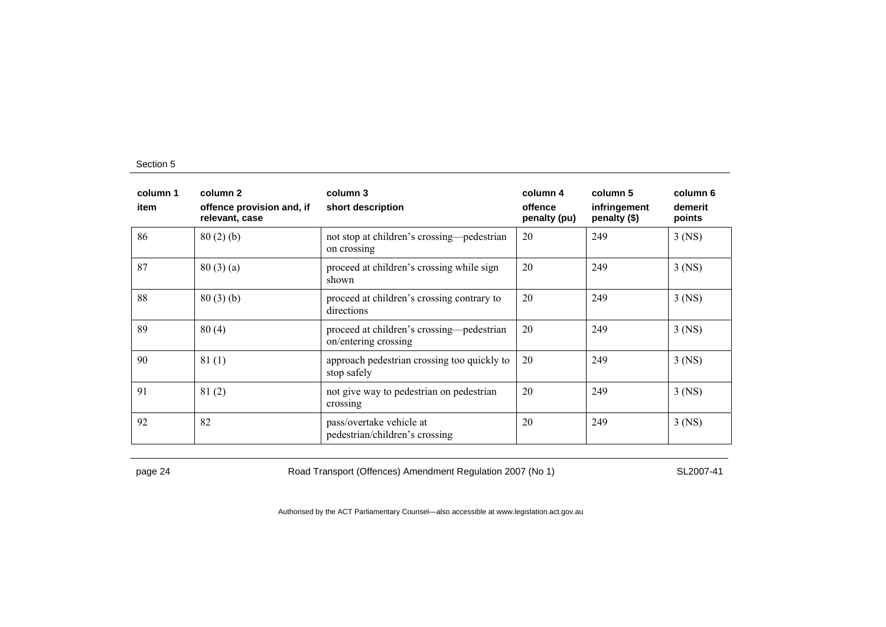| column 1<br>item | column 2<br>offence provision and, if relevant, case | column 3<br>short description | column 4<br>offence penalty (pu) | column 5<br>infringement penalty ($) | column 6<br>demerit points |
|---|---|---|---|---|---|
| 86 | 80 (2) (b) | not stop at children's crossing—pedestrian on crossing | 20 | 249 | 3 (NS) |
| 87 | 80 (3) (a) | proceed at children's crossing while sign shown | 20 | 249 | 3 (NS) |
| 88 | 80 (3) (b) | proceed at children's crossing contrary to directions | 20 | 249 | 3 (NS) |
| 89 | 80 (4) | proceed at children's crossing—pedestrian on/entering crossing | 20 | 249 | 3 (NS) |
| 90 | 81 (1) | approach pedestrian crossing too quickly to stop safely | 20 | 249 | 3 (NS) |
| 91 | 81 (2) | not give way to pedestrian on pedestrian crossing | 20 | 249 | 3 (NS) |
| 92 | 82 | pass/overtake vehicle at pedestrian/children's crossing | 20 | 249 | 3 (NS) |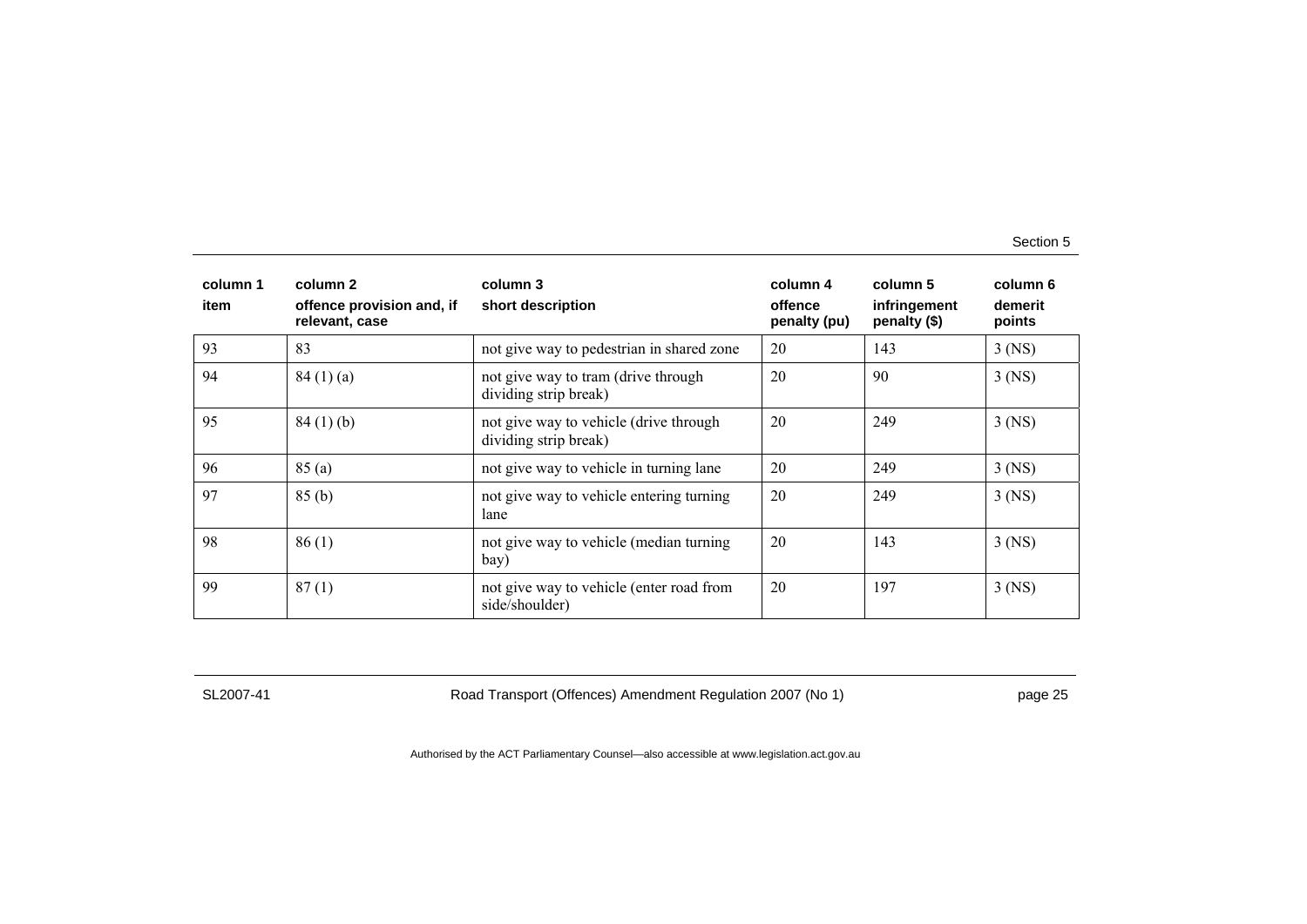| column 1<br>item | column 2<br>offence provision and, if relevant, case | column 3<br>short description | column 4<br>offence penalty (pu) | column 5<br>infringement penalty ($) | column 6<br>demerit points |
|---|---|---|---|---|---|
| 93 | 83 | not give way to pedestrian in shared zone | 20 | 143 | 3 (NS) |
| 94 | 84 (1) (a) | not give way to tram (drive through dividing strip break) | 20 | 90 | 3 (NS) |
| 95 | 84 (1) (b) | not give way to vehicle (drive through dividing strip break) | 20 | 249 | 3 (NS) |
| 96 | 85 (a) | not give way to vehicle in turning lane | 20 | 249 | 3 (NS) |
| 97 | 85 (b) | not give way to vehicle entering turning lane | 20 | 249 | 3 (NS) |
| 98 | 86 (1) | not give way to vehicle (median turning bay) | 20 | 143 | 3 (NS) |
| 99 | 87 (1) | not give way to vehicle (enter road from side/shoulder) | 20 | 197 | 3 (NS) |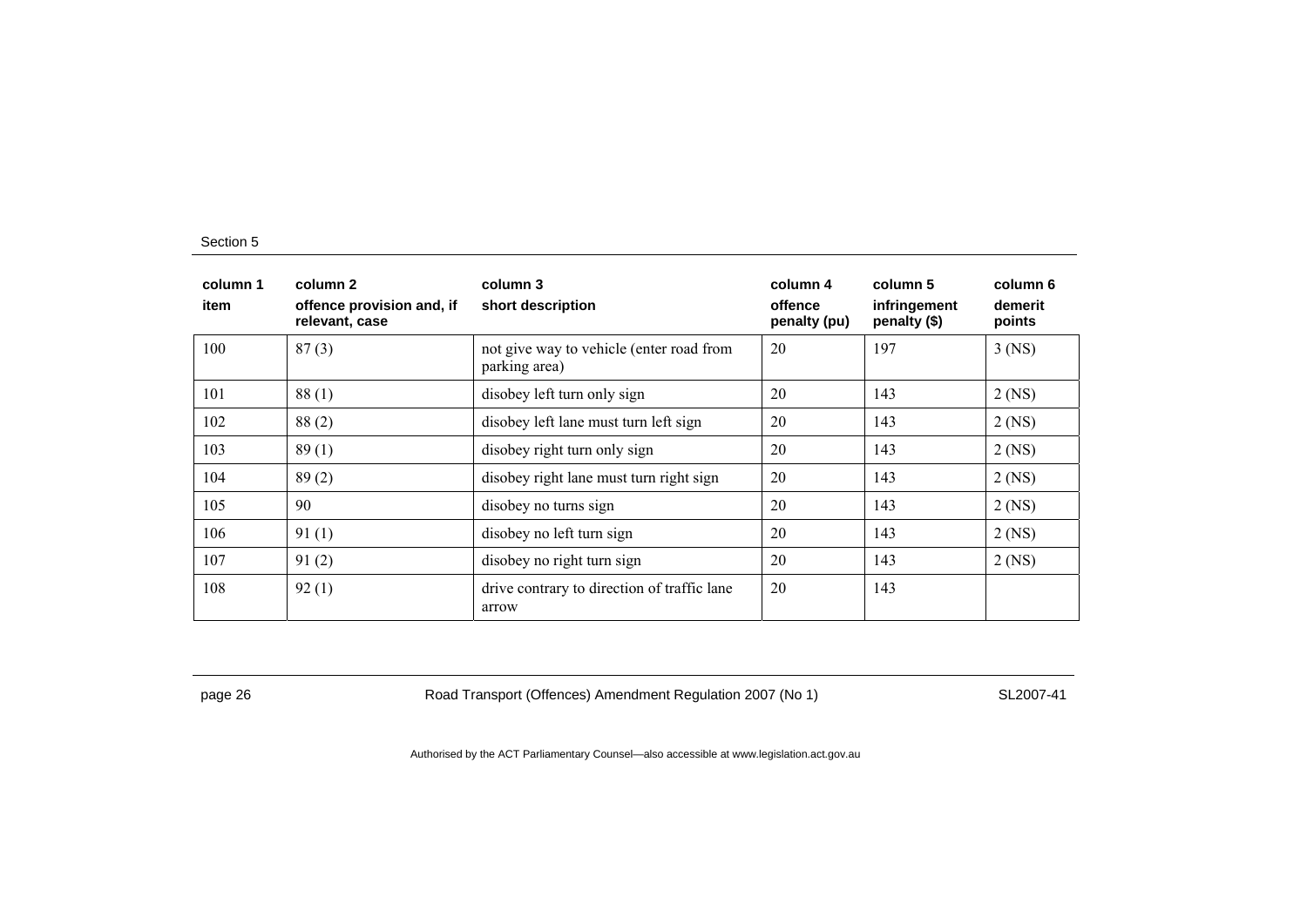| column 1<br>item | column 2<br>offence provision and, if relevant, case | column 3<br>short description | column 4<br>offence penalty (pu) | column 5<br>infringement penalty ($) | column 6<br>demerit points |
|---|---|---|---|---|---|
| 100 | 87 (3) | not give way to vehicle (enter road from parking area) | 20 | 197 | 3 (NS) |
| 101 | 88 (1) | disobey left turn only sign | 20 | 143 | 2 (NS) |
| 102 | 88 (2) | disobey left lane must turn left sign | 20 | 143 | 2 (NS) |
| 103 | 89 (1) | disobey right turn only sign | 20 | 143 | 2 (NS) |
| 104 | 89 (2) | disobey right lane must turn right sign | 20 | 143 | 2 (NS) |
| 105 | 90 | disobey no turns sign | 20 | 143 | 2 (NS) |
| 106 | 91 (1) | disobey no left turn sign | 20 | 143 | 2 (NS) |
| 107 | 91 (2) | disobey no right turn sign | 20 | 143 | 2 (NS) |
| 108 | 92 (1) | drive contrary to direction of traffic lane arrow | 20 | 143 | |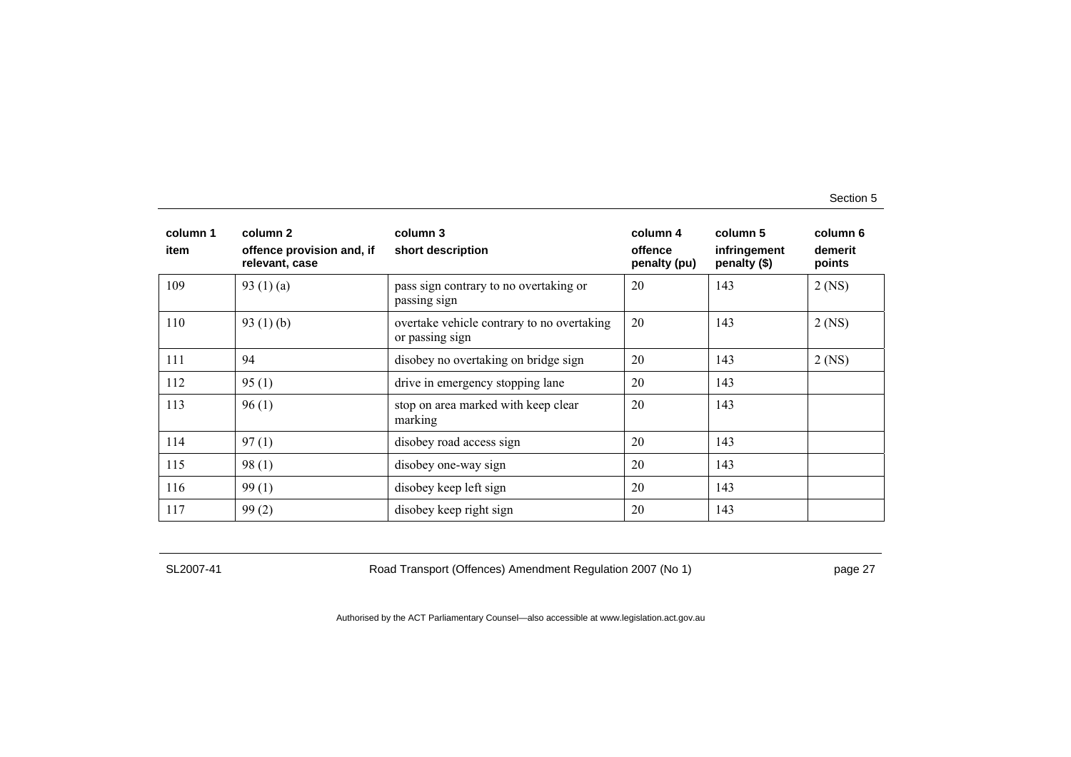| column 1 item | column 2 offence provision and, if relevant, case | column 3 short description | column 4 offence penalty (pu) | column 5 infringement penalty ($) | column 6 demerit points |
|---|---|---|---|---|---|
| 109 | 93 (1) (a) | pass sign contrary to no overtaking or passing sign | 20 | 143 | 2 (NS) |
| 110 | 93 (1) (b) | overtake vehicle contrary to no overtaking or passing sign | 20 | 143 | 2 (NS) |
| 111 | 94 | disobey no overtaking on bridge sign | 20 | 143 | 2 (NS) |
| 112 | 95 (1) | drive in emergency stopping lane | 20 | 143 | |
| 113 | 96 (1) | stop on area marked with keep clear marking | 20 | 143 | |
| 114 | 97 (1) | disobey road access sign | 20 | 143 | |
| 115 | 98 (1) | disobey one-way sign | 20 | 143 | |
| 116 | 99 (1) | disobey keep left sign | 20 | 143 | |
| 117 | 99 (2) | disobey keep right sign | 20 | 143 | |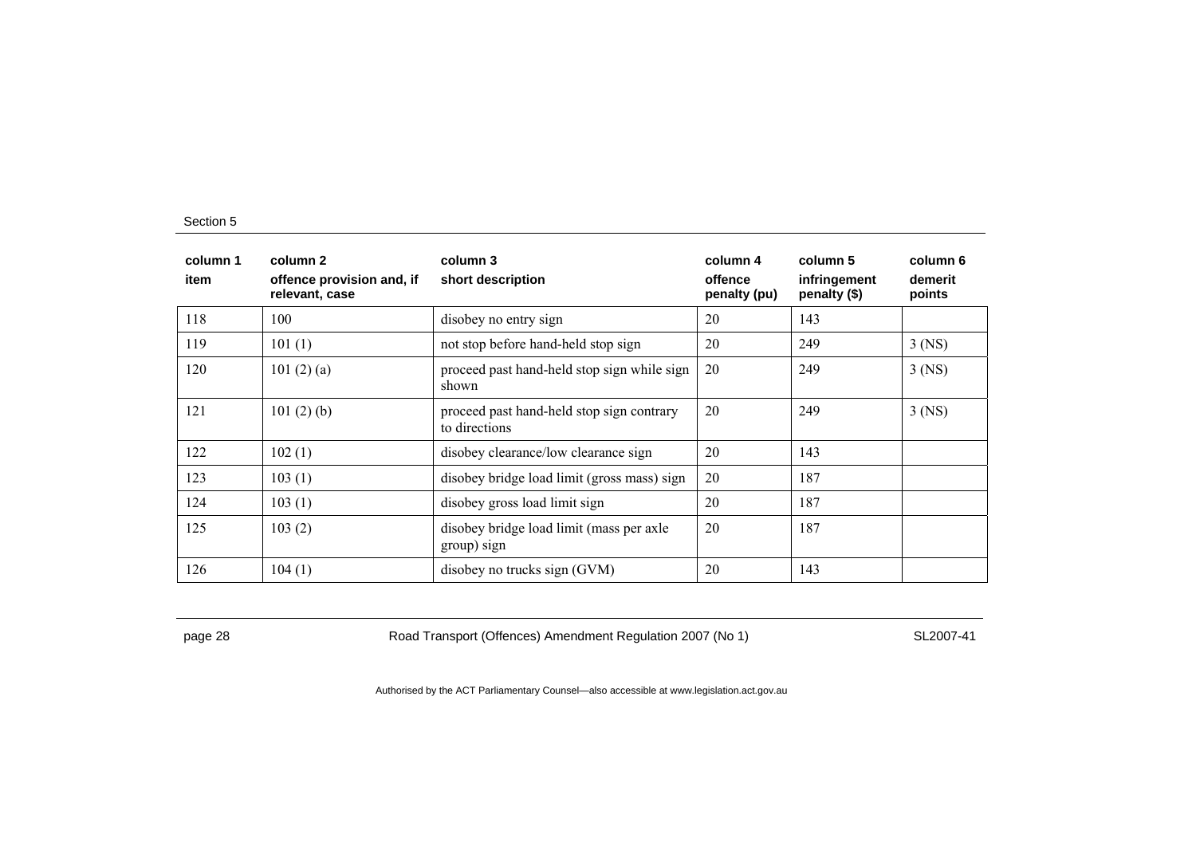| column 1 item | column 2 offence provision and, if relevant, case | column 3 short description | column 4 offence penalty (pu) | column 5 infringement penalty ($) | column 6 demerit points |
|---|---|---|---|---|---|
| 118 | 100 | disobey no entry sign | 20 | 143 | |
| 119 | 101 (1) | not stop before hand-held stop sign | 20 | 249 | 3 (NS) |
| 120 | 101 (2) (a) | proceed past hand-held stop sign while sign shown | 20 | 249 | 3 (NS) |
| 121 | 101 (2) (b) | proceed past hand-held stop sign contrary to directions | 20 | 249 | 3 (NS) |
| 122 | 102 (1) | disobey clearance/low clearance sign | 20 | 143 | |
| 123 | 103 (1) | disobey bridge load limit (gross mass) sign | 20 | 187 | |
| 124 | 103 (1) | disobey gross load limit sign | 20 | 187 | |
| 125 | 103 (2) | disobey bridge load limit (mass per axle group) sign | 20 | 187 | |
| 126 | 104 (1) | disobey no trucks sign (GVM) | 20 | 143 | |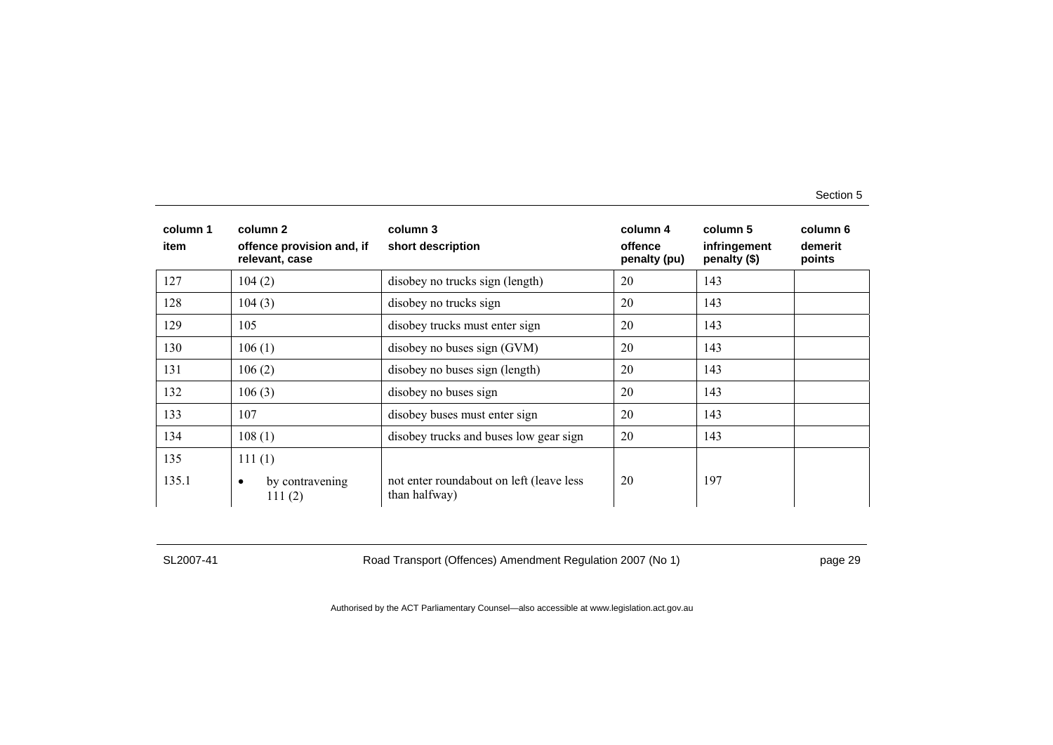| column 1<br>item | column 2<br>offence provision and, if relevant, case | column 3<br>short description | column 4<br>offence penalty (pu) | column 5<br>infringement penalty ($) | column 6<br>demerit points |
|---|---|---|---|---|---|
| 127 | 104 (2) | disobey no trucks sign (length) | 20 | 143 | |
| 128 | 104 (3) | disobey no trucks sign | 20 | 143 | |
| 129 | 105 | disobey trucks must enter sign | 20 | 143 | |
| 130 | 106 (1) | disobey no buses sign (GVM) | 20 | 143 | |
| 131 | 106 (2) | disobey no buses sign (length) | 20 | 143 | |
| 132 | 106 (3) | disobey no buses sign | 20 | 143 | |
| 133 | 107 | disobey buses must enter sign | 20 | 143 | |
| 134 | 108 (1) | disobey trucks and buses low gear sign | 20 | 143 | |
| 135 | 111 (1) | | | | |
| 135.1 | • by contravening 111 (2) | not enter roundabout on left (leave less than halfway) | 20 | 197 | |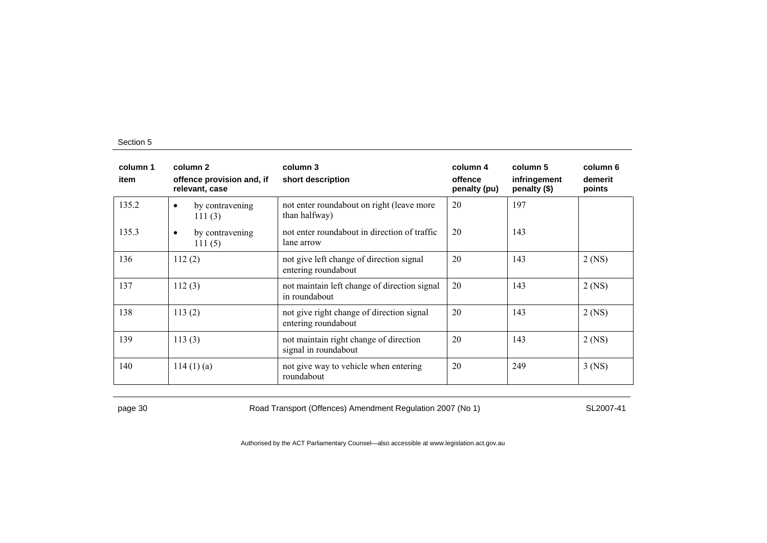| column 1 item | column 2 offence provision and, if relevant, case | column 3 short description | column 4 offence penalty (pu) | column 5 infringement penalty ($) | column 6 demerit points |
|---|---|---|---|---|---|
| 135.2 | • by contravening 111 (3) | not enter roundabout on right (leave more than halfway) | 20 | 197 | |
| 135.3 | • by contravening 111 (5) | not enter roundabout in direction of traffic lane arrow | 20 | 143 | |
| 136 | 112 (2) | not give left change of direction signal entering roundabout | 20 | 143 | 2 (NS) |
| 137 | 112 (3) | not maintain left change of direction signal in roundabout | 20 | 143 | 2 (NS) |
| 138 | 113 (2) | not give right change of direction signal entering roundabout | 20 | 143 | 2 (NS) |
| 139 | 113 (3) | not maintain right change of direction signal in roundabout | 20 | 143 | 2 (NS) |
| 140 | 114 (1) (a) | not give way to vehicle when entering roundabout | 20 | 249 | 3 (NS) |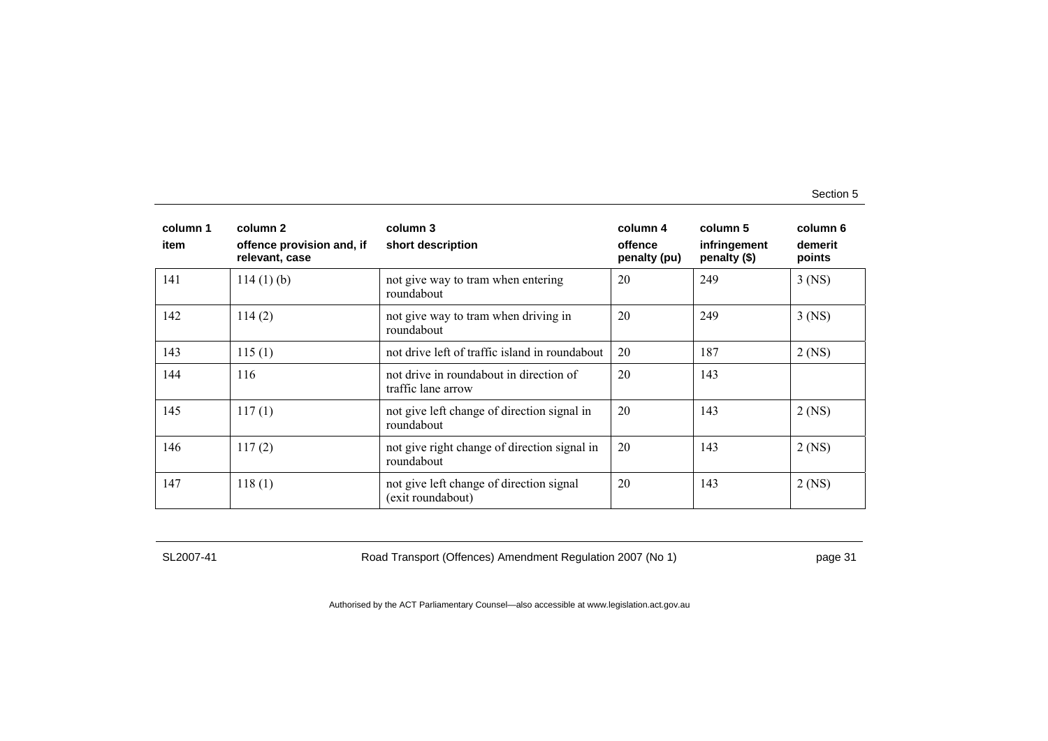| column 1<br>item | column 2<br>offence provision and, if relevant, case | column 3<br>short description | column 4<br>offence penalty (pu) | column 5<br>infringement penalty ($) | column 6<br>demerit points |
|---|---|---|---|---|---|
| 141 | 114 (1) (b) | not give way to tram when entering roundabout | 20 | 249 | 3 (NS) |
| 142 | 114 (2) | not give way to tram when driving in roundabout | 20 | 249 | 3 (NS) |
| 143 | 115 (1) | not drive left of traffic island in roundabout | 20 | 187 | 2 (NS) |
| 144 | 116 | not drive in roundabout in direction of traffic lane arrow | 20 | 143 | |
| 145 | 117 (1) | not give left change of direction signal in roundabout | 20 | 143 | 2 (NS) |
| 146 | 117 (2) | not give right change of direction signal in roundabout | 20 | 143 | 2 (NS) |
| 147 | 118 (1) | not give left change of direction signal (exit roundabout) | 20 | 143 | 2 (NS) |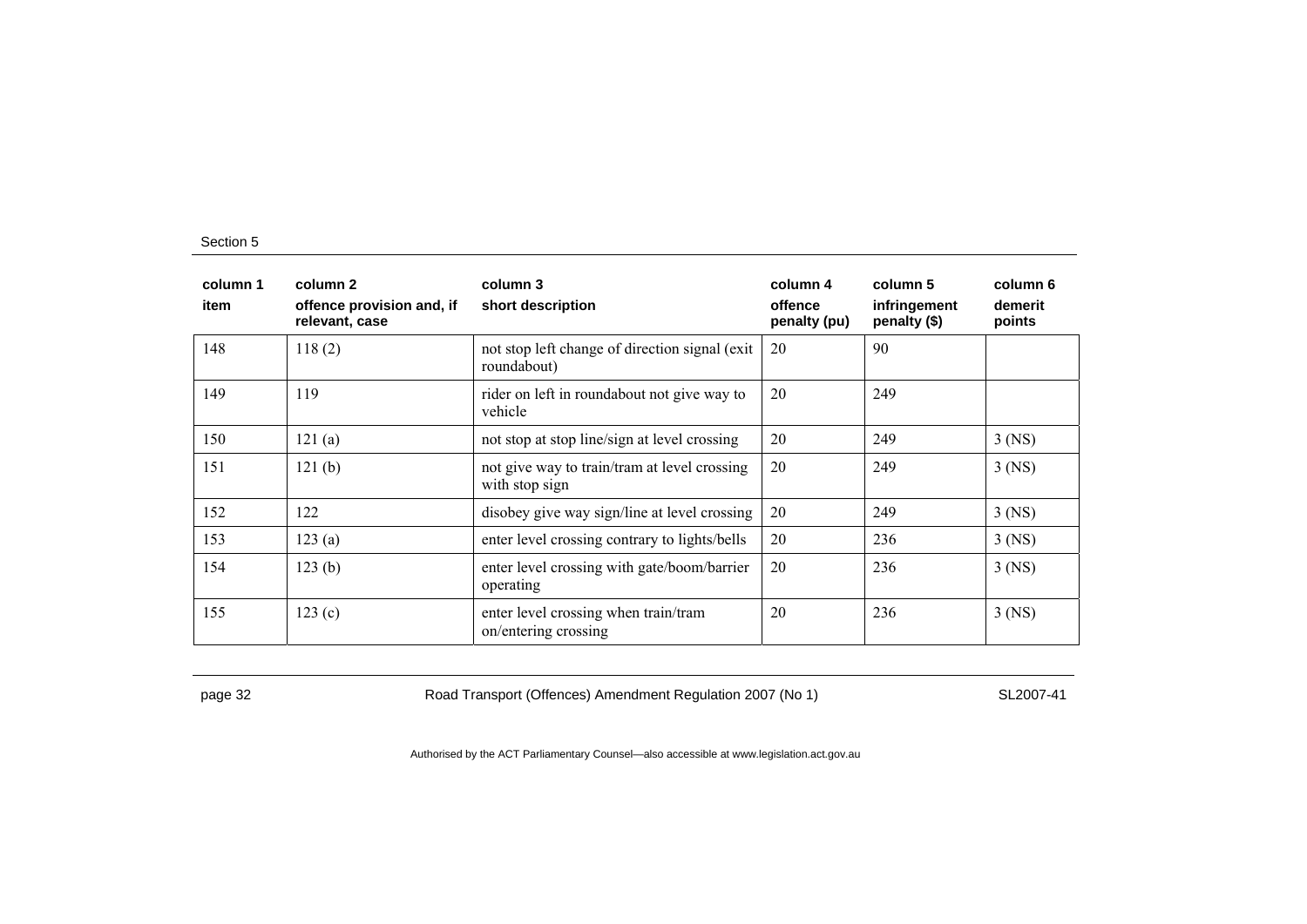| column 1<br>item | column 2<br>offence provision and, if relevant, case | column 3<br>short description | column 4<br>offence penalty (pu) | column 5<br>infringement penalty ($) | column 6<br>demerit points |
|---|---|---|---|---|---|
| 148 | 118 (2) | not stop left change of direction signal (exit roundabout) | 20 | 90 | |
| 149 | 119 | rider on left in roundabout not give way to vehicle | 20 | 249 | |
| 150 | 121 (a) | not stop at stop line/sign at level crossing | 20 | 249 | 3 (NS) |
| 151 | 121 (b) | not give way to train/tram at level crossing with stop sign | 20 | 249 | 3 (NS) |
| 152 | 122 | disobey give way sign/line at level crossing | 20 | 249 | 3 (NS) |
| 153 | 123 (a) | enter level crossing contrary to lights/bells | 20 | 236 | 3 (NS) |
| 154 | 123 (b) | enter level crossing with gate/boom/barrier operating | 20 | 236 | 3 (NS) |
| 155 | 123 (c) | enter level crossing when train/tram on/entering crossing | 20 | 236 | 3 (NS) |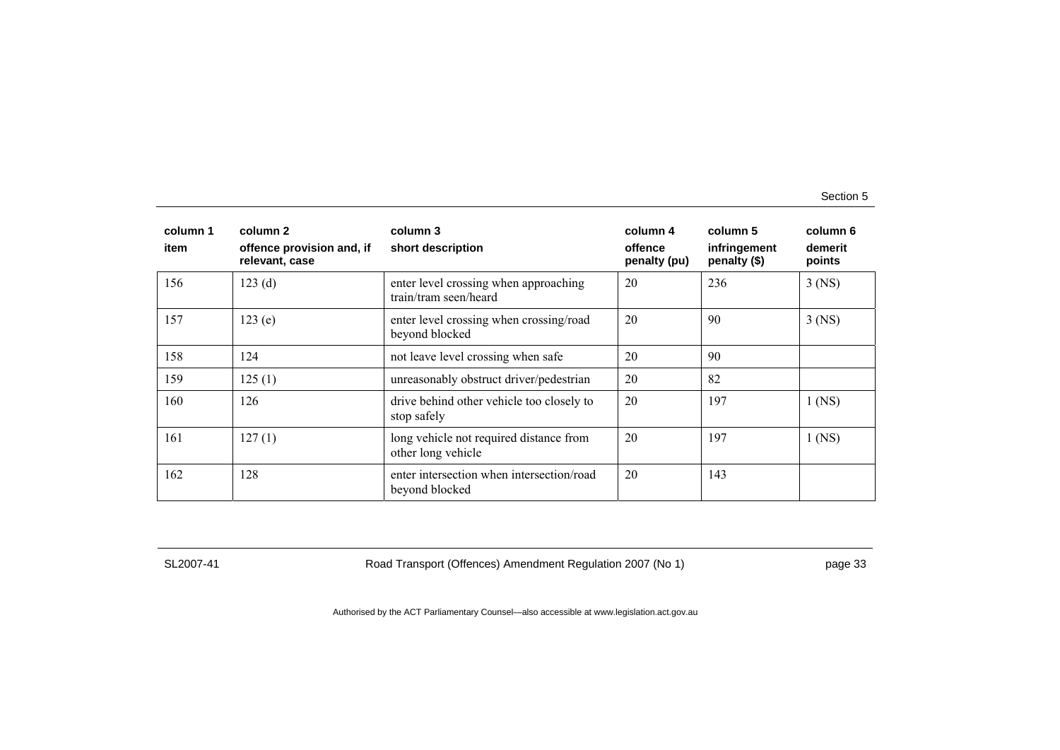| column 1<br>item | column 2<br>offence provision and, if relevant, case | column 3<br>short description | column 4<br>offence penalty (pu) | column 5<br>infringement penalty ($) | column 6<br>demerit points |
|---|---|---|---|---|---|
| 156 | 123 (d) | enter level crossing when approaching train/tram seen/heard | 20 | 236 | 3 (NS) |
| 157 | 123 (e) | enter level crossing when crossing/road beyond blocked | 20 | 90 | 3 (NS) |
| 158 | 124 | not leave level crossing when safe | 20 | 90 | |
| 159 | 125 (1) | unreasonably obstruct driver/pedestrian | 20 | 82 | |
| 160 | 126 | drive behind other vehicle too closely to stop safely | 20 | 197 | 1 (NS) |
| 161 | 127 (1) | long vehicle not required distance from other long vehicle | 20 | 197 | 1 (NS) |
| 162 | 128 | enter intersection when intersection/road beyond blocked | 20 | 143 | |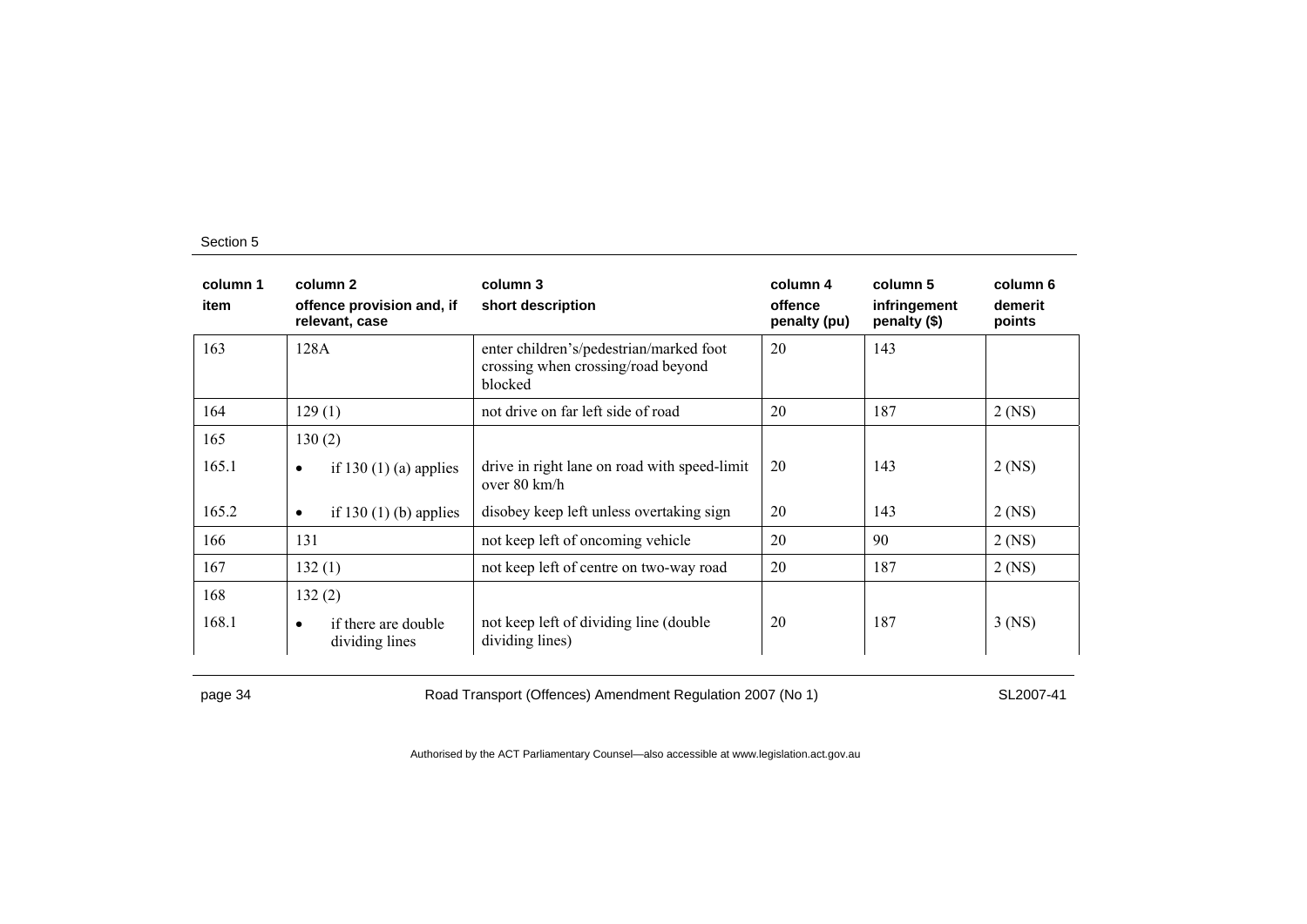| column 1<br>item | column 2<br>offence provision and, if relevant, case | column 3<br>short description | column 4<br>offence penalty (pu) | column 5<br>infringement penalty ($) | column 6<br>demerit points |
|---|---|---|---|---|---|
| 163 | 128A | enter children's/pedestrian/marked foot crossing when crossing/road beyond blocked | 20 | 143 | |
| 164 | 129 (1) | not drive on far left side of road | 20 | 187 | 2 (NS) |
| 165 | 130 (2) | | | | |
| 165.1 | • if 130 (1) (a) applies | drive in right lane on road with speed-limit over 80 km/h | 20 | 143 | 2 (NS) |
| 165.2 | • if 130 (1) (b) applies | disobey keep left unless overtaking sign | 20 | 143 | 2 (NS) |
| 166 | 131 | not keep left of oncoming vehicle | 20 | 90 | 2 (NS) |
| 167 | 132 (1) | not keep left of centre on two-way road | 20 | 187 | 2 (NS) |
| 168 | 132 (2) | | | | |
| 168.1 | • if there are double dividing lines | not keep left of dividing line (double dividing lines) | 20 | 187 | 3 (NS) |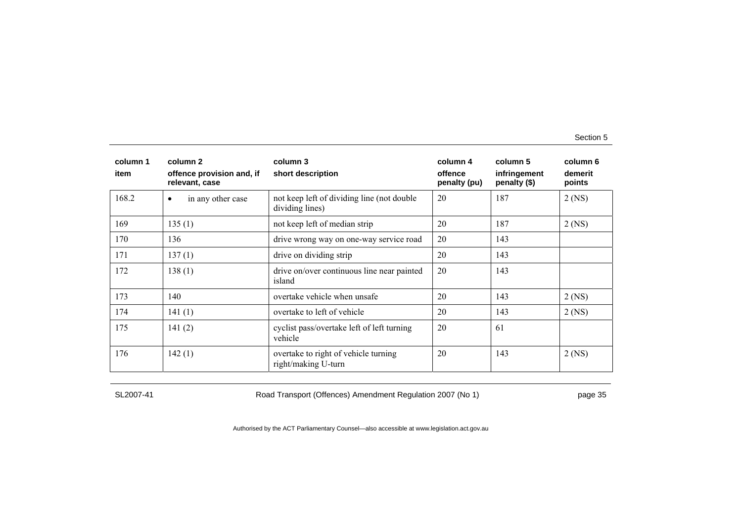| column 1<br>item | column 2<br>offence provision and, if relevant, case | column 3<br>short description | column 4<br>offence penalty (pu) | column 5<br>infringement penalty ($) | column 6<br>demerit points |
|---|---|---|---|---|---|
| 168.2 | • in any other case | not keep left of dividing line (not double dividing lines) | 20 | 187 | 2 (NS) |
| 169 | 135 (1) | not keep left of median strip | 20 | 187 | 2 (NS) |
| 170 | 136 | drive wrong way on one-way service road | 20 | 143 | |
| 171 | 137 (1) | drive on dividing strip | 20 | 143 | |
| 172 | 138 (1) | drive on/over continuous line near painted island | 20 | 143 | |
| 173 | 140 | overtake vehicle when unsafe | 20 | 143 | 2 (NS) |
| 174 | 141 (1) | overtake to left of vehicle | 20 | 143 | 2 (NS) |
| 175 | 141 (2) | cyclist pass/overtake left of left turning vehicle | 20 | 61 | |
| 176 | 142 (1) | overtake to right of vehicle turning right/making U-turn | 20 | 143 | 2 (NS) |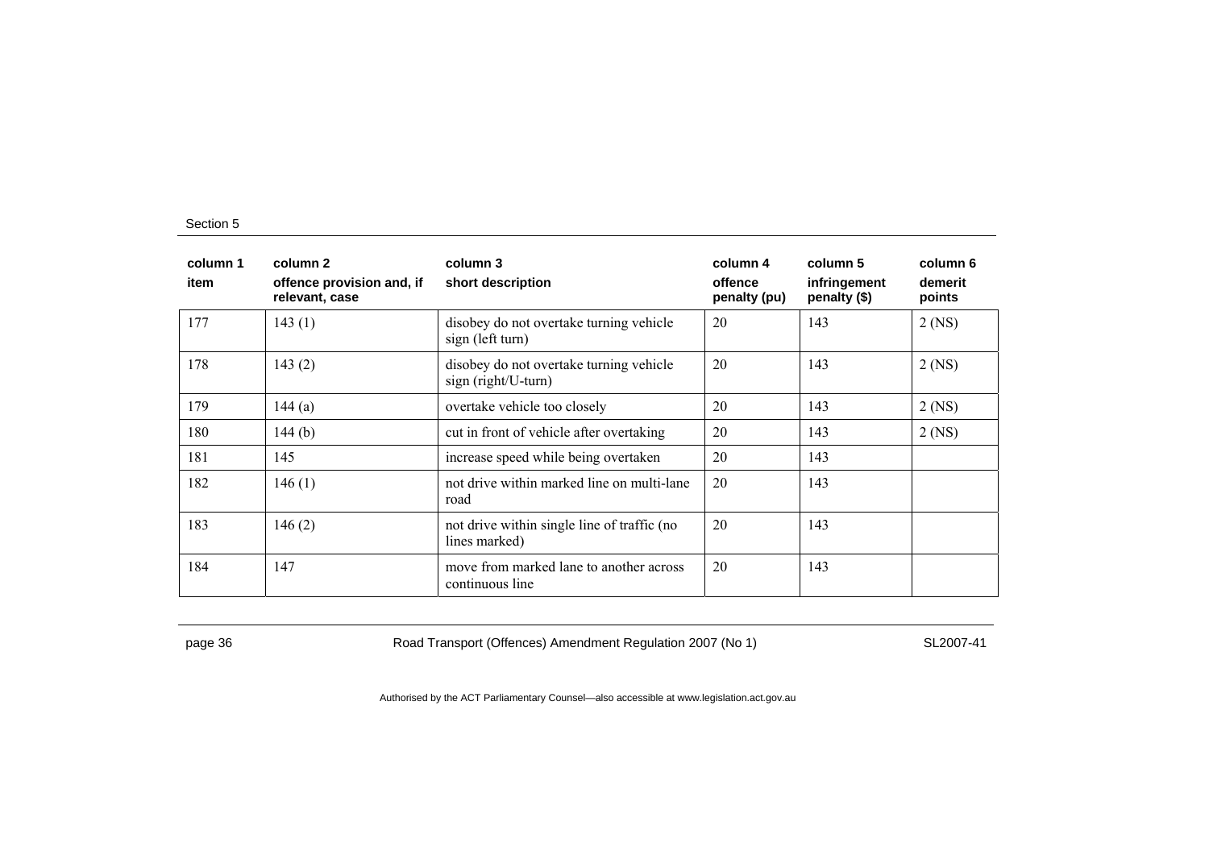| column 1<br>item | column 2<br>offence provision and, if relevant, case | column 3<br>short description | column 4<br>offence penalty (pu) | column 5<br>infringement penalty ($) | column 6<br>demerit points |
|---|---|---|---|---|---|
| 177 | 143 (1) | disobey do not overtake turning vehicle sign (left turn) | 20 | 143 | 2 (NS) |
| 178 | 143 (2) | disobey do not overtake turning vehicle sign (right/U-turn) | 20 | 143 | 2 (NS) |
| 179 | 144 (a) | overtake vehicle too closely | 20 | 143 | 2 (NS) |
| 180 | 144 (b) | cut in front of vehicle after overtaking | 20 | 143 | 2 (NS) |
| 181 | 145 | increase speed while being overtaken | 20 | 143 | |
| 182 | 146 (1) | not drive within marked line on multi-lane road | 20 | 143 | |
| 183 | 146 (2) | not drive within single line of traffic (no lines marked) | 20 | 143 | |
| 184 | 147 | move from marked lane to another across continuous line | 20 | 143 | |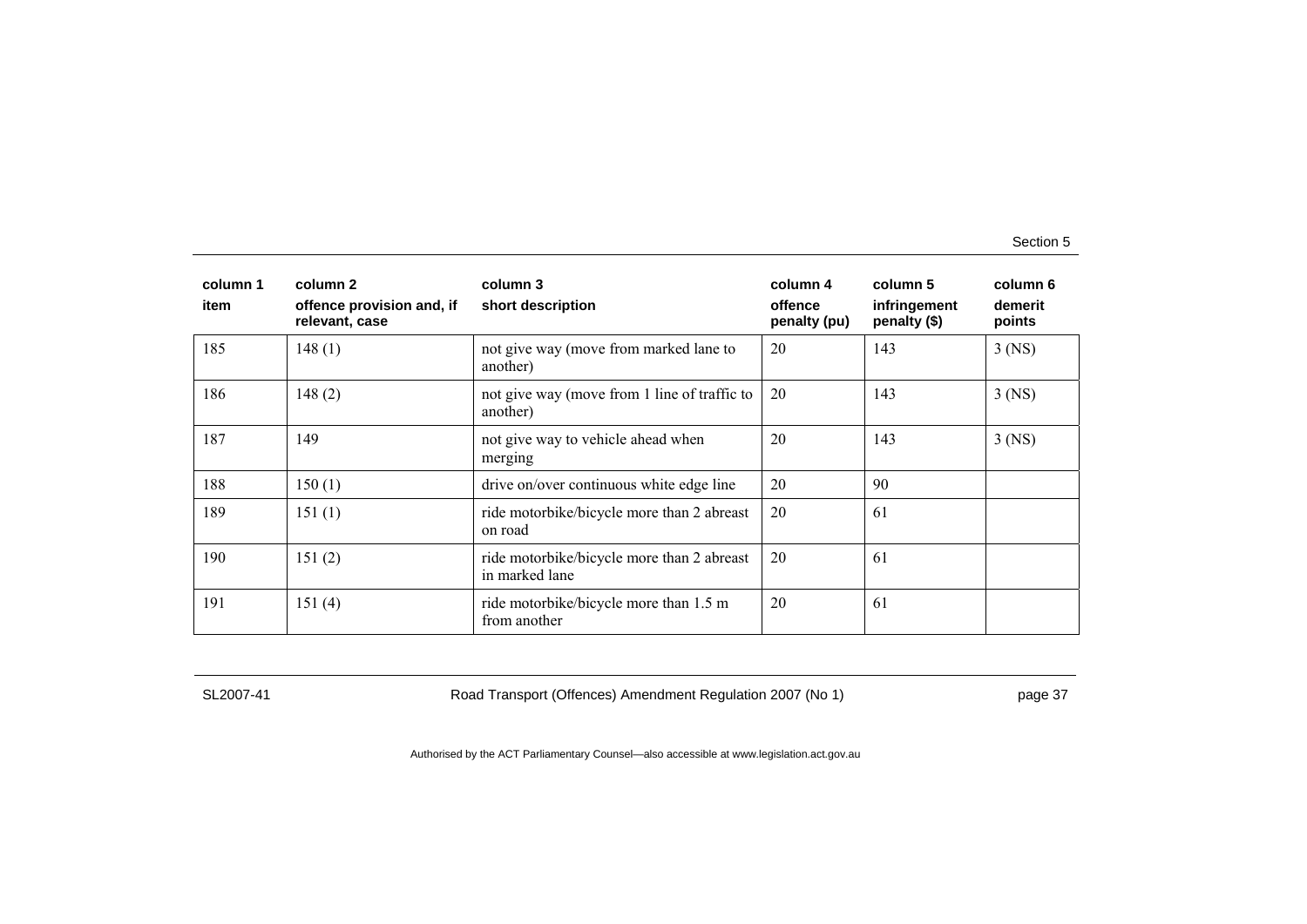| column 1 item | column 2 offence provision and, if relevant, case | column 3 short description | column 4 offence penalty (pu) | column 5 infringement penalty ($) | column 6 demerit points |
|---|---|---|---|---|---|
| 185 | 148 (1) | not give way (move from marked lane to another) | 20 | 143 | 3 (NS) |
| 186 | 148 (2) | not give way (move from 1 line of traffic to another) | 20 | 143 | 3 (NS) |
| 187 | 149 | not give way to vehicle ahead when merging | 20 | 143 | 3 (NS) |
| 188 | 150 (1) | drive on/over continuous white edge line | 20 | 90 | |
| 189 | 151 (1) | ride motorbike/bicycle more than 2 abreast on road | 20 | 61 | |
| 190 | 151 (2) | ride motorbike/bicycle more than 2 abreast in marked lane | 20 | 61 | |
| 191 | 151 (4) | ride motorbike/bicycle more than 1.5 m from another | 20 | 61 | |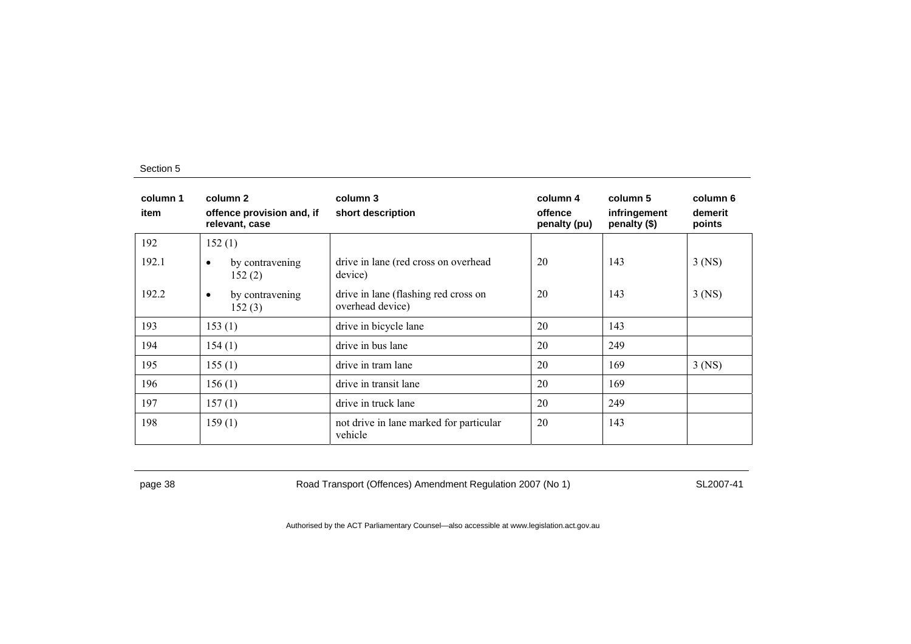| column 1<br>item | column 2<br>offence provision and, if relevant, case | column 3<br>short description | column 4<br>offence penalty (pu) | column 5<br>infringement penalty ($) | column 6<br>demerit points |
|---|---|---|---|---|---|
| 192 | 152 (1) | | | | |
| 192.1 | • by contravening 152 (2) | drive in lane (red cross on overhead device) | 20 | 143 | 3 (NS) |
| 192.2 | • by contravening 152 (3) | drive in lane (flashing red cross on overhead device) | 20 | 143 | 3 (NS) |
| 193 | 153 (1) | drive in bicycle lane | 20 | 143 | |
| 194 | 154 (1) | drive in bus lane | 20 | 249 | |
| 195 | 155 (1) | drive in tram lane | 20 | 169 | 3 (NS) |
| 196 | 156 (1) | drive in transit lane | 20 | 169 | |
| 197 | 157 (1) | drive in truck lane | 20 | 249 | |
| 198 | 159 (1) | not drive in lane marked for particular vehicle | 20 | 143 | |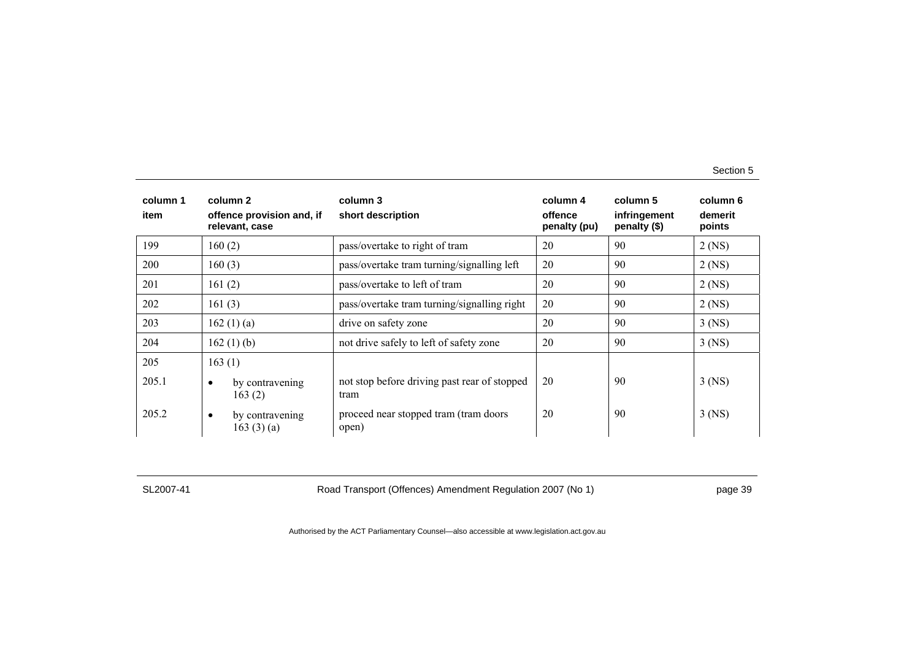| column 1<br>item | column 2<br>offence provision and, if relevant, case | column 3<br>short description | column 4<br>offence penalty (pu) | column 5<br>infringement penalty ($) | column 6<br>demerit points |
|---|---|---|---|---|---|
| 199 | 160 (2) | pass/overtake to right of tram | 20 | 90 | 2 (NS) |
| 200 | 160 (3) | pass/overtake tram turning/signalling left | 20 | 90 | 2 (NS) |
| 201 | 161 (2) | pass/overtake to left of tram | 20 | 90 | 2 (NS) |
| 202 | 161 (3) | pass/overtake tram turning/signalling right | 20 | 90 | 2 (NS) |
| 203 | 162 (1) (a) | drive on safety zone | 20 | 90 | 3 (NS) |
| 204 | 162 (1) (b) | not drive safely to left of safety zone | 20 | 90 | 3 (NS) |
| 205 | 163 (1) | | | | |
| 205.1 | • by contravening 163 (2) | not stop before driving past rear of stopped tram | 20 | 90 | 3 (NS) |
| 205.2 | • by contravening 163 (3) (a) | proceed near stopped tram (tram doors open) | 20 | 90 | 3 (NS) |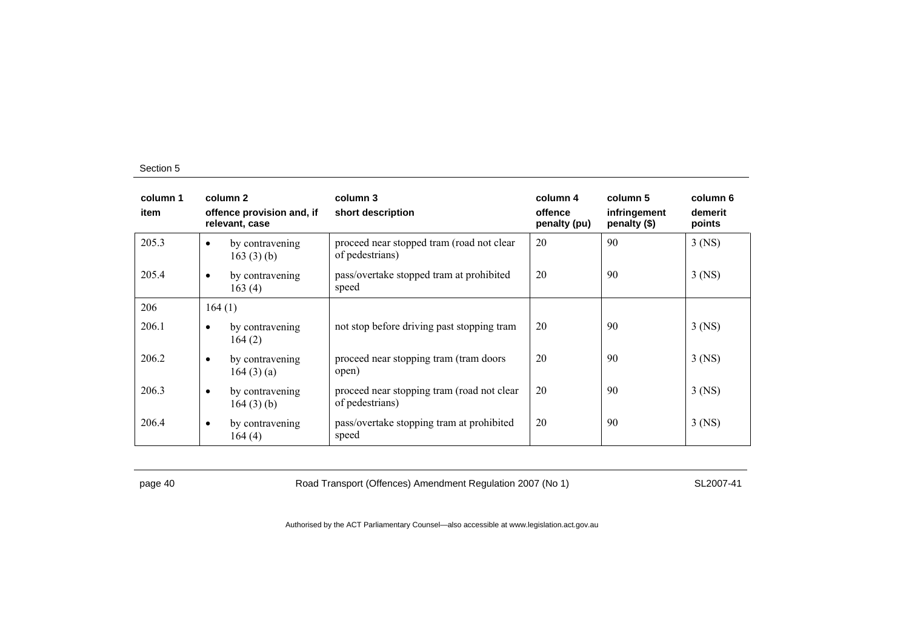| column 1<br>item | column 2<br>offence provision and, if relevant, case | column 3<br>short description | column 4<br>offence penalty (pu) | column 5<br>infringement penalty ($) | column 6<br>demerit points |
|---|---|---|---|---|---|
| 205.3 | • by contravening 163 (3) (b) | proceed near stopped tram (road not clear of pedestrians) | 20 | 90 | 3 (NS) |
| 205.4 | • by contravening 163 (4) | pass/overtake stopped tram at prohibited speed | 20 | 90 | 3 (NS) |
| 206 | 164 (1) | | | | |
| 206.1 | • by contravening 164 (2) | not stop before driving past stopping tram | 20 | 90 | 3 (NS) |
| 206.2 | • by contravening 164 (3) (a) | proceed near stopping tram (tram doors open) | 20 | 90 | 3 (NS) |
| 206.3 | • by contravening 164 (3) (b) | proceed near stopping tram (road not clear of pedestrians) | 20 | 90 | 3 (NS) |
| 206.4 | • by contravening 164 (4) | pass/overtake stopping tram at prohibited speed | 20 | 90 | 3 (NS) |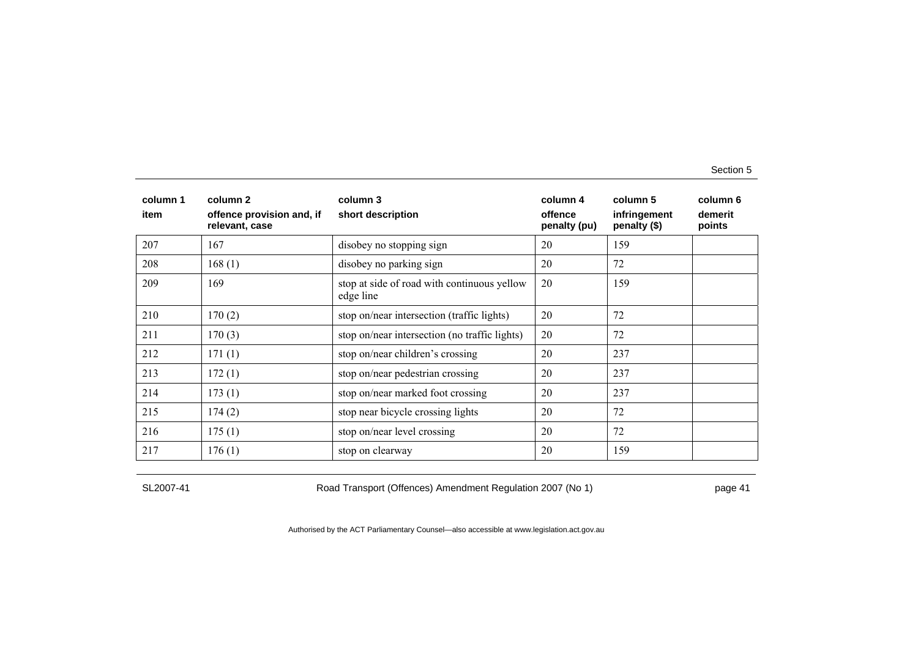| column 1 item | column 2 offence provision and, if relevant, case | column 3 short description | column 4 offence penalty (pu) | column 5 infringement penalty ($) | column 6 demerit points |
|---|---|---|---|---|---|
| 207 | 167 | disobey no stopping sign | 20 | 159 | |
| 208 | 168 (1) | disobey no parking sign | 20 | 72 | |
| 209 | 169 | stop at side of road with continuous yellow edge line | 20 | 159 | |
| 210 | 170 (2) | stop on/near intersection (traffic lights) | 20 | 72 | |
| 211 | 170 (3) | stop on/near intersection (no traffic lights) | 20 | 72 | |
| 212 | 171 (1) | stop on/near children's crossing | 20 | 237 | |
| 213 | 172 (1) | stop on/near pedestrian crossing | 20 | 237 | |
| 214 | 173 (1) | stop on/near marked foot crossing | 20 | 237 | |
| 215 | 174 (2) | stop near bicycle crossing lights | 20 | 72 | |
| 216 | 175 (1) | stop on/near level crossing | 20 | 72 | |
| 217 | 176 (1) | stop on clearway | 20 | 159 | |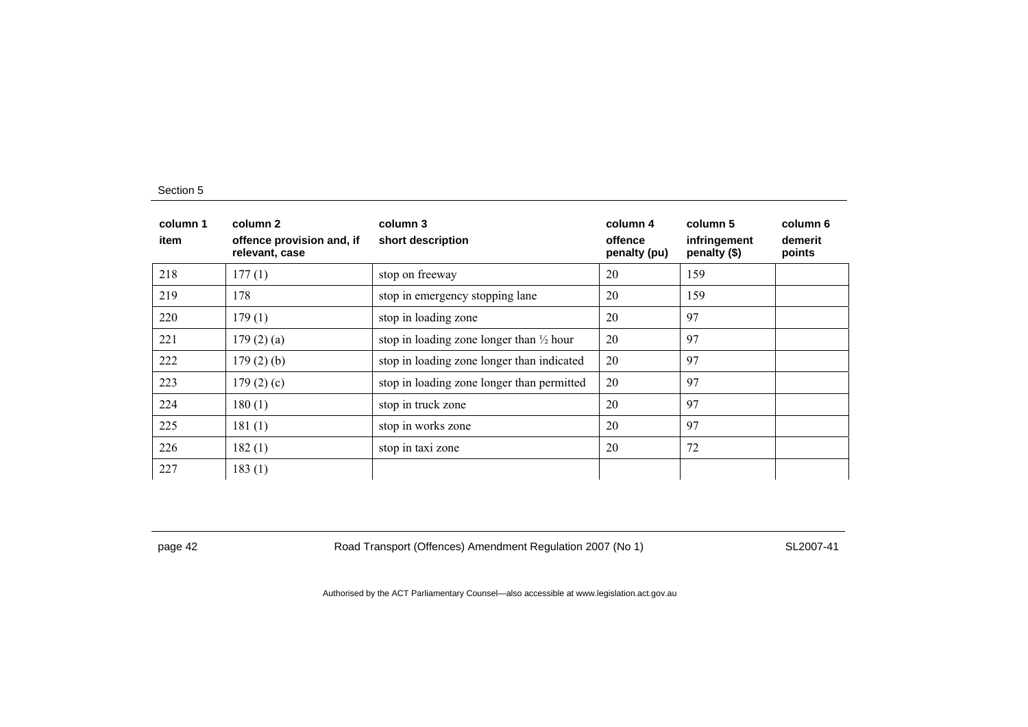| column 1<br>item | column 2<br>offence provision and, if relevant, case | column 3<br>short description | column 4<br>offence penalty (pu) | column 5<br>infringement penalty ($) | column 6<br>demerit points |
|---|---|---|---|---|---|
| 218 | 177 (1) | stop on freeway | 20 | 159 | |
| 219 | 178 | stop in emergency stopping lane | 20 | 159 | |
| 220 | 179 (1) | stop in loading zone | 20 | 97 | |
| 221 | 179 (2) (a) | stop in loading zone longer than ½ hour | 20 | 97 | |
| 222 | 179 (2) (b) | stop in loading zone longer than indicated | 20 | 97 | |
| 223 | 179 (2) (c) | stop in loading zone longer than permitted | 20 | 97 | |
| 224 | 180 (1) | stop in truck zone | 20 | 97 | |
| 225 | 181 (1) | stop in works zone | 20 | 97 | |
| 226 | 182 (1) | stop in taxi zone | 20 | 72 | |
| 227 | 183 (1) | | | | |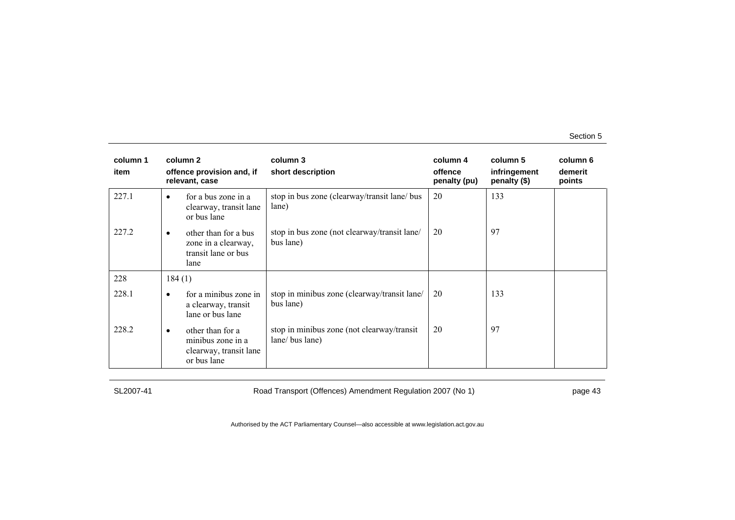| column 1<br>item | column 2<br>offence provision and, if relevant, case | column 3<br>short description | column 4<br>offence penalty (pu) | column 5<br>infringement penalty ($) | column 6<br>demerit points |
|---|---|---|---|---|---|
| 227.1 | • for a bus zone in a clearway, transit lane or bus lane | stop in bus zone (clearway/transit lane/ bus lane) | 20 | 133 | |
| 227.2 | • other than for a bus zone in a clearway, transit lane or bus lane | stop in bus zone (not clearway/transit lane/ bus lane) | 20 | 97 | |
| 228 | 184 (1) | | | | |
| 228.1 | • for a minibus zone in a clearway, transit lane or bus lane | stop in minibus zone (clearway/transit lane/ bus lane) | 20 | 133 | |
| 228.2 | • other than for a minibus zone in a clearway, transit lane or bus lane | stop in minibus zone (not clearway/transit lane/ bus lane) | 20 | 97 | |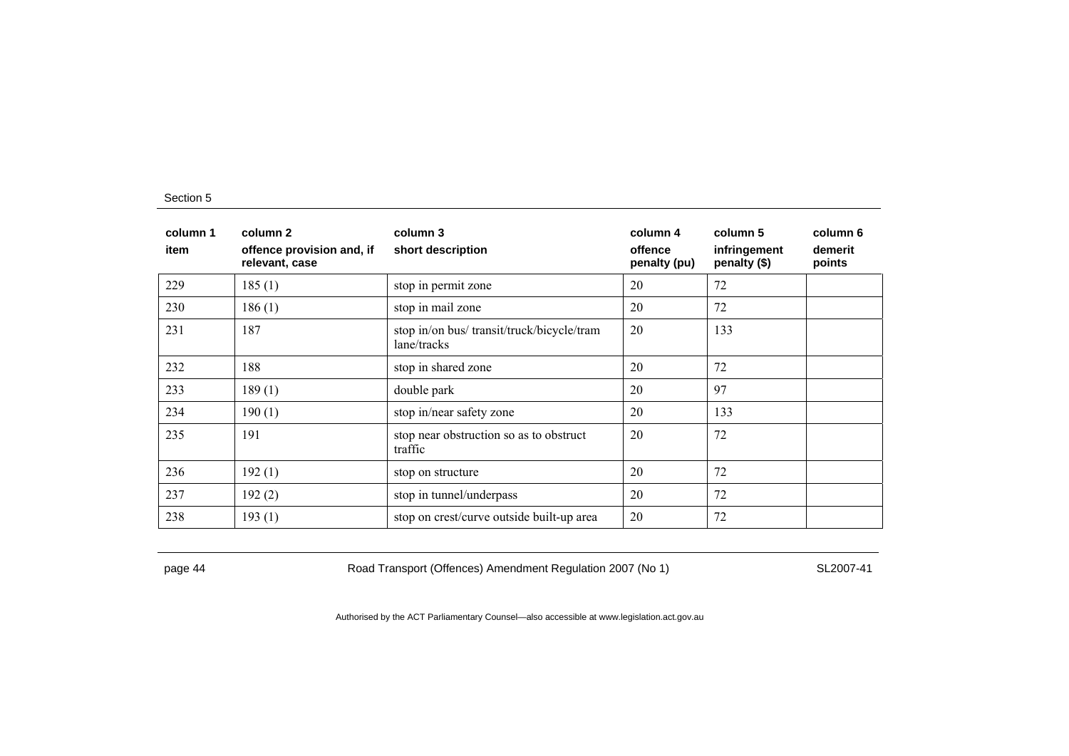| column 1<br>item | column 2<br>offence provision and, if relevant, case | column 3<br>short description | column 4<br>offence penalty (pu) | column 5<br>infringement penalty ($) | column 6<br>demerit points |
|---|---|---|---|---|---|
| 229 | 185 (1) | stop in permit zone | 20 | 72 | |
| 230 | 186 (1) | stop in mail zone | 20 | 72 | |
| 231 | 187 | stop in/on bus/ transit/truck/bicycle/tram lane/tracks | 20 | 133 | |
| 232 | 188 | stop in shared zone | 20 | 72 | |
| 233 | 189 (1) | double park | 20 | 97 | |
| 234 | 190 (1) | stop in/near safety zone | 20 | 133 | |
| 235 | 191 | stop near obstruction so as to obstruct traffic | 20 | 72 | |
| 236 | 192 (1) | stop on structure | 20 | 72 | |
| 237 | 192 (2) | stop in tunnel/underpass | 20 | 72 | |
| 238 | 193 (1) | stop on crest/curve outside built-up area | 20 | 72 | |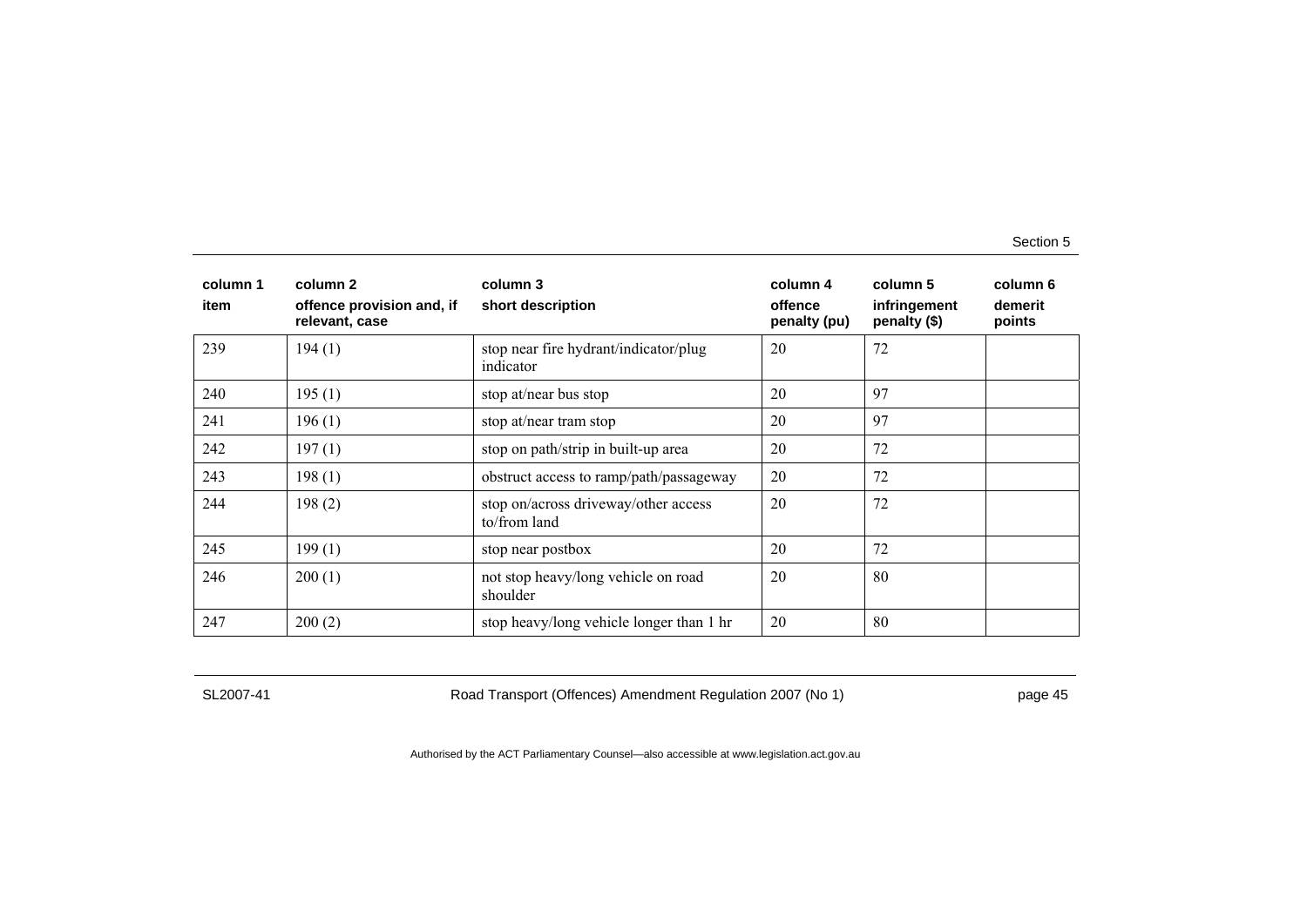| column 1<br>item | column 2<br>offence provision and, if relevant, case | column 3<br>short description | column 4<br>offence penalty (pu) | column 5<br>infringement penalty ($) | column 6<br>demerit points |
|---|---|---|---|---|---|
| 239 | 194 (1) | stop near fire hydrant/indicator/plug indicator | 20 | 72 | |
| 240 | 195 (1) | stop at/near bus stop | 20 | 97 | |
| 241 | 196 (1) | stop at/near tram stop | 20 | 97 | |
| 242 | 197 (1) | stop on path/strip in built-up area | 20 | 72 | |
| 243 | 198 (1) | obstruct access to ramp/path/passageway | 20 | 72 | |
| 244 | 198 (2) | stop on/across driveway/other access to/from land | 20 | 72 | |
| 245 | 199 (1) | stop near postbox | 20 | 72 | |
| 246 | 200 (1) | not stop heavy/long vehicle on road shoulder | 20 | 80 | |
| 247 | 200 (2) | stop heavy/long vehicle longer than 1 hr | 20 | 80 | |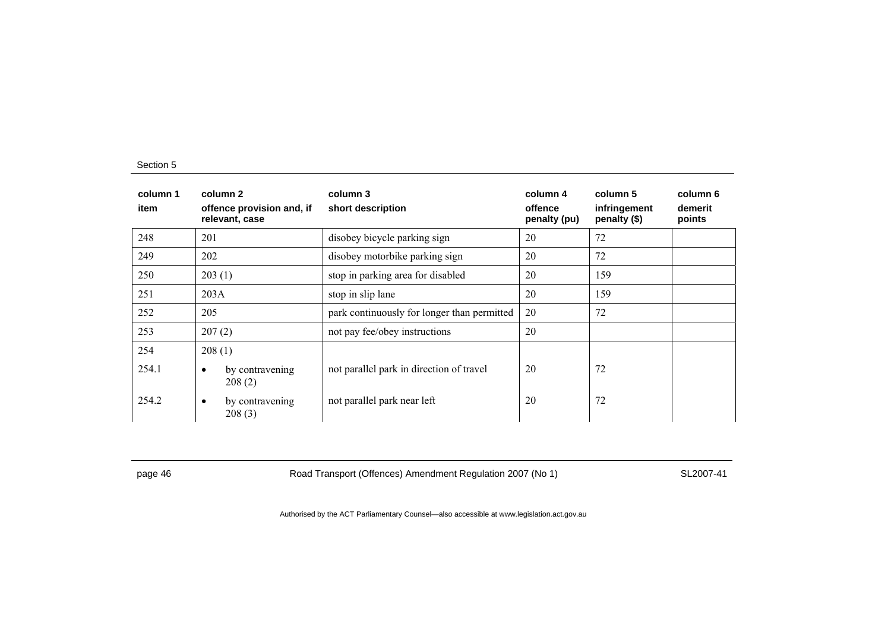| column 1<br>item | column 2<br>offence provision and, if relevant, case | column 3<br>short description | column 4<br>offence penalty (pu) | column 5<br>infringement penalty ($) | column 6<br>demerit points |
|---|---|---|---|---|---|
| 248 | 201 | disobey bicycle parking sign | 20 | 72 | |
| 249 | 202 | disobey motorbike parking sign | 20 | 72 | |
| 250 | 203 (1) | stop in parking area for disabled | 20 | 159 | |
| 251 | 203A | stop in slip lane | 20 | 159 | |
| 252 | 205 | park continuously for longer than permitted | 20 | 72 | |
| 253 | 207 (2) | not pay fee/obey instructions | 20 | | |
| 254 | 208 (1) | | | | |
| 254.1 | • by contravening 208 (2) | not parallel park in direction of travel | 20 | 72 | |
| 254.2 | • by contravening 208 (3) | not parallel park near left | 20 | 72 | |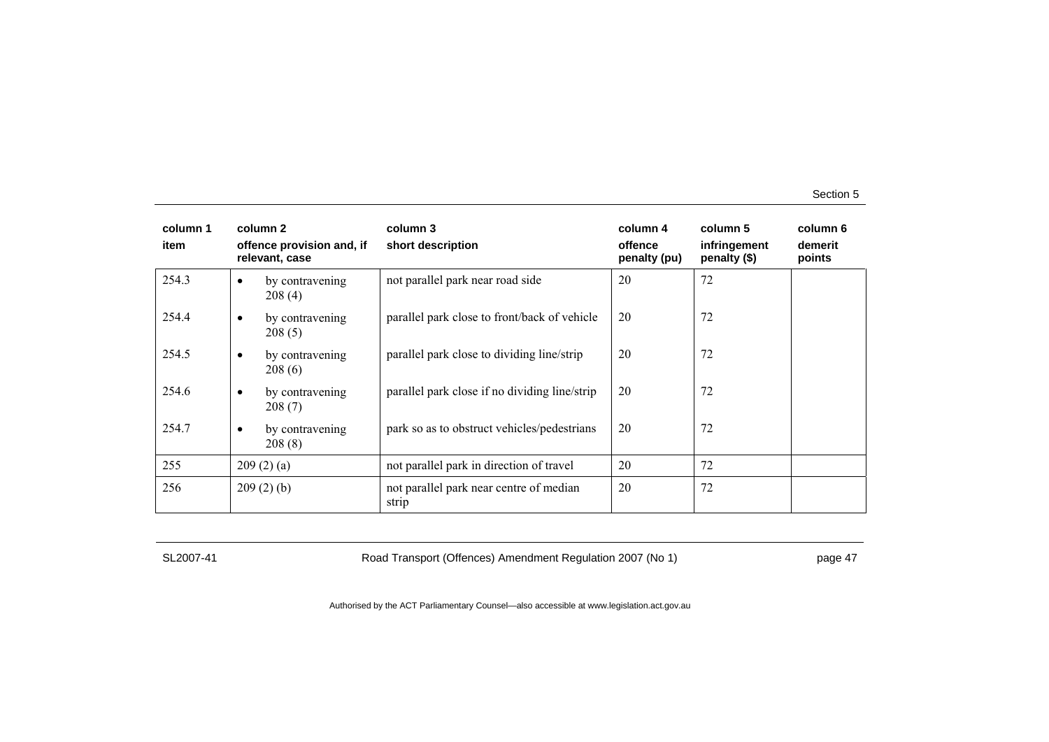| column 1<br>item | column 2<br>offence provision and, if relevant, case | column 3<br>short description | column 4<br>offence penalty (pu) | column 5<br>infringement penalty ($) | column 6<br>demerit points |
|---|---|---|---|---|---|
| 254.3 | • by contravening 208 (4) | not parallel park near road side | 20 | 72 | |
| 254.4 | • by contravening 208 (5) | parallel park close to front/back of vehicle | 20 | 72 | |
| 254.5 | • by contravening 208 (6) | parallel park close to dividing line/strip | 20 | 72 | |
| 254.6 | • by contravening 208 (7) | parallel park close if no dividing line/strip | 20 | 72 | |
| 254.7 | • by contravening 208 (8) | park so as to obstruct vehicles/pedestrians | 20 | 72 | |
| 255 | 209 (2) (a) | not parallel park in direction of travel | 20 | 72 | |
| 256 | 209 (2) (b) | not parallel park near centre of median strip | 20 | 72 | |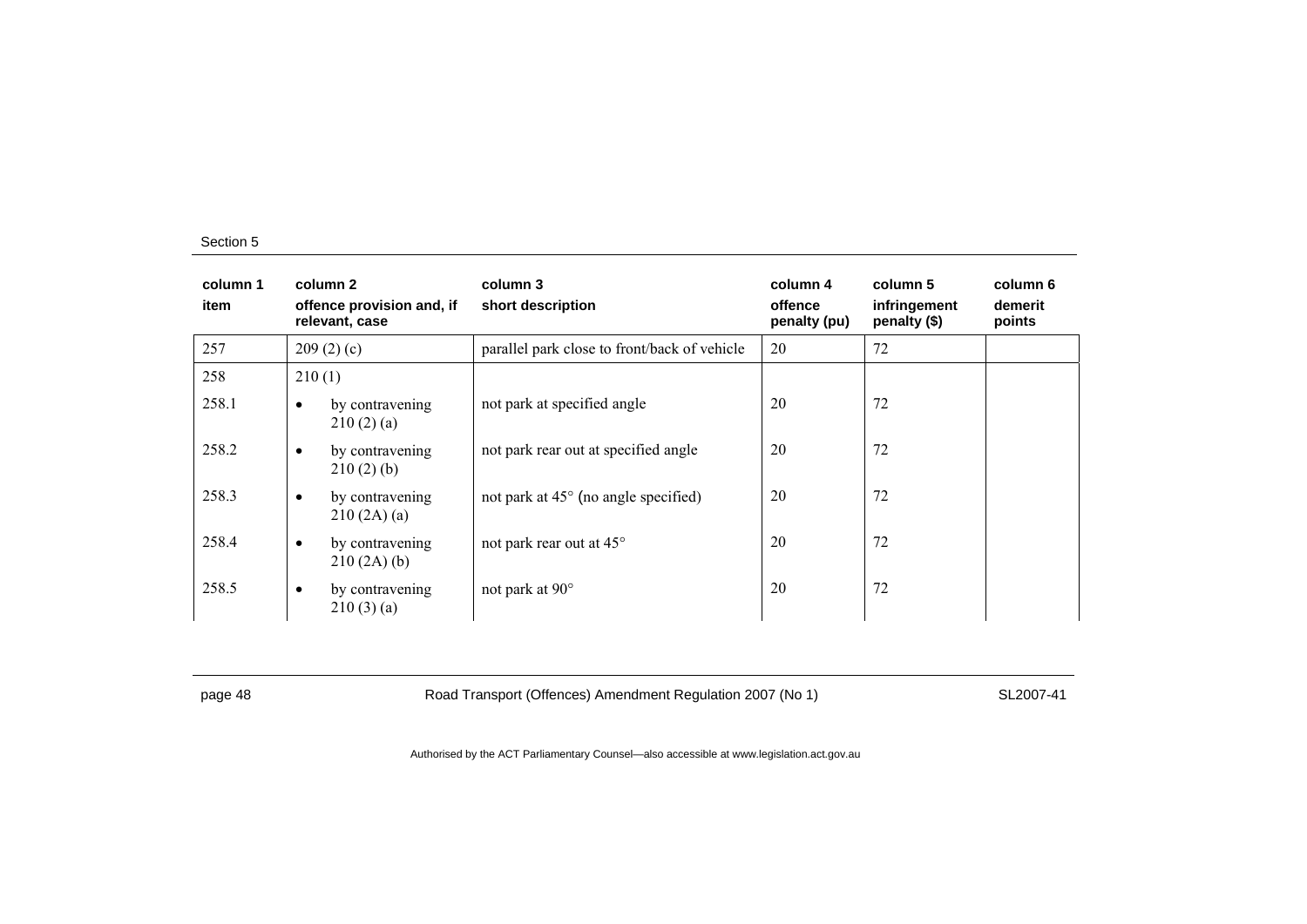| column 1<br>item | column 2<br>offence provision and, if relevant, case | column 3<br>short description | column 4<br>offence penalty (pu) | column 5<br>infringement penalty ($) | column 6<br>demerit points |
|---|---|---|---|---|---|
| 257 | 209 (2) (c) | parallel park close to front/back of vehicle | 20 | 72 | |
| 258 | 210 (1) | | | | |
| 258.1 | • by contravening 210 (2) (a) | not park at specified angle | 20 | 72 | |
| 258.2 | • by contravening 210 (2) (b) | not park rear out at specified angle | 20 | 72 | |
| 258.3 | • by contravening 210 (2A) (a) | not park at 45° (no angle specified) | 20 | 72 | |
| 258.4 | • by contravening 210 (2A) (b) | not park rear out at 45° | 20 | 72 | |
| 258.5 | • by contravening 210 (3) (a) | not park at 90° | 20 | 72 | |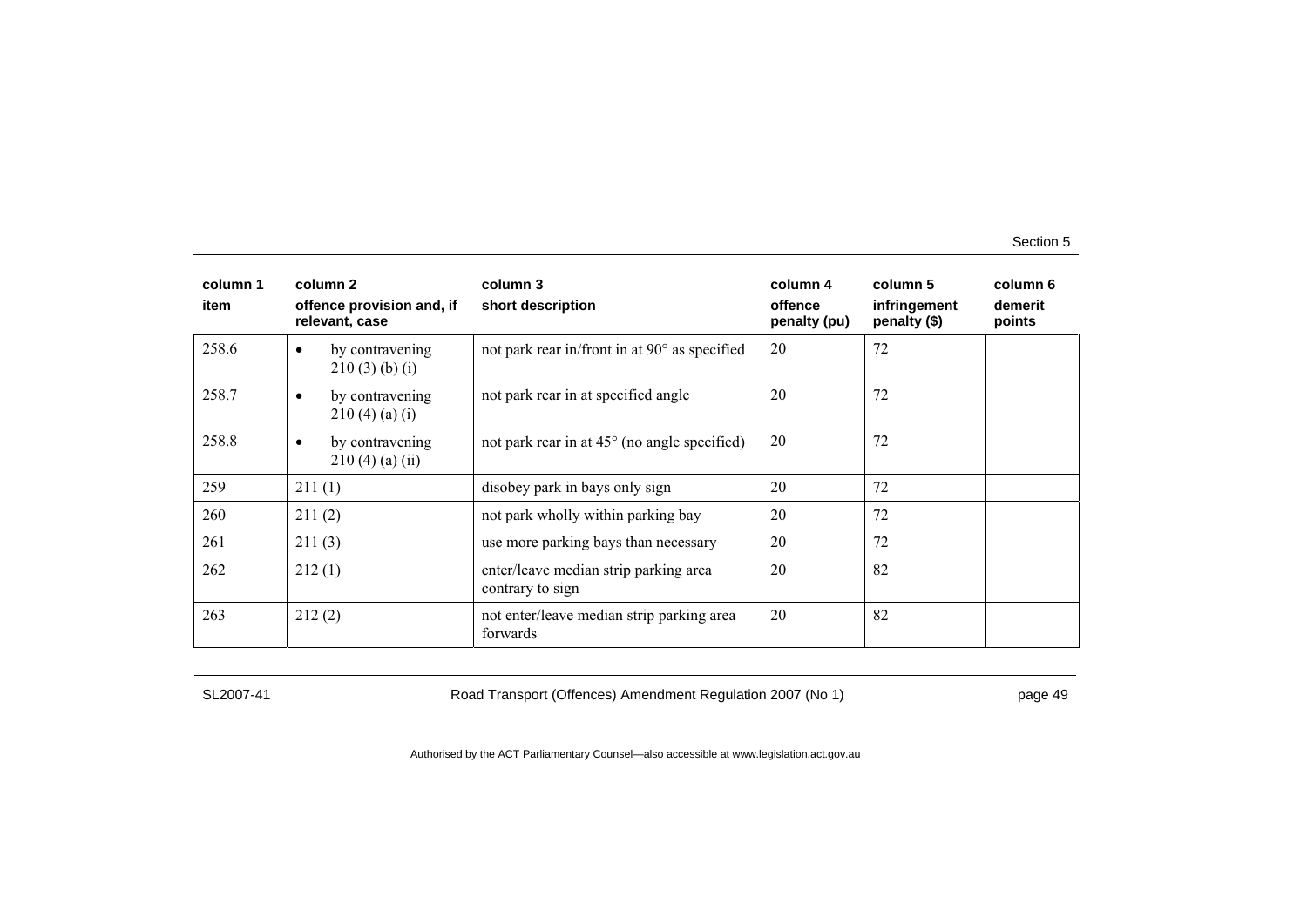| column 1<br>item | column 2<br>offence provision and, if relevant, case | column 3<br>short description | column 4<br>offence penalty (pu) | column 5<br>infringement penalty ($) | column 6<br>demerit points |
|---|---|---|---|---|---|
| 258.6 | • by contravening 210 (3) (b) (i) | not park rear in/front in at 90° as specified | 20 | 72 | |
| 258.7 | • by contravening 210 (4) (a) (i) | not park rear in at specified angle | 20 | 72 | |
| 258.8 | • by contravening 210 (4) (a) (ii) | not park rear in at 45° (no angle specified) | 20 | 72 | |
| 259 | 211 (1) | disobey park in bays only sign | 20 | 72 | |
| 260 | 211 (2) | not park wholly within parking bay | 20 | 72 | |
| 261 | 211 (3) | use more parking bays than necessary | 20 | 72 | |
| 262 | 212 (1) | enter/leave median strip parking area contrary to sign | 20 | 82 | |
| 263 | 212 (2) | not enter/leave median strip parking area forwards | 20 | 82 | |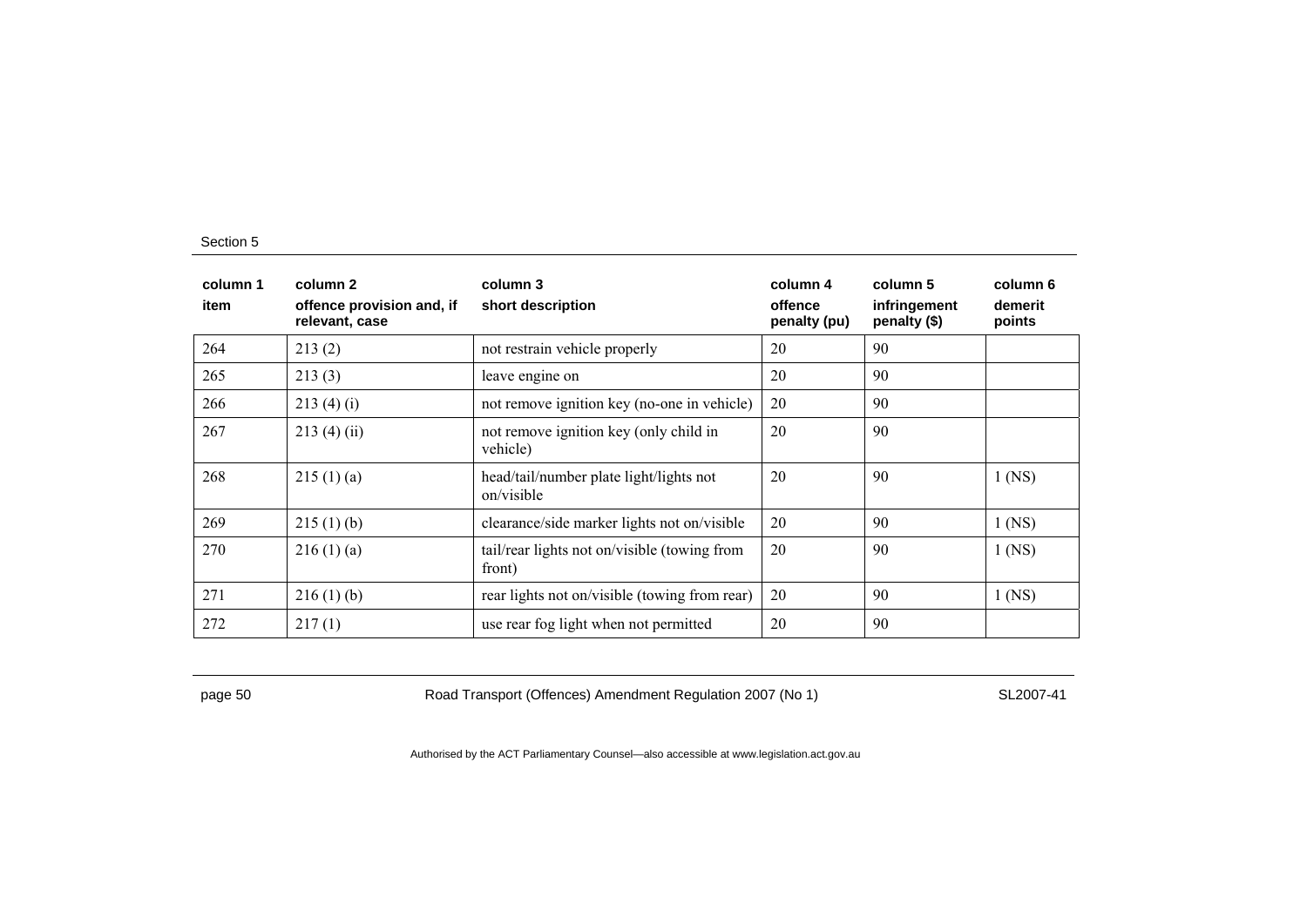| column 1<br>item | column 2<br>offence provision and, if relevant, case | column 3<br>short description | column 4<br>offence penalty (pu) | column 5<br>infringement penalty ($) | column 6<br>demerit points |
|---|---|---|---|---|---|
| 264 | 213 (2) | not restrain vehicle properly | 20 | 90 | |
| 265 | 213 (3) | leave engine on | 20 | 90 | |
| 266 | 213 (4) (i) | not remove ignition key (no-one in vehicle) | 20 | 90 | |
| 267 | 213 (4) (ii) | not remove ignition key (only child in vehicle) | 20 | 90 | |
| 268 | 215 (1) (a) | head/tail/number plate light/lights not on/visible | 20 | 90 | 1 (NS) |
| 269 | 215 (1) (b) | clearance/side marker lights not on/visible | 20 | 90 | 1 (NS) |
| 270 | 216 (1) (a) | tail/rear lights not on/visible (towing from front) | 20 | 90 | 1 (NS) |
| 271 | 216 (1) (b) | rear lights not on/visible (towing from rear) | 20 | 90 | 1 (NS) |
| 272 | 217 (1) | use rear fog light when not permitted | 20 | 90 | |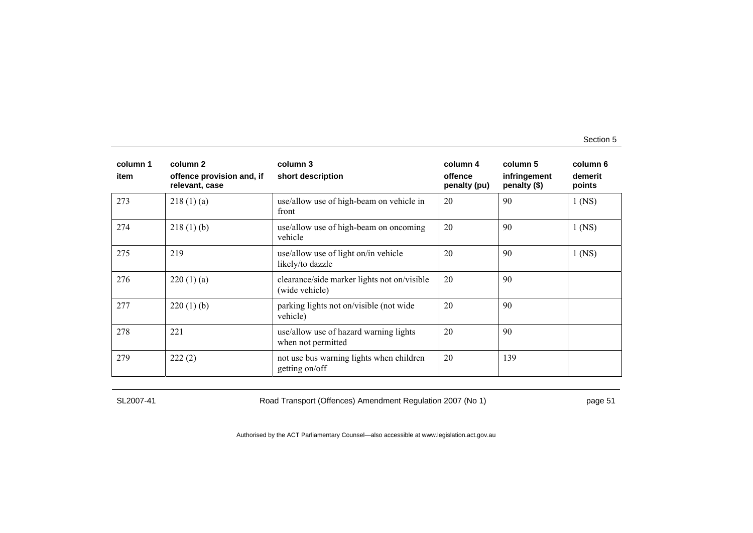| column 1 item | column 2 offence provision and, if relevant, case | column 3 short description | column 4 offence penalty (pu) | column 5 infringement penalty ($) | column 6 demerit points |
|---|---|---|---|---|---|
| 273 | 218 (1) (a) | use/allow use of high-beam on vehicle in front | 20 | 90 | 1 (NS) |
| 274 | 218 (1) (b) | use/allow use of high-beam on oncoming vehicle | 20 | 90 | 1 (NS) |
| 275 | 219 | use/allow use of light on/in vehicle likely/to dazzle | 20 | 90 | 1 (NS) |
| 276 | 220 (1) (a) | clearance/side marker lights not on/visible (wide vehicle) | 20 | 90 | |
| 277 | 220 (1) (b) | parking lights not on/visible (not wide vehicle) | 20 | 90 | |
| 278 | 221 | use/allow use of hazard warning lights when not permitted | 20 | 90 | |
| 279 | 222 (2) | not use bus warning lights when children getting on/off | 20 | 139 | |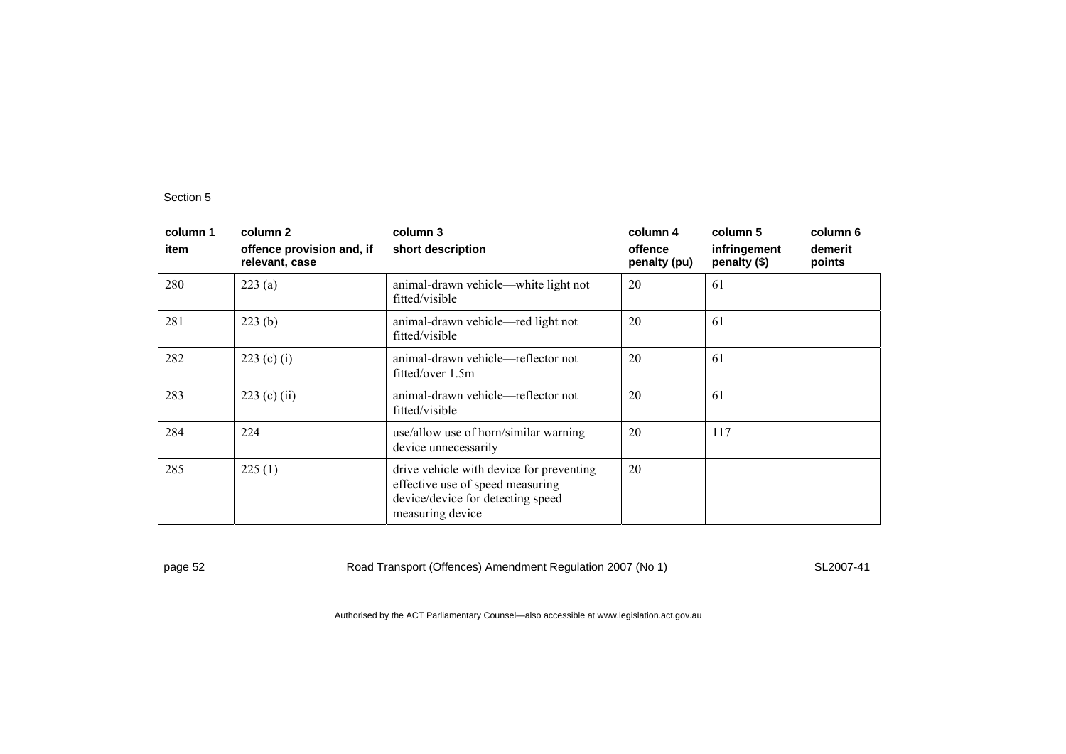| column 1<br>item | column 2<br>offence provision and, if relevant, case | column 3<br>short description | column 4<br>offence penalty (pu) | column 5<br>infringement penalty ($) | column 6<br>demerit points |
|---|---|---|---|---|---|
| 280 | 223 (a) | animal-drawn vehicle—white light not fitted/visible | 20 | 61 | |
| 281 | 223 (b) | animal-drawn vehicle—red light not fitted/visible | 20 | 61 | |
| 282 | 223 (c) (i) | animal-drawn vehicle—reflector not fitted/over 1.5m | 20 | 61 | |
| 283 | 223 (c) (ii) | animal-drawn vehicle—reflector not fitted/visible | 20 | 61 | |
| 284 | 224 | use/allow use of horn/similar warning device unnecessarily | 20 | 117 | |
| 285 | 225 (1) | drive vehicle with device for preventing effective use of speed measuring device/device for detecting speed measuring device | 20 | | |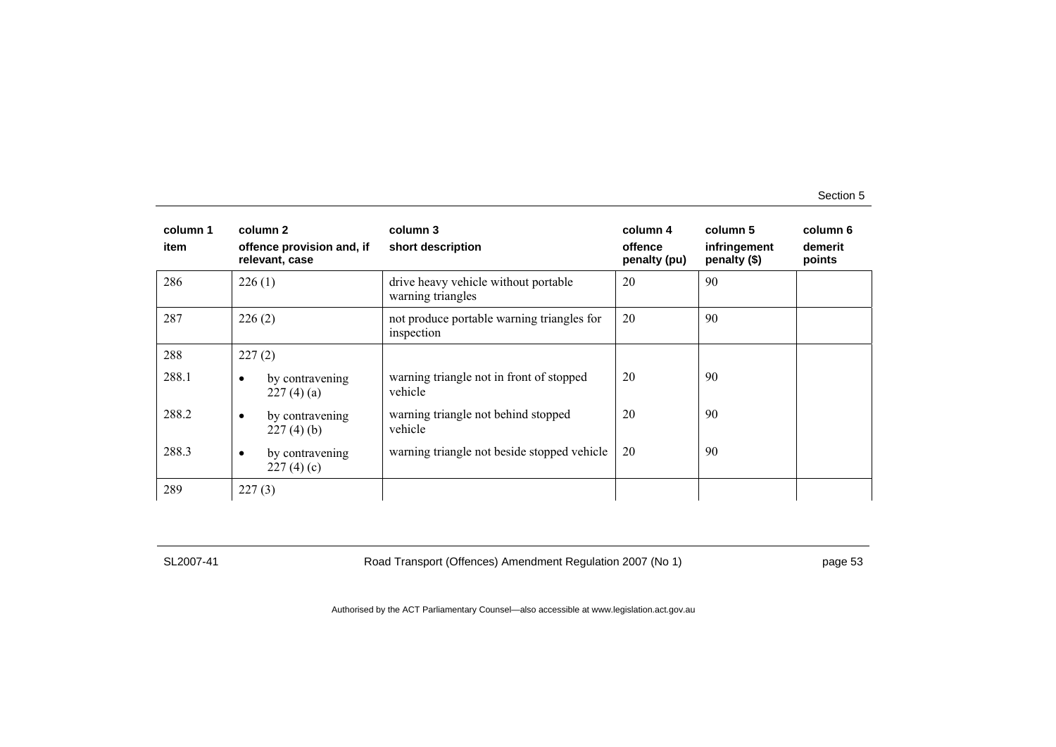| column 1 item | column 2 offence provision and, if relevant, case | column 3 short description | column 4 offence penalty (pu) | column 5 infringement penalty ($) | column 6 demerit points |
|---|---|---|---|---|---|
| 286 | 226 (1) | drive heavy vehicle without portable warning triangles | 20 | 90 | |
| 287 | 226 (2) | not produce portable warning triangles for inspection | 20 | 90 | |
| 288 | 227 (2) | | | | |
| 288.1 | • by contravening 227 (4) (a) | warning triangle not in front of stopped vehicle | 20 | 90 | |
| 288.2 | • by contravening 227 (4) (b) | warning triangle not behind stopped vehicle | 20 | 90 | |
| 288.3 | • by contravening 227 (4) (c) | warning triangle not beside stopped vehicle | 20 | 90 | |
| 289 | 227 (3) | | | | |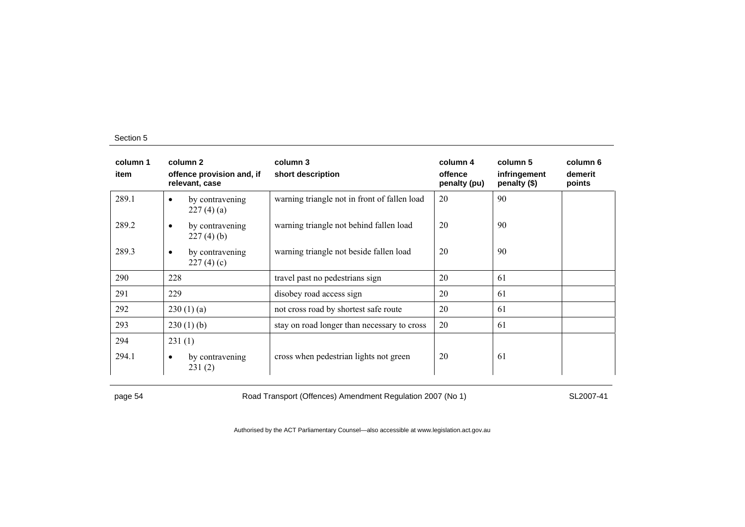| column 1<br>item | column 2<br>offence provision and, if relevant, case | column 3<br>short description | column 4<br>offence penalty (pu) | column 5<br>infringement penalty ($) | column 6<br>demerit points |
|---|---|---|---|---|---|
| 289.1 | • by contravening 227 (4) (a) | warning triangle not in front of fallen load | 20 | 90 | |
| 289.2 | • by contravening 227 (4) (b) | warning triangle not behind fallen load | 20 | 90 | |
| 289.3 | • by contravening 227 (4) (c) | warning triangle not beside fallen load | 20 | 90 | |
| 290 | 228 | travel past no pedestrians sign | 20 | 61 | |
| 291 | 229 | disobey road access sign | 20 | 61 | |
| 292 | 230 (1) (a) | not cross road by shortest safe route | 20 | 61 | |
| 293 | 230 (1) (b) | stay on road longer than necessary to cross | 20 | 61 | |
| 294 | 231 (1) | | | | |
| 294.1 | • by contravening 231 (2) | cross when pedestrian lights not green | 20 | 61 | |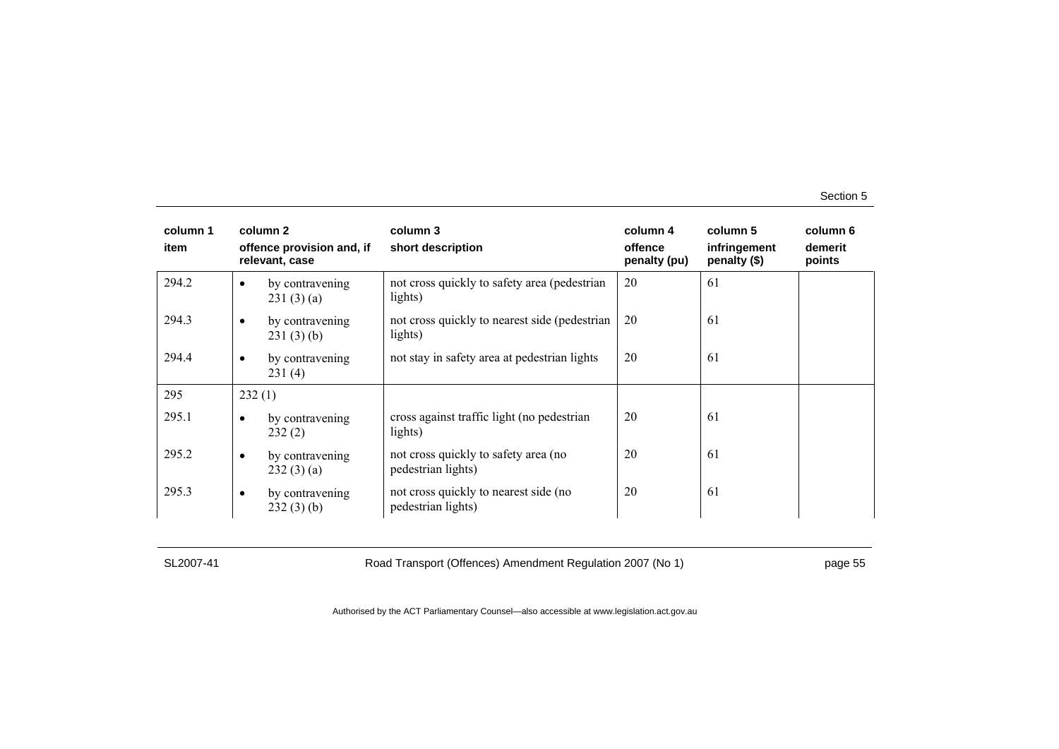| column 1<br>item | column 2<br>offence provision and, if relevant, case | column 3<br>short description | column 4<br>offence penalty (pu) | column 5<br>infringement penalty ($) | column 6<br>demerit points |
|---|---|---|---|---|---|
| 294.2 | • by contravening 231 (3) (a) | not cross quickly to safety area (pedestrian lights) | 20 | 61 | |
| 294.3 | • by contravening 231 (3) (b) | not cross quickly to nearest side (pedestrian lights) | 20 | 61 | |
| 294.4 | • by contravening 231 (4) | not stay in safety area at pedestrian lights | 20 | 61 | |
| 295 | 232 (1) | | | | |
| 295.1 | • by contravening 232 (2) | cross against traffic light (no pedestrian lights) | 20 | 61 | |
| 295.2 | • by contravening 232 (3) (a) | not cross quickly to safety area (no pedestrian lights) | 20 | 61 | |
| 295.3 | • by contravening 232 (3) (b) | not cross quickly to nearest side (no pedestrian lights) | 20 | 61 | |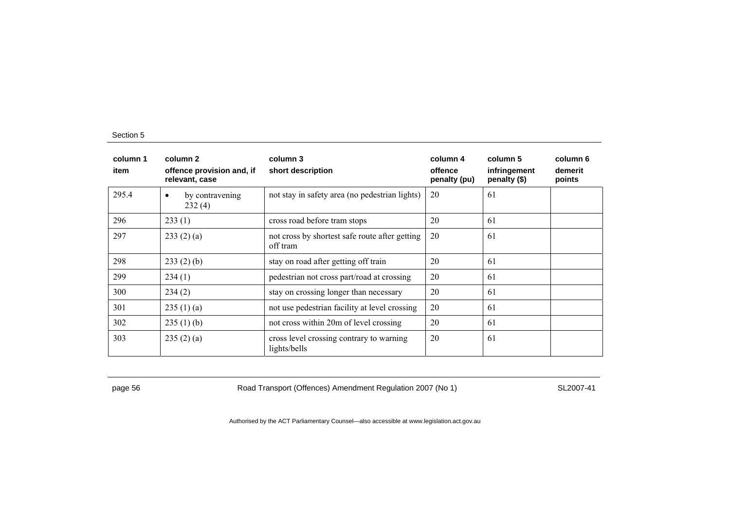| column 1<br>item | column 2<br>offence provision and, if relevant, case | column 3<br>short description | column 4<br>offence penalty (pu) | column 5<br>infringement penalty ($) | column 6<br>demerit points |
|---|---|---|---|---|---|
| 295.4 | • by contravening 232 (4) | not stay in safety area (no pedestrian lights) | 20 | 61 | |
| 296 | 233 (1) | cross road before tram stops | 20 | 61 | |
| 297 | 233 (2) (a) | not cross by shortest safe route after getting off tram | 20 | 61 | |
| 298 | 233 (2) (b) | stay on road after getting off train | 20 | 61 | |
| 299 | 234 (1) | pedestrian not cross part/road at crossing | 20 | 61 | |
| 300 | 234 (2) | stay on crossing longer than necessary | 20 | 61 | |
| 301 | 235 (1) (a) | not use pedestrian facility at level crossing | 20 | 61 | |
| 302 | 235 (1) (b) | not cross within 20m of level crossing | 20 | 61 | |
| 303 | 235 (2) (a) | cross level crossing contrary to warning lights/bells | 20 | 61 | |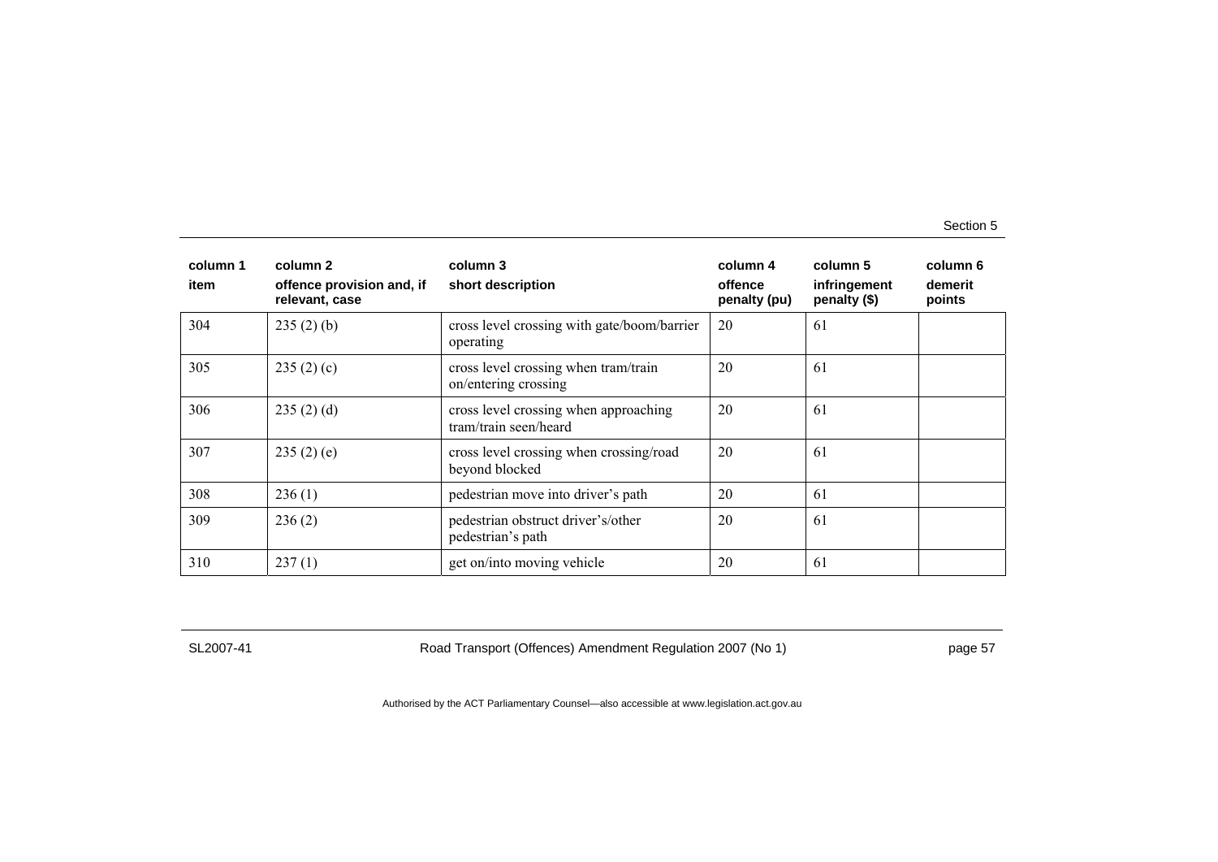| column 1<br>item | column 2<br>offence provision and, if relevant, case | column 3<br>short description | column 4<br>offence penalty (pu) | column 5<br>infringement penalty ($) | column 6<br>demerit points |
|---|---|---|---|---|---|
| 304 | 235 (2) (b) | cross level crossing with gate/boom/barrier operating | 20 | 61 | |
| 305 | 235 (2) (c) | cross level crossing when tram/train on/entering crossing | 20 | 61 | |
| 306 | 235 (2) (d) | cross level crossing when approaching tram/train seen/heard | 20 | 61 | |
| 307 | 235 (2) (e) | cross level crossing when crossing/road beyond blocked | 20 | 61 | |
| 308 | 236 (1) | pedestrian move into driver's path | 20 | 61 | |
| 309 | 236 (2) | pedestrian obstruct driver's/other pedestrian's path | 20 | 61 | |
| 310 | 237 (1) | get on/into moving vehicle | 20 | 61 | |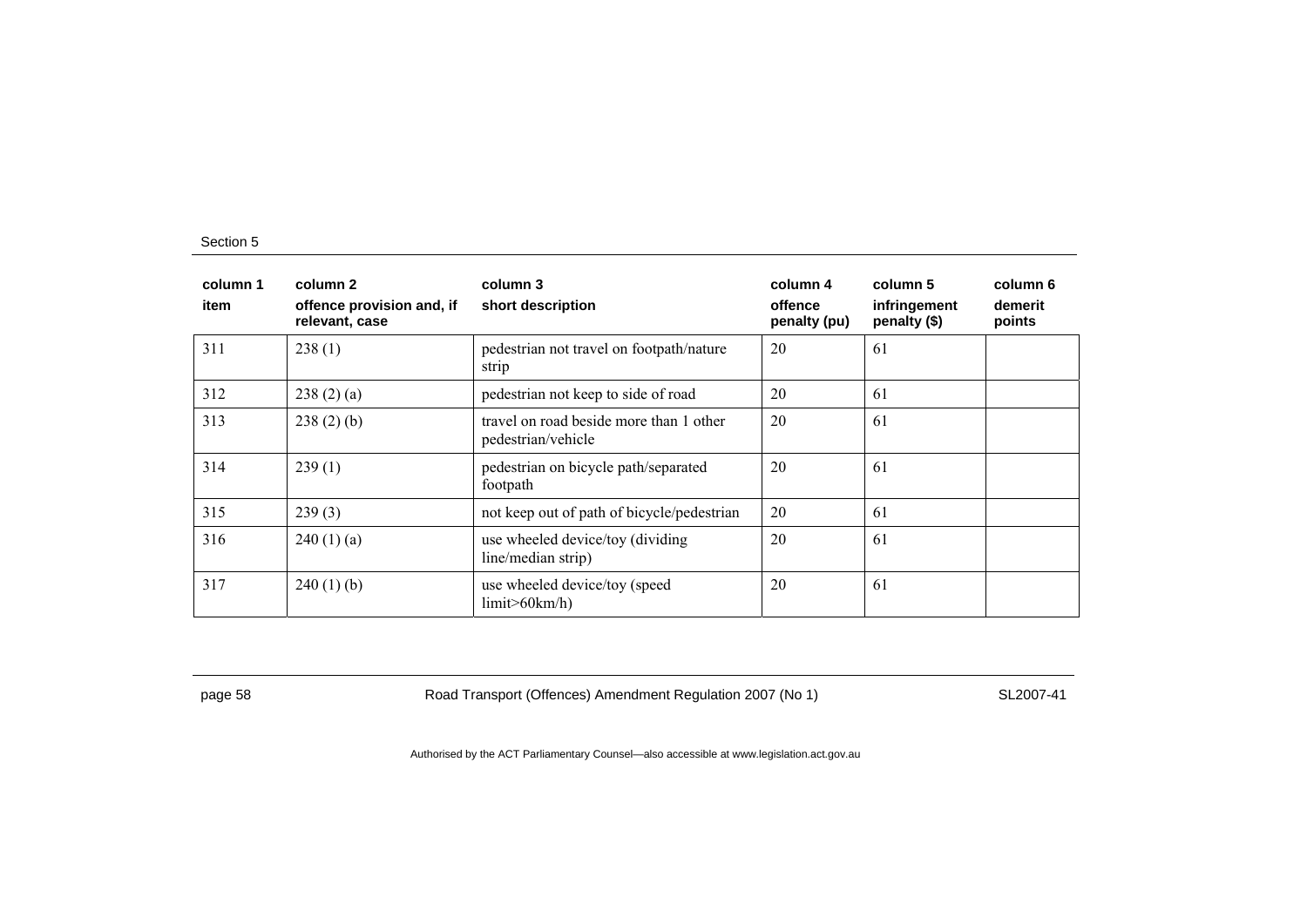| column 1<br>item | column 2<br>offence provision and, if relevant, case | column 3<br>short description | column 4<br>offence penalty (pu) | column 5<br>infringement penalty ($) | column 6<br>demerit points |
|---|---|---|---|---|---|
| 311 | 238 (1) | pedestrian not travel on footpath/nature strip | 20 | 61 | |
| 312 | 238 (2) (a) | pedestrian not keep to side of road | 20 | 61 | |
| 313 | 238 (2) (b) | travel on road beside more than 1 other pedestrian/vehicle | 20 | 61 | |
| 314 | 239 (1) | pedestrian on bicycle path/separated footpath | 20 | 61 | |
| 315 | 239 (3) | not keep out of path of bicycle/pedestrian | 20 | 61 | |
| 316 | 240 (1) (a) | use wheeled device/toy (dividing line/median strip) | 20 | 61 | |
| 317 | 240 (1) (b) | use wheeled device/toy (speed limit>60km/h) | 20 | 61 | |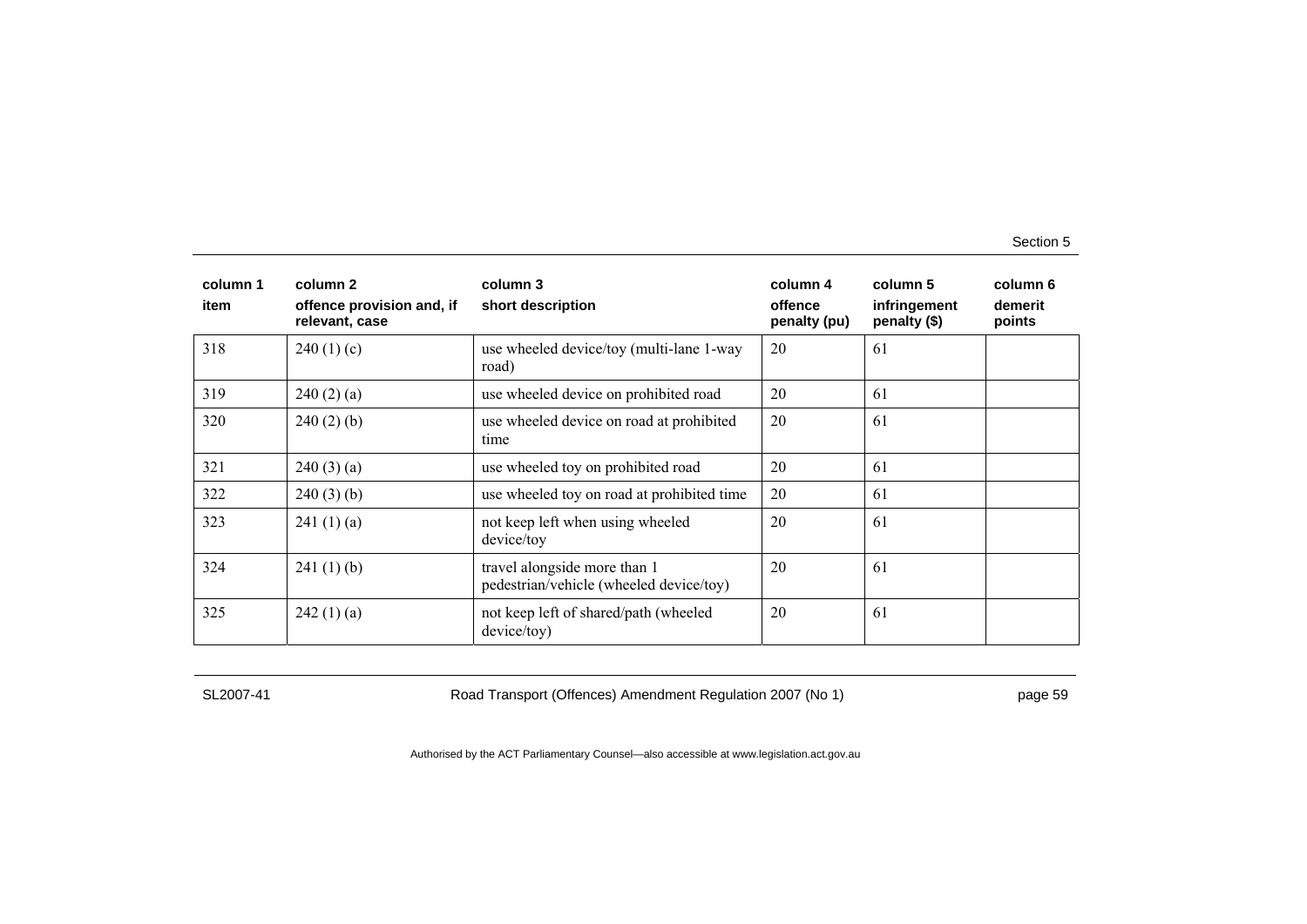| column 1<br>item | column 2<br>offence provision and, if relevant, case | column 3<br>short description | column 4<br>offence penalty (pu) | column 5<br>infringement penalty ($) | column 6<br>demerit points |
|---|---|---|---|---|---|
| 318 | 240 (1) (c) | use wheeled device/toy (multi-lane 1-way road) | 20 | 61 | |
| 319 | 240 (2) (a) | use wheeled device on prohibited road | 20 | 61 | |
| 320 | 240 (2) (b) | use wheeled device on road at prohibited time | 20 | 61 | |
| 321 | 240 (3) (a) | use wheeled toy on prohibited road | 20 | 61 | |
| 322 | 240 (3) (b) | use wheeled toy on road at prohibited time | 20 | 61 | |
| 323 | 241 (1) (a) | not keep left when using wheeled device/toy | 20 | 61 | |
| 324 | 241 (1) (b) | travel alongside more than 1 pedestrian/vehicle (wheeled device/toy) | 20 | 61 | |
| 325 | 242 (1) (a) | not keep left of shared/path (wheeled device/toy) | 20 | 61 | |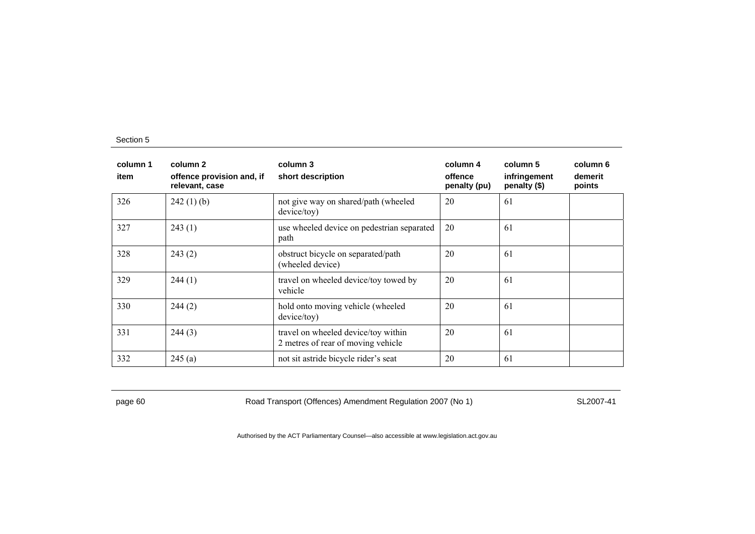| column 1<br>item | column 2<br>offence provision and, if relevant, case | column 3<br>short description | column 4<br>offence penalty (pu) | column 5<br>infringement penalty ($) | column 6<br>demerit points |
|---|---|---|---|---|---|
| 326 | 242 (1) (b) | not give way on shared/path (wheeled device/toy) | 20 | 61 | |
| 327 | 243 (1) | use wheeled device on pedestrian separated path | 20 | 61 | |
| 328 | 243 (2) | obstruct bicycle on separated/path (wheeled device) | 20 | 61 | |
| 329 | 244 (1) | travel on wheeled device/toy towed by vehicle | 20 | 61 | |
| 330 | 244 (2) | hold onto moving vehicle (wheeled device/toy) | 20 | 61 | |
| 331 | 244 (3) | travel on wheeled device/toy within 2 metres of rear of moving vehicle | 20 | 61 | |
| 332 | 245 (a) | not sit astride bicycle rider's seat | 20 | 61 | |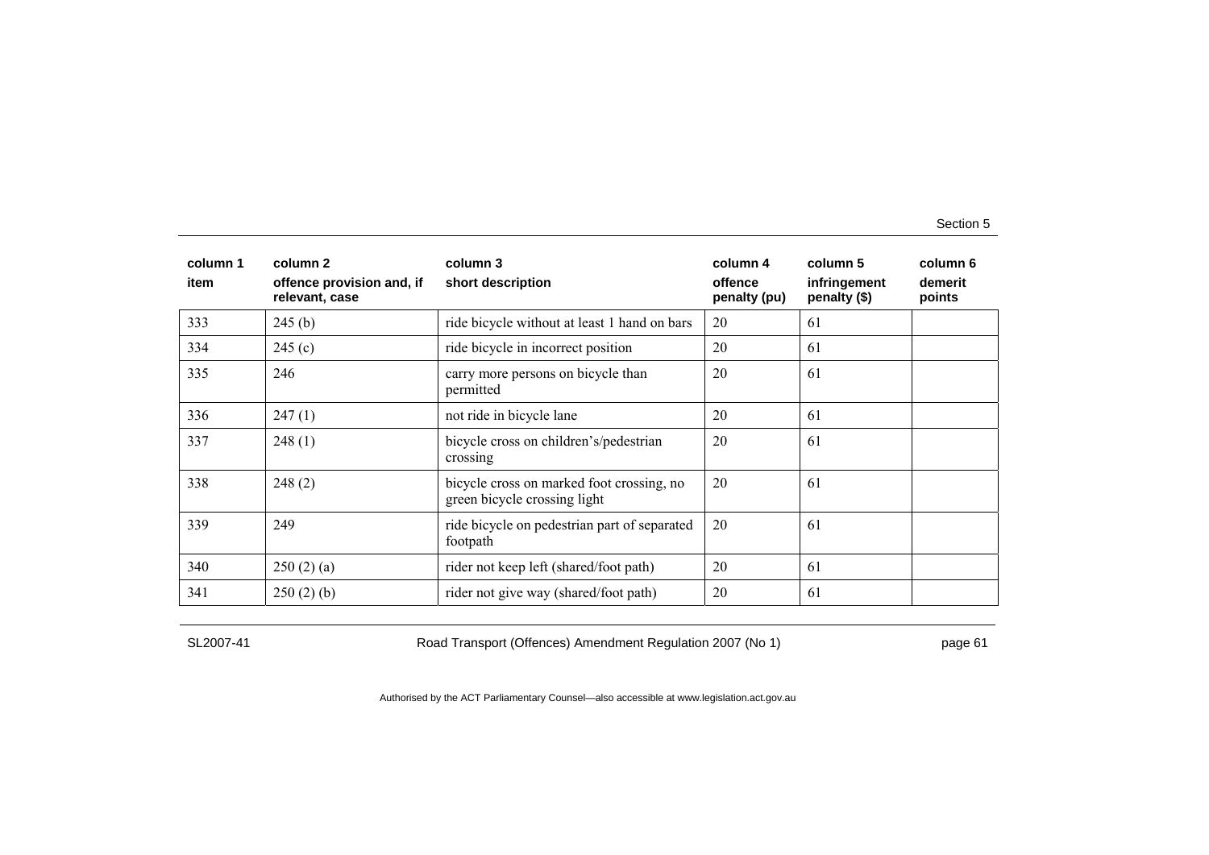| column 1 item | column 2 offence provision and, if relevant, case | column 3 short description | column 4 offence penalty (pu) | column 5 infringement penalty ($) | column 6 demerit points |
|---|---|---|---|---|---|
| 333 | 245 (b) | ride bicycle without at least 1 hand on bars | 20 | 61 | |
| 334 | 245 (c) | ride bicycle in incorrect position | 20 | 61 | |
| 335 | 246 | carry more persons on bicycle than permitted | 20 | 61 | |
| 336 | 247 (1) | not ride in bicycle lane | 20 | 61 | |
| 337 | 248 (1) | bicycle cross on children's/pedestrian crossing | 20 | 61 | |
| 338 | 248 (2) | bicycle cross on marked foot crossing, no green bicycle crossing light | 20 | 61 | |
| 339 | 249 | ride bicycle on pedestrian part of separated footpath | 20 | 61 | |
| 340 | 250 (2) (a) | rider not keep left (shared/foot path) | 20 | 61 | |
| 341 | 250 (2) (b) | rider not give way (shared/foot path) | 20 | 61 | |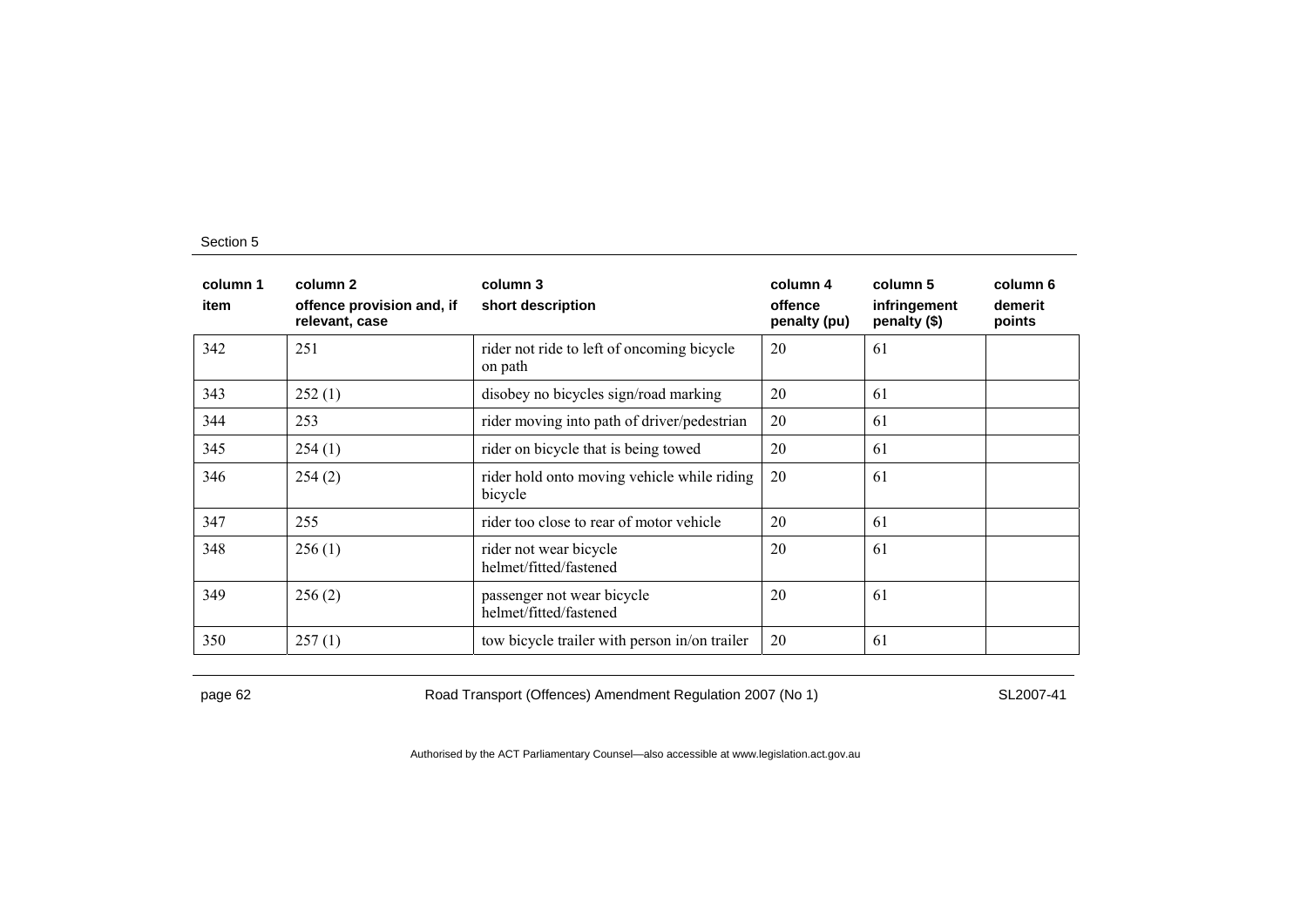| column 1<br>item | column 2<br>offence provision and, if relevant, case | column 3<br>short description | column 4<br>offence penalty (pu) | column 5<br>infringement penalty ($) | column 6<br>demerit points |
|---|---|---|---|---|---|
| 342 | 251 | rider not ride to left of oncoming bicycle on path | 20 | 61 | |
| 343 | 252 (1) | disobey no bicycles sign/road marking | 20 | 61 | |
| 344 | 253 | rider moving into path of driver/pedestrian | 20 | 61 | |
| 345 | 254 (1) | rider on bicycle that is being towed | 20 | 61 | |
| 346 | 254 (2) | rider hold onto moving vehicle while riding bicycle | 20 | 61 | |
| 347 | 255 | rider too close to rear of motor vehicle | 20 | 61 | |
| 348 | 256 (1) | rider not wear bicycle helmet/fitted/fastened | 20 | 61 | |
| 349 | 256 (2) | passenger not wear bicycle helmet/fitted/fastened | 20 | 61 | |
| 350 | 257 (1) | tow bicycle trailer with person in/on trailer | 20 | 61 | |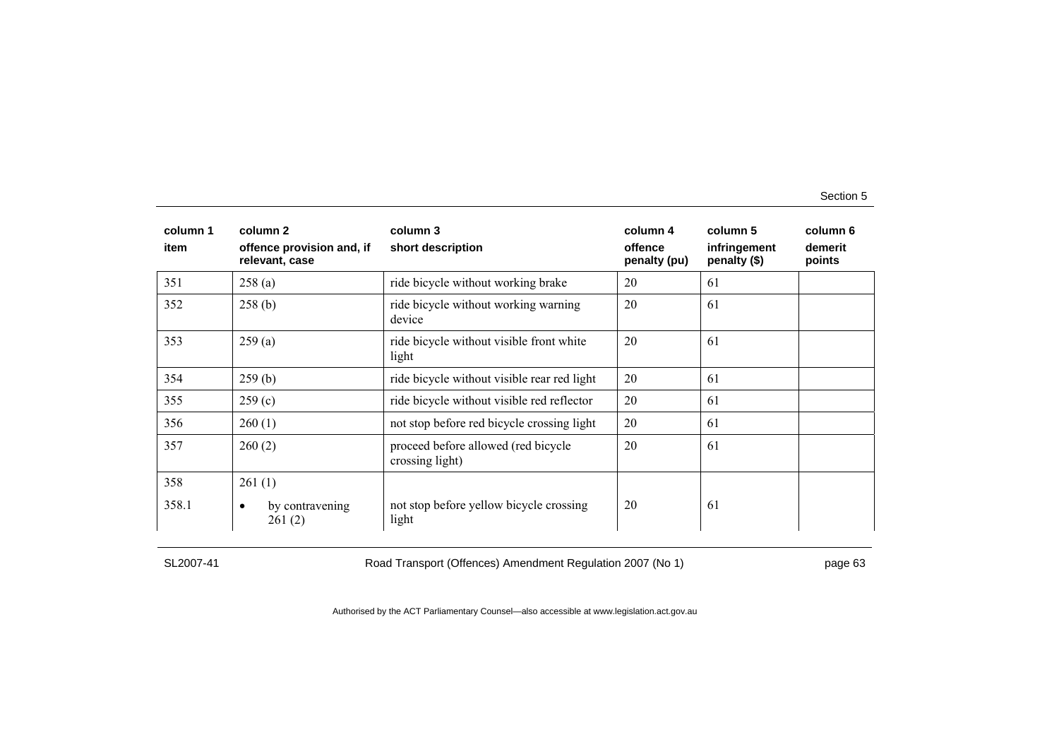| column 1 item | column 2 offence provision and, if relevant, case | column 3 short description | column 4 offence penalty (pu) | column 5 infringement penalty ($) | column 6 demerit points |
|---|---|---|---|---|---|
| 351 | 258 (a) | ride bicycle without working brake | 20 | 61 | |
| 352 | 258 (b) | ride bicycle without working warning device | 20 | 61 | |
| 353 | 259 (a) | ride bicycle without visible front white light | 20 | 61 | |
| 354 | 259 (b) | ride bicycle without visible rear red light | 20 | 61 | |
| 355 | 259 (c) | ride bicycle without visible red reflector | 20 | 61 | |
| 356 | 260 (1) | not stop before red bicycle crossing light | 20 | 61 | |
| 357 | 260 (2) | proceed before allowed (red bicycle crossing light) | 20 | 61 | |
| 358 | 261 (1) | | | | |
| 358.1 | • by contravening 261 (2) | not stop before yellow bicycle crossing light | 20 | 61 | |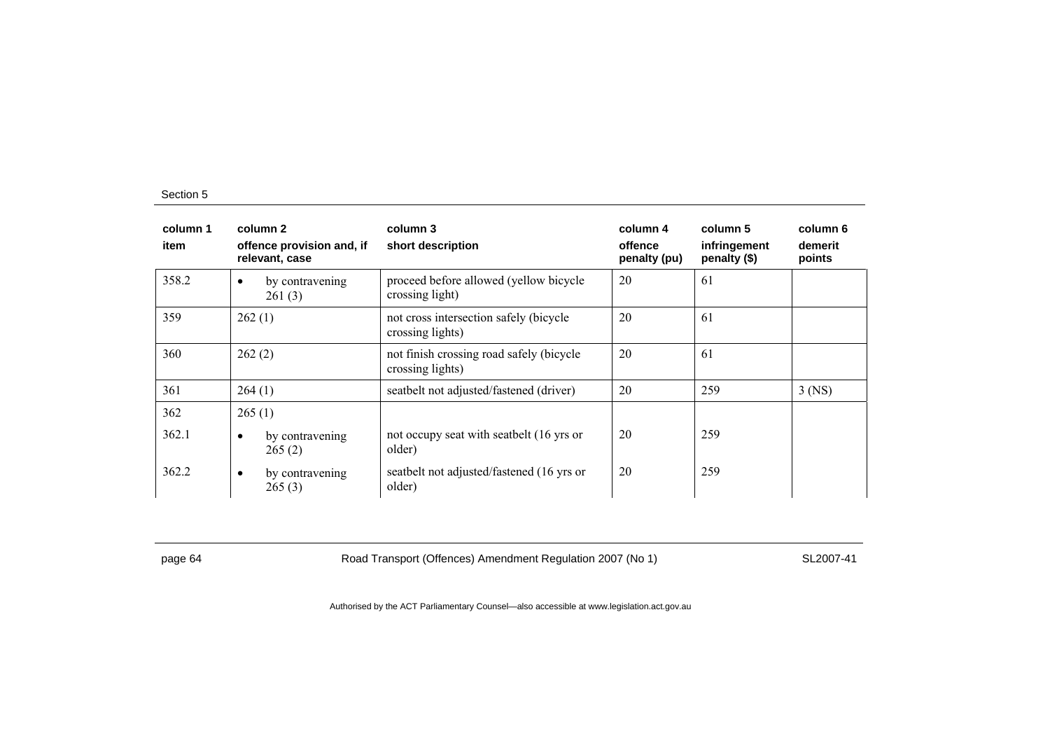| column 1 item | column 2 offence provision and, if relevant, case | column 3 short description | column 4 offence penalty (pu) | column 5 infringement penalty ($) | column 6 demerit points |
|---|---|---|---|---|---|
| 358.2 | • by contravening 261 (3) | proceed before allowed (yellow bicycle crossing light) | 20 | 61 | |
| 359 | 262 (1) | not cross intersection safely (bicycle crossing lights) | 20 | 61 | |
| 360 | 262 (2) | not finish crossing road safely (bicycle crossing lights) | 20 | 61 | |
| 361 | 264 (1) | seatbelt not adjusted/fastened (driver) | 20 | 259 | 3 (NS) |
| 362 | 265 (1) | | | | |
| 362.1 | • by contravening 265 (2) | not occupy seat with seatbelt (16 yrs or older) | 20 | 259 | |
| 362.2 | • by contravening 265 (3) | seatbelt not adjusted/fastened (16 yrs or older) | 20 | 259 | |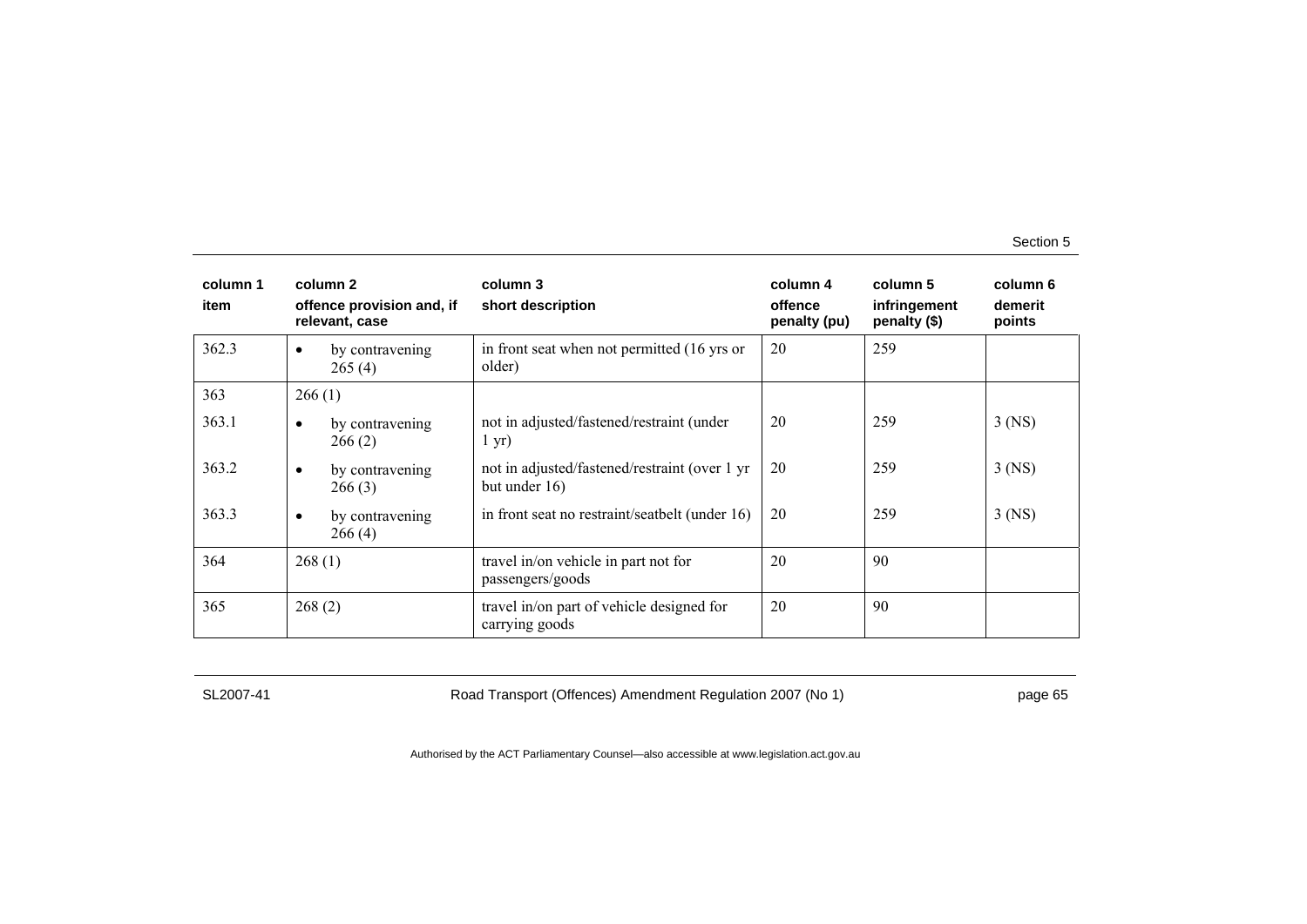| column 1 | column 2 | column 3 | column 4 | column 5 | column 6 |
|---|---|---|---|---|---|
| item | offence provision and, if relevant, case | short description | offence penalty (pu) | infringement penalty ($) | demerit points |
| 362.3 | • by contravening 265 (4) | in front seat when not permitted (16 yrs or older) | 20 | 259 | |
| 363 | 266 (1) | | | | |
| 363.1 | • by contravening 266 (2) | not in adjusted/fastened/restraint (under 1 yr) | 20 | 259 | 3 (NS) |
| 363.2 | • by contravening 266 (3) | not in adjusted/fastened/restraint (over 1 yr but under 16) | 20 | 259 | 3 (NS) |
| 363.3 | • by contravening 266 (4) | in front seat no restraint/seatbelt (under 16) | 20 | 259 | 3 (NS) |
| 364 | 268 (1) | travel in/on vehicle in part not for passengers/goods | 20 | 90 | |
| 365 | 268 (2) | travel in/on part of vehicle designed for carrying goods | 20 | 90 | |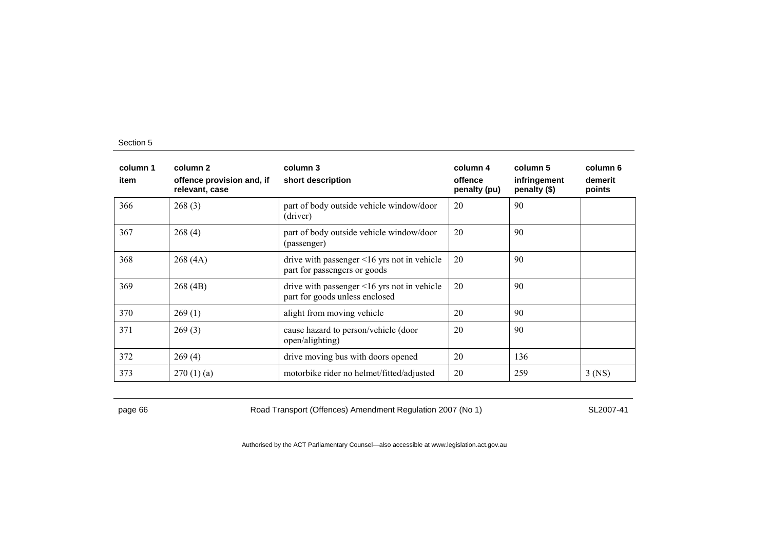| column 1<br>item | column 2<br>offence provision and, if relevant, case | column 3<br>short description | column 4<br>offence penalty (pu) | column 5<br>infringement penalty ($) | column 6<br>demerit points |
|---|---|---|---|---|---|
| 366 | 268 (3) | part of body outside vehicle window/door (driver) | 20 | 90 | |
| 367 | 268 (4) | part of body outside vehicle window/door (passenger) | 20 | 90 | |
| 368 | 268 (4A) | drive with passenger <16 yrs not in vehicle part for passengers or goods | 20 | 90 | |
| 369 | 268 (4B) | drive with passenger <16 yrs not in vehicle part for goods unless enclosed | 20 | 90 | |
| 370 | 269 (1) | alight from moving vehicle | 20 | 90 | |
| 371 | 269 (3) | cause hazard to person/vehicle (door open/alighting) | 20 | 90 | |
| 372 | 269 (4) | drive moving bus with doors opened | 20 | 136 | |
| 373 | 270 (1) (a) | motorbike rider no helmet/fitted/adjusted | 20 | 259 | 3 (NS) |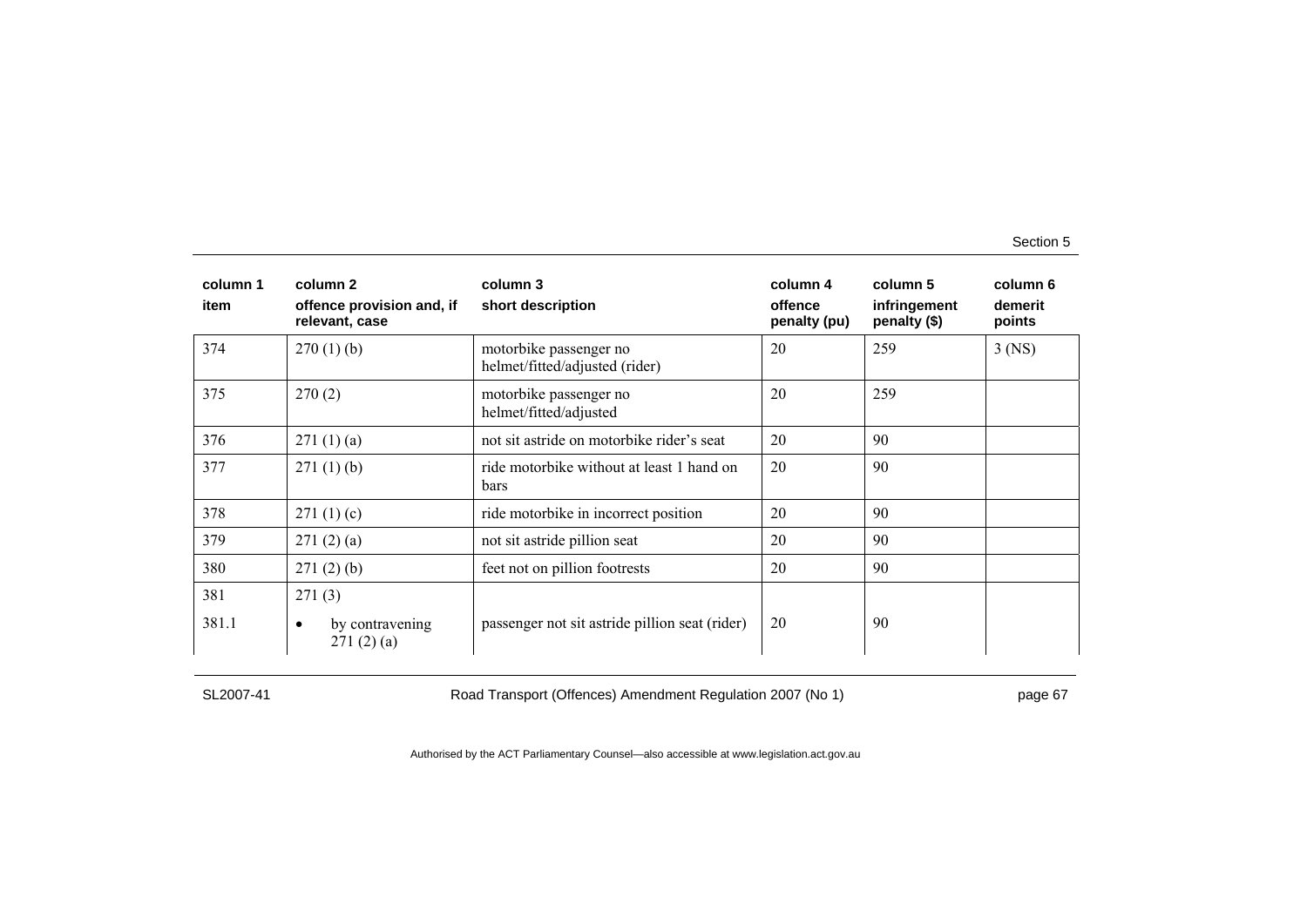| column 1 item | column 2 offence provision and, if relevant, case | column 3 short description | column 4 offence penalty (pu) | column 5 infringement penalty ($) | column 6 demerit points |
|---|---|---|---|---|---|
| 374 | 270 (1) (b) | motorbike passenger no helmet/fitted/adjusted (rider) | 20 | 259 | 3 (NS) |
| 375 | 270 (2) | motorbike passenger no helmet/fitted/adjusted | 20 | 259 | |
| 376 | 271 (1) (a) | not sit astride on motorbike rider's seat | 20 | 90 | |
| 377 | 271 (1) (b) | ride motorbike without at least 1 hand on bars | 20 | 90 | |
| 378 | 271 (1) (c) | ride motorbike in incorrect position | 20 | 90 | |
| 379 | 271 (2) (a) | not sit astride pillion seat | 20 | 90 | |
| 380 | 271 (2) (b) | feet not on pillion footrests | 20 | 90 | |
| 381 | 271 (3) | | | | |
| 381.1 | • by contravening 271 (2) (a) | passenger not sit astride pillion seat (rider) | 20 | 90 | |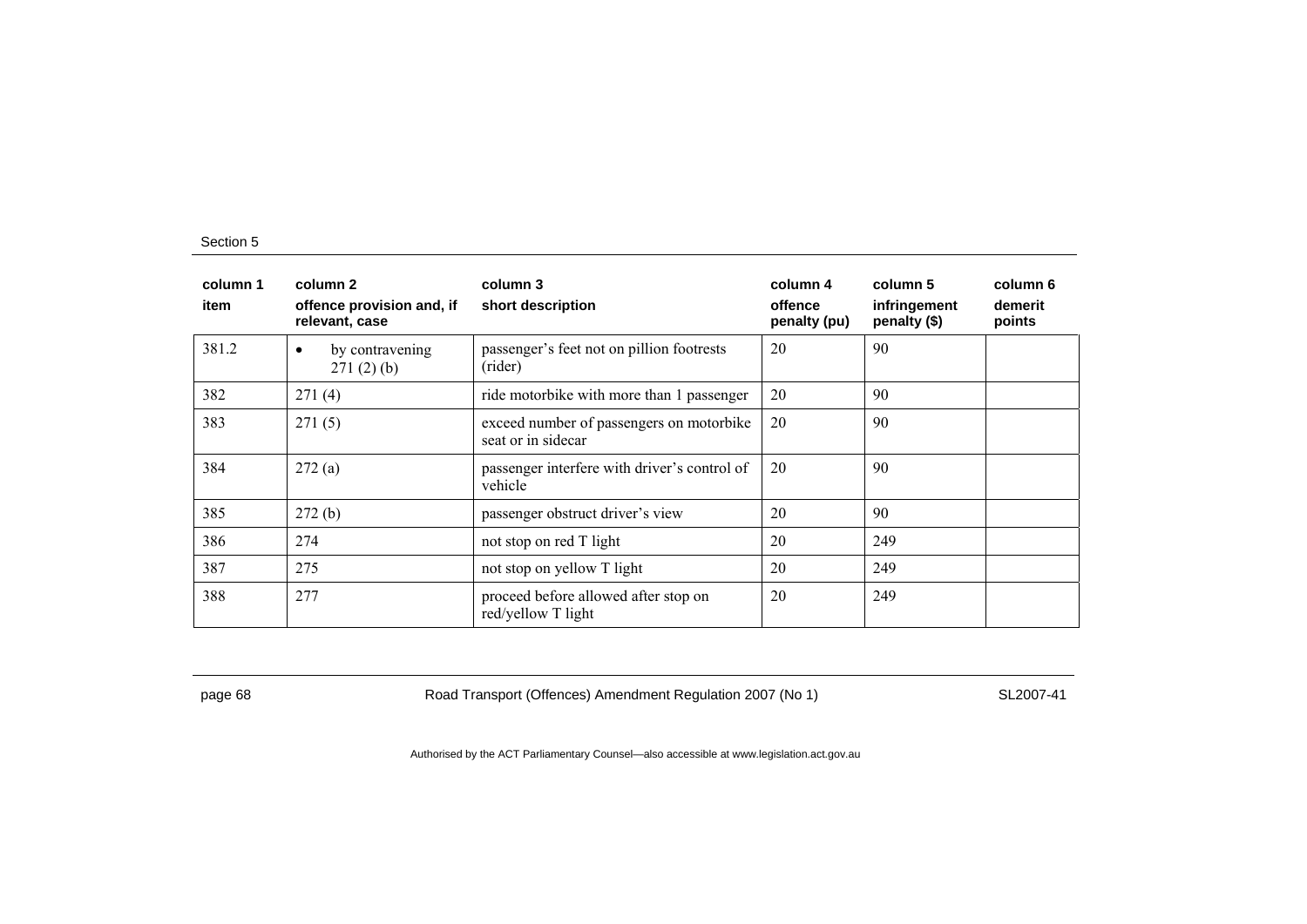| column 1<br>item | column 2<br>offence provision and, if relevant, case | column 3<br>short description | column 4<br>offence penalty (pu) | column 5<br>infringement penalty ($) | column 6<br>demerit points |
|---|---|---|---|---|---|
| 381.2 | • by contravening 271 (2) (b) | passenger's feet not on pillion footrests (rider) | 20 | 90 | |
| 382 | 271 (4) | ride motorbike with more than 1 passenger | 20 | 90 | |
| 383 | 271 (5) | exceed number of passengers on motorbike seat or in sidecar | 20 | 90 | |
| 384 | 272 (a) | passenger interfere with driver's control of vehicle | 20 | 90 | |
| 385 | 272 (b) | passenger obstruct driver's view | 20 | 90 | |
| 386 | 274 | not stop on red T light | 20 | 249 | |
| 387 | 275 | not stop on yellow T light | 20 | 249 | |
| 388 | 277 | proceed before allowed after stop on red/yellow T light | 20 | 249 | |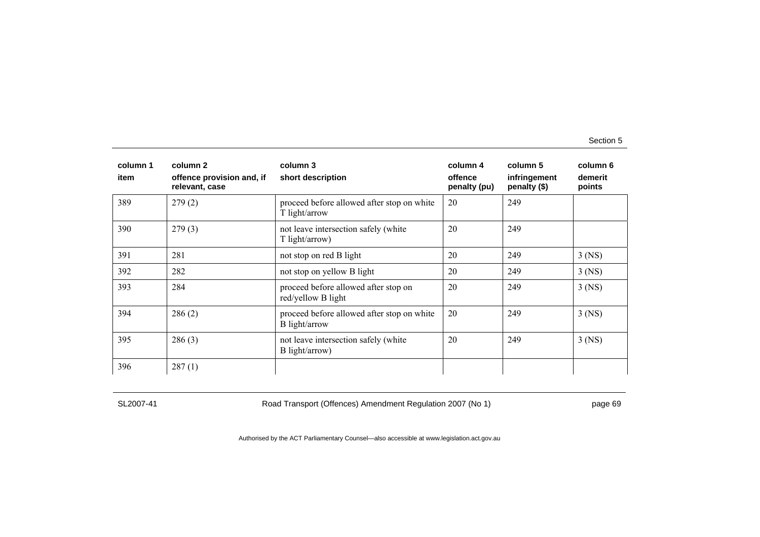| column 1 item | column 2 offence provision and, if relevant, case | column 3 short description | column 4 offence penalty (pu) | column 5 infringement penalty ($) | column 6 demerit points |
|---|---|---|---|---|---|
| 389 | 279 (2) | proceed before allowed after stop on white T light/arrow | 20 | 249 | |
| 390 | 279 (3) | not leave intersection safely (white T light/arrow) | 20 | 249 | |
| 391 | 281 | not stop on red B light | 20 | 249 | 3 (NS) |
| 392 | 282 | not stop on yellow B light | 20 | 249 | 3 (NS) |
| 393 | 284 | proceed before allowed after stop on red/yellow B light | 20 | 249 | 3 (NS) |
| 394 | 286 (2) | proceed before allowed after stop on white B light/arrow | 20 | 249 | 3 (NS) |
| 395 | 286 (3) | not leave intersection safely (white B light/arrow) | 20 | 249 | 3 (NS) |
| 396 | 287 (1) | | | | |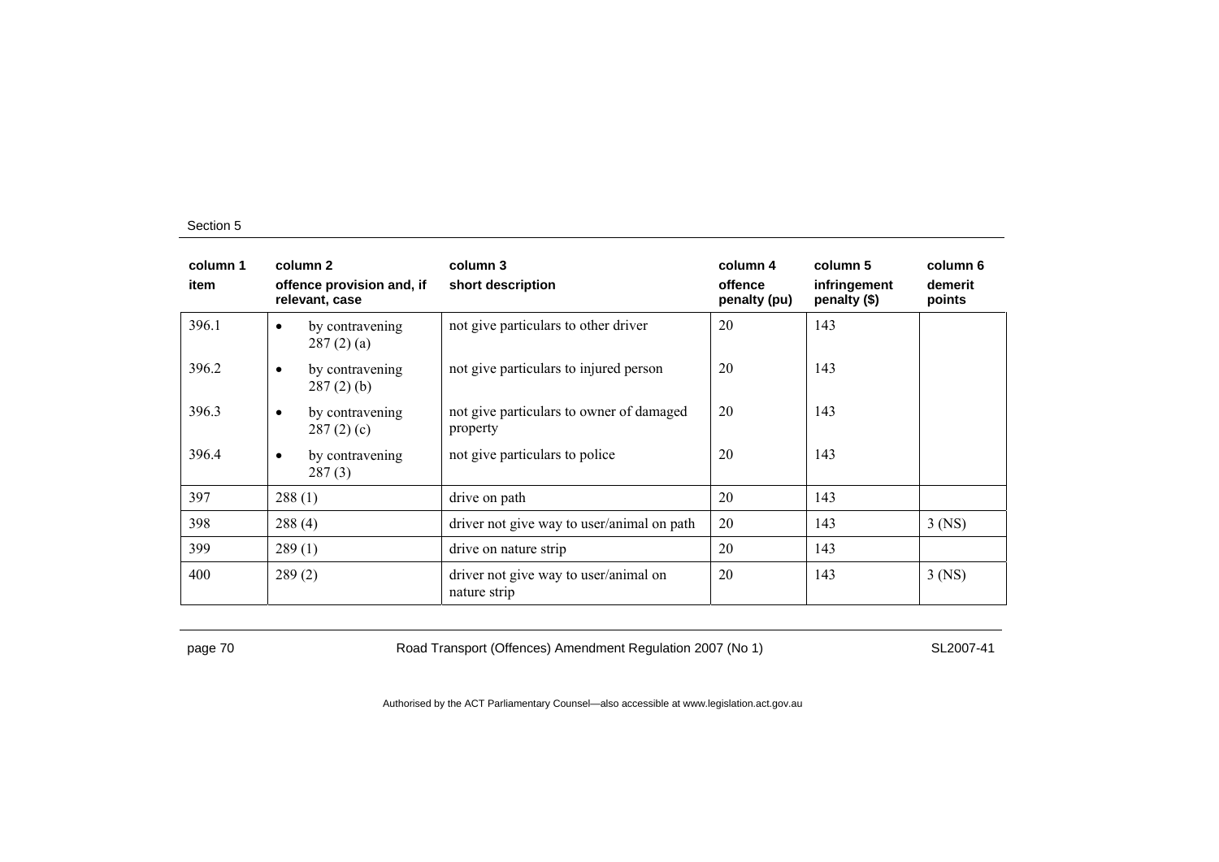| column 1<br>item | column 2<br>offence provision and, if relevant, case | column 3<br>short description | column 4<br>offence penalty (pu) | column 5<br>infringement penalty ($) | column 6<br>demerit points |
|---|---|---|---|---|---|
| 396.1 | • by contravening 287 (2) (a) | not give particulars to other driver | 20 | 143 | |
| 396.2 | • by contravening 287 (2) (b) | not give particulars to injured person | 20 | 143 | |
| 396.3 | • by contravening 287 (2) (c) | not give particulars to owner of damaged property | 20 | 143 | |
| 396.4 | • by contravening 287 (3) | not give particulars to police | 20 | 143 | |
| 397 | 288 (1) | drive on path | 20 | 143 | |
| 398 | 288 (4) | driver not give way to user/animal on path | 20 | 143 | 3 (NS) |
| 399 | 289 (1) | drive on nature strip | 20 | 143 | |
| 400 | 289 (2) | driver not give way to user/animal on nature strip | 20 | 143 | 3 (NS) |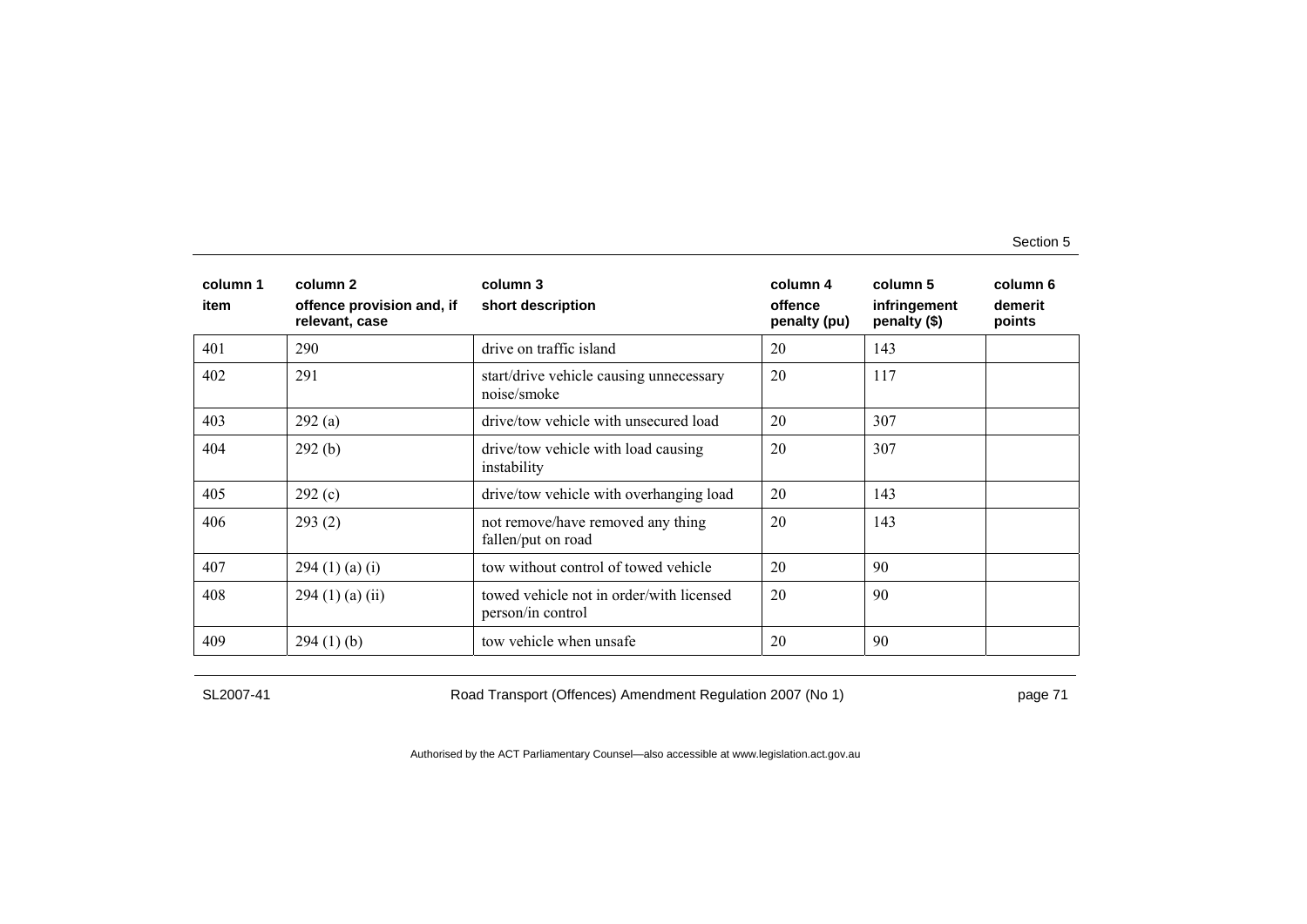| column 1<br>item | column 2<br>offence provision and, if relevant, case | column 3<br>short description | column 4<br>offence penalty (pu) | column 5<br>infringement penalty ($) | column 6<br>demerit points |
|---|---|---|---|---|---|
| 401 | 290 | drive on traffic island | 20 | 143 | |
| 402 | 291 | start/drive vehicle causing unnecessary noise/smoke | 20 | 117 | |
| 403 | 292 (a) | drive/tow vehicle with unsecured load | 20 | 307 | |
| 404 | 292 (b) | drive/tow vehicle with load causing instability | 20 | 307 | |
| 405 | 292 (c) | drive/tow vehicle with overhanging load | 20 | 143 | |
| 406 | 293 (2) | not remove/have removed any thing fallen/put on road | 20 | 143 | |
| 407 | 294 (1) (a) (i) | tow without control of towed vehicle | 20 | 90 | |
| 408 | 294 (1) (a) (ii) | towed vehicle not in order/with licensed person/in control | 20 | 90 | |
| 409 | 294 (1) (b) | tow vehicle when unsafe | 20 | 90 | |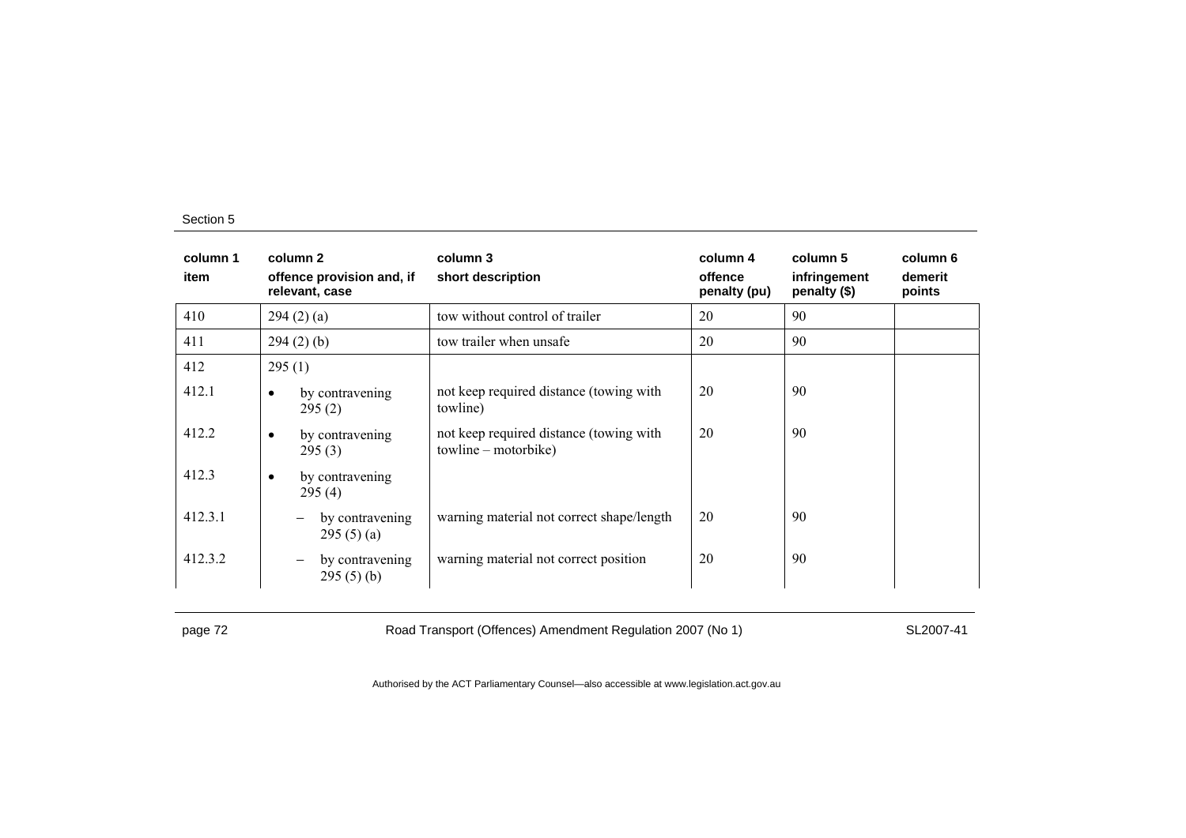| column 1 item | column 2 offence provision and, if relevant, case | column 3 short description | column 4 offence penalty (pu) | column 5 infringement penalty ($) | column 6 demerit points |
|---|---|---|---|---|---|
| 410 | 294 (2) (a) | tow without control of trailer | 20 | 90 | |
| 411 | 294 (2) (b) | tow trailer when unsafe | 20 | 90 | |
| 412 | 295 (1) | | | | |
| 412.1 | • by contravening 295 (2) | not keep required distance (towing with towline) | 20 | 90 | |
| 412.2 | • by contravening 295 (3) | not keep required distance (towing with towline – motorbike) | 20 | 90 | |
| 412.3 | • by contravening 295 (4) | | | | |
| 412.3.1 | – by contravening 295 (5) (a) | warning material not correct shape/length | 20 | 90 | |
| 412.3.2 | – by contravening 295 (5) (b) | warning material not correct position | 20 | 90 | |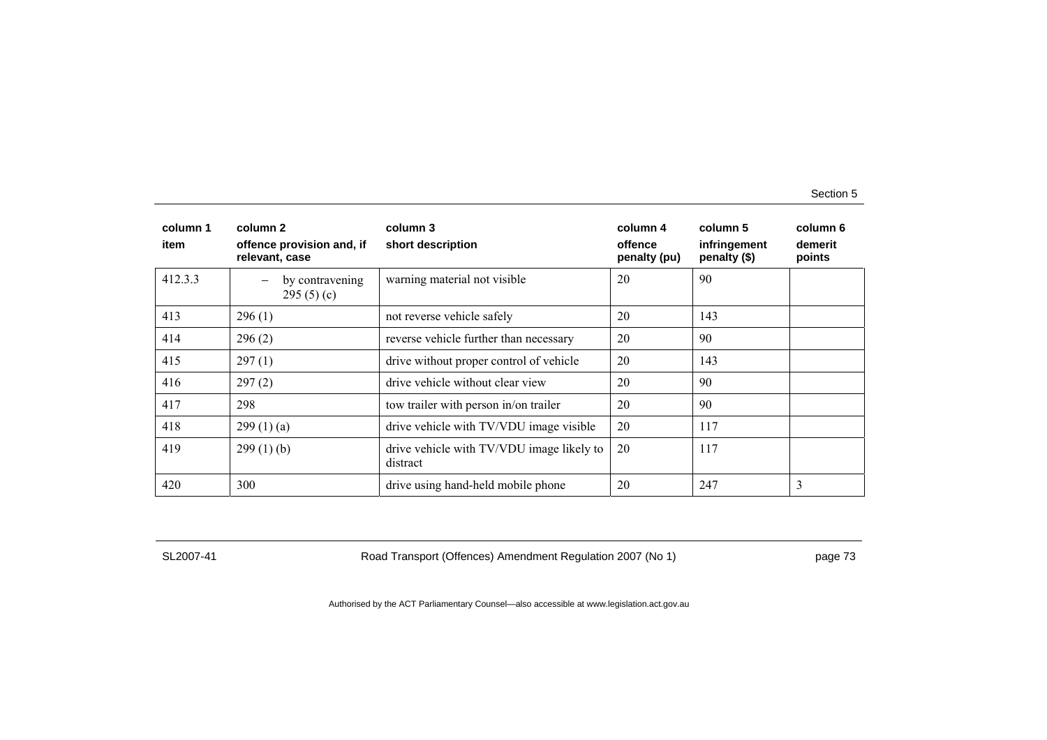| column 1<br>item | column 2<br>offence provision and, if relevant, case | column 3<br>short description | column 4<br>offence penalty (pu) | column 5<br>infringement penalty ($) | column 6<br>demerit points |
|---|---|---|---|---|---|
| 412.3.3 | – by contravening 295 (5) (c) | warning material not visible | 20 | 90 | |
| 413 | 296 (1) | not reverse vehicle safely | 20 | 143 | |
| 414 | 296 (2) | reverse vehicle further than necessary | 20 | 90 | |
| 415 | 297 (1) | drive without proper control of vehicle | 20 | 143 | |
| 416 | 297 (2) | drive vehicle without clear view | 20 | 90 | |
| 417 | 298 | tow trailer with person in/on trailer | 20 | 90 | |
| 418 | 299 (1) (a) | drive vehicle with TV/VDU image visible | 20 | 117 | |
| 419 | 299 (1) (b) | drive vehicle with TV/VDU image likely to distract | 20 | 117 | |
| 420 | 300 | drive using hand-held mobile phone | 20 | 247 | 3 |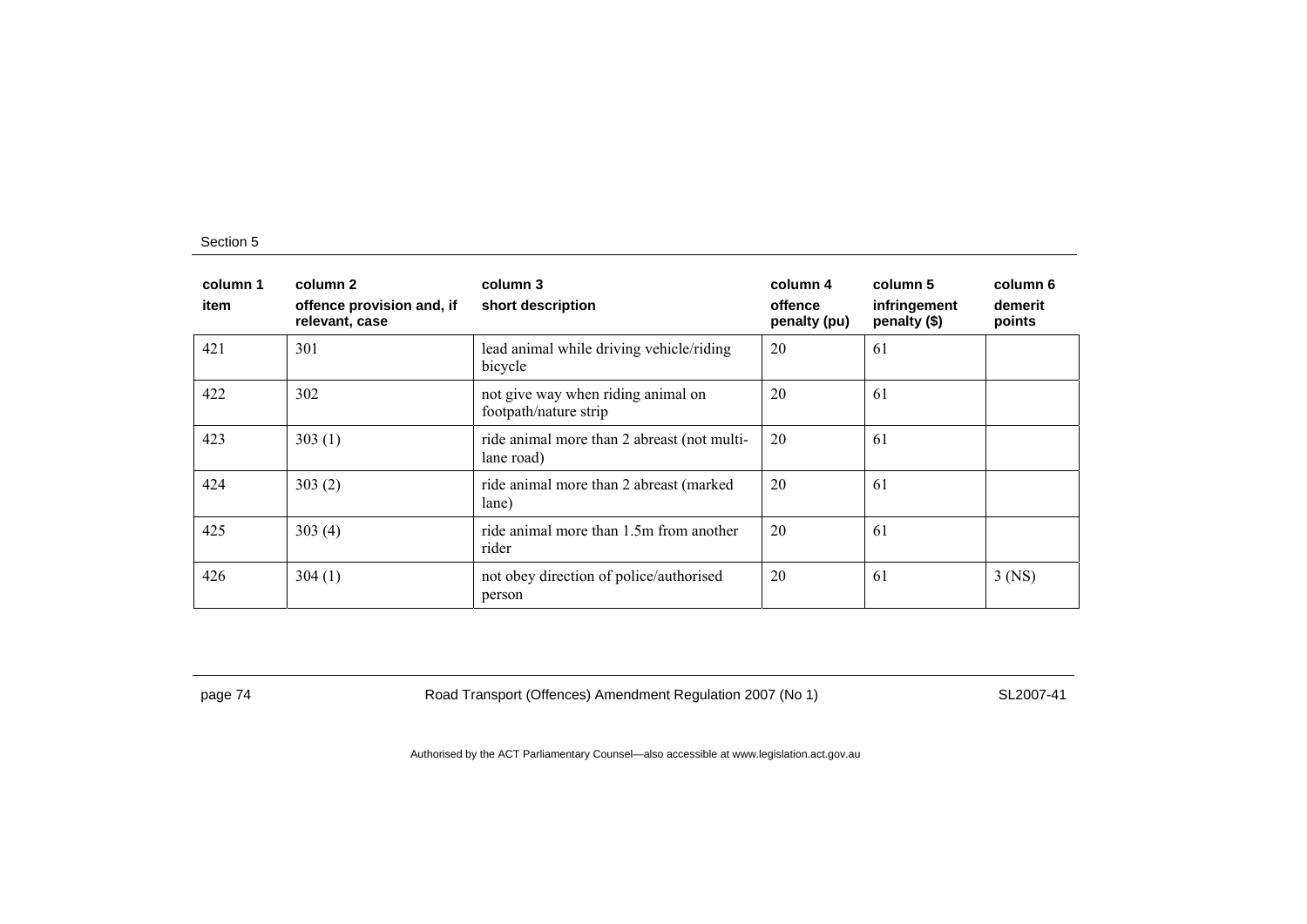| column 1 | column 2 | column 3 | column 4 | column 5 | column 6 |
|---|---|---|---|---|---|
| item | offence provision and, if relevant, case | short description | offence penalty (pu) | infringement penalty ($) | demerit points |
| 421 | 301 | lead animal while driving vehicle/riding bicycle | 20 | 61 | |
| 422 | 302 | not give way when riding animal on footpath/nature strip | 20 | 61 | |
| 423 | 303 (1) | ride animal more than 2 abreast (not multi-lane road) | 20 | 61 | |
| 424 | 303 (2) | ride animal more than 2 abreast (marked lane) | 20 | 61 | |
| 425 | 303 (4) | ride animal more than 1.5m from another rider | 20 | 61 | |
| 426 | 304 (1) | not obey direction of police/authorised person | 20 | 61 | 3 (NS) |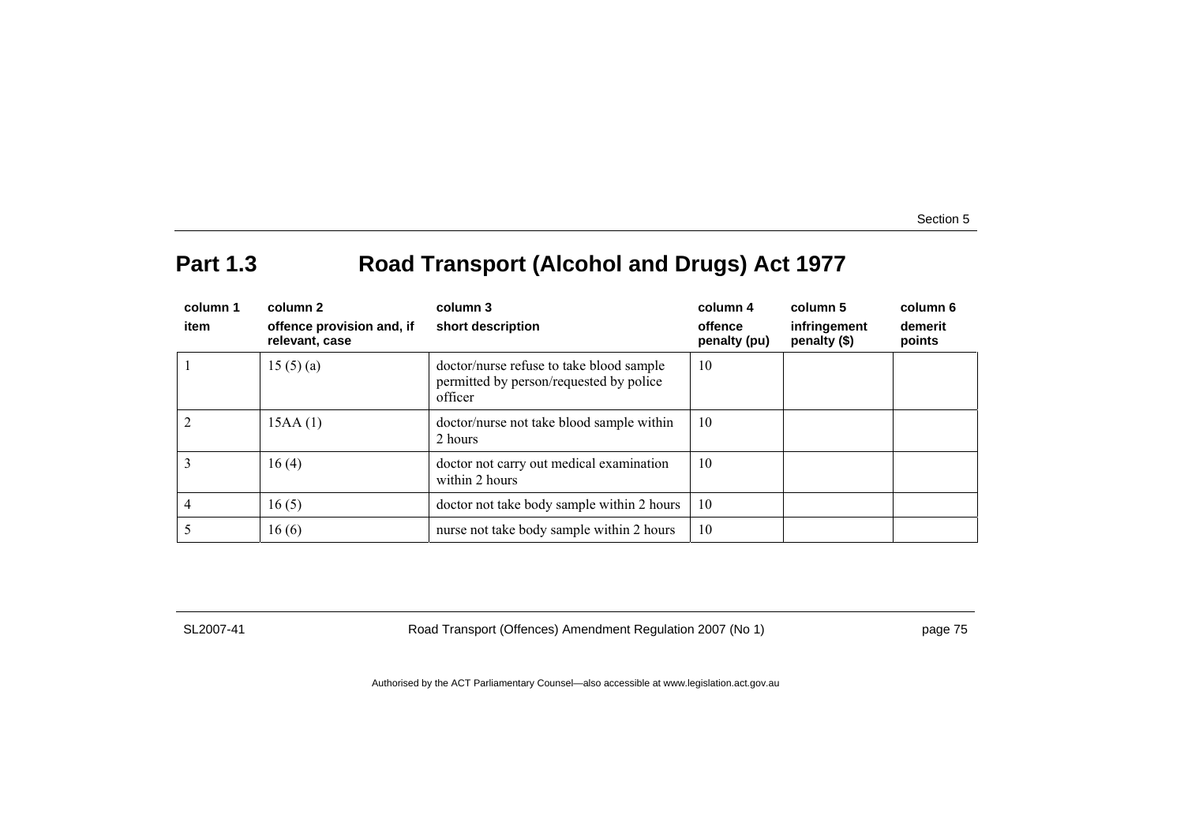## Part 1.3 Road Transport (Alcohol and Drugs) Act 1977

| column 1<br>item | column 2<br>offence provision and, if relevant, case | column 3<br>short description | column 4<br>offence penalty (pu) | column 5<br>infringement penalty ($) | column 6<br>demerit points |
|---|---|---|---|---|---|
| 1 | 15 (5) (a) | doctor/nurse refuse to take blood sample permitted by person/requested by police officer | 10 | | |
| 2 | 15AA (1) | doctor/nurse not take blood sample within 2 hours | 10 | | |
| 3 | 16 (4) | doctor not carry out medical examination within 2 hours | 10 | | |
| 4 | 16 (5) | doctor not take body sample within 2 hours | 10 | | |
| 5 | 16 (6) | nurse not take body sample within 2 hours | 10 | | |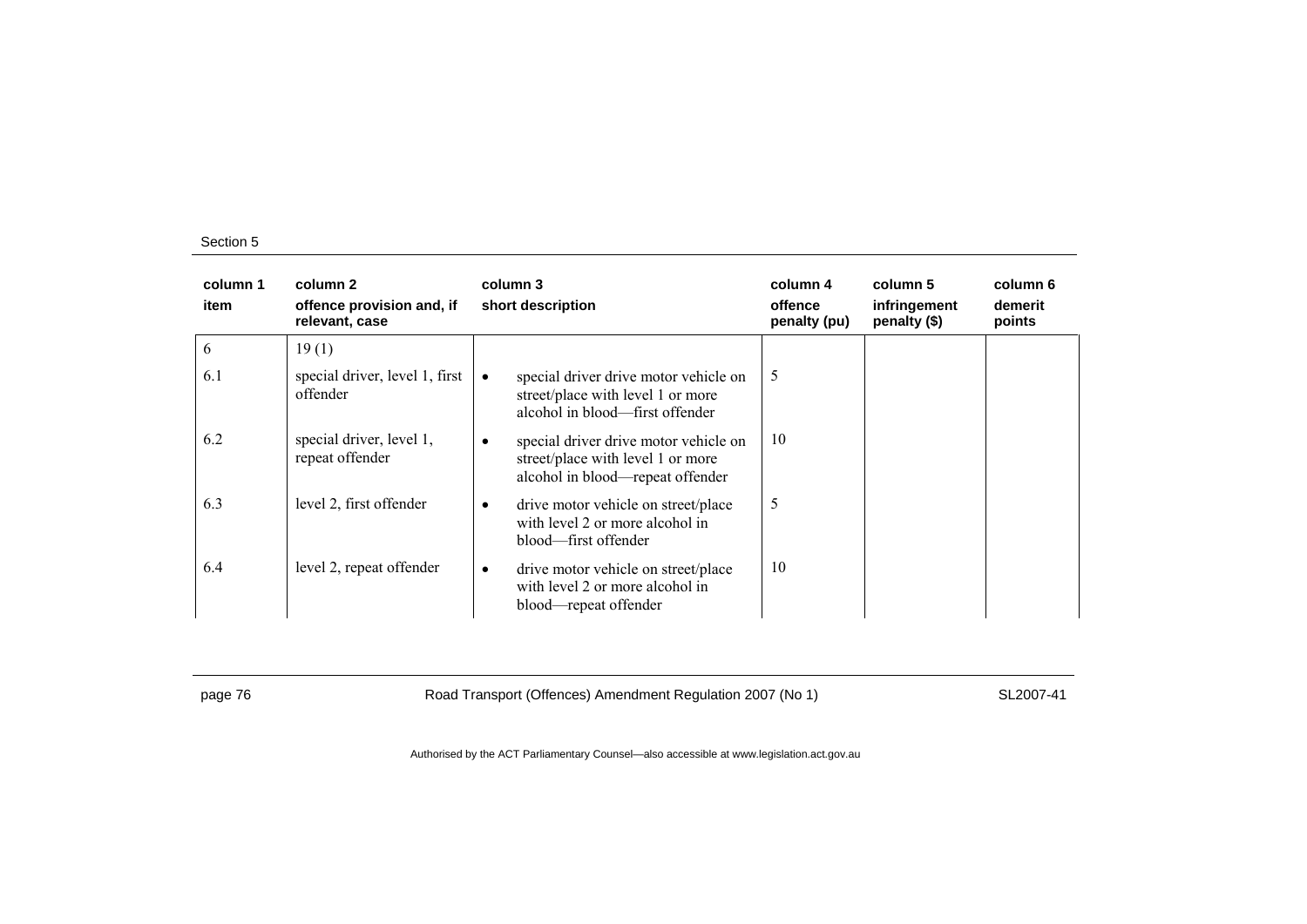| column 1 item | column 2 offence provision and, if relevant, case | column 3 short description | column 4 offence penalty (pu) | column 5 infringement penalty ($) | column 6 demerit points |
|---|---|---|---|---|---|
| 6 | 19 (1) | | | | |
| 6.1 | special driver, level 1, first offender | • special driver drive motor vehicle on street/place with level 1 or more alcohol in blood—first offender | 5 | | |
| 6.2 | special driver, level 1, repeat offender | • special driver drive motor vehicle on street/place with level 1 or more alcohol in blood—repeat offender | 10 | | |
| 6.3 | level 2, first offender | • drive motor vehicle on street/place with level 2 or more alcohol in blood—first offender | 5 | | |
| 6.4 | level 2, repeat offender | • drive motor vehicle on street/place with level 2 or more alcohol in blood—repeat offender | 10 | | |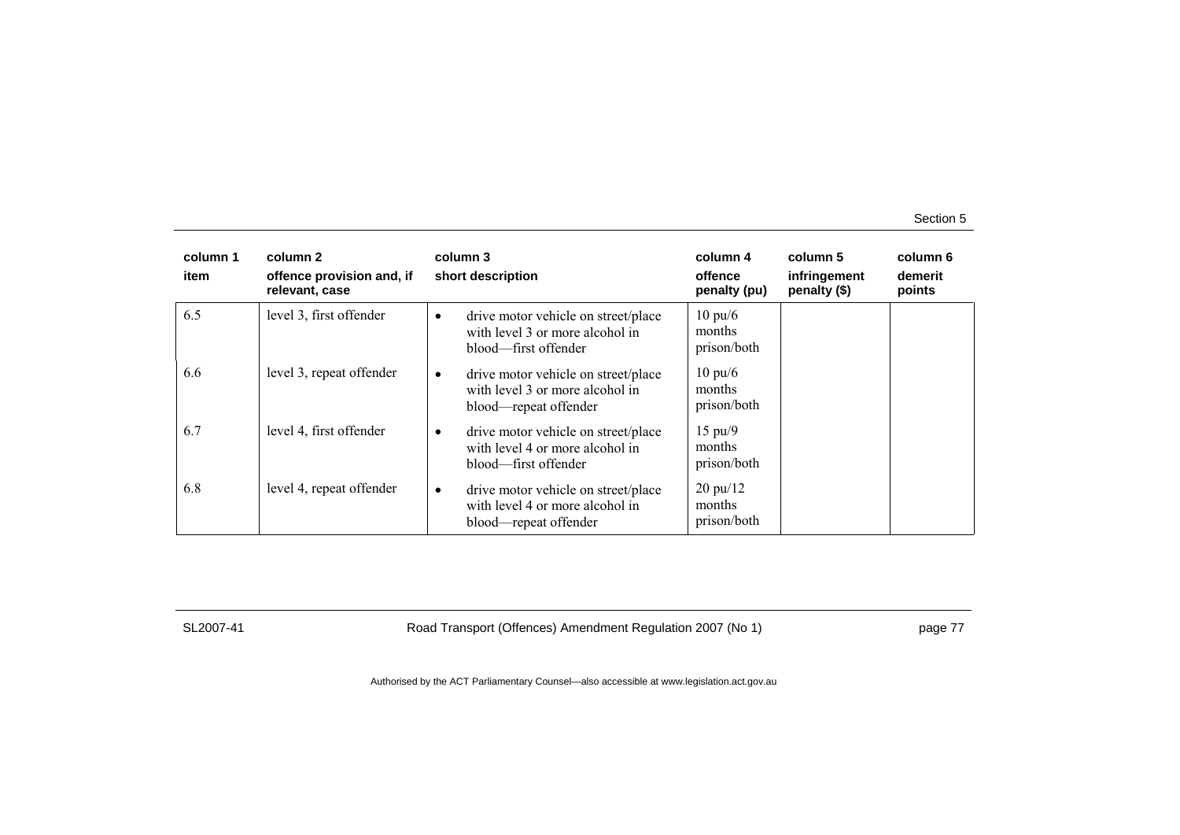| column 1<br>item | column 2<br>offence provision and, if relevant, case | column 3<br>short description | column 4<br>offence penalty (pu) | column 5<br>infringement penalty ($) | column 6<br>demerit points |
|---|---|---|---|---|---|
| 6.5 | level 3, first offender | • drive motor vehicle on street/place with level 3 or more alcohol in blood—first offender | 10 pu/6 months prison/both | | |
| 6.6 | level 3, repeat offender | • drive motor vehicle on street/place with level 3 or more alcohol in blood—repeat offender | 10 pu/6 months prison/both | | |
| 6.7 | level 4, first offender | • drive motor vehicle on street/place with level 4 or more alcohol in blood—first offender | 15 pu/9 months prison/both | | |
| 6.8 | level 4, repeat offender | • drive motor vehicle on street/place with level 4 or more alcohol in blood—repeat offender | 20 pu/12 months prison/both | | |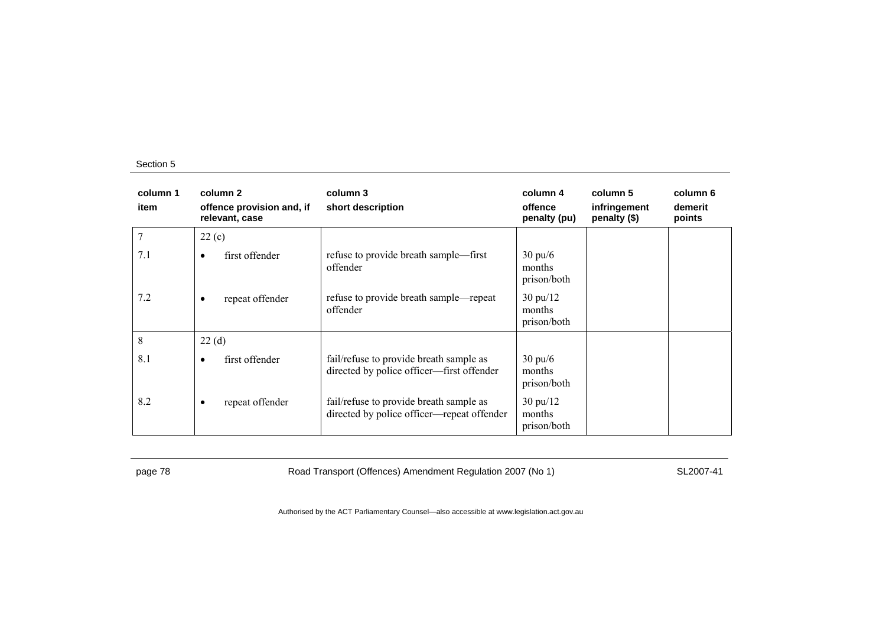| column 1 item | column 2 offence provision and, if relevant, case | column 3 short description | column 4 offence penalty (pu) | column 5 infringement penalty ($) | column 6 demerit points |
|---|---|---|---|---|---|
| 7 | 22 (c) | | | | |
| 7.1 | • first offender | refuse to provide breath sample—first offender | 30 pu/6 months prison/both | | |
| 7.2 | • repeat offender | refuse to provide breath sample—repeat offender | 30 pu/12 months prison/both | | |
| 8 | 22 (d) | | | | |
| 8.1 | • first offender | fail/refuse to provide breath sample as directed by police officer—first offender | 30 pu/6 months prison/both | | |
| 8.2 | • repeat offender | fail/refuse to provide breath sample as directed by police officer—repeat offender | 30 pu/12 months prison/both | | |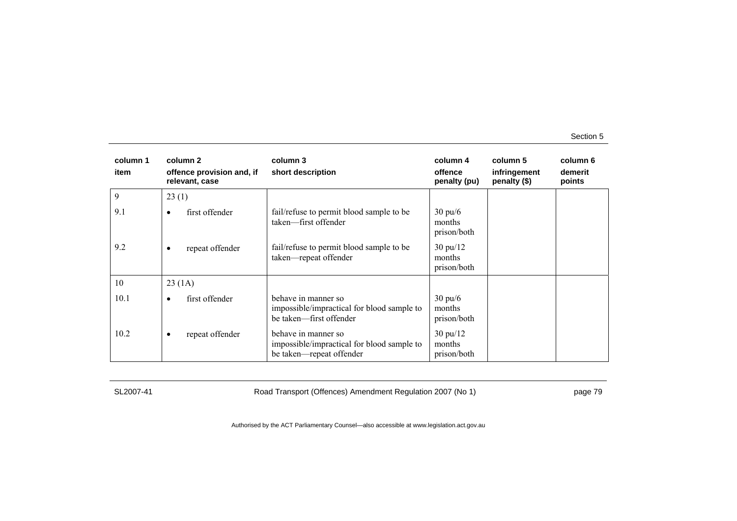| column 1<br>item | column 2<br>offence provision and, if relevant, case | column 3<br>short description | column 4<br>offence penalty (pu) | column 5<br>infringement penalty ($) | column 6<br>demerit points |
|---|---|---|---|---|---|
| 9 | 23 (1) | | | | |
| 9.1 | • first offender | fail/refuse to permit blood sample to be taken—first offender | 30 pu/6 months prison/both | | |
| 9.2 | • repeat offender | fail/refuse to permit blood sample to be taken—repeat offender | 30 pu/12 months prison/both | | |
| 10 | 23 (1A) | | | | |
| 10.1 | • first offender | behave in manner so impossible/impractical for blood sample to be taken—first offender | 30 pu/6 months prison/both | | |
| 10.2 | • repeat offender | behave in manner so impossible/impractical for blood sample to be taken—repeat offender | 30 pu/12 months prison/both | | |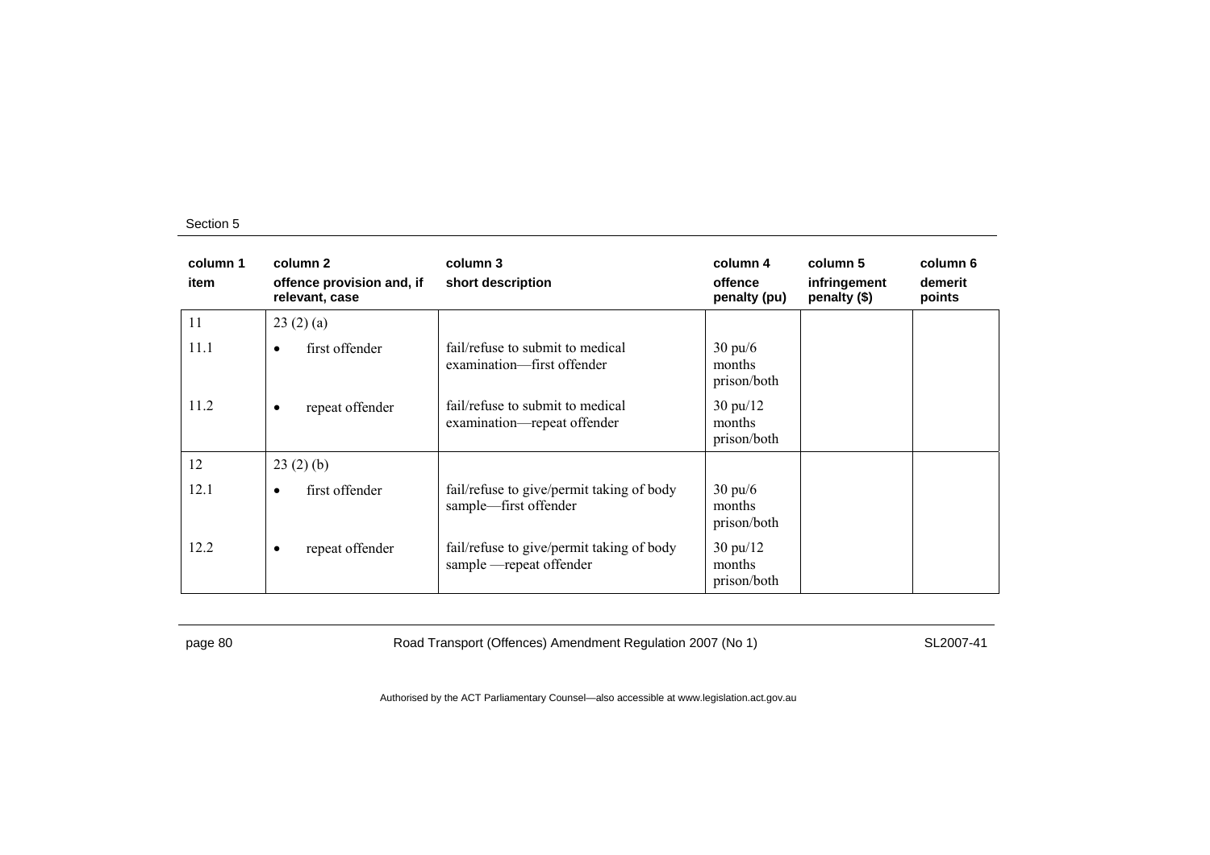| column 1<br>item | column 2<br>offence provision and, if relevant, case | column 3<br>short description | column 4<br>offence penalty (pu) | column 5<br>infringement penalty ($) | column 6<br>demerit points |
|---|---|---|---|---|---|
| 11 | 23 (2) (a) | | | | |
| 11.1 | • first offender | fail/refuse to submit to medical examination—first offender | 30 pu/6 months prison/both | | |
| 11.2 | • repeat offender | fail/refuse to submit to medical examination—repeat offender | 30 pu/12 months prison/both | | |
| 12 | 23 (2) (b) | | | | |
| 12.1 | • first offender | fail/refuse to give/permit taking of body sample—first offender | 30 pu/6 months prison/both | | |
| 12.2 | • repeat offender | fail/refuse to give/permit taking of body sample —repeat offender | 30 pu/12 months prison/both | | |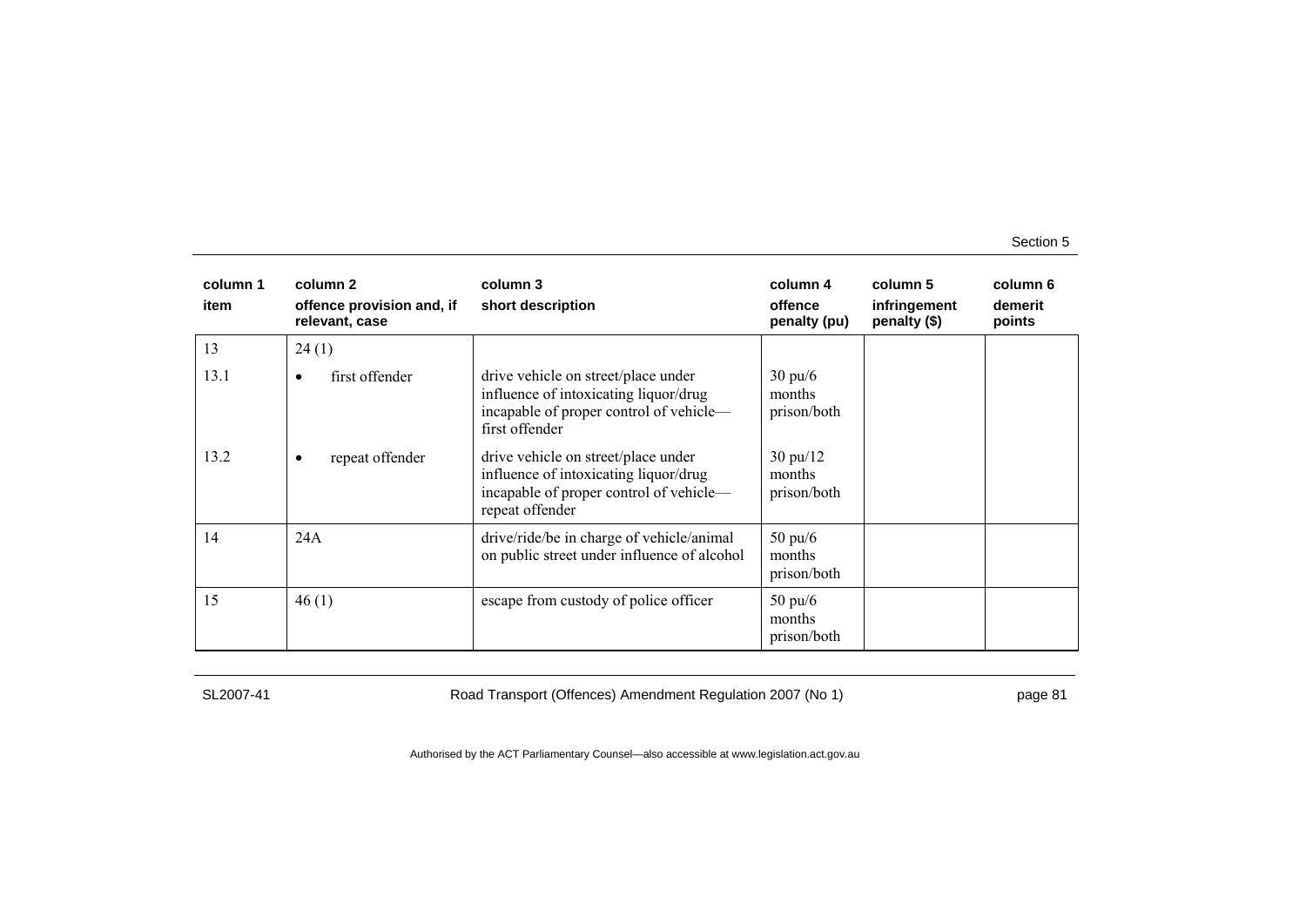| column 1 item | column 2 offence provision and, if relevant, case | column 3 short description | column 4 offence penalty (pu) | column 5 infringement penalty ($) | column 6 demerit points |
|---|---|---|---|---|---|
| 13 | 24 (1) | | | | |
| 13.1 | • first offender | drive vehicle on street/place under influence of intoxicating liquor/drug incapable of proper control of vehicle—first offender | 30 pu/6 months prison/both | | |
| 13.2 | • repeat offender | drive vehicle on street/place under influence of intoxicating liquor/drug incapable of proper control of vehicle—repeat offender | 30 pu/12 months prison/both | | |
| 14 | 24A | drive/ride/be in charge of vehicle/animal on public street under influence of alcohol | 50 pu/6 months prison/both | | |
| 15 | 46 (1) | escape from custody of police officer | 50 pu/6 months prison/both | | |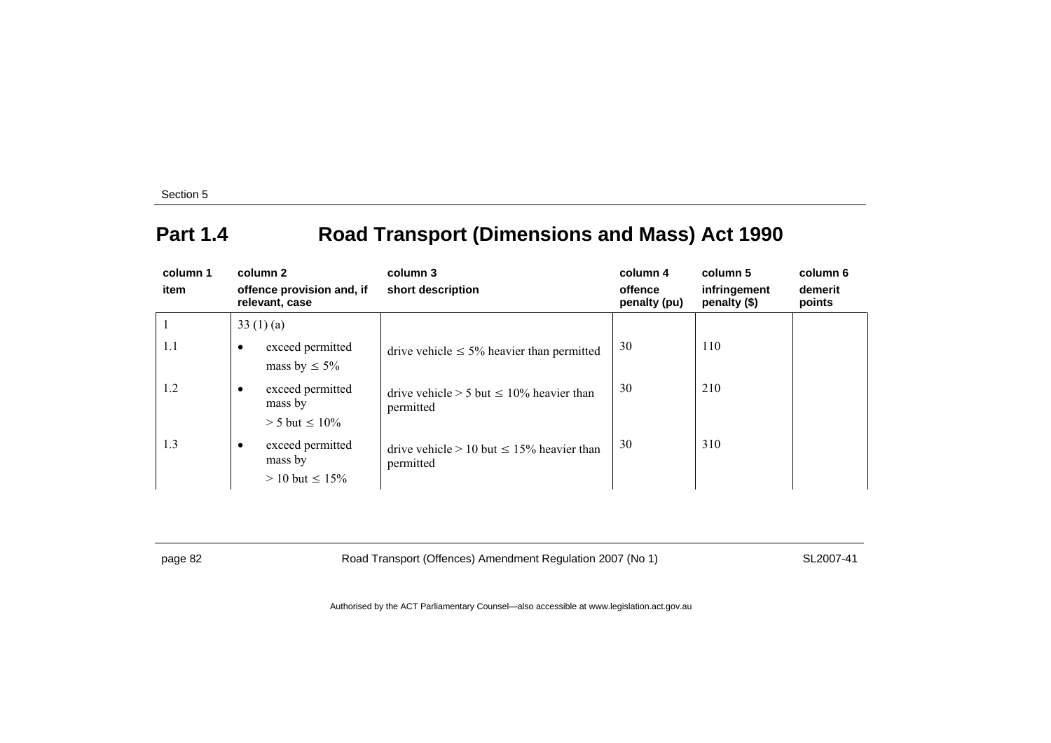## Part 1.4 Road Transport (Dimensions and Mass) Act 1990

| column 1<br>item | column 2<br>offence provision and, if relevant, case | column 3<br>short description | column 4<br>offence penalty (pu) | column 5<br>infringement penalty ($) | column 6<br>demerit points |
|---|---|---|---|---|---|
| 1 | 33 (1) (a) | | | | |
| 1.1 | • exceed permitted mass by ≤ 5% | drive vehicle ≤ 5% heavier than permitted | 30 | 110 | |
| 1.2 | • exceed permitted mass by > 5 but ≤ 10% | drive vehicle > 5 but ≤ 10% heavier than permitted | 30 | 210 | |
| 1.3 | • exceed permitted mass by > 10 but ≤ 15% | drive vehicle > 10 but ≤ 15% heavier than permitted | 30 | 310 | |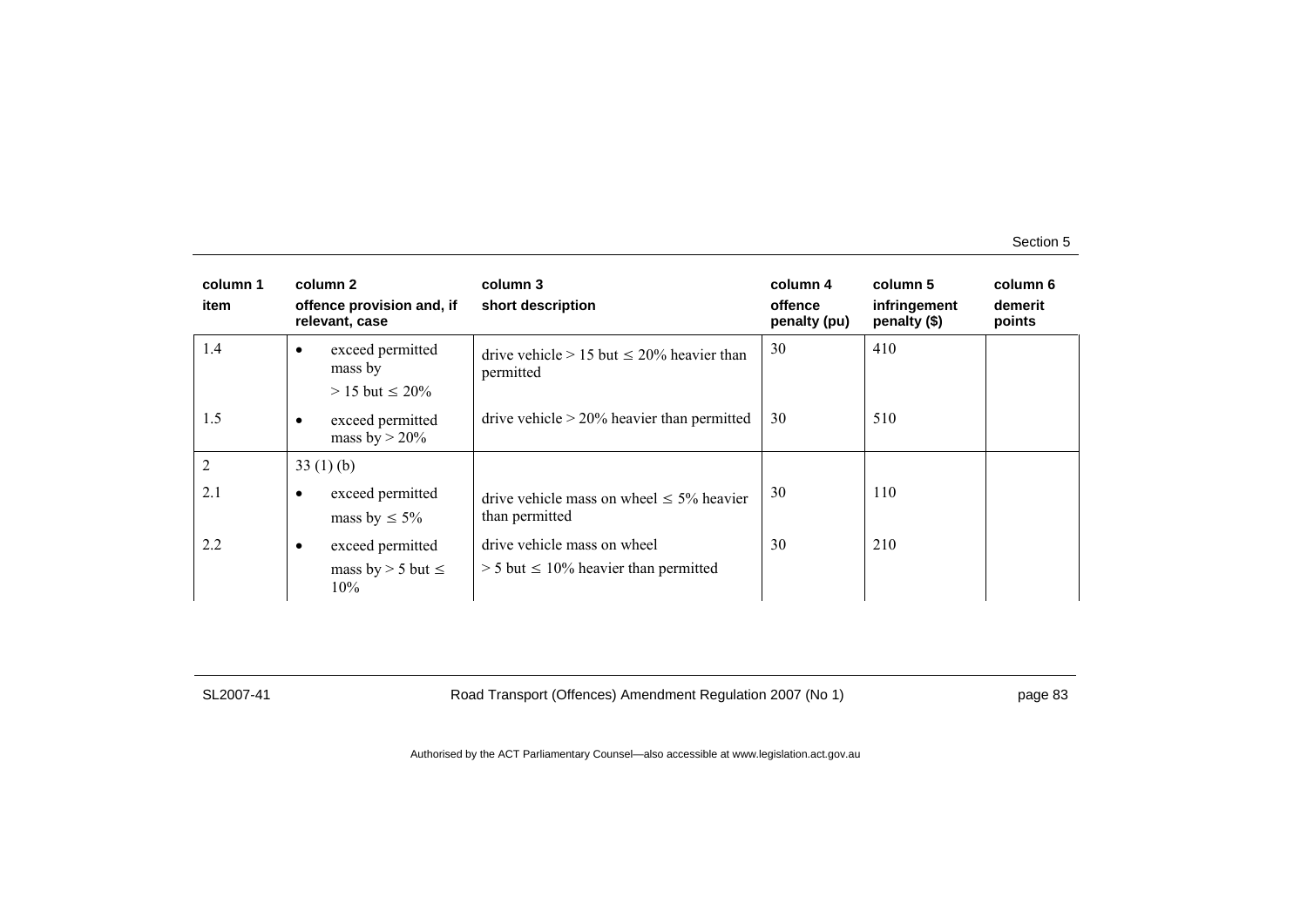| column 1<br>item | column 2<br>offence provision and, if relevant, case | column 3<br>short description | column 4<br>offence penalty (pu) | column 5<br>infringement penalty ($) | column 6<br>demerit points |
|---|---|---|---|---|---|
| 1.4 | • exceed permitted mass by > 15 but ≤ 20% | drive vehicle > 15 but ≤ 20% heavier than permitted | 30 | 410 | |
| 1.5 | • exceed permitted mass by > 20% | drive vehicle > 20% heavier than permitted | 30 | 510 | |
| 2 | 33 (1) (b) | | | | |
| 2.1 | • exceed permitted mass by ≤ 5% | drive vehicle mass on wheel ≤ 5% heavier than permitted | 30 | 110 | |
| 2.2 | • exceed permitted mass by > 5 but ≤ 10% | drive vehicle mass on wheel > 5 but ≤ 10% heavier than permitted | 30 | 210 | |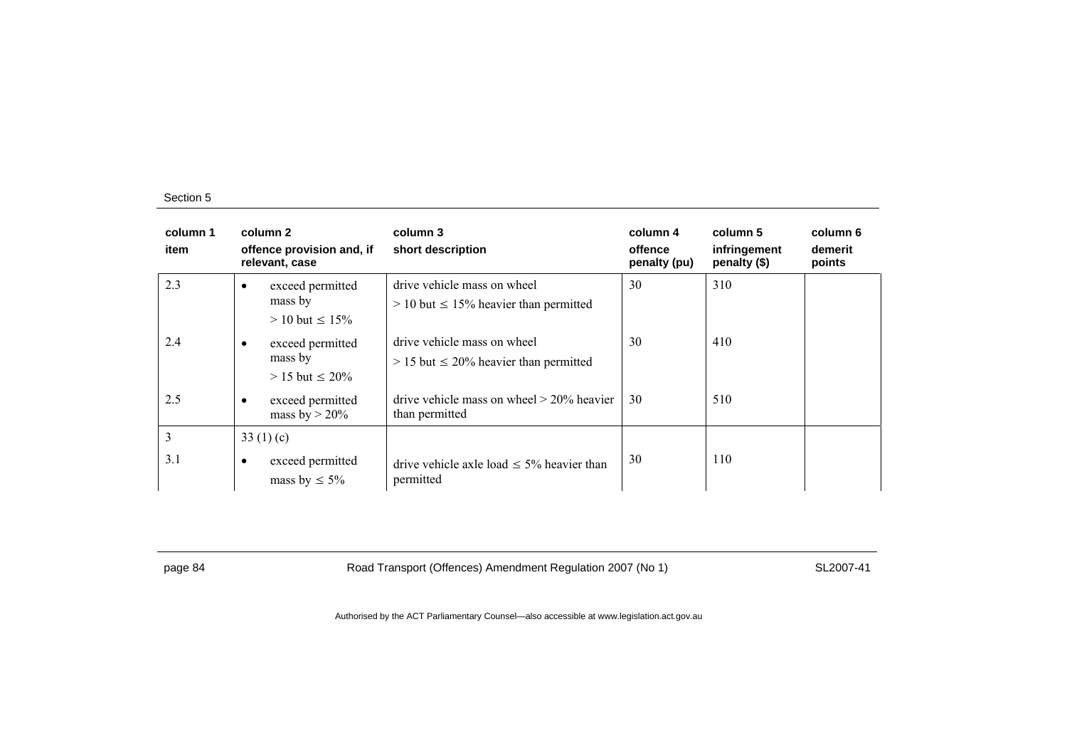| column 1<br>item | column 2<br>offence provision and, if relevant, case | column 3<br>short description | column 4<br>offence penalty (pu) | column 5<br>infringement penalty ($) | column 6<br>demerit points |
|---|---|---|---|---|---|
| 2.3 | • exceed permitted mass by > 10 but ≤ 15% | drive vehicle mass on wheel > 10 but ≤ 15% heavier than permitted | 30 | 310 | |
| 2.4 | • exceed permitted mass by > 15 but ≤ 20% | drive vehicle mass on wheel > 15 but ≤ 20% heavier than permitted | 30 | 410 | |
| 2.5 | • exceed permitted mass by > 20% | drive vehicle mass on wheel > 20% heavier than permitted | 30 | 510 | |
| 3 | 33 (1) (c) | | | | |
| 3.1 | • exceed permitted mass by ≤ 5% | drive vehicle axle load ≤ 5% heavier than permitted | 30 | 110 | |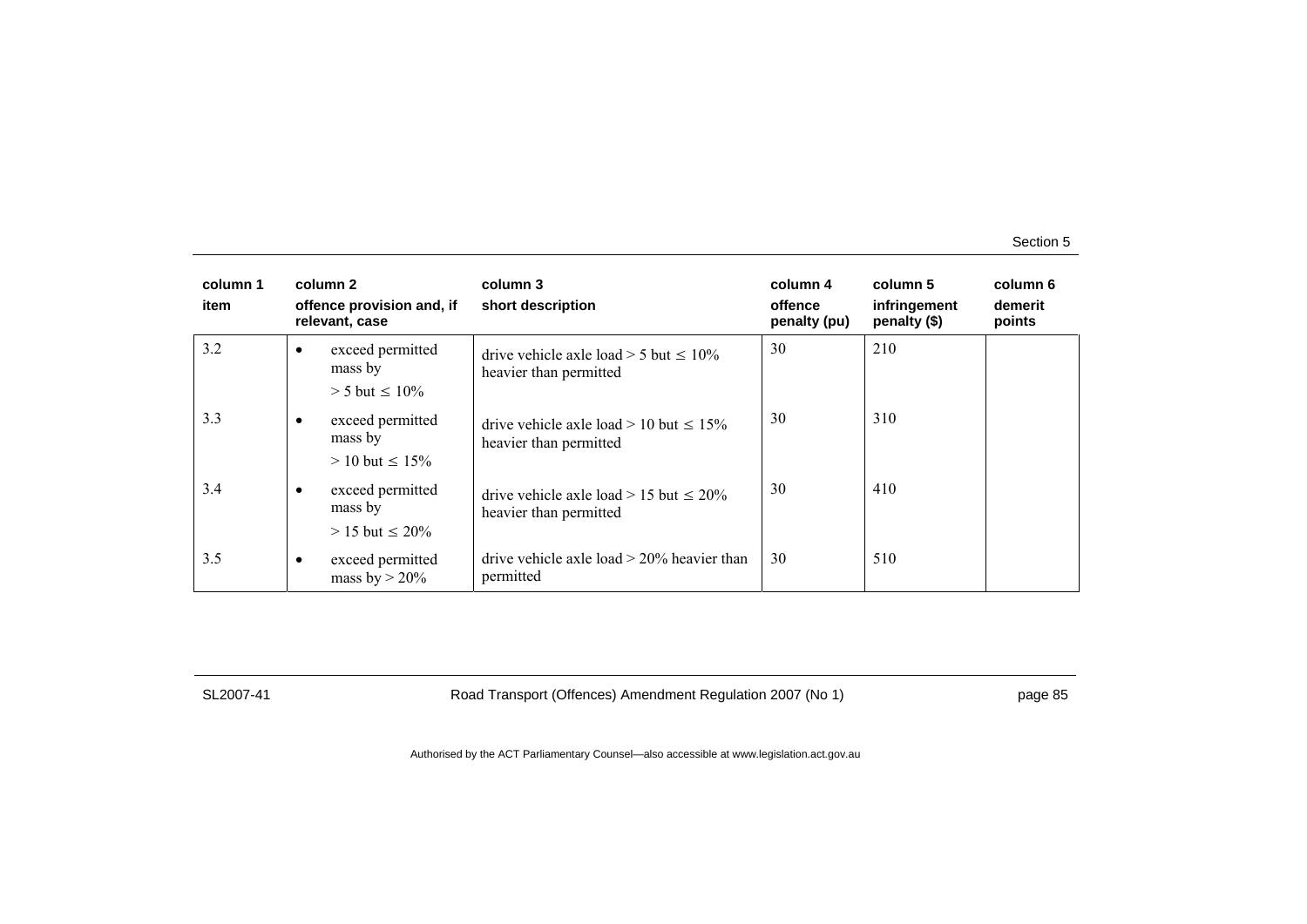| column 1<br>item | column 2<br>offence provision and, if relevant, case | column 3<br>short description | column 4<br>offence penalty (pu) | column 5<br>infringement penalty ($) | column 6<br>demerit points |
|---|---|---|---|---|---|
| 3.2 | • exceed permitted mass by<br>> 5 but ≤ 10% | drive vehicle axle load > 5 but ≤ 10% heavier than permitted | 30 | 210 | |
| 3.3 | • exceed permitted mass by<br>> 10 but ≤ 15% | drive vehicle axle load > 10 but ≤ 15% heavier than permitted | 30 | 310 | |
| 3.4 | • exceed permitted mass by<br>> 15 but ≤ 20% | drive vehicle axle load > 15 but ≤ 20% heavier than permitted | 30 | 410 | |
| 3.5 | • exceed permitted mass by > 20% | drive vehicle axle load > 20% heavier than permitted | 30 | 510 | |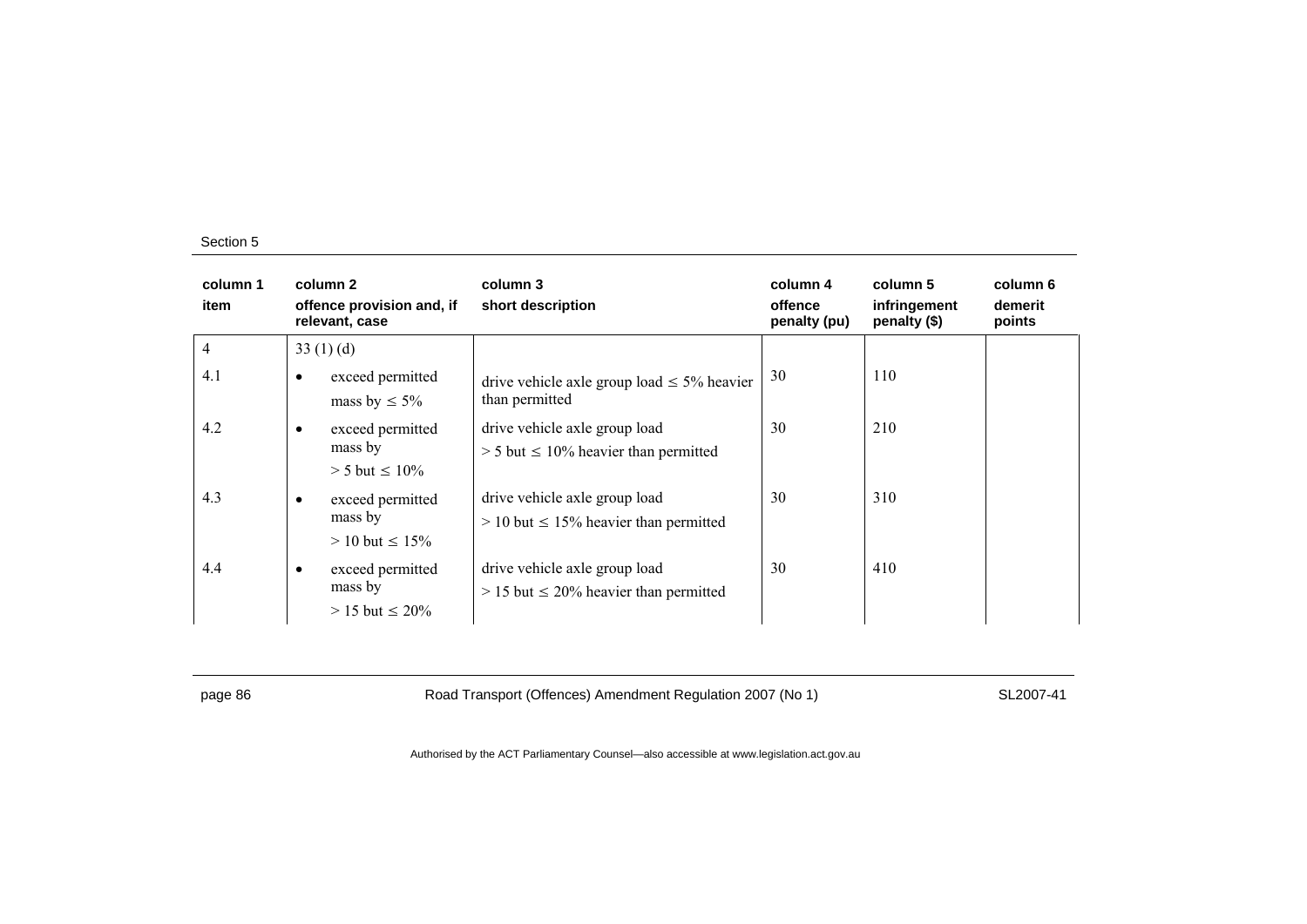| column 1<br>item | column 2<br>offence provision and, if relevant, case | column 3<br>short description | column 4<br>offence penalty (pu) | column 5<br>infringement penalty ($) | column 6<br>demerit points |
|---|---|---|---|---|---|
| 4 | 33 (1) (d) | | | | |
| 4.1 | • exceed permitted mass by ≤ 5% | drive vehicle axle group load ≤ 5% heavier than permitted | 30 | 110 | |
| 4.2 | • exceed permitted mass by > 5 but ≤ 10% | drive vehicle axle group load > 5 but ≤ 10% heavier than permitted | 30 | 210 | |
| 4.3 | • exceed permitted mass by > 10 but ≤ 15% | drive vehicle axle group load > 10 but ≤ 15% heavier than permitted | 30 | 310 | |
| 4.4 | • exceed permitted mass by > 15 but ≤ 20% | drive vehicle axle group load > 15 but ≤ 20% heavier than permitted | 30 | 410 | |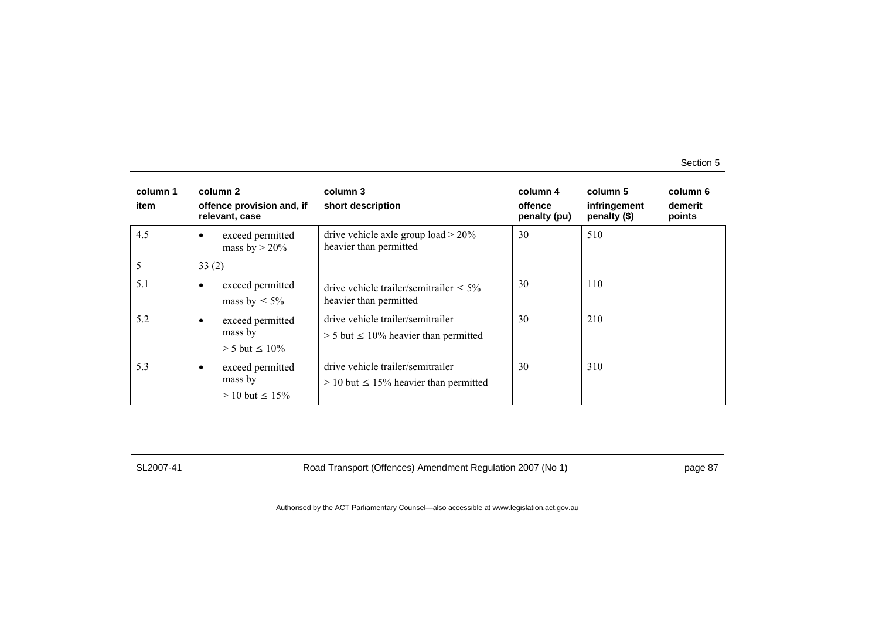| column 1<br>item | column 2<br>offence provision and, if relevant, case | column 3<br>short description | column 4<br>offence penalty (pu) | column 5<br>infringement penalty ($) | column 6<br>demerit points |
|---|---|---|---|---|---|
| 4.5 | • exceed permitted mass by > 20% | drive vehicle axle group load > 20% heavier than permitted | 30 | 510 | |
| 5 | 33 (2) | | | | |
| 5.1 | • exceed permitted mass by ≤ 5% | drive vehicle trailer/semitrailer ≤ 5% heavier than permitted | 30 | 110 | |
| 5.2 | • exceed permitted mass by > 5 but ≤ 10% | drive vehicle trailer/semitrailer > 5 but ≤ 10% heavier than permitted | 30 | 210 | |
| 5.3 | • exceed permitted mass by > 10 but ≤ 15% | drive vehicle trailer/semitrailer > 10 but ≤ 15% heavier than permitted | 30 | 310 | |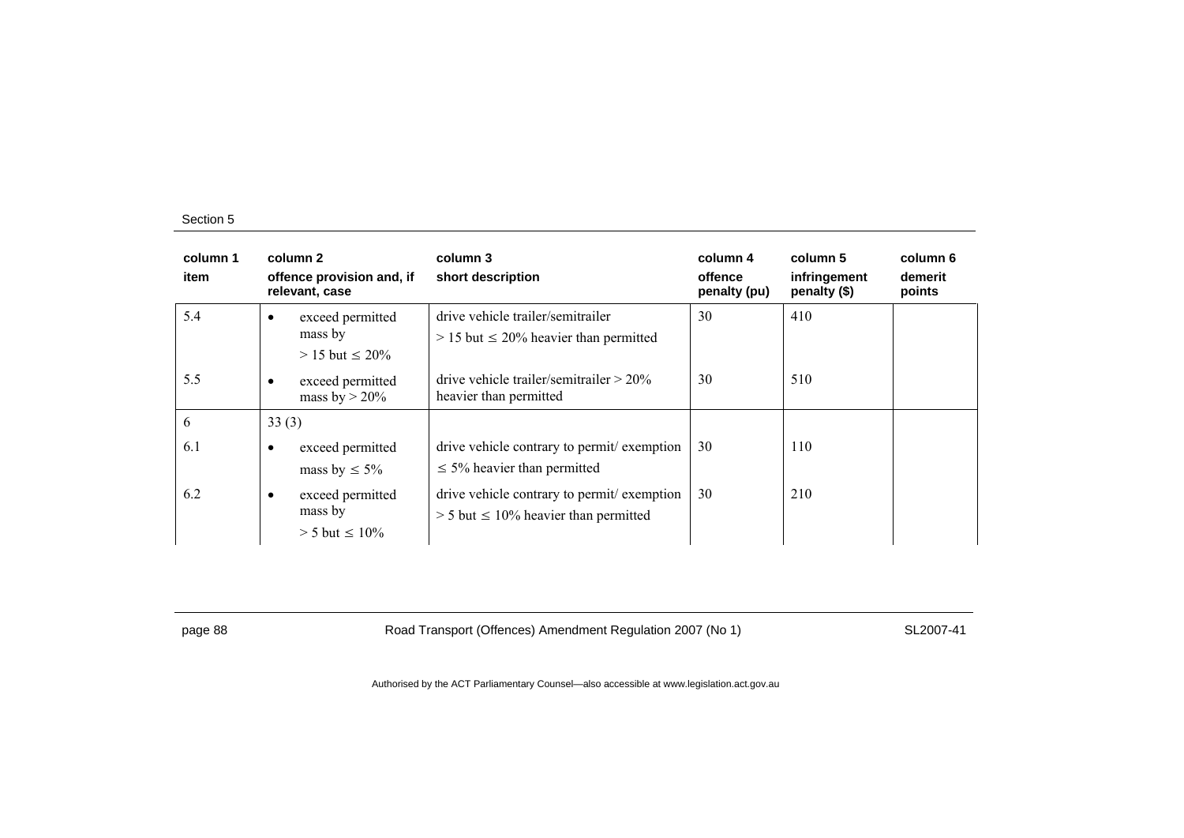Section 5

| column 1<br>item | column 2<br>offence provision and, if relevant, case | column 3<br>short description | column 4<br>offence penalty (pu) | column 5<br>infringement penalty ($) | column 6<br>demerit points |
|---|---|---|---|---|---|
| 5.4 | • exceed permitted mass by > 15 but ≤ 20% | drive vehicle trailer/semitrailer > 15 but ≤ 20% heavier than permitted | 30 | 410 | |
| 5.5 | • exceed permitted mass by > 20% | drive vehicle trailer/semitrailer > 20% heavier than permitted | 30 | 510 | |
| 6 | 33 (3) | | | | |
| 6.1 | • exceed permitted mass by ≤ 5% | drive vehicle contrary to permit/ exemption ≤ 5% heavier than permitted | 30 | 110 | |
| 6.2 | • exceed permitted mass by > 5 but ≤ 10% | drive vehicle contrary to permit/ exemption > 5 but ≤ 10% heavier than permitted | 30 | 210 | |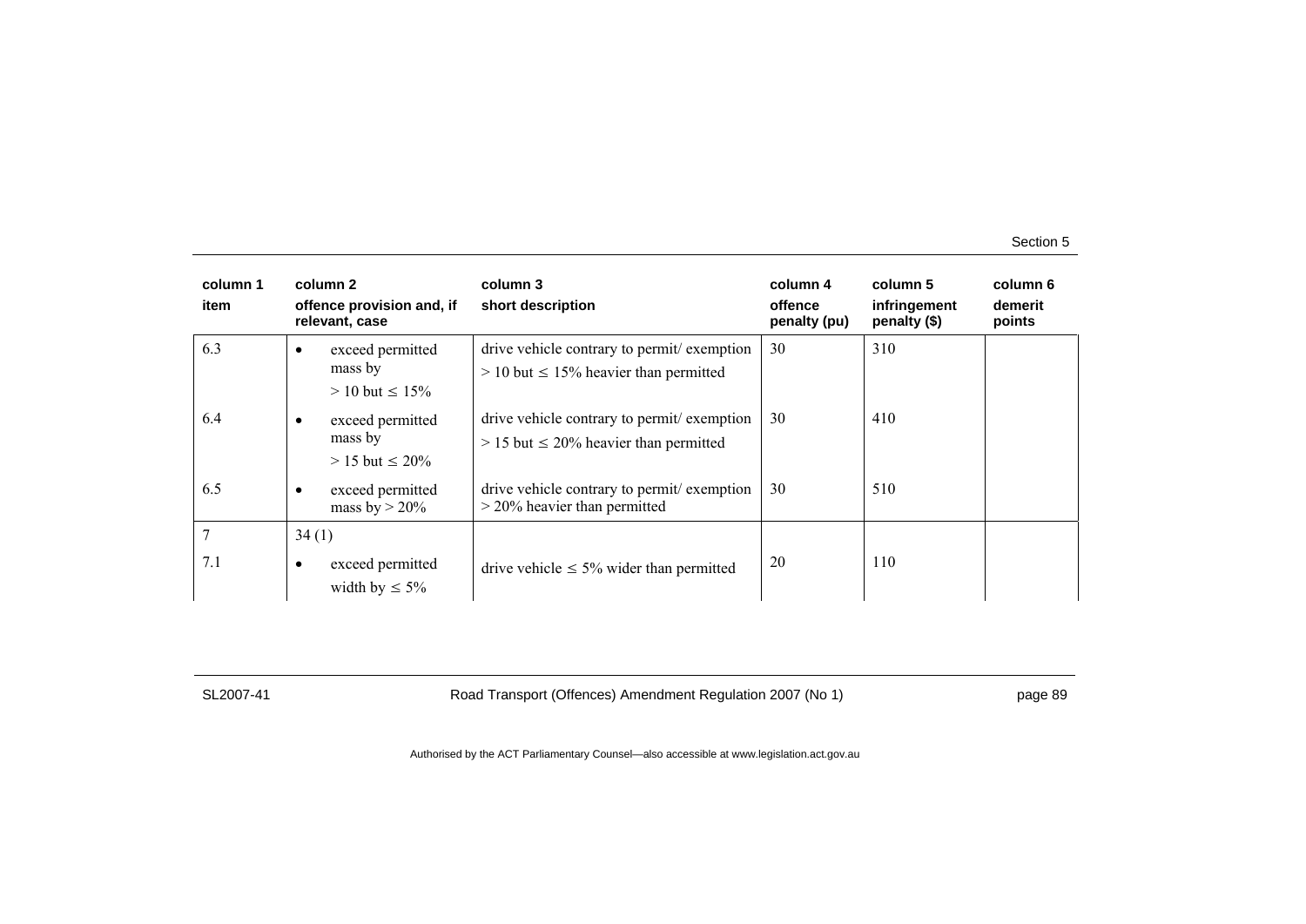| column 1 item | column 2 offence provision and, if relevant, case | column 3 short description | column 4 offence penalty (pu) | column 5 infringement penalty ($) | column 6 demerit points |
|---|---|---|---|---|---|
| 6.3 | • exceed permitted mass by > 10 but ≤ 15% | drive vehicle contrary to permit/ exemption > 10 but ≤ 15% heavier than permitted | 30 | 310 | |
| 6.4 | • exceed permitted mass by > 15 but ≤ 20% | drive vehicle contrary to permit/ exemption > 15 but ≤ 20% heavier than permitted | 30 | 410 | |
| 6.5 | • exceed permitted mass by > 20% | drive vehicle contrary to permit/ exemption > 20% heavier than permitted | 30 | 510 | |
| 7 | 34 (1) | | | | |
| 7.1 | • exceed permitted width by ≤ 5% | drive vehicle ≤ 5% wider than permitted | 20 | 110 | |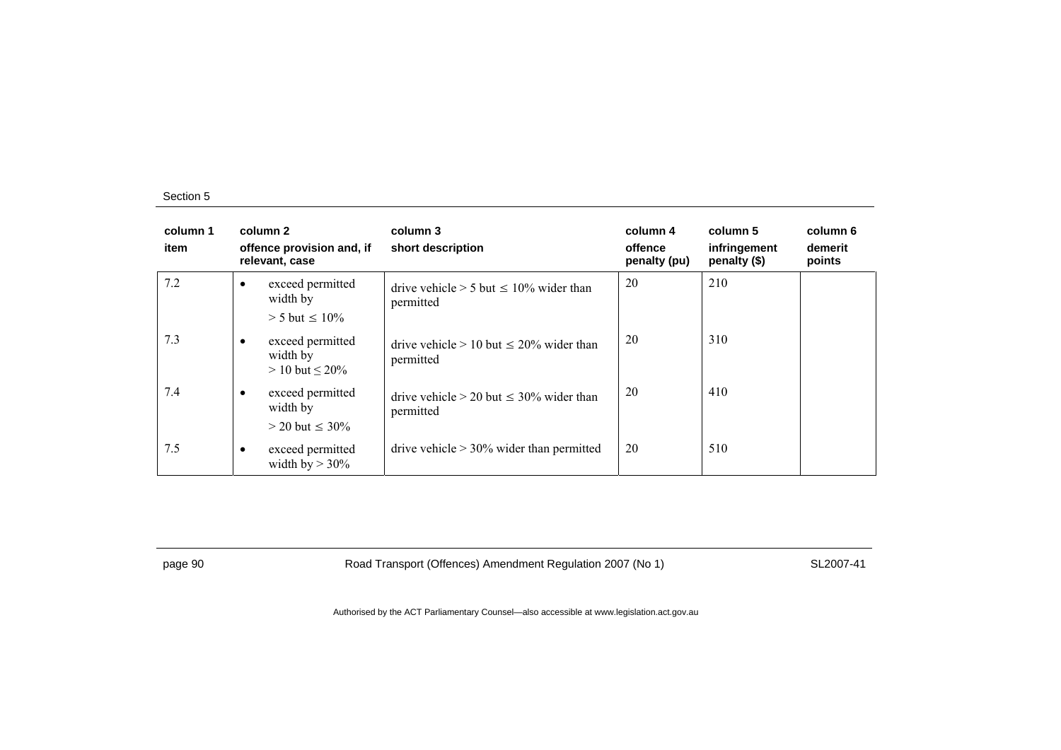| column 1<br>item | column 2<br>offence provision and, if relevant, case | column 3<br>short description | column 4<br>offence penalty (pu) | column 5<br>infringement penalty ($) | column 6<br>demerit points |
|---|---|---|---|---|---|
| 7.2 | • exceed permitted width by > 5 but ≤ 10% | drive vehicle > 5 but ≤ 10% wider than permitted | 20 | 210 | |
| 7.3 | • exceed permitted width by > 10 but ≤ 20% | drive vehicle > 10 but ≤ 20% wider than permitted | 20 | 310 | |
| 7.4 | • exceed permitted width by > 20 but ≤ 30% | drive vehicle > 20 but ≤ 30% wider than permitted | 20 | 410 | |
| 7.5 | • exceed permitted width by > 30% | drive vehicle > 30% wider than permitted | 20 | 510 | |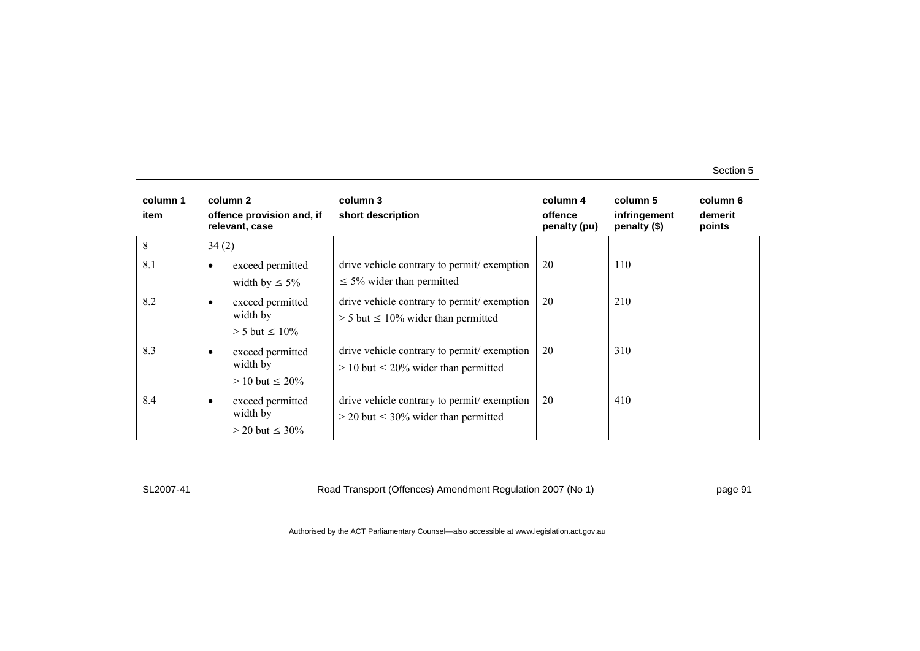| column 1 item | column 2 offence provision and, if relevant, case | column 3 short description | column 4 offence penalty (pu) | column 5 infringement penalty ($) | column 6 demerit points |
|---|---|---|---|---|---|
| 8 | 34 (2) | | | | |
| 8.1 | • exceed permitted width by ≤ 5% | drive vehicle contrary to permit/ exemption ≤ 5% wider than permitted | 20 | 110 | |
| 8.2 | • exceed permitted width by > 5 but ≤ 10% | drive vehicle contrary to permit/ exemption > 5 but ≤ 10% wider than permitted | 20 | 210 | |
| 8.3 | • exceed permitted width by > 10 but ≤ 20% | drive vehicle contrary to permit/ exemption > 10 but ≤ 20% wider than permitted | 20 | 310 | |
| 8.4 | • exceed permitted width by > 20 but ≤ 30% | drive vehicle contrary to permit/ exemption > 20 but ≤ 30% wider than permitted | 20 | 410 | |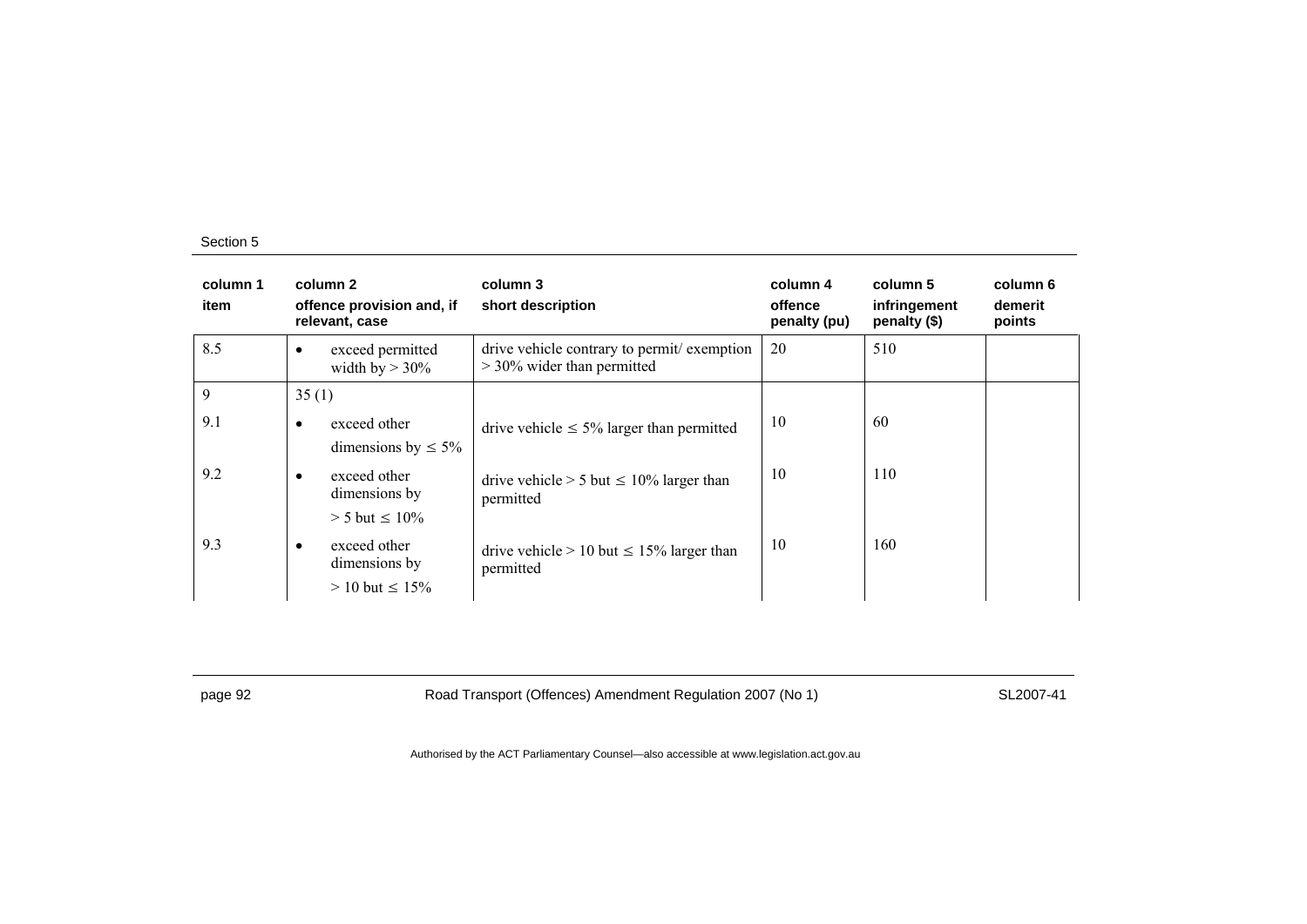| column 1<br>item | column 2<br>offence provision and, if relevant, case | column 3<br>short description | column 4<br>offence penalty (pu) | column 5<br>infringement penalty ($) | column 6<br>demerit points |
|---|---|---|---|---|---|
| 8.5 | • exceed permitted width by > 30% | drive vehicle contrary to permit/ exemption > 30% wider than permitted | 20 | 510 | |
| 9 | 35 (1) | | | | |
| 9.1 | • exceed other dimensions by ≤ 5% | drive vehicle ≤ 5% larger than permitted | 10 | 60 | |
| 9.2 | • exceed other dimensions by > 5 but ≤ 10% | drive vehicle > 5 but ≤ 10% larger than permitted | 10 | 110 | |
| 9.3 | • exceed other dimensions by > 10 but ≤ 15% | drive vehicle > 10 but ≤ 15% larger than permitted | 10 | 160 | |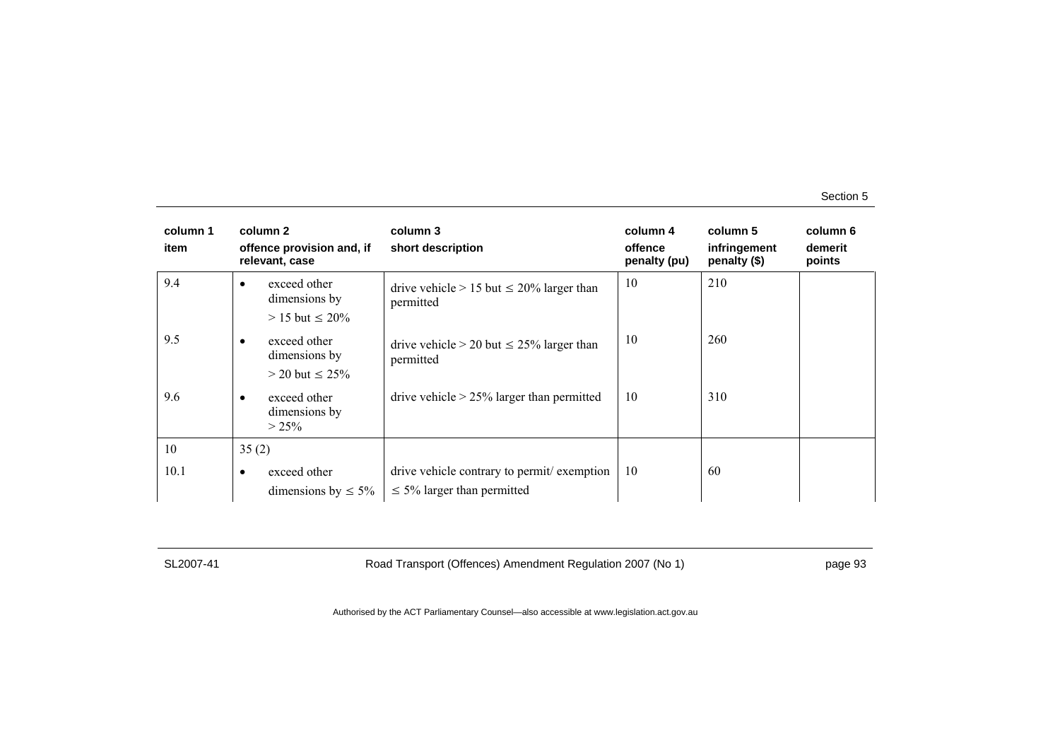| column 1<br>item | column 2<br>offence provision and, if relevant, case | column 3<br>short description | column 4<br>offence penalty (pu) | column 5<br>infringement penalty ($) | column 6<br>demerit points |
|---|---|---|---|---|---|
| 9.4 | • exceed other dimensions by > 15 but ≤ 20% | drive vehicle > 15 but ≤ 20% larger than permitted | 10 | 210 | |
| 9.5 | • exceed other dimensions by > 20 but ≤ 25% | drive vehicle > 20 but ≤ 25% larger than permitted | 10 | 260 | |
| 9.6 | • exceed other dimensions by > 25% | drive vehicle > 25% larger than permitted | 10 | 310 | |
| 10 | 35 (2) | | | | |
| 10.1 | • exceed other dimensions by ≤ 5% | drive vehicle contrary to permit/ exemption ≤ 5% larger than permitted | 10 | 60 | |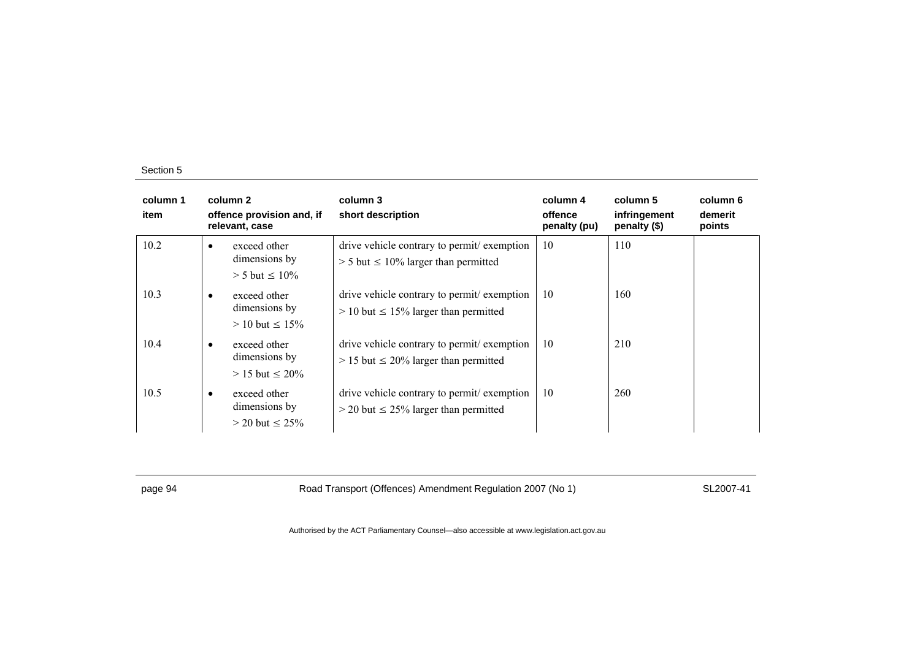| column 1 item | column 2 offence provision and, if relevant, case | column 3 short description | column 4 offence penalty (pu) | column 5 infringement penalty ($) | column 6 demerit points |
|---|---|---|---|---|---|
| 10.2 | • exceed other dimensions by > 5 but ≤ 10% | drive vehicle contrary to permit/ exemption > 5 but ≤ 10% larger than permitted | 10 | 110 | |
| 10.3 | • exceed other dimensions by > 10 but ≤ 15% | drive vehicle contrary to permit/ exemption > 10 but ≤ 15% larger than permitted | 10 | 160 | |
| 10.4 | • exceed other dimensions by > 15 but ≤ 20% | drive vehicle contrary to permit/ exemption > 15 but ≤ 20% larger than permitted | 10 | 210 | |
| 10.5 | • exceed other dimensions by > 20 but ≤ 25% | drive vehicle contrary to permit/ exemption > 20 but ≤ 25% larger than permitted | 10 | 260 | |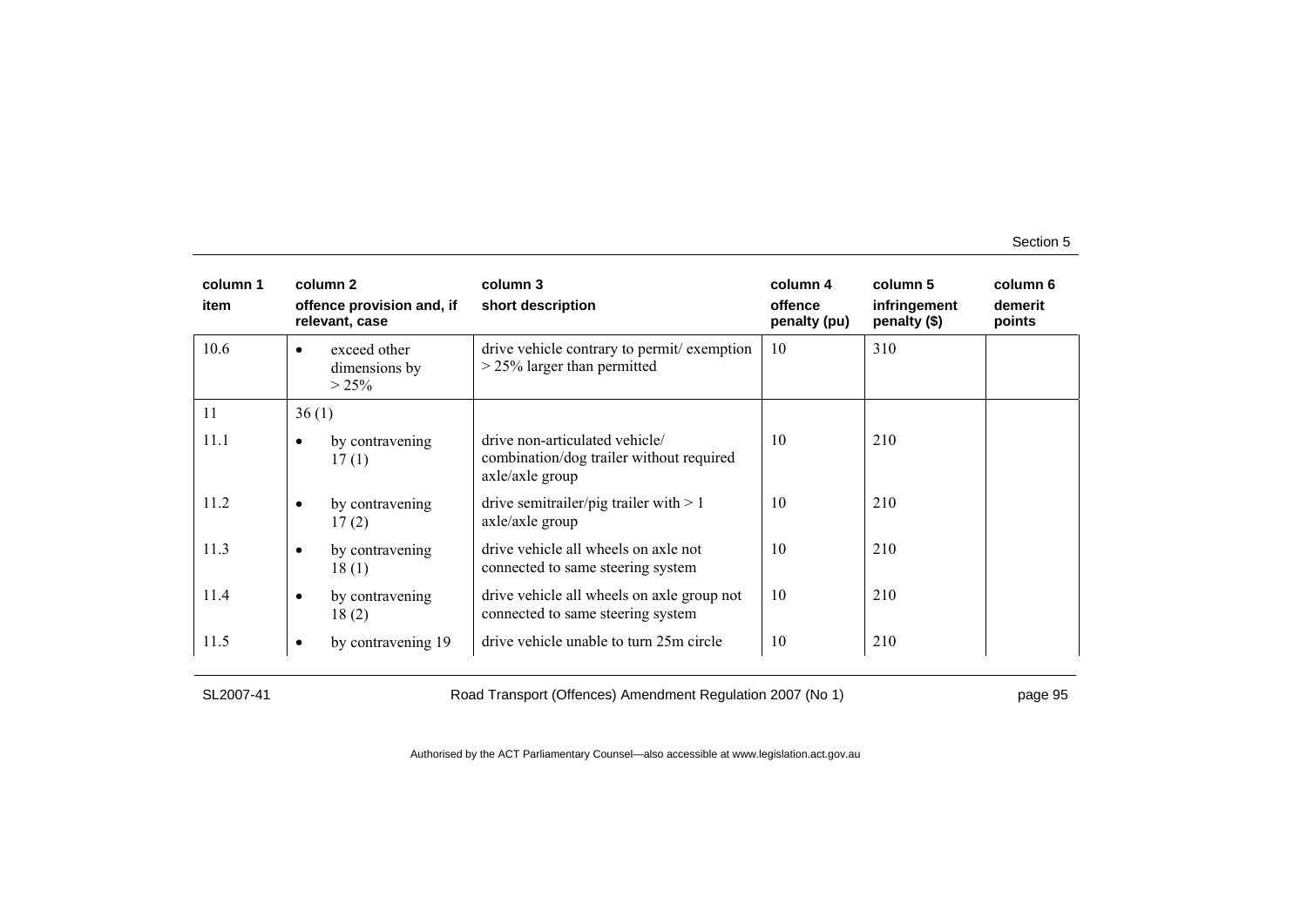| column 1 item | column 2 offence provision and, if relevant, case | column 3 short description | column 4 offence penalty (pu) | column 5 infringement penalty ($) | column 6 demerit points |
|---|---|---|---|---|---|
| 10.6 | • exceed other dimensions by > 25% | drive vehicle contrary to permit/ exemption > 25% larger than permitted | 10 | 310 | |
| 11 | 36 (1) | | | | |
| 11.1 | • by contravening 17 (1) | drive non-articulated vehicle/ combination/dog trailer without required axle/axle group | 10 | 210 | |
| 11.2 | • by contravening 17 (2) | drive semitrailer/pig trailer with > 1 axle/axle group | 10 | 210 | |
| 11.3 | • by contravening 18 (1) | drive vehicle all wheels on axle not connected to same steering system | 10 | 210 | |
| 11.4 | • by contravening 18 (2) | drive vehicle all wheels on axle group not connected to same steering system | 10 | 210 | |
| 11.5 | • by contravening 19 | drive vehicle unable to turn 25m circle | 10 | 210 | |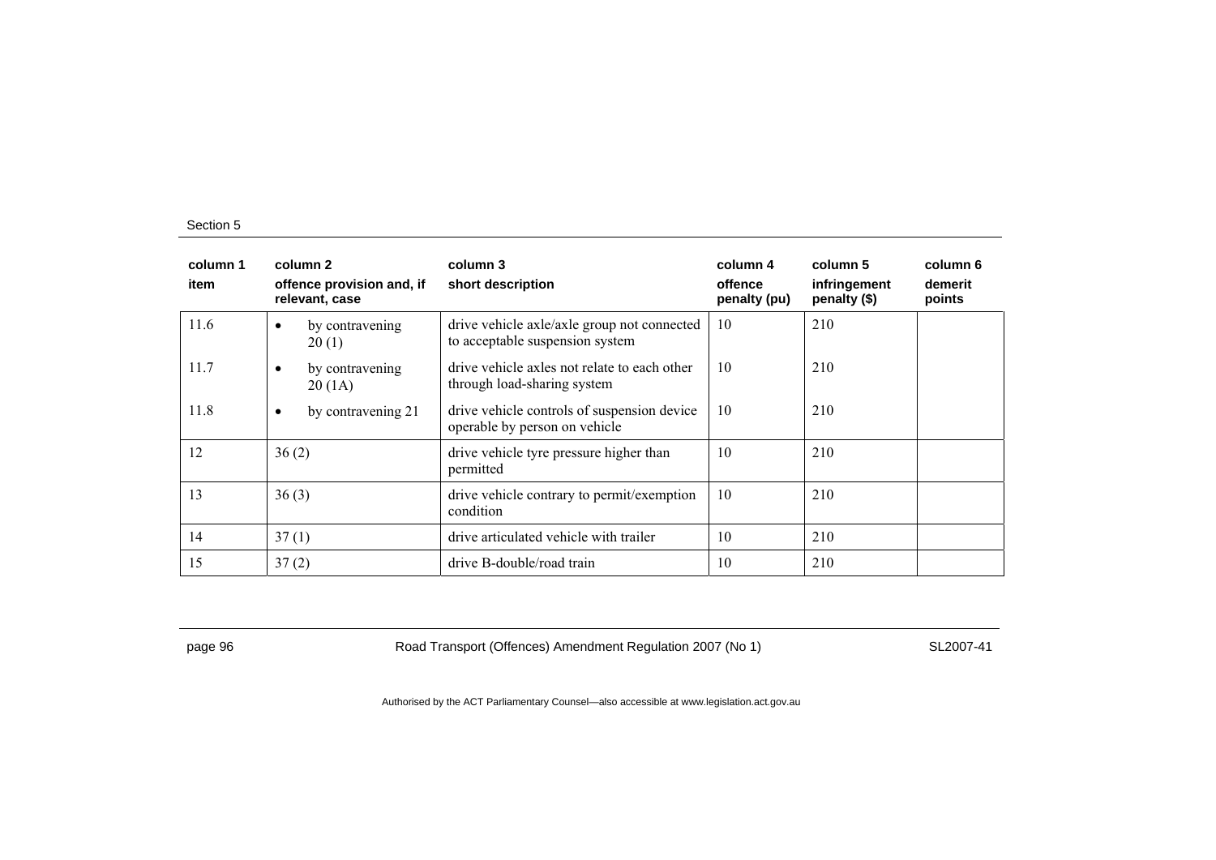| column 1<br>item | column 2<br>offence provision and, if relevant, case | column 3<br>short description | column 4<br>offence penalty (pu) | column 5<br>infringement penalty ($) | column 6<br>demerit points |
|---|---|---|---|---|---|
| 11.6 | • by contravening 20 (1) | drive vehicle axle/axle group not connected to acceptable suspension system | 10 | 210 | |
| 11.7 | • by contravening 20 (1A) | drive vehicle axles not relate to each other through load-sharing system | 10 | 210 | |
| 11.8 | • by contravening 21 | drive vehicle controls of suspension device operable by person on vehicle | 10 | 210 | |
| 12 | 36 (2) | drive vehicle tyre pressure higher than permitted | 10 | 210 | |
| 13 | 36 (3) | drive vehicle contrary to permit/exemption condition | 10 | 210 | |
| 14 | 37 (1) | drive articulated vehicle with trailer | 10 | 210 | |
| 15 | 37 (2) | drive B-double/road train | 10 | 210 | |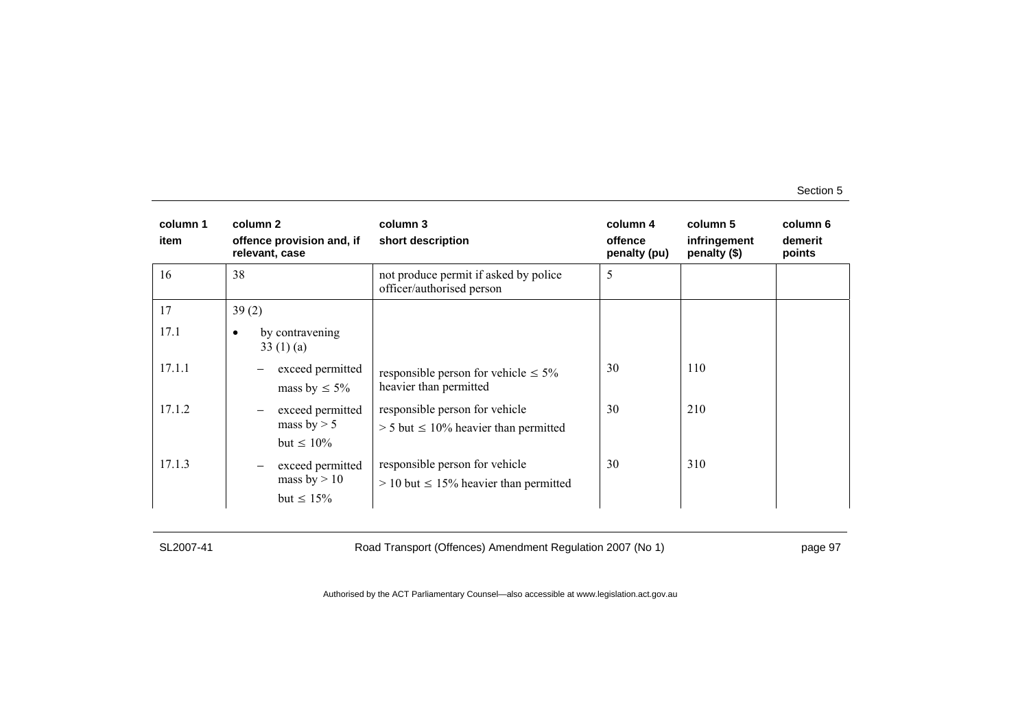| column 1<br>item | column 2<br>offence provision and, if relevant, case | column 3<br>short description | column 4<br>offence penalty (pu) | column 5<br>infringement penalty ($) | column 6<br>demerit points |
|---|---|---|---|---|---|
| 16 | 38 | not produce permit if asked by police officer/authorised person | 5 | | |
| 17 | 39 (2) | | | | |
| 17.1 | • by contravening 33 (1) (a) | | | | |
| 17.1.1 | – exceed permitted mass by ≤ 5% | responsible person for vehicle ≤ 5% heavier than permitted | 30 | 110 | |
| 17.1.2 | – exceed permitted mass by > 5 but ≤ 10% | responsible person for vehicle > 5 but ≤ 10% heavier than permitted | 30 | 210 | |
| 17.1.3 | – exceed permitted mass by > 10 but ≤ 15% | responsible person for vehicle > 10 but ≤ 15% heavier than permitted | 30 | 310 | |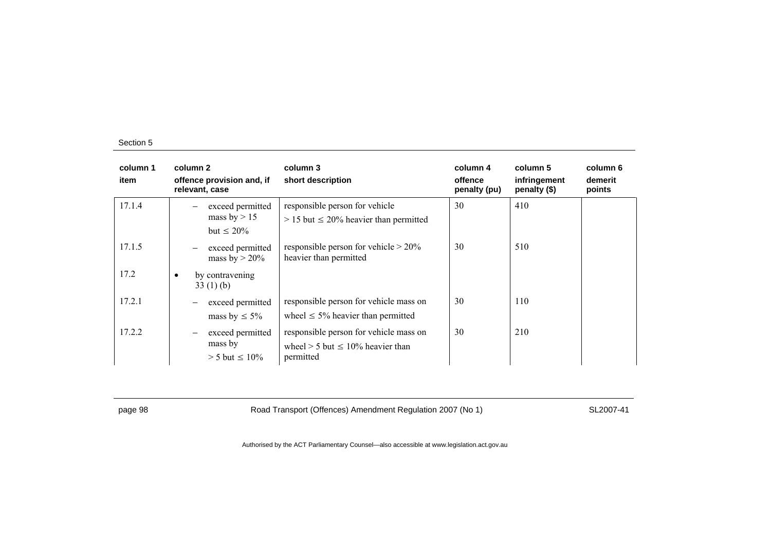| column 1<br>item | column 2<br>offence provision and, if relevant, case | column 3<br>short description | column 4<br>offence penalty (pu) | column 5<br>infringement penalty ($) | column 6<br>demerit points |
|---|---|---|---|---|---|
| 17.1.4 | – exceed permitted mass by > 15 but ≤ 20% | responsible person for vehicle > 15 but ≤ 20% heavier than permitted | 30 | 410 | |
| 17.1.5 | – exceed permitted mass by > 20% | responsible person for vehicle > 20% heavier than permitted | 30 | 510 | |
| 17.2 | • by contravening 33 (1) (b) | | | | |
| 17.2.1 | – exceed permitted mass by ≤ 5% | responsible person for vehicle mass on wheel ≤ 5% heavier than permitted | 30 | 110 | |
| 17.2.2 | – exceed permitted mass by > 5 but ≤ 10% | responsible person for vehicle mass on wheel > 5 but ≤ 10% heavier than permitted | 30 | 210 | |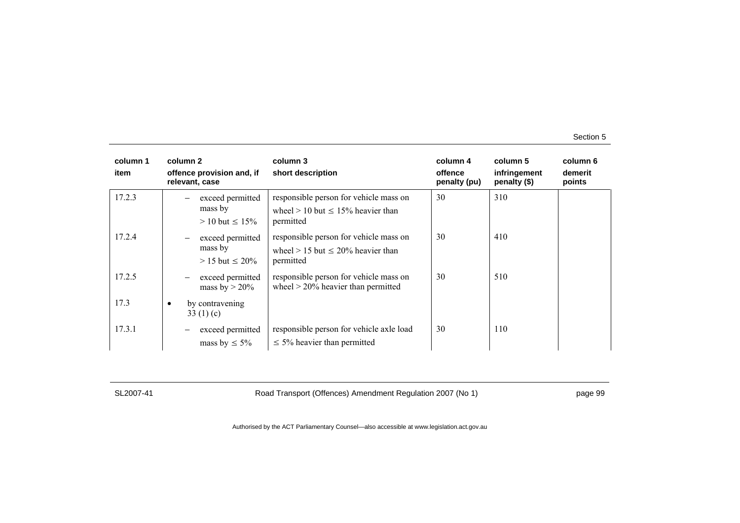| column 1 item | column 2 offence provision and, if relevant, case | column 3 short description | column 4 offence penalty (pu) | column 5 infringement penalty ($) | column 6 demerit points |
|---|---|---|---|---|---|
| 17.2.3 | – exceed permitted mass by > 10 but ≤ 15% | responsible person for vehicle mass on wheel > 10 but ≤ 15% heavier than permitted | 30 | 310 | |
| 17.2.4 | – exceed permitted mass by > 15 but ≤ 20% | responsible person for vehicle mass on wheel > 15 but ≤ 20% heavier than permitted | 30 | 410 | |
| 17.2.5 | – exceed permitted mass by > 20% | responsible person for vehicle mass on wheel > 20% heavier than permitted | 30 | 510 | |
| 17.3 | • by contravening 33 (1) (c) | | | | |
| 17.3.1 | – exceed permitted mass by ≤ 5% | responsible person for vehicle axle load ≤ 5% heavier than permitted | 30 | 110 | |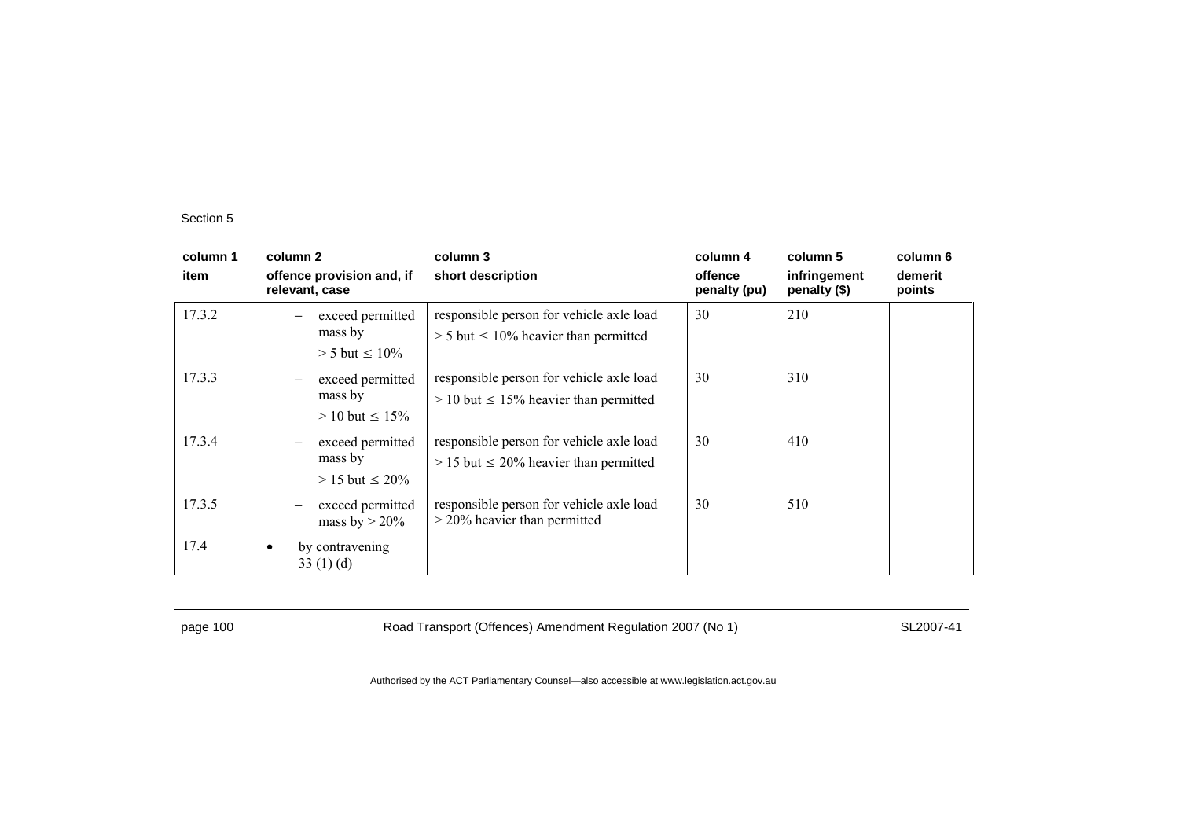| column 1 item | column 2 offence provision and, if relevant, case | column 3 short description | column 4 offence penalty (pu) | column 5 infringement penalty ($) | column 6 demerit points |
|---|---|---|---|---|---|
| 17.3.2 | – exceed permitted mass by > 5 but ≤ 10% | responsible person for vehicle axle load > 5 but ≤ 10% heavier than permitted | 30 | 210 | |
| 17.3.3 | – exceed permitted mass by > 10 but ≤ 15% | responsible person for vehicle axle load > 10 but ≤ 15% heavier than permitted | 30 | 310 | |
| 17.3.4 | – exceed permitted mass by > 15 but ≤ 20% | responsible person for vehicle axle load > 15 but ≤ 20% heavier than permitted | 30 | 410 | |
| 17.3.5 | – exceed permitted mass by > 20% | responsible person for vehicle axle load > 20% heavier than permitted | 30 | 510 | |
| 17.4 | • by contravening 33 (1) (d) | | | | |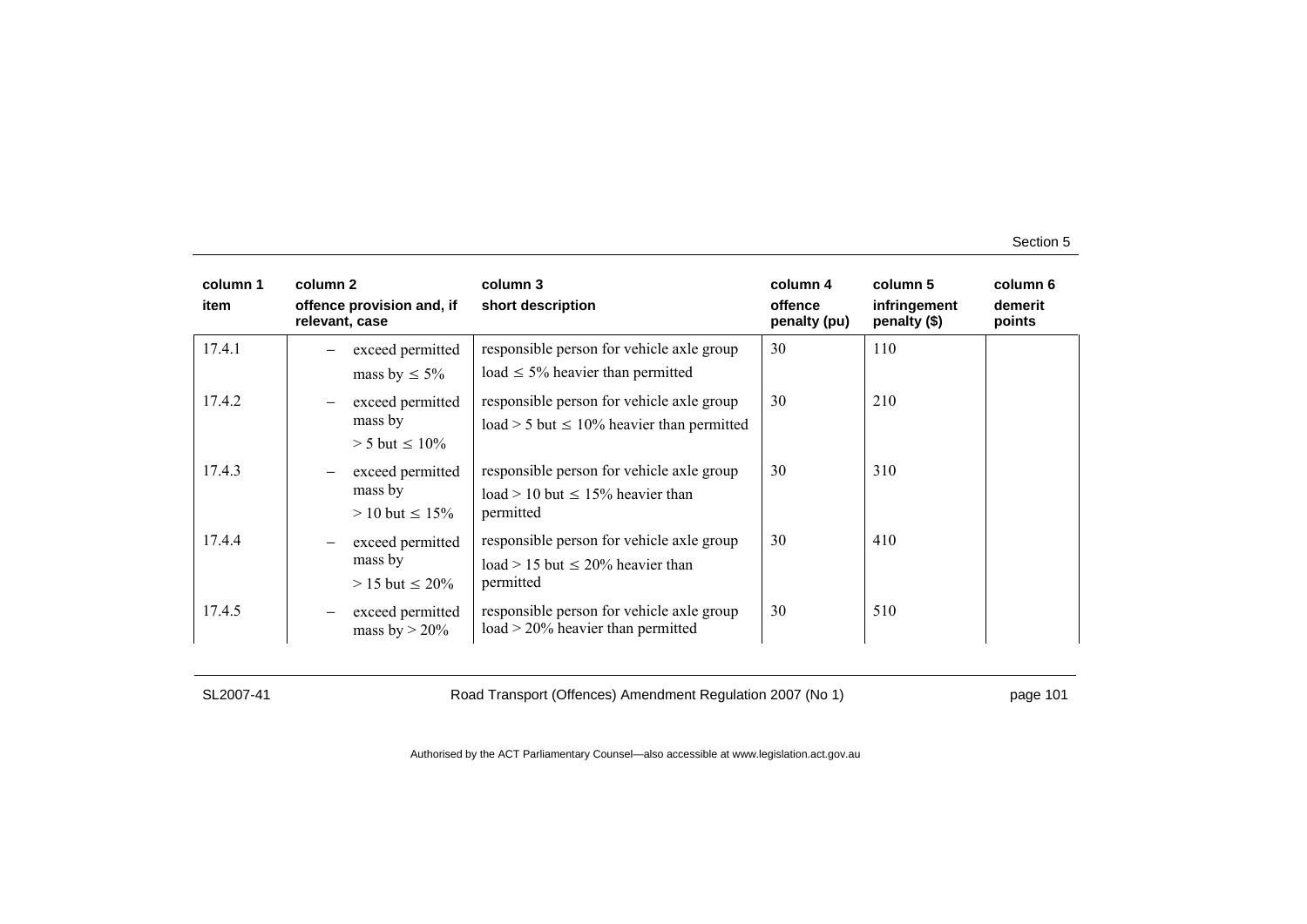| column 1 item | column 2 offence provision and, if relevant, case | column 3 short description | column 4 offence penalty (pu) | column 5 infringement penalty ($) | column 6 demerit points |
|---|---|---|---|---|---|
| 17.4.1 | – exceed permitted mass by ≤ 5% | responsible person for vehicle axle group load ≤ 5% heavier than permitted | 30 | 110 | |
| 17.4.2 | – exceed permitted mass by > 5 but ≤ 10% | responsible person for vehicle axle group load > 5 but ≤ 10% heavier than permitted | 30 | 210 | |
| 17.4.3 | – exceed permitted mass by > 10 but ≤ 15% | responsible person for vehicle axle group load > 10 but ≤ 15% heavier than permitted | 30 | 310 | |
| 17.4.4 | – exceed permitted mass by > 15 but ≤ 20% | responsible person for vehicle axle group load > 15 but ≤ 20% heavier than permitted | 30 | 410 | |
| 17.4.5 | – exceed permitted mass by > 20% | responsible person for vehicle axle group load > 20% heavier than permitted | 30 | 510 | |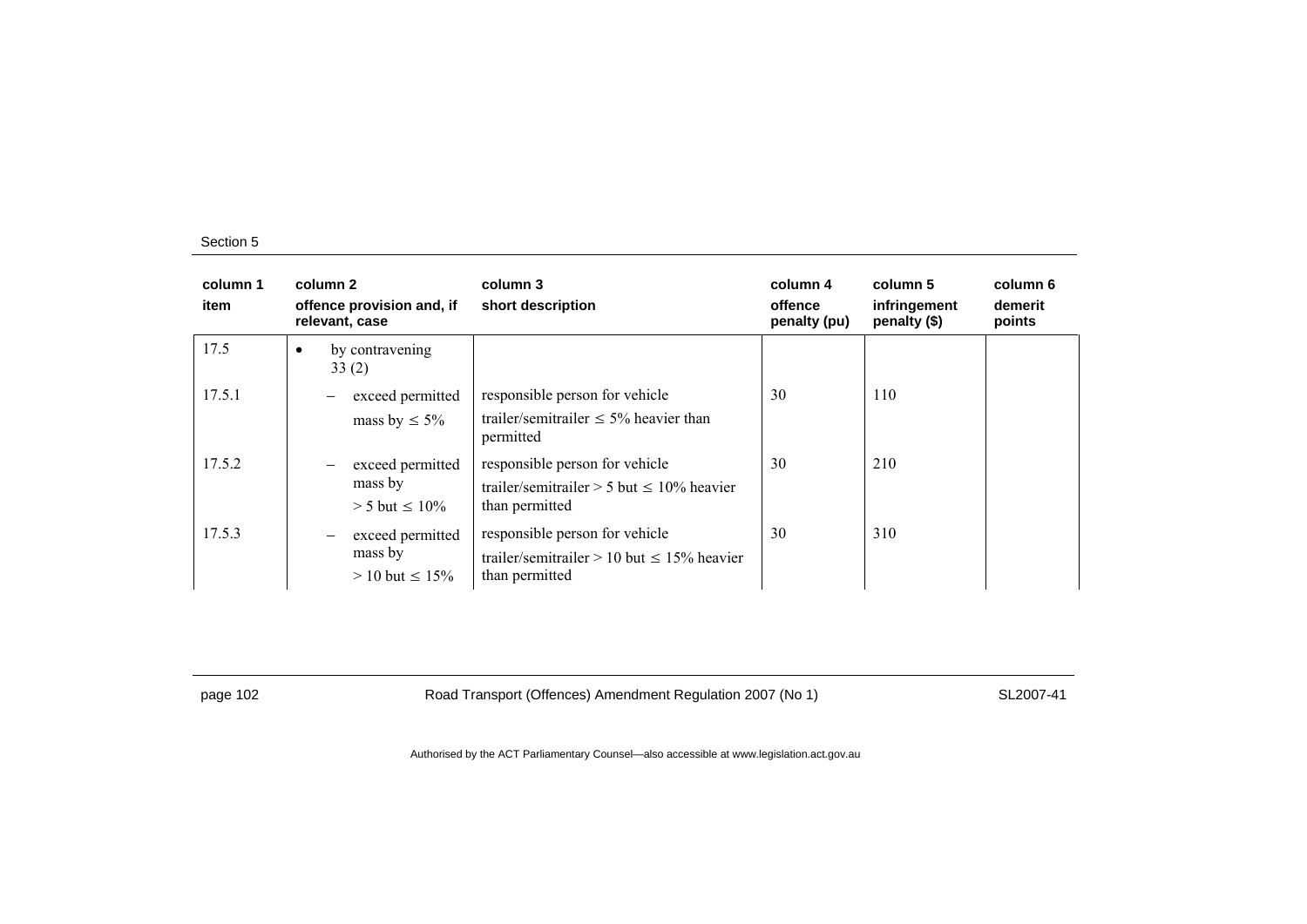| column 1<br>item | column 2<br>offence provision and, if relevant, case | column 3<br>short description | column 4<br>offence penalty (pu) | column 5<br>infringement penalty ($) | column 6<br>demerit points |
|---|---|---|---|---|---|
| 17.5 | • by contravening 33 (2) | | | | |
| 17.5.1 | – exceed permitted mass by ≤ 5% | responsible person for vehicle<br>trailer/semitrailer ≤ 5% heavier than permitted | 30 | 110 | |
| 17.5.2 | – exceed permitted mass by > 5 but ≤ 10% | responsible person for vehicle<br>trailer/semitrailer > 5 but ≤ 10% heavier than permitted | 30 | 210 | |
| 17.5.3 | – exceed permitted mass by > 10 but ≤ 15% | responsible person for vehicle<br>trailer/semitrailer > 10 but ≤ 15% heavier than permitted | 30 | 310 | |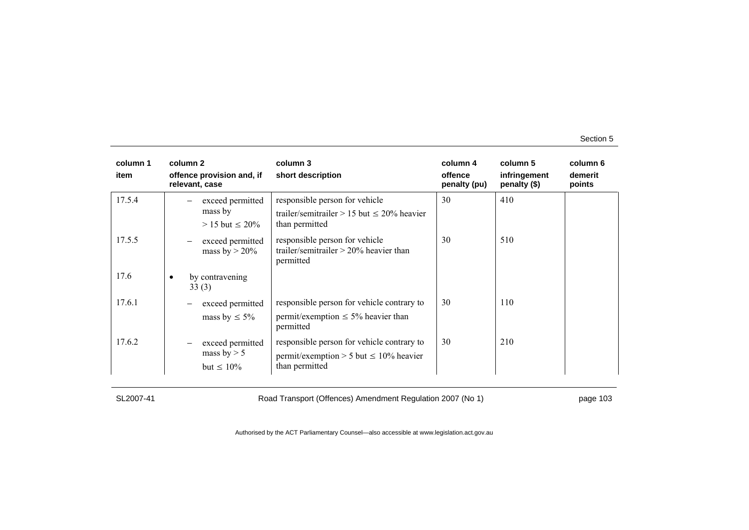| column 1 item | column 2 offence provision and, if relevant, case | column 3 short description | column 4 offence penalty (pu) | column 5 infringement penalty ($) | column 6 demerit points |
|---|---|---|---|---|---|
| 17.5.4 | – exceed permitted mass by > 15 but ≤ 20% | responsible person for vehicle trailer/semitrailer > 15 but ≤ 20% heavier than permitted | 30 | 410 | |
| 17.5.5 | – exceed permitted mass by > 20% | responsible person for vehicle trailer/semitrailer > 20% heavier than permitted | 30 | 510 | |
| 17.6 | • by contravening 33 (3) | | | | |
| 17.6.1 | – exceed permitted mass by ≤ 5% | responsible person for vehicle contrary to permit/exemption ≤ 5% heavier than permitted | 30 | 110 | |
| 17.6.2 | – exceed permitted mass by > 5 but ≤ 10% | responsible person for vehicle contrary to permit/exemption > 5 but ≤ 10% heavier than permitted | 30 | 210 | |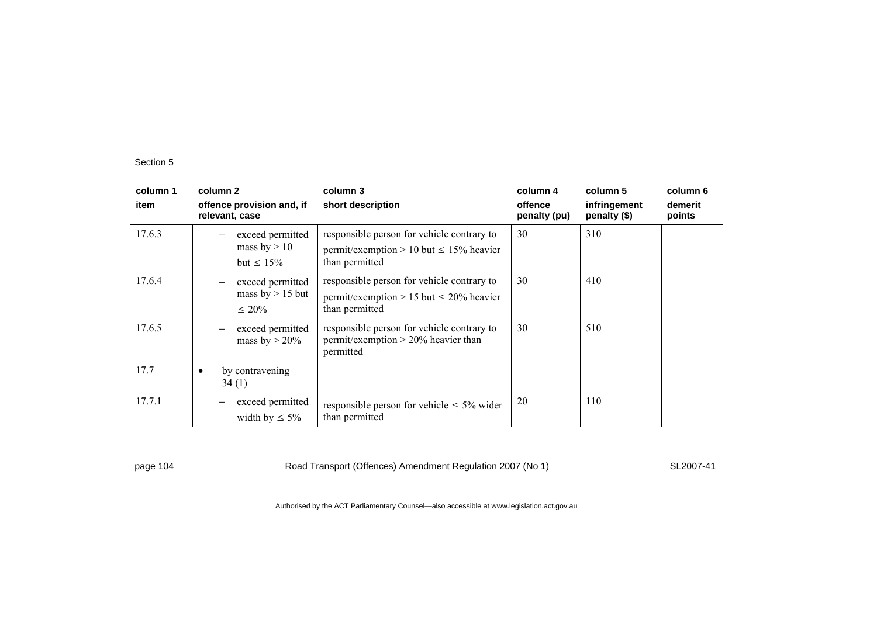Section 5

| column 1<br>item | column 2<br>offence provision and, if relevant, case | column 3<br>short description | column 4<br>offence penalty (pu) | column 5<br>infringement penalty ($) | column 6<br>demerit points |
|---|---|---|---|---|---|
| 17.6.3 | – exceed permitted mass by > 10 but ≤ 15% | responsible person for vehicle contrary to permit/exemption > 10 but ≤ 15% heavier than permitted | 30 | 310 | |
| 17.6.4 | – exceed permitted mass by > 15 but ≤ 20% | responsible person for vehicle contrary to permit/exemption > 15 but ≤ 20% heavier than permitted | 30 | 410 | |
| 17.6.5 | – exceed permitted mass by > 20% | responsible person for vehicle contrary to permit/exemption > 20% heavier than permitted | 30 | 510 | |
| 17.7 | • by contravening 34 (1) | | | | |
| 17.7.1 | – exceed permitted width by ≤ 5% | responsible person for vehicle ≤ 5% wider than permitted | 20 | 110 | |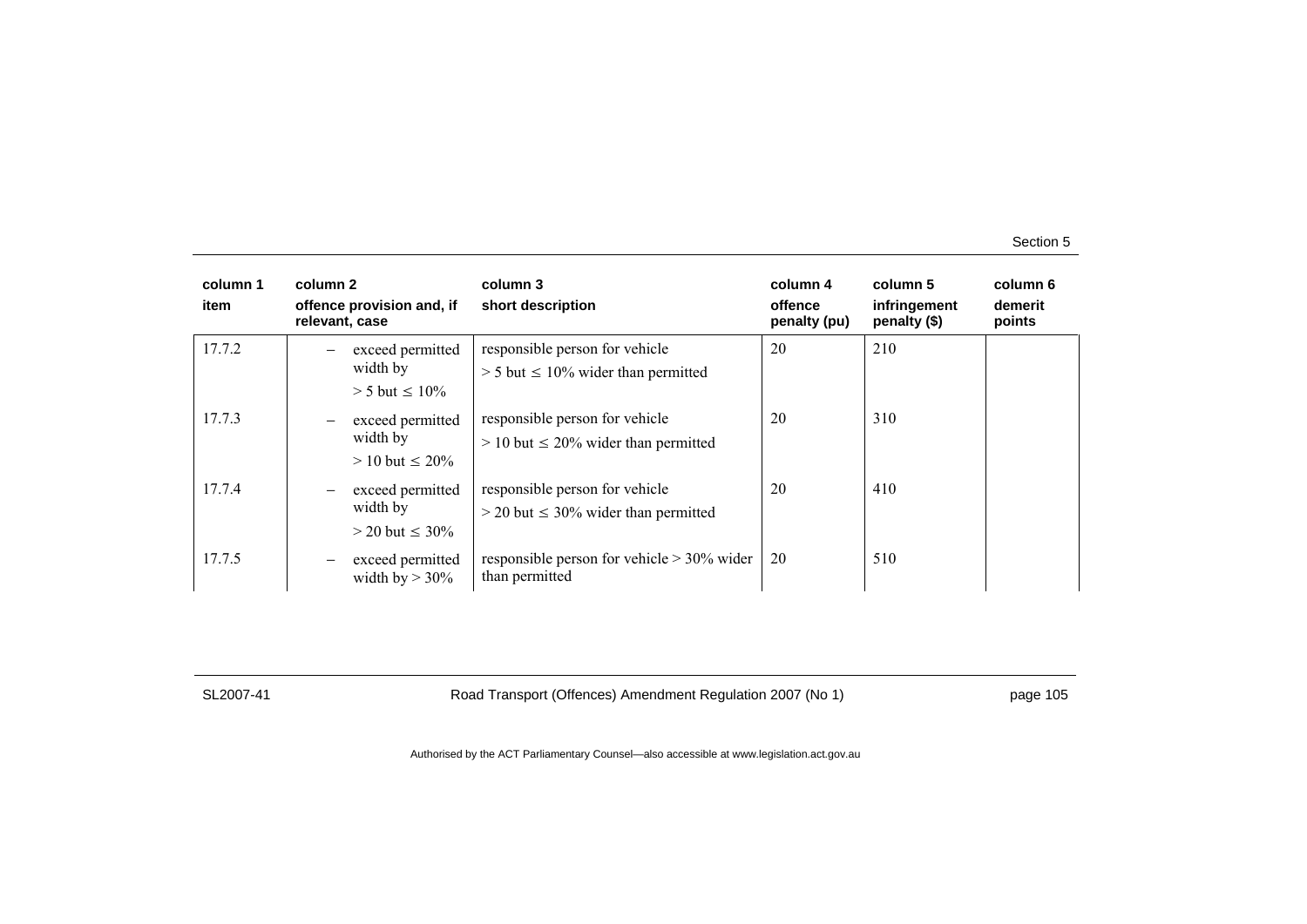| column 1<br>item | column 2<br>offence provision and, if relevant, case | column 3<br>short description | column 4<br>offence penalty (pu) | column 5<br>infringement penalty ($) | column 6<br>demerit points |
|---|---|---|---|---|---|
| 17.7.2 | – exceed permitted width by > 5 but ≤ 10% | responsible person for vehicle > 5 but ≤ 10% wider than permitted | 20 | 210 | |
| 17.7.3 | – exceed permitted width by > 10 but ≤ 20% | responsible person for vehicle > 10 but ≤ 20% wider than permitted | 20 | 310 | |
| 17.7.4 | – exceed permitted width by > 20 but ≤ 30% | responsible person for vehicle > 20 but ≤ 30% wider than permitted | 20 | 410 | |
| 17.7.5 | – exceed permitted width by > 30% | responsible person for vehicle > 30% wider than permitted | 20 | 510 | |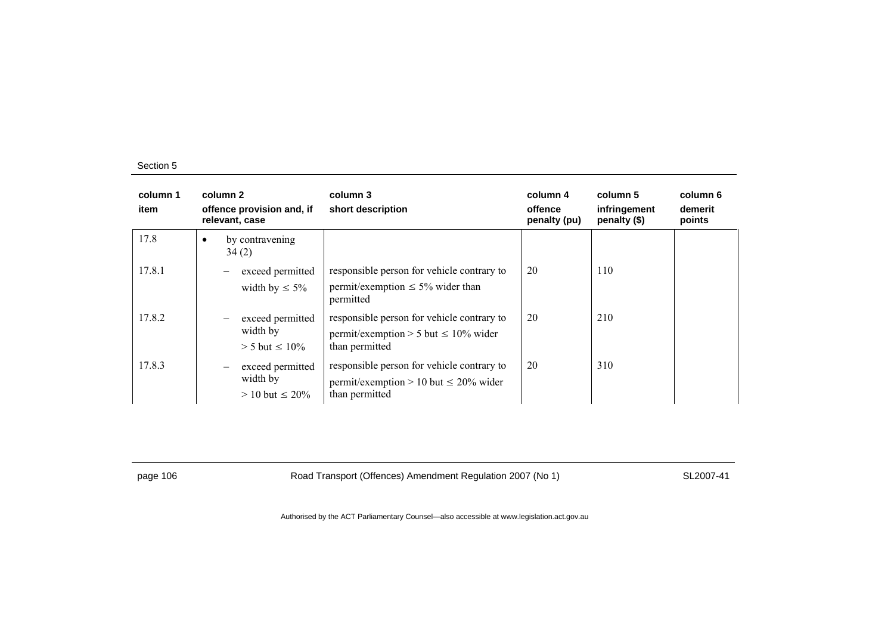| column 1 item | column 2 offence provision and, if relevant, case | column 3 short description | column 4 offence penalty (pu) | column 5 infringement penalty ($) | column 6 demerit points |
|---|---|---|---|---|---|
| 17.8 | • by contravening 34 (2) | | | | |
| 17.8.1 | – exceed permitted width by ≤ 5% | responsible person for vehicle contrary to permit/exemption ≤ 5% wider than permitted | 20 | 110 | |
| 17.8.2 | – exceed permitted width by > 5 but ≤ 10% | responsible person for vehicle contrary to permit/exemption > 5 but ≤ 10% wider than permitted | 20 | 210 | |
| 17.8.3 | – exceed permitted width by > 10 but ≤ 20% | responsible person for vehicle contrary to permit/exemption > 10 but ≤ 20% wider than permitted | 20 | 310 | |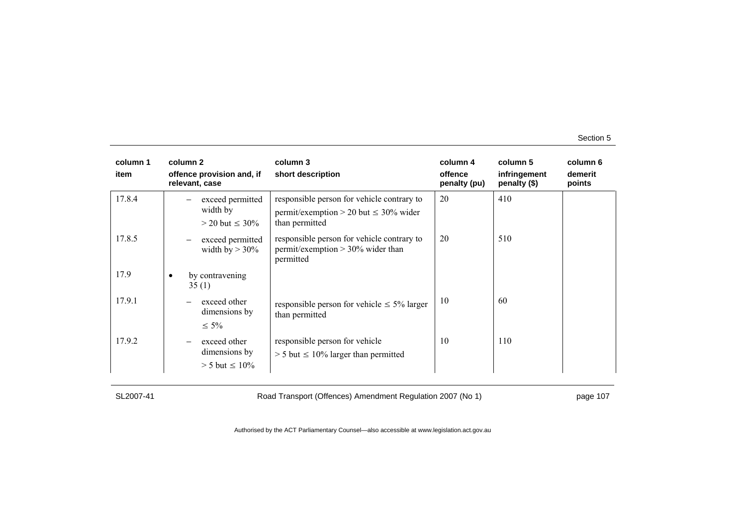| column 1 item | column 2 offence provision and, if relevant, case | column 3 short description | column 4 offence penalty (pu) | column 5 infringement penalty ($) | column 6 demerit points |
|---|---|---|---|---|---|
| 17.8.4 | – exceed permitted width by > 20 but ≤ 30% | responsible person for vehicle contrary to permit/exemption > 20 but ≤ 30% wider than permitted | 20 | 410 | |
| 17.8.5 | – exceed permitted width by > 30% | responsible person for vehicle contrary to permit/exemption > 30% wider than permitted | 20 | 510 | |
| 17.9 | • by contravening 35 (1) | | | | |
| 17.9.1 | – exceed other dimensions by ≤ 5% | responsible person for vehicle ≤ 5% larger than permitted | 10 | 60 | |
| 17.9.2 | – exceed other dimensions by > 5 but ≤ 10% | responsible person for vehicle > 5 but ≤ 10% larger than permitted | 10 | 110 | |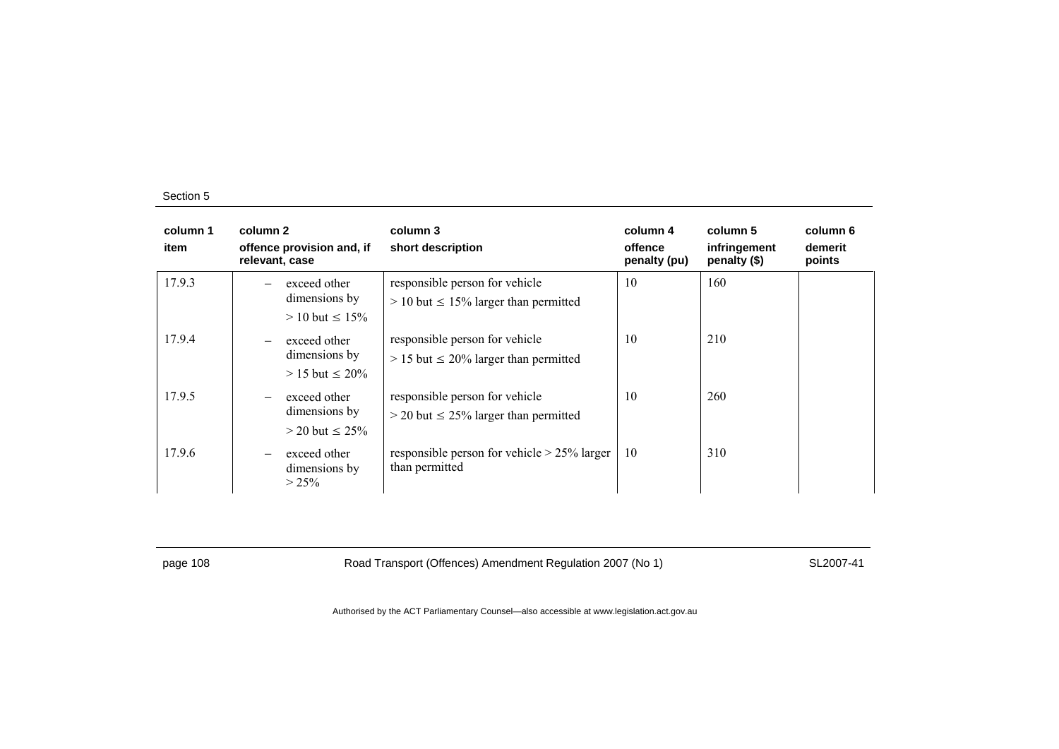| column 1 item | column 2 offence provision and, if relevant, case | column 3 short description | column 4 offence penalty (pu) | column 5 infringement penalty ($) | column 6 demerit points |
|---|---|---|---|---|---|
| 17.9.3 | – exceed other dimensions by > 10 but ≤ 15% | responsible person for vehicle > 10 but ≤ 15% larger than permitted | 10 | 160 | |
| 17.9.4 | – exceed other dimensions by > 15 but ≤ 20% | responsible person for vehicle > 15 but ≤ 20% larger than permitted | 10 | 210 | |
| 17.9.5 | – exceed other dimensions by > 20 but ≤ 25% | responsible person for vehicle > 20 but ≤ 25% larger than permitted | 10 | 260 | |
| 17.9.6 | – exceed other dimensions by > 25% | responsible person for vehicle > 25% larger than permitted | 10 | 310 | |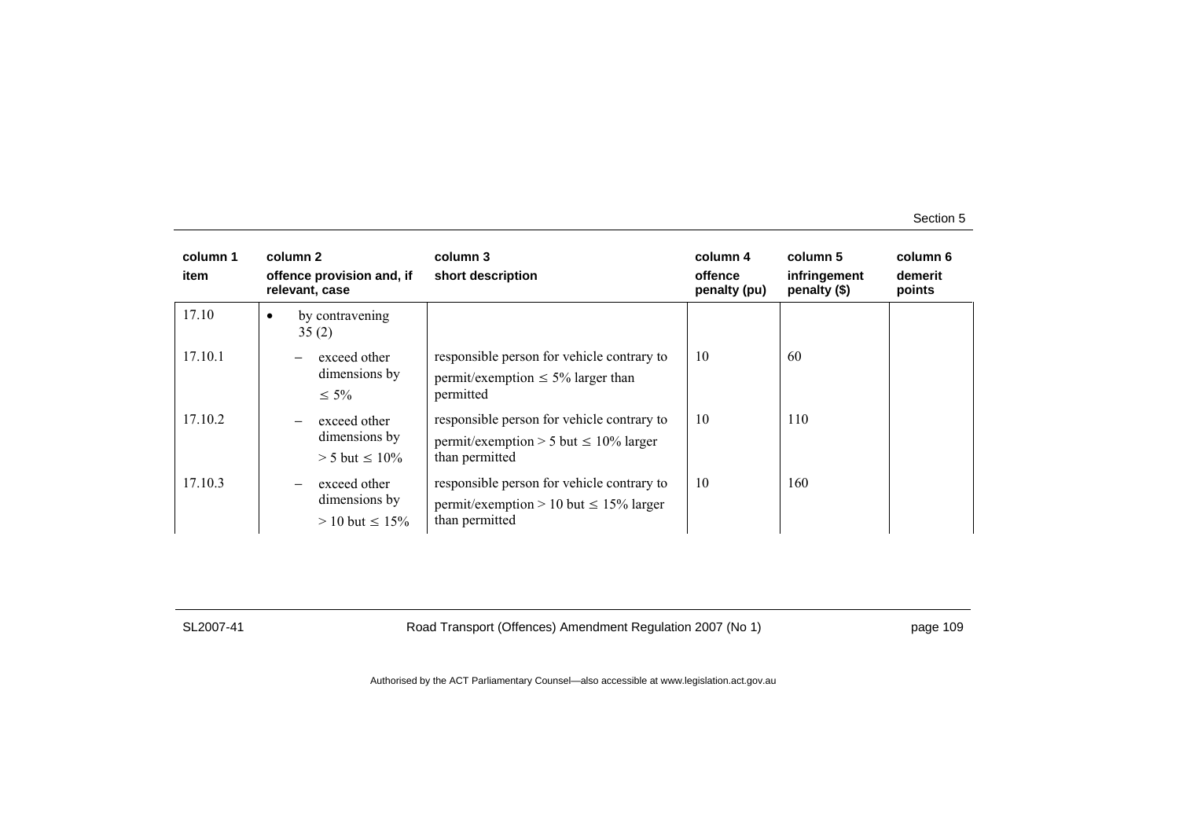| column 1<br>item | column 2<br>offence provision and, if relevant, case | column 3<br>short description | column 4<br>offence penalty (pu) | column 5<br>infringement penalty ($) | column 6<br>demerit points |
|---|---|---|---|---|---|
| 17.10 | • by contravening 35 (2) | | | | |
| 17.10.1 | – exceed other dimensions by ≤ 5% | responsible person for vehicle contrary to permit/exemption ≤ 5% larger than permitted | 10 | 60 | |
| 17.10.2 | – exceed other dimensions by > 5 but ≤ 10% | responsible person for vehicle contrary to permit/exemption > 5 but ≤ 10% larger than permitted | 10 | 110 | |
| 17.10.3 | – exceed other dimensions by > 10 but ≤ 15% | responsible person for vehicle contrary to permit/exemption > 10 but ≤ 15% larger than permitted | 10 | 160 | |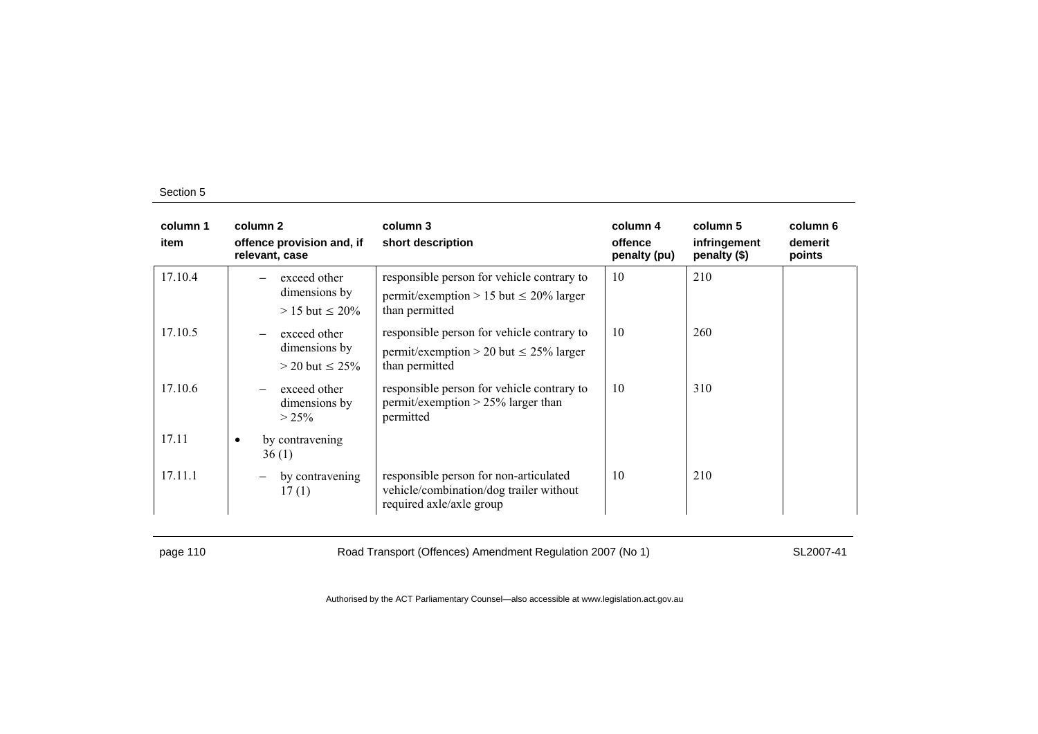| column 1<br>item | column 2<br>offence provision and, if relevant, case | column 3<br>short description | column 4<br>offence penalty (pu) | column 5<br>infringement penalty ($) | column 6<br>demerit points |
|---|---|---|---|---|---|
| 17.10.4 | – exceed other dimensions by > 15 but ≤ 20% | responsible person for vehicle contrary to permit/exemption > 15 but ≤ 20% larger than permitted | 10 | 210 | |
| 17.10.5 | – exceed other dimensions by > 20 but ≤ 25% | responsible person for vehicle contrary to permit/exemption > 20 but ≤ 25% larger than permitted | 10 | 260 | |
| 17.10.6 | – exceed other dimensions by > 25% | responsible person for vehicle contrary to permit/exemption > 25% larger than permitted | 10 | 310 | |
| 17.11 | • by contravening 36 (1) | | | | |
| 17.11.1 | – by contravening 17 (1) | responsible person for non-articulated vehicle/combination/dog trailer without required axle/axle group | 10 | 210 | |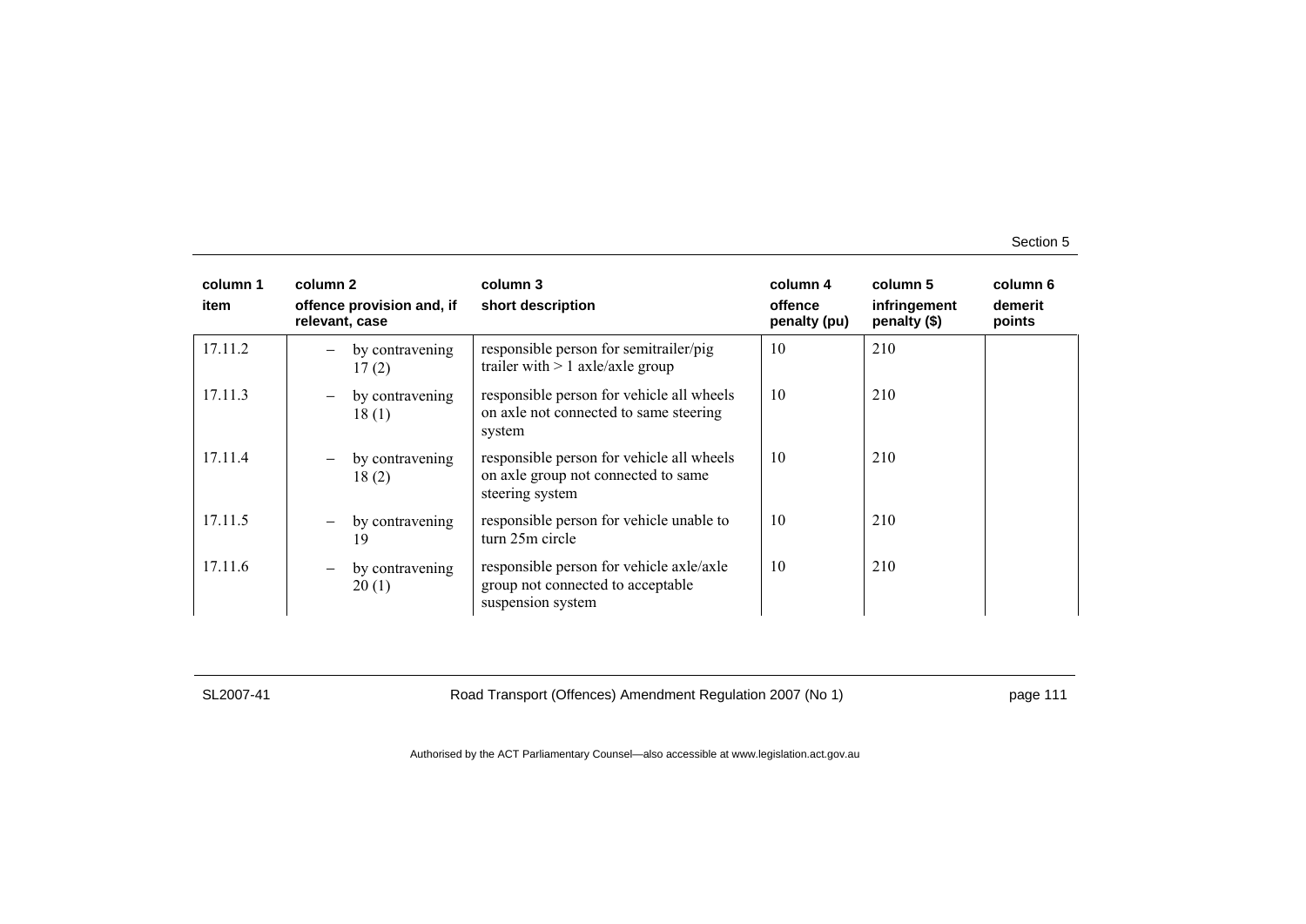| column 1<br>item | column 2<br>offence provision and, if relevant, case | column 3<br>short description | column 4<br>offence penalty (pu) | column 5<br>infringement penalty ($) | column 6<br>demerit points |
|---|---|---|---|---|---|
| 17.11.2 | – by contravening 17 (2) | responsible person for semitrailer/pig trailer with > 1 axle/axle group | 10 | 210 | |
| 17.11.3 | – by contravening 18 (1) | responsible person for vehicle all wheels on axle not connected to same steering system | 10 | 210 | |
| 17.11.4 | – by contravening 18 (2) | responsible person for vehicle all wheels on axle group not connected to same steering system | 10 | 210 | |
| 17.11.5 | – by contravening 19 | responsible person for vehicle unable to turn 25m circle | 10 | 210 | |
| 17.11.6 | – by contravening 20 (1) | responsible person for vehicle axle/axle group not connected to acceptable suspension system | 10 | 210 | |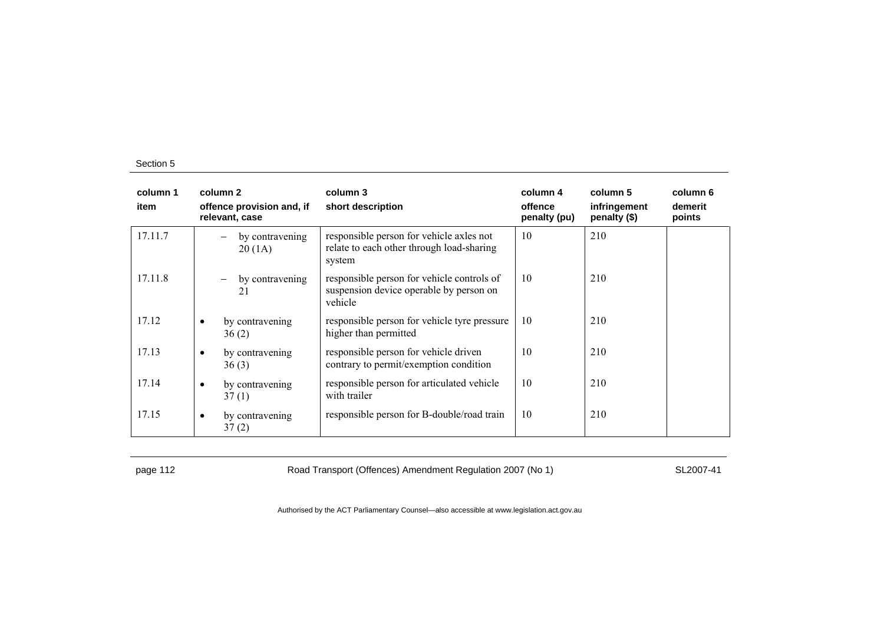| column 1<br>item | column 2<br>offence provision and, if relevant, case | column 3<br>short description | column 4<br>offence penalty (pu) | column 5<br>infringement penalty ($) | column 6<br>demerit points |
|---|---|---|---|---|---|
| 17.11.7 | – by contravening 20 (1A) | responsible person for vehicle axles not relate to each other through load-sharing system | 10 | 210 | |
| 17.11.8 | – by contravening 21 | responsible person for vehicle controls of suspension device operable by person on vehicle | 10 | 210 | |
| 17.12 | • by contravening 36 (2) | responsible person for vehicle tyre pressure higher than permitted | 10 | 210 | |
| 17.13 | • by contravening 36 (3) | responsible person for vehicle driven contrary to permit/exemption condition | 10 | 210 | |
| 17.14 | • by contravening 37 (1) | responsible person for articulated vehicle with trailer | 10 | 210 | |
| 17.15 | • by contravening 37 (2) | responsible person for B-double/road train | 10 | 210 | |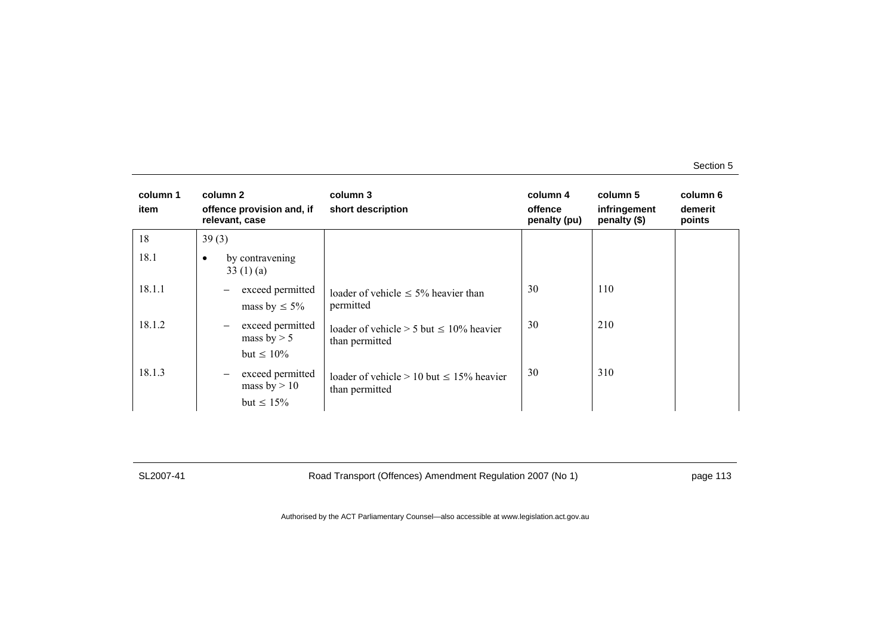| column 1<br>item | column 2<br>offence provision and, if relevant, case | column 3<br>short description | column 4<br>offence penalty (pu) | column 5<br>infringement penalty ($) | column 6<br>demerit points |
|---|---|---|---|---|---|
| 18 | 39 (3) | | | | |
| 18.1 | • by contravening 33 (1) (a) | | | | |
| 18.1.1 | – exceed permitted mass by ≤ 5% | loader of vehicle ≤ 5% heavier than permitted | 30 | 110 | |
| 18.1.2 | – exceed permitted mass by > 5 but ≤ 10% | loader of vehicle > 5 but ≤ 10% heavier than permitted | 30 | 210 | |
| 18.1.3 | – exceed permitted mass by > 10 but ≤ 15% | loader of vehicle > 10 but ≤ 15% heavier than permitted | 30 | 310 | |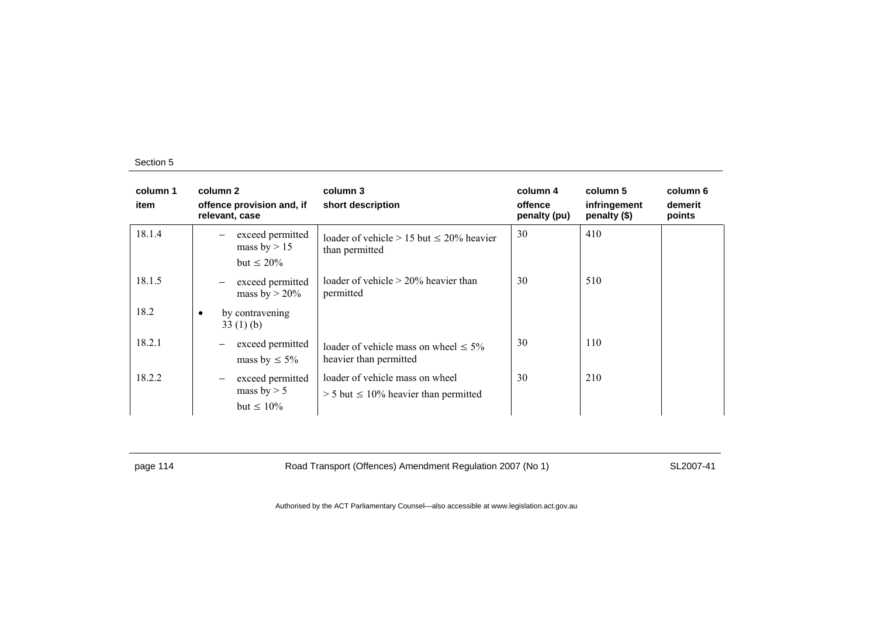| column 1 item | column 2 offence provision and, if relevant, case | column 3 short description | column 4 offence penalty (pu) | column 5 infringement penalty ($) | column 6 demerit points |
|---|---|---|---|---|---|
| 18.1.4 | – exceed permitted mass by > 15 but ≤ 20% | loader of vehicle > 15 but ≤ 20% heavier than permitted | 30 | 410 | |
| 18.1.5 | – exceed permitted mass by > 20% | loader of vehicle > 20% heavier than permitted | 30 | 510 | |
| 18.2 | • by contravening 33 (1) (b) | | | | |
| 18.2.1 | – exceed permitted mass by ≤ 5% | loader of vehicle mass on wheel ≤ 5% heavier than permitted | 30 | 110 | |
| 18.2.2 | – exceed permitted mass by > 5 but ≤ 10% | loader of vehicle mass on wheel > 5 but ≤ 10% heavier than permitted | 30 | 210 | |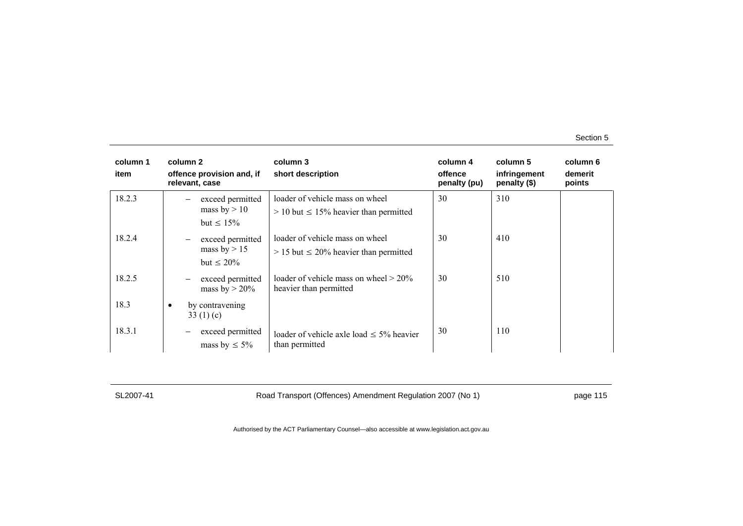| column 1<br>item | column 2<br>offence provision and, if relevant, case | column 3<br>short description | column 4<br>offence penalty (pu) | column 5<br>infringement penalty ($) | column 6<br>demerit points |
|---|---|---|---|---|---|
| 18.2.3 | – exceed permitted mass by > 10 but ≤ 15% | loader of vehicle mass on wheel > 10 but ≤ 15% heavier than permitted | 30 | 310 | |
| 18.2.4 | – exceed permitted mass by > 15 but ≤ 20% | loader of vehicle mass on wheel > 15 but ≤ 20% heavier than permitted | 30 | 410 | |
| 18.2.5 | – exceed permitted mass by > 20% | loader of vehicle mass on wheel > 20% heavier than permitted | 30 | 510 | |
| 18.3 | • by contravening 33 (1) (c) | | | | |
| 18.3.1 | – exceed permitted mass by ≤ 5% | loader of vehicle axle load ≤ 5% heavier than permitted | 30 | 110 | |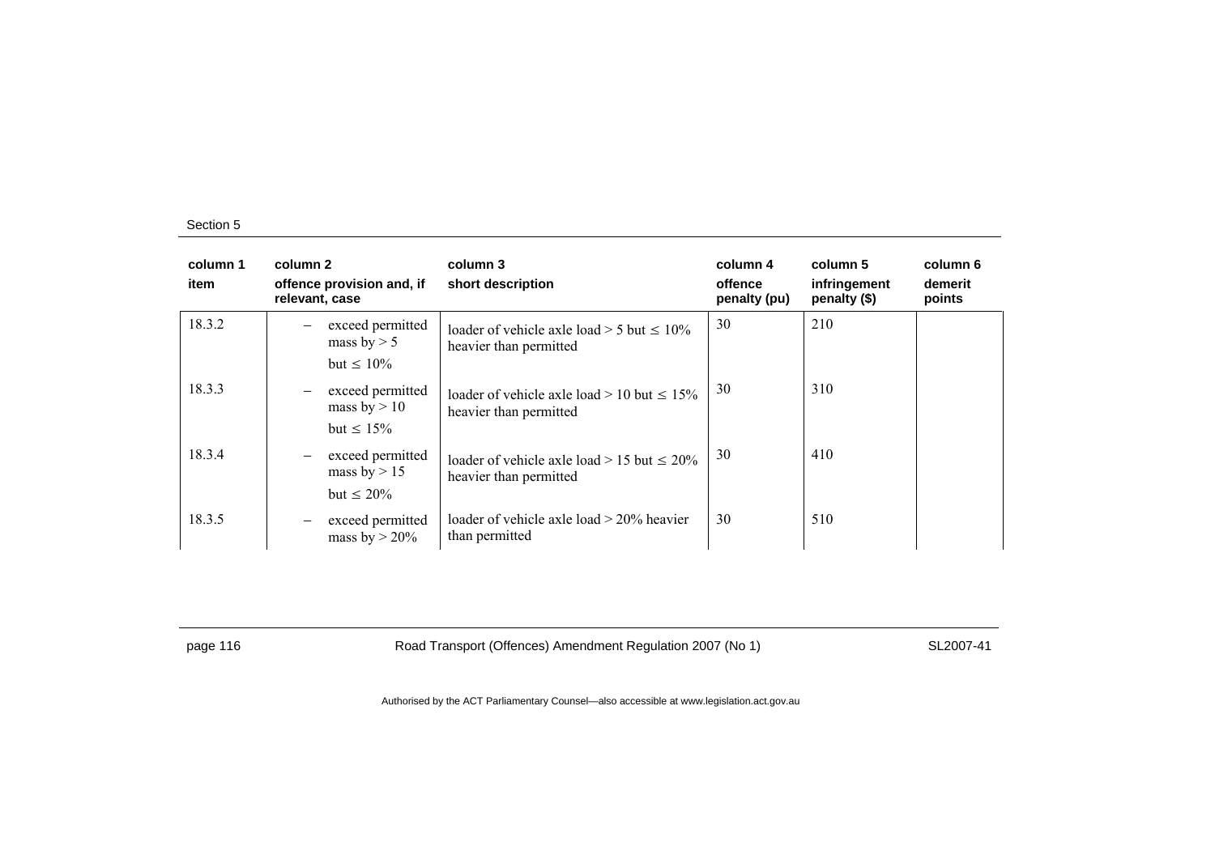| column 1 item | column 2 offence provision and, if relevant, case | column 3 short description | column 4 offence penalty (pu) | column 5 infringement penalty ($) | column 6 demerit points |
|---|---|---|---|---|---|
| 18.3.2 | – exceed permitted mass by > 5 but ≤ 10% | loader of vehicle axle load > 5 but ≤ 10% heavier than permitted | 30 | 210 | |
| 18.3.3 | – exceed permitted mass by > 10 but ≤ 15% | loader of vehicle axle load > 10 but ≤ 15% heavier than permitted | 30 | 310 | |
| 18.3.4 | – exceed permitted mass by > 15 but ≤ 20% | loader of vehicle axle load > 15 but ≤ 20% heavier than permitted | 30 | 410 | |
| 18.3.5 | – exceed permitted mass by > 20% | loader of vehicle axle load > 20% heavier than permitted | 30 | 510 | |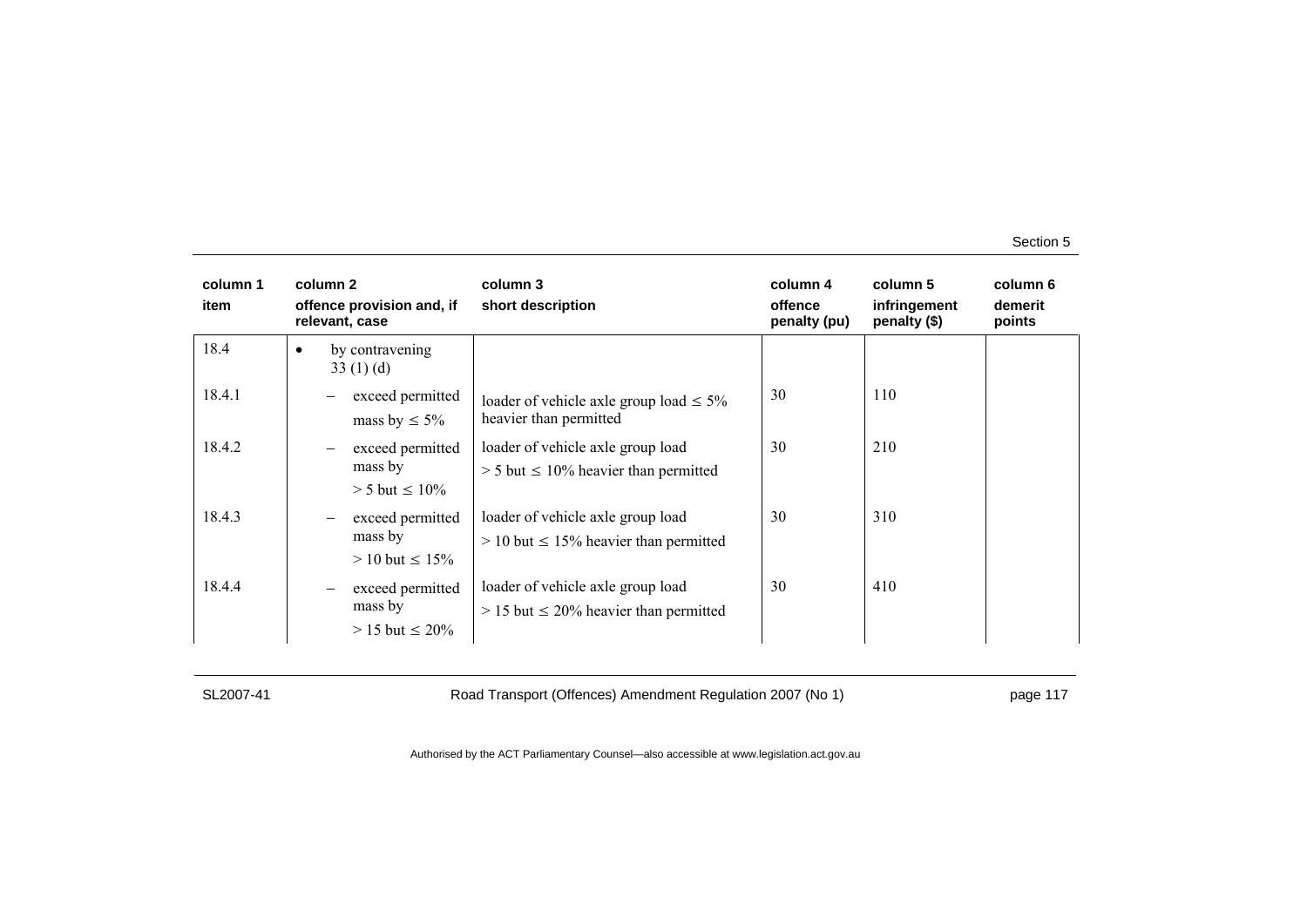| column 1 item | column 2 offence provision and, if relevant, case | column 3 short description | column 4 offence penalty (pu) | column 5 infringement penalty ($) | column 6 demerit points |
|---|---|---|---|---|---|
| 18.4 | • by contravening 33 (1) (d) | | | | |
| 18.4.1 | – exceed permitted mass by ≤ 5% | loader of vehicle axle group load ≤ 5% heavier than permitted | 30 | 110 | |
| 18.4.2 | – exceed permitted mass by > 5 but ≤ 10% | loader of vehicle axle group load > 5 but ≤ 10% heavier than permitted | 30 | 210 | |
| 18.4.3 | – exceed permitted mass by > 10 but ≤ 15% | loader of vehicle axle group load > 10 but ≤ 15% heavier than permitted | 30 | 310 | |
| 18.4.4 | – exceed permitted mass by > 15 but ≤ 20% | loader of vehicle axle group load > 15 but ≤ 20% heavier than permitted | 30 | 410 | |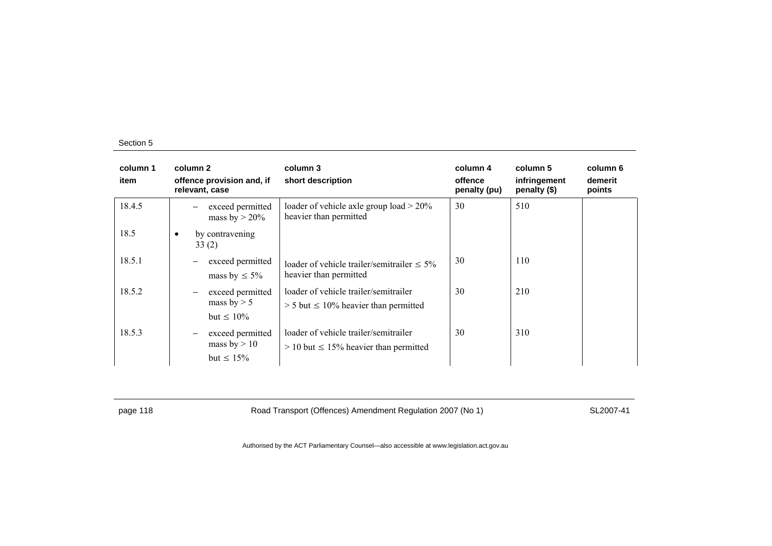| column 1<br>item | column 2<br>offence provision and, if relevant, case | column 3<br>short description | column 4<br>offence penalty (pu) | column 5<br>infringement penalty ($) | column 6<br>demerit points |
|---|---|---|---|---|---|
| 18.4.5 | – exceed permitted mass by > 20% | loader of vehicle axle group load > 20% heavier than permitted | 30 | 510 | |
| 18.5 | • by contravening 33 (2) | | | | |
| 18.5.1 | – exceed permitted mass by ≤ 5% | loader of vehicle trailer/semitrailer ≤ 5% heavier than permitted | 30 | 110 | |
| 18.5.2 | – exceed permitted mass by > 5 but ≤ 10% | loader of vehicle trailer/semitrailer > 5 but ≤ 10% heavier than permitted | 30 | 210 | |
| 18.5.3 | – exceed permitted mass by > 10 but ≤ 15% | loader of vehicle trailer/semitrailer > 10 but ≤ 15% heavier than permitted | 30 | 310 | |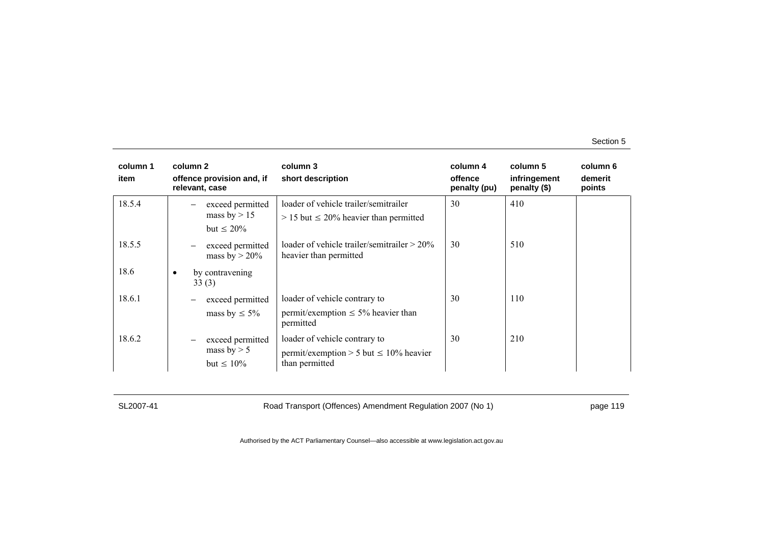| column 1 item | column 2 offence provision and, if relevant, case | column 3 short description | column 4 offence penalty (pu) | column 5 infringement penalty ($) | column 6 demerit points |
|---|---|---|---|---|---|
| 18.5.4 | – exceed permitted mass by > 15 but ≤ 20% | loader of vehicle trailer/semitrailer > 15 but ≤ 20% heavier than permitted | 30 | 410 | |
| 18.5.5 | – exceed permitted mass by > 20% | loader of vehicle trailer/semitrailer > 20% heavier than permitted | 30 | 510 | |
| 18.6 | • by contravening 33 (3) | | | | |
| 18.6.1 | – exceed permitted mass by ≤ 5% | loader of vehicle contrary to permit/exemption ≤ 5% heavier than permitted | 30 | 110 | |
| 18.6.2 | – exceed permitted mass by > 5 but ≤ 10% | loader of vehicle contrary to permit/exemption > 5 but ≤ 10% heavier than permitted | 30 | 210 | |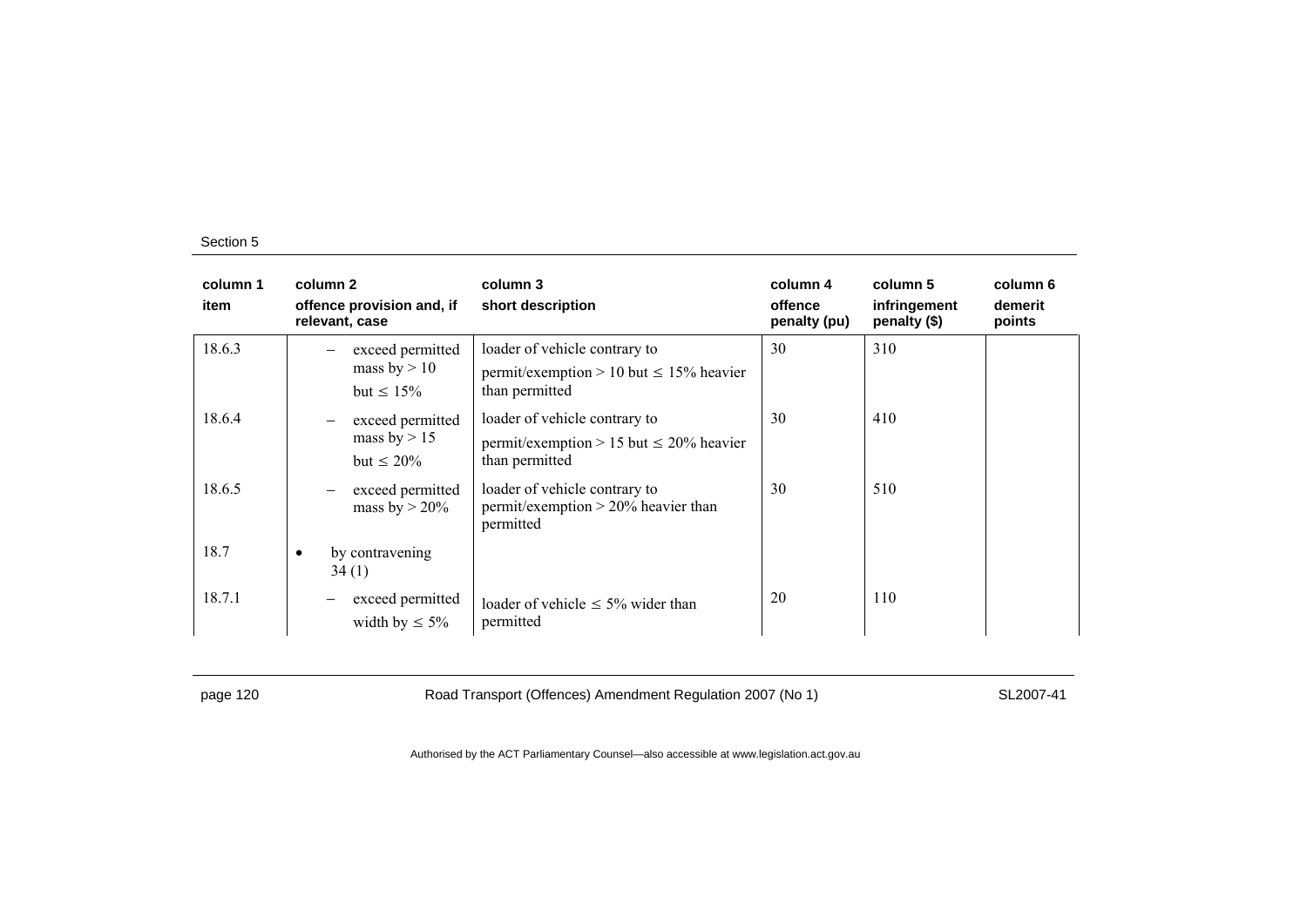| column 1 item | column 2 offence provision and, if relevant, case | column 3 short description | column 4 offence penalty (pu) | column 5 infringement penalty ($) | column 6 demerit points |
|---|---|---|---|---|---|
| 18.6.3 | – exceed permitted mass by > 10 but ≤ 15% | loader of vehicle contrary to permit/exemption > 10 but ≤ 15% heavier than permitted | 30 | 310 | |
| 18.6.4 | – exceed permitted mass by > 15 but ≤ 20% | loader of vehicle contrary to permit/exemption > 15 but ≤ 20% heavier than permitted | 30 | 410 | |
| 18.6.5 | – exceed permitted mass by > 20% | loader of vehicle contrary to permit/exemption > 20% heavier than permitted | 30 | 510 | |
| 18.7 | • by contravening 34 (1) | | | | |
| 18.7.1 | – exceed permitted width by ≤ 5% | loader of vehicle ≤ 5% wider than permitted | 20 | 110 | |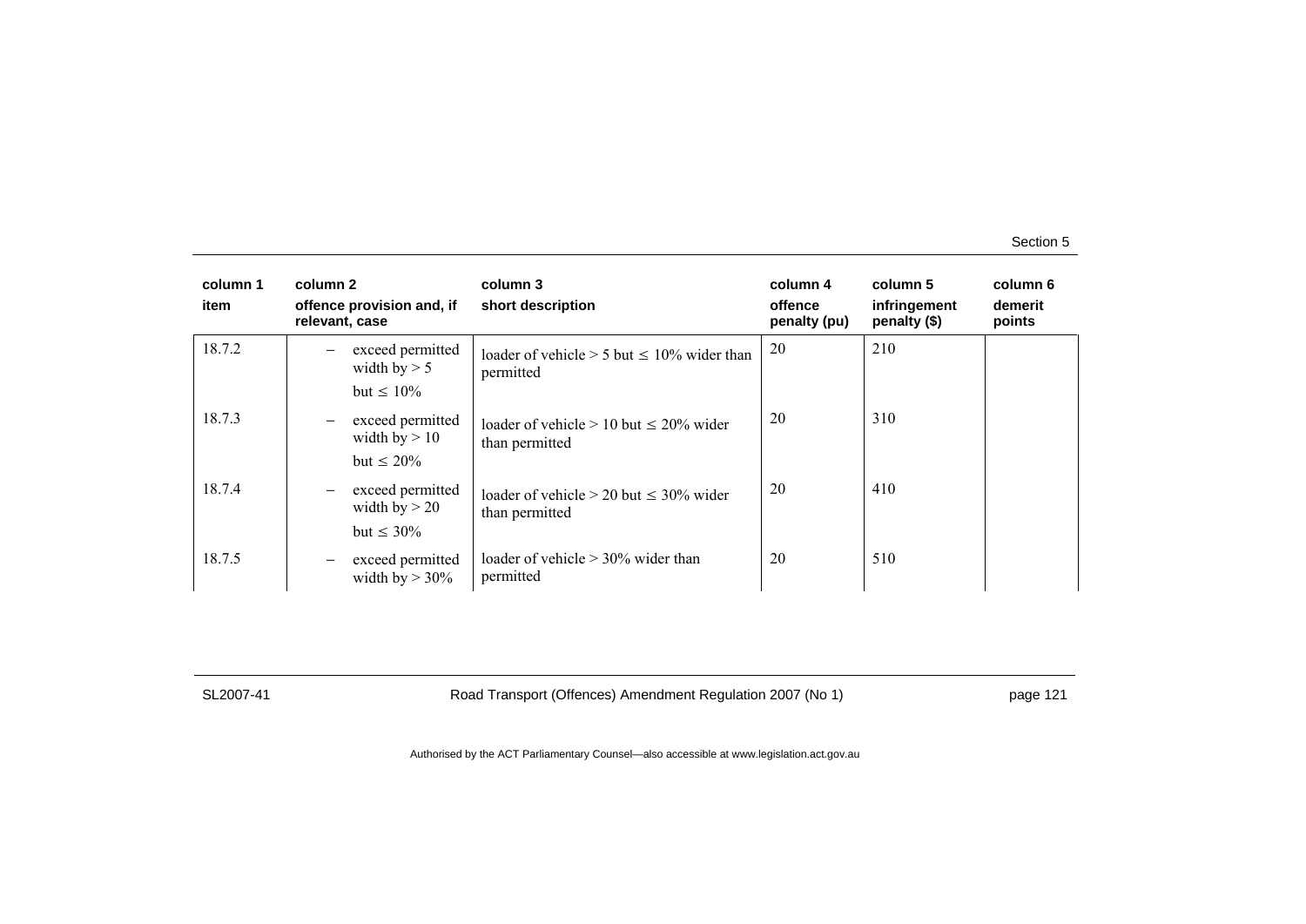| column 1 item | column 2 offence provision and, if relevant, case | column 3 short description | column 4 offence penalty (pu) | column 5 infringement penalty ($) | column 6 demerit points |
|---|---|---|---|---|---|
| 18.7.2 | – exceed permitted width by > 5 but ≤ 10% | loader of vehicle > 5 but ≤ 10% wider than permitted | 20 | 210 | |
| 18.7.3 | – exceed permitted width by > 10 but ≤ 20% | loader of vehicle > 10 but ≤ 20% wider than permitted | 20 | 310 | |
| 18.7.4 | – exceed permitted width by > 20 but ≤ 30% | loader of vehicle > 20 but ≤ 30% wider than permitted | 20 | 410 | |
| 18.7.5 | – exceed permitted width by > 30% | loader of vehicle > 30% wider than permitted | 20 | 510 | |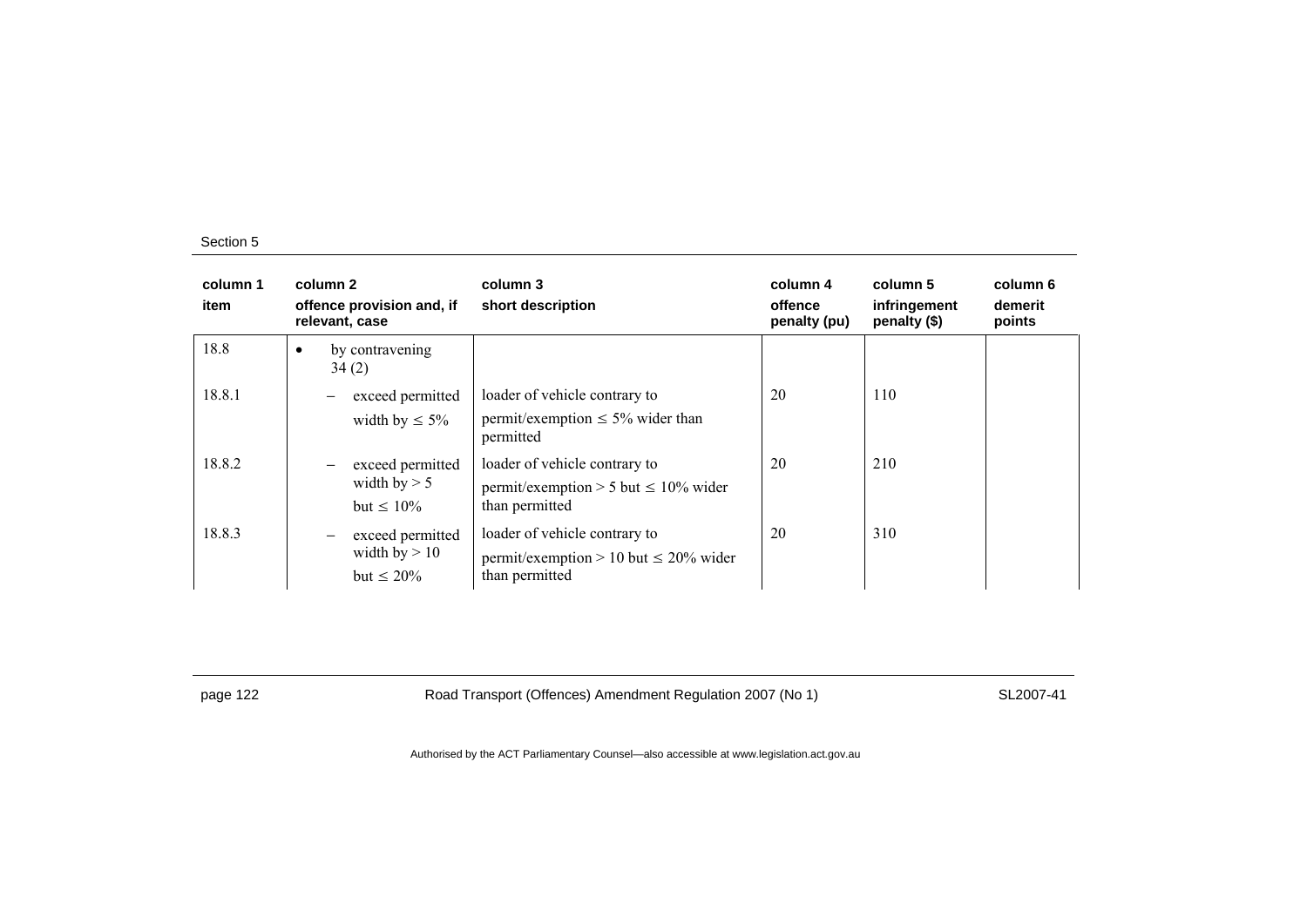| column 1 item | column 2 offence provision and, if relevant, case | column 3 short description | column 4 offence penalty (pu) | column 5 infringement penalty ($) | column 6 demerit points |
|---|---|---|---|---|---|
| 18.8 | • by contravening 34 (2) | | | | |
| 18.8.1 | – exceed permitted width by ≤ 5% | loader of vehicle contrary to permit/exemption ≤ 5% wider than permitted | 20 | 110 | |
| 18.8.2 | – exceed permitted width by > 5 but ≤ 10% | loader of vehicle contrary to permit/exemption > 5 but ≤ 10% wider than permitted | 20 | 210 | |
| 18.8.3 | – exceed permitted width by > 10 but ≤ 20% | loader of vehicle contrary to permit/exemption > 10 but ≤ 20% wider than permitted | 20 | 310 | |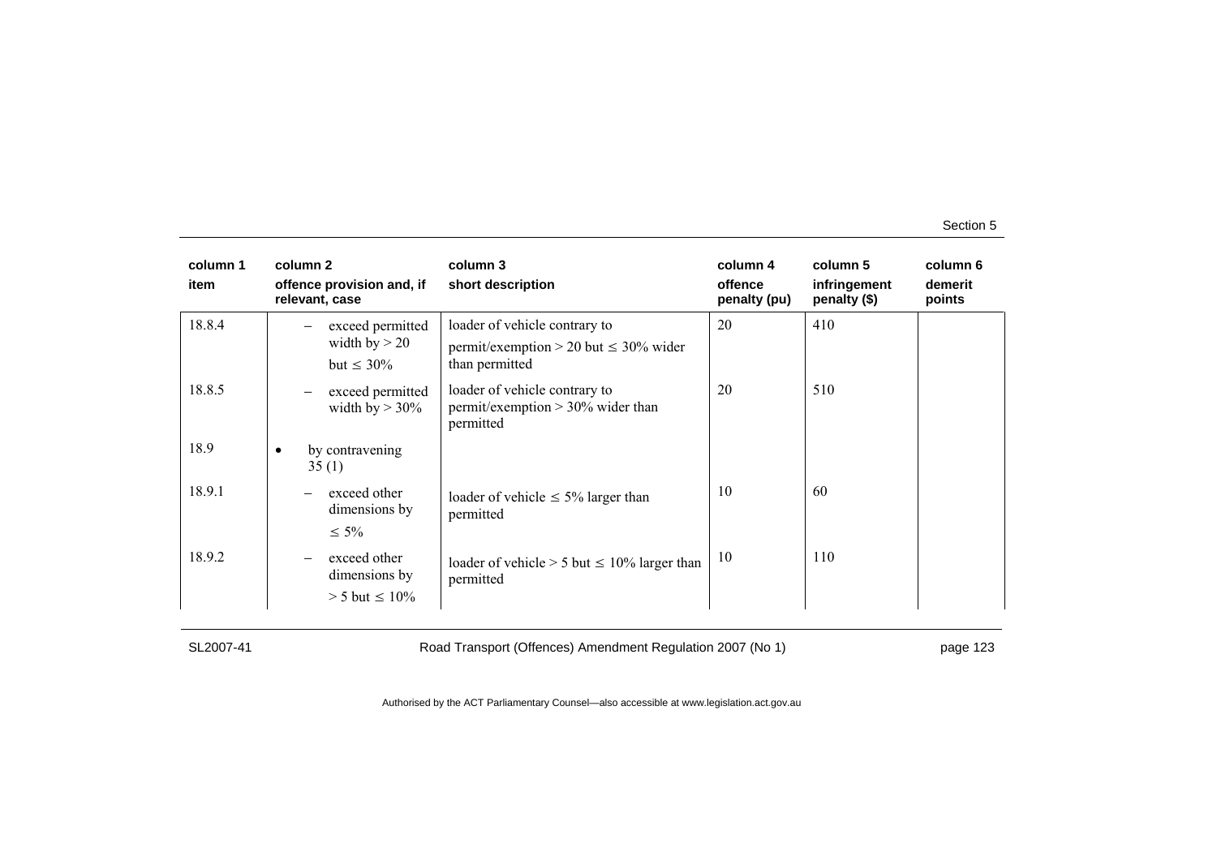| column 1 item | column 2 offence provision and, if relevant, case | column 3 short description | column 4 offence penalty (pu) | column 5 infringement penalty ($) | column 6 demerit points |
|---|---|---|---|---|---|
| 18.8.4 | – exceed permitted width by > 20 but ≤ 30% | loader of vehicle contrary to permit/exemption > 20 but ≤ 30% wider than permitted | 20 | 410 | |
| 18.8.5 | – exceed permitted width by > 30% | loader of vehicle contrary to permit/exemption > 30% wider than permitted | 20 | 510 | |
| 18.9 | • by contravening 35 (1) | | | | |
| 18.9.1 | – exceed other dimensions by ≤ 5% | loader of vehicle ≤ 5% larger than permitted | 10 | 60 | |
| 18.9.2 | – exceed other dimensions by > 5 but ≤ 10% | loader of vehicle > 5 but ≤ 10% larger than permitted | 10 | 110 | |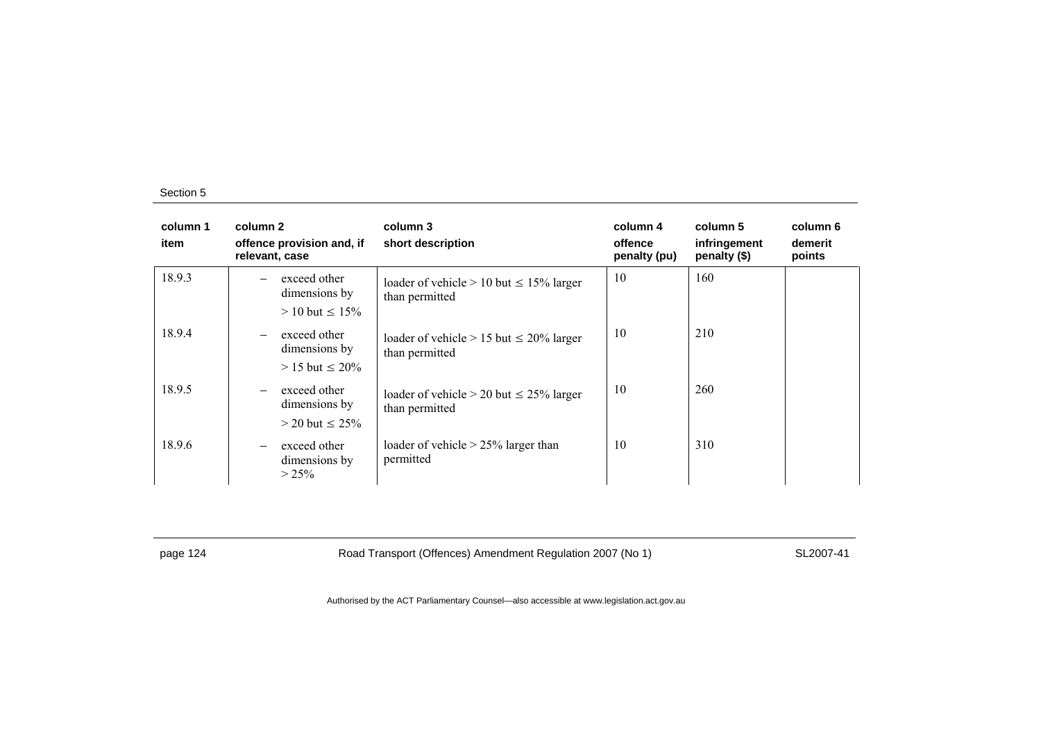| column 1 item | column 2 offence provision and, if relevant, case | column 3 short description | column 4 offence penalty (pu) | column 5 infringement penalty ($) | column 6 demerit points |
|---|---|---|---|---|---|
| 18.9.3 | – exceed other dimensions by > 10 but ≤ 15% | loader of vehicle > 10 but ≤ 15% larger than permitted | 10 | 160 | |
| 18.9.4 | – exceed other dimensions by > 15 but ≤ 20% | loader of vehicle > 15 but ≤ 20% larger than permitted | 10 | 210 | |
| 18.9.5 | – exceed other dimensions by > 20 but ≤ 25% | loader of vehicle > 20 but ≤ 25% larger than permitted | 10 | 260 | |
| 18.9.6 | – exceed other dimensions by > 25% | loader of vehicle > 25% larger than permitted | 10 | 310 | |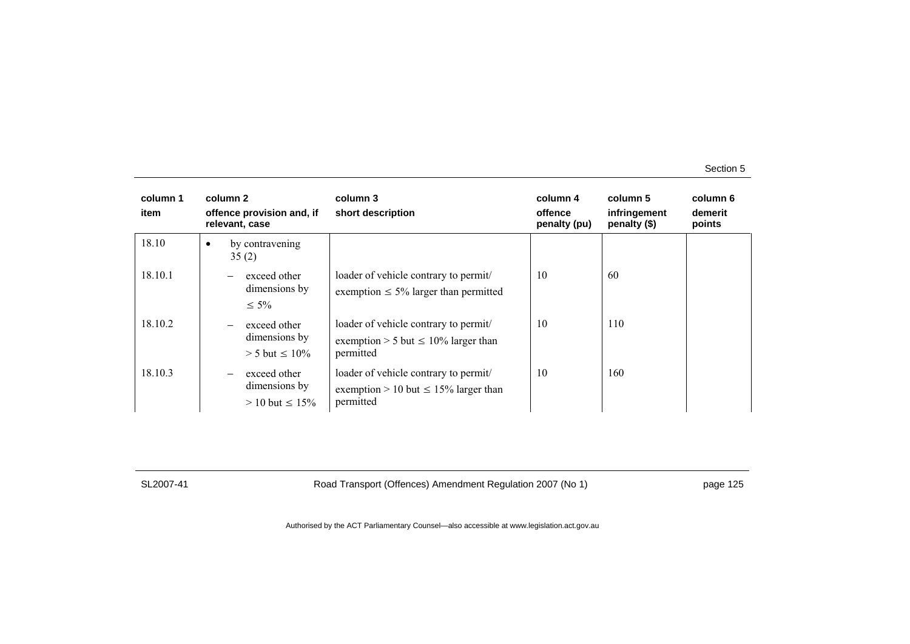| column 1<br>item | column 2<br>offence provision and, if relevant, case | column 3<br>short description | column 4<br>offence penalty (pu) | column 5<br>infringement penalty ($) | column 6<br>demerit points |
|---|---|---|---|---|---|
| 18.10 | • by contravening 35 (2) | | | | |
| 18.10.1 | – exceed other dimensions by ≤ 5% | loader of vehicle contrary to permit/ exemption ≤ 5% larger than permitted | 10 | 60 | |
| 18.10.2 | – exceed other dimensions by > 5 but ≤ 10% | loader of vehicle contrary to permit/ exemption > 5 but ≤ 10% larger than permitted | 10 | 110 | |
| 18.10.3 | – exceed other dimensions by > 10 but ≤ 15% | loader of vehicle contrary to permit/ exemption > 10 but ≤ 15% larger than permitted | 10 | 160 | |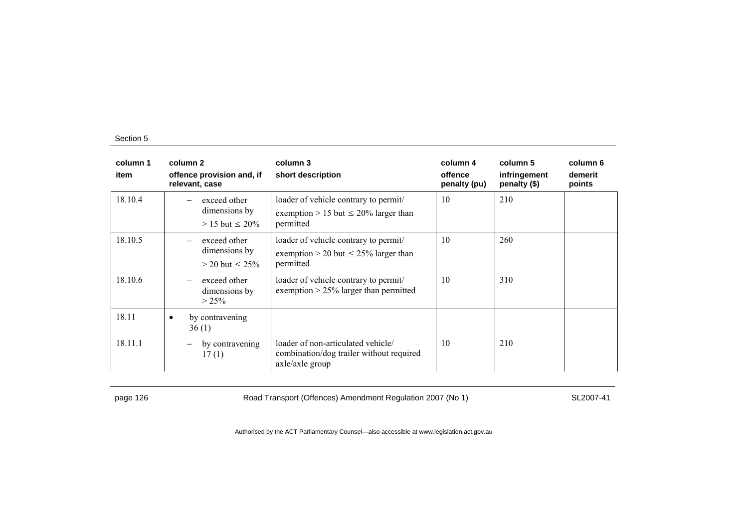| column 1 item | column 2 offence provision and, if relevant, case | column 3 short description | column 4 offence penalty (pu) | column 5 infringement penalty ($) | column 6 demerit points |
|---|---|---|---|---|---|
| 18.10.4 | – exceed other dimensions by > 15 but ≤ 20% | loader of vehicle contrary to permit/ exemption > 15 but ≤ 20% larger than permitted | 10 | 210 | |
| 18.10.5 | – exceed other dimensions by > 20 but ≤ 25% | loader of vehicle contrary to permit/ exemption > 20 but ≤ 25% larger than permitted | 10 | 260 | |
| 18.10.6 | – exceed other dimensions by > 25% | loader of vehicle contrary to permit/ exemption > 25% larger than permitted | 10 | 310 | |
| 18.11 | • by contravening 36 (1) | | | | |
| 18.11.1 | – by contravening 17 (1) | loader of non-articulated vehicle/ combination/dog trailer without required axle/axle group | 10 | 210 | |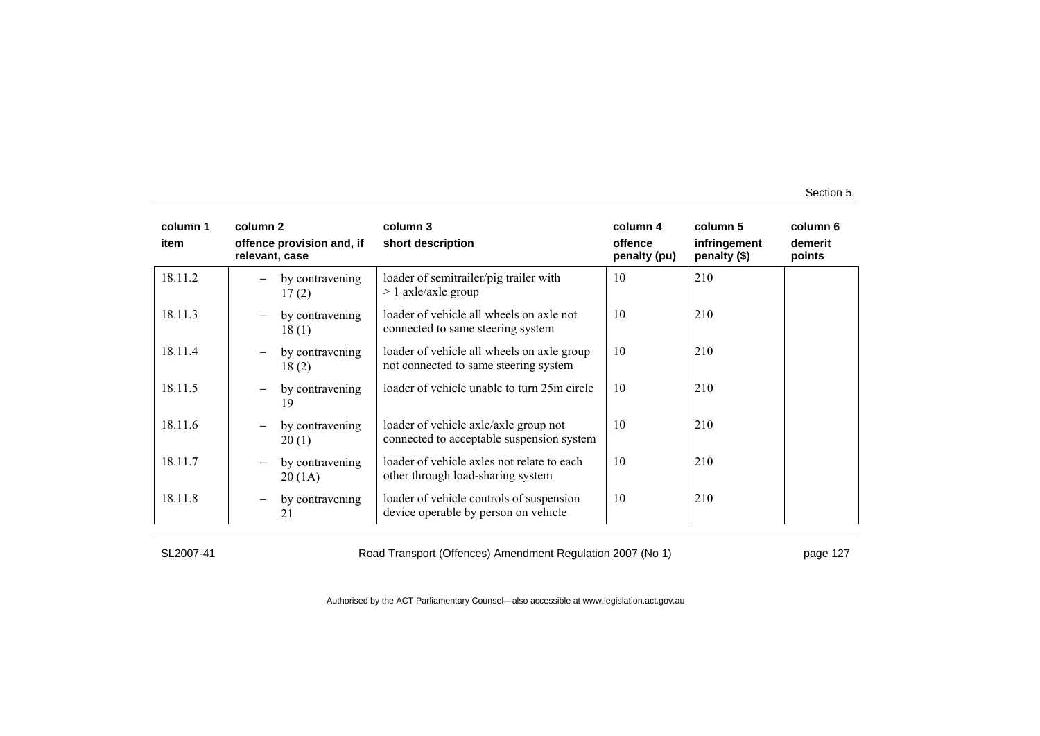| column 1 item | column 2 offence provision and, if relevant, case | column 3 short description | column 4 offence penalty (pu) | column 5 infringement penalty ($) | column 6 demerit points |
|---|---|---|---|---|---|
| 18.11.2 | – by contravening 17 (2) | loader of semitrailer/pig trailer with > 1 axle/axle group | 10 | 210 | |
| 18.11.3 | – by contravening 18 (1) | loader of vehicle all wheels on axle not connected to same steering system | 10 | 210 | |
| 18.11.4 | – by contravening 18 (2) | loader of vehicle all wheels on axle group not connected to same steering system | 10 | 210 | |
| 18.11.5 | – by contravening 19 | loader of vehicle unable to turn 25m circle | 10 | 210 | |
| 18.11.6 | – by contravening 20 (1) | loader of vehicle axle/axle group not connected to acceptable suspension system | 10 | 210 | |
| 18.11.7 | – by contravening 20 (1A) | loader of vehicle axles not relate to each other through load-sharing system | 10 | 210 | |
| 18.11.8 | – by contravening 21 | loader of vehicle controls of suspension device operable by person on vehicle | 10 | 210 | |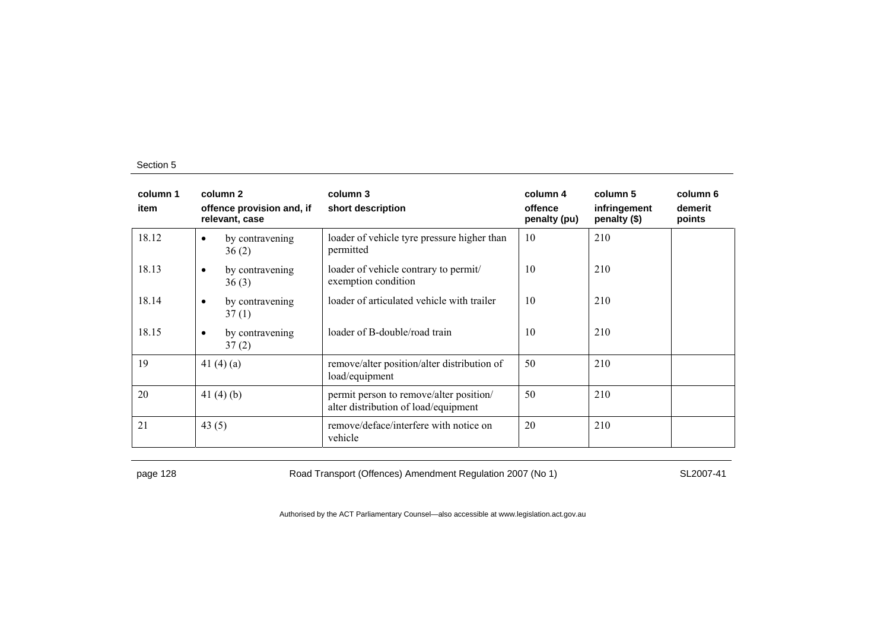| column 1<br>item | column 2<br>offence provision and, if relevant, case | column 3<br>short description | column 4<br>offence penalty (pu) | column 5<br>infringement penalty ($) | column 6<br>demerit points |
|---|---|---|---|---|---|
| 18.12 | • by contravening 36 (2) | loader of vehicle tyre pressure higher than permitted | 10 | 210 | |
| 18.13 | • by contravening 36 (3) | loader of vehicle contrary to permit/ exemption condition | 10 | 210 | |
| 18.14 | • by contravening 37 (1) | loader of articulated vehicle with trailer | 10 | 210 | |
| 18.15 | • by contravening 37 (2) | loader of B-double/road train | 10 | 210 | |
| 19 | 41 (4) (a) | remove/alter position/alter distribution of load/equipment | 50 | 210 | |
| 20 | 41 (4) (b) | permit person to remove/alter position/ alter distribution of load/equipment | 50 | 210 | |
| 21 | 43 (5) | remove/deface/interfere with notice on vehicle | 20 | 210 | |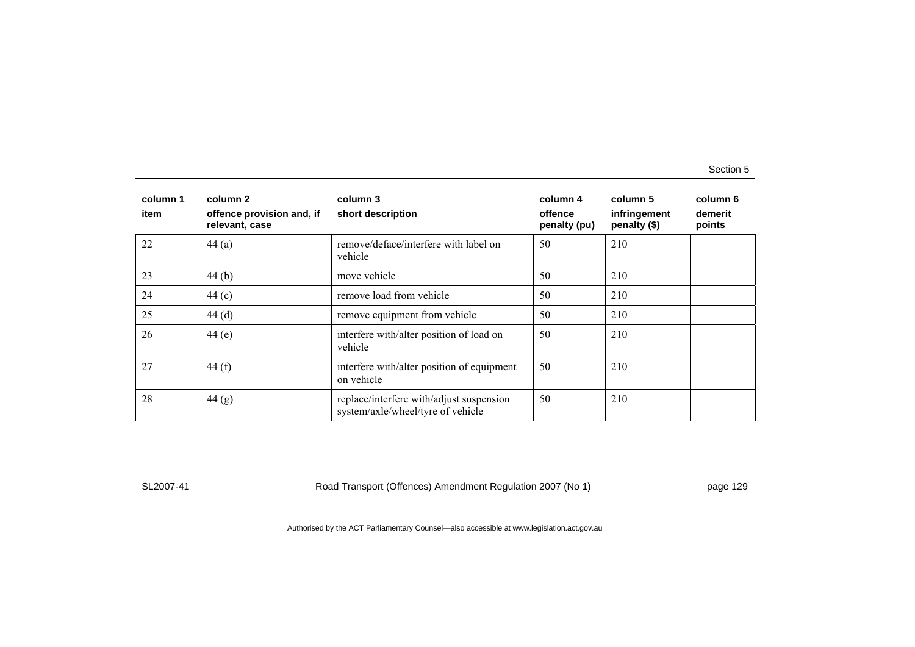| column 1<br>item | column 2<br>offence provision and, if relevant, case | column 3<br>short description | column 4<br>offence penalty (pu) | column 5<br>infringement penalty ($) | column 6<br>demerit points |
|---|---|---|---|---|---|
| 22 | 44 (a) | remove/deface/interfere with label on vehicle | 50 | 210 | |
| 23 | 44 (b) | move vehicle | 50 | 210 | |
| 24 | 44 (c) | remove load from vehicle | 50 | 210 | |
| 25 | 44 (d) | remove equipment from vehicle | 50 | 210 | |
| 26 | 44 (e) | interfere with/alter position of load on vehicle | 50 | 210 | |
| 27 | 44 (f) | interfere with/alter position of equipment on vehicle | 50 | 210 | |
| 28 | 44 (g) | replace/interfere with/adjust suspension system/axle/wheel/tyre of vehicle | 50 | 210 | |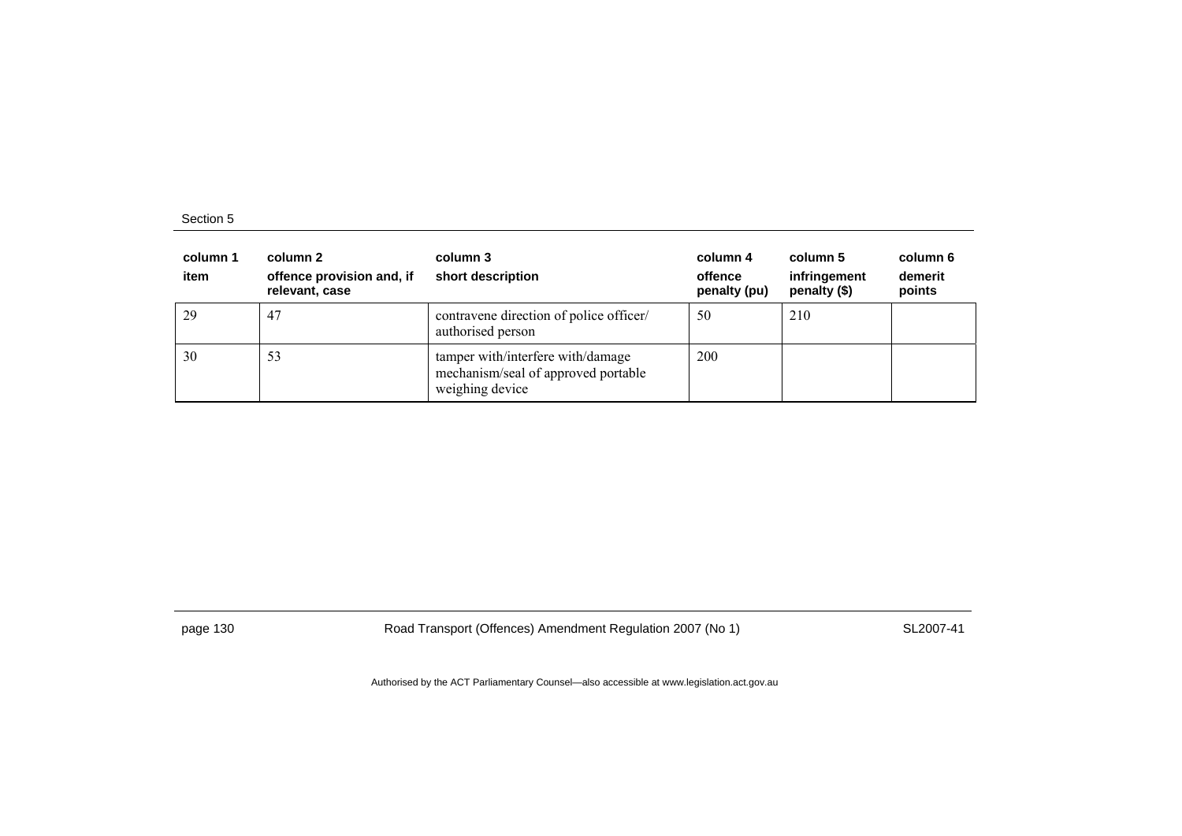| column 1<br>item | column 2<br>offence provision and, if relevant, case | column 3<br>short description | column 4<br>offence penalty (pu) | column 5<br>infringement penalty ($) | column 6<br>demerit points |
|---|---|---|---|---|---|
| 29 | 47 | contravene direction of police officer/ authorised person | 50 | 210 | |
| 30 | 53 | tamper with/interfere with/damage mechanism/seal of approved portable weighing device | 200 | | |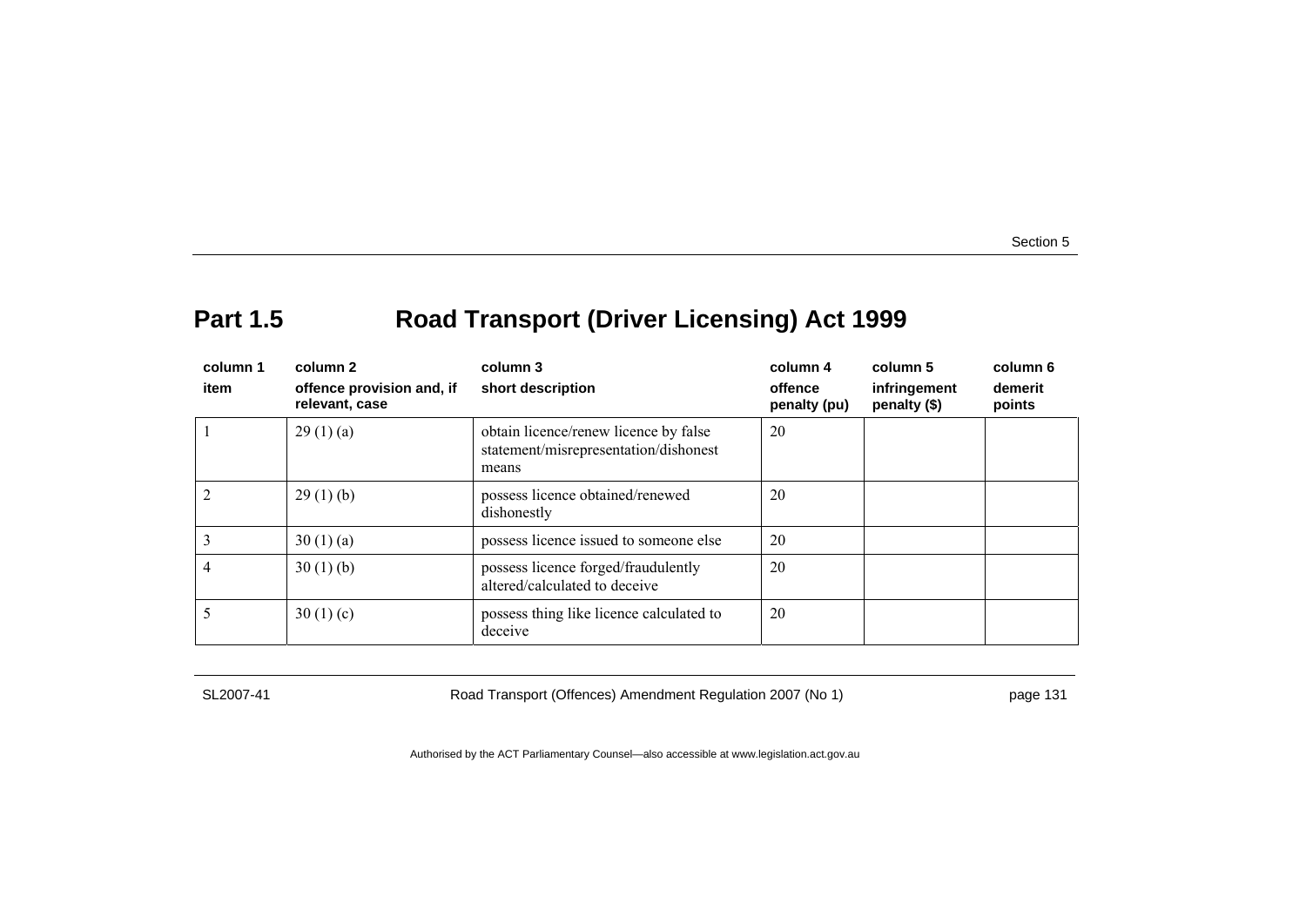## Part 1.5 Road Transport (Driver Licensing) Act 1999

| column 1<br>item | column 2<br>offence provision and, if relevant, case | column 3<br>short description | column 4<br>offence penalty (pu) | column 5<br>infringement penalty ($) | column 6<br>demerit points |
|---|---|---|---|---|---|
| 1 | 29 (1) (a) | obtain licence/renew licence by false statement/misrepresentation/dishonest means | 20 | | |
| 2 | 29 (1) (b) | possess licence obtained/renewed dishonestly | 20 | | |
| 3 | 30 (1) (a) | possess licence issued to someone else | 20 | | |
| 4 | 30 (1) (b) | possess licence forged/fraudulently altered/calculated to deceive | 20 | | |
| 5 | 30 (1) (c) | possess thing like licence calculated to deceive | 20 | | |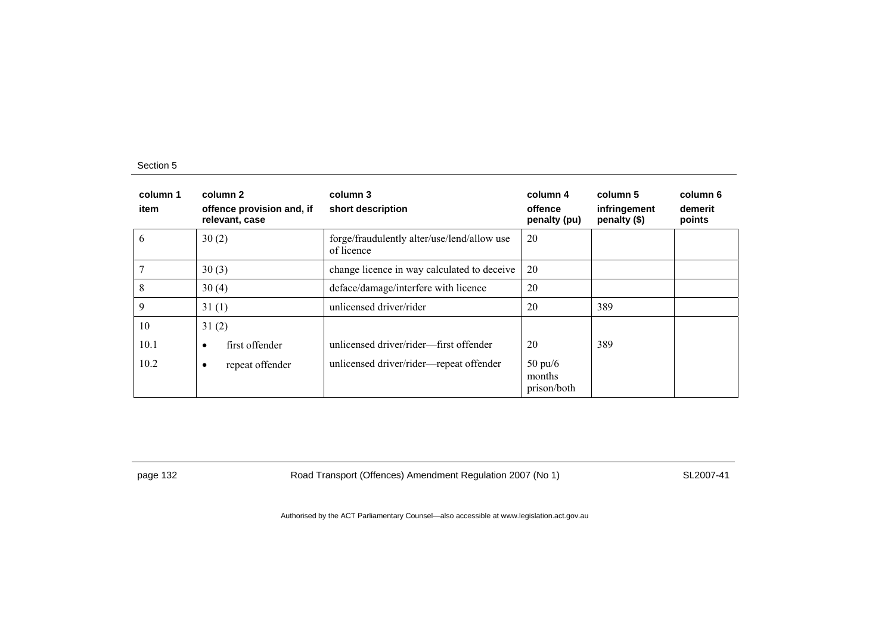| column 1<br>item | column 2<br>offence provision and, if relevant, case | column 3<br>short description | column 4<br>offence penalty (pu) | column 5<br>infringement penalty ($) | column 6<br>demerit points |
|---|---|---|---|---|---|
| 6 | 30 (2) | forge/fraudulently alter/use/lend/allow use of licence | 20 | | |
| 7 | 30 (3) | change licence in way calculated to deceive | 20 | | |
| 8 | 30 (4) | deface/damage/interfere with licence | 20 | | |
| 9 | 31 (1) | unlicensed driver/rider | 20 | 389 | |
| 10 | 31 (2) | | | | |
| 10.1 | • first offender | unlicensed driver/rider—first offender | 20 | 389 | |
| 10.2 | • repeat offender | unlicensed driver/rider—repeat offender | 50 pu/6 months prison/both | | |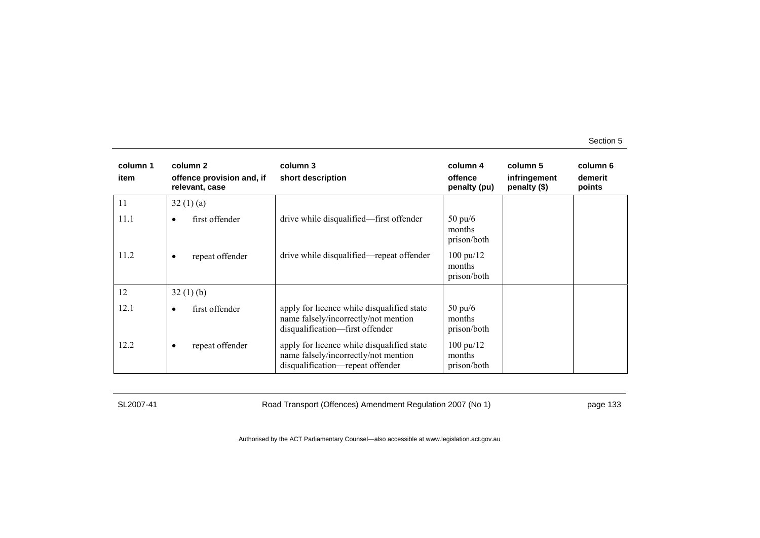| column 1<br>item | column 2<br>offence provision and, if relevant, case | column 3<br>short description | column 4<br>offence penalty (pu) | column 5<br>infringement penalty ($) | column 6<br>demerit points |
|---|---|---|---|---|---|
| 11 | 32 (1) (a) | | | | |
| 11.1 | • first offender | drive while disqualified—first offender | 50 pu/6 months prison/both | | |
| 11.2 | • repeat offender | drive while disqualified—repeat offender | 100 pu/12 months prison/both | | |
| 12 | 32 (1) (b) | | | | |
| 12.1 | • first offender | apply for licence while disqualified state name falsely/incorrectly/not mention disqualification—first offender | 50 pu/6 months prison/both | | |
| 12.2 | • repeat offender | apply for licence while disqualified state name falsely/incorrectly/not mention disqualification—repeat offender | 100 pu/12 months prison/both | | |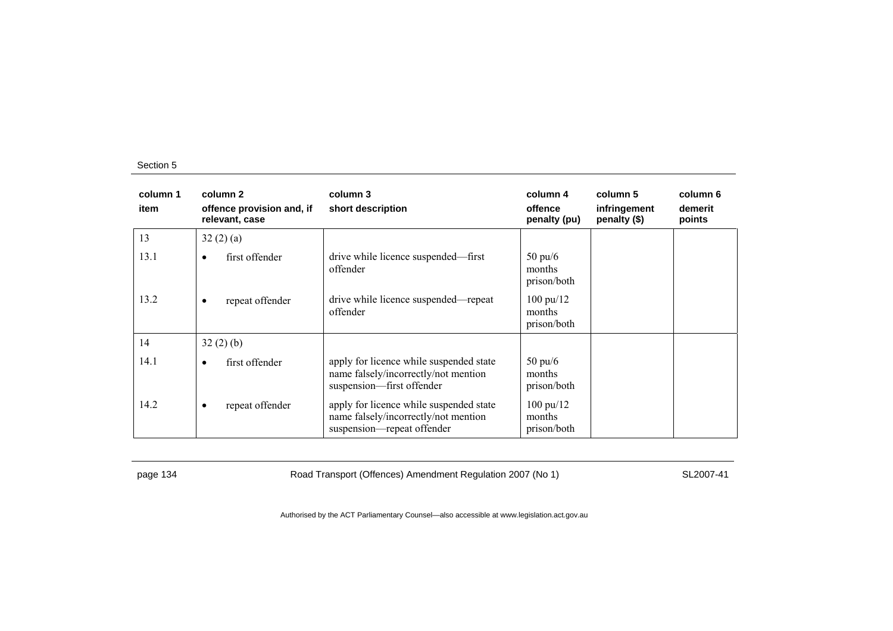| column 1<br>item | column 2<br>offence provision and, if relevant, case | column 3<br>short description | column 4<br>offence penalty (pu) | column 5<br>infringement penalty ($) | column 6<br>demerit points |
|---|---|---|---|---|---|
| 13 | 32 (2) (a) | | | | |
| 13.1 | • first offender | drive while licence suspended—first offender | 50 pu/6 months prison/both | | |
| 13.2 | • repeat offender | drive while licence suspended—repeat offender | 100 pu/12 months prison/both | | |
| 14 | 32 (2) (b) | | | | |
| 14.1 | • first offender | apply for licence while suspended state name falsely/incorrectly/not mention suspension—first offender | 50 pu/6 months prison/both | | |
| 14.2 | • repeat offender | apply for licence while suspended state name falsely/incorrectly/not mention suspension—repeat offender | 100 pu/12 months prison/both | | |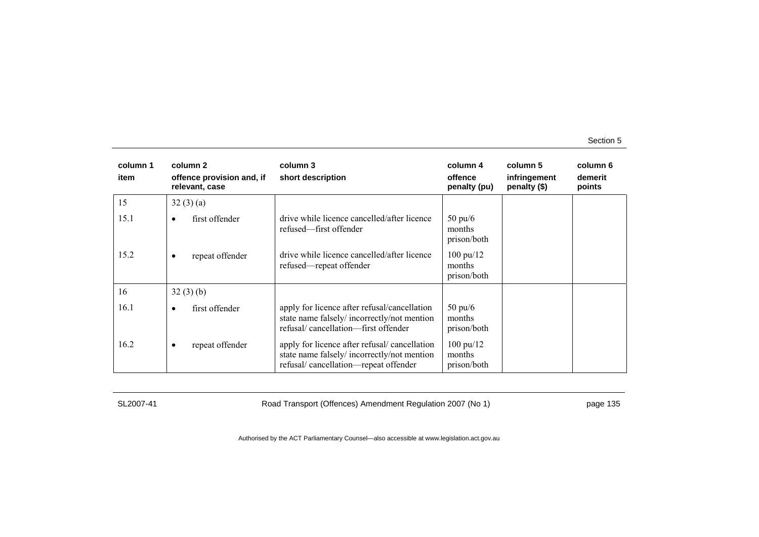| column 1 item | column 2 offence provision and, if relevant, case | column 3 short description | column 4 offence penalty (pu) | column 5 infringement penalty ($) | column 6 demerit points |
|---|---|---|---|---|---|
| 15 | 32 (3) (a) | | | | |
| 15.1 | • first offender | drive while licence cancelled/after licence refused—first offender | 50 pu/6 months prison/both | | |
| 15.2 | • repeat offender | drive while licence cancelled/after licence refused—repeat offender | 100 pu/12 months prison/both | | |
| 16 | 32 (3) (b) | | | | |
| 16.1 | • first offender | apply for licence after refusal/cancellation state name falsely/ incorrectly/not mention refusal/ cancellation—first offender | 50 pu/6 months prison/both | | |
| 16.2 | • repeat offender | apply for licence after refusal/ cancellation state name falsely/ incorrectly/not mention refusal/ cancellation—repeat offender | 100 pu/12 months prison/both | | |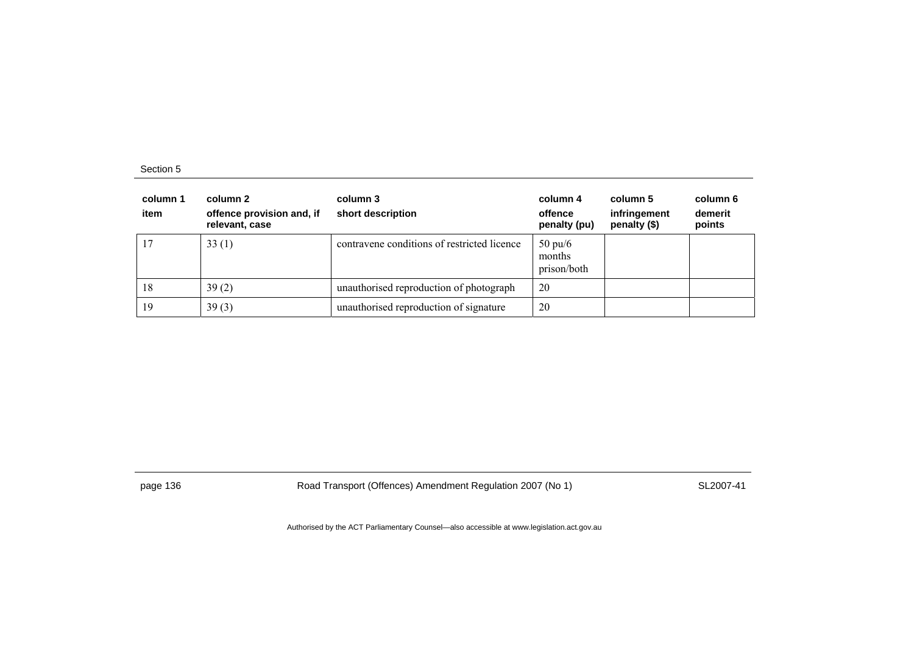| column 1 item | column 2 offence provision and, if relevant, case | column 3 short description | column 4 offence penalty (pu) | column 5 infringement penalty ($) | column 6 demerit points |
|---|---|---|---|---|---|
| 17 | 33 (1) | contravene conditions of restricted licence | 50 pu/6 months prison/both | | |
| 18 | 39 (2) | unauthorised reproduction of photograph | 20 | | |
| 19 | 39 (3) | unauthorised reproduction of signature | 20 | | |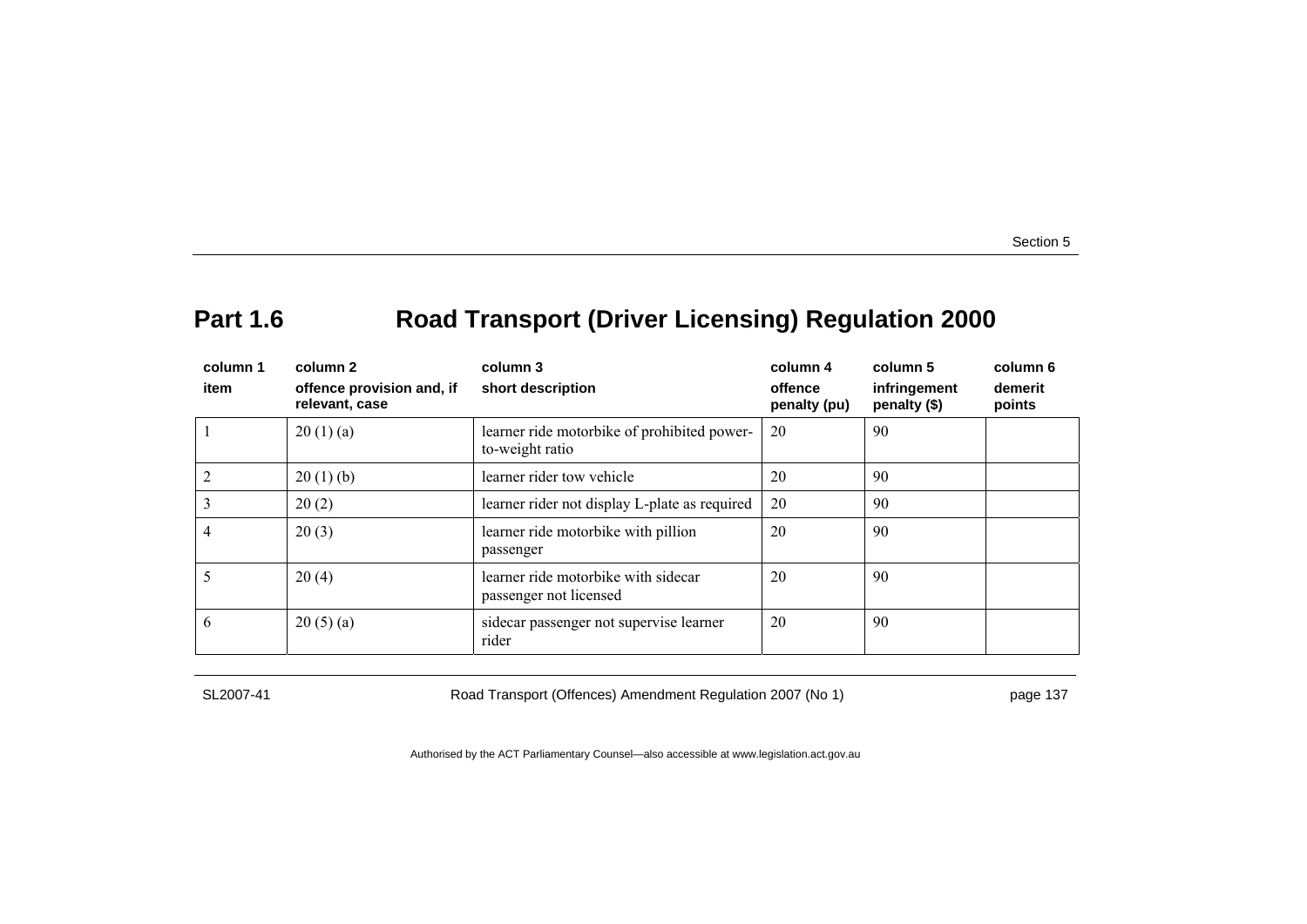## Part 1.6 Road Transport (Driver Licensing) Regulation 2000

| column 1<br>item | column 2<br>offence provision and, if relevant, case | column 3<br>short description | column 4<br>offence penalty (pu) | column 5<br>infringement penalty ($) | column 6<br>demerit points |
|---|---|---|---|---|---|
| 1 | 20 (1) (a) | learner ride motorbike of prohibited power-to-weight ratio | 20 | 90 | |
| 2 | 20 (1) (b) | learner rider tow vehicle | 20 | 90 | |
| 3 | 20 (2) | learner rider not display L-plate as required | 20 | 90 | |
| 4 | 20 (3) | learner ride motorbike with pillion passenger | 20 | 90 | |
| 5 | 20 (4) | learner ride motorbike with sidecar passenger not licensed | 20 | 90 | |
| 6 | 20 (5) (a) | sidecar passenger not supervise learner rider | 20 | 90 | |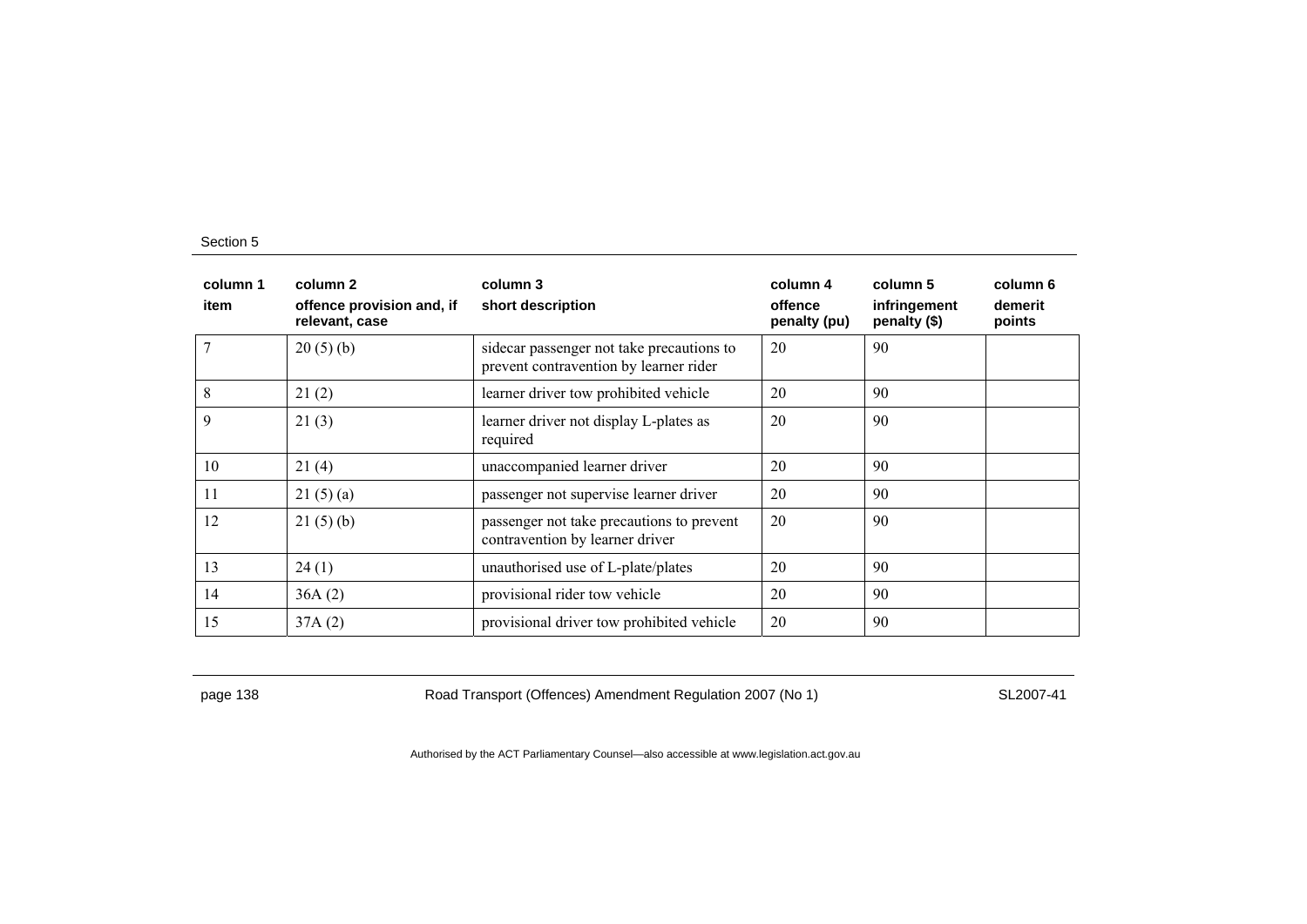| column 1<br>item | column 2<br>offence provision and, if relevant, case | column 3<br>short description | column 4<br>offence penalty (pu) | column 5<br>infringement penalty ($) | column 6<br>demerit points |
|---|---|---|---|---|---|
| 7 | 20 (5) (b) | sidecar passenger not take precautions to prevent contravention by learner rider | 20 | 90 | |
| 8 | 21 (2) | learner driver tow prohibited vehicle | 20 | 90 | |
| 9 | 21 (3) | learner driver not display L-plates as required | 20 | 90 | |
| 10 | 21 (4) | unaccompanied learner driver | 20 | 90 | |
| 11 | 21 (5) (a) | passenger not supervise learner driver | 20 | 90 | |
| 12 | 21 (5) (b) | passenger not take precautions to prevent contravention by learner driver | 20 | 90 | |
| 13 | 24 (1) | unauthorised use of L-plate/plates | 20 | 90 | |
| 14 | 36A (2) | provisional rider tow vehicle | 20 | 90 | |
| 15 | 37A (2) | provisional driver tow prohibited vehicle | 20 | 90 | |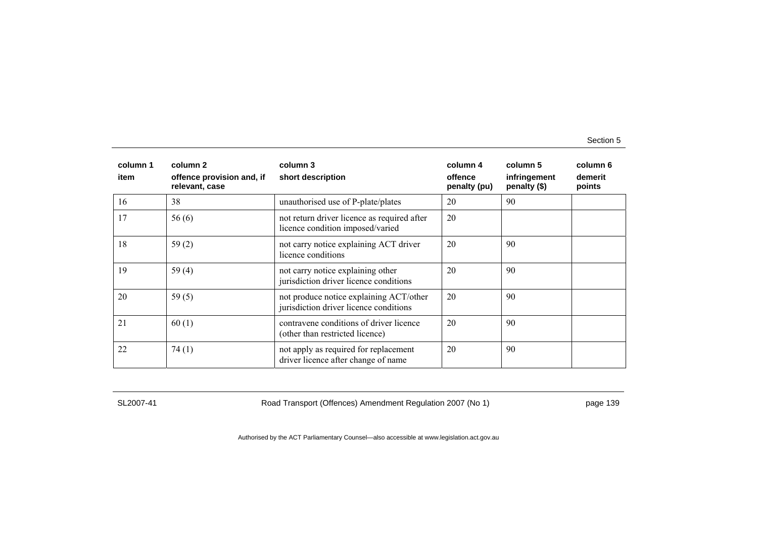| column 1<br>item | column 2<br>offence provision and, if relevant, case | column 3<br>short description | column 4<br>offence penalty (pu) | column 5<br>infringement penalty ($) | column 6<br>demerit points |
|---|---|---|---|---|---|
| 16 | 38 | unauthorised use of P-plate/plates | 20 | 90 | |
| 17 | 56 (6) | not return driver licence as required after licence condition imposed/varied | 20 | | |
| 18 | 59 (2) | not carry notice explaining ACT driver licence conditions | 20 | 90 | |
| 19 | 59 (4) | not carry notice explaining other jurisdiction driver licence conditions | 20 | 90 | |
| 20 | 59 (5) | not produce notice explaining ACT/other jurisdiction driver licence conditions | 20 | 90 | |
| 21 | 60 (1) | contravene conditions of driver licence (other than restricted licence) | 20 | 90 | |
| 22 | 74 (1) | not apply as required for replacement driver licence after change of name | 20 | 90 | |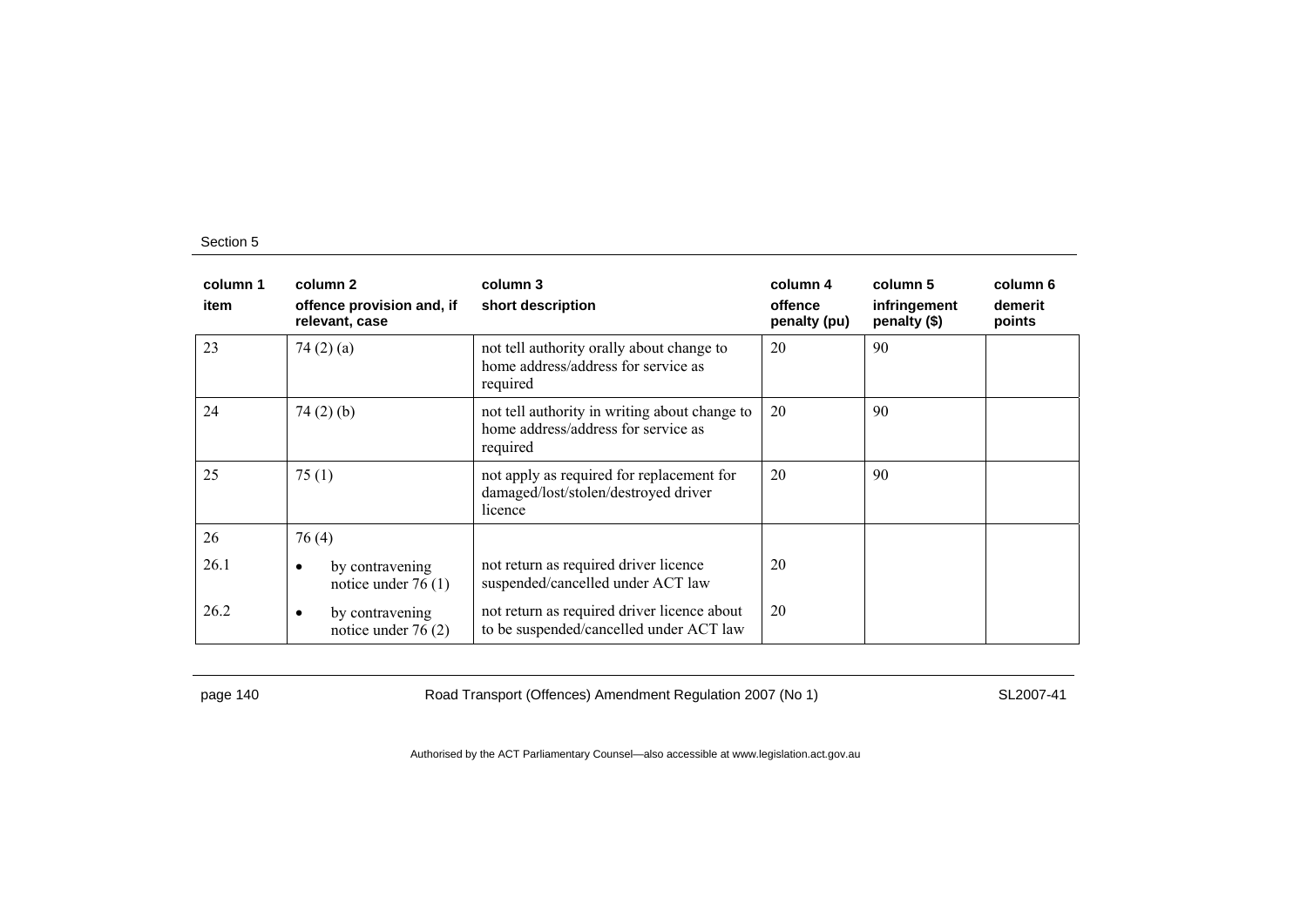| column 1<br>item | column 2<br>offence provision and, if relevant, case | column 3<br>short description | column 4<br>offence penalty (pu) | column 5<br>infringement penalty ($) | column 6<br>demerit points |
|---|---|---|---|---|---|
| 23 | 74 (2) (a) | not tell authority orally about change to home address/address for service as required | 20 | 90 | |
| 24 | 74 (2) (b) | not tell authority in writing about change to home address/address for service as required | 20 | 90 | |
| 25 | 75 (1) | not apply as required for replacement for damaged/lost/stolen/destroyed driver licence | 20 | 90 | |
| 26 | 76 (4) | | | | |
| 26.1 | • by contravening notice under 76 (1) | not return as required driver licence suspended/cancelled under ACT law | 20 | | |
| 26.2 | • by contravening notice under 76 (2) | not return as required driver licence about to be suspended/cancelled under ACT law | 20 | | |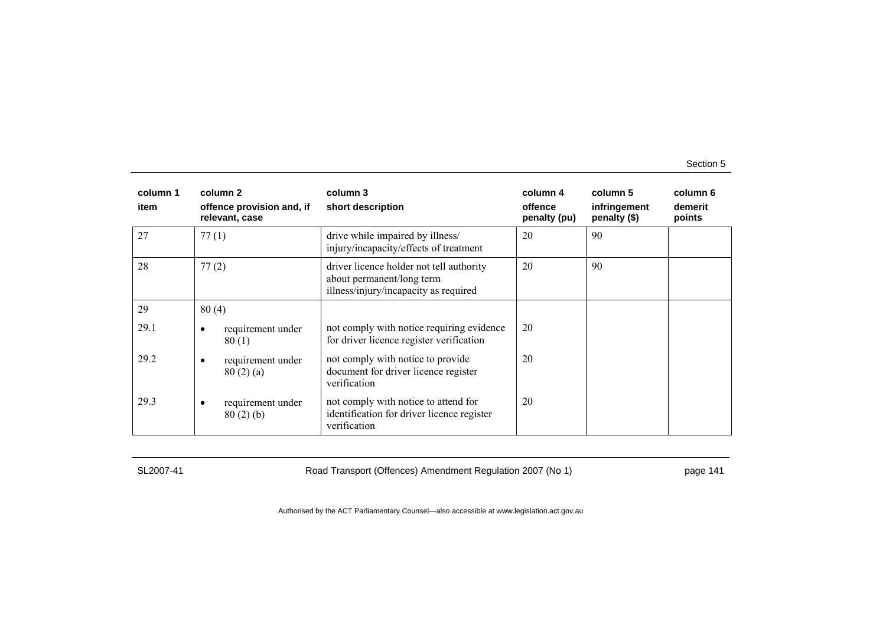| column 1<br>item | column 2<br>offence provision and, if relevant, case | column 3<br>short description | column 4<br>offence penalty (pu) | column 5<br>infringement penalty ($) | column 6<br>demerit points |
|---|---|---|---|---|---|
| 27 | 77 (1) | drive while impaired by illness/ injury/incapacity/effects of treatment | 20 | 90 | |
| 28 | 77 (2) | driver licence holder not tell authority about permanent/long term illness/injury/incapacity as required | 20 | 90 | |
| 29 | 80 (4) | | | | |
| 29.1 | • requirement under 80 (1) | not comply with notice requiring evidence for driver licence register verification | 20 | | |
| 29.2 | • requirement under 80 (2) (a) | not comply with notice to provide document for driver licence register verification | 20 | | |
| 29.3 | • requirement under 80 (2) (b) | not comply with notice to attend for identification for driver licence register verification | 20 | | |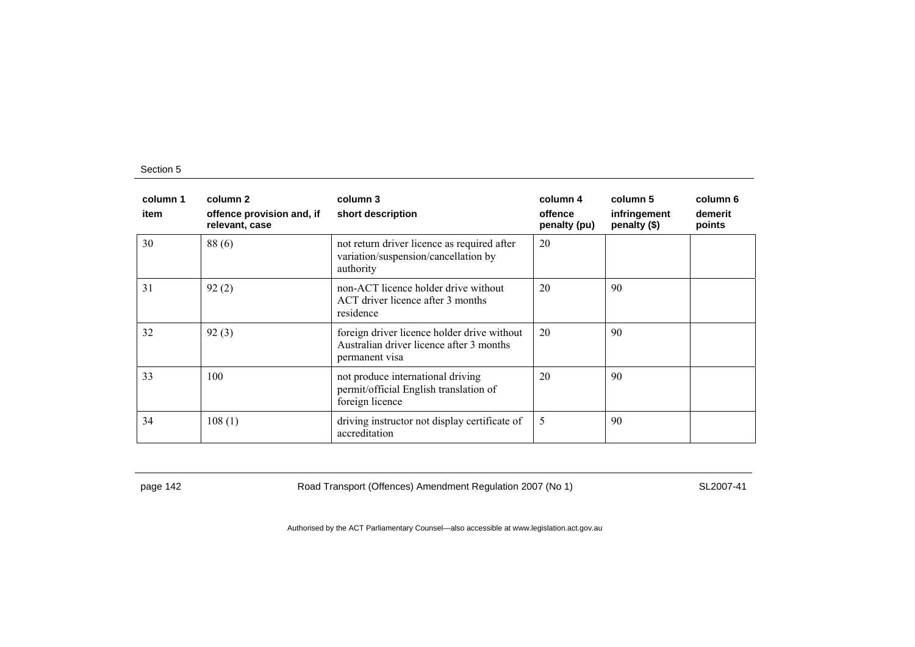| column 1<br>item | column 2<br>offence provision and, if relevant, case | column 3<br>short description | column 4<br>offence penalty (pu) | column 5<br>infringement penalty ($) | column 6<br>demerit points |
|---|---|---|---|---|---|
| 30 | 88 (6) | not return driver licence as required after variation/suspension/cancellation by authority | 20 | | |
| 31 | 92 (2) | non-ACT licence holder drive without ACT driver licence after 3 months residence | 20 | 90 | |
| 32 | 92 (3) | foreign driver licence holder drive without Australian driver licence after 3 months permanent visa | 20 | 90 | |
| 33 | 100 | not produce international driving permit/official English translation of foreign licence | 20 | 90 | |
| 34 | 108 (1) | driving instructor not display certificate of accreditation | 5 | 90 | |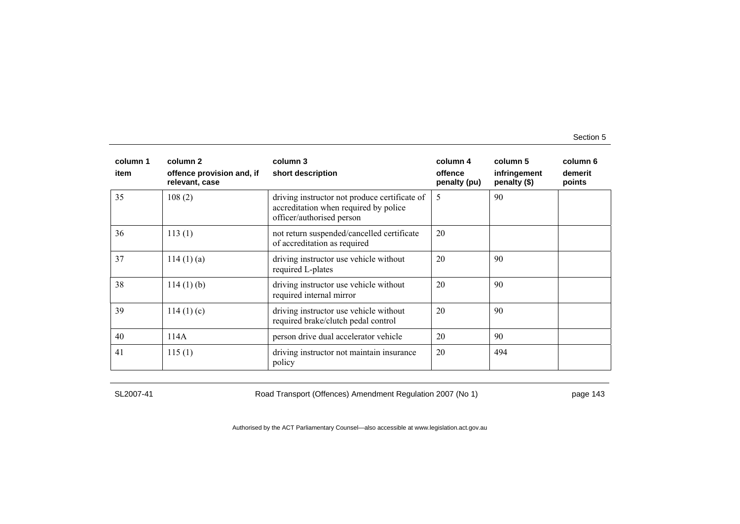| column 1<br>item | column 2<br>offence provision and, if relevant, case | column 3<br>short description | column 4<br>offence penalty (pu) | column 5<br>infringement penalty ($) | column 6<br>demerit points |
|---|---|---|---|---|---|
| 35 | 108 (2) | driving instructor not produce certificate of accreditation when required by police officer/authorised person | 5 | 90 | |
| 36 | 113 (1) | not return suspended/cancelled certificate of accreditation as required | 20 | | |
| 37 | 114 (1) (a) | driving instructor use vehicle without required L-plates | 20 | 90 | |
| 38 | 114 (1) (b) | driving instructor use vehicle without required internal mirror | 20 | 90 | |
| 39 | 114 (1) (c) | driving instructor use vehicle without required brake/clutch pedal control | 20 | 90 | |
| 40 | 114A | person drive dual accelerator vehicle | 20 | 90 | |
| 41 | 115 (1) | driving instructor not maintain insurance policy | 20 | 494 | |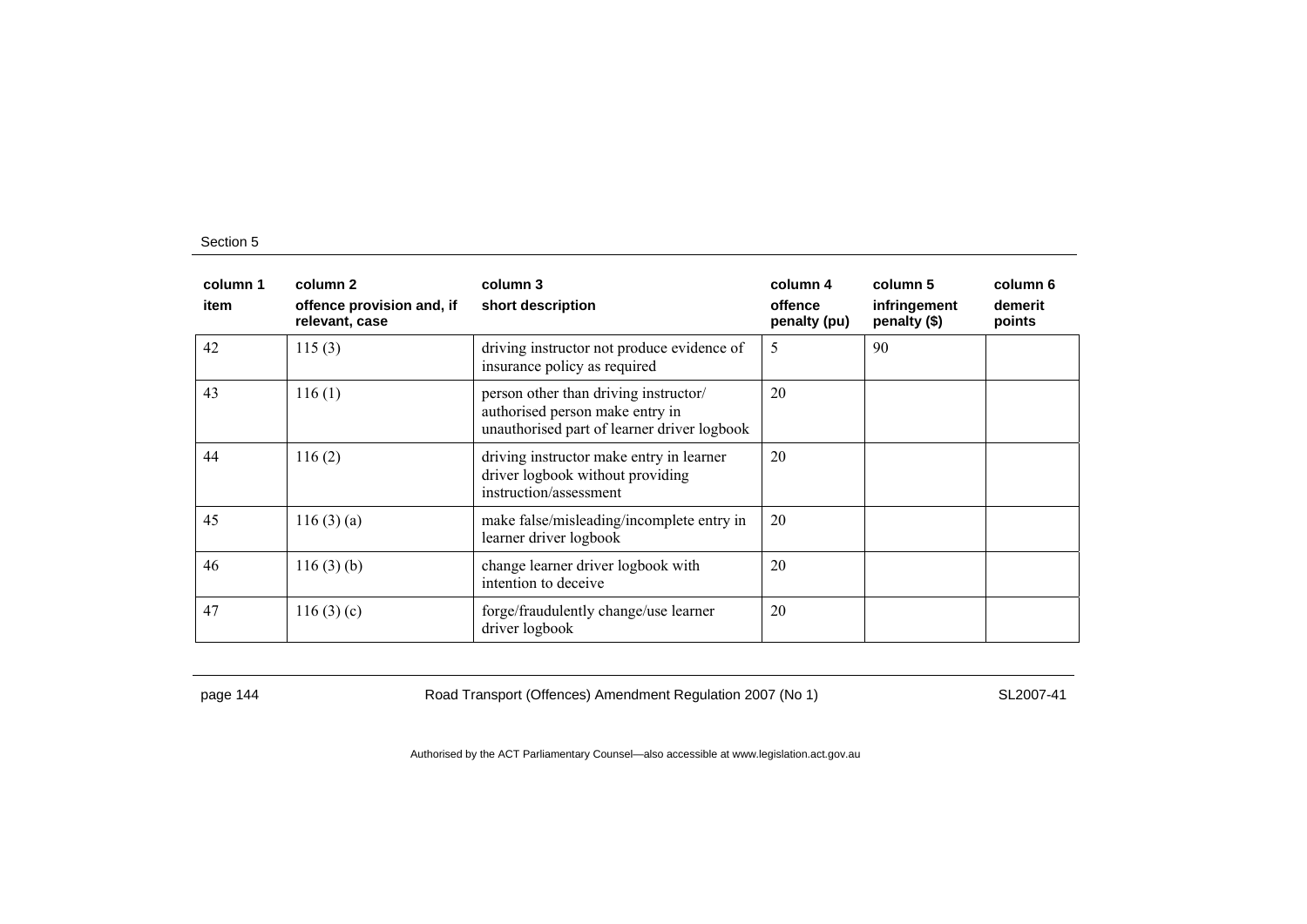| column 1 item | column 2 offence provision and, if relevant, case | column 3 short description | column 4 offence penalty (pu) | column 5 infringement penalty ($) | column 6 demerit points |
|---|---|---|---|---|---|
| 42 | 115 (3) | driving instructor not produce evidence of insurance policy as required | 5 | 90 | |
| 43 | 116 (1) | person other than driving instructor/ authorised person make entry in unauthorised part of learner driver logbook | 20 | | |
| 44 | 116 (2) | driving instructor make entry in learner driver logbook without providing instruction/assessment | 20 | | |
| 45 | 116 (3) (a) | make false/misleading/incomplete entry in learner driver logbook | 20 | | |
| 46 | 116 (3) (b) | change learner driver logbook with intention to deceive | 20 | | |
| 47 | 116 (3) (c) | forge/fraudulently change/use learner driver logbook | 20 | | |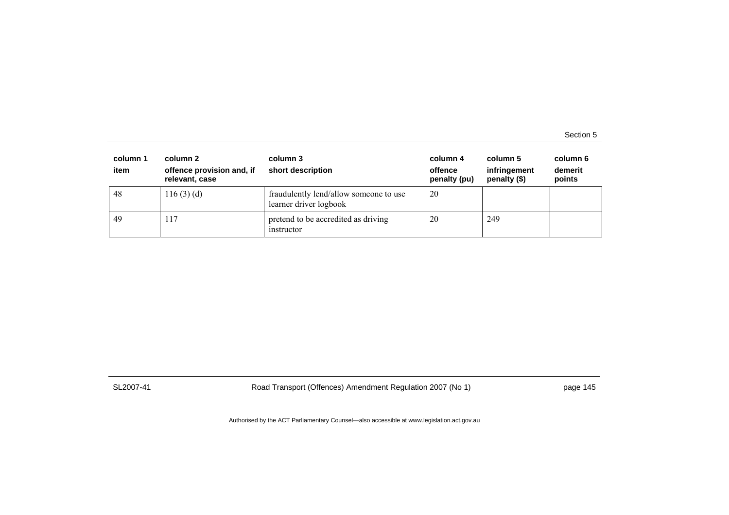| column 1 item | column 2 offence provision and, if relevant, case | column 3 short description | column 4 offence penalty (pu) | column 5 infringement penalty ($) | column 6 demerit points |
|---|---|---|---|---|---|
| 48 | 116 (3) (d) | fraudulently lend/allow someone to use learner driver logbook | 20 | | |
| 49 | 117 | pretend to be accredited as driving instructor | 20 | 249 | |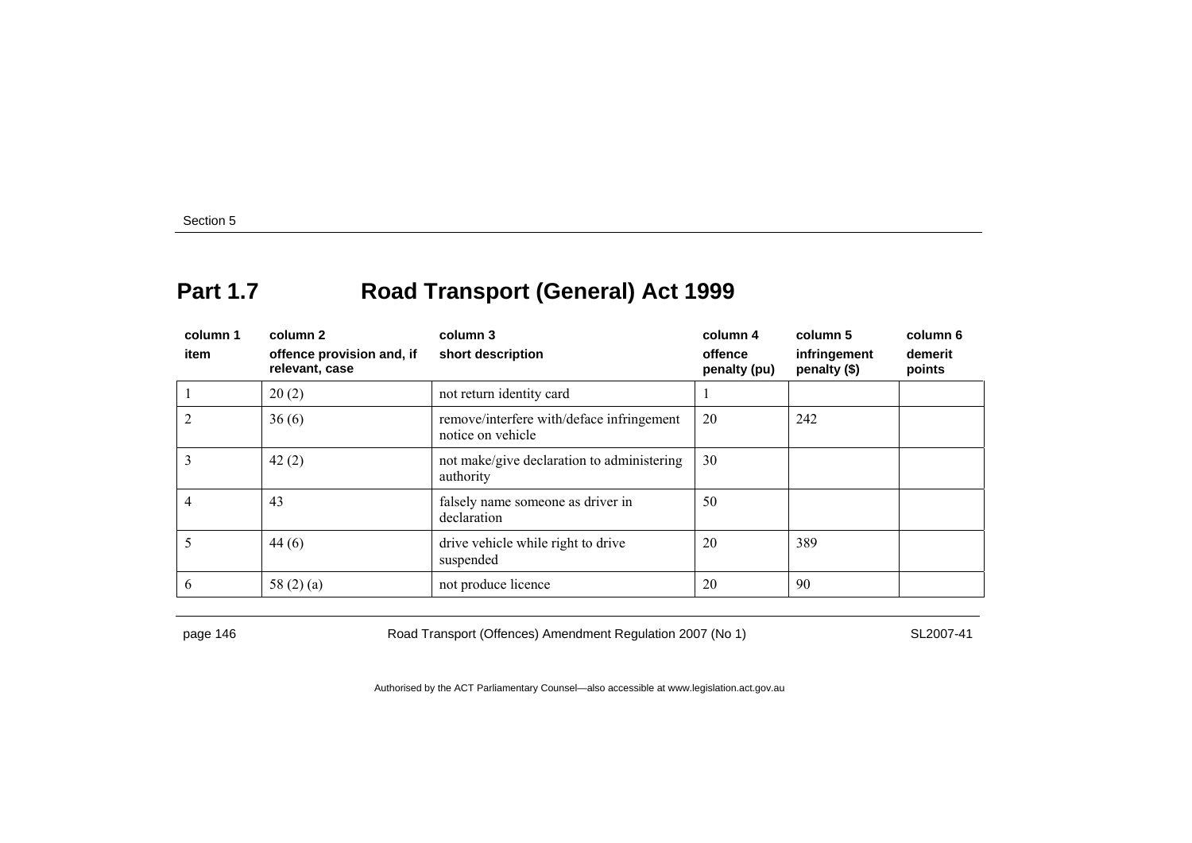## Part 1.7 Road Transport (General) Act 1999

| column 1<br>item | column 2<br>offence provision and, if relevant, case | column 3<br>short description | column 4<br>offence penalty (pu) | column 5<br>infringement penalty ($) | column 6<br>demerit points |
|---|---|---|---|---|---|
| 1 | 20 (2) | not return identity card | 1 | | |
| 2 | 36 (6) | remove/interfere with/deface infringement notice on vehicle | 20 | 242 | |
| 3 | 42 (2) | not make/give declaration to administering authority | 30 | | |
| 4 | 43 | falsely name someone as driver in declaration | 50 | | |
| 5 | 44 (6) | drive vehicle while right to drive suspended | 20 | 389 | |
| 6 | 58 (2) (a) | not produce licence | 20 | 90 | |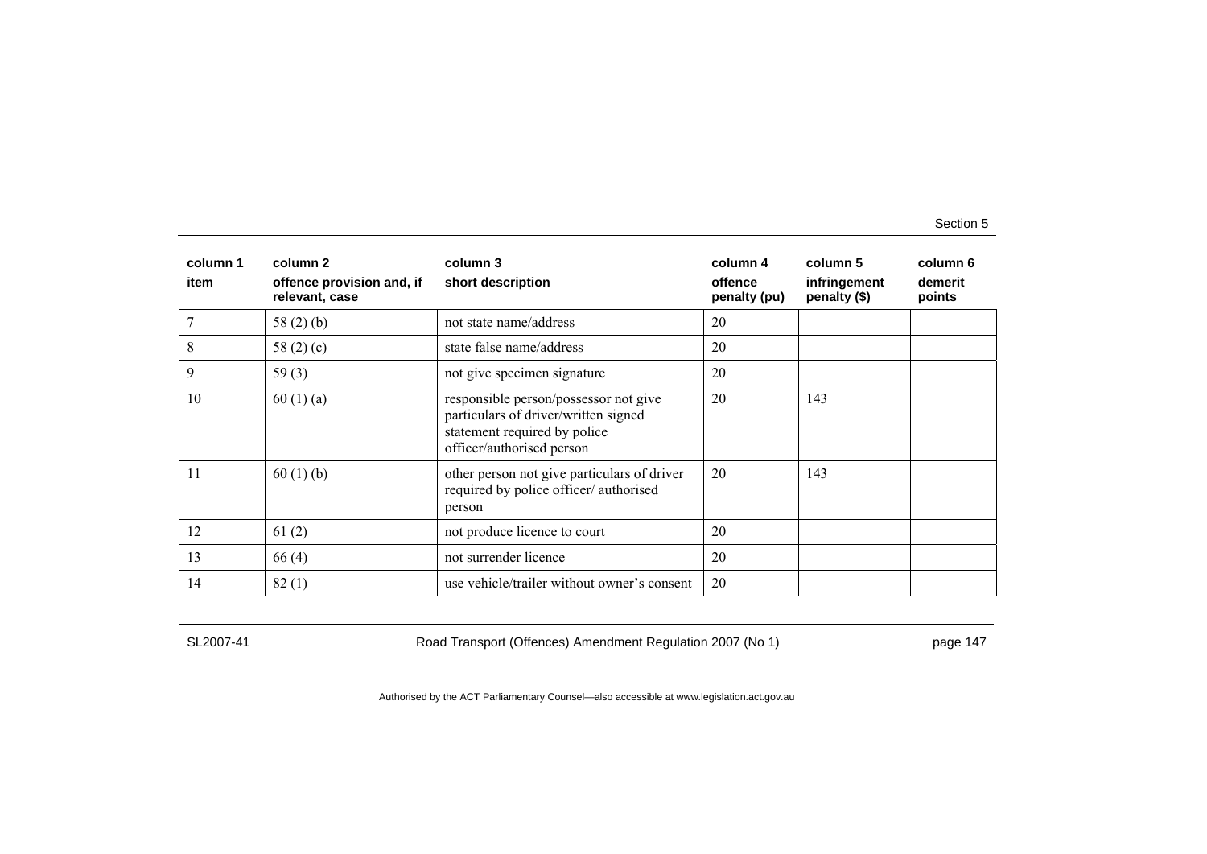| column 1 item | column 2 offence provision and, if relevant, case | column 3 short description | column 4 offence penalty (pu) | column 5 infringement penalty ($) | column 6 demerit points |
|---|---|---|---|---|---|
| 7 | 58 (2) (b) | not state name/address | 20 | | |
| 8 | 58 (2) (c) | state false name/address | 20 | | |
| 9 | 59 (3) | not give specimen signature | 20 | | |
| 10 | 60 (1) (a) | responsible person/possessor not give particulars of driver/written signed statement required by police officer/authorised person | 20 | 143 | |
| 11 | 60 (1) (b) | other person not give particulars of driver required by police officer/ authorised person | 20 | 143 | |
| 12 | 61 (2) | not produce licence to court | 20 | | |
| 13 | 66 (4) | not surrender licence | 20 | | |
| 14 | 82 (1) | use vehicle/trailer without owner's consent | 20 | | |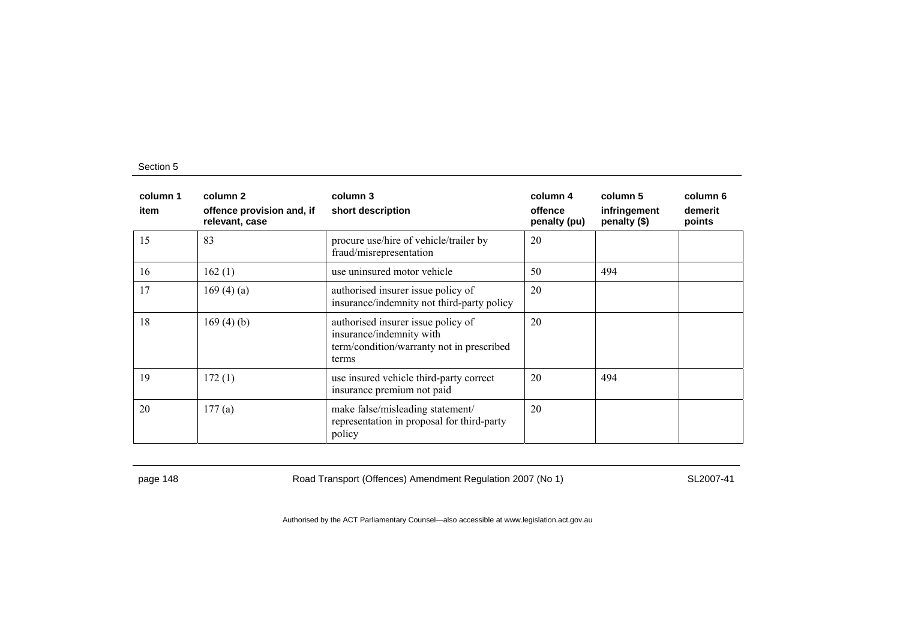| column 1<br>item | column 2<br>offence provision and, if relevant, case | column 3<br>short description | column 4<br>offence penalty (pu) | column 5<br>infringement penalty ($) | column 6<br>demerit points |
|---|---|---|---|---|---|
| 15 | 83 | procure use/hire of vehicle/trailer by fraud/misrepresentation | 20 | | |
| 16 | 162 (1) | use uninsured motor vehicle | 50 | 494 | |
| 17 | 169 (4) (a) | authorised insurer issue policy of insurance/indemnity not third-party policy | 20 | | |
| 18 | 169 (4) (b) | authorised insurer issue policy of insurance/indemnity with term/condition/warranty not in prescribed terms | 20 | | |
| 19 | 172 (1) | use insured vehicle third-party correct insurance premium not paid | 20 | 494 | |
| 20 | 177 (a) | make false/misleading statement/ representation in proposal for third-party policy | 20 | | |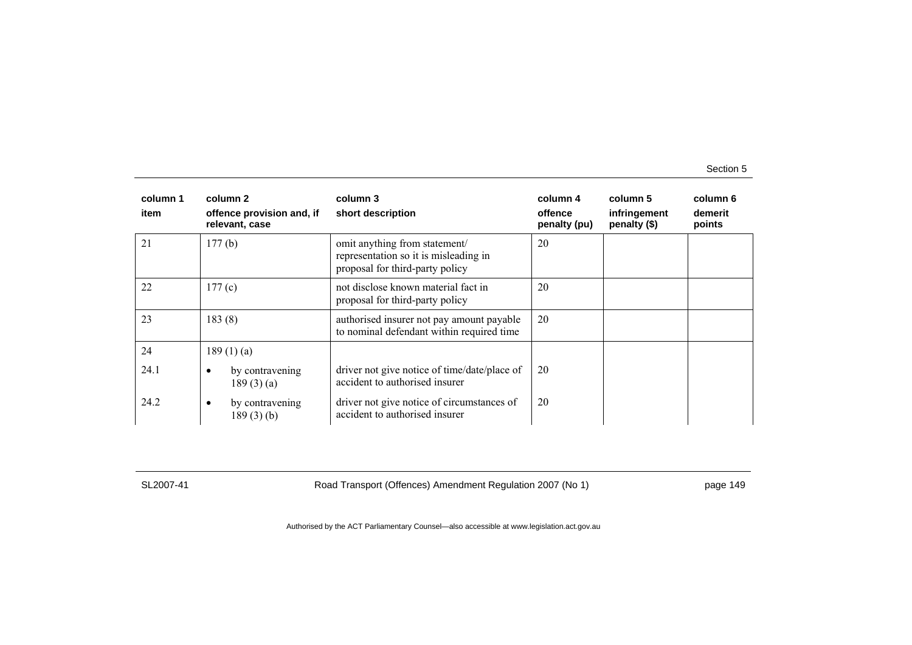| column 1 item | column 2 offence provision and, if relevant, case | column 3 short description | column 4 offence penalty (pu) | column 5 infringement penalty ($) | column 6 demerit points |
|---|---|---|---|---|---|
| 21 | 177 (b) | omit anything from statement/ representation so it is misleading in proposal for third-party policy | 20 | | |
| 22 | 177 (c) | not disclose known material fact in proposal for third-party policy | 20 | | |
| 23 | 183 (8) | authorised insurer not pay amount payable to nominal defendant within required time | 20 | | |
| 24 | 189 (1) (a) | | | | |
| 24.1 | • by contravening 189 (3) (a) | driver not give notice of time/date/place of accident to authorised insurer | 20 | | |
| 24.2 | • by contravening 189 (3) (b) | driver not give notice of circumstances of accident to authorised insurer | 20 | | |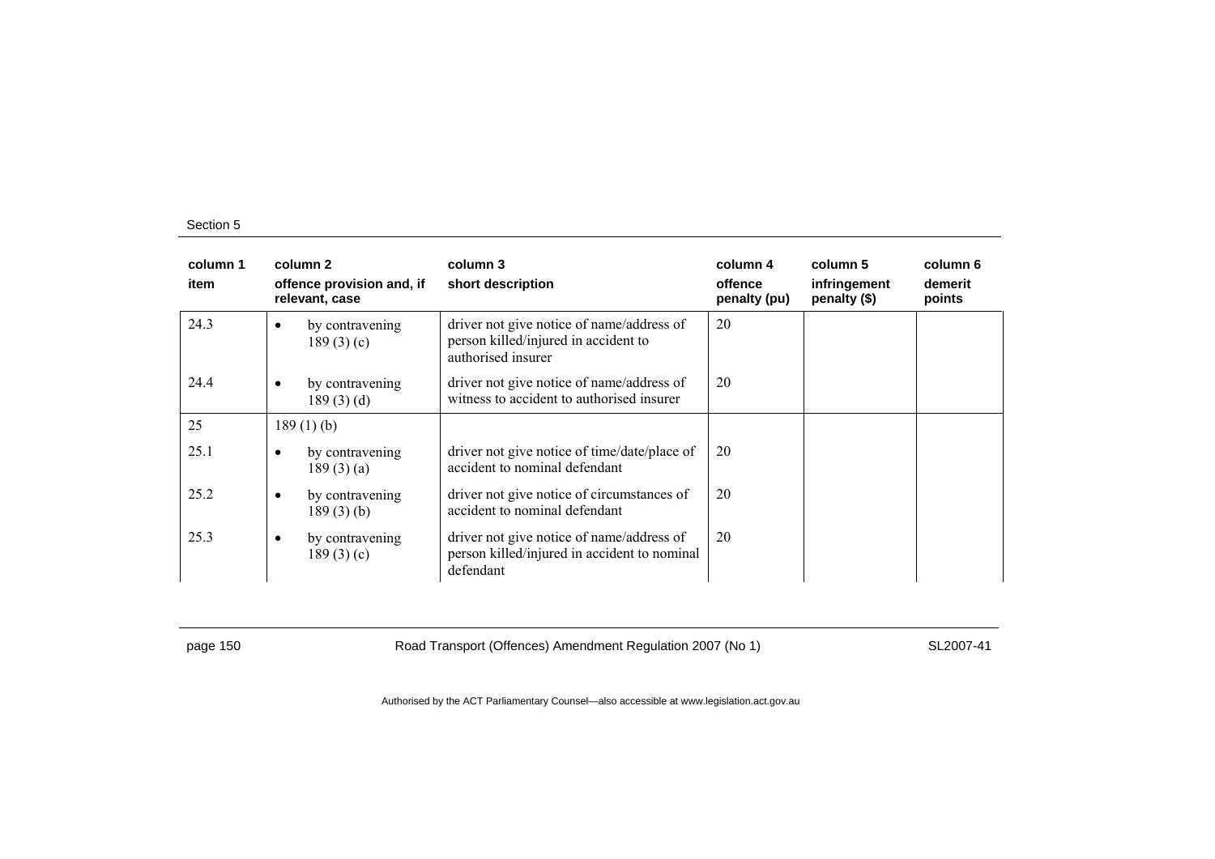| column 1<br>item | column 2<br>offence provision and, if relevant, case | column 3<br>short description | column 4<br>offence penalty (pu) | column 5<br>infringement penalty ($) | column 6<br>demerit points |
|---|---|---|---|---|---|
| 24.3 | • by contravening 189 (3) (c) | driver not give notice of name/address of person killed/injured in accident to authorised insurer | 20 | | |
| 24.4 | • by contravening 189 (3) (d) | driver not give notice of name/address of witness to accident to authorised insurer | 20 | | |
| 25 | 189 (1) (b) | | | | |
| 25.1 | • by contravening 189 (3) (a) | driver not give notice of time/date/place of accident to nominal defendant | 20 | | |
| 25.2 | • by contravening 189 (3) (b) | driver not give notice of circumstances of accident to nominal defendant | 20 | | |
| 25.3 | • by contravening 189 (3) (c) | driver not give notice of name/address of person killed/injured in accident to nominal defendant | 20 | | |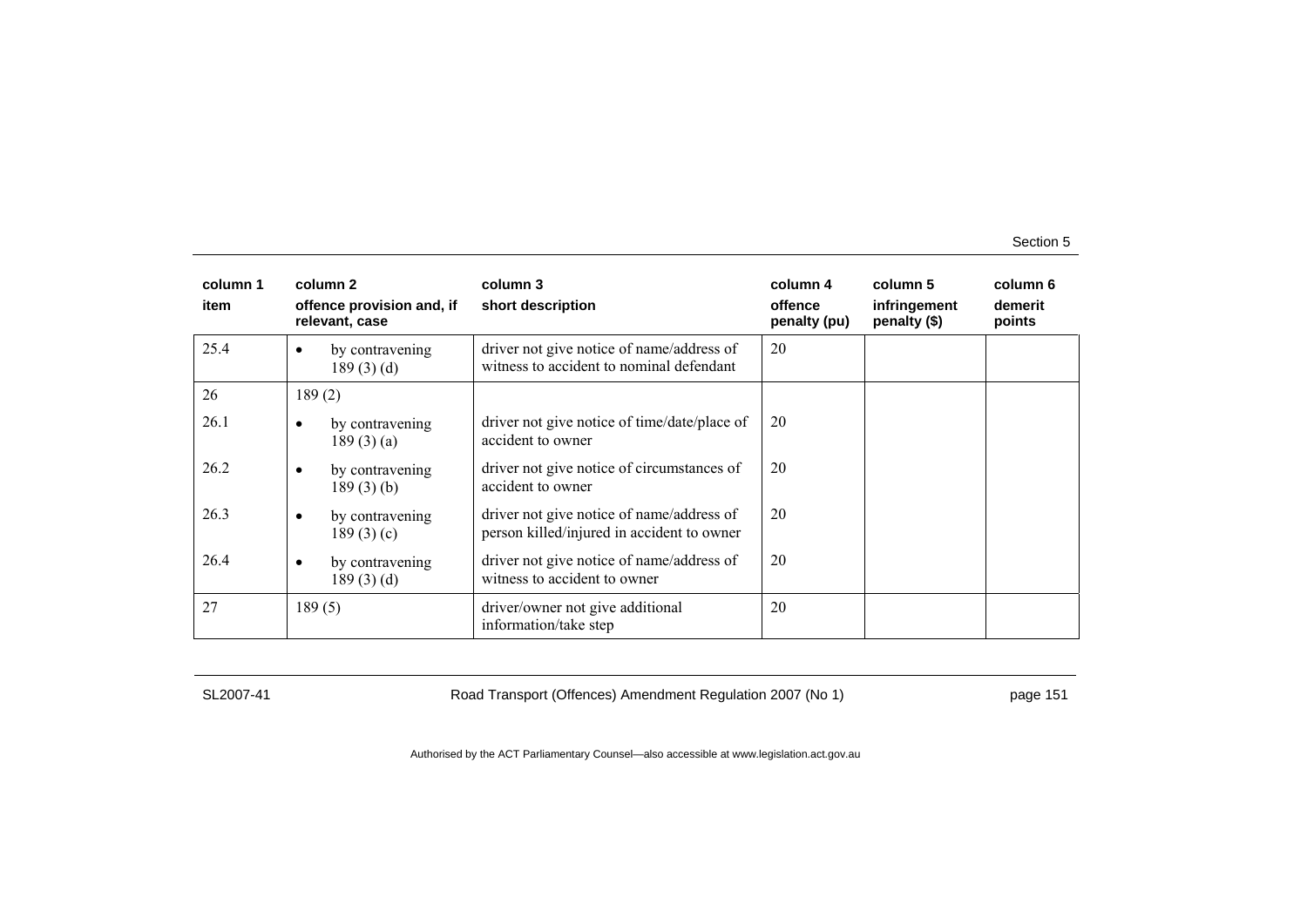| column 1<br>item | column 2<br>offence provision and, if relevant, case | column 3<br>short description | column 4<br>offence penalty (pu) | column 5<br>infringement penalty ($) | column 6<br>demerit points |
|---|---|---|---|---|---|
| 25.4 | • by contravening 189 (3) (d) | driver not give notice of name/address of witness to accident to nominal defendant | 20 | | |
| 26 | 189 (2) | | | | |
| 26.1 | • by contravening 189 (3) (a) | driver not give notice of time/date/place of accident to owner | 20 | | |
| 26.2 | • by contravening 189 (3) (b) | driver not give notice of circumstances of accident to owner | 20 | | |
| 26.3 | • by contravening 189 (3) (c) | driver not give notice of name/address of person killed/injured in accident to owner | 20 | | |
| 26.4 | • by contravening 189 (3) (d) | driver not give notice of name/address of witness to accident to owner | 20 | | |
| 27 | 189 (5) | driver/owner not give additional information/take step | 20 | | |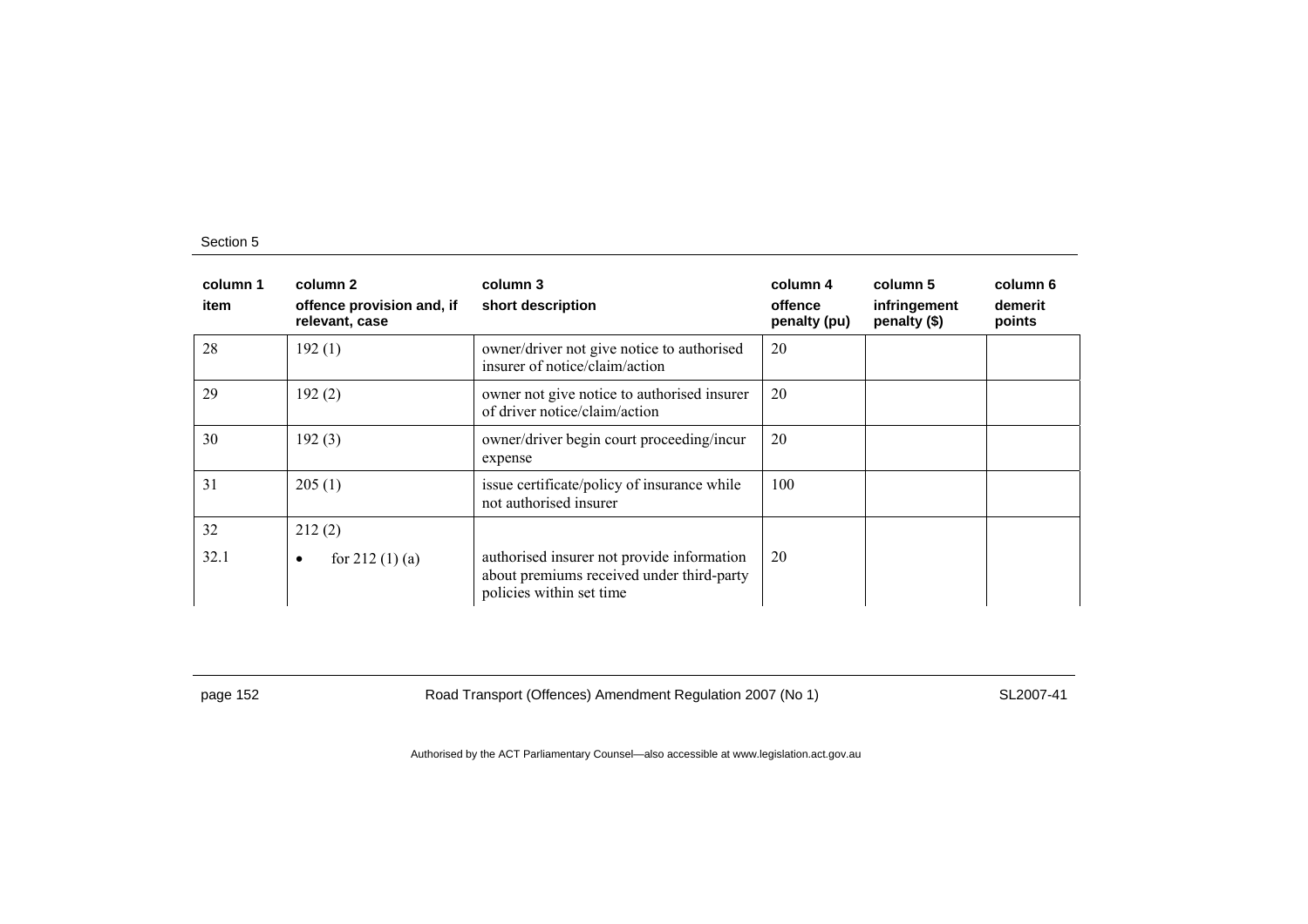| column 1 item | column 2 offence provision and, if relevant, case | column 3 short description | column 4 offence penalty (pu) | column 5 infringement penalty ($) | column 6 demerit points |
|---|---|---|---|---|---|
| 28 | 192 (1) | owner/driver not give notice to authorised insurer of notice/claim/action | 20 | | |
| 29 | 192 (2) | owner not give notice to authorised insurer of driver notice/claim/action | 20 | | |
| 30 | 192 (3) | owner/driver begin court proceeding/incur expense | 20 | | |
| 31 | 205 (1) | issue certificate/policy of insurance while not authorised insurer | 100 | | |
| 32 | 212 (2) | | | | |
| 32.1 | • for 212 (1) (a) | authorised insurer not provide information about premiums received under third-party policies within set time | 20 | | |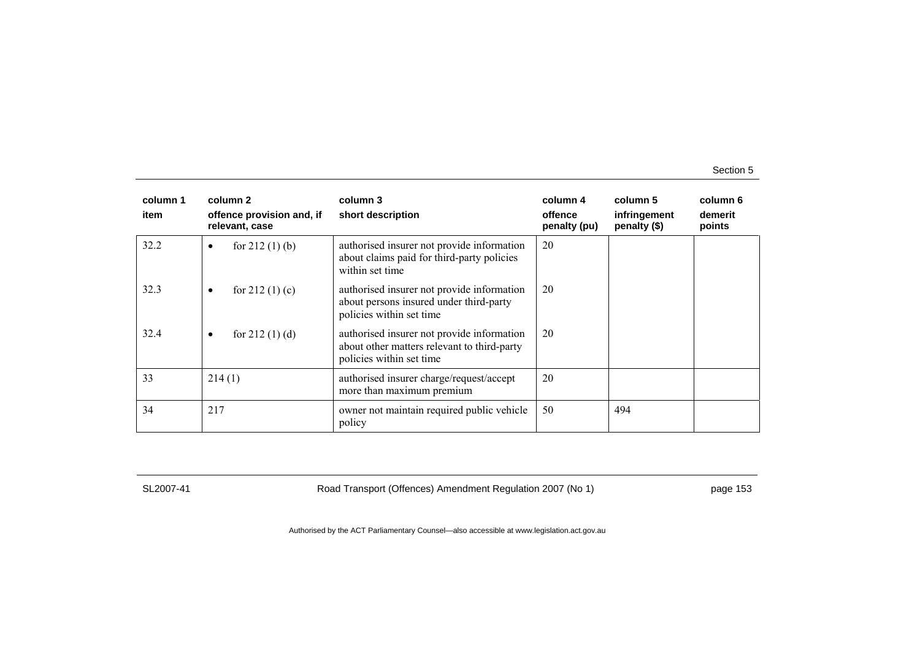| column 1 item | column 2 offence provision and, if relevant, case | column 3 short description | column 4 offence penalty (pu) | column 5 infringement penalty ($) | column 6 demerit points |
|---|---|---|---|---|---|
| 32.2 | • for 212 (1) (b) | authorised insurer not provide information about claims paid for third-party policies within set time | 20 | | |
| 32.3 | • for 212 (1) (c) | authorised insurer not provide information about persons insured under third-party policies within set time | 20 | | |
| 32.4 | • for 212 (1) (d) | authorised insurer not provide information about other matters relevant to third-party policies within set time | 20 | | |
| 33 | 214 (1) | authorised insurer charge/request/accept more than maximum premium | 20 | | |
| 34 | 217 | owner not maintain required public vehicle policy | 50 | 494 | |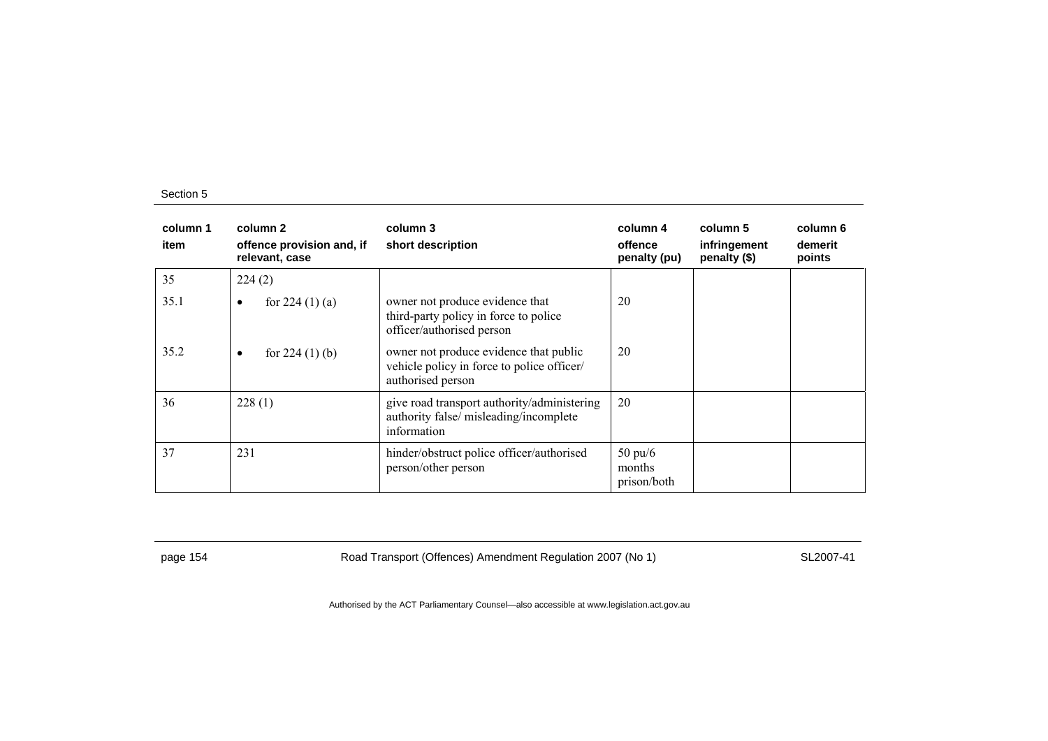| column 1<br>item | column 2<br>offence provision and, if relevant, case | column 3<br>short description | column 4<br>offence penalty (pu) | column 5<br>infringement penalty ($) | column 6<br>demerit points |
|---|---|---|---|---|---|
| 35 | 224 (2) | | | | |
| 35.1 | • for 224 (1) (a) | owner not produce evidence that third-party policy in force to police officer/authorised person | 20 | | |
| 35.2 | • for 224 (1) (b) | owner not produce evidence that public vehicle policy in force to police officer/ authorised person | 20 | | |
| 36 | 228 (1) | give road transport authority/administering authority false/ misleading/incomplete information | 20 | | |
| 37 | 231 | hinder/obstruct police officer/authorised person/other person | 50 pu/6 months prison/both | | |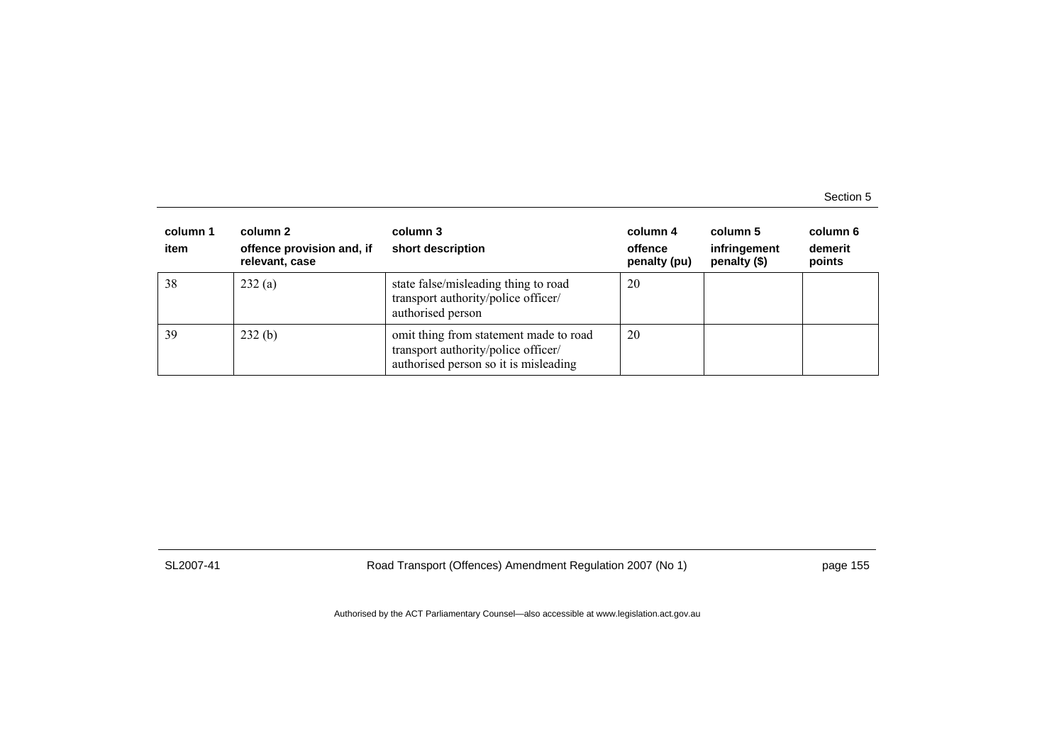| column 1<br>item | column 2<br>offence provision and, if relevant, case | column 3<br>short description | column 4<br>offence penalty (pu) | column 5<br>infringement penalty ($) | column 6<br>demerit points |
|---|---|---|---|---|---|
| 38 | 232 (a) | state false/misleading thing to road transport authority/police officer/ authorised person | 20 | | |
| 39 | 232 (b) | omit thing from statement made to road transport authority/police officer/ authorised person so it is misleading | 20 | | |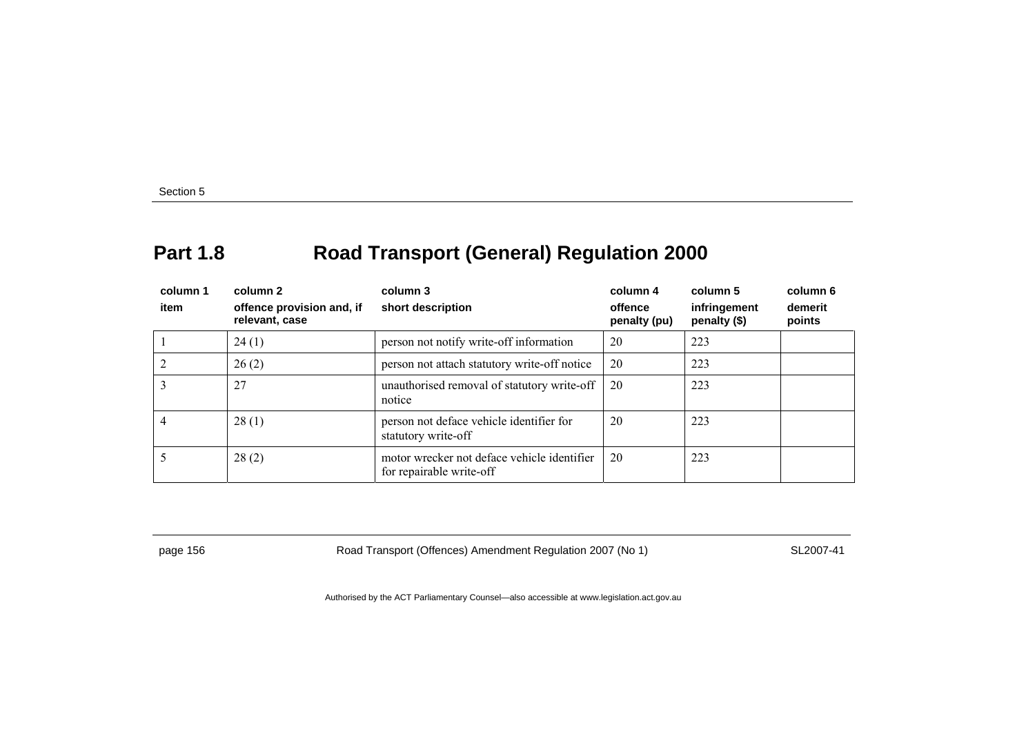## Part 1.8 Road Transport (General) Regulation 2000

| column 1<br>item | column 2<br>offence provision and, if relevant, case | column 3<br>short description | column 4<br>offence penalty (pu) | column 5<br>infringement penalty ($) | column 6<br>demerit points |
|---|---|---|---|---|---|
| 1 | 24 (1) | person not notify write-off information | 20 | 223 | |
| 2 | 26 (2) | person not attach statutory write-off notice | 20 | 223 | |
| 3 | 27 | unauthorised removal of statutory write-off notice | 20 | 223 | |
| 4 | 28 (1) | person not deface vehicle identifier for statutory write-off | 20 | 223 | |
| 5 | 28 (2) | motor wrecker not deface vehicle identifier for repairable write-off | 20 | 223 | |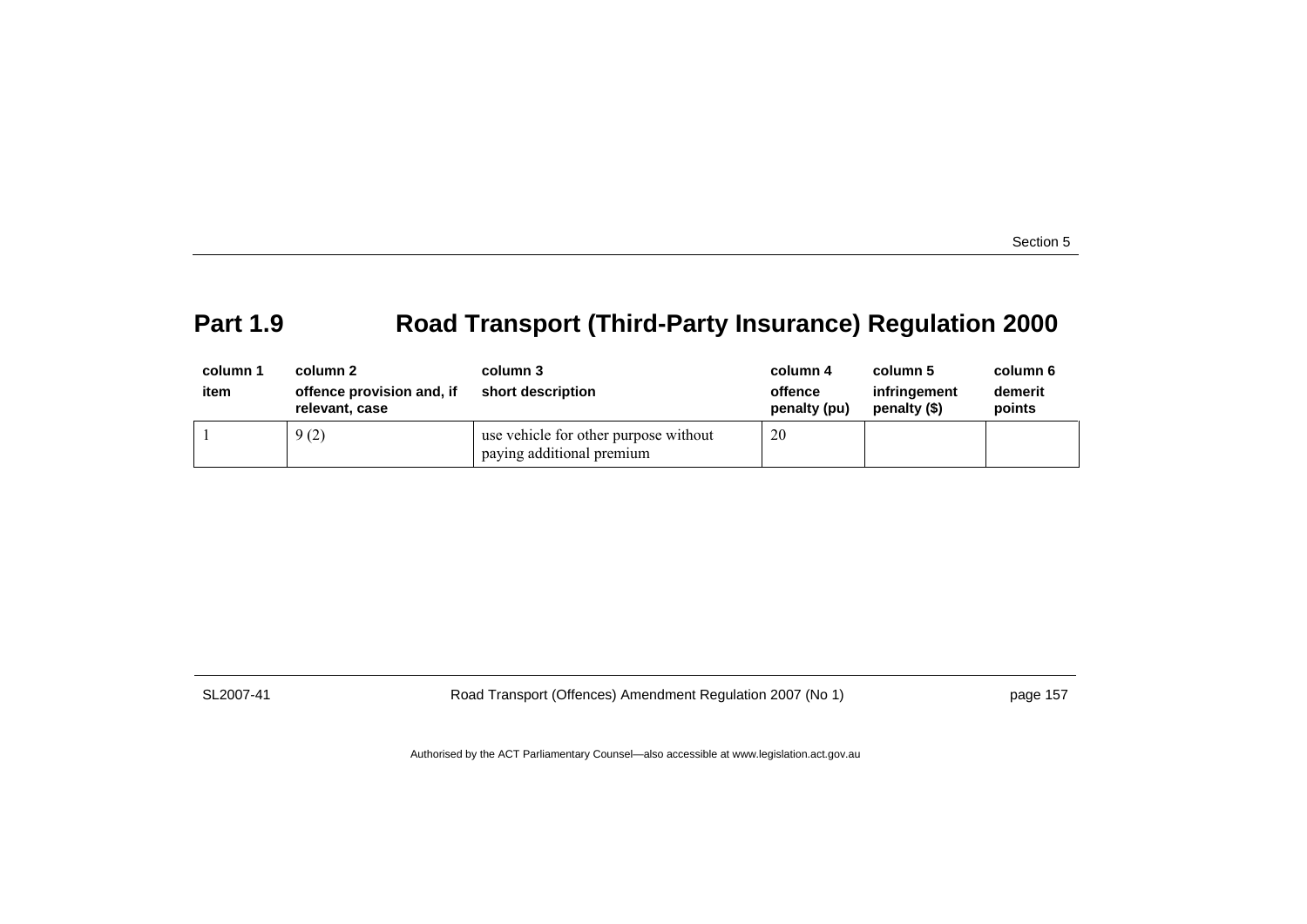## Part 1.9 Road Transport (Third-Party Insurance) Regulation 2000

| column 1<br>item | column 2<br>offence provision and, if relevant, case | column 3<br>short description | column 4<br>offence penalty (pu) | column 5<br>infringement penalty ($) | column 6<br>demerit points |
|---|---|---|---|---|---|
| 1 | 9 (2) | use vehicle for other purpose without paying additional premium | 20 | | |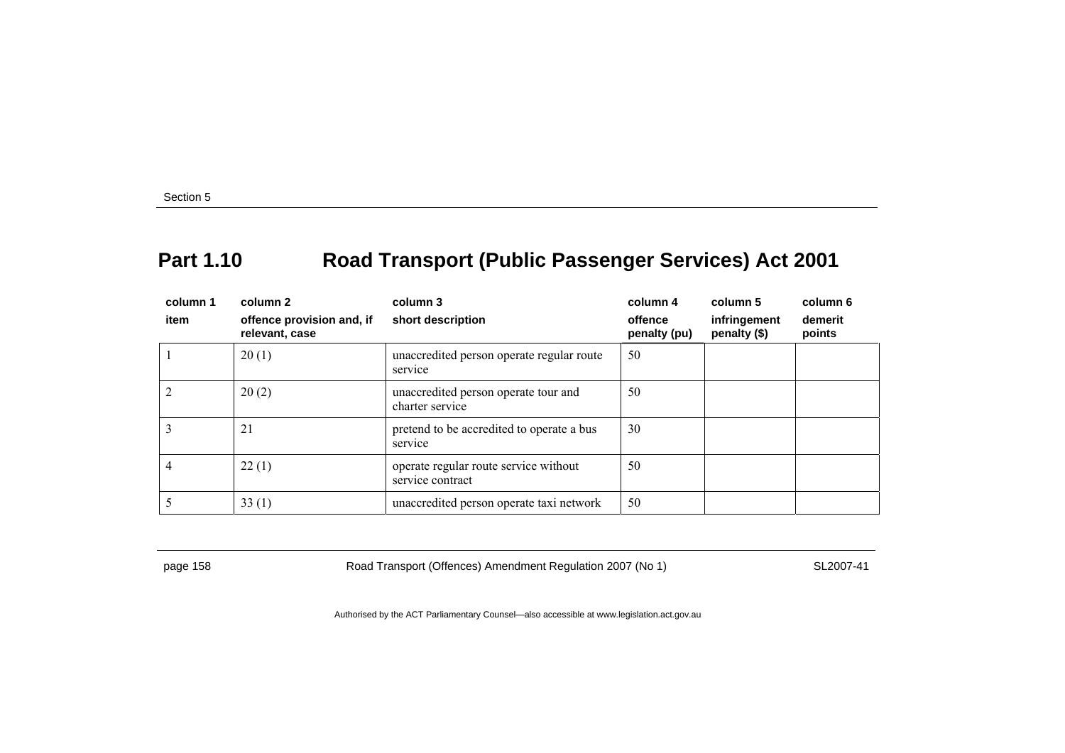## Part 1.10 Road Transport (Public Passenger Services) Act 2001

| column 1<br>item | column 2<br>offence provision and, if relevant, case | column 3<br>short description | column 4<br>offence penalty (pu) | column 5<br>infringement penalty ($) | column 6<br>demerit points |
|---|---|---|---|---|---|
| 1 | 20 (1) | unaccredited person operate regular route service | 50 | | |
| 2 | 20 (2) | unaccredited person operate tour and charter service | 50 | | |
| 3 | 21 | pretend to be accredited to operate a bus service | 30 | | |
| 4 | 22 (1) | operate regular route service without service contract | 50 | | |
| 5 | 33 (1) | unaccredited person operate taxi network | 50 | | |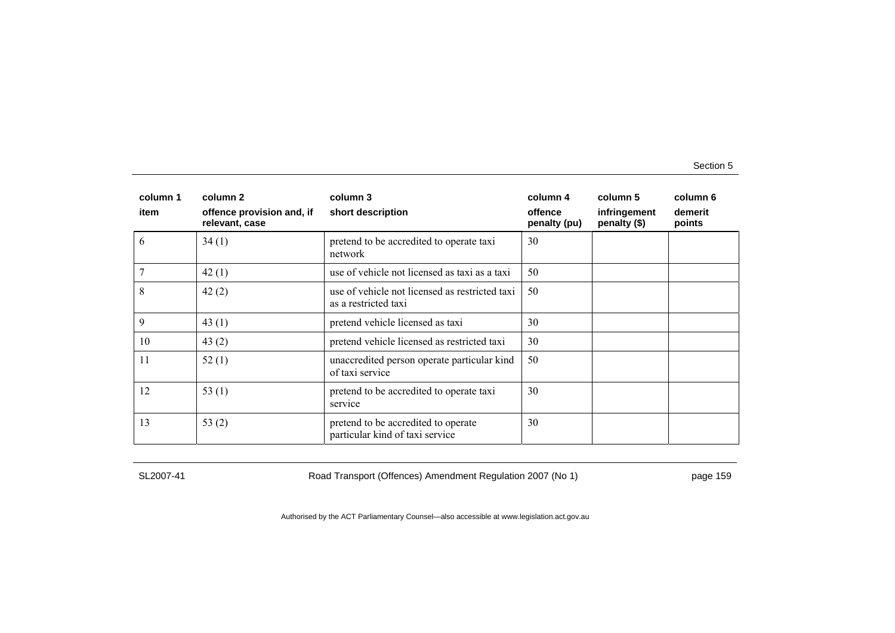| column 1 item | column 2 offence provision and, if relevant, case | column 3 short description | column 4 offence penalty (pu) | column 5 infringement penalty ($) | column 6 demerit points |
|---|---|---|---|---|---|
| 6 | 34 (1) | pretend to be accredited to operate taxi network | 30 | | |
| 7 | 42 (1) | use of vehicle not licensed as taxi as a taxi | 50 | | |
| 8 | 42 (2) | use of vehicle not licensed as restricted taxi as a restricted taxi | 50 | | |
| 9 | 43 (1) | pretend vehicle licensed as taxi | 30 | | |
| 10 | 43 (2) | pretend vehicle licensed as restricted taxi | 30 | | |
| 11 | 52 (1) | unaccredited person operate particular kind of taxi service | 50 | | |
| 12 | 53 (1) | pretend to be accredited to operate taxi service | 30 | | |
| 13 | 53 (2) | pretend to be accredited to operate particular kind of taxi service | 30 | | |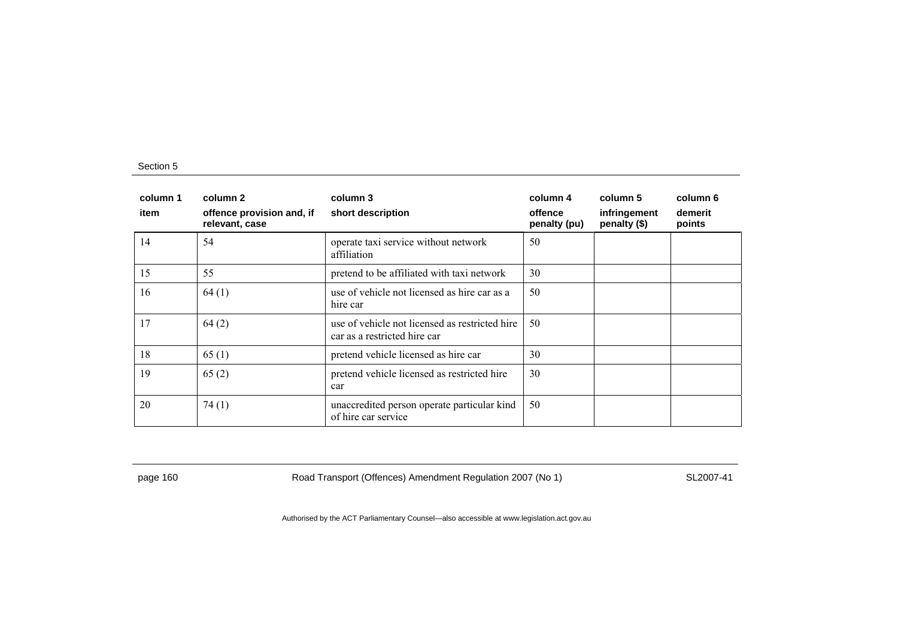| column 1 | column 2 | column 3 | column 4 | column 5 | column 6 |
|---|---|---|---|---|---|
| item | offence provision and, if relevant, case | short description | offence penalty (pu) | infringement penalty ($) | demerit points |
| 14 | 54 | operate taxi service without network affiliation | 50 | | |
| 15 | 55 | pretend to be affiliated with taxi network | 30 | | |
| 16 | 64 (1) | use of vehicle not licensed as hire car as a hire car | 50 | | |
| 17 | 64 (2) | use of vehicle not licensed as restricted hire car as a restricted hire car | 50 | | |
| 18 | 65 (1) | pretend vehicle licensed as hire car | 30 | | |
| 19 | 65 (2) | pretend vehicle licensed as restricted hire car | 30 | | |
| 20 | 74 (1) | unaccredited person operate particular kind of hire car service | 50 | | |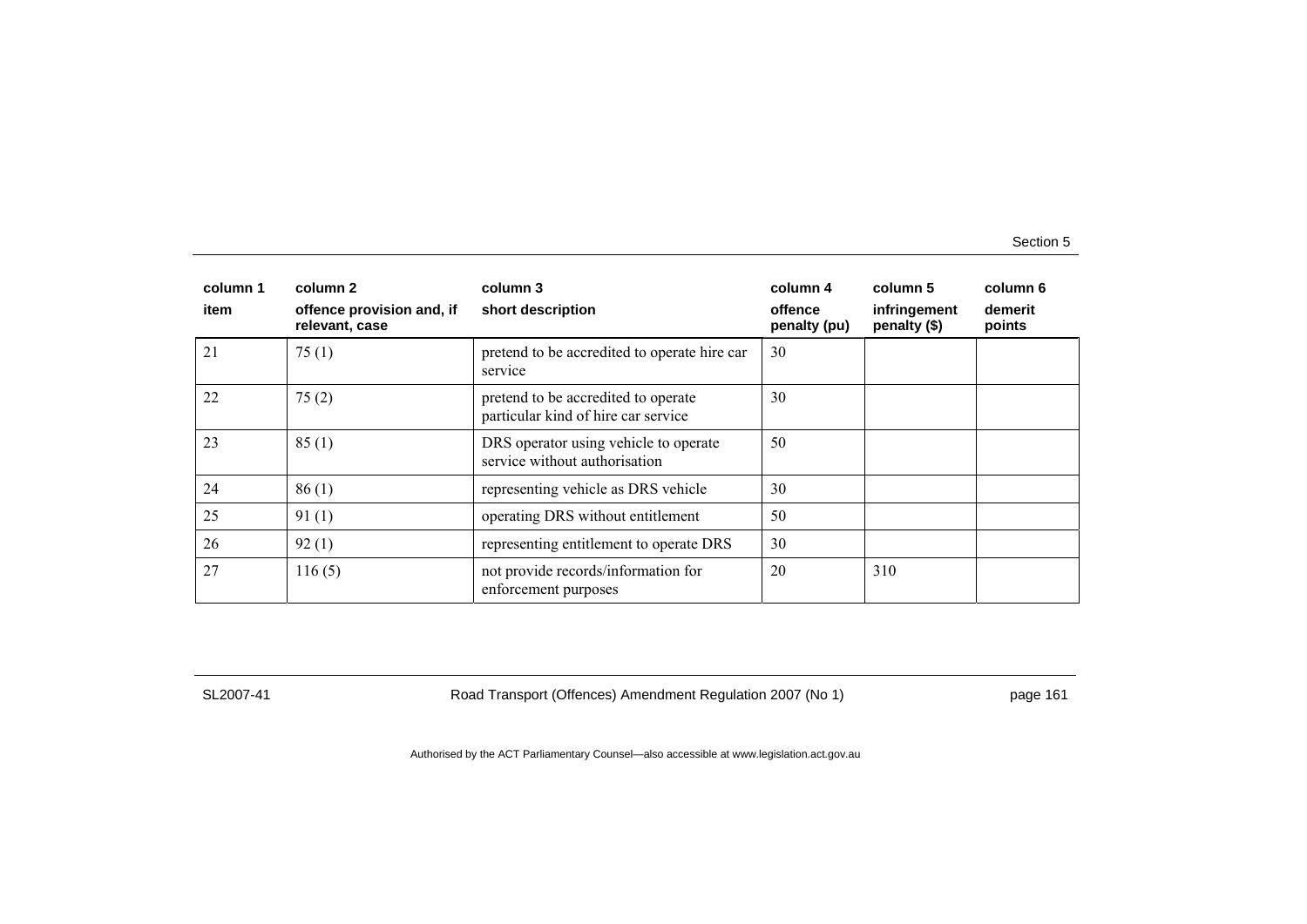| column 1 item | column 2 offence provision and, if relevant, case | column 3 short description | column 4 offence penalty (pu) | column 5 infringement penalty ($) | column 6 demerit points |
|---|---|---|---|---|---|
| 21 | 75 (1) | pretend to be accredited to operate hire car service | 30 | | |
| 22 | 75 (2) | pretend to be accredited to operate particular kind of hire car service | 30 | | |
| 23 | 85 (1) | DRS operator using vehicle to operate service without authorisation | 50 | | |
| 24 | 86 (1) | representing vehicle as DRS vehicle | 30 | | |
| 25 | 91 (1) | operating DRS without entitlement | 50 | | |
| 26 | 92 (1) | representing entitlement to operate DRS | 30 | | |
| 27 | 116 (5) | not provide records/information for enforcement purposes | 20 | 310 | |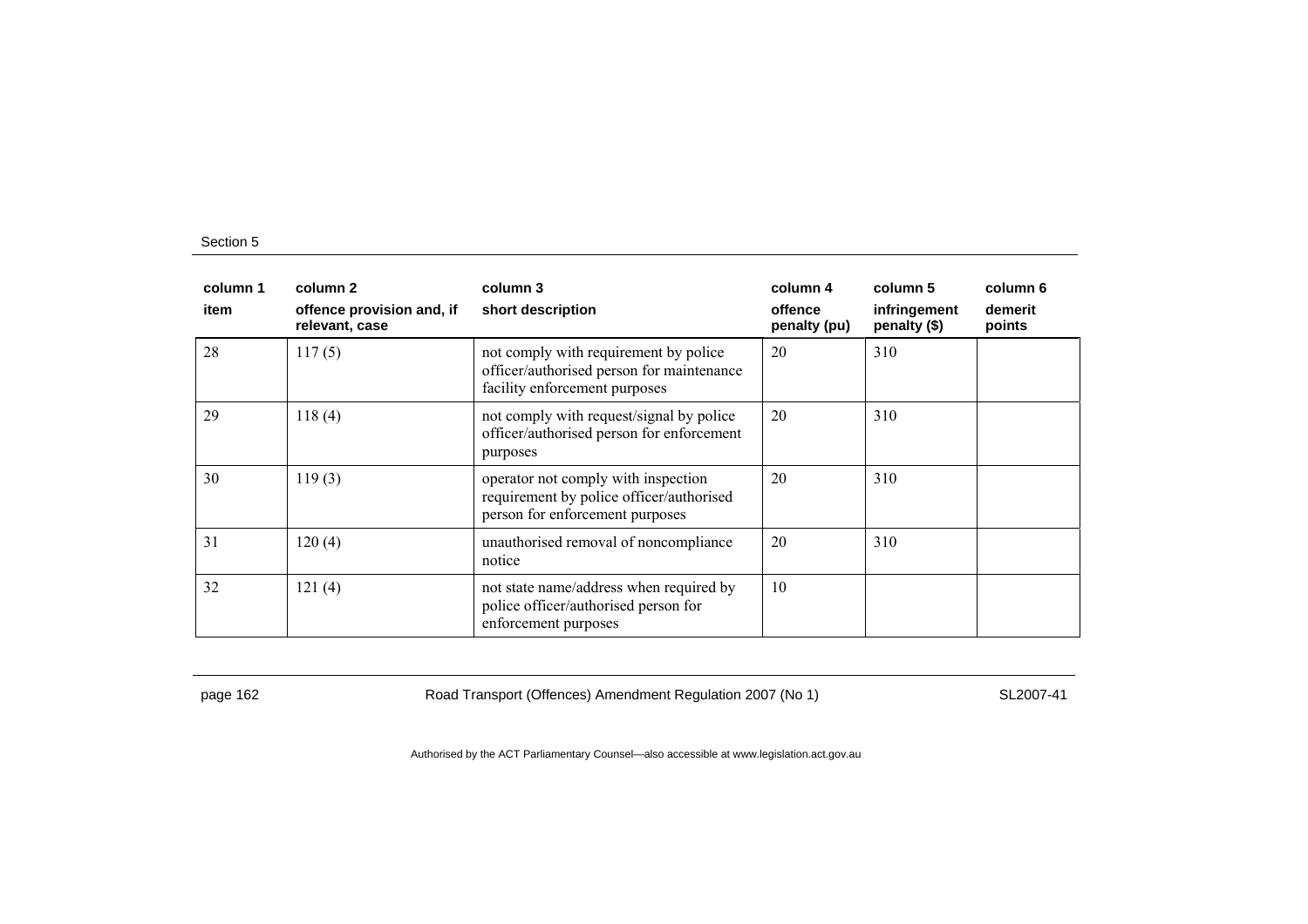| column 1<br>item | column 2<br>offence provision and, if relevant, case | column 3<br>short description | column 4<br>offence penalty (pu) | column 5<br>infringement penalty ($) | column 6<br>demerit points |
|---|---|---|---|---|---|
| 28 | 117 (5) | not comply with requirement by police officer/authorised person for maintenance facility enforcement purposes | 20 | 310 | |
| 29 | 118 (4) | not comply with request/signal by police officer/authorised person for enforcement purposes | 20 | 310 | |
| 30 | 119 (3) | operator not comply with inspection requirement by police officer/authorised person for enforcement purposes | 20 | 310 | |
| 31 | 120 (4) | unauthorised removal of noncompliance notice | 20 | 310 | |
| 32 | 121 (4) | not state name/address when required by police officer/authorised person for enforcement purposes | 10 | | |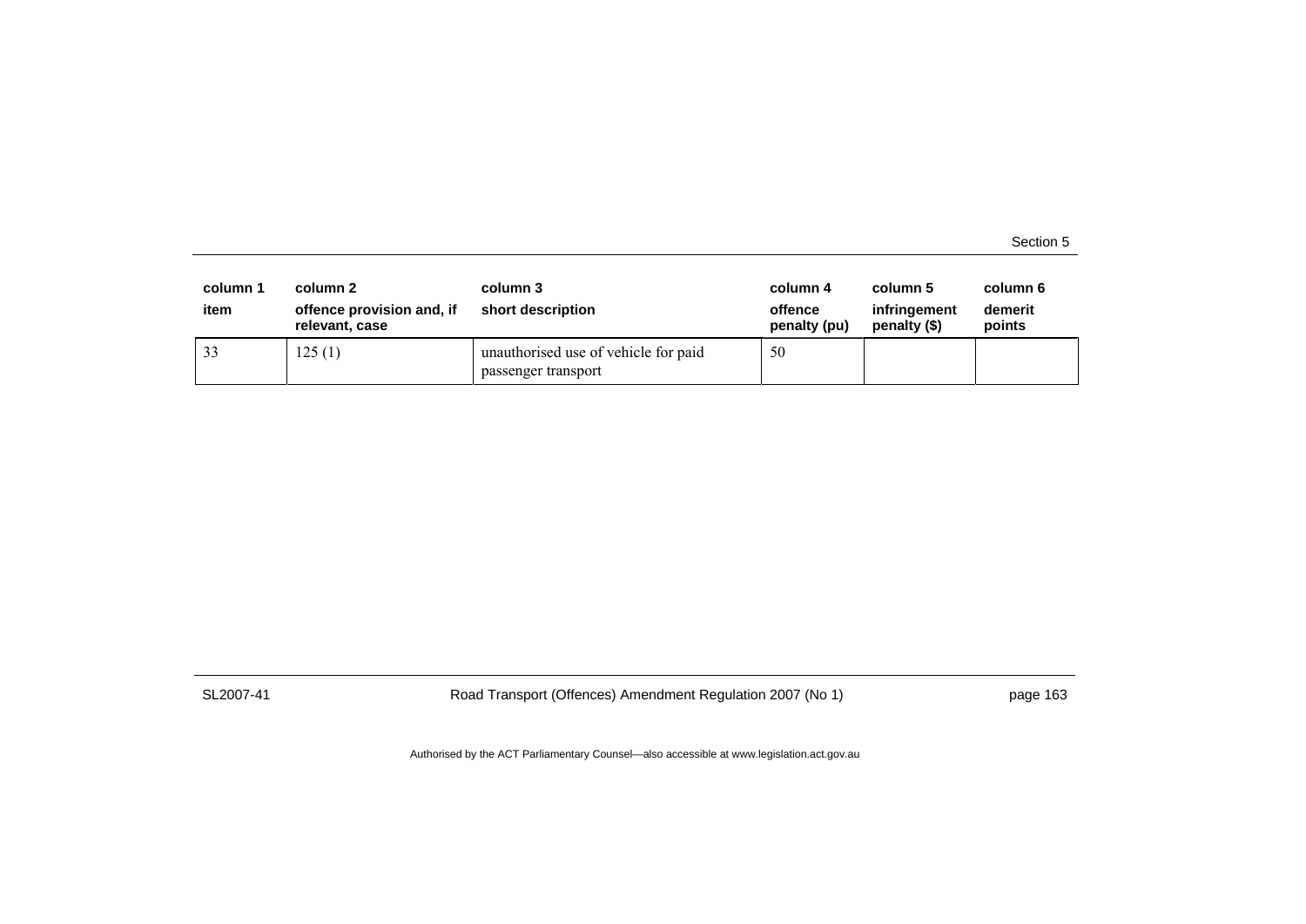| column 1<br>item | column 2<br>offence provision and, if relevant, case | column 3<br>short description | column 4<br>offence penalty (pu) | column 5<br>infringement penalty ($) | column 6<br>demerit points |
|---|---|---|---|---|---|
| 33 | 125 (1) | unauthorised use of vehicle for paid passenger transport | 50 | | |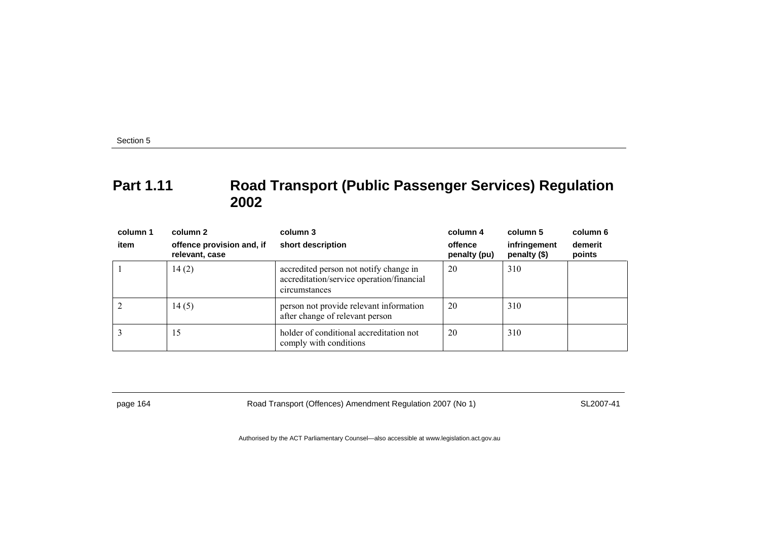## Part 1.11 Road Transport (Public Passenger Services) Regulation 2002

| column 1<br>item | column 2<br>offence provision and, if relevant, case | column 3<br>short description | column 4<br>offence penalty (pu) | column 5<br>infringement penalty ($) | column 6<br>demerit points |
|---|---|---|---|---|---|
| 1 | 14 (2) | accredited person not notify change in accreditation/service operation/financial circumstances | 20 | 310 | |
| 2 | 14 (5) | person not provide relevant information after change of relevant person | 20 | 310 | |
| 3 | 15 | holder of conditional accreditation not comply with conditions | 20 | 310 | |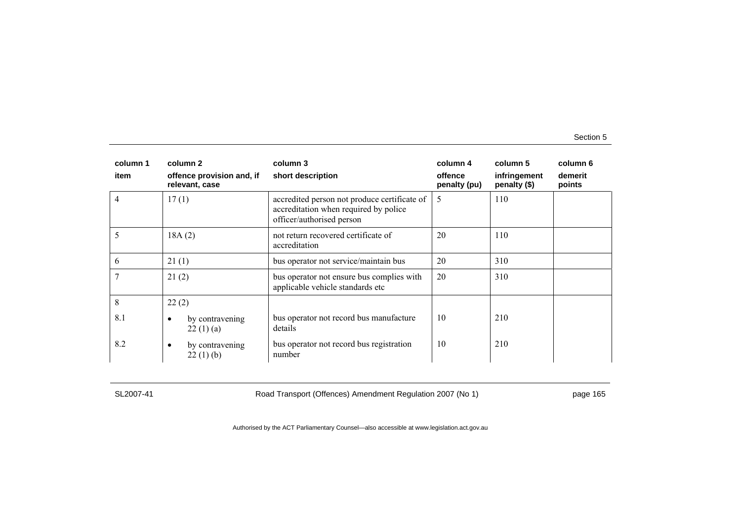| column 1 | column 2 | column 3 | column 4 | column 5 | column 6 |
|---|---|---|---|---|---|
| item | offence provision and, if relevant, case | short description | offence penalty (pu) | infringement penalty ($) | demerit points |
| 4 | 17 (1) | accredited person not produce certificate of accreditation when required by police officer/authorised person | 5 | 110 | |
| 5 | 18A (2) | not return recovered certificate of accreditation | 20 | 110 | |
| 6 | 21 (1) | bus operator not service/maintain bus | 20 | 310 | |
| 7 | 21 (2) | bus operator not ensure bus complies with applicable vehicle standards etc | 20 | 310 | |
| 8 | 22 (2) | | | | |
| 8.1 | • by contravening 22 (1) (a) | bus operator not record bus manufacture details | 10 | 210 | |
| 8.2 | • by contravening 22 (1) (b) | bus operator not record bus registration number | 10 | 210 | |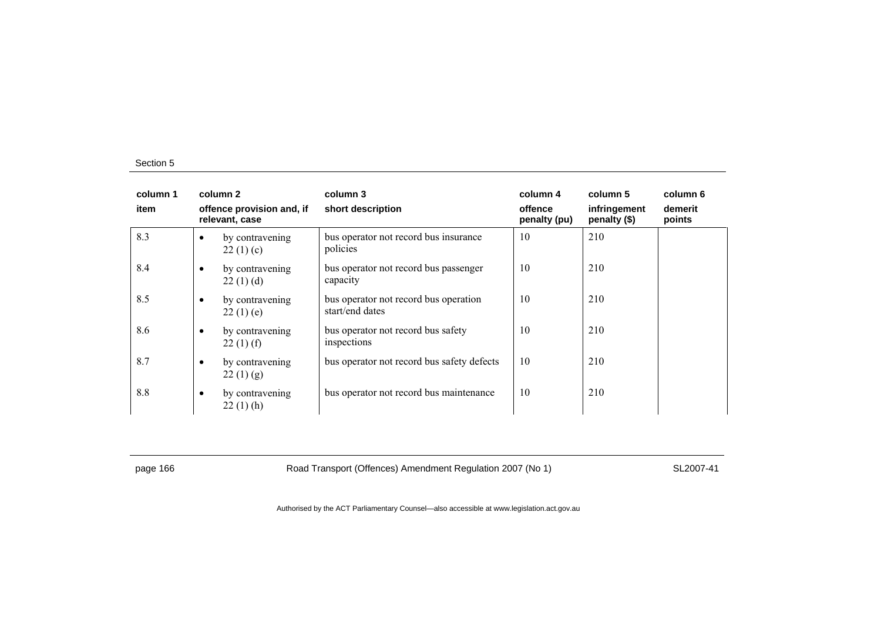| column 1 | column 2 | column 3 | column 4 | column 5 | column 6 |
|---|---|---|---|---|---|
| item | offence provision and, if relevant, case | short description | offence penalty (pu) | infringement penalty ($) | demerit points |
| 8.3 | • by contravening 22 (1) (c) | bus operator not record bus insurance policies | 10 | 210 | |
| 8.4 | • by contravening 22 (1) (d) | bus operator not record bus passenger capacity | 10 | 210 | |
| 8.5 | • by contravening 22 (1) (e) | bus operator not record bus operation start/end dates | 10 | 210 | |
| 8.6 | • by contravening 22 (1) (f) | bus operator not record bus safety inspections | 10 | 210 | |
| 8.7 | • by contravening 22 (1) (g) | bus operator not record bus safety defects | 10 | 210 | |
| 8.8 | • by contravening 22 (1) (h) | bus operator not record bus maintenance | 10 | 210 | |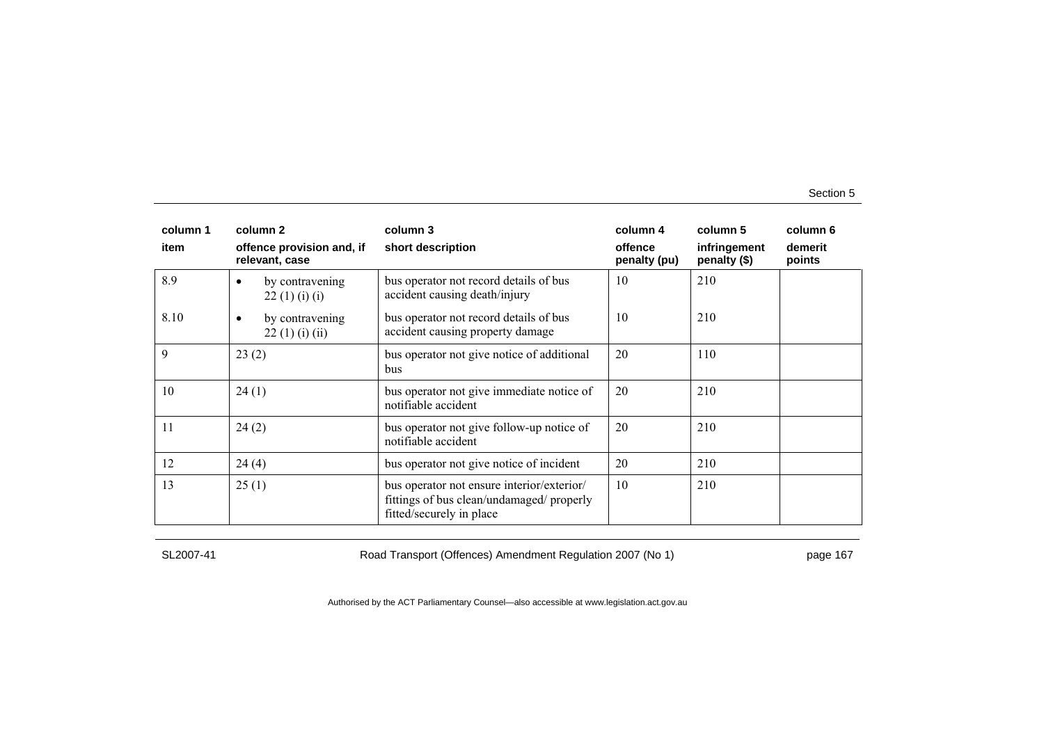| column 1 | column 2 | column 3 | column 4 | column 5 | column 6 |
|---|---|---|---|---|---|
| item | offence provision and, if relevant, case | short description | offence penalty (pu) | infringement penalty ($) | demerit points |
| 8.9 | • by contravening 22 (1) (i) (i) | bus operator not record details of bus accident causing death/injury | 10 | 210 | |
| 8.10 | • by contravening 22 (1) (i) (ii) | bus operator not record details of bus accident causing property damage | 10 | 210 | |
| 9 | 23 (2) | bus operator not give notice of additional bus | 20 | 110 | |
| 10 | 24 (1) | bus operator not give immediate notice of notifiable accident | 20 | 210 | |
| 11 | 24 (2) | bus operator not give follow-up notice of notifiable accident | 20 | 210 | |
| 12 | 24 (4) | bus operator not give notice of incident | 20 | 210 | |
| 13 | 25 (1) | bus operator not ensure interior/exterior/ fittings of bus clean/undamaged/ properly fitted/securely in place | 10 | 210 | |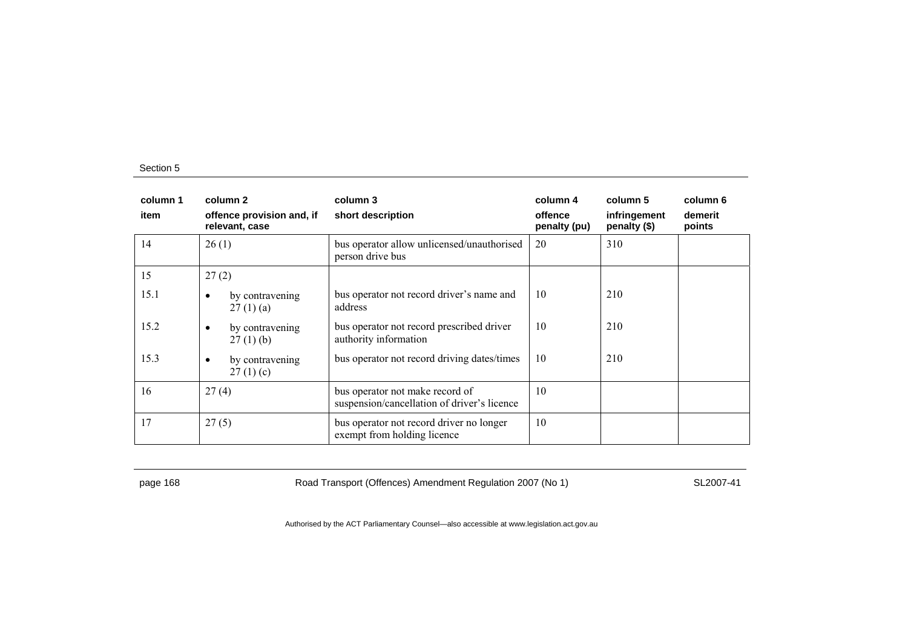| column 1<br>item | column 2<br>offence provision and, if relevant, case | column 3<br>short description | column 4<br>offence penalty (pu) | column 5<br>infringement penalty ($) | column 6<br>demerit points |
|---|---|---|---|---|---|
| 14 | 26 (1) | bus operator allow unlicensed/unauthorised person drive bus | 20 | 310 | |
| 15 | 27 (2) | | | | |
| 15.1 | • by contravening 27 (1) (a) | bus operator not record driver's name and address | 10 | 210 | |
| 15.2 | • by contravening 27 (1) (b) | bus operator not record prescribed driver authority information | 10 | 210 | |
| 15.3 | • by contravening 27 (1) (c) | bus operator not record driving dates/times | 10 | 210 | |
| 16 | 27 (4) | bus operator not make record of suspension/cancellation of driver's licence | 10 | | |
| 17 | 27 (5) | bus operator not record driver no longer exempt from holding licence | 10 | | |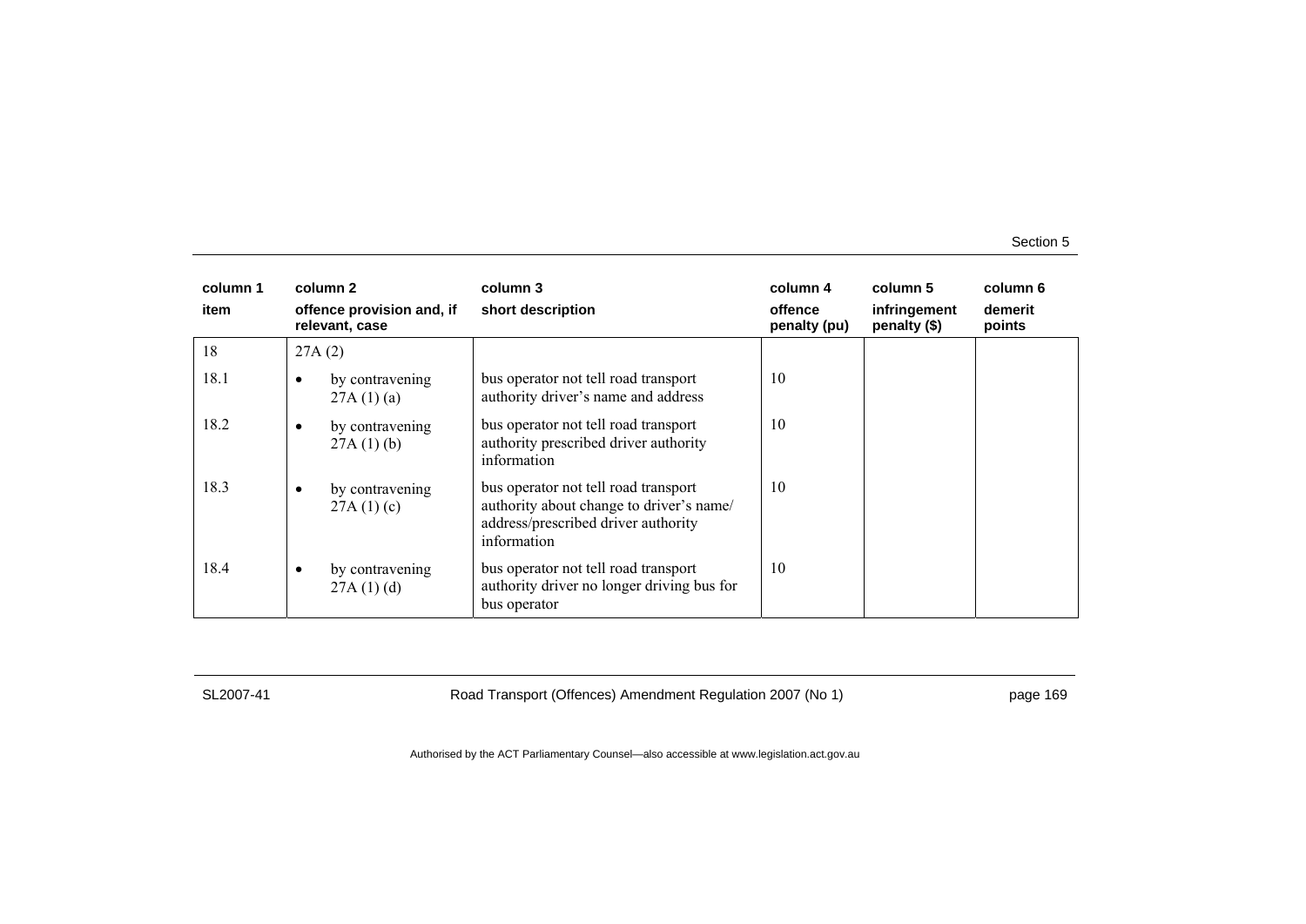| column 1 | column 2 | column 3 | column 4 | column 5 | column 6 |
|---|---|---|---|---|---|
| item | offence provision and, if relevant, case | short description | offence penalty (pu) | infringement penalty ($) | demerit points |
| 18 | 27A (2) | | | | |
| 18.1 | • by contravening 27A (1) (a) | bus operator not tell road transport authority driver's name and address | 10 | | |
| 18.2 | • by contravening 27A (1) (b) | bus operator not tell road transport authority prescribed driver authority information | 10 | | |
| 18.3 | • by contravening 27A (1) (c) | bus operator not tell road transport authority about change to driver's name/ address/prescribed driver authority information | 10 | | |
| 18.4 | • by contravening 27A (1) (d) | bus operator not tell road transport authority driver no longer driving bus for bus operator | 10 | | |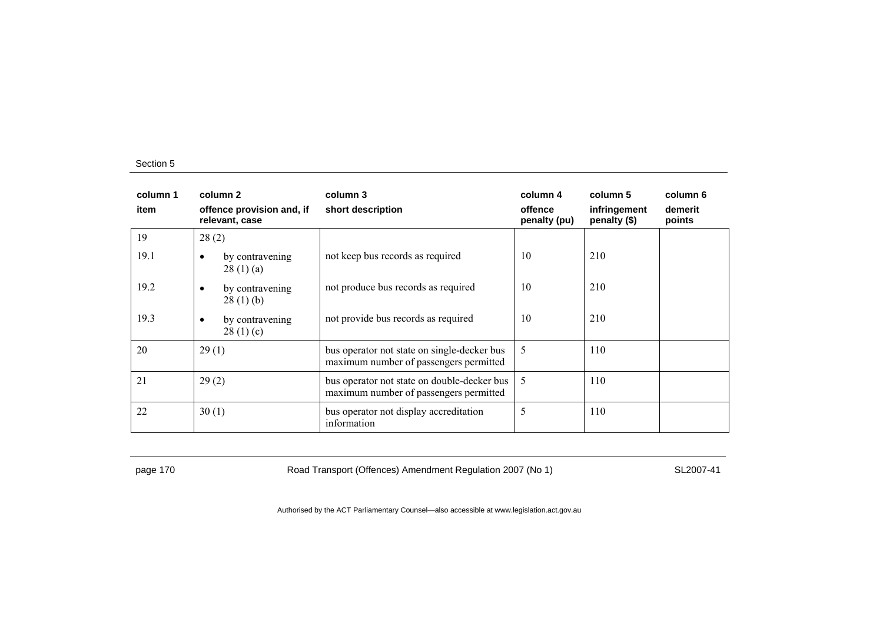| column 1 | column 2 | column 3 | column 4 | column 5 | column 6 |
|---|---|---|---|---|---|
| item | offence provision and, if relevant, case | short description | offence penalty (pu) | infringement penalty ($) | demerit points |
| 19 | 28 (2) | | | | |
| 19.1 | • by contravening 28 (1) (a) | not keep bus records as required | 10 | 210 | |
| 19.2 | • by contravening 28 (1) (b) | not produce bus records as required | 10 | 210 | |
| 19.3 | • by contravening 28 (1) (c) | not provide bus records as required | 10 | 210 | |
| 20 | 29 (1) | bus operator not state on single-decker bus maximum number of passengers permitted | 5 | 110 | |
| 21 | 29 (2) | bus operator not state on double-decker bus maximum number of passengers permitted | 5 | 110 | |
| 22 | 30 (1) | bus operator not display accreditation information | 5 | 110 | |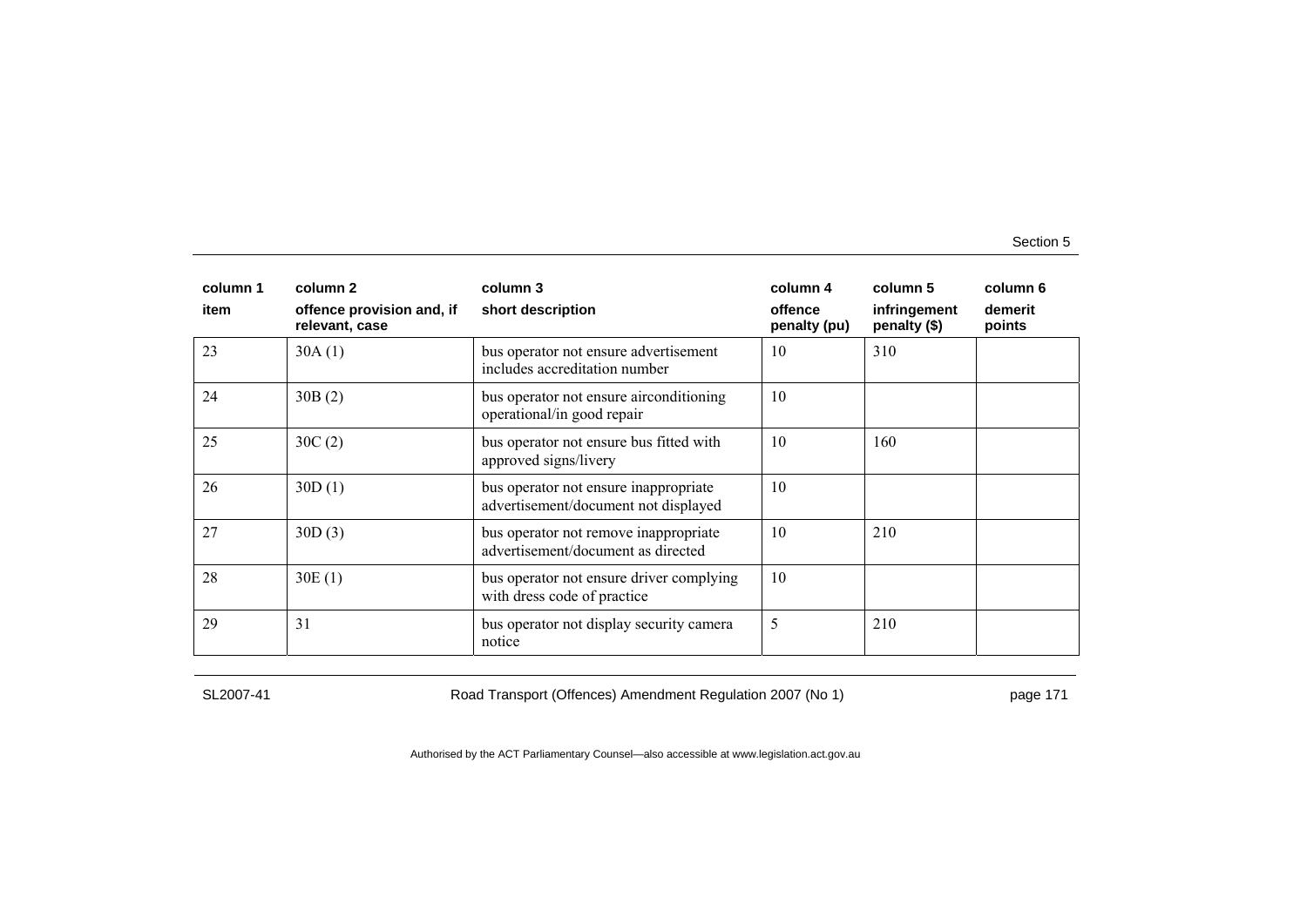| column 1<br>item | column 2<br>offence provision and, if relevant, case | column 3<br>short description | column 4<br>offence penalty (pu) | column 5<br>infringement penalty ($) | column 6<br>demerit points |
|---|---|---|---|---|---|
| 23 | 30A (1) | bus operator not ensure advertisement includes accreditation number | 10 | 310 | |
| 24 | 30B (2) | bus operator not ensure airconditioning operational/in good repair | 10 | | |
| 25 | 30C (2) | bus operator not ensure bus fitted with approved signs/livery | 10 | 160 | |
| 26 | 30D (1) | bus operator not ensure inappropriate advertisement/document not displayed | 10 | | |
| 27 | 30D (3) | bus operator not remove inappropriate advertisement/document as directed | 10 | 210 | |
| 28 | 30E (1) | bus operator not ensure driver complying with dress code of practice | 10 | | |
| 29 | 31 | bus operator not display security camera notice | 5 | 210 | |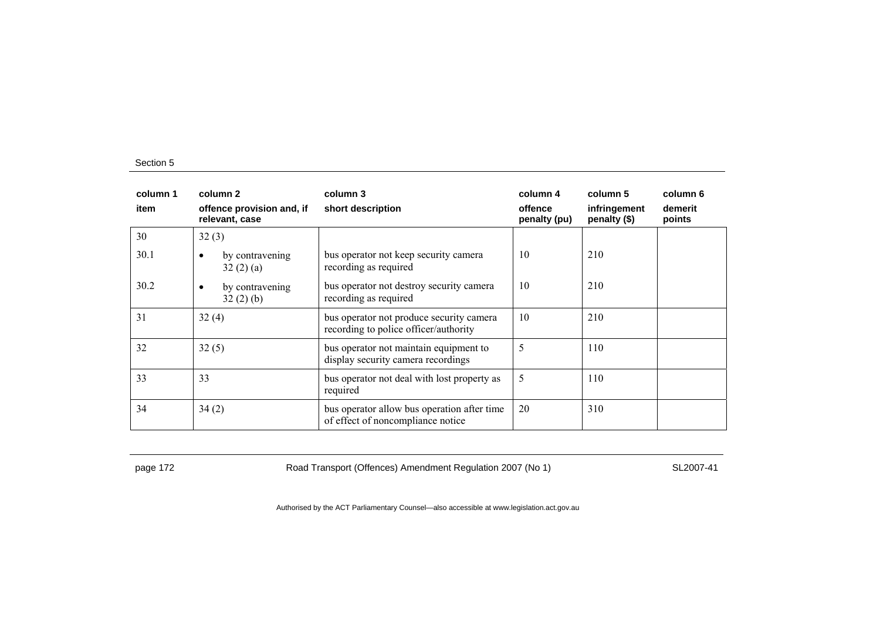| column 1<br>item | column 2<br>offence provision and, if relevant, case | column 3<br>short description | column 4<br>offence penalty (pu) | column 5<br>infringement penalty ($) | column 6<br>demerit points |
|---|---|---|---|---|---|
| 30 | 32 (3) | | | | |
| 30.1 | • by contravening 32 (2) (a) | bus operator not keep security camera recording as required | 10 | 210 | |
| 30.2 | • by contravening 32 (2) (b) | bus operator not destroy security camera recording as required | 10 | 210 | |
| 31 | 32 (4) | bus operator not produce security camera recording to police officer/authority | 10 | 210 | |
| 32 | 32 (5) | bus operator not maintain equipment to display security camera recordings | 5 | 110 | |
| 33 | 33 | bus operator not deal with lost property as required | 5 | 110 | |
| 34 | 34 (2) | bus operator allow bus operation after time of effect of noncompliance notice | 20 | 310 | |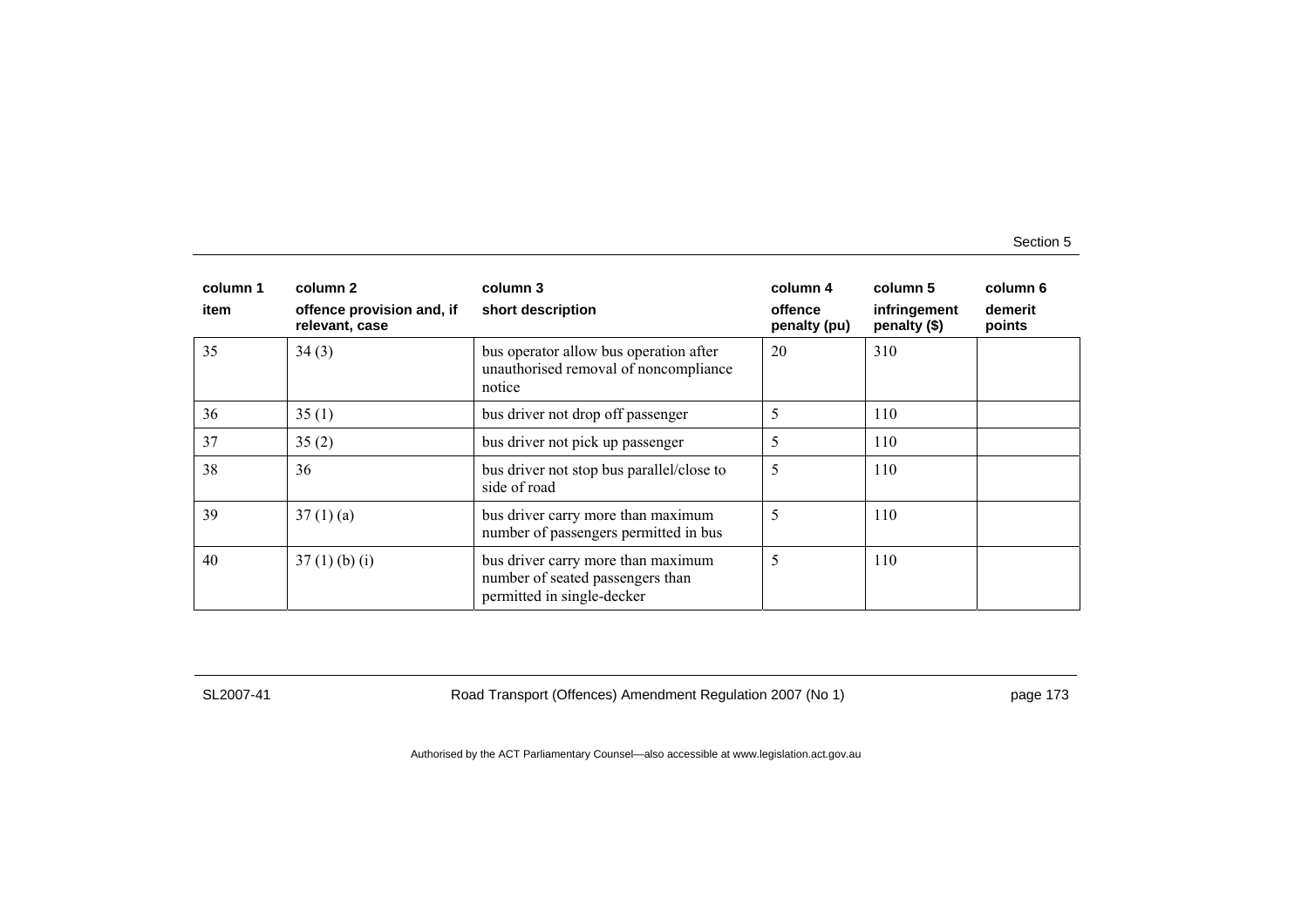| column 1 item | column 2 offence provision and, if relevant, case | column 3 short description | column 4 offence penalty (pu) | column 5 infringement penalty ($) | column 6 demerit points |
|---|---|---|---|---|---|
| 35 | 34 (3) | bus operator allow bus operation after unauthorised removal of noncompliance notice | 20 | 310 | |
| 36 | 35 (1) | bus driver not drop off passenger | 5 | 110 | |
| 37 | 35 (2) | bus driver not pick up passenger | 5 | 110 | |
| 38 | 36 | bus driver not stop bus parallel/close to side of road | 5 | 110 | |
| 39 | 37 (1) (a) | bus driver carry more than maximum number of passengers permitted in bus | 5 | 110 | |
| 40 | 37 (1) (b) (i) | bus driver carry more than maximum number of seated passengers than permitted in single-decker | 5 | 110 | |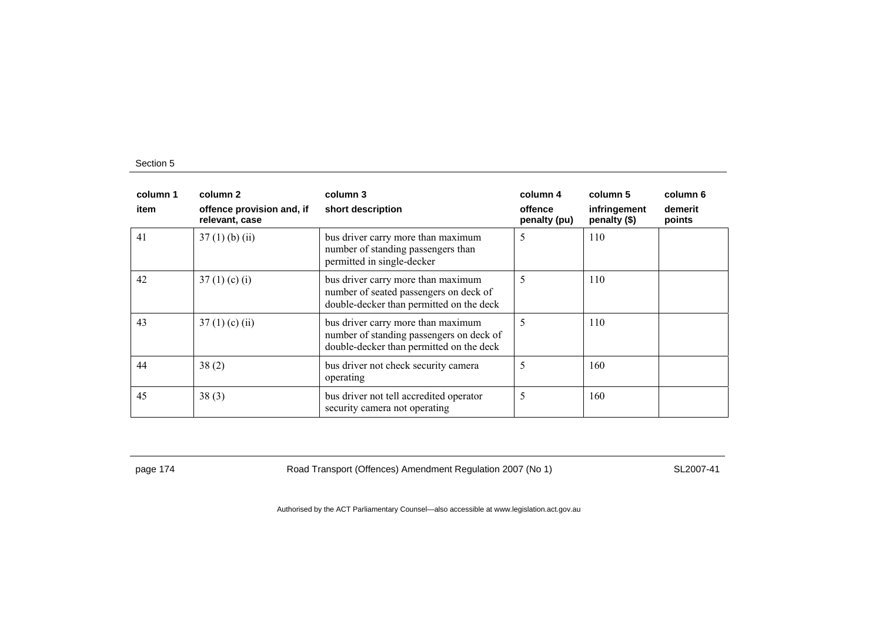| column 1<br>item | column 2<br>offence provision and, if relevant, case | column 3<br>short description | column 4<br>offence penalty (pu) | column 5<br>infringement penalty ($) | column 6<br>demerit points |
|---|---|---|---|---|---|
| 41 | 37 (1) (b) (ii) | bus driver carry more than maximum number of standing passengers than permitted in single-decker | 5 | 110 | |
| 42 | 37 (1) (c) (i) | bus driver carry more than maximum number of seated passengers on deck of double-decker than permitted on the deck | 5 | 110 | |
| 43 | 37 (1) (c) (ii) | bus driver carry more than maximum number of standing passengers on deck of double-decker than permitted on the deck | 5 | 110 | |
| 44 | 38 (2) | bus driver not check security camera operating | 5 | 160 | |
| 45 | 38 (3) | bus driver not tell accredited operator security camera not operating | 5 | 160 | |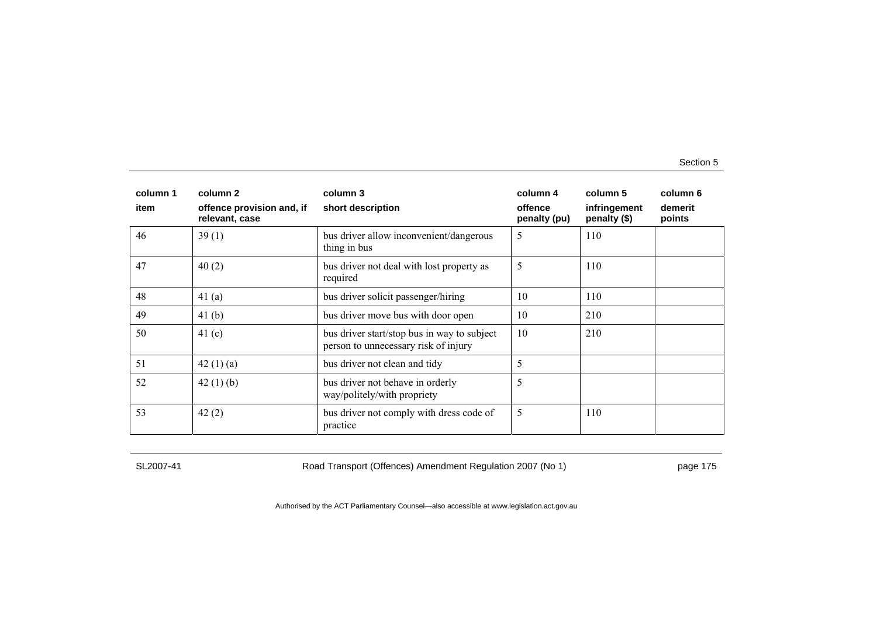| column 1<br>item | column 2<br>offence provision and, if relevant, case | column 3<br>short description | column 4<br>offence penalty (pu) | column 5<br>infringement penalty ($) | column 6<br>demerit points |
|---|---|---|---|---|---|
| 46 | 39 (1) | bus driver allow inconvenient/dangerous thing in bus | 5 | 110 | |
| 47 | 40 (2) | bus driver not deal with lost property as required | 5 | 110 | |
| 48 | 41 (a) | bus driver solicit passenger/hiring | 10 | 110 | |
| 49 | 41 (b) | bus driver move bus with door open | 10 | 210 | |
| 50 | 41 (c) | bus driver start/stop bus in way to subject person to unnecessary risk of injury | 10 | 210 | |
| 51 | 42 (1) (a) | bus driver not clean and tidy | 5 | | |
| 52 | 42 (1) (b) | bus driver not behave in orderly way/politely/with propriety | 5 | | |
| 53 | 42 (2) | bus driver not comply with dress code of practice | 5 | 110 | |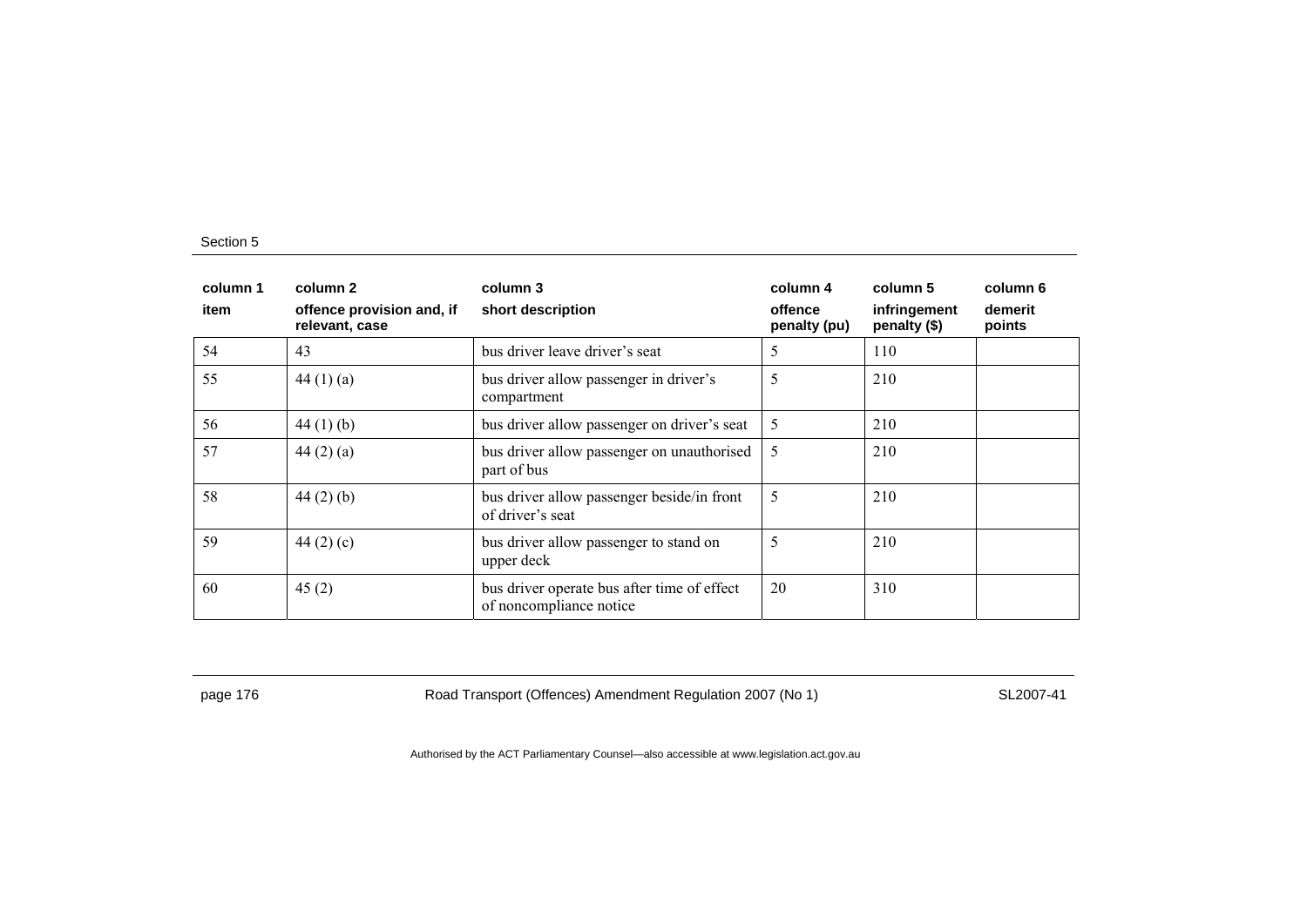| column 1 | column 2 | column 3 | column 4 | column 5 | column 6 |
|---|---|---|---|---|---|
| item | offence provision and, if relevant, case | short description | offence penalty (pu) | infringement penalty ($) | demerit points |
| 54 | 43 | bus driver leave driver's seat | 5 | 110 | |
| 55 | 44 (1) (a) | bus driver allow passenger in driver's compartment | 5 | 210 | |
| 56 | 44 (1) (b) | bus driver allow passenger on driver's seat | 5 | 210 | |
| 57 | 44 (2) (a) | bus driver allow passenger on unauthorised part of bus | 5 | 210 | |
| 58 | 44 (2) (b) | bus driver allow passenger beside/in front of driver's seat | 5 | 210 | |
| 59 | 44 (2) (c) | bus driver allow passenger to stand on upper deck | 5 | 210 | |
| 60 | 45 (2) | bus driver operate bus after time of effect of noncompliance notice | 20 | 310 | |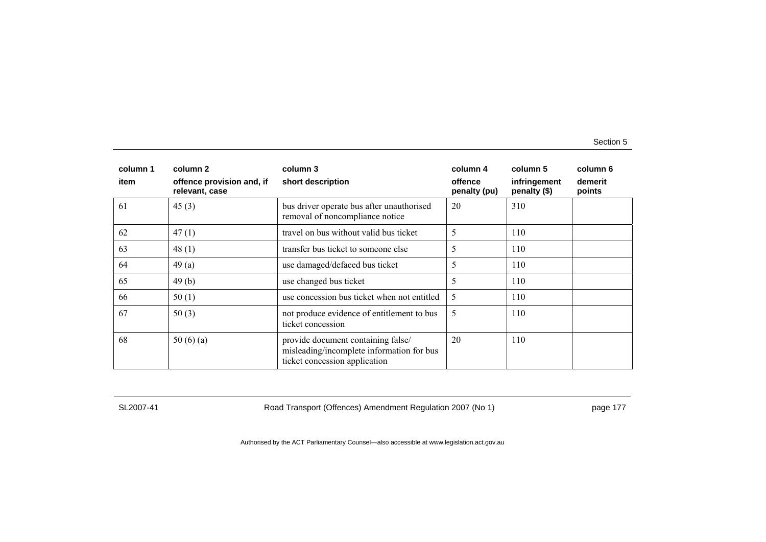| column 1 | column 2 | column 3 | column 4 | column 5 | column 6 |
|---|---|---|---|---|---|
| item | offence provision and, if relevant, case | short description | offence penalty (pu) | infringement penalty ($) | demerit points |
| 61 | 45 (3) | bus driver operate bus after unauthorised removal of noncompliance notice | 20 | 310 | |
| 62 | 47 (1) | travel on bus without valid bus ticket | 5 | 110 | |
| 63 | 48 (1) | transfer bus ticket to someone else | 5 | 110 | |
| 64 | 49 (a) | use damaged/defaced bus ticket | 5 | 110 | |
| 65 | 49 (b) | use changed bus ticket | 5 | 110 | |
| 66 | 50 (1) | use concession bus ticket when not entitled | 5 | 110 | |
| 67 | 50 (3) | not produce evidence of entitlement to bus ticket concession | 5 | 110 | |
| 68 | 50 (6) (a) | provide document containing false/ misleading/incomplete information for bus ticket concession application | 20 | 110 | |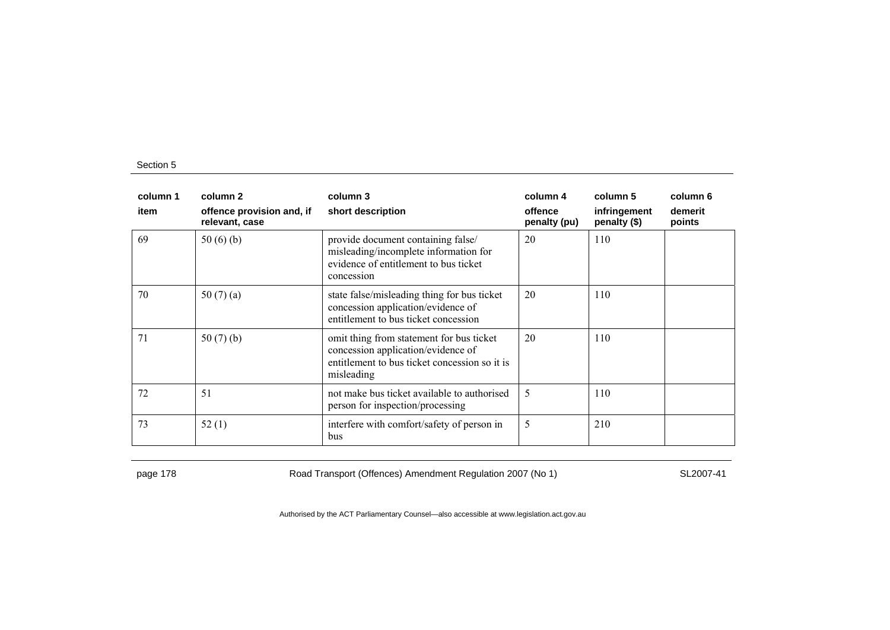| column 1 | column 2 | column 3 | column 4 | column 5 | column 6 |
|---|---|---|---|---|---|
| item | offence provision and, if relevant, case | short description | offence penalty (pu) | infringement penalty ($) | demerit points |
| 69 | 50 (6) (b) | provide document containing false/ misleading/incomplete information for evidence of entitlement to bus ticket concession | 20 | 110 | |
| 70 | 50 (7) (a) | state false/misleading thing for bus ticket concession application/evidence of entitlement to bus ticket concession | 20 | 110 | |
| 71 | 50 (7) (b) | omit thing from statement for bus ticket concession application/evidence of entitlement to bus ticket concession so it is misleading | 20 | 110 | |
| 72 | 51 | not make bus ticket available to authorised person for inspection/processing | 5 | 110 | |
| 73 | 52 (1) | interfere with comfort/safety of person in bus | 5 | 210 | |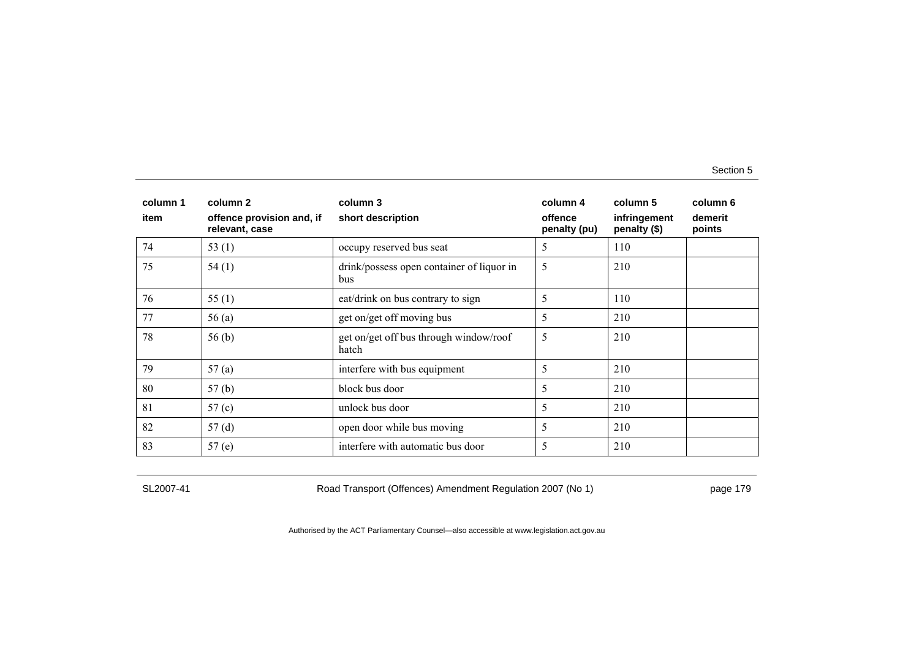| column 1<br>item | column 2<br>offence provision and, if relevant, case | column 3<br>short description | column 4<br>offence penalty (pu) | column 5<br>infringement penalty ($) | column 6<br>demerit points |
|---|---|---|---|---|---|
| 74 | 53 (1) | occupy reserved bus seat | 5 | 110 | |
| 75 | 54 (1) | drink/possess open container of liquor in bus | 5 | 210 | |
| 76 | 55 (1) | eat/drink on bus contrary to sign | 5 | 110 | |
| 77 | 56 (a) | get on/get off moving bus | 5 | 210 | |
| 78 | 56 (b) | get on/get off bus through window/roof hatch | 5 | 210 | |
| 79 | 57 (a) | interfere with bus equipment | 5 | 210 | |
| 80 | 57 (b) | block bus door | 5 | 210 | |
| 81 | 57 (c) | unlock bus door | 5 | 210 | |
| 82 | 57 (d) | open door while bus moving | 5 | 210 | |
| 83 | 57 (e) | interfere with automatic bus door | 5 | 210 | |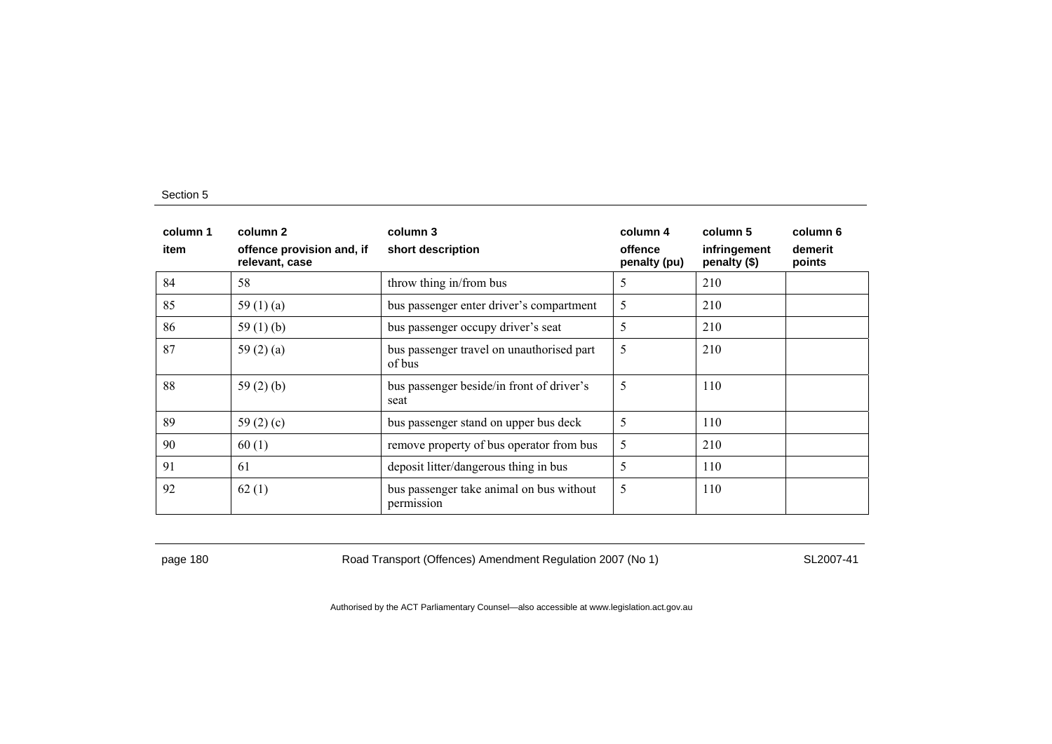| column 1 | column 2 | column 3 | column 4 | column 5 | column 6 |
|---|---|---|---|---|---|
| item | offence provision and, if relevant, case | short description | offence penalty (pu) | infringement penalty ($) | demerit points |
| 84 | 58 | throw thing in/from bus | 5 | 210 | |
| 85 | 59 (1) (a) | bus passenger enter driver's compartment | 5 | 210 | |
| 86 | 59 (1) (b) | bus passenger occupy driver's seat | 5 | 210 | |
| 87 | 59 (2) (a) | bus passenger travel on unauthorised part of bus | 5 | 210 | |
| 88 | 59 (2) (b) | bus passenger beside/in front of driver's seat | 5 | 110 | |
| 89 | 59 (2) (c) | bus passenger stand on upper bus deck | 5 | 110 | |
| 90 | 60 (1) | remove property of bus operator from bus | 5 | 210 | |
| 91 | 61 | deposit litter/dangerous thing in bus | 5 | 110 | |
| 92 | 62 (1) | bus passenger take animal on bus without permission | 5 | 110 | |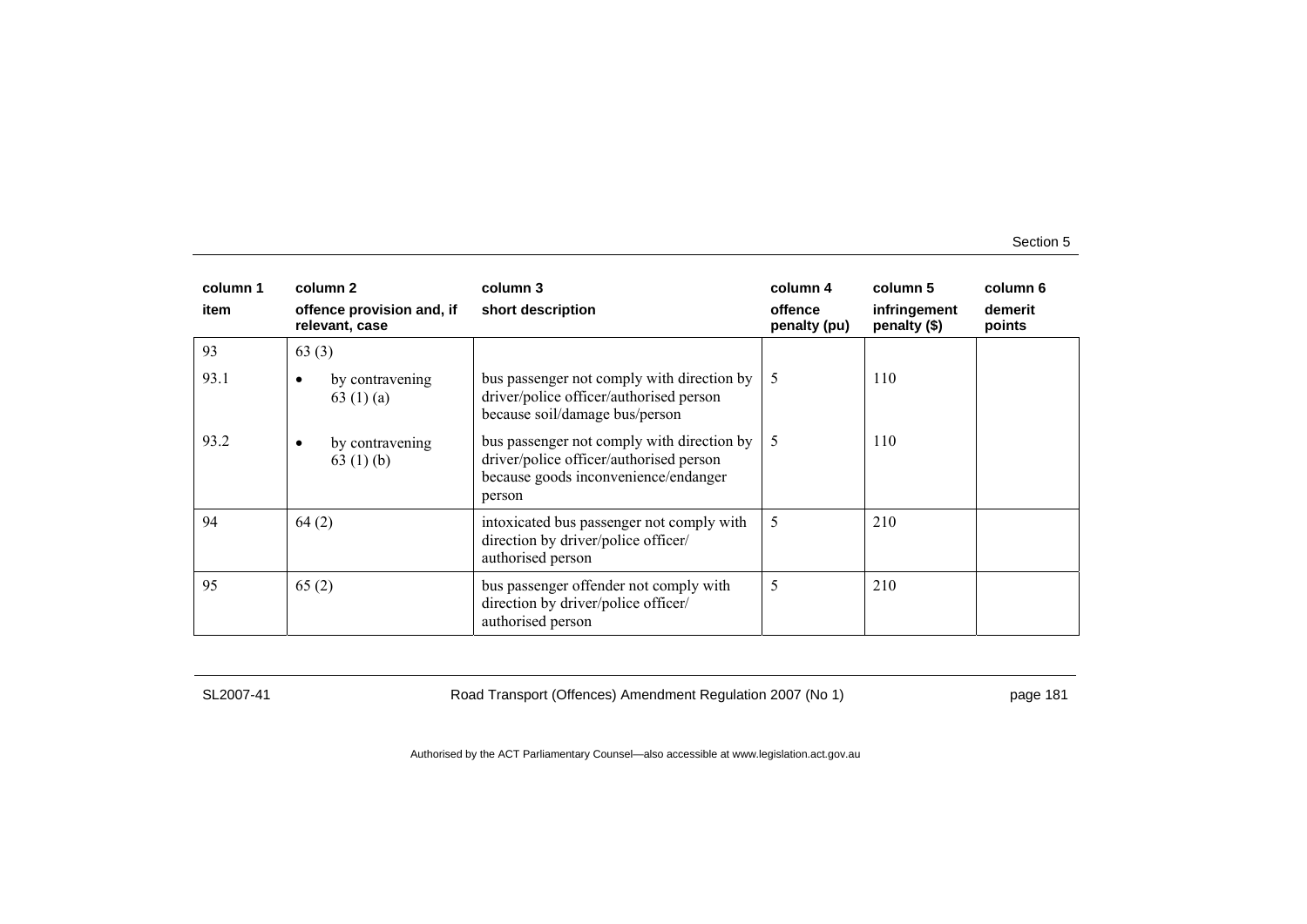| column 1 | column 2 | column 3 | column 4 | column 5 | column 6 |
|---|---|---|---|---|---|
| item | offence provision and, if relevant, case | short description | offence penalty (pu) | infringement penalty ($) | demerit points |
| 93 | 63 (3) | | | | |
| 93.1 | • by contravening 63 (1) (a) | bus passenger not comply with direction by driver/police officer/authorised person because soil/damage bus/person | 5 | 110 | |
| 93.2 | • by contravening 63 (1) (b) | bus passenger not comply with direction by driver/police officer/authorised person because goods inconvenience/endanger person | 5 | 110 | |
| 94 | 64 (2) | intoxicated bus passenger not comply with direction by driver/police officer/ authorised person | 5 | 210 | |
| 95 | 65 (2) | bus passenger offender not comply with direction by driver/police officer/ authorised person | 5 | 210 | |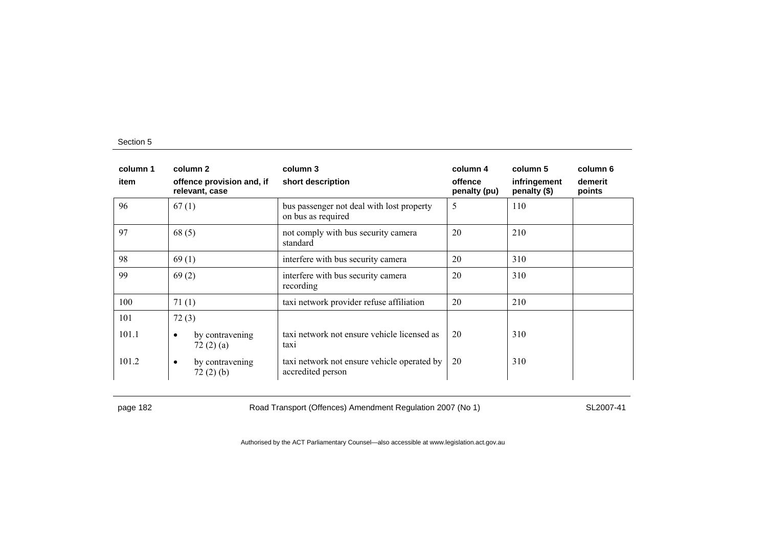| column 1 | column 2 | column 3 | column 4 | column 5 | column 6 |
|---|---|---|---|---|---|
| item | offence provision and, if relevant, case | short description | offence penalty (pu) | infringement penalty ($) | demerit points |
| 96 | 67 (1) | bus passenger not deal with lost property on bus as required | 5 | 110 | |
| 97 | 68 (5) | not comply with bus security camera standard | 20 | 210 | |
| 98 | 69 (1) | interfere with bus security camera | 20 | 310 | |
| 99 | 69 (2) | interfere with bus security camera recording | 20 | 310 | |
| 100 | 71 (1) | taxi network provider refuse affiliation | 20 | 210 | |
| 101 | 72 (3) | | | | |
| 101.1 | • by contravening 72 (2) (a) | taxi network not ensure vehicle licensed as taxi | 20 | 310 | |
| 101.2 | • by contravening 72 (2) (b) | taxi network not ensure vehicle operated by accredited person | 20 | 310 | |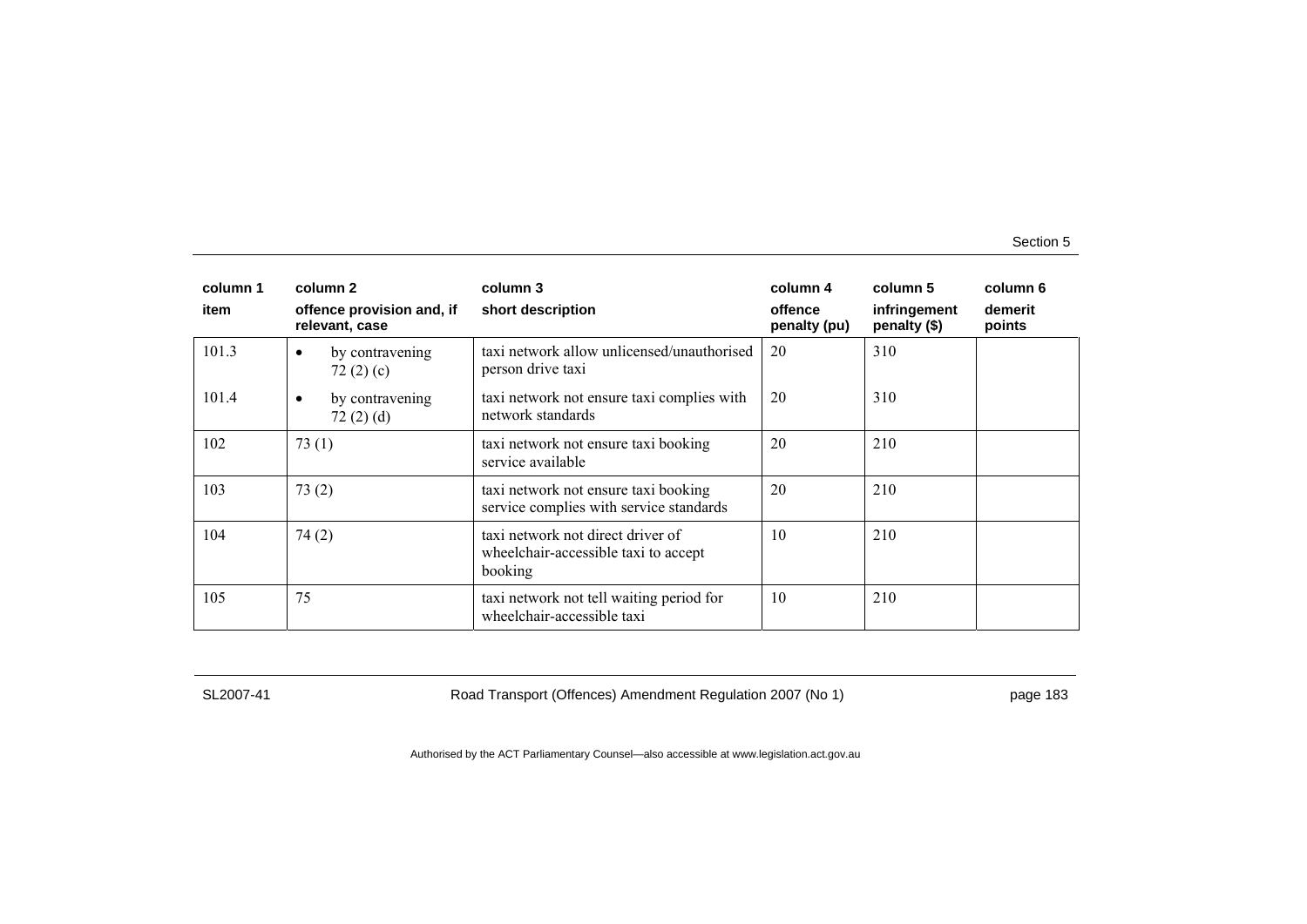| column 1<br>item | column 2<br>offence provision and, if relevant, case | column 3<br>short description | column 4<br>offence penalty (pu) | column 5<br>infringement penalty ($) | column 6<br>demerit points |
|---|---|---|---|---|---|
| 101.3 | • by contravening 72 (2) (c) | taxi network allow unlicensed/unauthorised person drive taxi | 20 | 310 | |
| 101.4 | • by contravening 72 (2) (d) | taxi network not ensure taxi complies with network standards | 20 | 310 | |
| 102 | 73 (1) | taxi network not ensure taxi booking service available | 20 | 210 | |
| 103 | 73 (2) | taxi network not ensure taxi booking service complies with service standards | 20 | 210 | |
| 104 | 74 (2) | taxi network not direct driver of wheelchair-accessible taxi to accept booking | 10 | 210 | |
| 105 | 75 | taxi network not tell waiting period for wheelchair-accessible taxi | 10 | 210 | |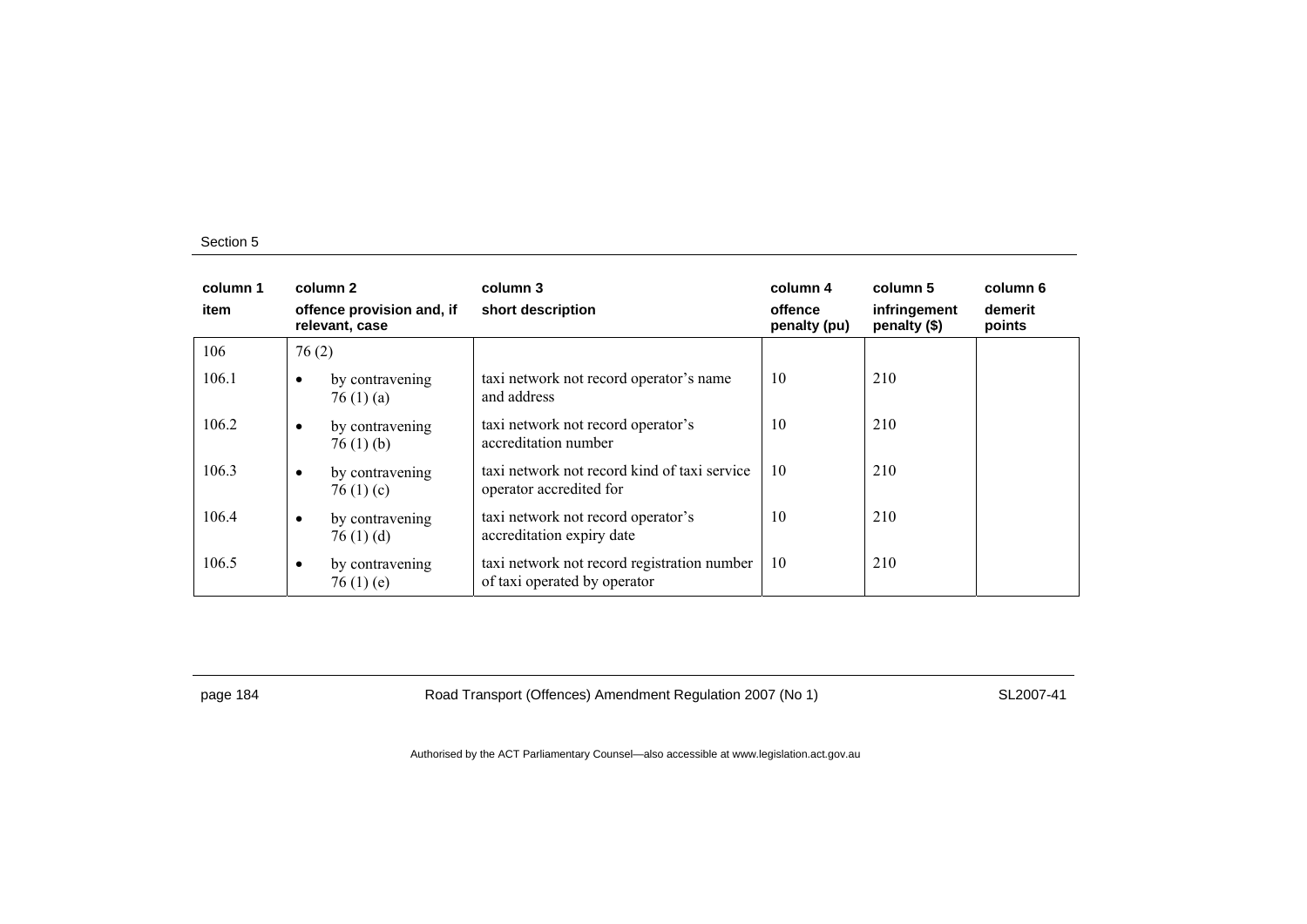| column 1<br>item | column 2<br>offence provision and, if relevant, case | column 3<br>short description | column 4<br>offence penalty (pu) | column 5<br>infringement penalty ($) | column 6<br>demerit points |
|---|---|---|---|---|---|
| 106 | 76 (2) | | | | |
| 106.1 | • by contravening 76 (1) (a) | taxi network not record operator's name and address | 10 | 210 | |
| 106.2 | • by contravening 76 (1) (b) | taxi network not record operator's accreditation number | 10 | 210 | |
| 106.3 | • by contravening 76 (1) (c) | taxi network not record kind of taxi service operator accredited for | 10 | 210 | |
| 106.4 | • by contravening 76 (1) (d) | taxi network not record operator's accreditation expiry date | 10 | 210 | |
| 106.5 | • by contravening 76 (1) (e) | taxi network not record registration number of taxi operated by operator | 10 | 210 | |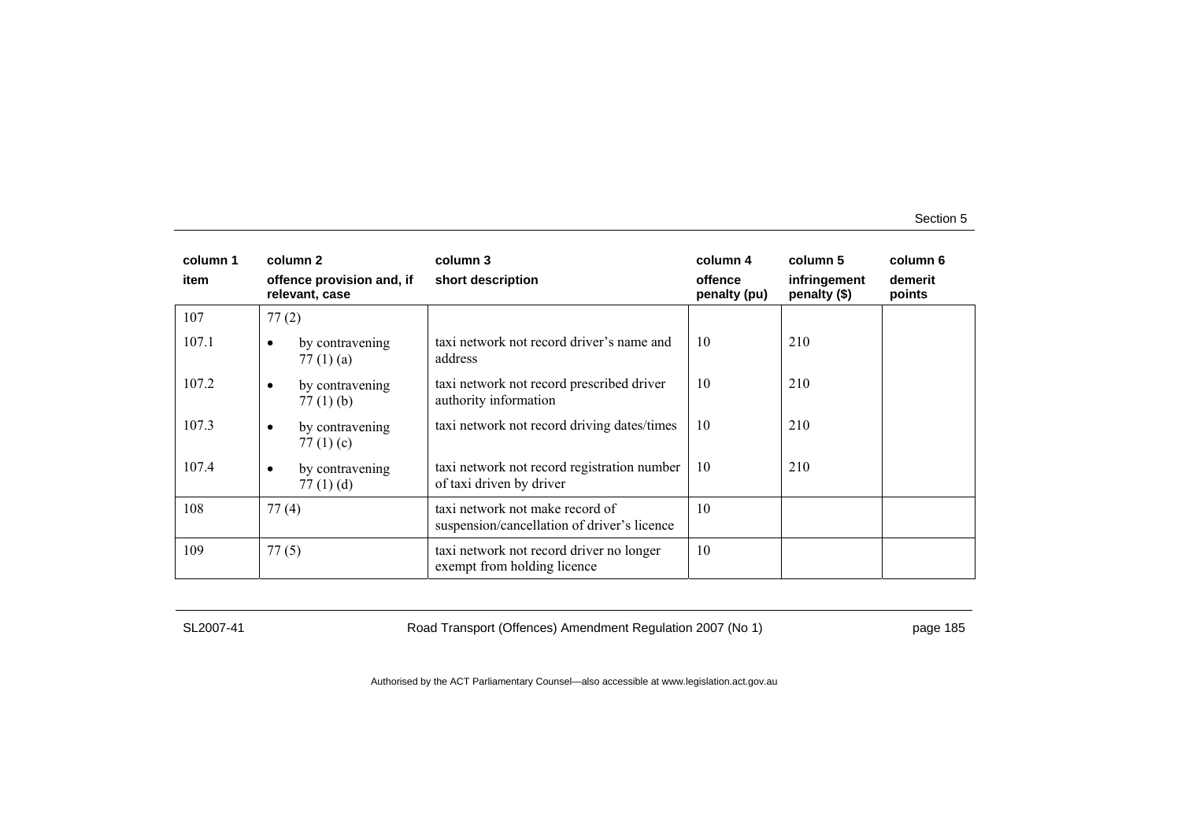| column 1<br>item | column 2<br>offence provision and, if relevant, case | column 3<br>short description | column 4<br>offence penalty (pu) | column 5<br>infringement penalty ($) | column 6<br>demerit points |
|---|---|---|---|---|---|
| 107 | 77 (2) | | | | |
| 107.1 | • by contravening 77 (1) (a) | taxi network not record driver's name and address | 10 | 210 | |
| 107.2 | • by contravening 77 (1) (b) | taxi network not record prescribed driver authority information | 10 | 210 | |
| 107.3 | • by contravening 77 (1) (c) | taxi network not record driving dates/times | 10 | 210 | |
| 107.4 | • by contravening 77 (1) (d) | taxi network not record registration number of taxi driven by driver | 10 | 210 | |
| 108 | 77 (4) | taxi network not make record of suspension/cancellation of driver's licence | 10 | | |
| 109 | 77 (5) | taxi network not record driver no longer exempt from holding licence | 10 | | |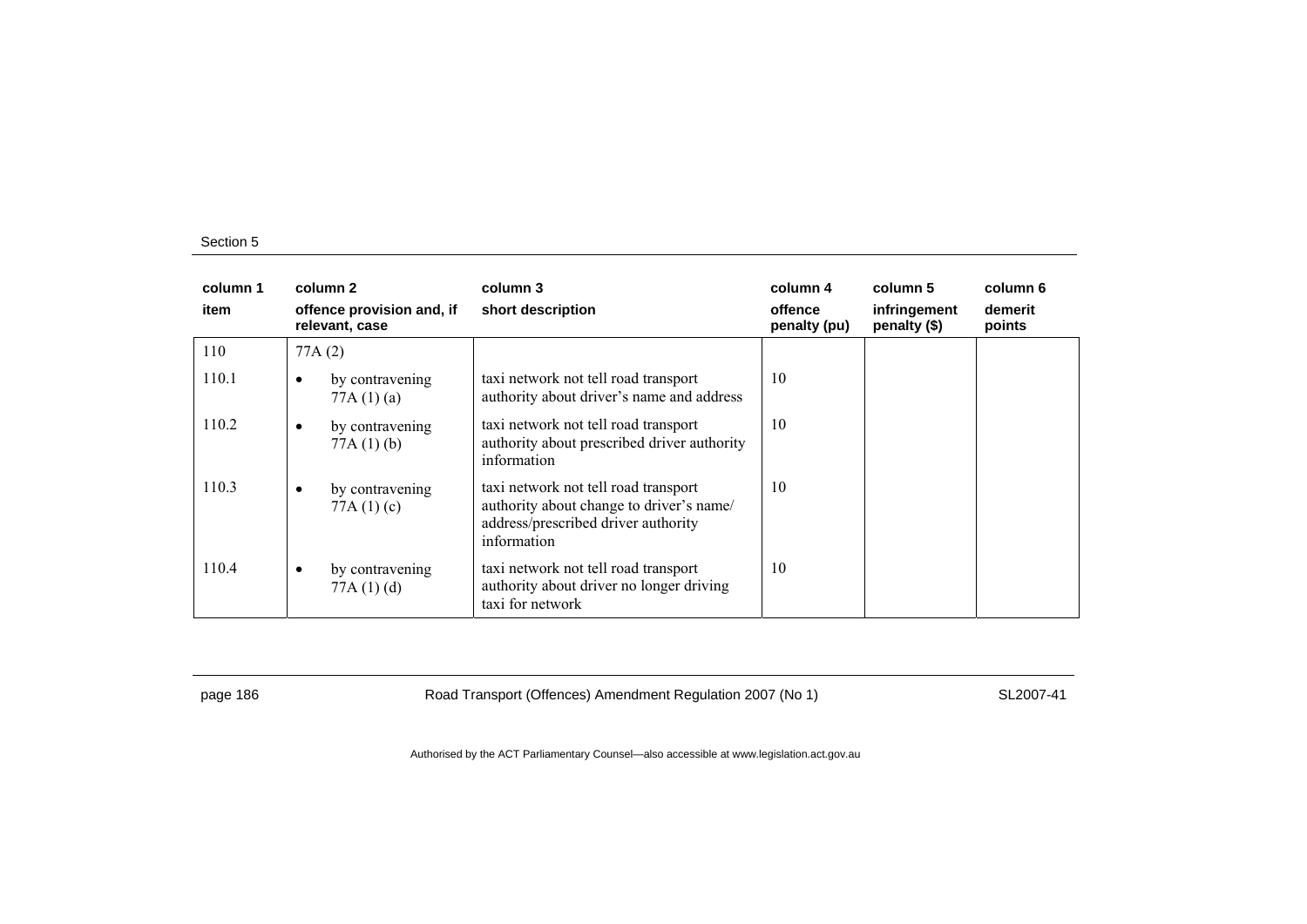| column 1 | column 2 | column 3 | column 4 | column 5 | column 6 |
|---|---|---|---|---|---|
| item | offence provision and, if relevant, case | short description | offence penalty (pu) | infringement penalty ($) | demerit points |
| 110 | 77A (2) | | | | |
| 110.1 | • by contravening 77A (1) (a) | taxi network not tell road transport authority about driver's name and address | 10 | | |
| 110.2 | • by contravening 77A (1) (b) | taxi network not tell road transport authority about prescribed driver authority information | 10 | | |
| 110.3 | • by contravening 77A (1) (c) | taxi network not tell road transport authority about change to driver's name/ address/prescribed driver authority information | 10 | | |
| 110.4 | • by contravening 77A (1) (d) | taxi network not tell road transport authority about driver no longer driving taxi for network | 10 | | |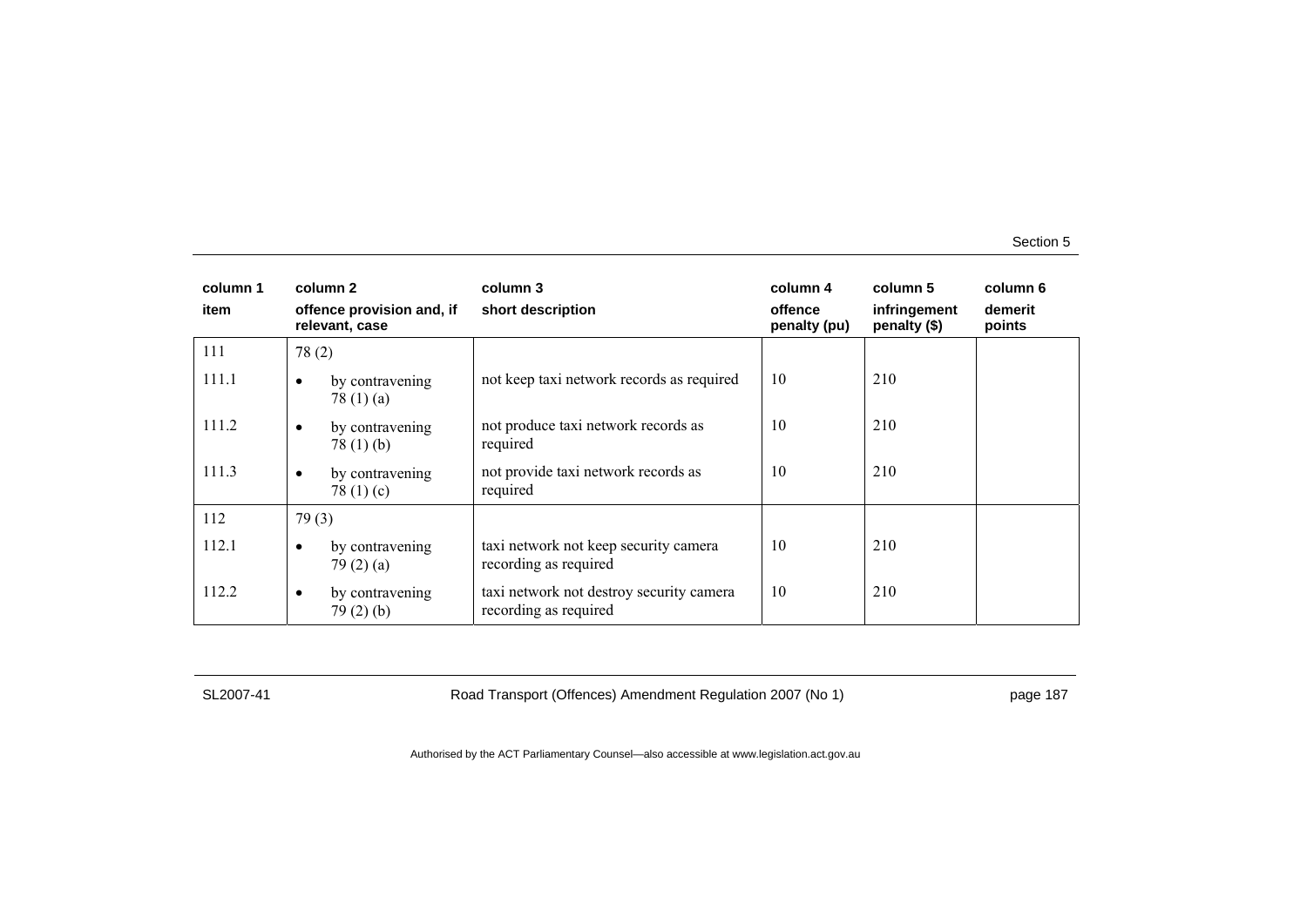| column 1 item | column 2 offence provision and, if relevant, case | column 3 short description | column 4 offence penalty (pu) | column 5 infringement penalty ($) | column 6 demerit points |
|---|---|---|---|---|---|
| 111 | 78 (2) | | | | |
| 111.1 | • by contravening 78 (1) (a) | not keep taxi network records as required | 10 | 210 | |
| 111.2 | • by contravening 78 (1) (b) | not produce taxi network records as required | 10 | 210 | |
| 111.3 | • by contravening 78 (1) (c) | not provide taxi network records as required | 10 | 210 | |
| 112 | 79 (3) | | | | |
| 112.1 | • by contravening 79 (2) (a) | taxi network not keep security camera recording as required | 10 | 210 | |
| 112.2 | • by contravening 79 (2) (b) | taxi network not destroy security camera recording as required | 10 | 210 | |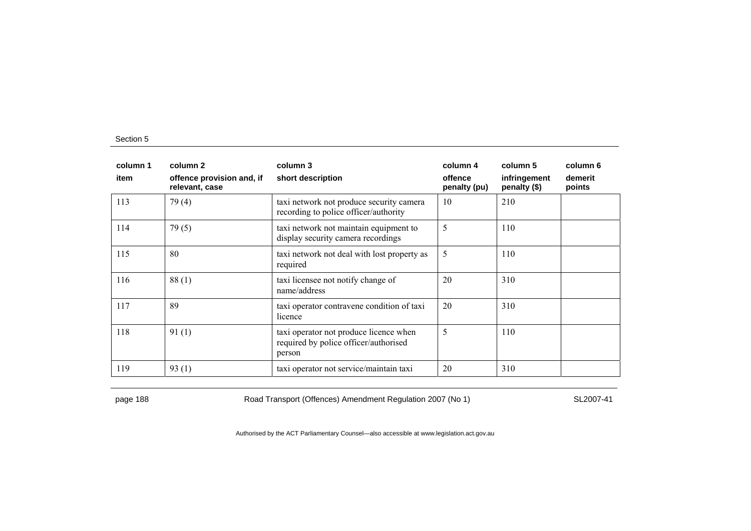| column 1 item | column 2 offence provision and, if relevant, case | column 3 short description | column 4 offence penalty (pu) | column 5 infringement penalty ($) | column 6 demerit points |
|---|---|---|---|---|---|
| 113 | 79 (4) | taxi network not produce security camera recording to police officer/authority | 10 | 210 | |
| 114 | 79 (5) | taxi network not maintain equipment to display security camera recordings | 5 | 110 | |
| 115 | 80 | taxi network not deal with lost property as required | 5 | 110 | |
| 116 | 88 (1) | taxi licensee not notify change of name/address | 20 | 310 | |
| 117 | 89 | taxi operator contravene condition of taxi licence | 20 | 310 | |
| 118 | 91 (1) | taxi operator not produce licence when required by police officer/authorised person | 5 | 110 | |
| 119 | 93 (1) | taxi operator not service/maintain taxi | 20 | 310 | |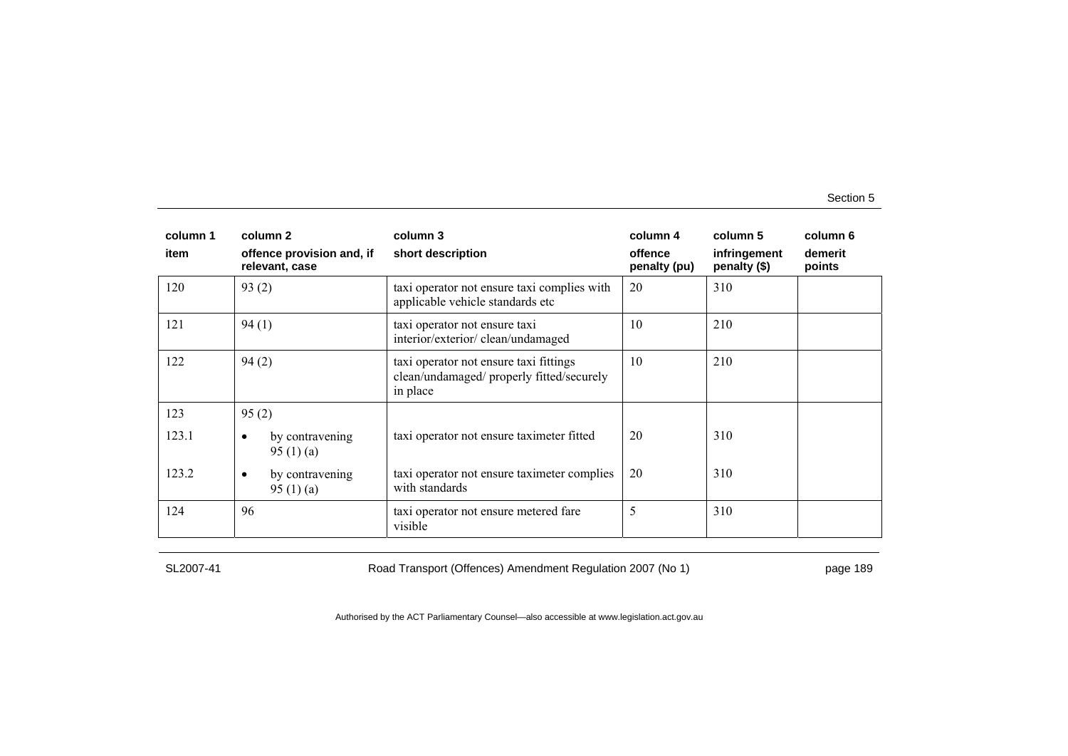| column 1<br>item | column 2<br>offence provision and, if relevant, case | column 3<br>short description | column 4<br>offence penalty (pu) | column 5<br>infringement penalty ($) | column 6<br>demerit points |
|---|---|---|---|---|---|
| 120 | 93 (2) | taxi operator not ensure taxi complies with applicable vehicle standards etc | 20 | 310 | |
| 121 | 94 (1) | taxi operator not ensure taxi interior/exterior/ clean/undamaged | 10 | 210 | |
| 122 | 94 (2) | taxi operator not ensure taxi fittings clean/undamaged/ properly fitted/securely in place | 10 | 210 | |
| 123 | 95 (2) | | | | |
| 123.1 | • by contravening 95 (1) (a) | taxi operator not ensure taximeter fitted | 20 | 310 | |
| 123.2 | • by contravening 95 (1) (a) | taxi operator not ensure taximeter complies with standards | 20 | 310 | |
| 124 | 96 | taxi operator not ensure metered fare visible | 5 | 310 | |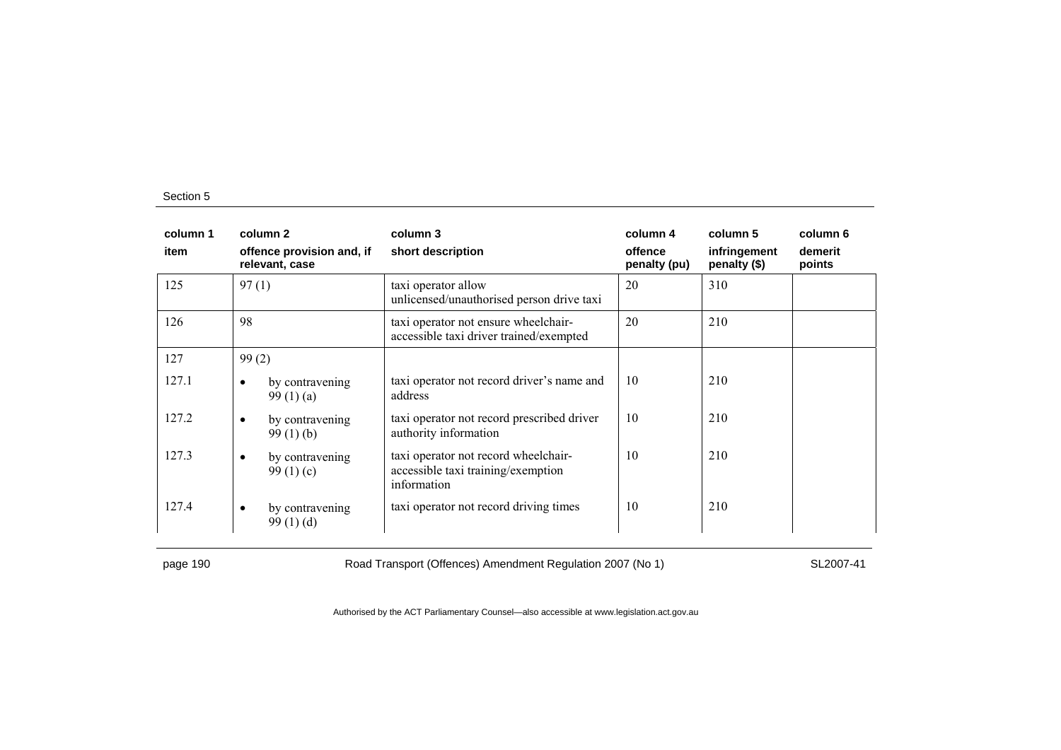| column 1<br>item | column 2<br>offence provision and, if relevant, case | column 3<br>short description | column 4<br>offence penalty (pu) | column 5<br>infringement penalty ($) | column 6<br>demerit points |
|---|---|---|---|---|---|
| 125 | 97 (1) | taxi operator allow unlicensed/unauthorised person drive taxi | 20 | 310 | |
| 126 | 98 | taxi operator not ensure wheelchair-accessible taxi driver trained/exempted | 20 | 210 | |
| 127 | 99 (2) | | | | |
| 127.1 | • by contravening 99 (1) (a) | taxi operator not record driver's name and address | 10 | 210 | |
| 127.2 | • by contravening 99 (1) (b) | taxi operator not record prescribed driver authority information | 10 | 210 | |
| 127.3 | • by contravening 99 (1) (c) | taxi operator not record wheelchair-accessible taxi training/exemption information | 10 | 210 | |
| 127.4 | • by contravening 99 (1) (d) | taxi operator not record driving times | 10 | 210 | |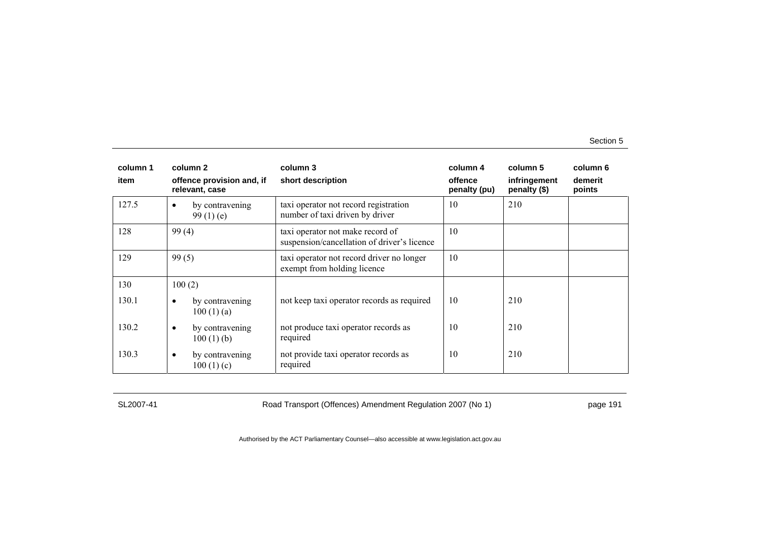| column 1<br>item | column 2<br>offence provision and, if relevant, case | column 3<br>short description | column 4<br>offence penalty (pu) | column 5<br>infringement penalty ($) | column 6<br>demerit points |
|---|---|---|---|---|---|
| 127.5 | • by contravening 99 (1) (e) | taxi operator not record registration number of taxi driven by driver | 10 | 210 | |
| 128 | 99 (4) | taxi operator not make record of suspension/cancellation of driver's licence | 10 | | |
| 129 | 99 (5) | taxi operator not record driver no longer exempt from holding licence | 10 | | |
| 130 | 100 (2) | | | | |
| 130.1 | • by contravening 100 (1) (a) | not keep taxi operator records as required | 10 | 210 | |
| 130.2 | • by contravening 100 (1) (b) | not produce taxi operator records as required | 10 | 210 | |
| 130.3 | • by contravening 100 (1) (c) | not provide taxi operator records as required | 10 | 210 | |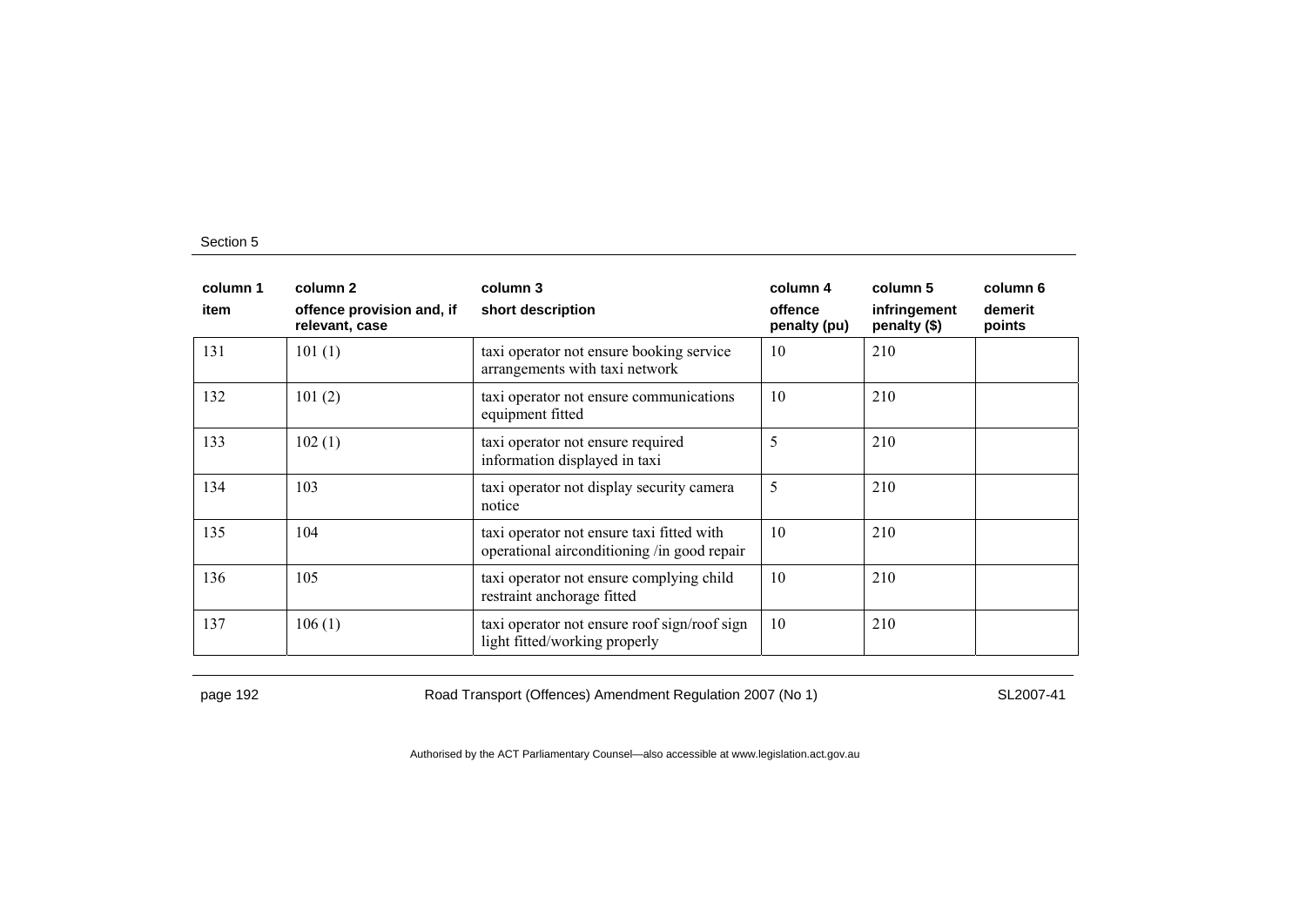| column 1 | column 2 | column 3 | column 4 | column 5 | column 6 |
|---|---|---|---|---|---|
| item | offence provision and, if relevant, case | short description | offence penalty (pu) | infringement penalty ($) | demerit points |
| 131 | 101 (1) | taxi operator not ensure booking service arrangements with taxi network | 10 | 210 | |
| 132 | 101 (2) | taxi operator not ensure communications equipment fitted | 10 | 210 | |
| 133 | 102 (1) | taxi operator not ensure required information displayed in taxi | 5 | 210 | |
| 134 | 103 | taxi operator not display security camera notice | 5 | 210 | |
| 135 | 104 | taxi operator not ensure taxi fitted with operational airconditioning /in good repair | 10 | 210 | |
| 136 | 105 | taxi operator not ensure complying child restraint anchorage fitted | 10 | 210 | |
| 137 | 106 (1) | taxi operator not ensure roof sign/roof sign light fitted/working properly | 10 | 210 | |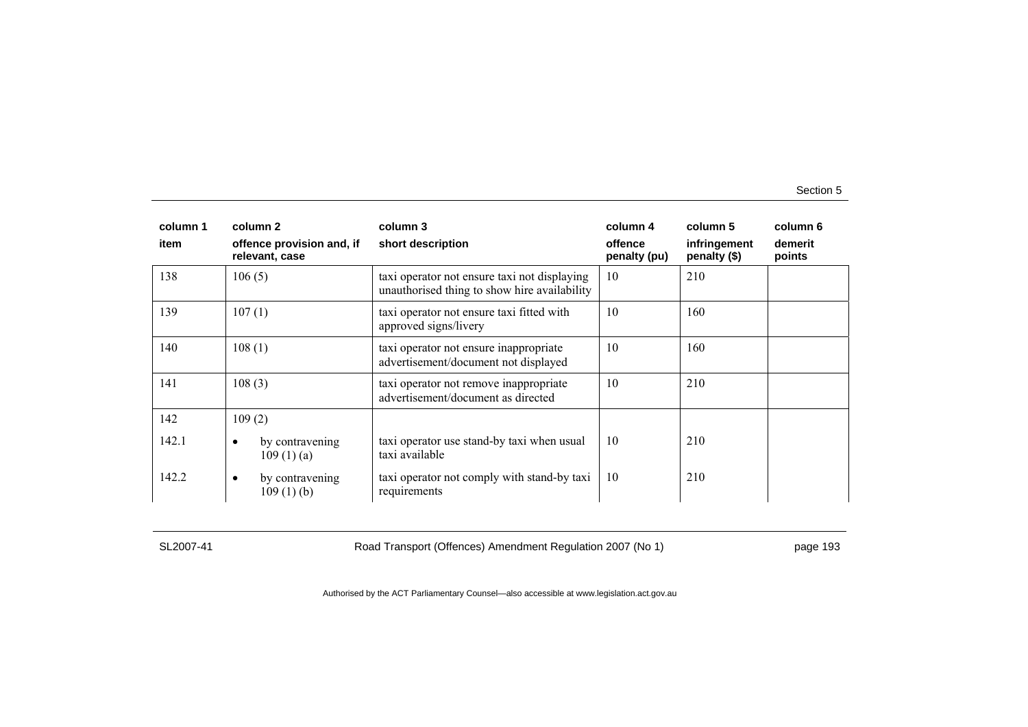| column 1 | column 2 | column 3 | column 4 | column 5 | column 6 |
|---|---|---|---|---|---|
| item | offence provision and, if relevant, case | short description | offence penalty (pu) | infringement penalty ($) | demerit points |
| 138 | 106 (5) | taxi operator not ensure taxi not displaying unauthorised thing to show hire availability | 10 | 210 | |
| 139 | 107 (1) | taxi operator not ensure taxi fitted with approved signs/livery | 10 | 160 | |
| 140 | 108 (1) | taxi operator not ensure inappropriate advertisement/document not displayed | 10 | 160 | |
| 141 | 108 (3) | taxi operator not remove inappropriate advertisement/document as directed | 10 | 210 | |
| 142 | 109 (2) | | | | |
| 142.1 | • by contravening 109 (1) (a) | taxi operator use stand-by taxi when usual taxi available | 10 | 210 | |
| 142.2 | • by contravening 109 (1) (b) | taxi operator comply with stand-by taxi requirements | 10 | 210 | |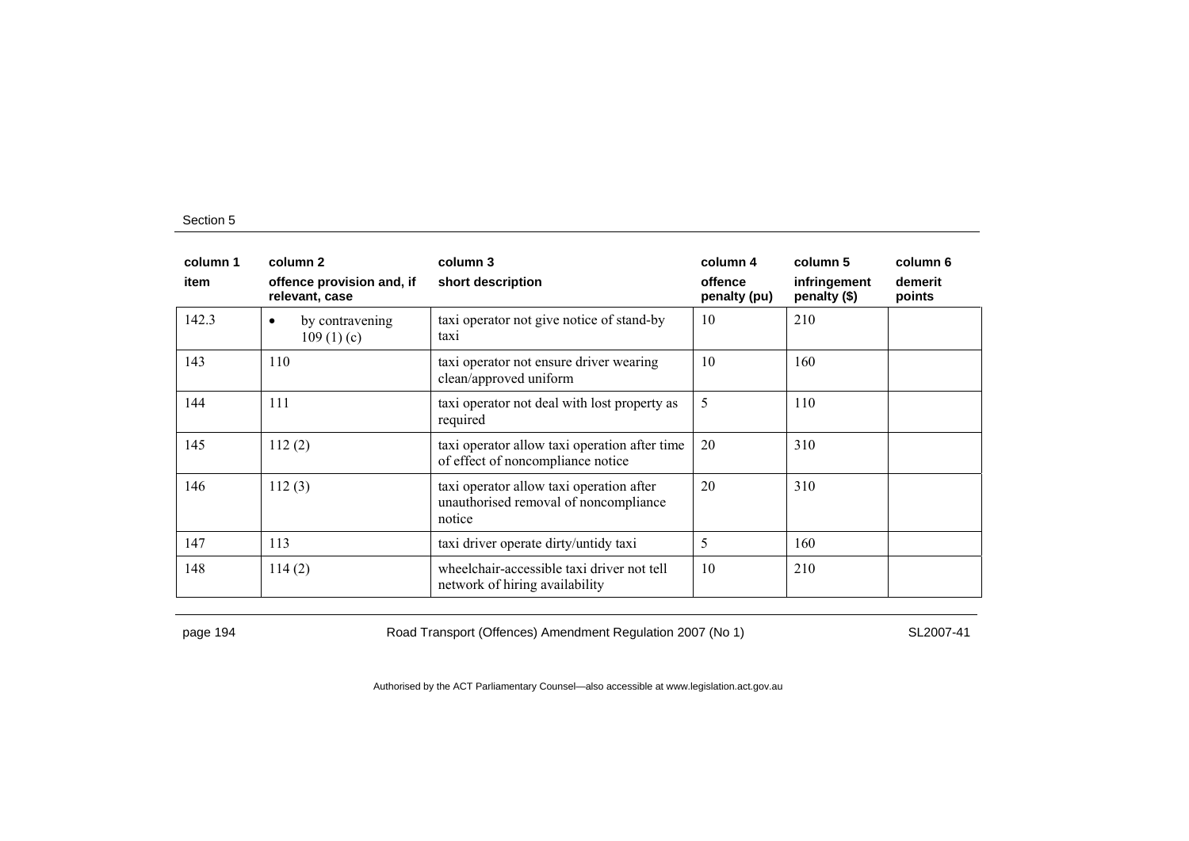| column 1 | column 2 | column 3 | column 4 | column 5 | column 6 |
|---|---|---|---|---|---|
| item | offence provision and, if relevant, case | short description | offence penalty (pu) | infringement penalty ($) | demerit points |
| 142.3 | • by contravening 109 (1) (c) | taxi operator not give notice of stand-by taxi | 10 | 210 | |
| 143 | 110 | taxi operator not ensure driver wearing clean/approved uniform | 10 | 160 | |
| 144 | 111 | taxi operator not deal with lost property as required | 5 | 110 | |
| 145 | 112 (2) | taxi operator allow taxi operation after time of effect of noncompliance notice | 20 | 310 | |
| 146 | 112 (3) | taxi operator allow taxi operation after unauthorised removal of noncompliance notice | 20 | 310 | |
| 147 | 113 | taxi driver operate dirty/untidy taxi | 5 | 160 | |
| 148 | 114 (2) | wheelchair-accessible taxi driver not tell network of hiring availability | 10 | 210 | |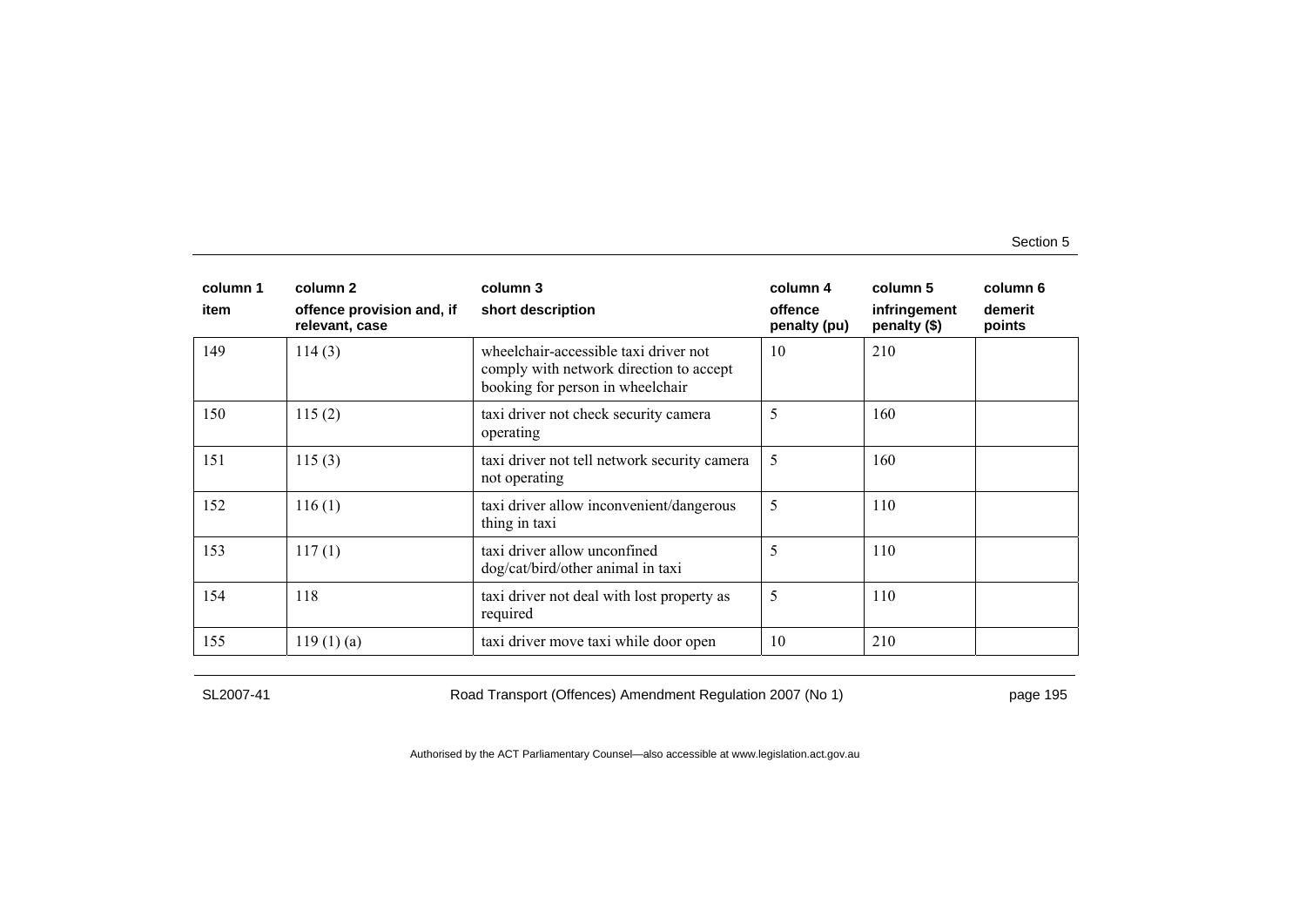| column 1 | column 2 | column 3 | column 4 | column 5 | column 6 |
| --- | --- | --- | --- | --- | --- |
| item | offence provision and, if relevant, case | short description | offence penalty (pu) | infringement penalty ($) | demerit points |
| 149 | 114 (3) | wheelchair-accessible taxi driver not comply with network direction to accept booking for person in wheelchair | 10 | 210 | |
| 150 | 115 (2) | taxi driver not check security camera operating | 5 | 160 | |
| 151 | 115 (3) | taxi driver not tell network security camera not operating | 5 | 160 | |
| 152 | 116 (1) | taxi driver allow inconvenient/dangerous thing in taxi | 5 | 110 | |
| 153 | 117 (1) | taxi driver allow unconfined dog/cat/bird/other animal in taxi | 5 | 110 | |
| 154 | 118 | taxi driver not deal with lost property as required | 5 | 110 | |
| 155 | 119 (1) (a) | taxi driver move taxi while door open | 10 | 210 | |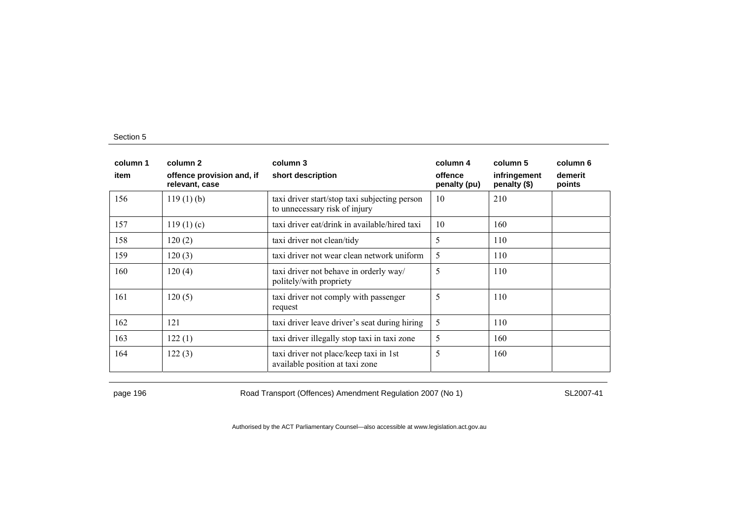| column 1 | column 2 | column 3 | column 4 | column 5 | column 6 |
|---|---|---|---|---|---|
| item | offence provision and, if relevant, case | short description | offence penalty (pu) | infringement penalty ($) | demerit points |
| 156 | 119 (1) (b) | taxi driver start/stop taxi subjecting person to unnecessary risk of injury | 10 | 210 | |
| 157 | 119 (1) (c) | taxi driver eat/drink in available/hired taxi | 10 | 160 | |
| 158 | 120 (2) | taxi driver not clean/tidy | 5 | 110 | |
| 159 | 120 (3) | taxi driver not wear clean network uniform | 5 | 110 | |
| 160 | 120 (4) | taxi driver not behave in orderly way/ politely/with propriety | 5 | 110 | |
| 161 | 120 (5) | taxi driver not comply with passenger request | 5 | 110 | |
| 162 | 121 | taxi driver leave driver's seat during hiring | 5 | 110 | |
| 163 | 122 (1) | taxi driver illegally stop taxi in taxi zone | 5 | 160 | |
| 164 | 122 (3) | taxi driver not place/keep taxi in 1st available position at taxi zone | 5 | 160 | |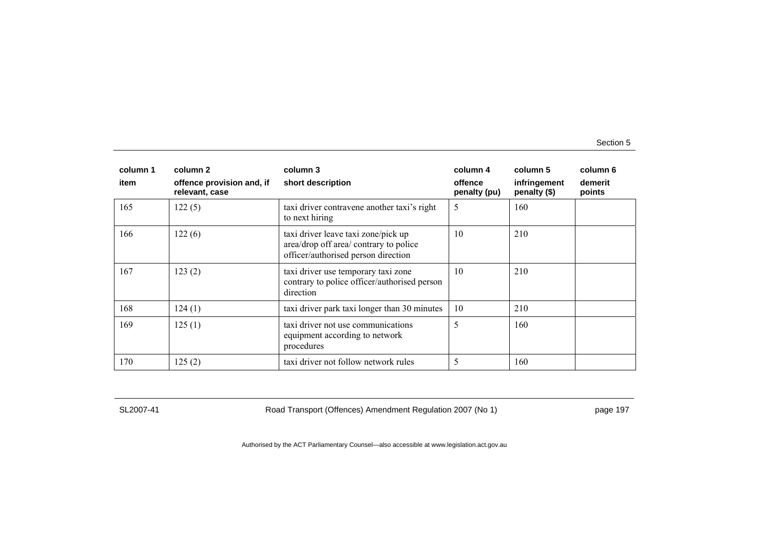| column 1<br>item | column 2<br>offence provision and, if relevant, case | column 3<br>short description | column 4<br>offence penalty (pu) | column 5<br>infringement penalty ($) | column 6<br>demerit points |
|---|---|---|---|---|---|
| 165 | 122 (5) | taxi driver contravene another taxi's right to next hiring | 5 | 160 | |
| 166 | 122 (6) | taxi driver leave taxi zone/pick up area/drop off area/ contrary to police officer/authorised person direction | 10 | 210 | |
| 167 | 123 (2) | taxi driver use temporary taxi zone contrary to police officer/authorised person direction | 10 | 210 | |
| 168 | 124 (1) | taxi driver park taxi longer than 30 minutes | 10 | 210 | |
| 169 | 125 (1) | taxi driver not use communications equipment according to network procedures | 5 | 160 | |
| 170 | 125 (2) | taxi driver not follow network rules | 5 | 160 | |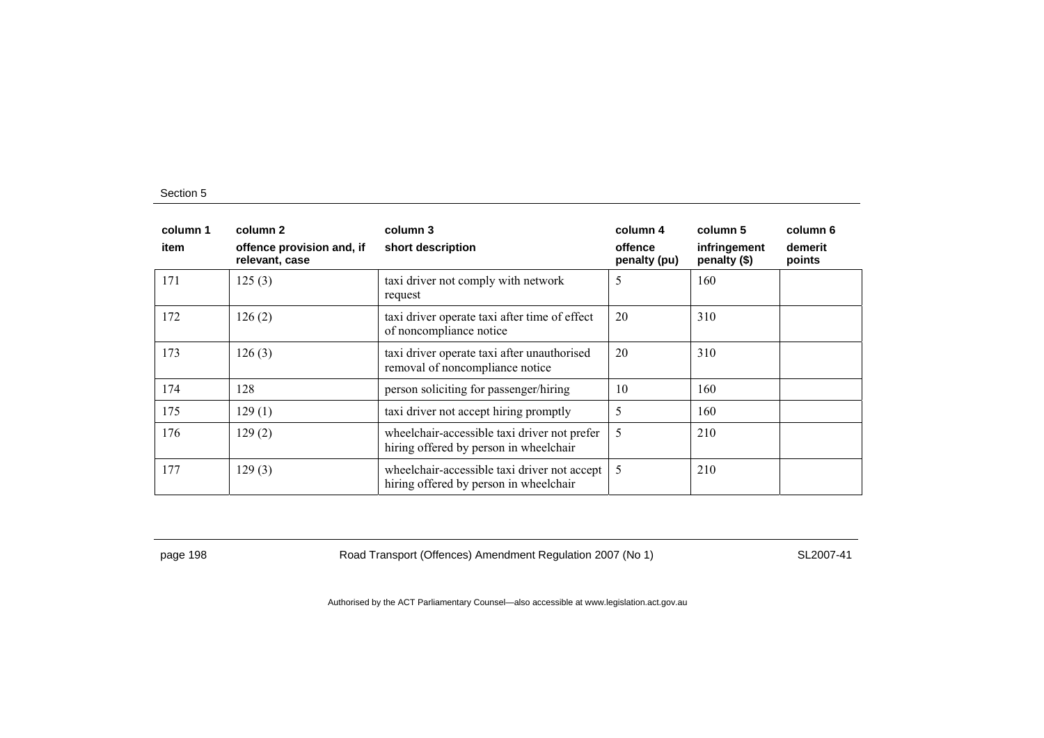| column 1<br>item | column 2<br>offence provision and, if relevant, case | column 3<br>short description | column 4<br>offence penalty (pu) | column 5<br>infringement penalty ($) | column 6<br>demerit points |
|---|---|---|---|---|---|
| 171 | 125 (3) | taxi driver not comply with network request | 5 | 160 | |
| 172 | 126 (2) | taxi driver operate taxi after time of effect of noncompliance notice | 20 | 310 | |
| 173 | 126 (3) | taxi driver operate taxi after unauthorised removal of noncompliance notice | 20 | 310 | |
| 174 | 128 | person soliciting for passenger/hiring | 10 | 160 | |
| 175 | 129 (1) | taxi driver not accept hiring promptly | 5 | 160 | |
| 176 | 129 (2) | wheelchair-accessible taxi driver not prefer hiring offered by person in wheelchair | 5 | 210 | |
| 177 | 129 (3) | wheelchair-accessible taxi driver not accept hiring offered by person in wheelchair | 5 | 210 | |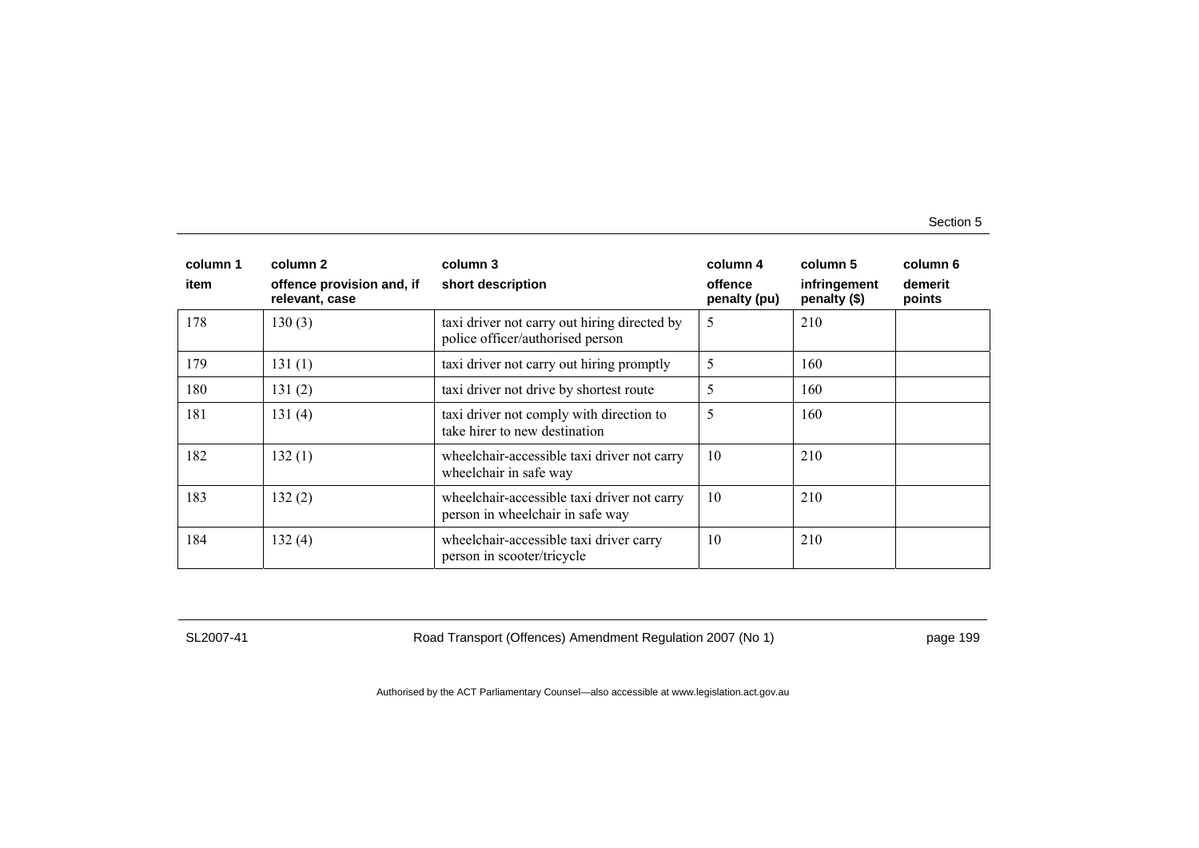| column 1<br>item | column 2<br>offence provision and, if relevant, case | column 3<br>short description | column 4<br>offence penalty (pu) | column 5<br>infringement penalty ($) | column 6<br>demerit points |
|---|---|---|---|---|---|
| 178 | 130 (3) | taxi driver not carry out hiring directed by police officer/authorised person | 5 | 210 | |
| 179 | 131 (1) | taxi driver not carry out hiring promptly | 5 | 160 | |
| 180 | 131 (2) | taxi driver not drive by shortest route | 5 | 160 | |
| 181 | 131 (4) | taxi driver not comply with direction to take hirer to new destination | 5 | 160 | |
| 182 | 132 (1) | wheelchair-accessible taxi driver not carry wheelchair in safe way | 10 | 210 | |
| 183 | 132 (2) | wheelchair-accessible taxi driver not carry person in wheelchair in safe way | 10 | 210 | |
| 184 | 132 (4) | wheelchair-accessible taxi driver carry person in scooter/tricycle | 10 | 210 | |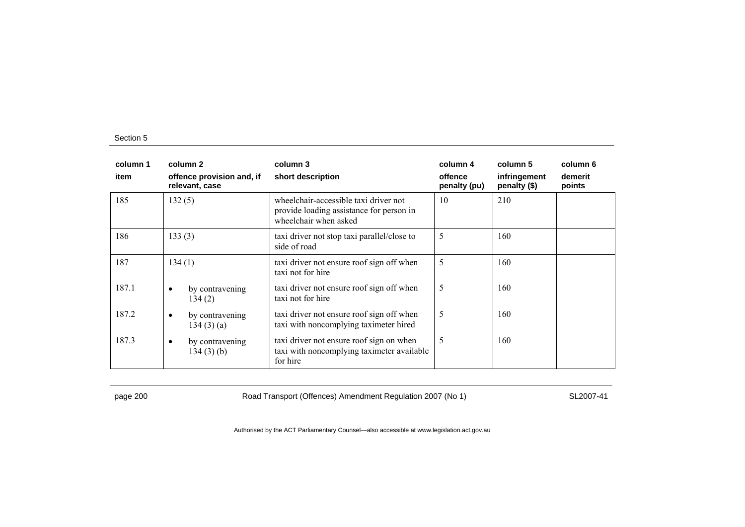| column 1<br>item | column 2<br>offence provision and, if relevant, case | column 3<br>short description | column 4<br>offence penalty (pu) | column 5<br>infringement penalty ($) | column 6<br>demerit points |
|---|---|---|---|---|---|
| 185 | 132 (5) | wheelchair-accessible taxi driver not provide loading assistance for person in wheelchair when asked | 10 | 210 | |
| 186 | 133 (3) | taxi driver not stop taxi parallel/close to side of road | 5 | 160 | |
| 187 | 134 (1) | taxi driver not ensure roof sign off when taxi not for hire | 5 | 160 | |
| 187.1 | • by contravening 134 (2) | taxi driver not ensure roof sign off when taxi not for hire | 5 | 160 | |
| 187.2 | • by contravening 134 (3) (a) | taxi driver not ensure roof sign off when taxi with noncomplying taximeter hired | 5 | 160 | |
| 187.3 | • by contravening 134 (3) (b) | taxi driver not ensure roof sign on when taxi with noncomplying taximeter available for hire | 5 | 160 | |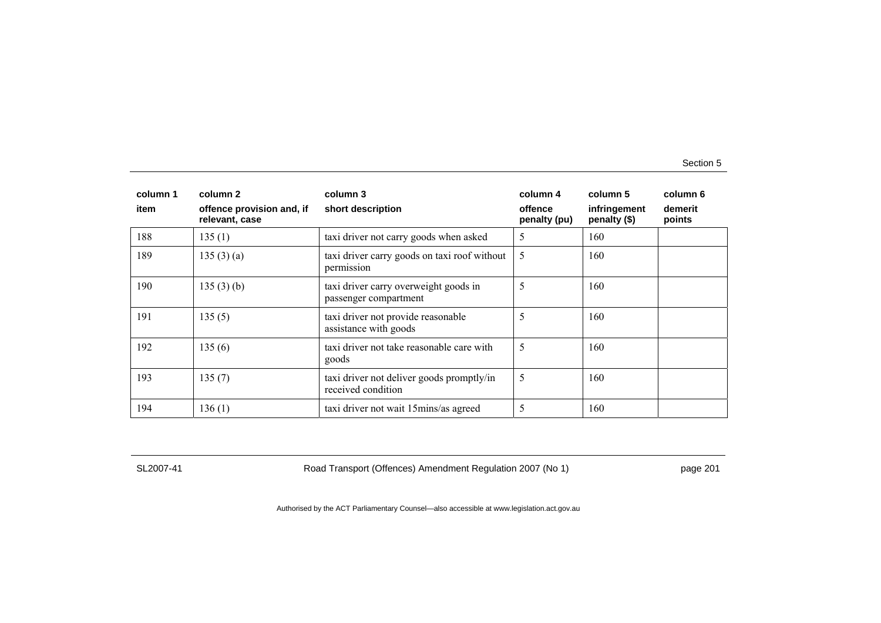| column 1<br>item | column 2<br>offence provision and, if relevant, case | column 3<br>short description | column 4<br>offence penalty (pu) | column 5<br>infringement penalty ($) | column 6<br>demerit points |
|---|---|---|---|---|---|
| 188 | 135 (1) | taxi driver not carry goods when asked | 5 | 160 | |
| 189 | 135 (3) (a) | taxi driver carry goods on taxi roof without permission | 5 | 160 | |
| 190 | 135 (3) (b) | taxi driver carry overweight goods in passenger compartment | 5 | 160 | |
| 191 | 135 (5) | taxi driver not provide reasonable assistance with goods | 5 | 160 | |
| 192 | 135 (6) | taxi driver not take reasonable care with goods | 5 | 160 | |
| 193 | 135 (7) | taxi driver not deliver goods promptly/in received condition | 5 | 160 | |
| 194 | 136 (1) | taxi driver not wait 15mins/as agreed | 5 | 160 | |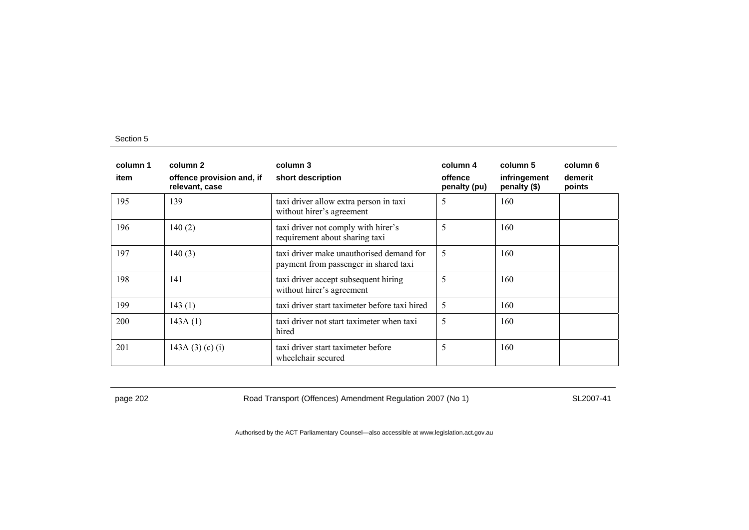| column 1 | column 2 | column 3 | column 4 | column 5 | column 6 |
|---|---|---|---|---|---|
| item | offence provision and, if relevant, case | short description | offence penalty (pu) | infringement penalty ($) | demerit points |
| 195 | 139 | taxi driver allow extra person in taxi without hirer's agreement | 5 | 160 | |
| 196 | 140 (2) | taxi driver not comply with hirer's requirement about sharing taxi | 5 | 160 | |
| 197 | 140 (3) | taxi driver make unauthorised demand for payment from passenger in shared taxi | 5 | 160 | |
| 198 | 141 | taxi driver accept subsequent hiring without hirer's agreement | 5 | 160 | |
| 199 | 143 (1) | taxi driver start taximeter before taxi hired | 5 | 160 | |
| 200 | 143A (1) | taxi driver not start taximeter when taxi hired | 5 | 160 | |
| 201 | 143A (3) (c) (i) | taxi driver start taximeter before wheelchair secured | 5 | 160 | |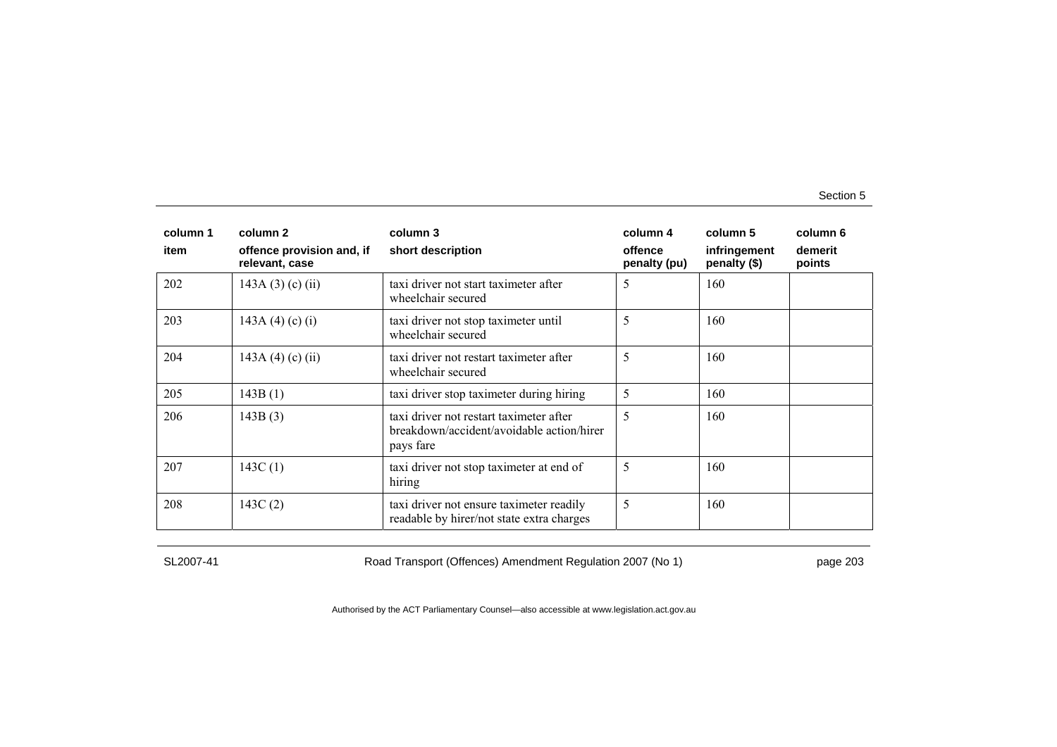| column 1 | column 2 | column 3 | column 4 | column 5 | column 6 |
|---|---|---|---|---|---|
| item | offence provision and, if relevant, case | short description | offence penalty (pu) | infringement penalty ($) | demerit points |
| 202 | 143A (3) (c) (ii) | taxi driver not start taximeter after wheelchair secured | 5 | 160 | |
| 203 | 143A (4) (c) (i) | taxi driver not stop taximeter until wheelchair secured | 5 | 160 | |
| 204 | 143A (4) (c) (ii) | taxi driver not restart taximeter after wheelchair secured | 5 | 160 | |
| 205 | 143B (1) | taxi driver stop taximeter during hiring | 5 | 160 | |
| 206 | 143B (3) | taxi driver not restart taximeter after breakdown/accident/avoidable action/hirer pays fare | 5 | 160 | |
| 207 | 143C (1) | taxi driver not stop taximeter at end of hiring | 5 | 160 | |
| 208 | 143C (2) | taxi driver not ensure taximeter readily readable by hirer/not state extra charges | 5 | 160 | |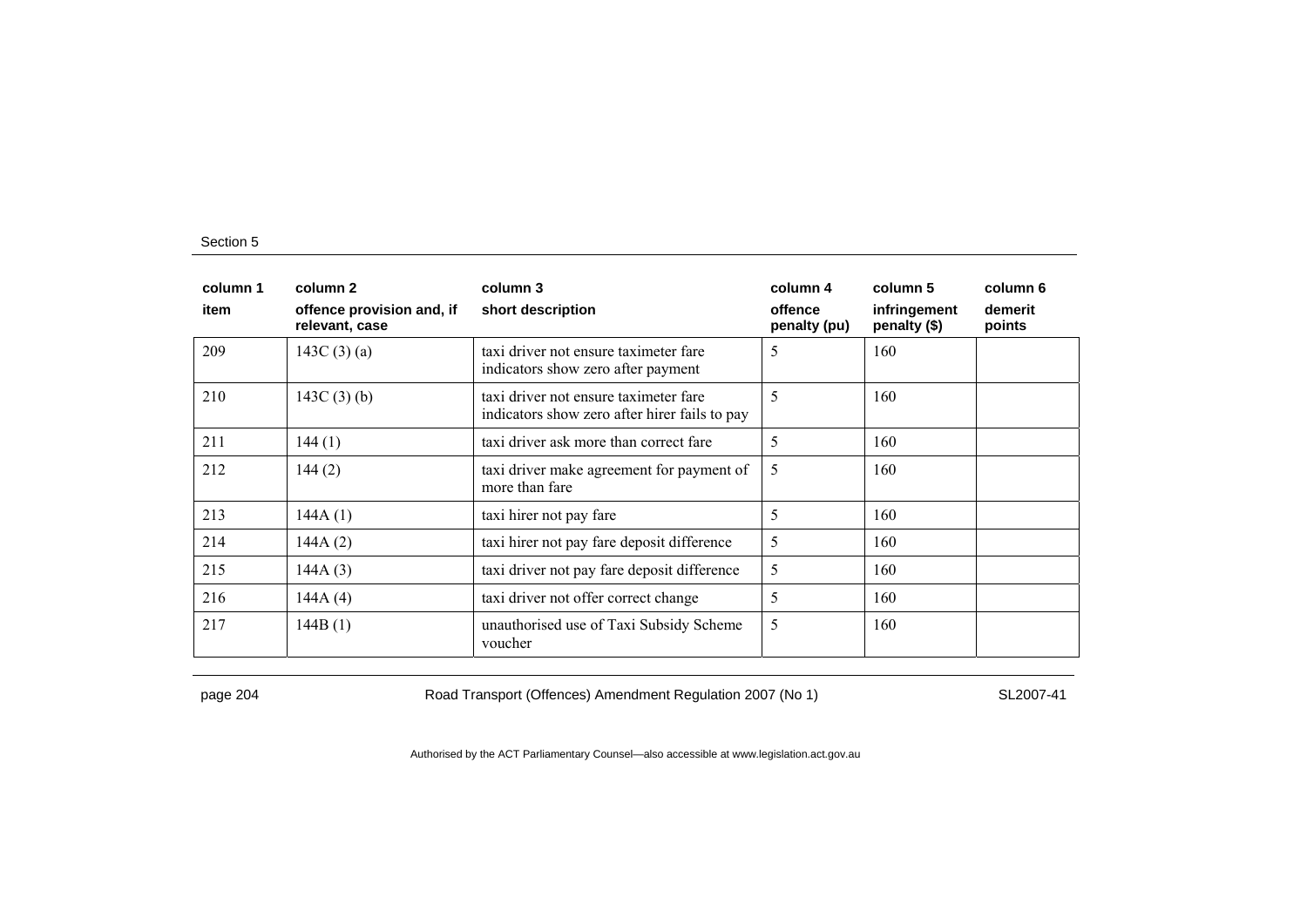| column 1 | column 2 | column 3 | column 4 | column 5 | column 6 |
|---|---|---|---|---|---|
| item | offence provision and, if relevant, case | short description | offence penalty (pu) | infringement penalty ($) | demerit points |
| 209 | 143C (3) (a) | taxi driver not ensure taximeter fare indicators show zero after payment | 5 | 160 | |
| 210 | 143C (3) (b) | taxi driver not ensure taximeter fare indicators show zero after hirer fails to pay | 5 | 160 | |
| 211 | 144 (1) | taxi driver ask more than correct fare | 5 | 160 | |
| 212 | 144 (2) | taxi driver make agreement for payment of more than fare | 5 | 160 | |
| 213 | 144A (1) | taxi hirer not pay fare | 5 | 160 | |
| 214 | 144A (2) | taxi hirer not pay fare deposit difference | 5 | 160 | |
| 215 | 144A (3) | taxi driver not pay fare deposit difference | 5 | 160 | |
| 216 | 144A (4) | taxi driver not offer correct change | 5 | 160 | |
| 217 | 144B (1) | unauthorised use of Taxi Subsidy Scheme voucher | 5 | 160 | |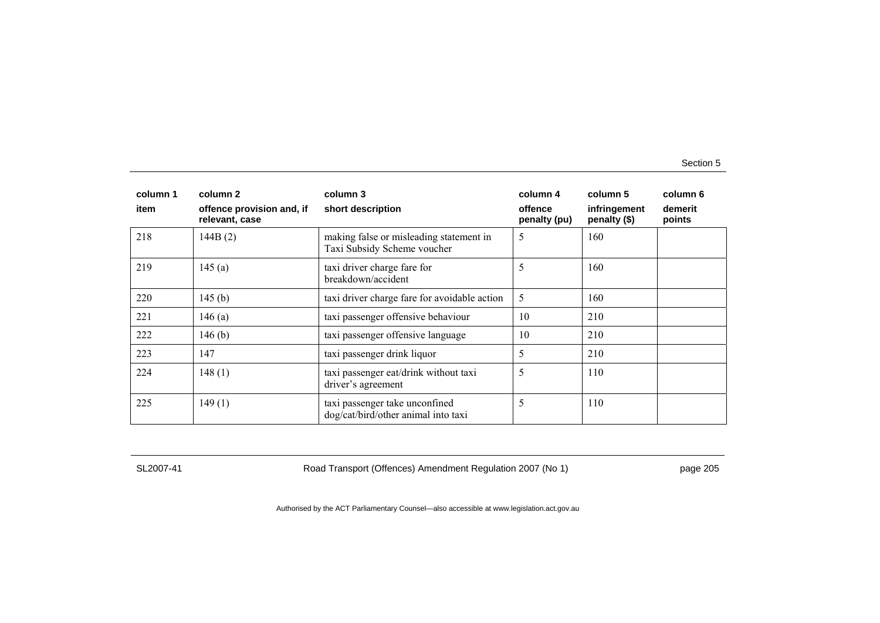| column 1 item | column 2 offence provision and, if relevant, case | column 3 short description | column 4 offence penalty (pu) | column 5 infringement penalty ($) | column 6 demerit points |
|---|---|---|---|---|---|
| 218 | 144B (2) | making false or misleading statement in Taxi Subsidy Scheme voucher | 5 | 160 | |
| 219 | 145 (a) | taxi driver charge fare for breakdown/accident | 5 | 160 | |
| 220 | 145 (b) | taxi driver charge fare for avoidable action | 5 | 160 | |
| 221 | 146 (a) | taxi passenger offensive behaviour | 10 | 210 | |
| 222 | 146 (b) | taxi passenger offensive language | 10 | 210 | |
| 223 | 147 | taxi passenger drink liquor | 5 | 210 | |
| 224 | 148 (1) | taxi passenger eat/drink without taxi driver's agreement | 5 | 110 | |
| 225 | 149 (1) | taxi passenger take unconfined dog/cat/bird/other animal into taxi | 5 | 110 | |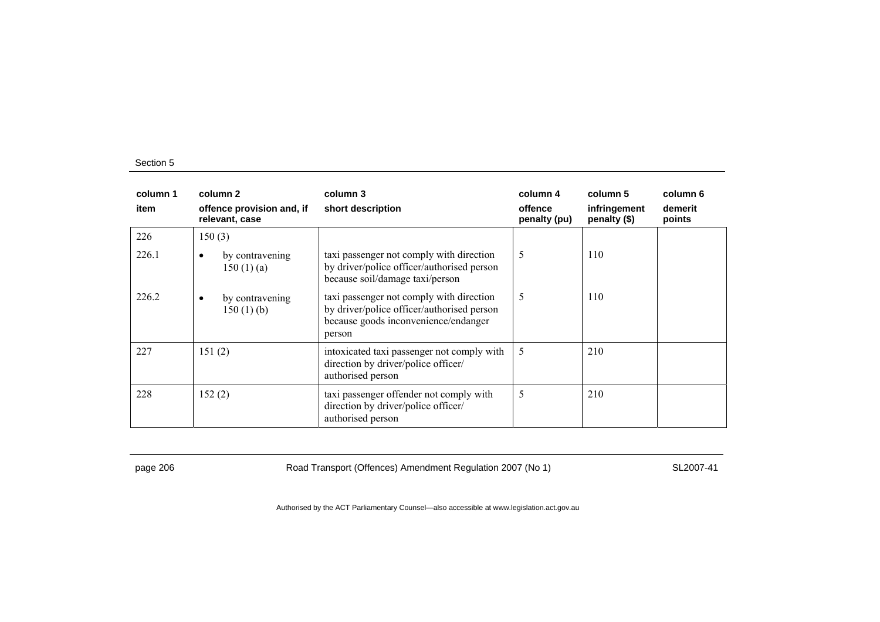| column 1<br>item | column 2<br>offence provision and, if relevant, case | column 3<br>short description | column 4<br>offence penalty (pu) | column 5<br>infringement penalty ($) | column 6<br>demerit points |
|---|---|---|---|---|---|
| 226 | 150 (3) | | | | |
| 226.1 | • by contravening 150 (1) (a) | taxi passenger not comply with direction by driver/police officer/authorised person because soil/damage taxi/person | 5 | 110 | |
| 226.2 | • by contravening 150 (1) (b) | taxi passenger not comply with direction by driver/police officer/authorised person because goods inconvenience/endanger person | 5 | 110 | |
| 227 | 151 (2) | intoxicated taxi passenger not comply with direction by driver/police officer/ authorised person | 5 | 210 | |
| 228 | 152 (2) | taxi passenger offender not comply with direction by driver/police officer/ authorised person | 5 | 210 | |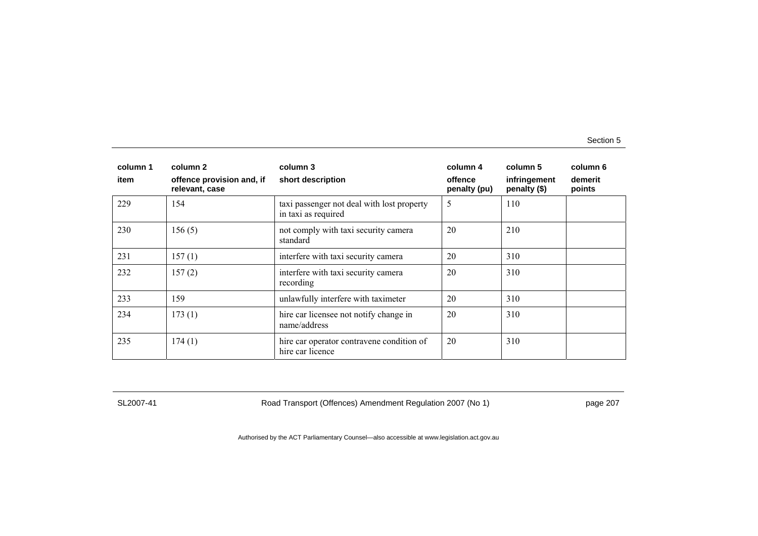| column 1 | column 2 | column 3 | column 4 | column 5 | column 6 |
|---|---|---|---|---|---|
| item | offence provision and, if relevant, case | short description | offence penalty (pu) | infringement penalty ($) | demerit points |
| 229 | 154 | taxi passenger not deal with lost property in taxi as required | 5 | 110 | |
| 230 | 156 (5) | not comply with taxi security camera standard | 20 | 210 | |
| 231 | 157 (1) | interfere with taxi security camera | 20 | 310 | |
| 232 | 157 (2) | interfere with taxi security camera recording | 20 | 310 | |
| 233 | 159 | unlawfully interfere with taximeter | 20 | 310 | |
| 234 | 173 (1) | hire car licensee not notify change in name/address | 20 | 310 | |
| 235 | 174 (1) | hire car operator contravene condition of hire car licence | 20 | 310 | |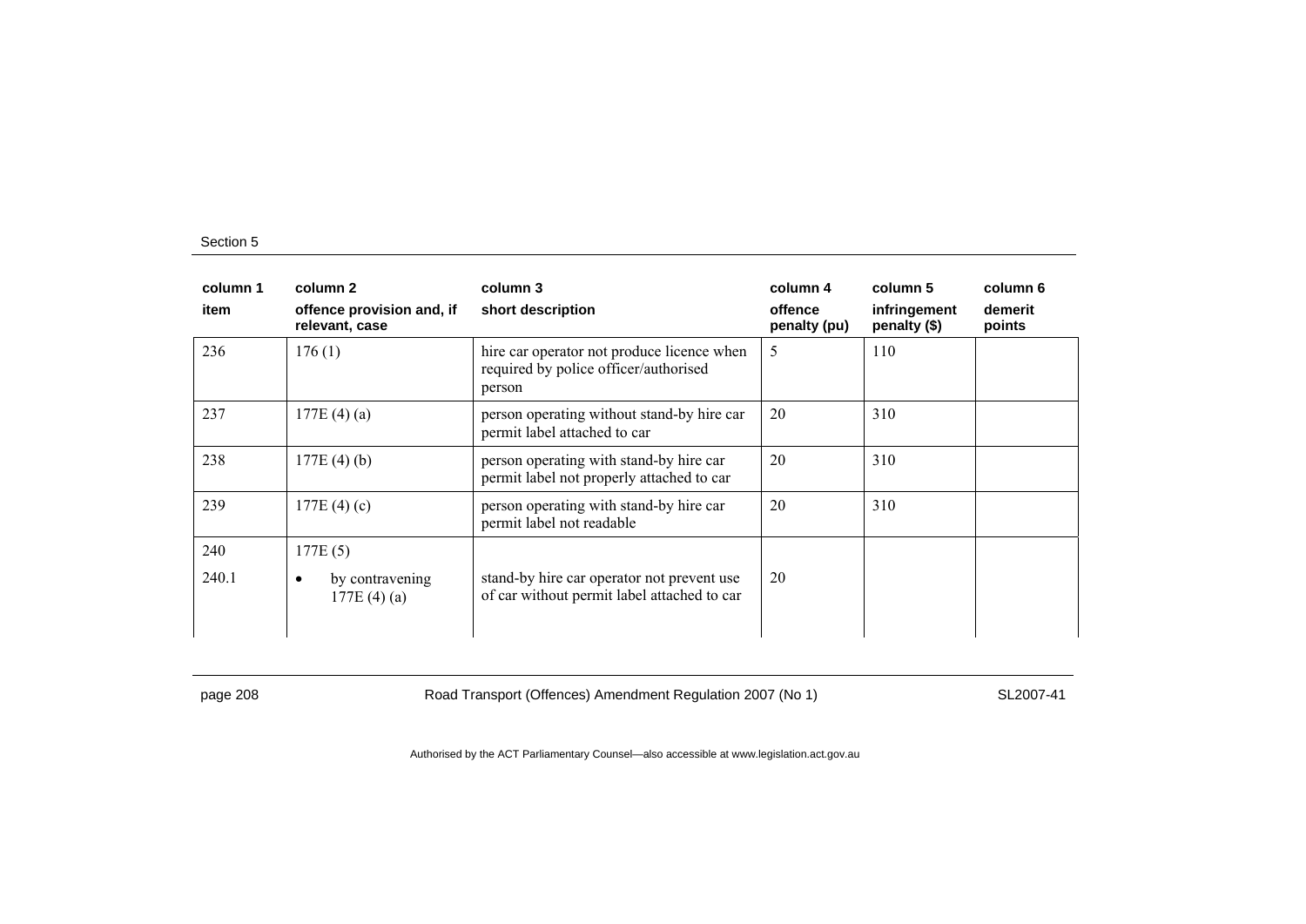| column 1 | column 2 | column 3 | column 4 | column 5 | column 6 |
|---|---|---|---|---|---|
| item | offence provision and, if relevant, case | short description | offence penalty (pu) | infringement penalty ($) | demerit points |
| 236 | 176 (1) | hire car operator not produce licence when required by police officer/authorised person | 5 | 110 | |
| 237 | 177E (4) (a) | person operating without stand-by hire car permit label attached to car | 20 | 310 | |
| 238 | 177E (4) (b) | person operating with stand-by hire car permit label not properly attached to car | 20 | 310 | |
| 239 | 177E (4) (c) | person operating with stand-by hire car permit label not readable | 20 | 310 | |
| 240 | 177E (5) | | | | |
| 240.1 | • by contravening 177E (4) (a) | stand-by hire car operator not prevent use of car without permit label attached to car | 20 | | |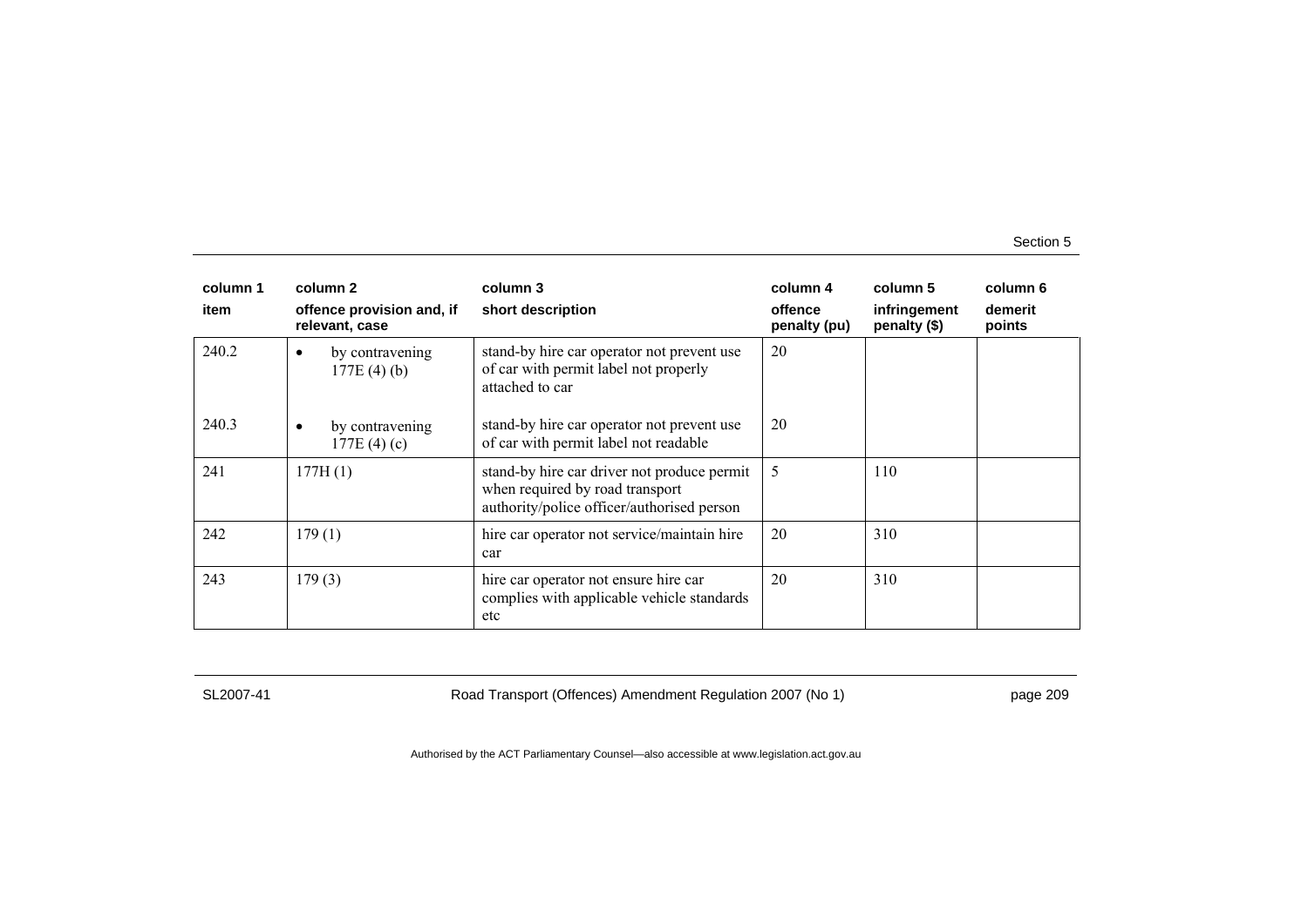| column 1<br>item | column 2<br>offence provision and, if relevant, case | column 3<br>short description | column 4<br>offence penalty (pu) | column 5<br>infringement penalty ($) | column 6<br>demerit points |
|---|---|---|---|---|---|
| 240.2 | • by contravening 177E (4) (b) | stand-by hire car operator not prevent use of car with permit label not properly attached to car | 20 | | |
| 240.3 | • by contravening 177E (4) (c) | stand-by hire car operator not prevent use of car with permit label not readable | 20 | | |
| 241 | 177H (1) | stand-by hire car driver not produce permit when required by road transport authority/police officer/authorised person | 5 | 110 | |
| 242 | 179 (1) | hire car operator not service/maintain hire car | 20 | 310 | |
| 243 | 179 (3) | hire car operator not ensure hire car complies with applicable vehicle standards etc | 20 | 310 | |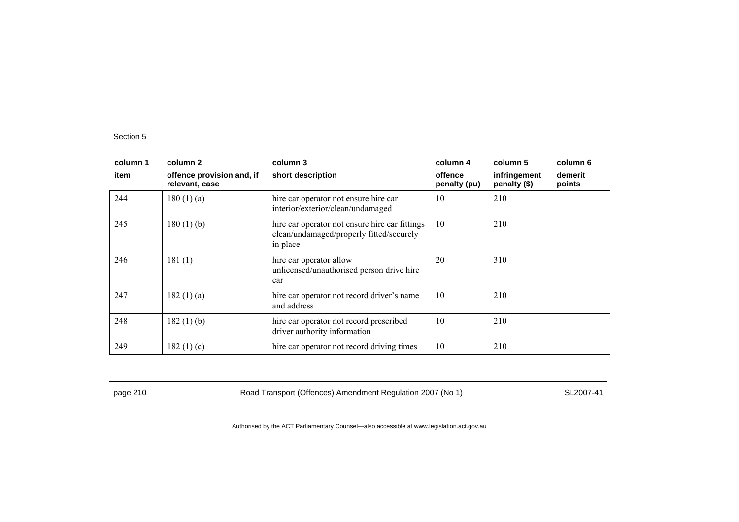| column 1 | column 2 | column 3 | column 4 | column 5 | column 6 |
|---|---|---|---|---|---|
| item | offence provision and, if relevant, case | short description | offence penalty (pu) | infringement penalty ($) | demerit points |
| 244 | 180 (1) (a) | hire car operator not ensure hire car interior/exterior/clean/undamaged | 10 | 210 | |
| 245 | 180 (1) (b) | hire car operator not ensure hire car fittings clean/undamaged/properly fitted/securely in place | 10 | 210 | |
| 246 | 181 (1) | hire car operator allow unlicensed/unauthorised person drive hire car | 20 | 310 | |
| 247 | 182 (1) (a) | hire car operator not record driver's name and address | 10 | 210 | |
| 248 | 182 (1) (b) | hire car operator not record prescribed driver authority information | 10 | 210 | |
| 249 | 182 (1) (c) | hire car operator not record driving times | 10 | 210 | |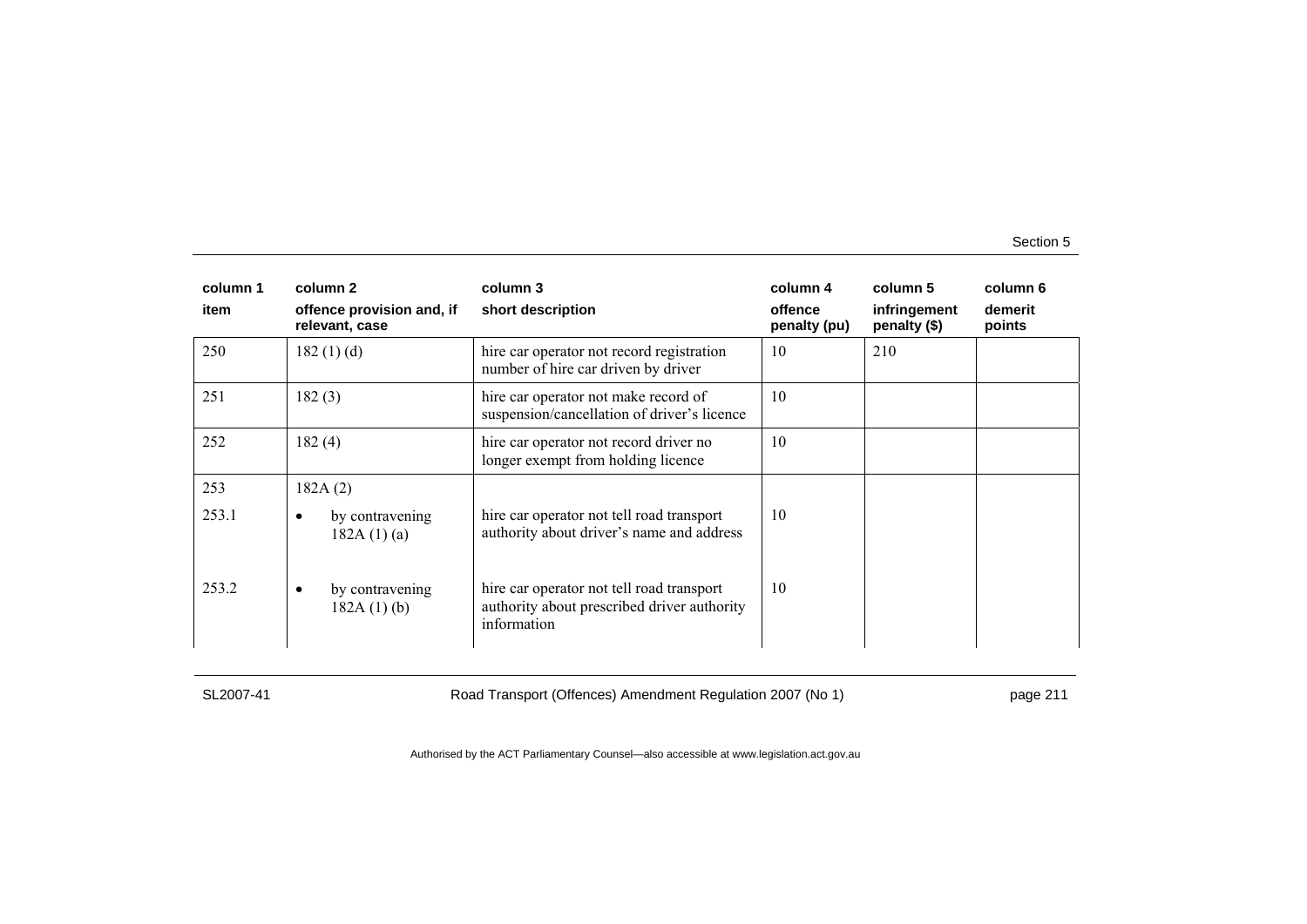| column 1 item | column 2 offence provision and, if relevant, case | column 3 short description | column 4 offence penalty (pu) | column 5 infringement penalty ($) | column 6 demerit points |
|---|---|---|---|---|---|
| 250 | 182 (1) (d) | hire car operator not record registration number of hire car driven by driver | 10 | 210 | |
| 251 | 182 (3) | hire car operator not make record of suspension/cancellation of driver's licence | 10 | | |
| 252 | 182 (4) | hire car operator not record driver no longer exempt from holding licence | 10 | | |
| 253 | 182A (2) | | | | |
| 253.1 | • by contravening 182A (1) (a) | hire car operator not tell road transport authority about driver's name and address | 10 | | |
| 253.2 | • by contravening 182A (1) (b) | hire car operator not tell road transport authority about prescribed driver authority information | 10 | | |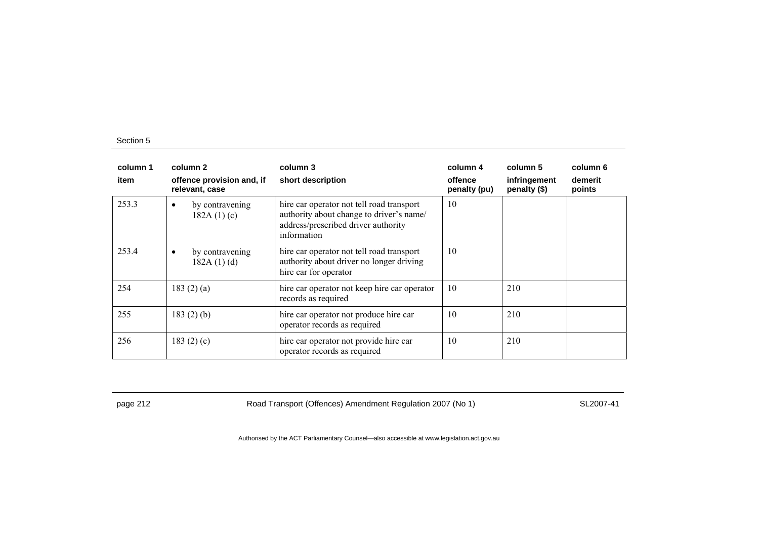| column 1<br>item | column 2<br>offence provision and, if relevant, case | column 3<br>short description | column 4<br>offence penalty (pu) | column 5<br>infringement penalty ($) | column 6<br>demerit points |
|---|---|---|---|---|---|
| 253.3 | • by contravening 182A (1) (c) | hire car operator not tell road transport authority about change to driver's name/ address/prescribed driver authority information | 10 | | |
| 253.4 | • by contravening 182A (1) (d) | hire car operator not tell road transport authority about driver no longer driving hire car for operator | 10 | | |
| 254 | 183 (2) (a) | hire car operator not keep hire car operator records as required | 10 | 210 | |
| 255 | 183 (2) (b) | hire car operator not produce hire car operator records as required | 10 | 210 | |
| 256 | 183 (2) (c) | hire car operator not provide hire car operator records as required | 10 | 210 | |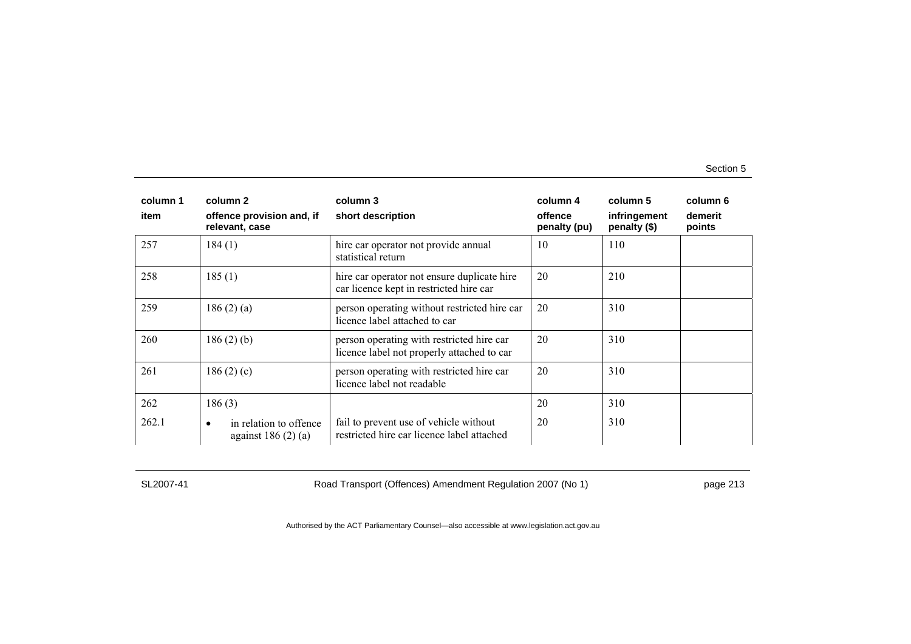| column 1 item | column 2 offence provision and, if relevant, case | column 3 short description | column 4 offence penalty (pu) | column 5 infringement penalty ($) | column 6 demerit points |
|---|---|---|---|---|---|
| 257 | 184 (1) | hire car operator not provide annual statistical return | 10 | 110 | |
| 258 | 185 (1) | hire car operator not ensure duplicate hire car licence kept in restricted hire car | 20 | 210 | |
| 259 | 186 (2) (a) | person operating without restricted hire car licence label attached to car | 20 | 310 | |
| 260 | 186 (2) (b) | person operating with restricted hire car licence label not properly attached to car | 20 | 310 | |
| 261 | 186 (2) (c) | person operating with restricted hire car licence label not readable | 20 | 310 | |
| 262 | 186 (3) | | 20 | 310 | |
| 262.1 | • in relation to offence against 186 (2) (a) | fail to prevent use of vehicle without restricted hire car licence label attached | 20 | 310 | |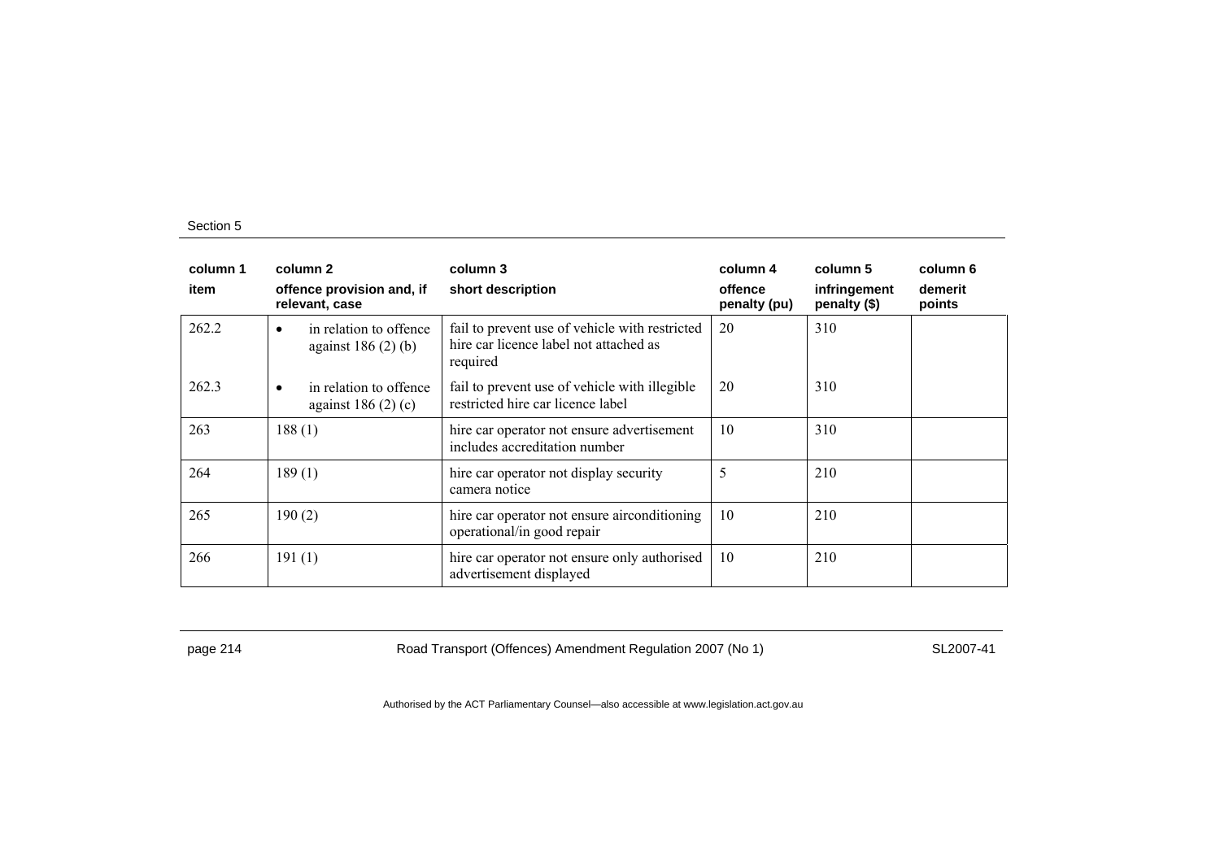| column 1 | column 2 | column 3 | column 4 | column 5 | column 6 |
|---|---|---|---|---|---|
| item | offence provision and, if relevant, case | short description | offence penalty (pu) | infringement penalty ($) | demerit points |
| 262.2 | • in relation to offence against 186 (2) (b) | fail to prevent use of vehicle with restricted hire car licence label not attached as required | 20 | 310 | |
| 262.3 | • in relation to offence against 186 (2) (c) | fail to prevent use of vehicle with illegible restricted hire car licence label | 20 | 310 | |
| 263 | 188 (1) | hire car operator not ensure advertisement includes accreditation number | 10 | 310 | |
| 264 | 189 (1) | hire car operator not display security camera notice | 5 | 210 | |
| 265 | 190 (2) | hire car operator not ensure airconditioning operational/in good repair | 10 | 210 | |
| 266 | 191 (1) | hire car operator not ensure only authorised advertisement displayed | 10 | 210 | |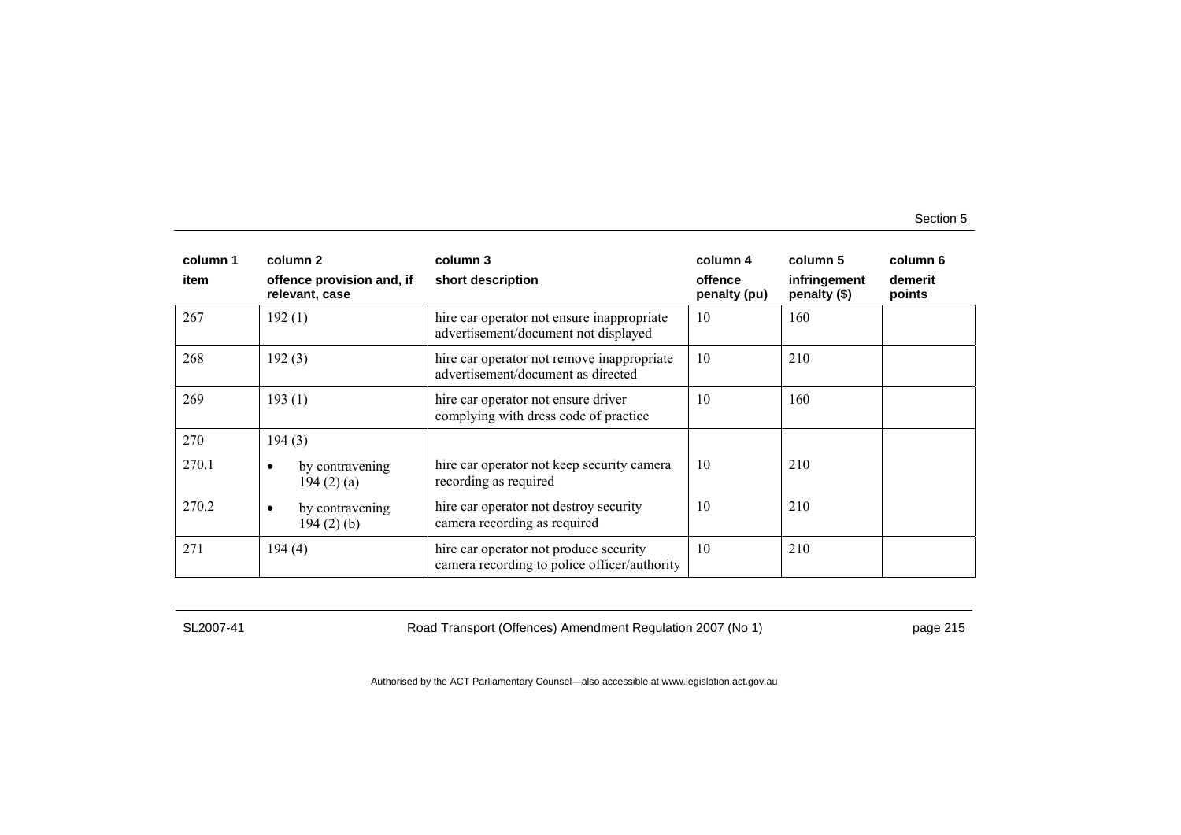| column 1<br>item | column 2<br>offence provision and, if relevant, case | column 3<br>short description | column 4<br>offence penalty (pu) | column 5<br>infringement penalty ($) | column 6<br>demerit points |
|---|---|---|---|---|---|
| 267 | 192 (1) | hire car operator not ensure inappropriate advertisement/document not displayed | 10 | 160 | |
| 268 | 192 (3) | hire car operator not remove inappropriate advertisement/document as directed | 10 | 210 | |
| 269 | 193 (1) | hire car operator not ensure driver complying with dress code of practice | 10 | 160 | |
| 270 | 194 (3) | | | | |
| 270.1 | • by contravening 194 (2) (a) | hire car operator not keep security camera recording as required | 10 | 210 | |
| 270.2 | • by contravening 194 (2) (b) | hire car operator not destroy security camera recording as required | 10 | 210 | |
| 271 | 194 (4) | hire car operator not produce security camera recording to police officer/authority | 10 | 210 | |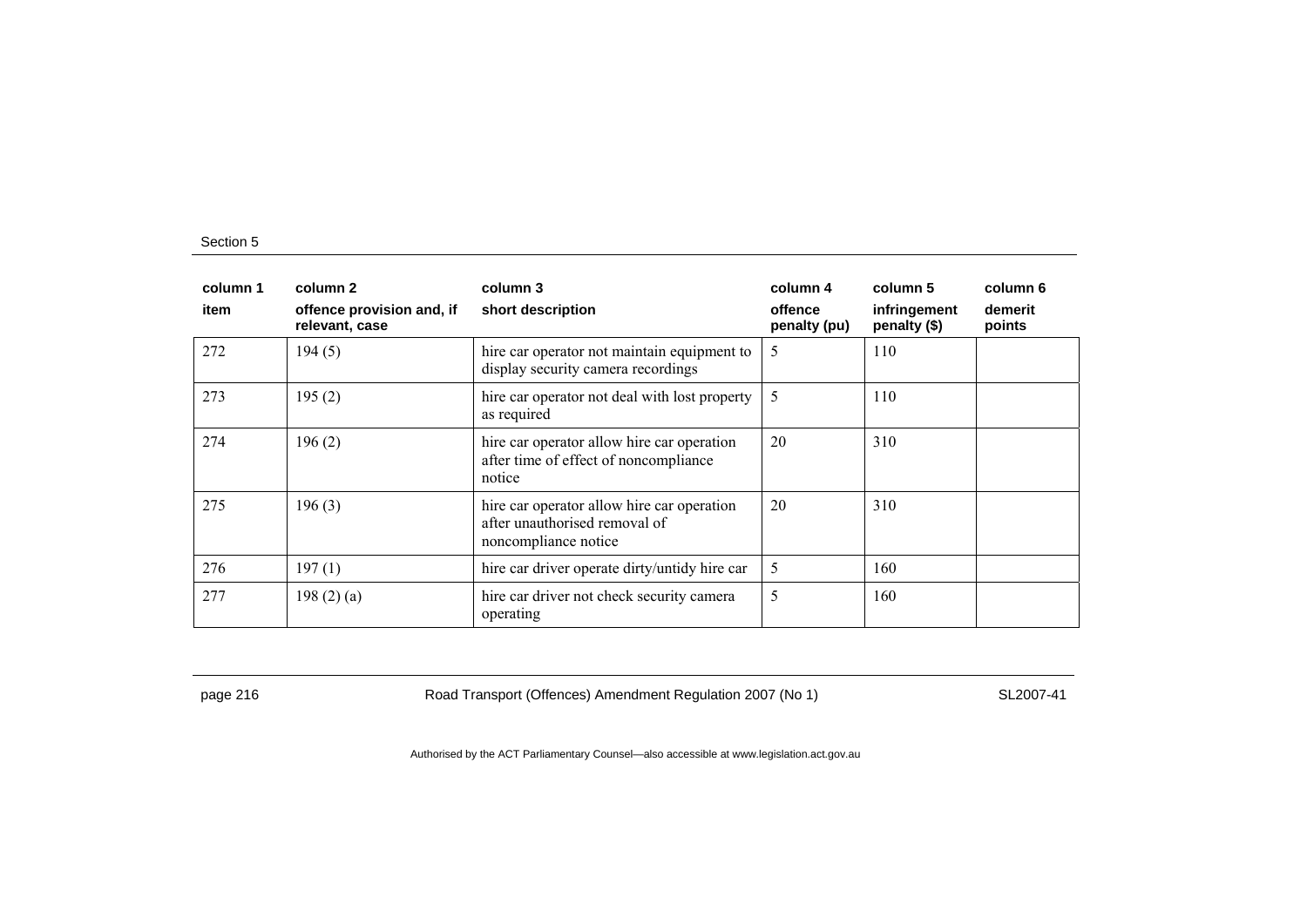| column 1 | column 2 | column 3 | column 4 | column 5 | column 6 |
|---|---|---|---|---|---|
| item | offence provision and, if relevant, case | short description | offence penalty (pu) | infringement penalty ($) | demerit points |
| 272 | 194 (5) | hire car operator not maintain equipment to display security camera recordings | 5 | 110 | |
| 273 | 195 (2) | hire car operator not deal with lost property as required | 5 | 110 | |
| 274 | 196 (2) | hire car operator allow hire car operation after time of effect of noncompliance notice | 20 | 310 | |
| 275 | 196 (3) | hire car operator allow hire car operation after unauthorised removal of noncompliance notice | 20 | 310 | |
| 276 | 197 (1) | hire car driver operate dirty/untidy hire car | 5 | 160 | |
| 277 | 198 (2) (a) | hire car driver not check security camera operating | 5 | 160 | |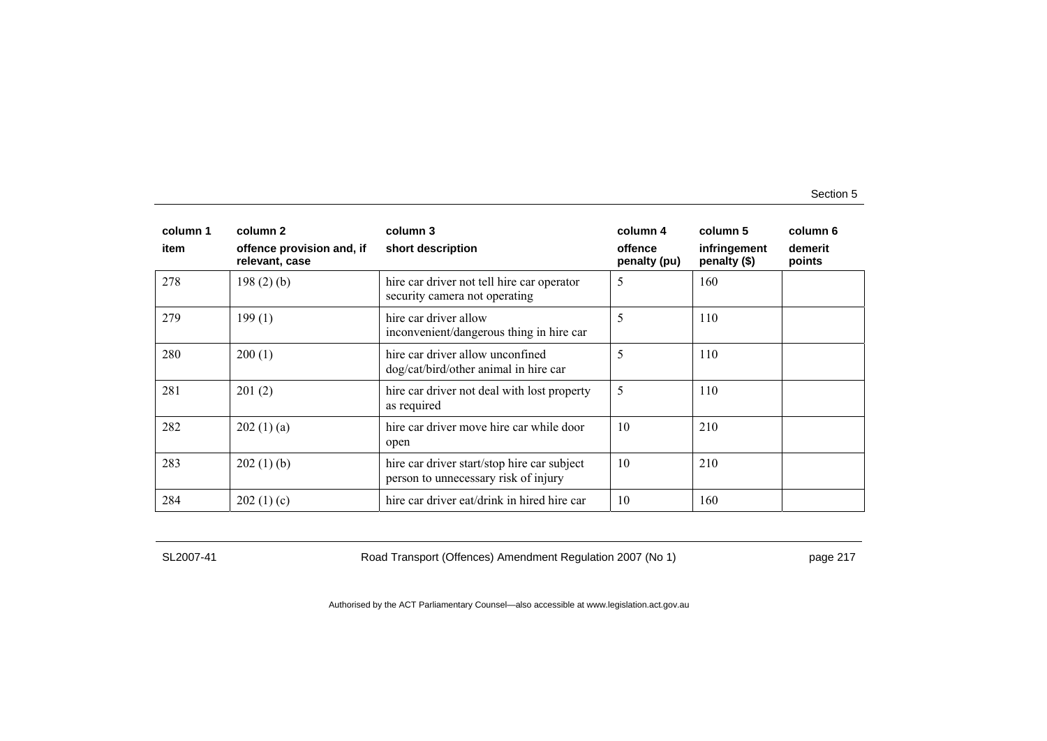| column 1 | column 2 | column 3 | column 4 | column 5 | column 6 |
|---|---|---|---|---|---|
| item | offence provision and, if relevant, case | short description | offence penalty (pu) | infringement penalty ($) | demerit points |
| 278 | 198 (2) (b) | hire car driver not tell hire car operator security camera not operating | 5 | 160 | |
| 279 | 199 (1) | hire car driver allow inconvenient/dangerous thing in hire car | 5 | 110 | |
| 280 | 200 (1) | hire car driver allow unconfined dog/cat/bird/other animal in hire car | 5 | 110 | |
| 281 | 201 (2) | hire car driver not deal with lost property as required | 5 | 110 | |
| 282 | 202 (1) (a) | hire car driver move hire car while door open | 10 | 210 | |
| 283 | 202 (1) (b) | hire car driver start/stop hire car subject person to unnecessary risk of injury | 10 | 210 | |
| 284 | 202 (1) (c) | hire car driver eat/drink in hired hire car | 10 | 160 | |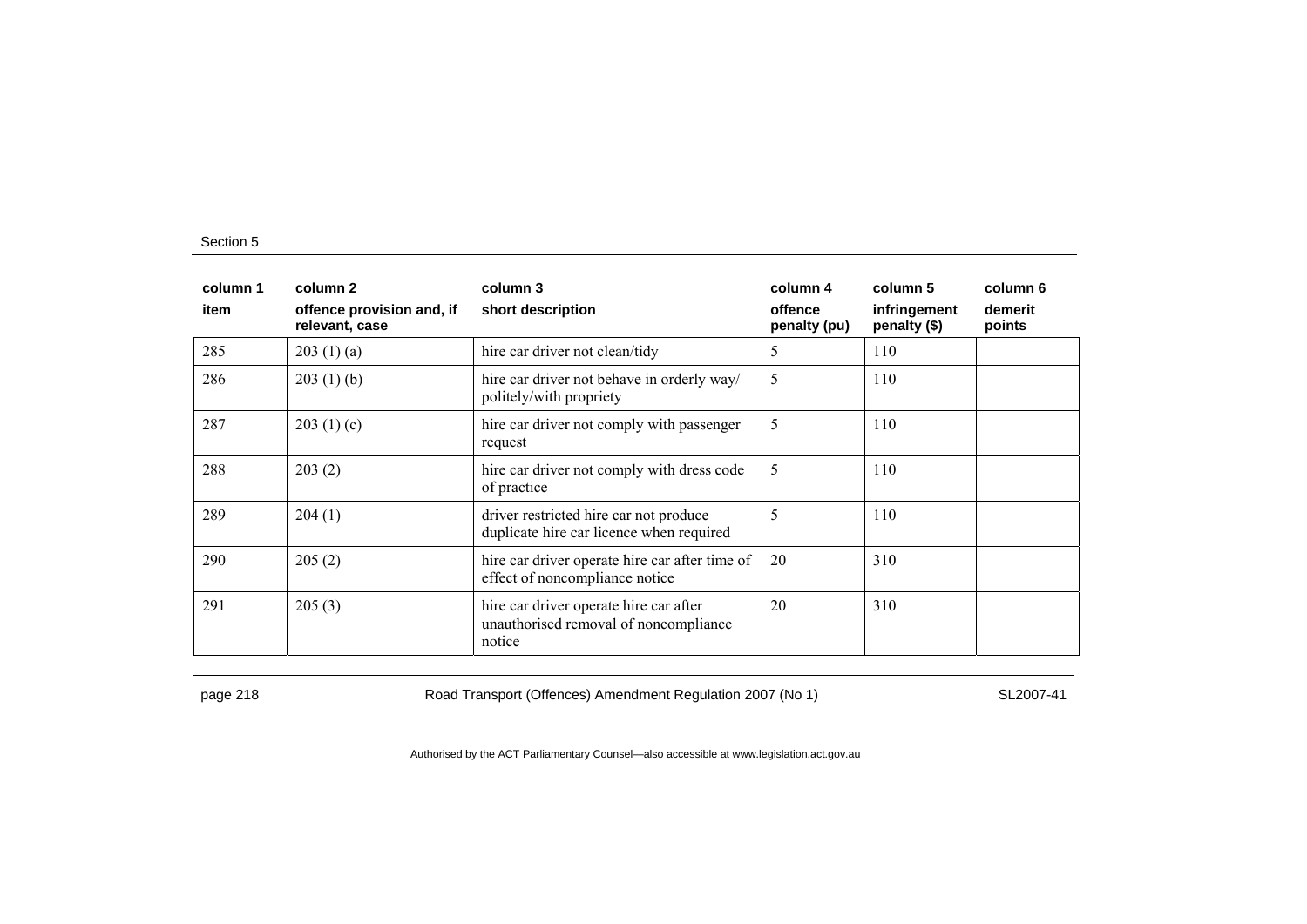| column 1 | column 2 | column 3 | column 4 | column 5 | column 6 |
|---|---|---|---|---|---|
| item | offence provision and, if relevant, case | short description | offence penalty (pu) | infringement penalty ($) | demerit points |
| 285 | 203 (1) (a) | hire car driver not clean/tidy | 5 | 110 | |
| 286 | 203 (1) (b) | hire car driver not behave in orderly way/ politely/with propriety | 5 | 110 | |
| 287 | 203 (1) (c) | hire car driver not comply with passenger request | 5 | 110 | |
| 288 | 203 (2) | hire car driver not comply with dress code of practice | 5 | 110 | |
| 289 | 204 (1) | driver restricted hire car not produce duplicate hire car licence when required | 5 | 110 | |
| 290 | 205 (2) | hire car driver operate hire car after time of effect of noncompliance notice | 20 | 310 | |
| 291 | 205 (3) | hire car driver operate hire car after unauthorised removal of noncompliance notice | 20 | 310 | |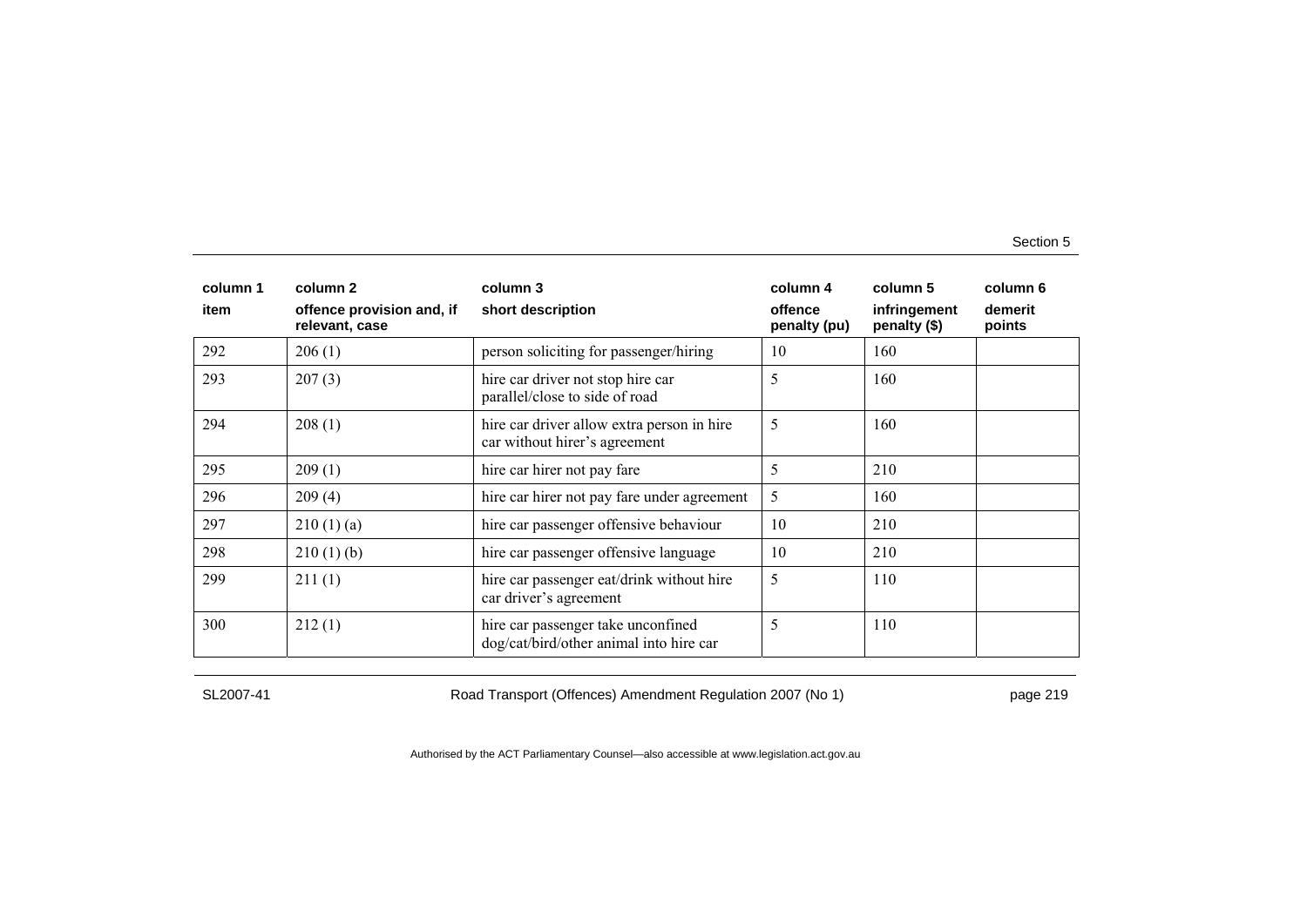| column 1 | column 2 | column 3 | column 4 | column 5 | column 6 |
|---|---|---|---|---|---|
| item | offence provision and, if relevant, case | short description | offence penalty (pu) | infringement penalty ($) | demerit points |
| 292 | 206 (1) | person soliciting for passenger/hiring | 10 | 160 | |
| 293 | 207 (3) | hire car driver not stop hire car parallel/close to side of road | 5 | 160 | |
| 294 | 208 (1) | hire car driver allow extra person in hire car without hirer's agreement | 5 | 160 | |
| 295 | 209 (1) | hire car hirer not pay fare | 5 | 210 | |
| 296 | 209 (4) | hire car hirer not pay fare under agreement | 5 | 160 | |
| 297 | 210 (1) (a) | hire car passenger offensive behaviour | 10 | 210 | |
| 298 | 210 (1) (b) | hire car passenger offensive language | 10 | 210 | |
| 299 | 211 (1) | hire car passenger eat/drink without hire car driver's agreement | 5 | 110 | |
| 300 | 212 (1) | hire car passenger take unconfined dog/cat/bird/other animal into hire car | 5 | 110 | |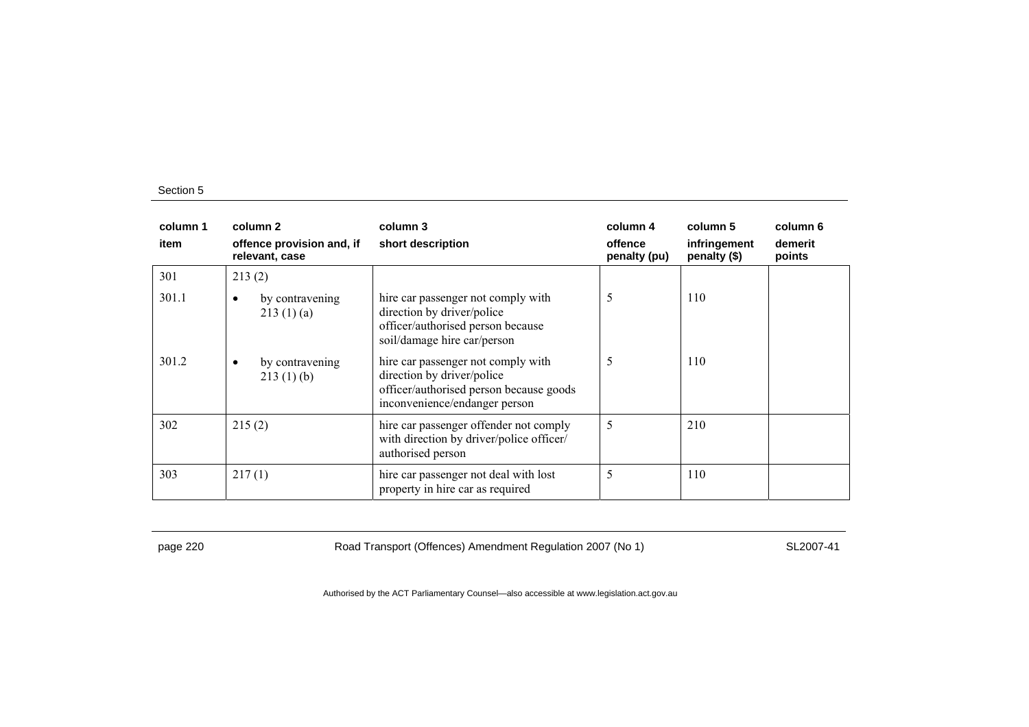| column 1 | column 2 | column 3 | column 4 | column 5 | column 6 |
|---|---|---|---|---|---|
| item | offence provision and, if relevant, case | short description | offence penalty (pu) | infringement penalty ($) | demerit points |
| 301 | 213 (2) | | | | |
| 301.1 | • by contravening 213 (1) (a) | hire car passenger not comply with direction by driver/police officer/authorised person because soil/damage hire car/person | 5 | 110 | |
| 301.2 | • by contravening 213 (1) (b) | hire car passenger not comply with direction by driver/police officer/authorised person because goods inconvenience/endanger person | 5 | 110 | |
| 302 | 215 (2) | hire car passenger offender not comply with direction by driver/police officer/ authorised person | 5 | 210 | |
| 303 | 217 (1) | hire car passenger not deal with lost property in hire car as required | 5 | 110 | |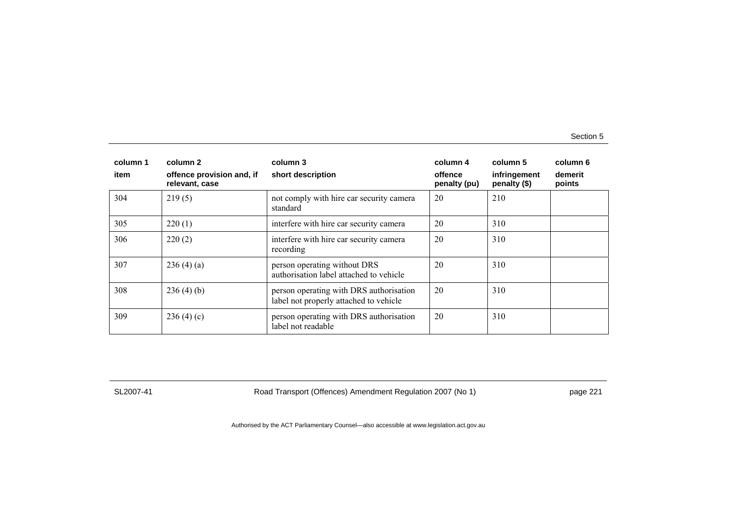| column 1<br>item | column 2<br>offence provision and, if relevant, case | column 3<br>short description | column 4<br>offence penalty (pu) | column 5<br>infringement penalty ($) | column 6<br>demerit points |
|---|---|---|---|---|---|
| 304 | 219 (5) | not comply with hire car security camera standard | 20 | 210 | |
| 305 | 220 (1) | interfere with hire car security camera | 20 | 310 | |
| 306 | 220 (2) | interfere with hire car security camera recording | 20 | 310 | |
| 307 | 236 (4) (a) | person operating without DRS authorisation label attached to vehicle | 20 | 310 | |
| 308 | 236 (4) (b) | person operating with DRS authorisation label not properly attached to vehicle | 20 | 310 | |
| 309 | 236 (4) (c) | person operating with DRS authorisation label not readable | 20 | 310 | |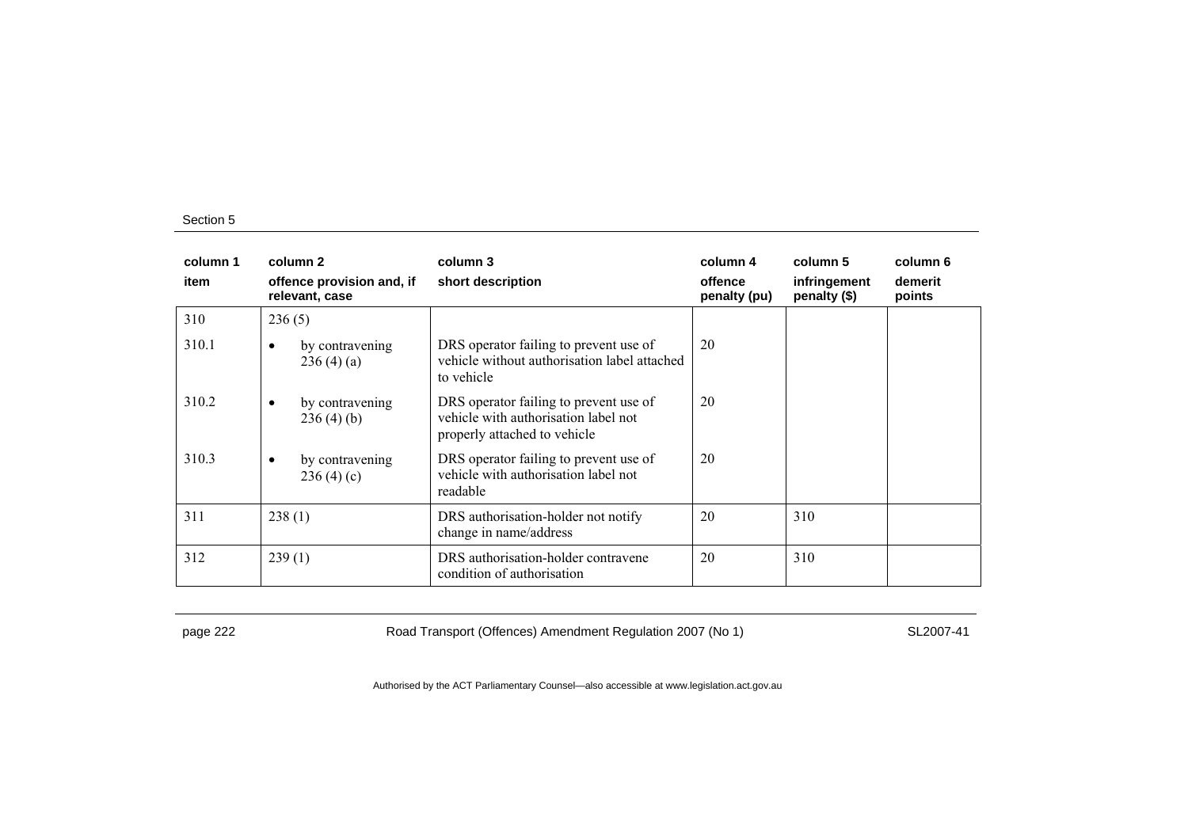| column 1 | column 2 | column 3 | column 4 | column 5 | column 6 |
|---|---|---|---|---|---|
| item | offence provision and, if relevant, case | short description | offence penalty (pu) | infringement penalty ($) | demerit points |
| 310 | 236 (5) | | | | |
| 310.1 | • by contravening 236 (4) (a) | DRS operator failing to prevent use of vehicle without authorisation label attached to vehicle | 20 | | |
| 310.2 | • by contravening 236 (4) (b) | DRS operator failing to prevent use of vehicle with authorisation label not properly attached to vehicle | 20 | | |
| 310.3 | • by contravening 236 (4) (c) | DRS operator failing to prevent use of vehicle with authorisation label not readable | 20 | | |
| 311 | 238 (1) | DRS authorisation-holder not notify change in name/address | 20 | 310 | |
| 312 | 239 (1) | DRS authorisation-holder contravene condition of authorisation | 20 | 310 | |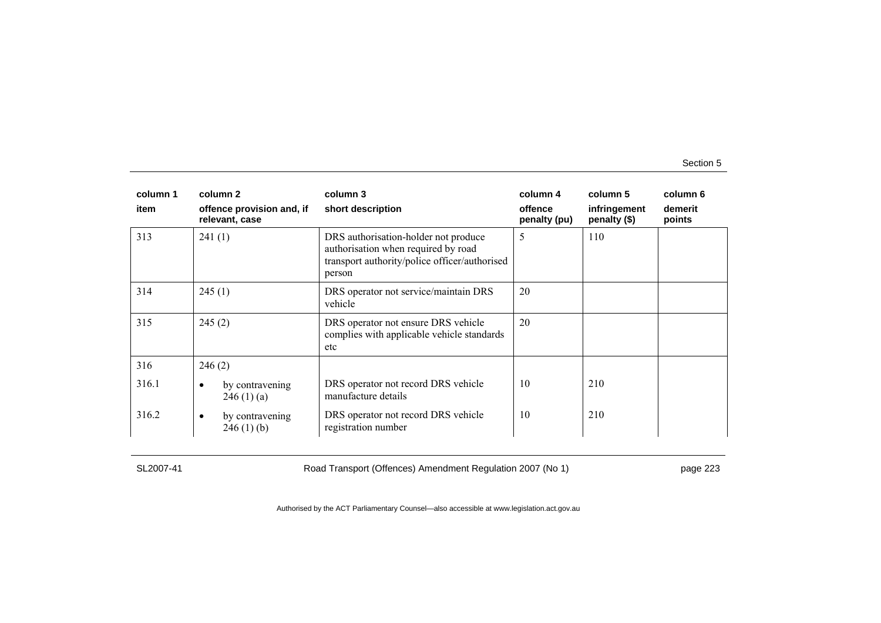| column 1<br>item | column 2<br>offence provision and, if relevant, case | column 3<br>short description | column 4<br>offence penalty (pu) | column 5<br>infringement penalty ($) | column 6<br>demerit points |
|---|---|---|---|---|---|
| 313 | 241 (1) | DRS authorisation-holder not produce authorisation when required by road transport authority/police officer/authorised person | 5 | 110 | |
| 314 | 245 (1) | DRS operator not service/maintain DRS vehicle | 20 | | |
| 315 | 245 (2) | DRS operator not ensure DRS vehicle complies with applicable vehicle standards etc | 20 | | |
| 316 | 246 (2) | | | | |
| 316.1 | • by contravening 246 (1) (a) | DRS operator not record DRS vehicle manufacture details | 10 | 210 | |
| 316.2 | • by contravening 246 (1) (b) | DRS operator not record DRS vehicle registration number | 10 | 210 | |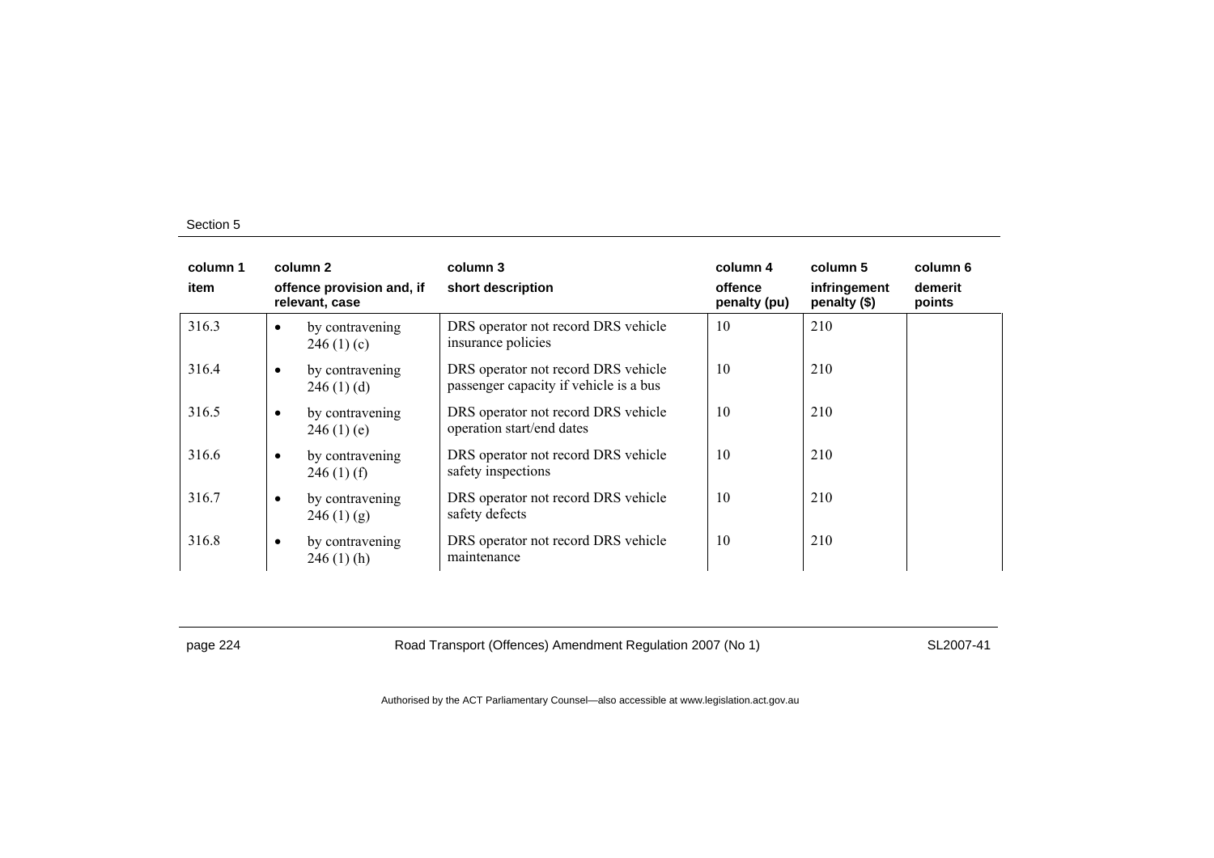| column 1 | column 2 | column 3 | column 4 | column 5 | column 6 |
|---|---|---|---|---|---|
| item | offence provision and, if relevant, case | short description | offence penalty (pu) | infringement penalty ($) | demerit points |
| 316.3 | • by contravening 246 (1) (c) | DRS operator not record DRS vehicle insurance policies | 10 | 210 | |
| 316.4 | • by contravening 246 (1) (d) | DRS operator not record DRS vehicle passenger capacity if vehicle is a bus | 10 | 210 | |
| 316.5 | • by contravening 246 (1) (e) | DRS operator not record DRS vehicle operation start/end dates | 10 | 210 | |
| 316.6 | • by contravening 246 (1) (f) | DRS operator not record DRS vehicle safety inspections | 10 | 210 | |
| 316.7 | • by contravening 246 (1) (g) | DRS operator not record DRS vehicle safety defects | 10 | 210 | |
| 316.8 | • by contravening 246 (1) (h) | DRS operator not record DRS vehicle maintenance | 10 | 210 | |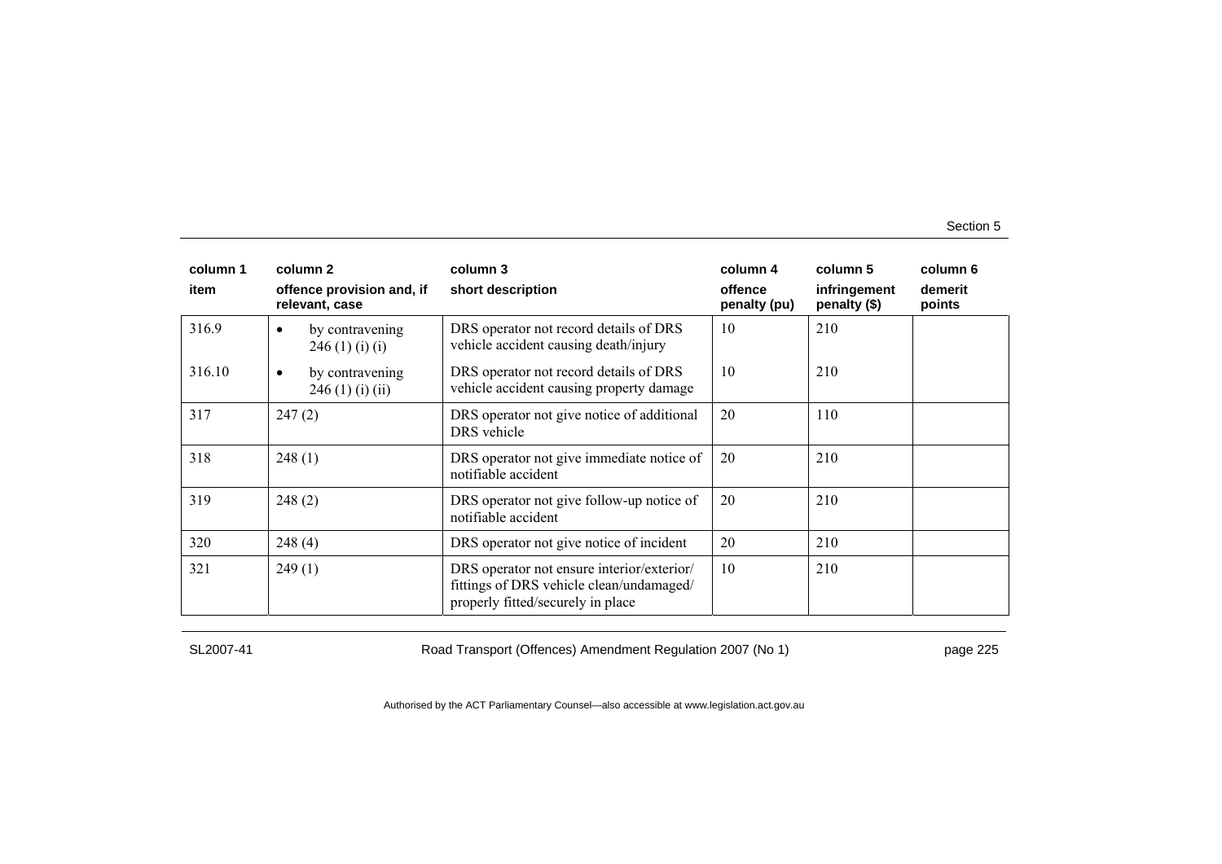| column 1 | column 2 | column 3 | column 4 | column 5 | column 6 |
|---|---|---|---|---|---|
| item | offence provision and, if relevant, case | short description | offence penalty (pu) | infringement penalty ($) | demerit points |
| 316.9 | • by contravening 246 (1) (i) (i) | DRS operator not record details of DRS vehicle accident causing death/injury | 10 | 210 | |
| 316.10 | • by contravening 246 (1) (i) (ii) | DRS operator not record details of DRS vehicle accident causing property damage | 10 | 210 | |
| 317 | 247 (2) | DRS operator not give notice of additional DRS vehicle | 20 | 110 | |
| 318 | 248 (1) | DRS operator not give immediate notice of notifiable accident | 20 | 210 | |
| 319 | 248 (2) | DRS operator not give follow-up notice of notifiable accident | 20 | 210 | |
| 320 | 248 (4) | DRS operator not give notice of incident | 20 | 210 | |
| 321 | 249 (1) | DRS operator not ensure interior/exterior/ fittings of DRS vehicle clean/undamaged/ properly fitted/securely in place | 10 | 210 | |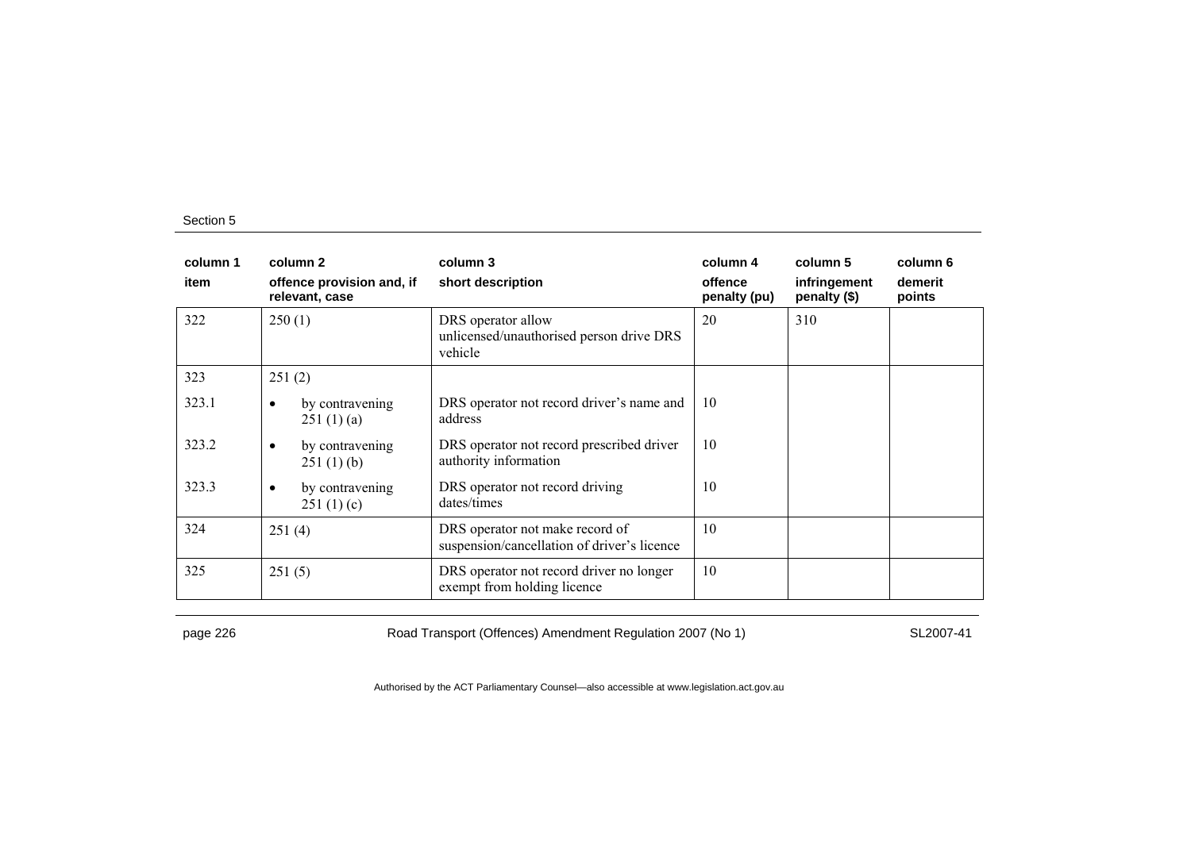| column 1 | column 2 | column 3 | column 4 | column 5 | column 6 |
|---|---|---|---|---|---|
| item | offence provision and, if relevant, case | short description | offence penalty (pu) | infringement penalty ($) | demerit points |
| 322 | 250 (1) | DRS operator allow unlicensed/unauthorised person drive DRS vehicle | 20 | 310 | |
| 323 | 251 (2) | | | | |
| 323.1 | • by contravening 251 (1) (a) | DRS operator not record driver's name and address | 10 | | |
| 323.2 | • by contravening 251 (1) (b) | DRS operator not record prescribed driver authority information | 10 | | |
| 323.3 | • by contravening 251 (1) (c) | DRS operator not record driving dates/times | 10 | | |
| 324 | 251 (4) | DRS operator not make record of suspension/cancellation of driver's licence | 10 | | |
| 325 | 251 (5) | DRS operator not record driver no longer exempt from holding licence | 10 | | |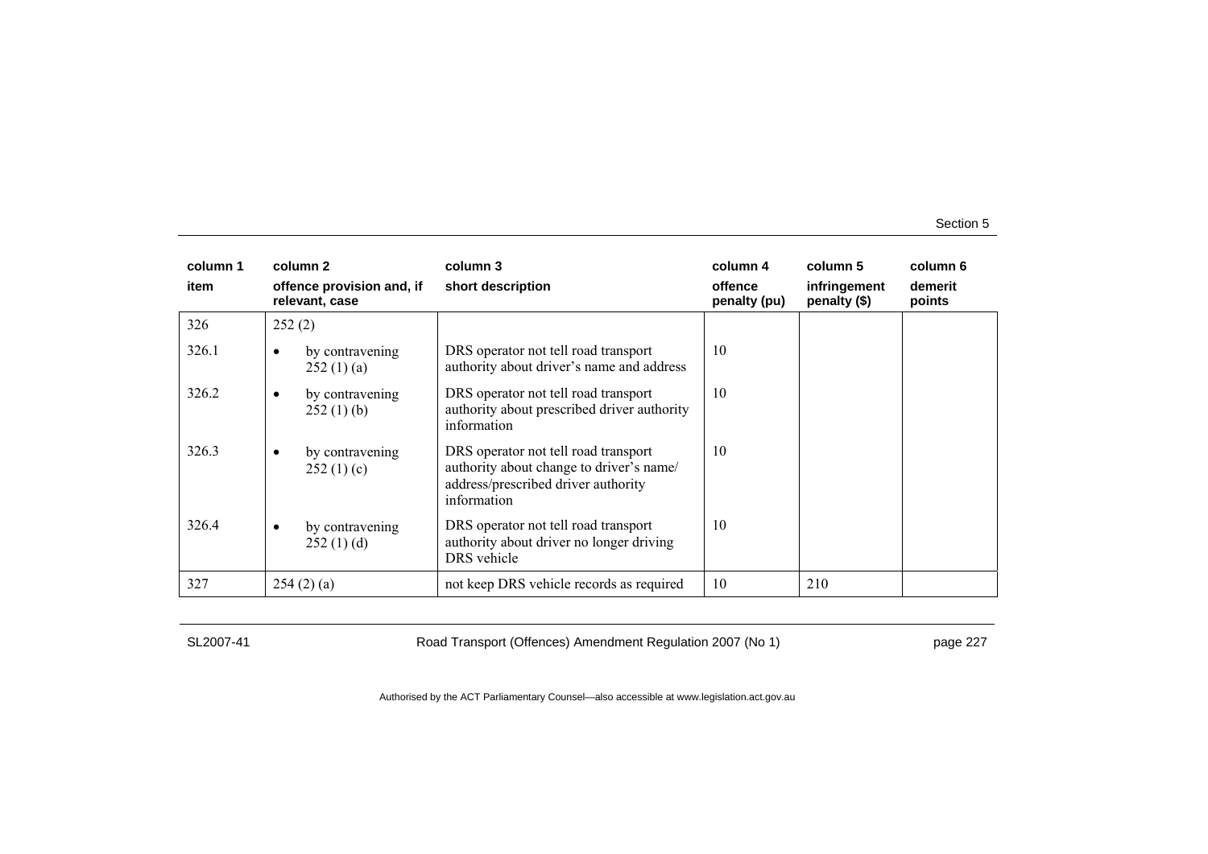| column 1 item | column 2 offence provision and, if relevant, case | column 3 short description | column 4 offence penalty (pu) | column 5 infringement penalty ($) | column 6 demerit points |
|---|---|---|---|---|---|
| 326 | 252 (2) | | | | |
| 326.1 | • by contravening 252 (1) (a) | DRS operator not tell road transport authority about driver's name and address | 10 | | |
| 326.2 | • by contravening 252 (1) (b) | DRS operator not tell road transport authority about prescribed driver authority information | 10 | | |
| 326.3 | • by contravening 252 (1) (c) | DRS operator not tell road transport authority about change to driver's name/ address/prescribed driver authority information | 10 | | |
| 326.4 | • by contravening 252 (1) (d) | DRS operator not tell road transport authority about driver no longer driving DRS vehicle | 10 | | |
| 327 | 254 (2) (a) | not keep DRS vehicle records as required | 10 | 210 | |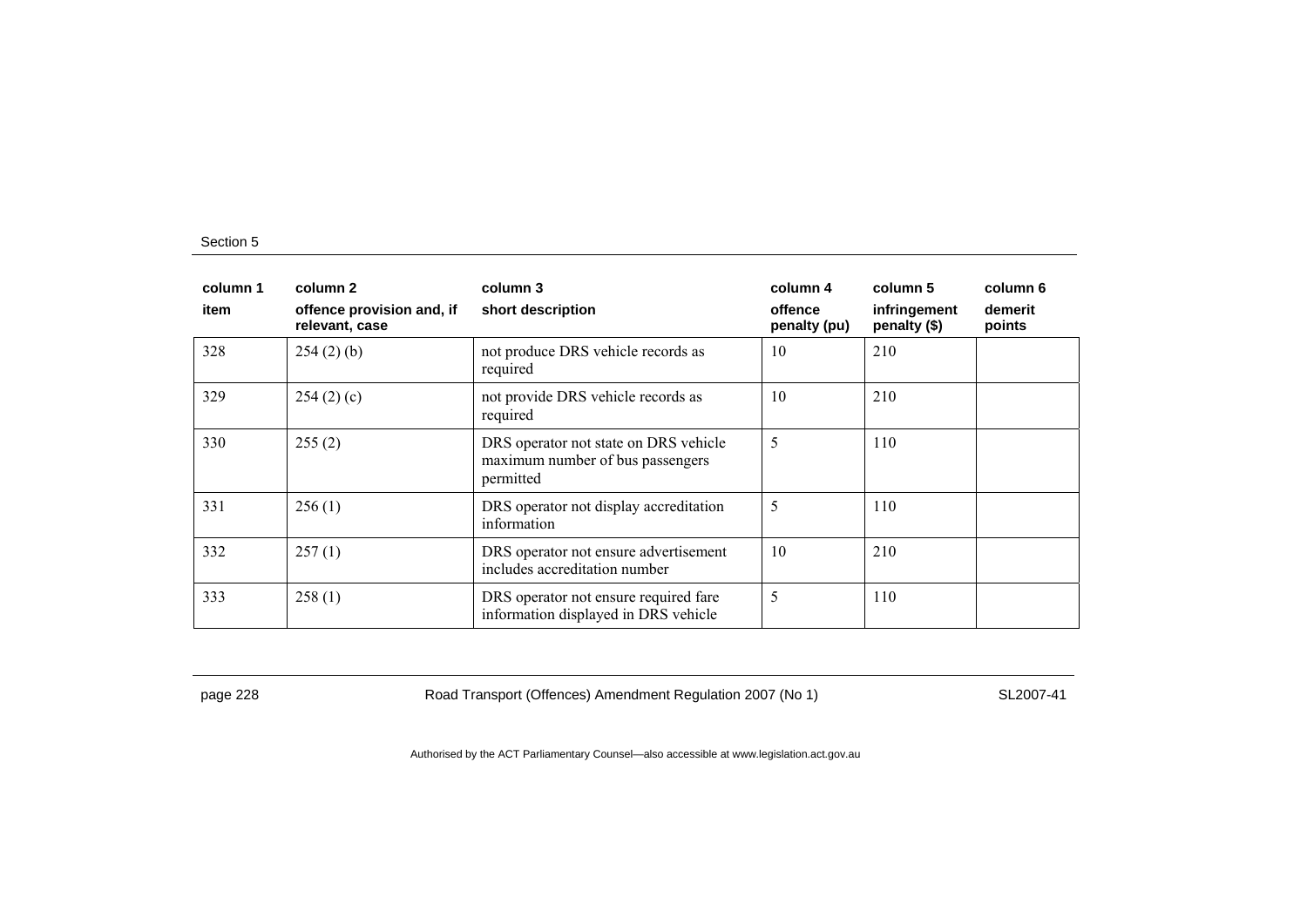| column 1<br>item | column 2<br>offence provision and, if relevant, case | column 3<br>short description | column 4<br>offence penalty (pu) | column 5<br>infringement penalty ($) | column 6<br>demerit points |
|---|---|---|---|---|---|
| 328 | 254 (2) (b) | not produce DRS vehicle records as required | 10 | 210 | |
| 329 | 254 (2) (c) | not provide DRS vehicle records as required | 10 | 210 | |
| 330 | 255 (2) | DRS operator not state on DRS vehicle maximum number of bus passengers permitted | 5 | 110 | |
| 331 | 256 (1) | DRS operator not display accreditation information | 5 | 110 | |
| 332 | 257 (1) | DRS operator not ensure advertisement includes accreditation number | 10 | 210 | |
| 333 | 258 (1) | DRS operator not ensure required fare information displayed in DRS vehicle | 5 | 110 | |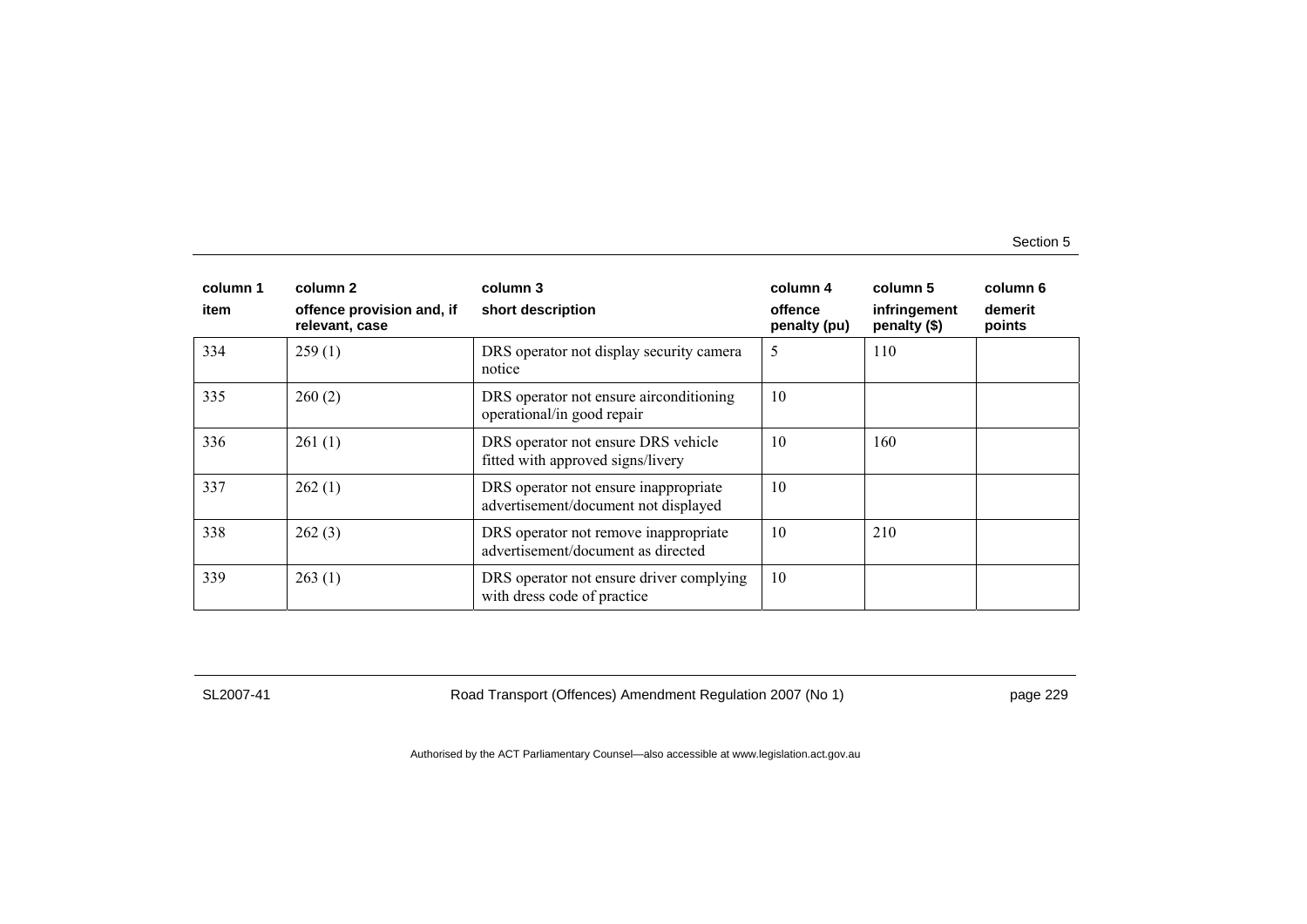| column 1 | column 2 | column 3 | column 4 | column 5 | column 6 |
|---|---|---|---|---|---|
| item | offence provision and, if relevant, case | short description | offence penalty (pu) | infringement penalty ($) | demerit points |
| 334 | 259 (1) | DRS operator not display security camera notice | 5 | 110 | |
| 335 | 260 (2) | DRS operator not ensure airconditioning operational/in good repair | 10 | | |
| 336 | 261 (1) | DRS operator not ensure DRS vehicle fitted with approved signs/livery | 10 | 160 | |
| 337 | 262 (1) | DRS operator not ensure inappropriate advertisement/document not displayed | 10 | | |
| 338 | 262 (3) | DRS operator not remove inappropriate advertisement/document as directed | 10 | 210 | |
| 339 | 263 (1) | DRS operator not ensure driver complying with dress code of practice | 10 | | |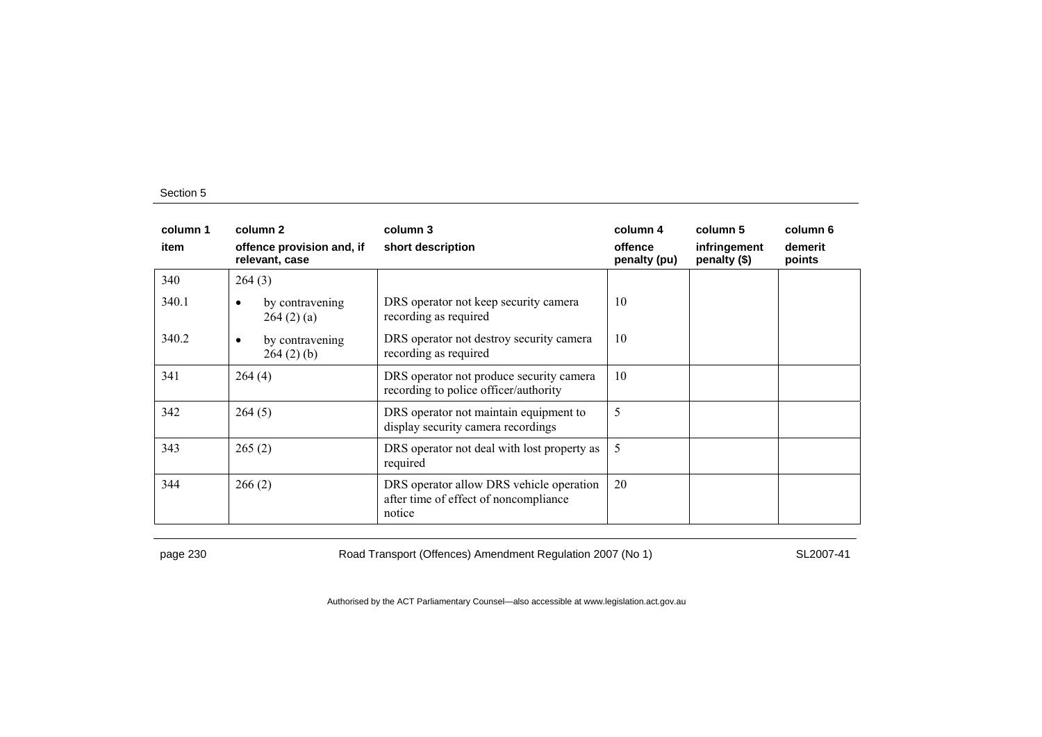| column 1 | column 2 | column 3 | column 4 | column 5 | column 6 |
|---|---|---|---|---|---|
| item | offence provision and, if relevant, case | short description | offence penalty (pu) | infringement penalty ($) | demerit points |
| 340 | 264 (3) | | | | |
| 340.1 | • by contravening 264 (2) (a) | DRS operator not keep security camera recording as required | 10 | | |
| 340.2 | • by contravening 264 (2) (b) | DRS operator not destroy security camera recording as required | 10 | | |
| 341 | 264 (4) | DRS operator not produce security camera recording to police officer/authority | 10 | | |
| 342 | 264 (5) | DRS operator not maintain equipment to display security camera recordings | 5 | | |
| 343 | 265 (2) | DRS operator not deal with lost property as required | 5 | | |
| 344 | 266 (2) | DRS operator allow DRS vehicle operation after time of effect of noncompliance notice | 20 | | |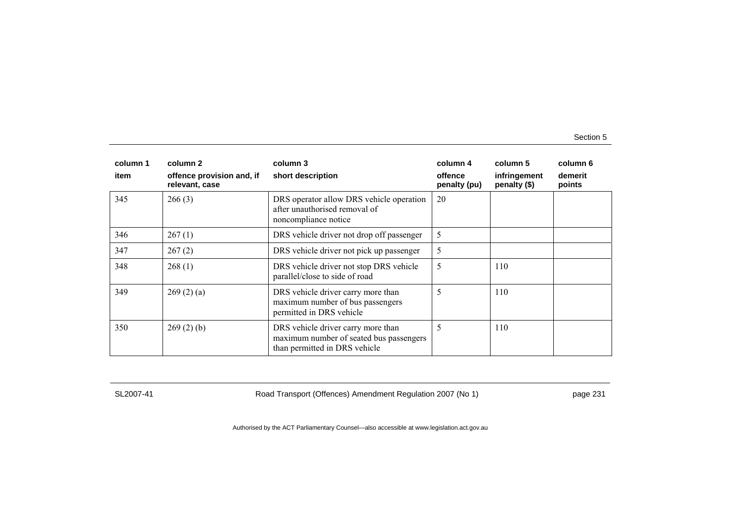| column 1 | column 2 | column 3 | column 4 | column 5 | column 6 |
|---|---|---|---|---|---|
| item | offence provision and, if relevant, case | short description | offence penalty (pu) | infringement penalty ($) | demerit points |
| 345 | 266 (3) | DRS operator allow DRS vehicle operation after unauthorised removal of noncompliance notice | 20 | | |
| 346 | 267 (1) | DRS vehicle driver not drop off passenger | 5 | | |
| 347 | 267 (2) | DRS vehicle driver not pick up passenger | 5 | | |
| 348 | 268 (1) | DRS vehicle driver not stop DRS vehicle parallel/close to side of road | 5 | 110 | |
| 349 | 269 (2) (a) | DRS vehicle driver carry more than maximum number of bus passengers permitted in DRS vehicle | 5 | 110 | |
| 350 | 269 (2) (b) | DRS vehicle driver carry more than maximum number of seated bus passengers than permitted in DRS vehicle | 5 | 110 | |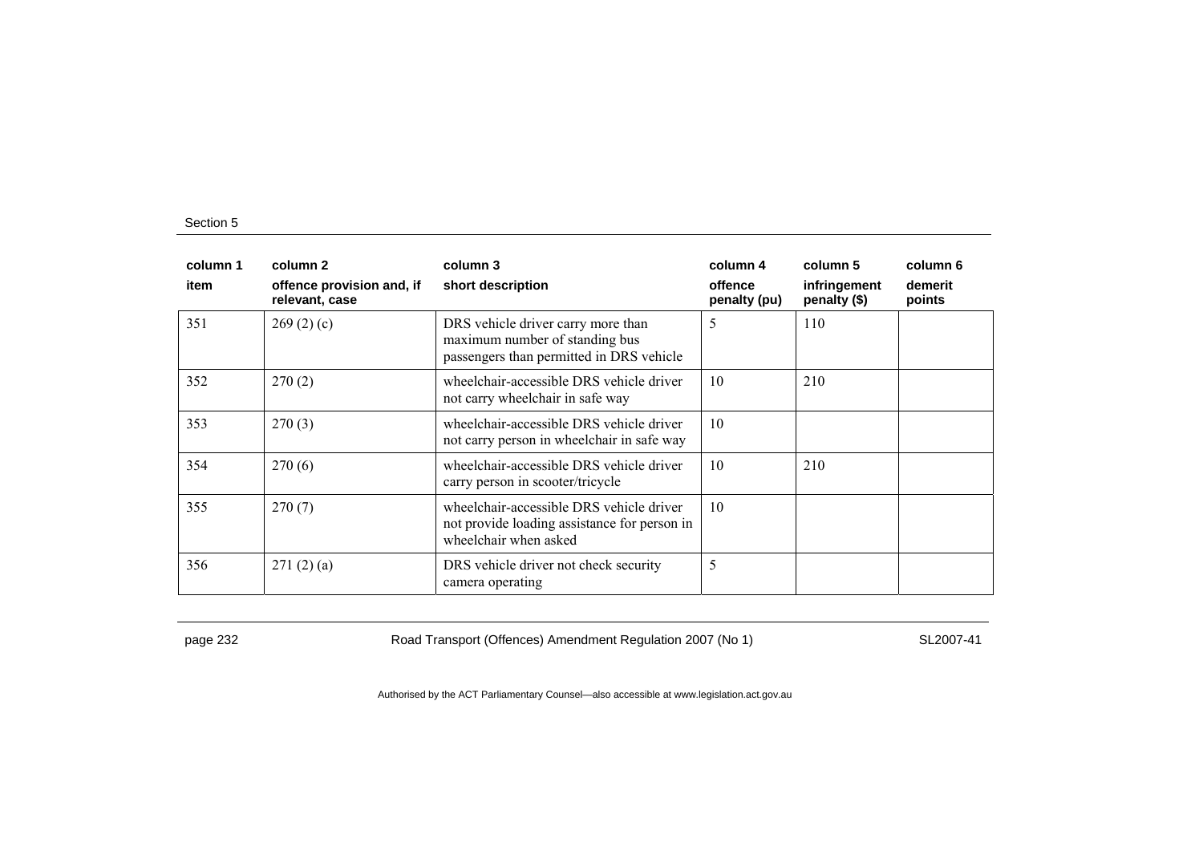| column 1<br>item | column 2<br>offence provision and, if relevant, case | column 3<br>short description | column 4<br>offence penalty (pu) | column 5<br>infringement penalty ($) | column 6<br>demerit points |
|---|---|---|---|---|---|
| 351 | 269 (2) (c) | DRS vehicle driver carry more than maximum number of standing bus passengers than permitted in DRS vehicle | 5 | 110 | |
| 352 | 270 (2) | wheelchair-accessible DRS vehicle driver not carry wheelchair in safe way | 10 | 210 | |
| 353 | 270 (3) | wheelchair-accessible DRS vehicle driver not carry person in wheelchair in safe way | 10 | | |
| 354 | 270 (6) | wheelchair-accessible DRS vehicle driver carry person in scooter/tricycle | 10 | 210 | |
| 355 | 270 (7) | wheelchair-accessible DRS vehicle driver not provide loading assistance for person in wheelchair when asked | 10 | | |
| 356 | 271 (2) (a) | DRS vehicle driver not check security camera operating | 5 | | |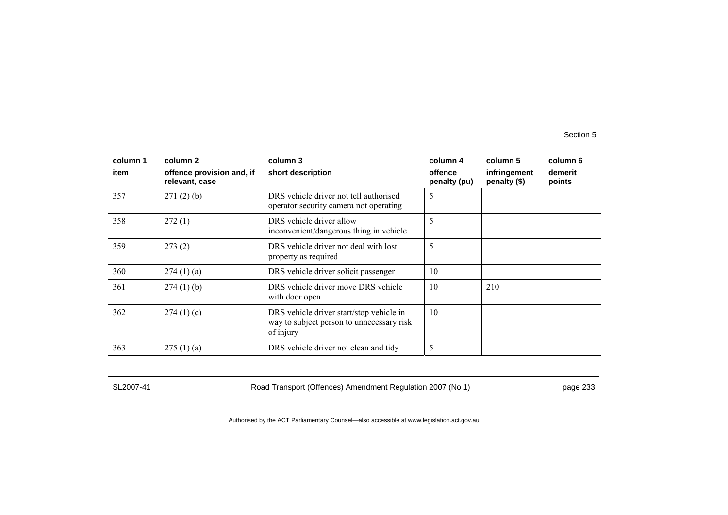| column 1<br>item | column 2<br>offence provision and, if relevant, case | column 3<br>short description | column 4<br>offence penalty (pu) | column 5<br>infringement penalty ($) | column 6<br>demerit points |
|---|---|---|---|---|---|
| 357 | 271 (2) (b) | DRS vehicle driver not tell authorised operator security camera not operating | 5 | | |
| 358 | 272 (1) | DRS vehicle driver allow inconvenient/dangerous thing in vehicle | 5 | | |
| 359 | 273 (2) | DRS vehicle driver not deal with lost property as required | 5 | | |
| 360 | 274 (1) (a) | DRS vehicle driver solicit passenger | 10 | | |
| 361 | 274 (1) (b) | DRS vehicle driver move DRS vehicle with door open | 10 | 210 | |
| 362 | 274 (1) (c) | DRS vehicle driver start/stop vehicle in way to subject person to unnecessary risk of injury | 10 | | |
| 363 | 275 (1) (a) | DRS vehicle driver not clean and tidy | 5 | | |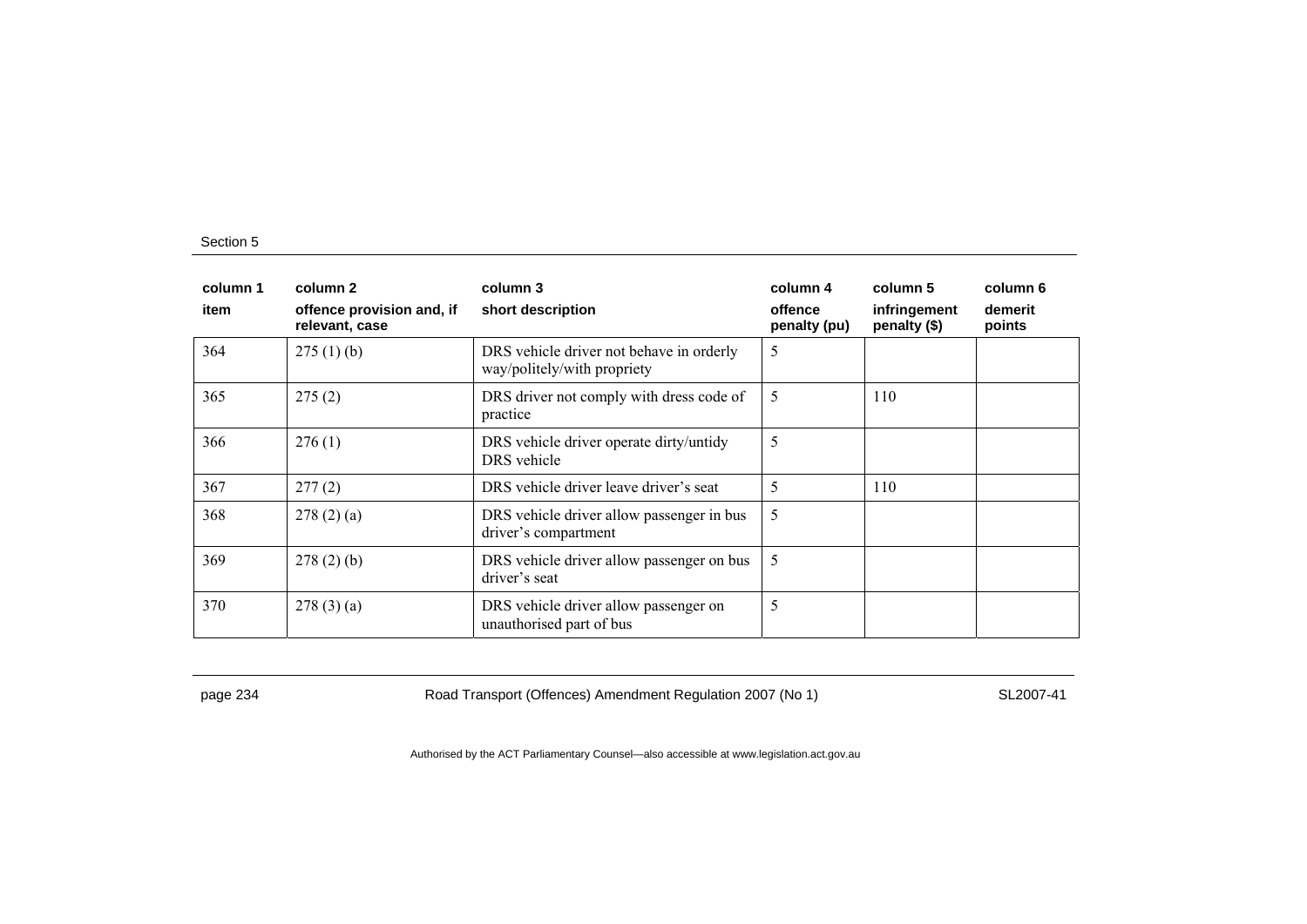| column 1 | column 2 | column 3 | column 4 | column 5 | column 6 |
|---|---|---|---|---|---|
| item | offence provision and, if relevant, case | short description | offence penalty (pu) | infringement penalty ($) | demerit points |
| 364 | 275 (1) (b) | DRS vehicle driver not behave in orderly way/politely/with propriety | 5 | | |
| 365 | 275 (2) | DRS driver not comply with dress code of practice | 5 | 110 | |
| 366 | 276 (1) | DRS vehicle driver operate dirty/untidy DRS vehicle | 5 | | |
| 367 | 277 (2) | DRS vehicle driver leave driver's seat | 5 | 110 | |
| 368 | 278 (2) (a) | DRS vehicle driver allow passenger in bus driver's compartment | 5 | | |
| 369 | 278 (2) (b) | DRS vehicle driver allow passenger on bus driver's seat | 5 | | |
| 370 | 278 (3) (a) | DRS vehicle driver allow passenger on unauthorised part of bus | 5 | | |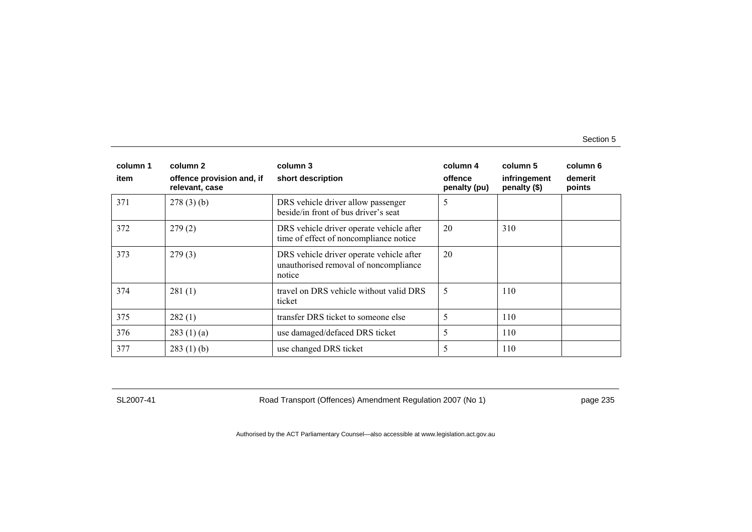| column 1 | column 2 | column 3 | column 4 | column 5 | column 6 |
|---|---|---|---|---|---|
| item | offence provision and, if relevant, case | short description | offence penalty (pu) | infringement penalty ($) | demerit points |
| 371 | 278 (3) (b) | DRS vehicle driver allow passenger beside/in front of bus driver's seat | 5 | | |
| 372 | 279 (2) | DRS vehicle driver operate vehicle after time of effect of noncompliance notice | 20 | 310 | |
| 373 | 279 (3) | DRS vehicle driver operate vehicle after unauthorised removal of noncompliance notice | 20 | | |
| 374 | 281 (1) | travel on DRS vehicle without valid DRS ticket | 5 | 110 | |
| 375 | 282 (1) | transfer DRS ticket to someone else | 5 | 110 | |
| 376 | 283 (1) (a) | use damaged/defaced DRS ticket | 5 | 110 | |
| 377 | 283 (1) (b) | use changed DRS ticket | 5 | 110 | |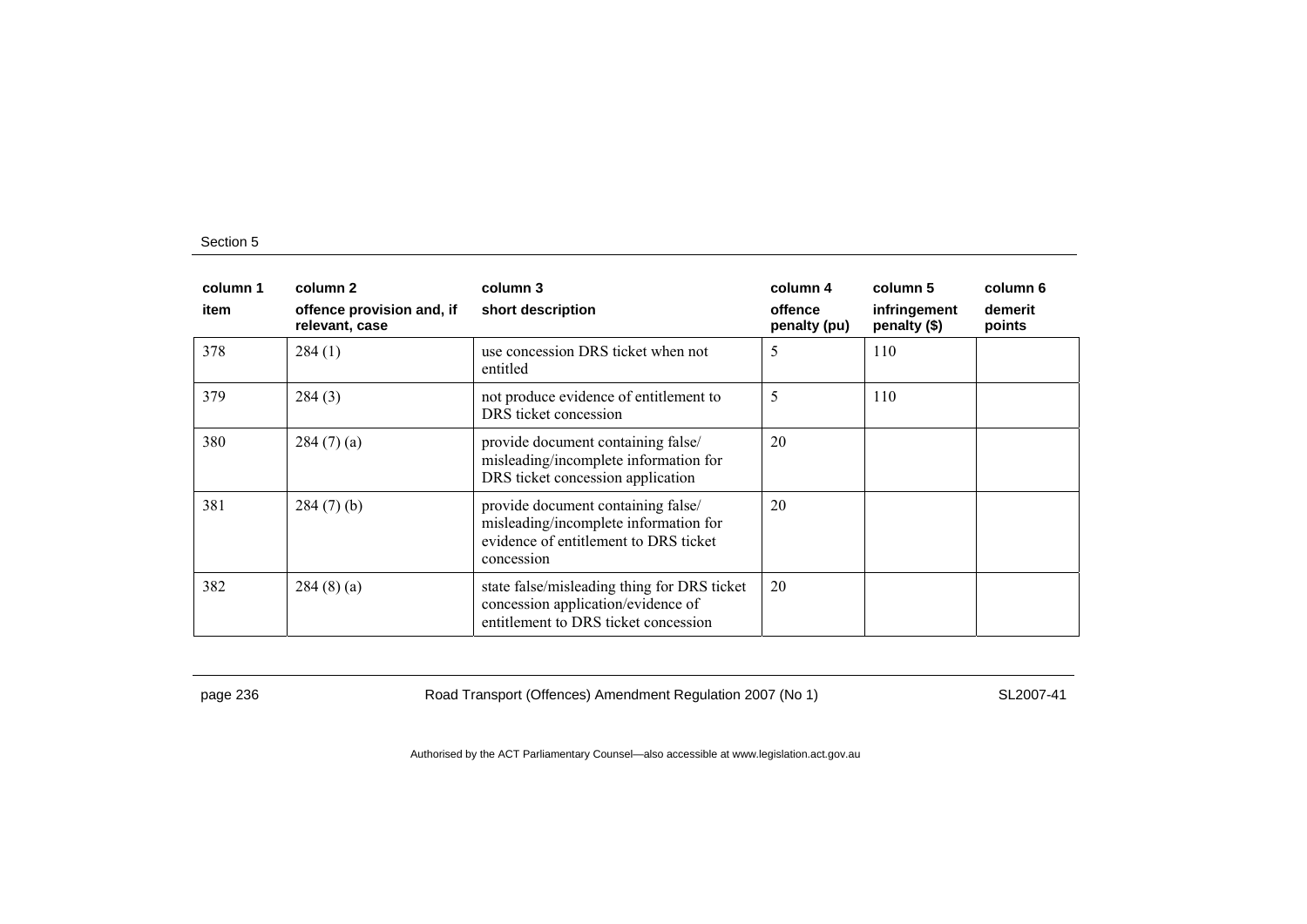| column 1 | column 2 | column 3 | column 4 | column 5 | column 6 |
|---|---|---|---|---|---|
| item | offence provision and, if relevant, case | short description | offence penalty (pu) | infringement penalty ($) | demerit points |
| 378 | 284 (1) | use concession DRS ticket when not entitled | 5 | 110 | |
| 379 | 284 (3) | not produce evidence of entitlement to DRS ticket concession | 5 | 110 | |
| 380 | 284 (7) (a) | provide document containing false/ misleading/incomplete information for DRS ticket concession application | 20 | | |
| 381 | 284 (7) (b) | provide document containing false/ misleading/incomplete information for evidence of entitlement to DRS ticket concession | 20 | | |
| 382 | 284 (8) (a) | state false/misleading thing for DRS ticket concession application/evidence of entitlement to DRS ticket concession | 20 | | |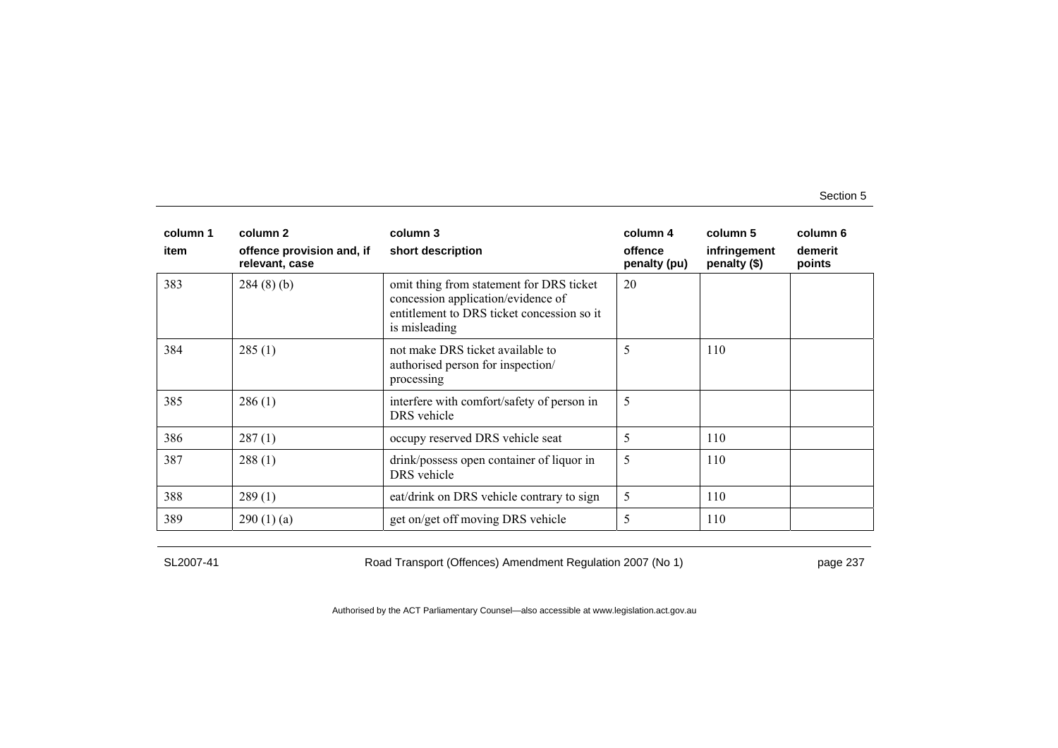| column 1 | column 2 | column 3 | column 4 | column 5 | column 6 |
|---|---|---|---|---|---|
| item | offence provision and, if relevant, case | short description | offence penalty (pu) | infringement penalty ($) | demerit points |
| 383 | 284 (8) (b) | omit thing from statement for DRS ticket concession application/evidence of entitlement to DRS ticket concession so it is misleading | 20 | | |
| 384 | 285 (1) | not make DRS ticket available to authorised person for inspection/ processing | 5 | 110 | |
| 385 | 286 (1) | interfere with comfort/safety of person in DRS vehicle | 5 | | |
| 386 | 287 (1) | occupy reserved DRS vehicle seat | 5 | 110 | |
| 387 | 288 (1) | drink/possess open container of liquor in DRS vehicle | 5 | 110 | |
| 388 | 289 (1) | eat/drink on DRS vehicle contrary to sign | 5 | 110 | |
| 389 | 290 (1) (a) | get on/get off moving DRS vehicle | 5 | 110 | |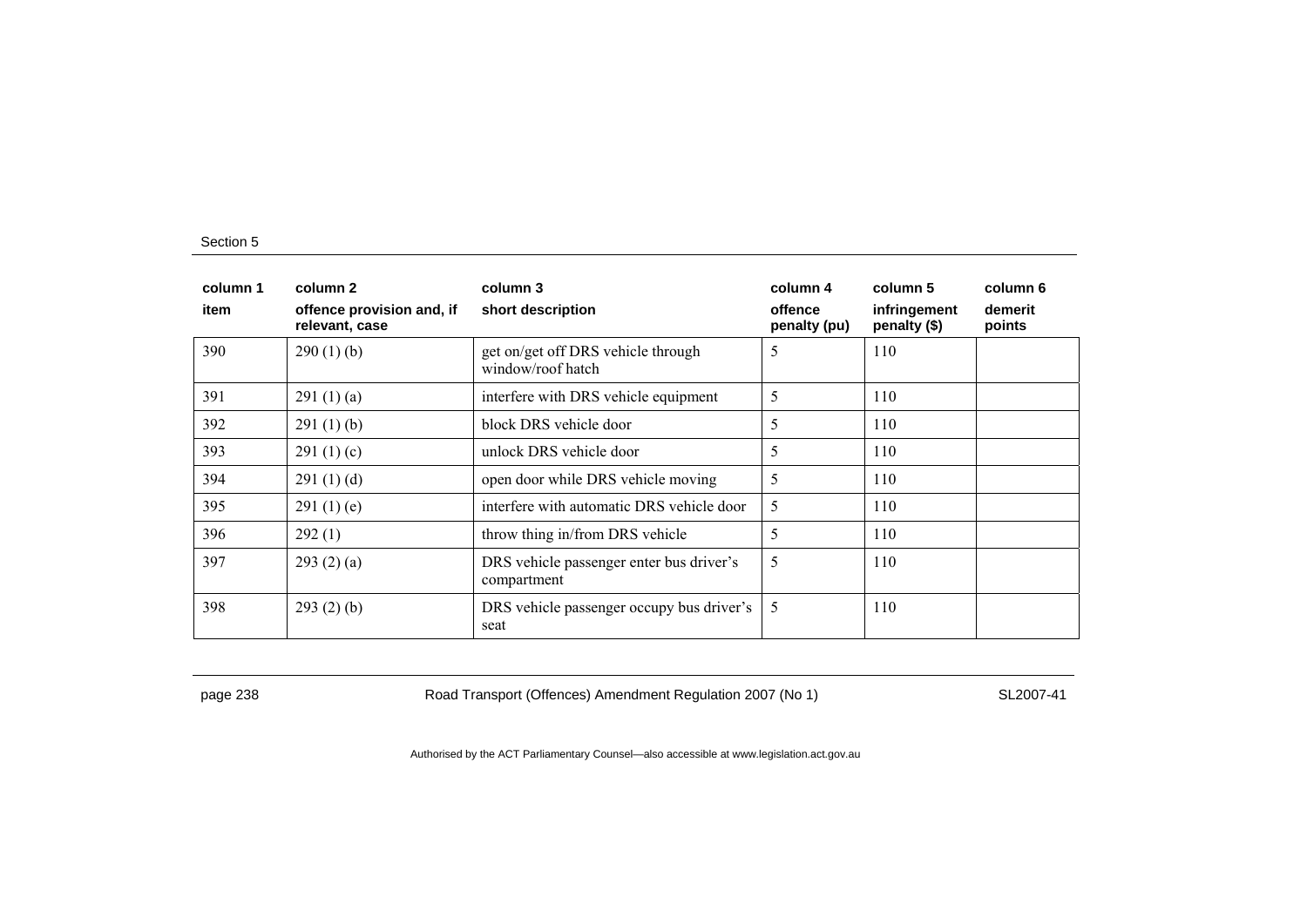| column 1<br>item | column 2<br>offence provision and, if relevant, case | column 3<br>short description | column 4<br>offence penalty (pu) | column 5<br>infringement penalty ($) | column 6<br>demerit points |
|---|---|---|---|---|---|
| 390 | 290 (1) (b) | get on/get off DRS vehicle through window/roof hatch | 5 | 110 | |
| 391 | 291 (1) (a) | interfere with DRS vehicle equipment | 5 | 110 | |
| 392 | 291 (1) (b) | block DRS vehicle door | 5 | 110 | |
| 393 | 291 (1) (c) | unlock DRS vehicle door | 5 | 110 | |
| 394 | 291 (1) (d) | open door while DRS vehicle moving | 5 | 110 | |
| 395 | 291 (1) (e) | interfere with automatic DRS vehicle door | 5 | 110 | |
| 396 | 292 (1) | throw thing in/from DRS vehicle | 5 | 110 | |
| 397 | 293 (2) (a) | DRS vehicle passenger enter bus driver's compartment | 5 | 110 | |
| 398 | 293 (2) (b) | DRS vehicle passenger occupy bus driver's seat | 5 | 110 | |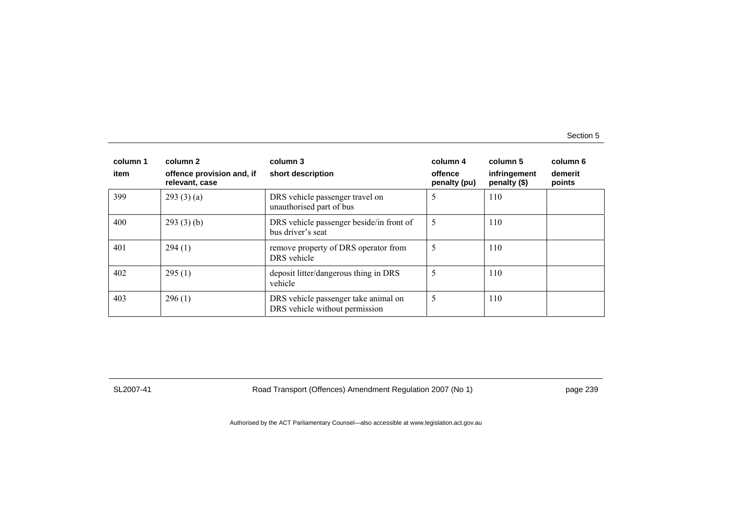| column 1 | column 2 | column 3 | column 4 | column 5 | column 6 |
|---|---|---|---|---|---|
| item | offence provision and, if relevant, case | short description | offence penalty (pu) | infringement penalty ($) | demerit points |
| 399 | 293 (3) (a) | DRS vehicle passenger travel on unauthorised part of bus | 5 | 110 | |
| 400 | 293 (3) (b) | DRS vehicle passenger beside/in front of bus driver's seat | 5 | 110 | |
| 401 | 294 (1) | remove property of DRS operator from DRS vehicle | 5 | 110 | |
| 402 | 295 (1) | deposit litter/dangerous thing in DRS vehicle | 5 | 110 | |
| 403 | 296 (1) | DRS vehicle passenger take animal on DRS vehicle without permission | 5 | 110 | |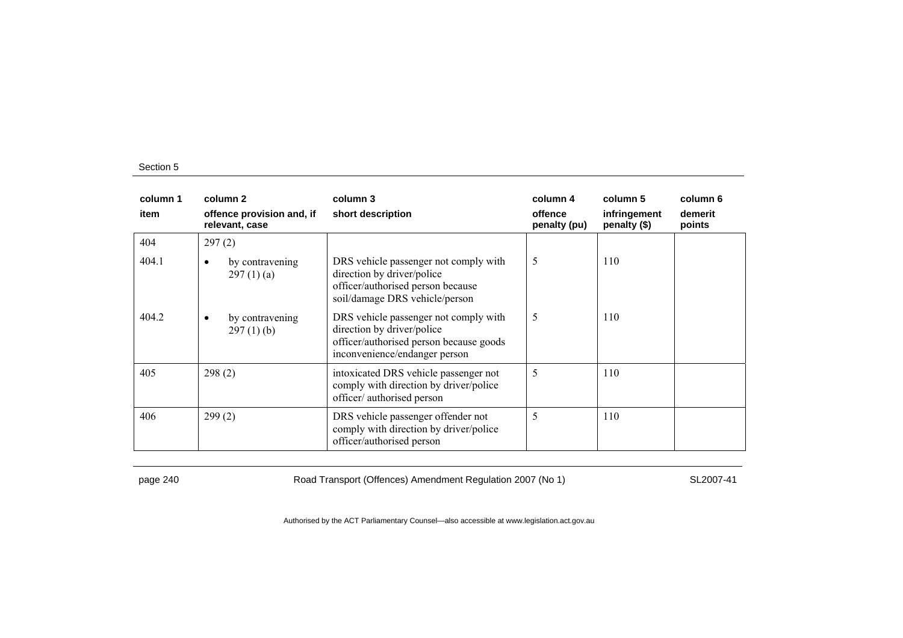| column 1 | column 2 | column 3 | column 4 | column 5 | column 6 |
|---|---|---|---|---|---|
| item | offence provision and, if relevant, case | short description | offence penalty (pu) | infringement penalty ($) | demerit points |
| 404 | 297 (2) | | | | |
| 404.1 | • by contravening 297 (1) (a) | DRS vehicle passenger not comply with direction by driver/police officer/authorised person because soil/damage DRS vehicle/person | 5 | 110 | |
| 404.2 | • by contravening 297 (1) (b) | DRS vehicle passenger not comply with direction by driver/police officer/authorised person because goods inconvenience/endanger person | 5 | 110 | |
| 405 | 298 (2) | intoxicated DRS vehicle passenger not comply with direction by driver/police officer/ authorised person | 5 | 110 | |
| 406 | 299 (2) | DRS vehicle passenger offender not comply with direction by driver/police officer/authorised person | 5 | 110 | |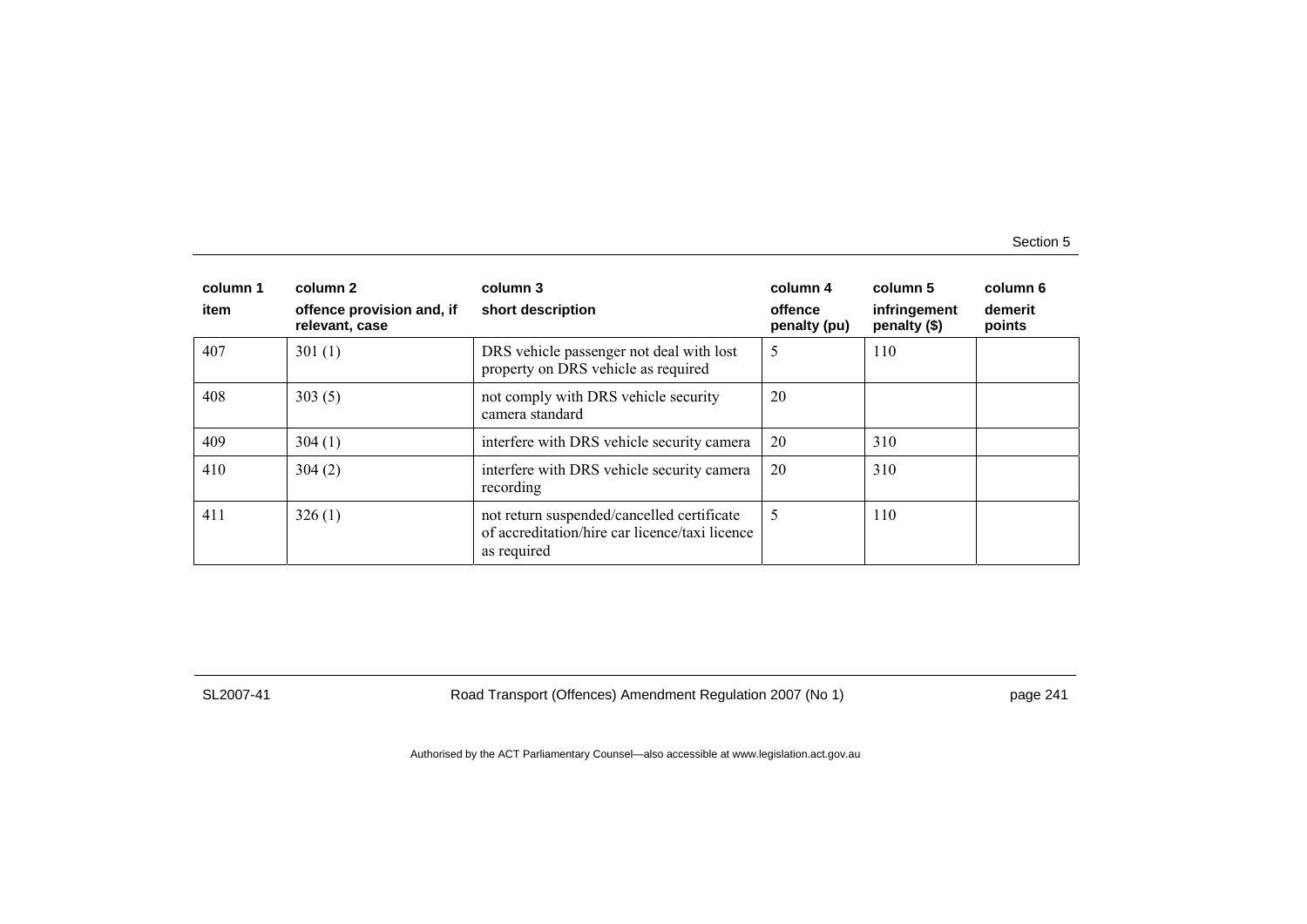| column 1 | column 2 | column 3 | column 4 | column 5 | column 6 |
|---|---|---|---|---|---|
| item | offence provision and, if relevant, case | short description | offence penalty (pu) | infringement penalty ($) | demerit points |
| 407 | 301 (1) | DRS vehicle passenger not deal with lost property on DRS vehicle as required | 5 | 110 | |
| 408 | 303 (5) | not comply with DRS vehicle security camera standard | 20 | | |
| 409 | 304 (1) | interfere with DRS vehicle security camera | 20 | 310 | |
| 410 | 304 (2) | interfere with DRS vehicle security camera recording | 20 | 310 | |
| 411 | 326 (1) | not return suspended/cancelled certificate of accreditation/hire car licence/taxi licence as required | 5 | 110 | |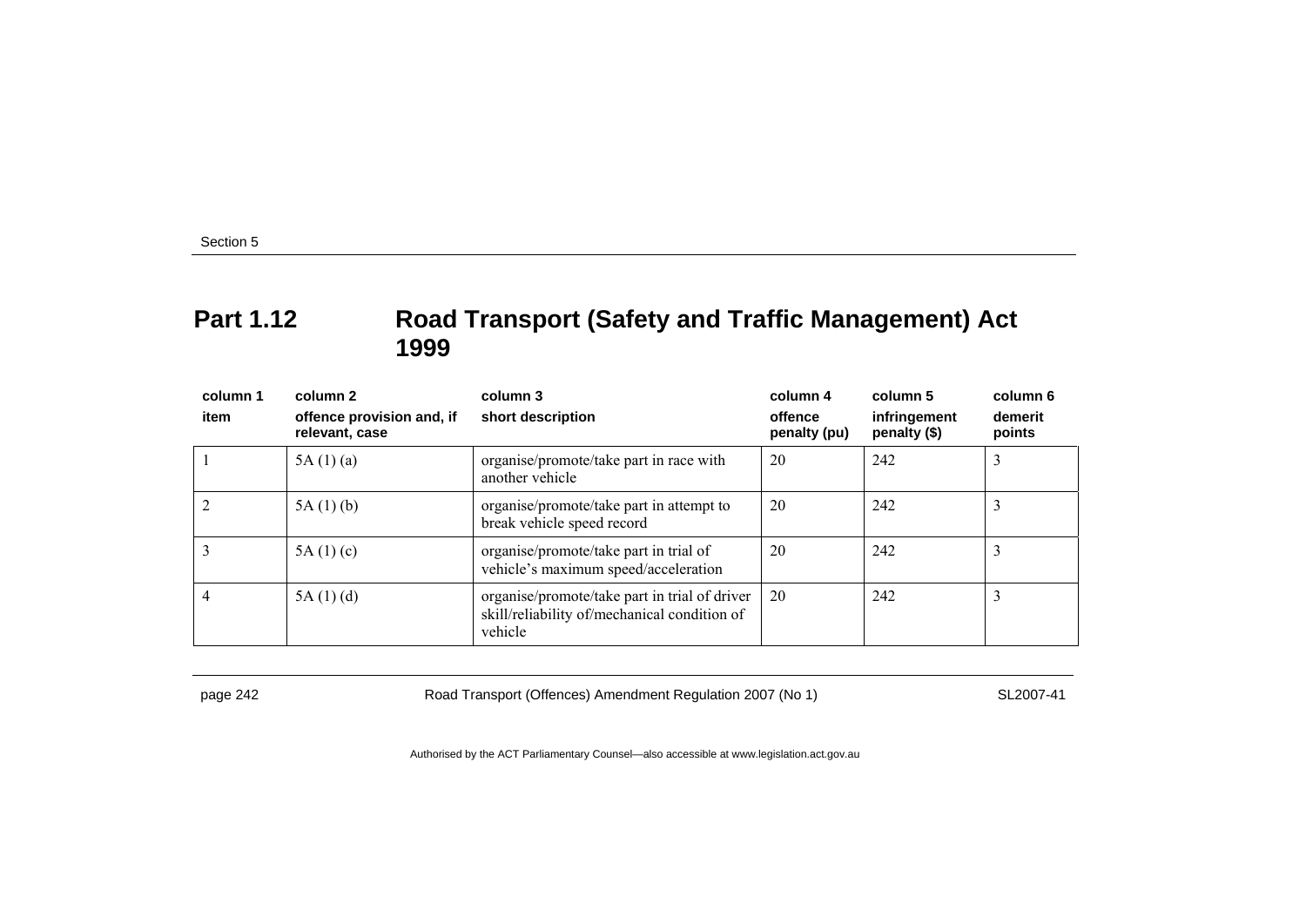## Part 1.12 Road Transport (Safety and Traffic Management) Act 1999

| column 1 item | column 2 offence provision and, if relevant, case | column 3 short description | column 4 offence penalty (pu) | column 5 infringement penalty ($) | column 6 demerit points |
|---|---|---|---|---|---|
| 1 | 5A (1) (a) | organise/promote/take part in race with another vehicle | 20 | 242 | 3 |
| 2 | 5A (1) (b) | organise/promote/take part in attempt to break vehicle speed record | 20 | 242 | 3 |
| 3 | 5A (1) (c) | organise/promote/take part in trial of vehicle's maximum speed/acceleration | 20 | 242 | 3 |
| 4 | 5A (1) (d) | organise/promote/take part in trial of driver skill/reliability of/mechanical condition of vehicle | 20 | 242 | 3 |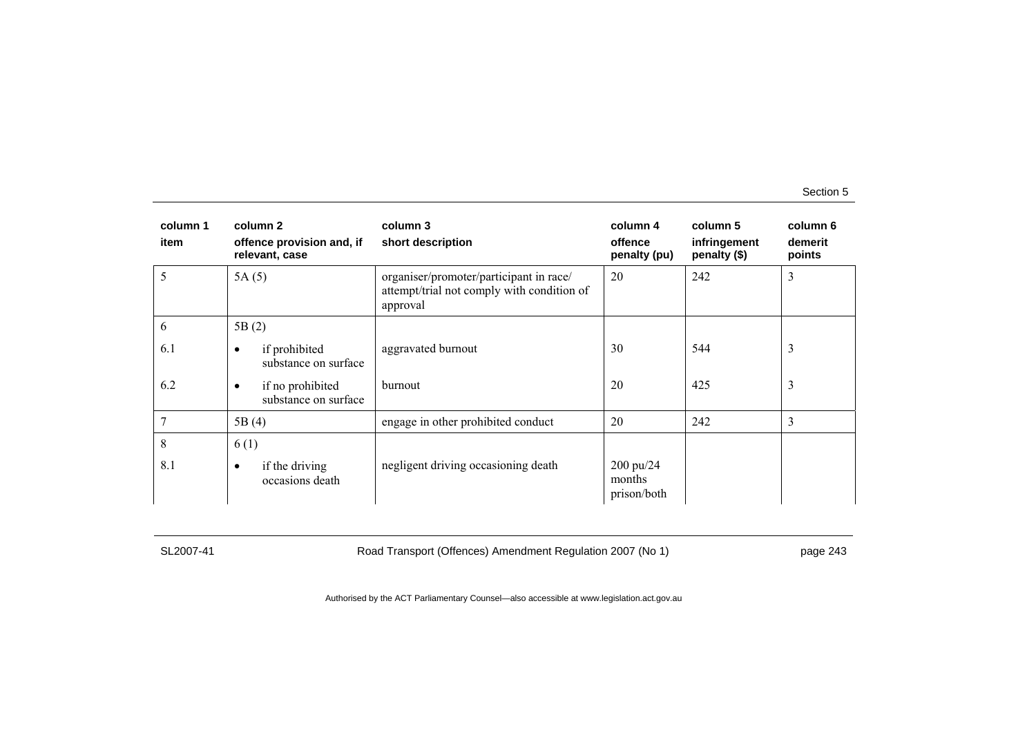| column 1 item | column 2 offence provision and, if relevant, case | column 3 short description | column 4 offence penalty (pu) | column 5 infringement penalty ($) | column 6 demerit points |
|---|---|---|---|---|---|
| 5 | 5A (5) | organiser/promoter/participant in race/ attempt/trial not comply with condition of approval | 20 | 242 | 3 |
| 6 | 5B (2) | | | | |
| 6.1 | • if prohibited substance on surface | aggravated burnout | 30 | 544 | 3 |
| 6.2 | • if no prohibited substance on surface | burnout | 20 | 425 | 3 |
| 7 | 5B (4) | engage in other prohibited conduct | 20 | 242 | 3 |
| 8 | 6 (1) | | | | |
| 8.1 | • if the driving occasions death | negligent driving occasioning death | 200 pu/24 months prison/both | | |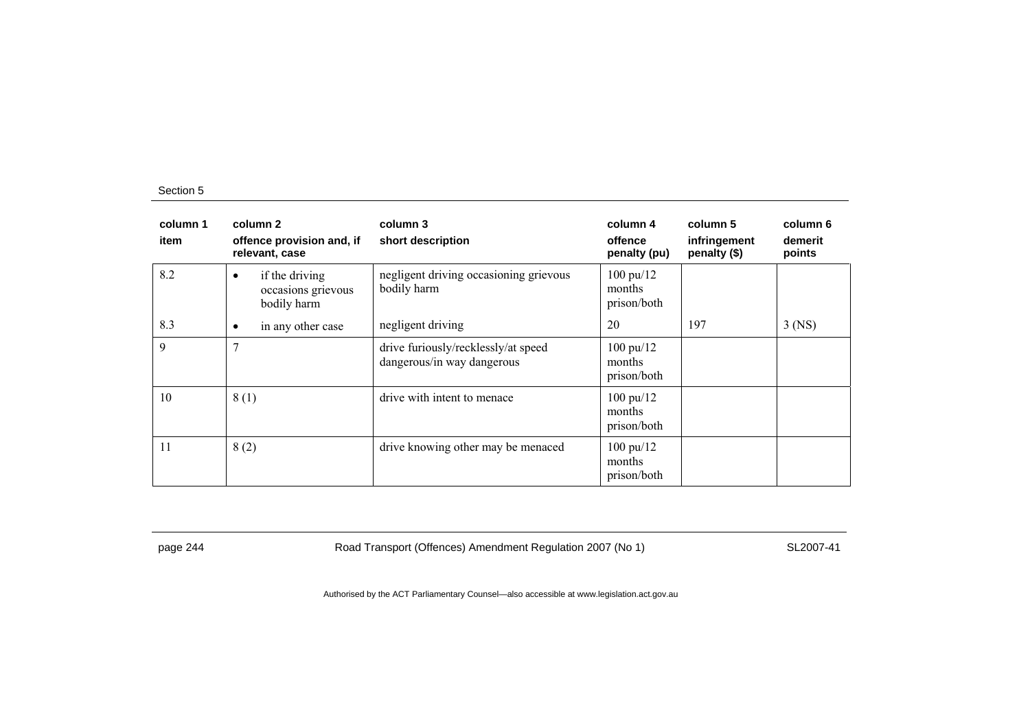| column 1 item | column 2 offence provision and, if relevant, case | column 3 short description | column 4 offence penalty (pu) | column 5 infringement penalty ($) | column 6 demerit points |
|---|---|---|---|---|---|
| 8.2 | • if the driving occasions grievous bodily harm | negligent driving occasioning grievous bodily harm | 100 pu/12 months prison/both | | |
| 8.3 | • in any other case | negligent driving | 20 | 197 | 3 (NS) |
| 9 | 7 | drive furiously/recklessly/at speed dangerous/in way dangerous | 100 pu/12 months prison/both | | |
| 10 | 8 (1) | drive with intent to menace | 100 pu/12 months prison/both | | |
| 11 | 8 (2) | drive knowing other may be menaced | 100 pu/12 months prison/both | | |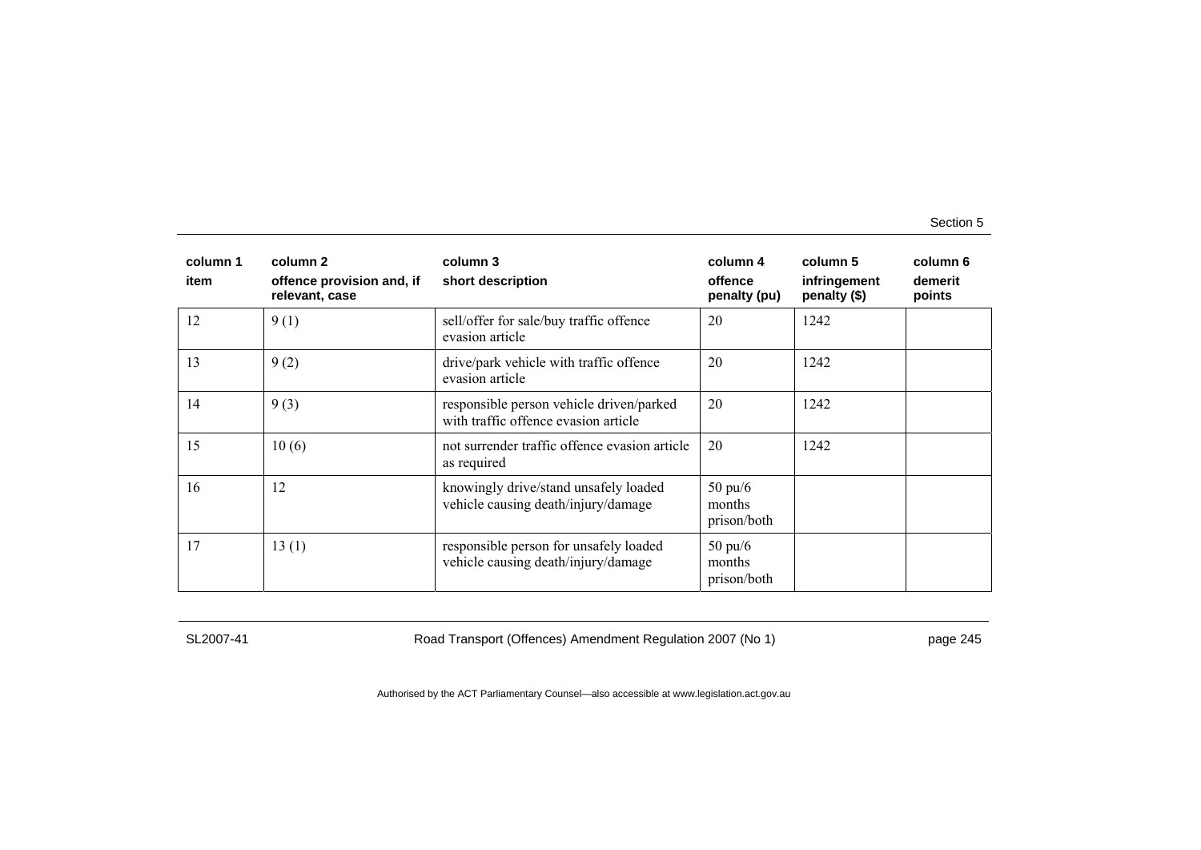| column 1<br>item | column 2<br>offence provision and, if relevant, case | column 3<br>short description | column 4<br>offence penalty (pu) | column 5<br>infringement penalty ($) | column 6<br>demerit points |
|---|---|---|---|---|---|
| 12 | 9 (1) | sell/offer for sale/buy traffic offence evasion article | 20 | 1242 | |
| 13 | 9 (2) | drive/park vehicle with traffic offence evasion article | 20 | 1242 | |
| 14 | 9 (3) | responsible person vehicle driven/parked with traffic offence evasion article | 20 | 1242 | |
| 15 | 10 (6) | not surrender traffic offence evasion article as required | 20 | 1242 | |
| 16 | 12 | knowingly drive/stand unsafely loaded vehicle causing death/injury/damage | 50 pu/6 months prison/both | | |
| 17 | 13 (1) | responsible person for unsafely loaded vehicle causing death/injury/damage | 50 pu/6 months prison/both | | |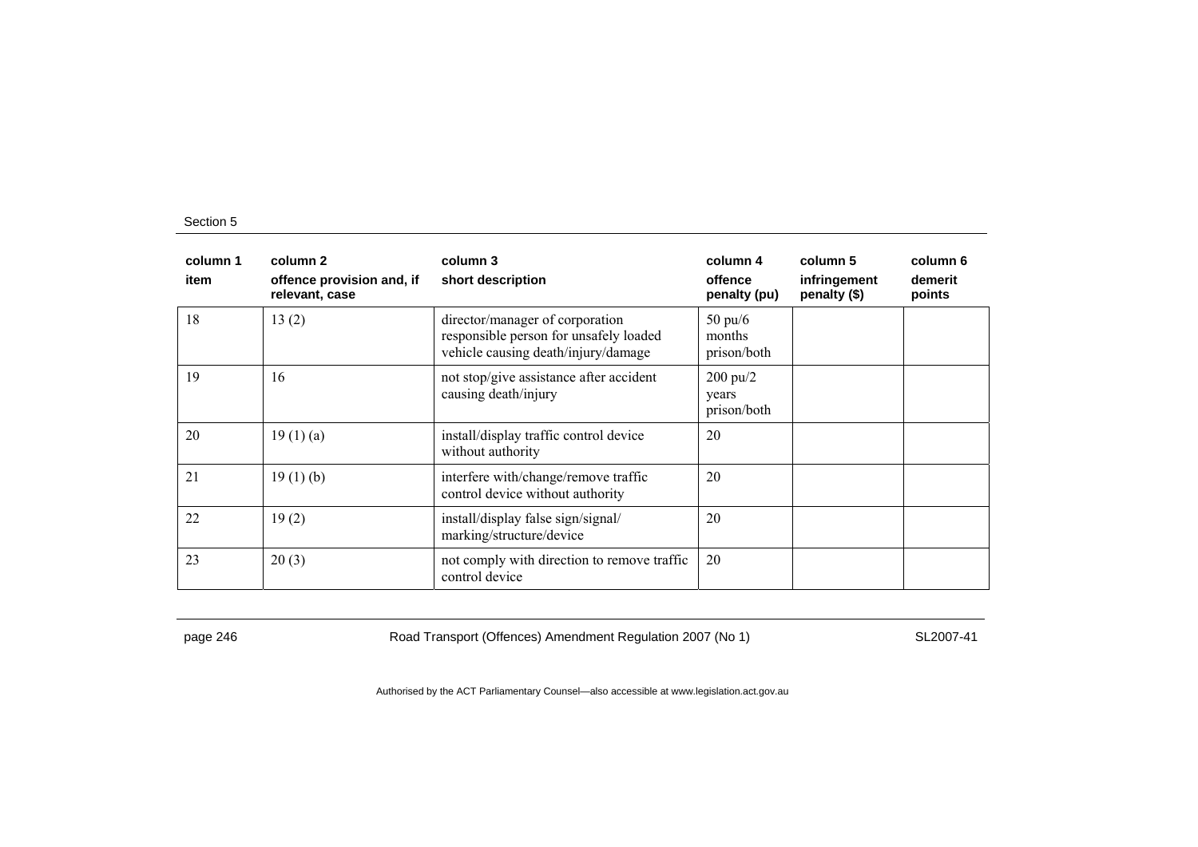| column 1 | column 2 | column 3 | column 4 | column 5 | column 6 |
|---|---|---|---|---|---|
| item | offence provision and, if relevant, case | short description | offence penalty (pu) | infringement penalty ($) | demerit points |
| 18 | 13 (2) | director/manager of corporation responsible person for unsafely loaded vehicle causing death/injury/damage | 50 pu/6 months prison/both | | |
| 19 | 16 | not stop/give assistance after accident causing death/injury | 200 pu/2 years prison/both | | |
| 20 | 19 (1) (a) | install/display traffic control device without authority | 20 | | |
| 21 | 19 (1) (b) | interfere with/change/remove traffic control device without authority | 20 | | |
| 22 | 19 (2) | install/display false sign/signal/ marking/structure/device | 20 | | |
| 23 | 20 (3) | not comply with direction to remove traffic control device | 20 | | |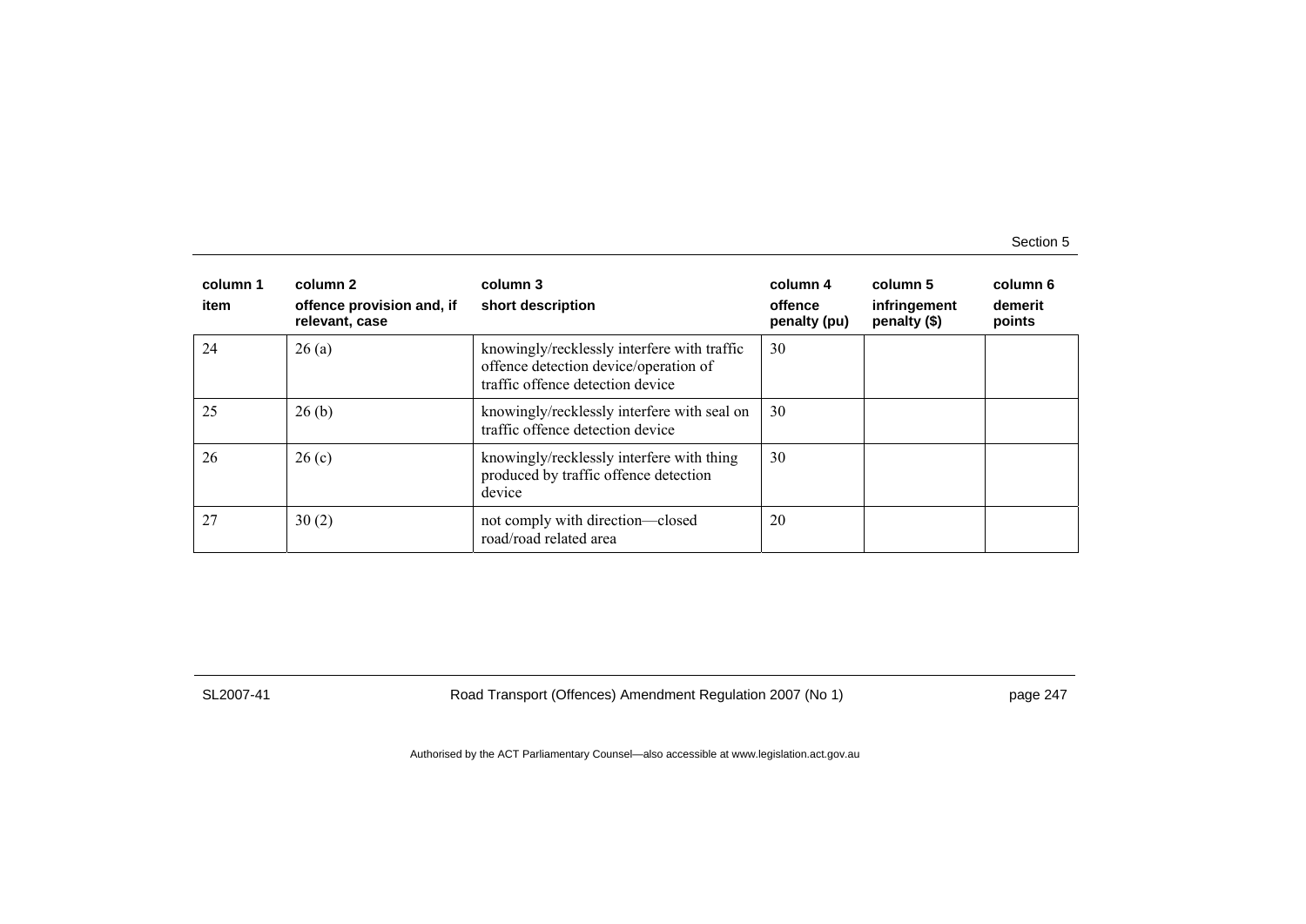| column 1<br>item | column 2<br>offence provision and, if relevant, case | column 3<br>short description | column 4<br>offence penalty (pu) | column 5<br>infringement penalty ($) | column 6<br>demerit points |
|---|---|---|---|---|---|
| 24 | 26 (a) | knowingly/recklessly interfere with traffic offence detection device/operation of traffic offence detection device | 30 | | |
| 25 | 26 (b) | knowingly/recklessly interfere with seal on traffic offence detection device | 30 | | |
| 26 | 26 (c) | knowingly/recklessly interfere with thing produced by traffic offence detection device | 30 | | |
| 27 | 30 (2) | not comply with direction—closed road/road related area | 20 | | |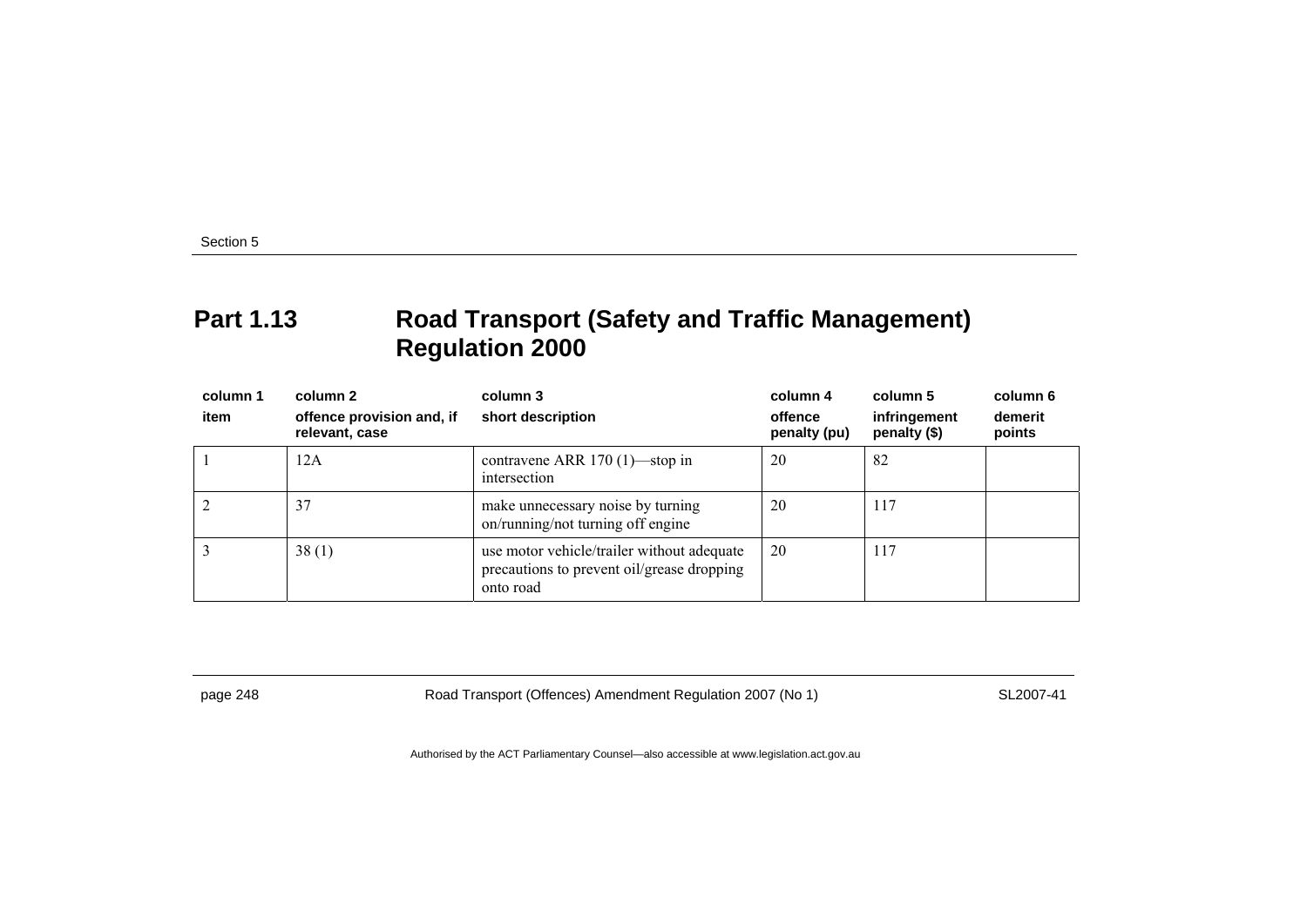## Part 1.13 Road Transport (Safety and Traffic Management) Regulation 2000

| column 1<br>item | column 2<br>offence provision and, if relevant, case | column 3<br>short description | column 4<br>offence penalty (pu) | column 5<br>infringement penalty ($) | column 6<br>demerit points |
|---|---|---|---|---|---|
| 1 | 12A | contravene ARR 170 (1)—stop in intersection | 20 | 82 | |
| 2 | 37 | make unnecessary noise by turning on/running/not turning off engine | 20 | 117 | |
| 3 | 38 (1) | use motor vehicle/trailer without adequate precautions to prevent oil/grease dropping onto road | 20 | 117 | |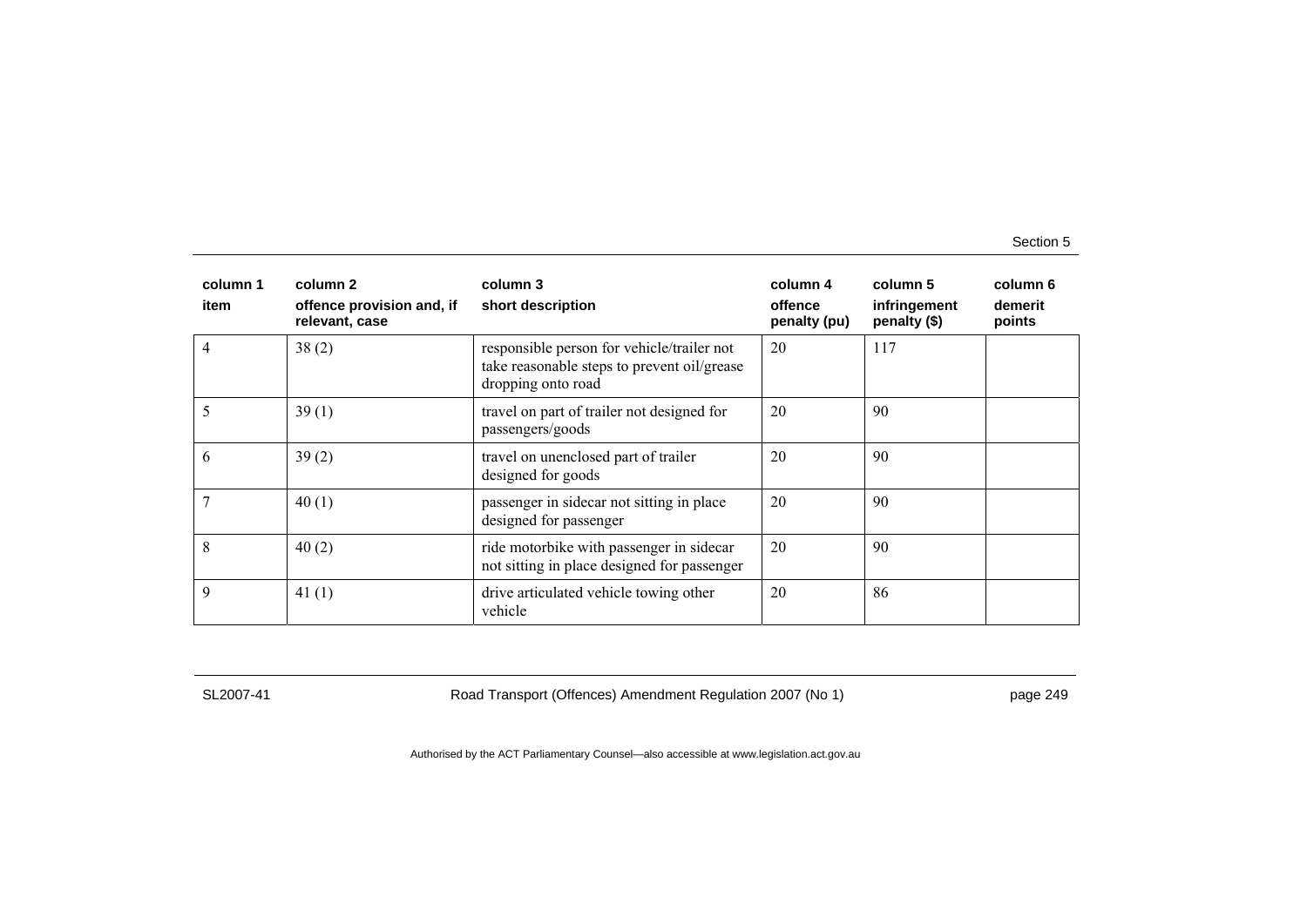| column 1<br>item | column 2<br>offence provision and, if relevant, case | column 3<br>short description | column 4<br>offence penalty (pu) | column 5<br>infringement penalty ($) | column 6<br>demerit points |
|---|---|---|---|---|---|
| 4 | 38 (2) | responsible person for vehicle/trailer not take reasonable steps to prevent oil/grease dropping onto road | 20 | 117 | |
| 5 | 39 (1) | travel on part of trailer not designed for passengers/goods | 20 | 90 | |
| 6 | 39 (2) | travel on unenclosed part of trailer designed for goods | 20 | 90 | |
| 7 | 40 (1) | passenger in sidecar not sitting in place designed for passenger | 20 | 90 | |
| 8 | 40 (2) | ride motorbike with passenger in sidecar not sitting in place designed for passenger | 20 | 90 | |
| 9 | 41 (1) | drive articulated vehicle towing other vehicle | 20 | 86 | |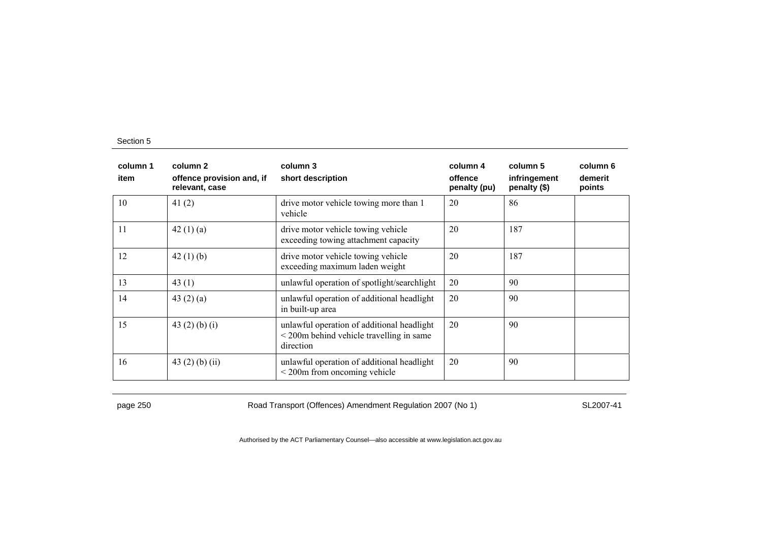| column 1<br>item | column 2<br>offence provision and, if relevant, case | column 3<br>short description | column 4<br>offence penalty (pu) | column 5<br>infringement penalty ($) | column 6<br>demerit points |
|---|---|---|---|---|---|
| 10 | 41 (2) | drive motor vehicle towing more than 1 vehicle | 20 | 86 | |
| 11 | 42 (1) (a) | drive motor vehicle towing vehicle exceeding towing attachment capacity | 20 | 187 | |
| 12 | 42 (1) (b) | drive motor vehicle towing vehicle exceeding maximum laden weight | 20 | 187 | |
| 13 | 43 (1) | unlawful operation of spotlight/searchlight | 20 | 90 | |
| 14 | 43 (2) (a) | unlawful operation of additional headlight in built-up area | 20 | 90 | |
| 15 | 43 (2) (b) (i) | unlawful operation of additional headlight < 200m behind vehicle travelling in same direction | 20 | 90 | |
| 16 | 43 (2) (b) (ii) | unlawful operation of additional headlight < 200m from oncoming vehicle | 20 | 90 | |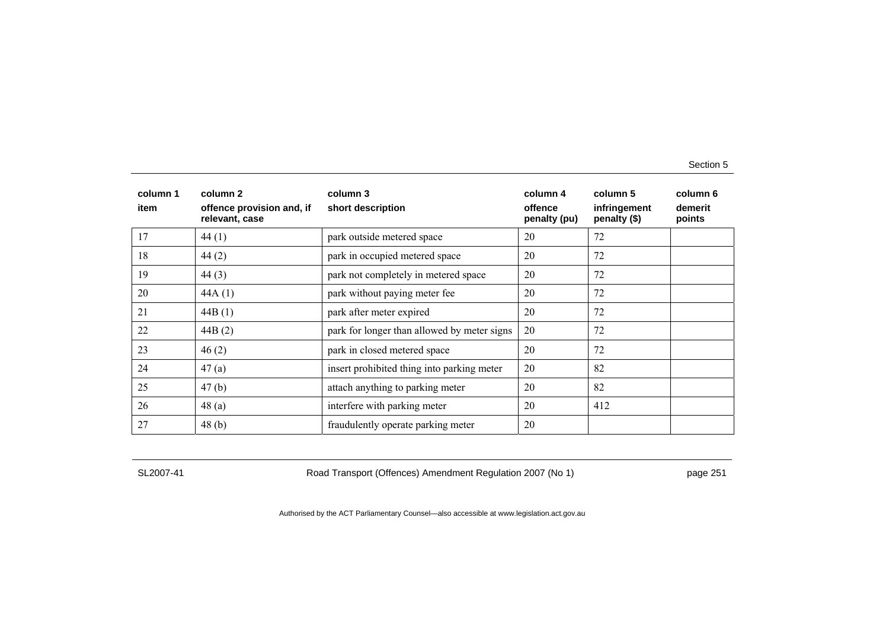| column 1<br>item | column 2<br>offence provision and, if relevant, case | column 3<br>short description | column 4<br>offence penalty (pu) | column 5<br>infringement penalty ($) | column 6<br>demerit points |
|---|---|---|---|---|---|
| 17 | 44 (1) | park outside metered space | 20 | 72 | |
| 18 | 44 (2) | park in occupied metered space | 20 | 72 | |
| 19 | 44 (3) | park not completely in metered space | 20 | 72 | |
| 20 | 44A (1) | park without paying meter fee | 20 | 72 | |
| 21 | 44B (1) | park after meter expired | 20 | 72 | |
| 22 | 44B (2) | park for longer than allowed by meter signs | 20 | 72 | |
| 23 | 46 (2) | park in closed metered space | 20 | 72 | |
| 24 | 47 (a) | insert prohibited thing into parking meter | 20 | 82 | |
| 25 | 47 (b) | attach anything to parking meter | 20 | 82 | |
| 26 | 48 (a) | interfere with parking meter | 20 | 412 | |
| 27 | 48 (b) | fraudulently operate parking meter | 20 | | |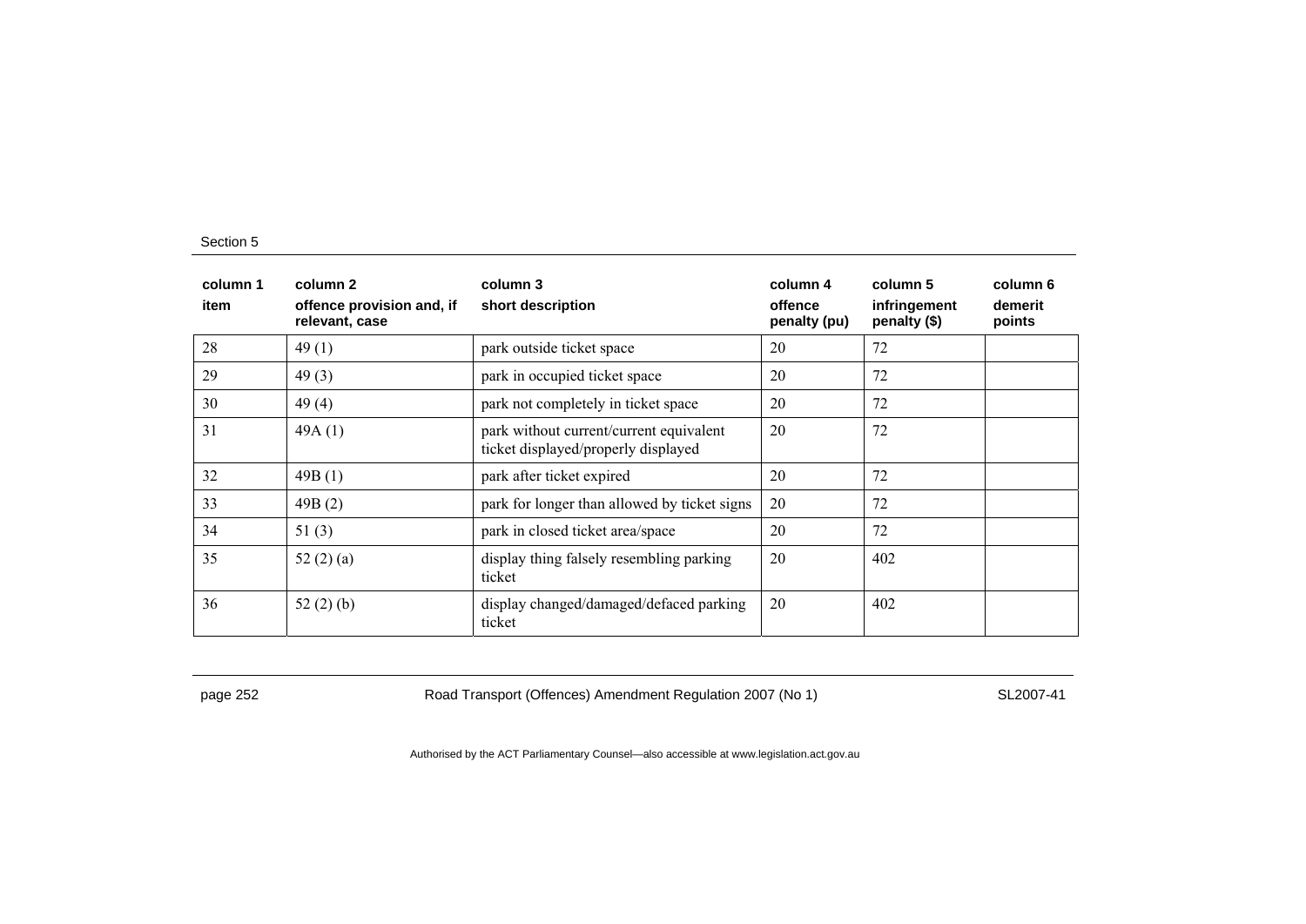| column 1 item | column 2 offence provision and, if relevant, case | column 3 short description | column 4 offence penalty (pu) | column 5 infringement penalty ($) | column 6 demerit points |
|---|---|---|---|---|---|
| 28 | 49 (1) | park outside ticket space | 20 | 72 | |
| 29 | 49 (3) | park in occupied ticket space | 20 | 72 | |
| 30 | 49 (4) | park not completely in ticket space | 20 | 72 | |
| 31 | 49A (1) | park without current/current equivalent ticket displayed/properly displayed | 20 | 72 | |
| 32 | 49B (1) | park after ticket expired | 20 | 72 | |
| 33 | 49B (2) | park for longer than allowed by ticket signs | 20 | 72 | |
| 34 | 51 (3) | park in closed ticket area/space | 20 | 72 | |
| 35 | 52 (2) (a) | display thing falsely resembling parking ticket | 20 | 402 | |
| 36 | 52 (2) (b) | display changed/damaged/defaced parking ticket | 20 | 402 | |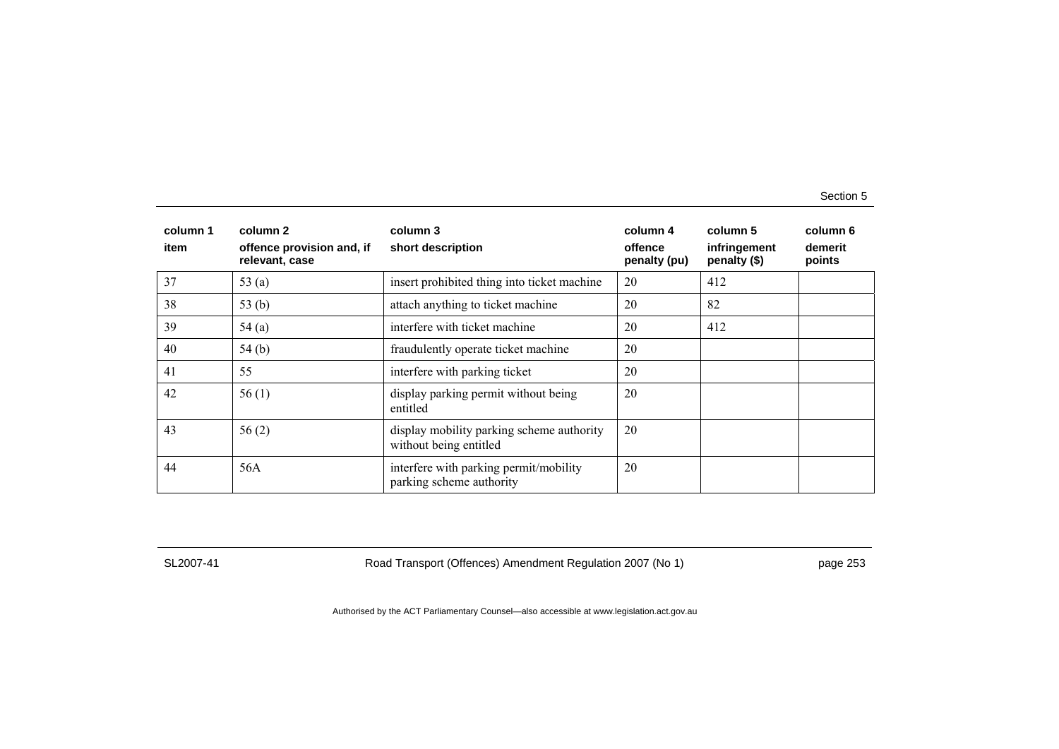| column 1<br>item | column 2<br>offence provision and, if relevant, case | column 3<br>short description | column 4<br>offence penalty (pu) | column 5<br>infringement penalty ($) | column 6<br>demerit points |
|---|---|---|---|---|---|
| 37 | 53 (a) | insert prohibited thing into ticket machine | 20 | 412 | |
| 38 | 53 (b) | attach anything to ticket machine | 20 | 82 | |
| 39 | 54 (a) | interfere with ticket machine | 20 | 412 | |
| 40 | 54 (b) | fraudulently operate ticket machine | 20 | | |
| 41 | 55 | interfere with parking ticket | 20 | | |
| 42 | 56 (1) | display parking permit without being entitled | 20 | | |
| 43 | 56 (2) | display mobility parking scheme authority without being entitled | 20 | | |
| 44 | 56A | interfere with parking permit/mobility parking scheme authority | 20 | | |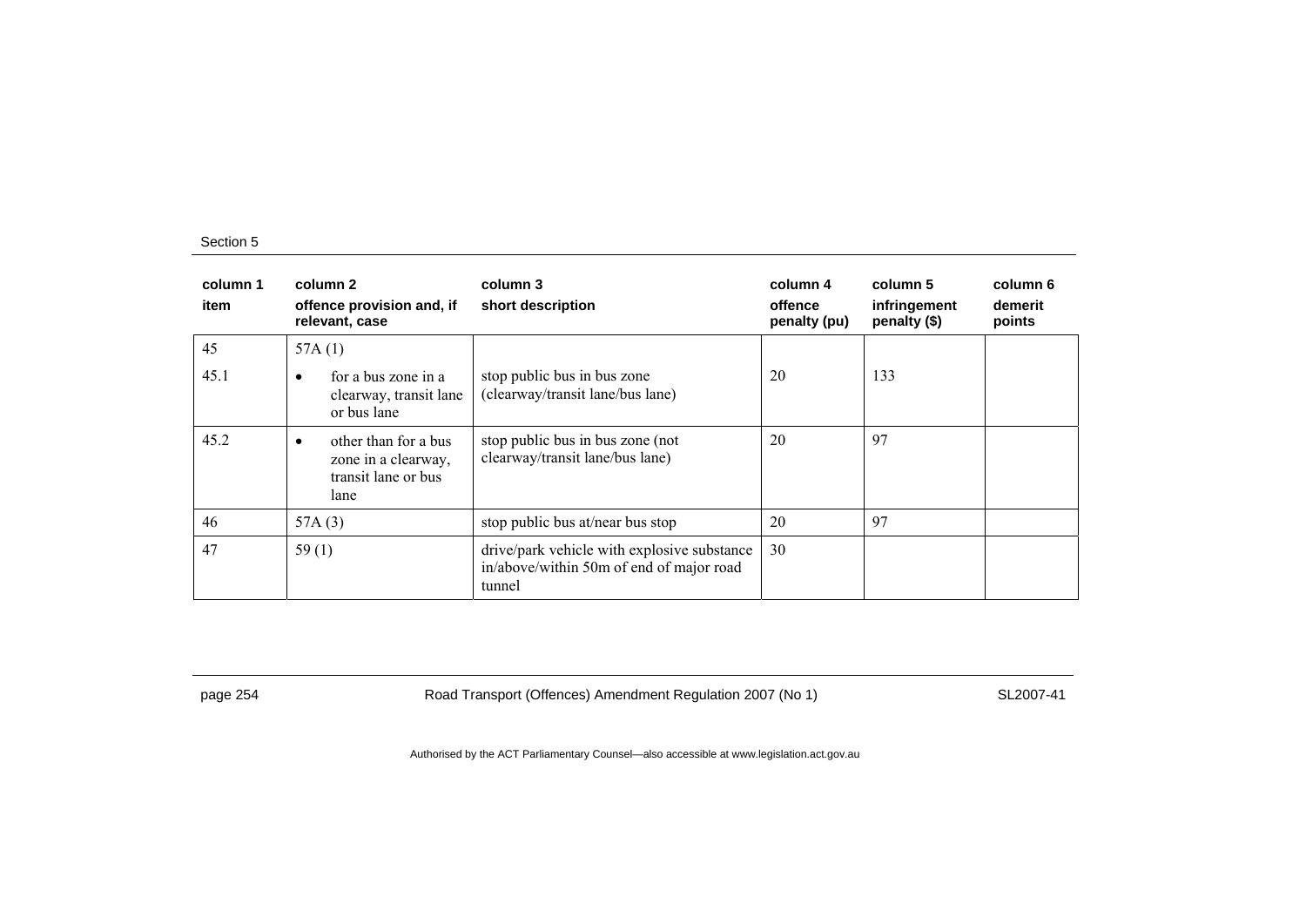| column 1<br>item | column 2<br>offence provision and, if relevant, case | column 3<br>short description | column 4<br>offence penalty (pu) | column 5<br>infringement penalty ($) | column 6<br>demerit points |
|---|---|---|---|---|---|
| 45 | 57A (1) | | | | |
| 45.1 | • for a bus zone in a clearway, transit lane or bus lane | stop public bus in bus zone (clearway/transit lane/bus lane) | 20 | 133 | |
| 45.2 | • other than for a bus zone in a clearway, transit lane or bus lane | stop public bus in bus zone (not clearway/transit lane/bus lane) | 20 | 97 | |
| 46 | 57A (3) | stop public bus at/near bus stop | 20 | 97 | |
| 47 | 59 (1) | drive/park vehicle with explosive substance in/above/within 50m of end of major road tunnel | 30 | | |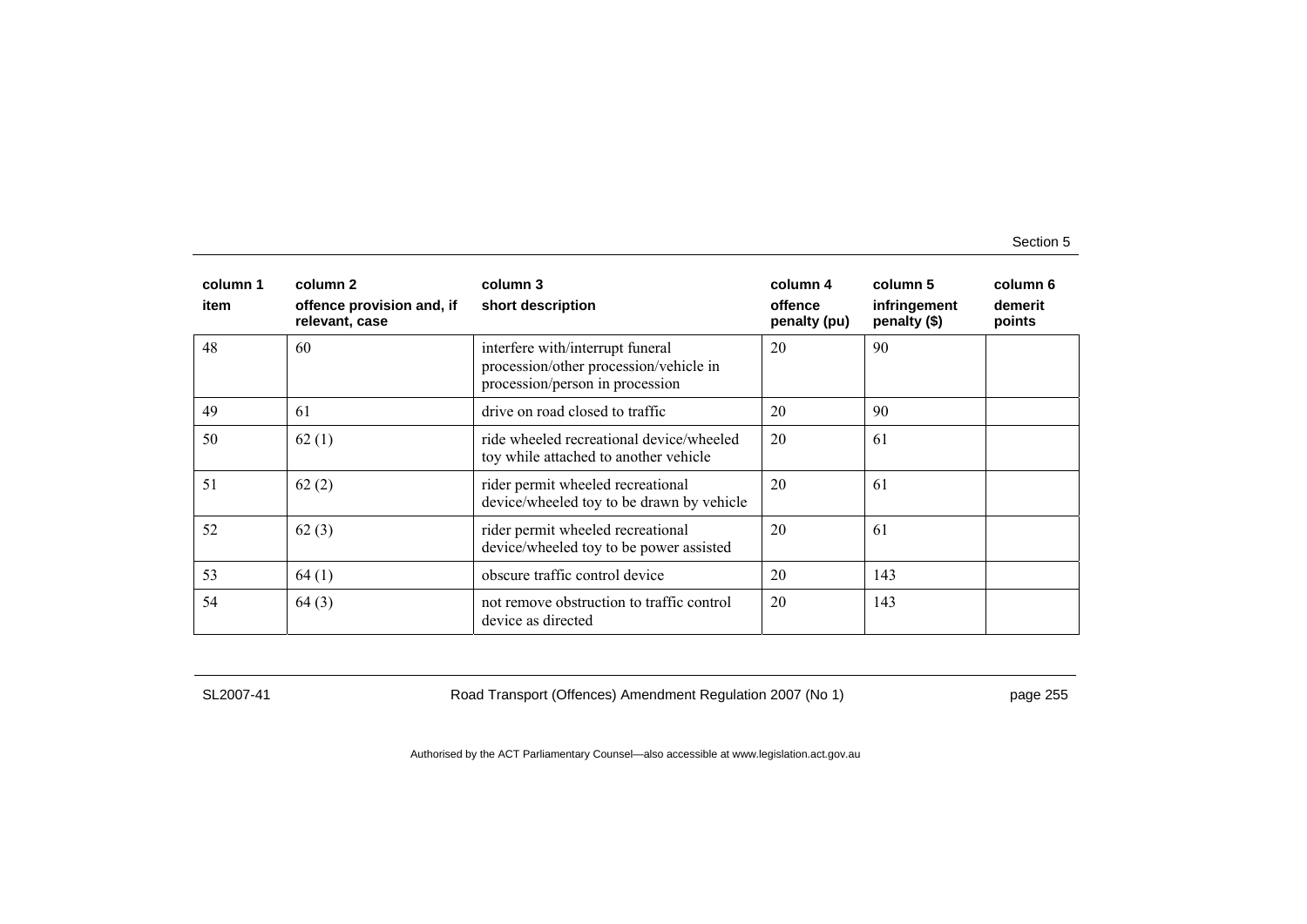| column 1<br>item | column 2<br>offence provision and, if relevant, case | column 3<br>short description | column 4<br>offence penalty (pu) | column 5<br>infringement penalty ($) | column 6<br>demerit points |
|---|---|---|---|---|---|
| 48 | 60 | interfere with/interrupt funeral procession/other procession/vehicle in procession/person in procession | 20 | 90 | |
| 49 | 61 | drive on road closed to traffic | 20 | 90 | |
| 50 | 62 (1) | ride wheeled recreational device/wheeled toy while attached to another vehicle | 20 | 61 | |
| 51 | 62 (2) | rider permit wheeled recreational device/wheeled toy to be drawn by vehicle | 20 | 61 | |
| 52 | 62 (3) | rider permit wheeled recreational device/wheeled toy to be power assisted | 20 | 61 | |
| 53 | 64 (1) | obscure traffic control device | 20 | 143 | |
| 54 | 64 (3) | not remove obstruction to traffic control device as directed | 20 | 143 | |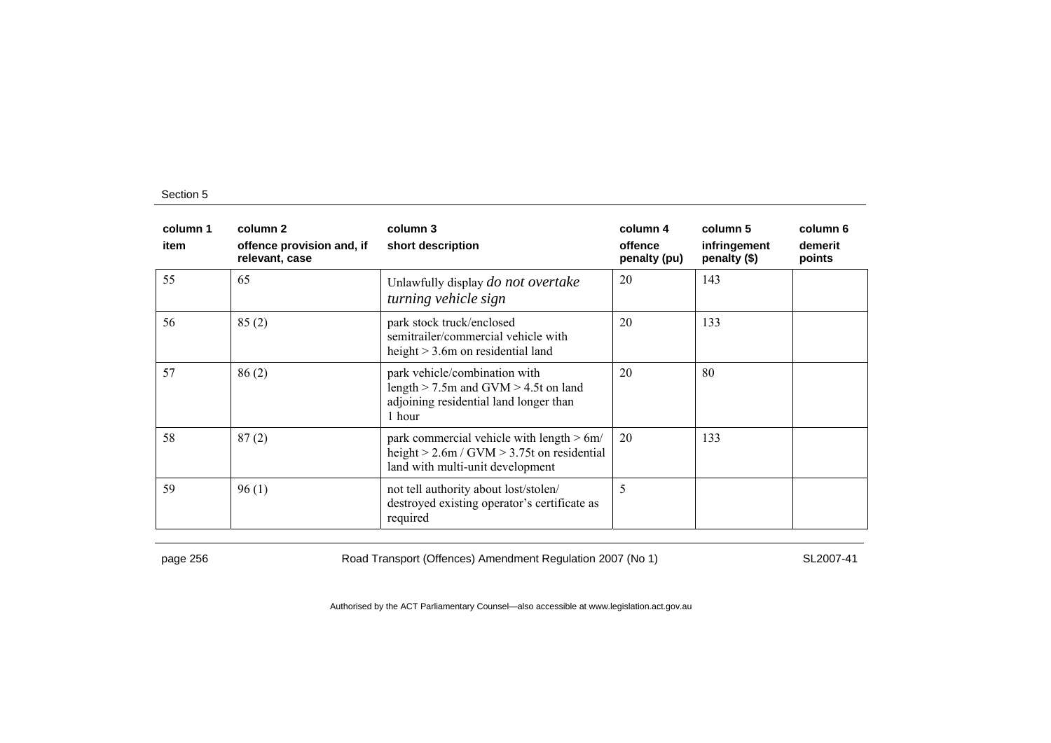Section 5

| column 1<br>item | column 2<br>offence provision and, if relevant, case | column 3<br>short description | column 4<br>offence penalty (pu) | column 5<br>infringement penalty ($) | column 6<br>demerit points |
|---|---|---|---|---|---|
| 55 | 65 | Unlawfully display *do not overtake turning vehicle sign* | 20 | 143 | |
| 56 | 85 (2) | park stock truck/enclosed semitrailer/commercial vehicle with height > 3.6m on residential land | 20 | 133 | |
| 57 | 86 (2) | park vehicle/combination with length > 7.5m and GVM > 4.5t on land adjoining residential land longer than 1 hour | 20 | 80 | |
| 58 | 87 (2) | park commercial vehicle with length > 6m/ height > 2.6m / GVM > 3.75t on residential land with multi-unit development | 20 | 133 | |
| 59 | 96 (1) | not tell authority about lost/stolen/ destroyed existing operator's certificate as required | 5 | | |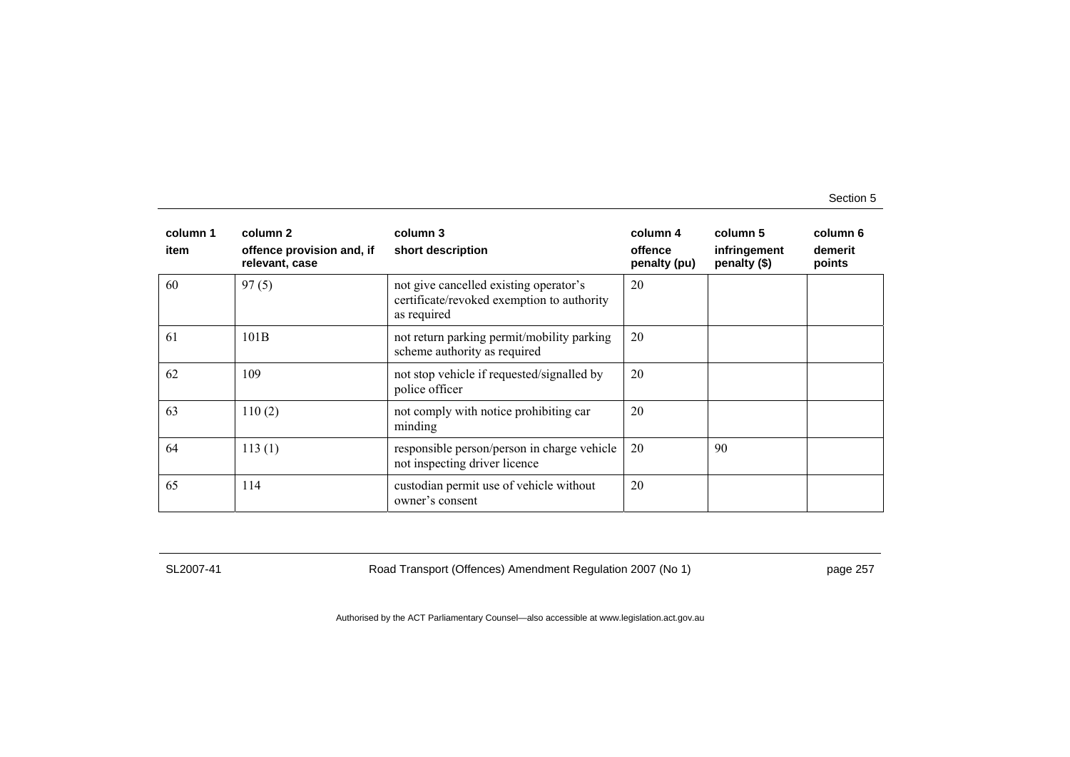| column 1<br>item | column 2<br>offence provision and, if relevant, case | column 3<br>short description | column 4<br>offence penalty (pu) | column 5<br>infringement penalty ($) | column 6<br>demerit points |
|---|---|---|---|---|---|
| 60 | 97 (5) | not give cancelled existing operator's certificate/revoked exemption to authority as required | 20 | | |
| 61 | 101B | not return parking permit/mobility parking scheme authority as required | 20 | | |
| 62 | 109 | not stop vehicle if requested/signalled by police officer | 20 | | |
| 63 | 110 (2) | not comply with notice prohibiting car minding | 20 | | |
| 64 | 113 (1) | responsible person/person in charge vehicle not inspecting driver licence | 20 | 90 | |
| 65 | 114 | custodian permit use of vehicle without owner's consent | 20 | | |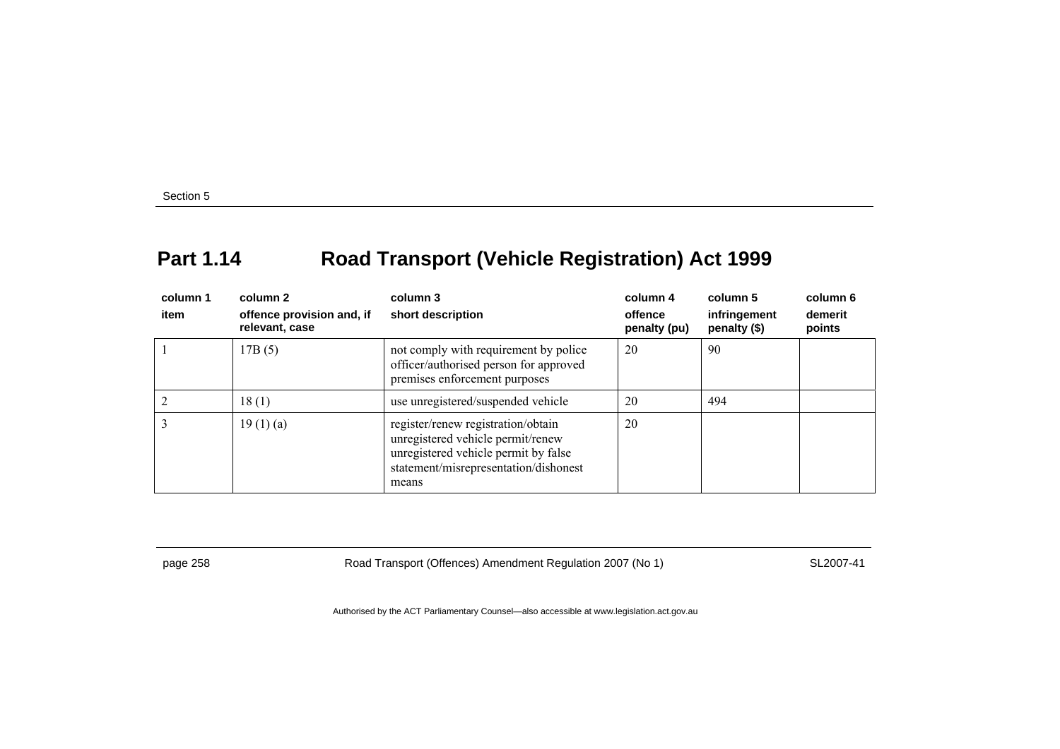## Part 1.14 Road Transport (Vehicle Registration) Act 1999

| column 1<br>item | column 2<br>offence provision and, if relevant, case | column 3<br>short description | column 4<br>offence penalty (pu) | column 5<br>infringement penalty ($) | column 6<br>demerit points |
|---|---|---|---|---|---|
| 1 | 17B (5) | not comply with requirement by police officer/authorised person for approved premises enforcement purposes | 20 | 90 | |
| 2 | 18 (1) | use unregistered/suspended vehicle | 20 | 494 | |
| 3 | 19 (1) (a) | register/renew registration/obtain unregistered vehicle permit/renew unregistered vehicle permit by false statement/misrepresentation/dishonest means | 20 | | |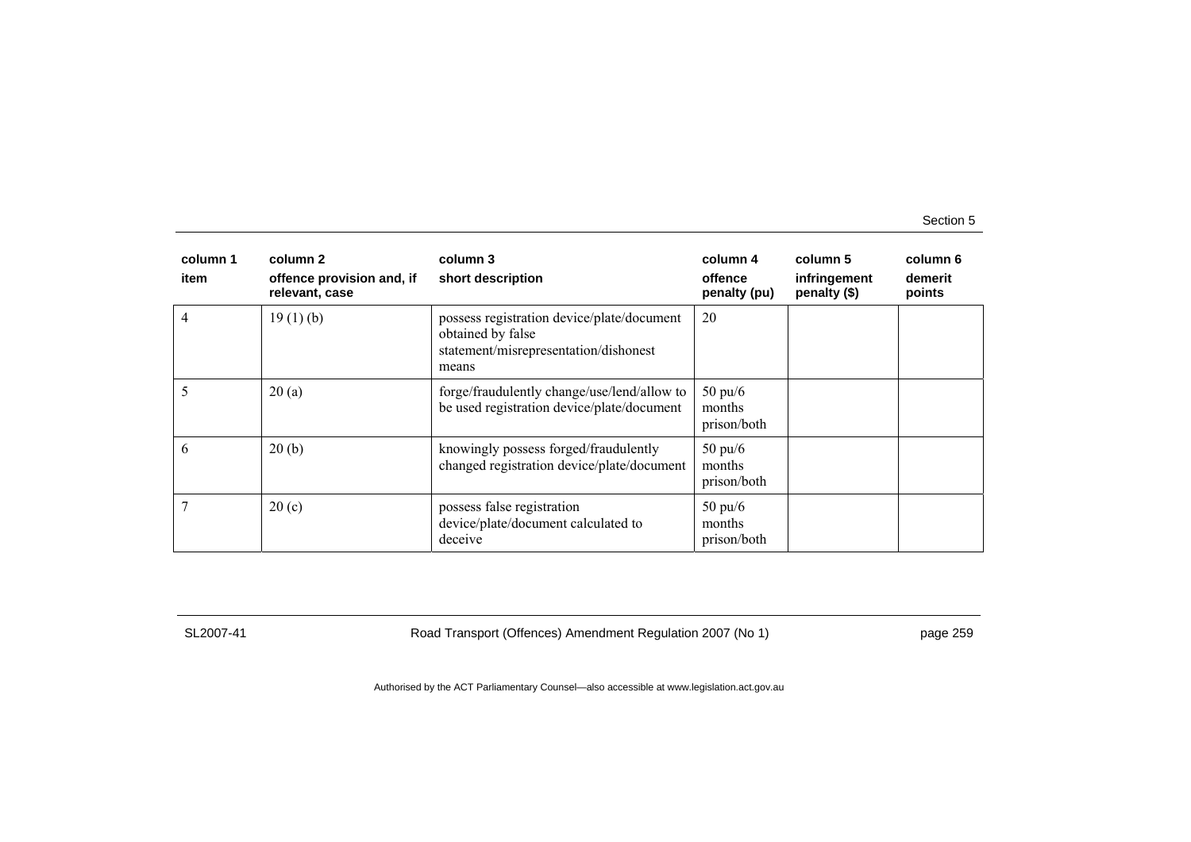| column 1 item | column 2 offence provision and, if relevant, case | column 3 short description | column 4 offence penalty (pu) | column 5 infringement penalty ($) | column 6 demerit points |
|---|---|---|---|---|---|
| 4 | 19 (1) (b) | possess registration device/plate/document obtained by false statement/misrepresentation/dishonest means | 20 | | |
| 5 | 20 (a) | forge/fraudulently change/use/lend/allow to be used registration device/plate/document | 50 pu/6 months prison/both | | |
| 6 | 20 (b) | knowingly possess forged/fraudulently changed registration device/plate/document | 50 pu/6 months prison/both | | |
| 7 | 20 (c) | possess false registration device/plate/document calculated to deceive | 50 pu/6 months prison/both | | |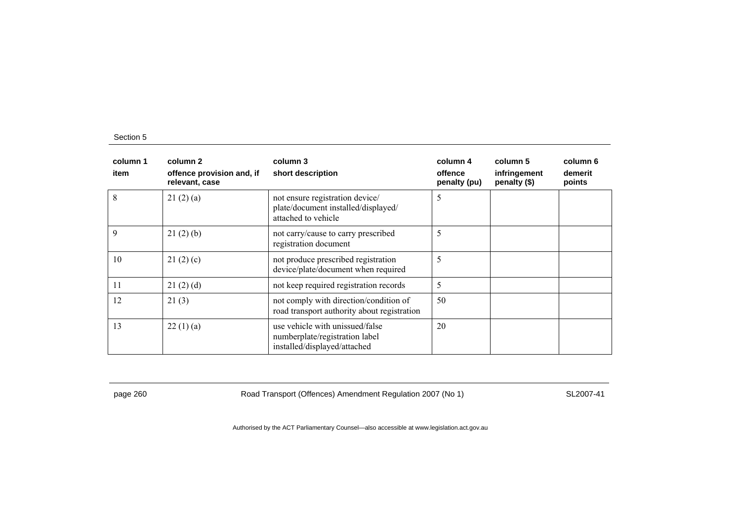| column 1<br>item | column 2<br>offence provision and, if relevant, case | column 3<br>short description | column 4<br>offence penalty (pu) | column 5<br>infringement penalty ($) | column 6<br>demerit points |
|---|---|---|---|---|---|
| 8 | 21 (2) (a) | not ensure registration device/ plate/document installed/displayed/ attached to vehicle | 5 | | |
| 9 | 21 (2) (b) | not carry/cause to carry prescribed registration document | 5 | | |
| 10 | 21 (2) (c) | not produce prescribed registration device/plate/document when required | 5 | | |
| 11 | 21 (2) (d) | not keep required registration records | 5 | | |
| 12 | 21 (3) | not comply with direction/condition of road transport authority about registration | 50 | | |
| 13 | 22 (1) (a) | use vehicle with unissued/false numberplate/registration label installed/displayed/attached | 20 | | |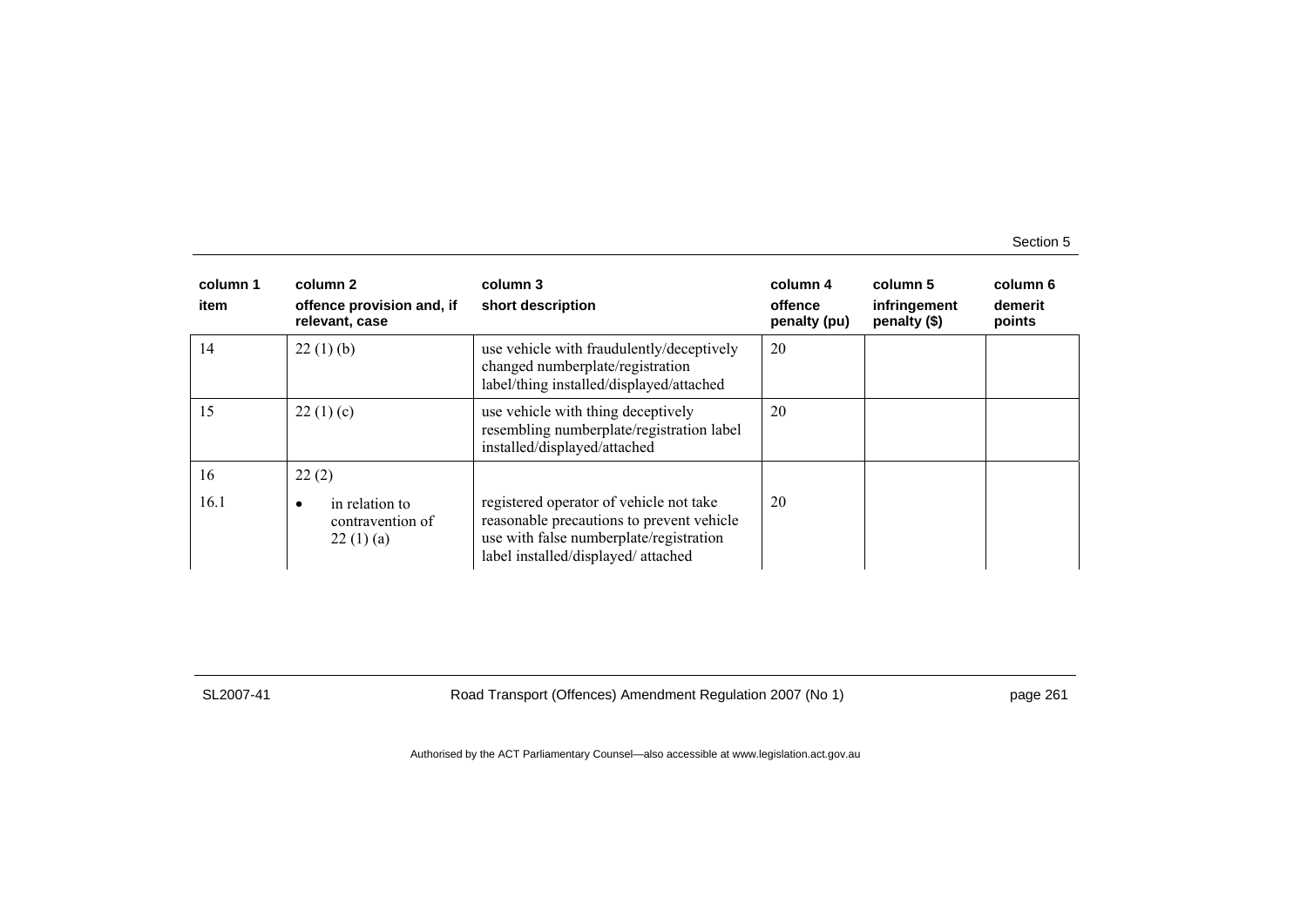| column 1 item | column 2 offence provision and, if relevant, case | column 3 short description | column 4 offence penalty (pu) | column 5 infringement penalty ($) | column 6 demerit points |
|---|---|---|---|---|---|
| 14 | 22 (1) (b) | use vehicle with fraudulently/deceptively changed numberplate/registration label/thing installed/displayed/attached | 20 | | |
| 15 | 22 (1) (c) | use vehicle with thing deceptively resembling numberplate/registration label installed/displayed/attached | 20 | | |
| 16 | 22 (2) | | | | |
| 16.1 | • in relation to contravention of 22 (1) (a) | registered operator of vehicle not take reasonable precautions to prevent vehicle use with false numberplate/registration label installed/displayed/ attached | 20 | | |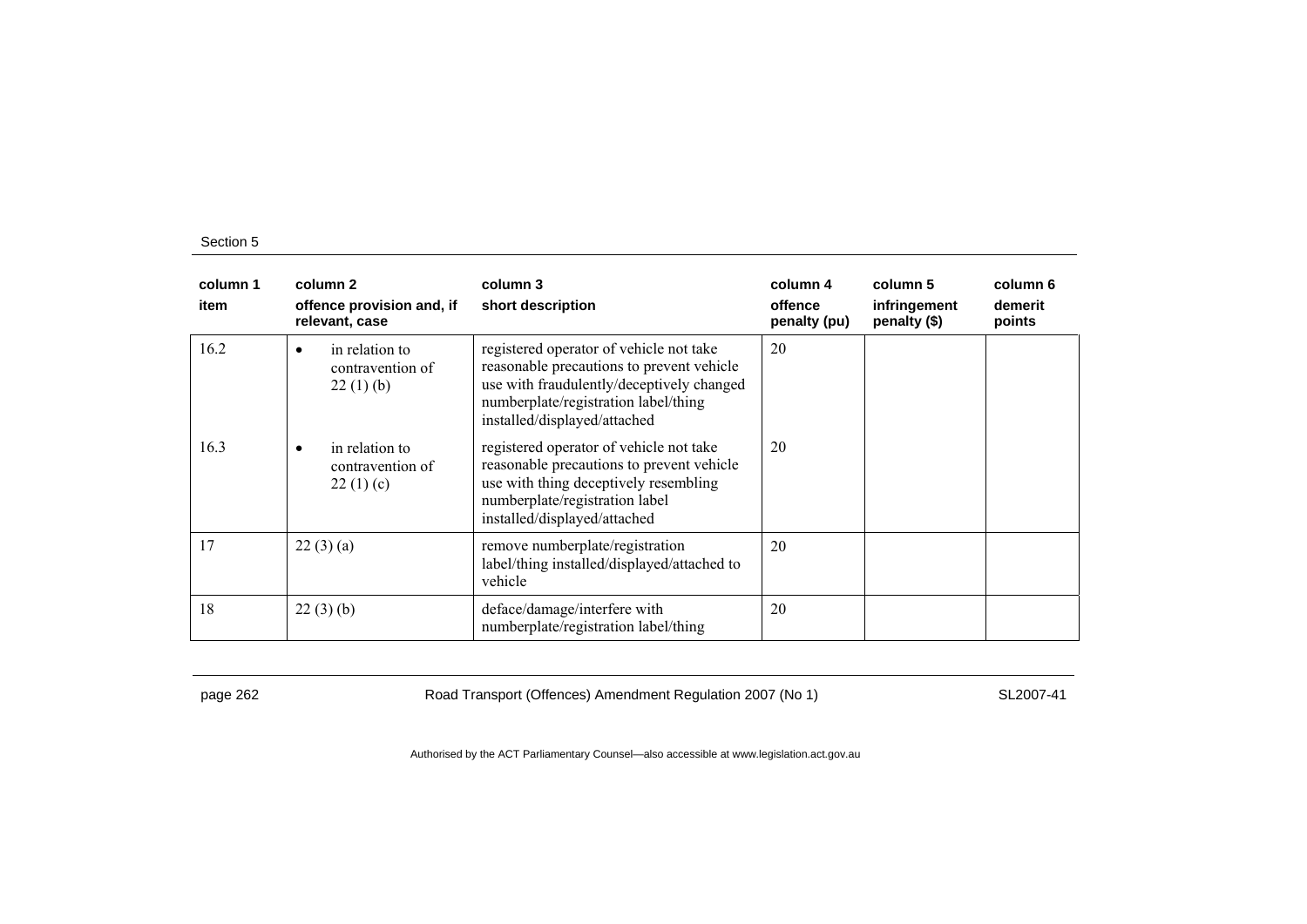| column 1 item | column 2 offence provision and, if relevant, case | column 3 short description | column 4 offence penalty (pu) | column 5 infringement penalty ($) | column 6 demerit points |
|---|---|---|---|---|---|
| 16.2 | • in relation to contravention of 22 (1) (b) | registered operator of vehicle not take reasonable precautions to prevent vehicle use with fraudulently/deceptively changed numberplate/registration label/thing installed/displayed/attached | 20 | | |
| 16.3 | • in relation to contravention of 22 (1) (c) | registered operator of vehicle not take reasonable precautions to prevent vehicle use with thing deceptively resembling numberplate/registration label installed/displayed/attached | 20 | | |
| 17 | 22 (3) (a) | remove numberplate/registration label/thing installed/displayed/attached to vehicle | 20 | | |
| 18 | 22 (3) (b) | deface/damage/interfere with numberplate/registration label/thing | 20 | | |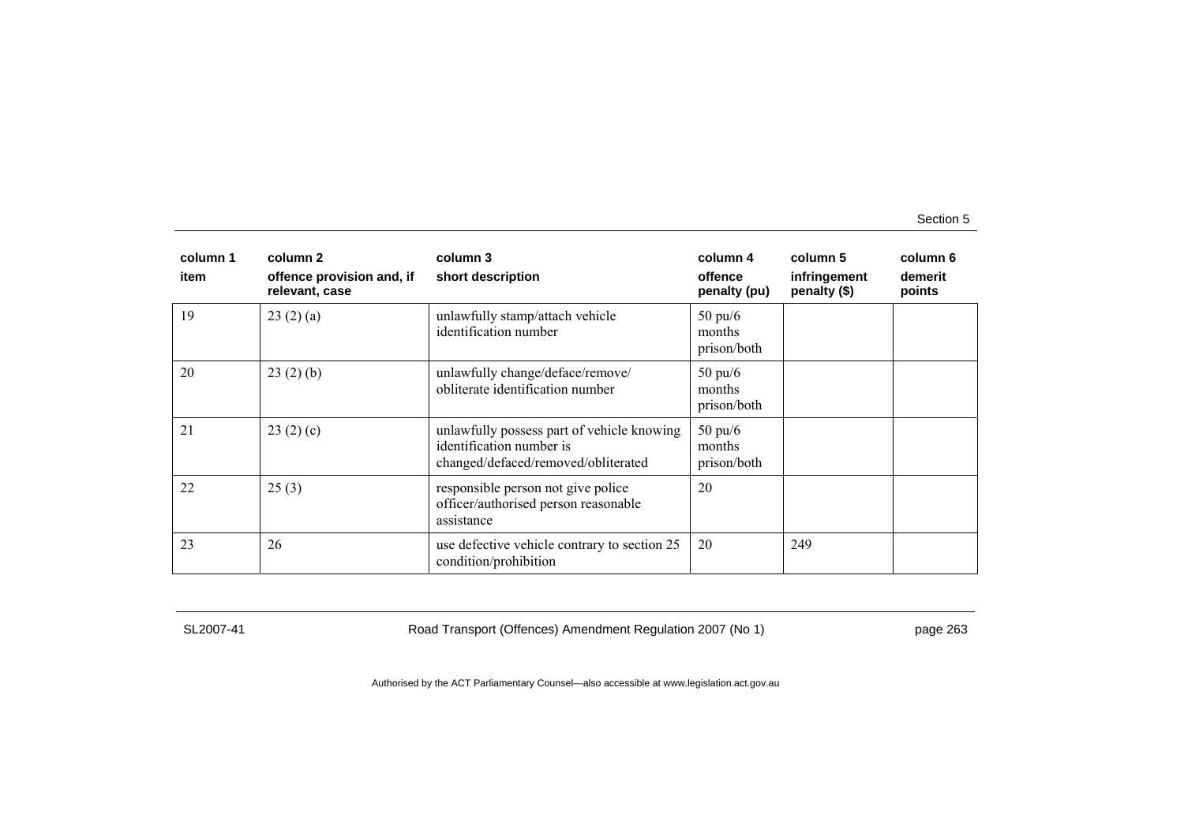| column 1 item | column 2 offence provision and, if relevant, case | column 3 short description | column 4 offence penalty (pu) | column 5 infringement penalty ($) | column 6 demerit points |
|---|---|---|---|---|---|
| 19 | 23 (2) (a) | unlawfully stamp/attach vehicle identification number | 50 pu/6 months prison/both | | |
| 20 | 23 (2) (b) | unlawfully change/deface/remove/ obliterate identification number | 50 pu/6 months prison/both | | |
| 21 | 23 (2) (c) | unlawfully possess part of vehicle knowing identification number is changed/defaced/removed/obliterated | 50 pu/6 months prison/both | | |
| 22 | 25 (3) | responsible person not give police officer/authorised person reasonable assistance | 20 | | |
| 23 | 26 | use defective vehicle contrary to section 25 condition/prohibition | 20 | 249 | |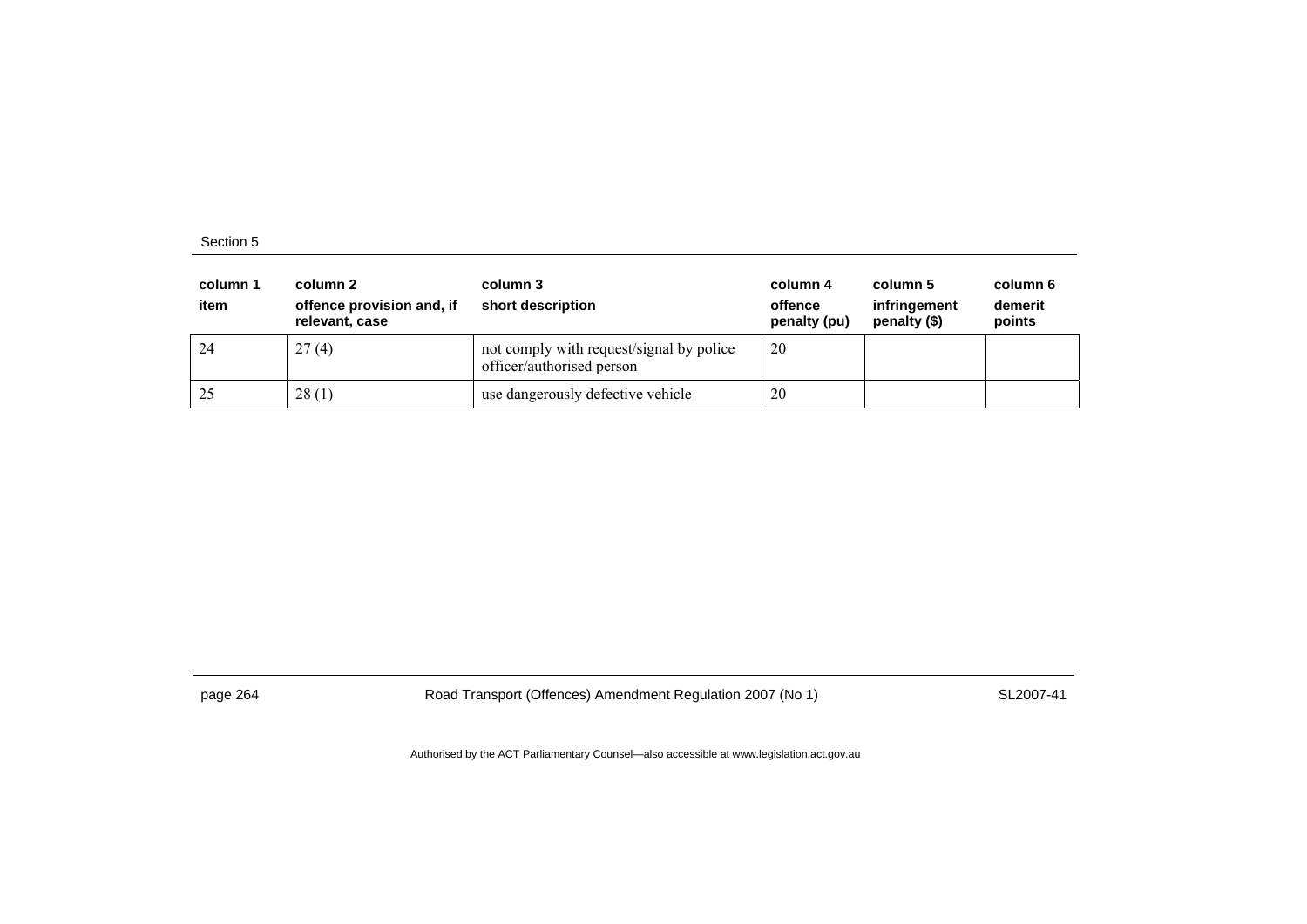| column 1<br>item | column 2<br>offence provision and, if relevant, case | column 3<br>short description | column 4<br>offence penalty (pu) | column 5<br>infringement penalty ($) | column 6<br>demerit points |
|---|---|---|---|---|---|
| 24 | 27 (4) | not comply with request/signal by police officer/authorised person | 20 | | |
| 25 | 28 (1) | use dangerously defective vehicle | 20 | | |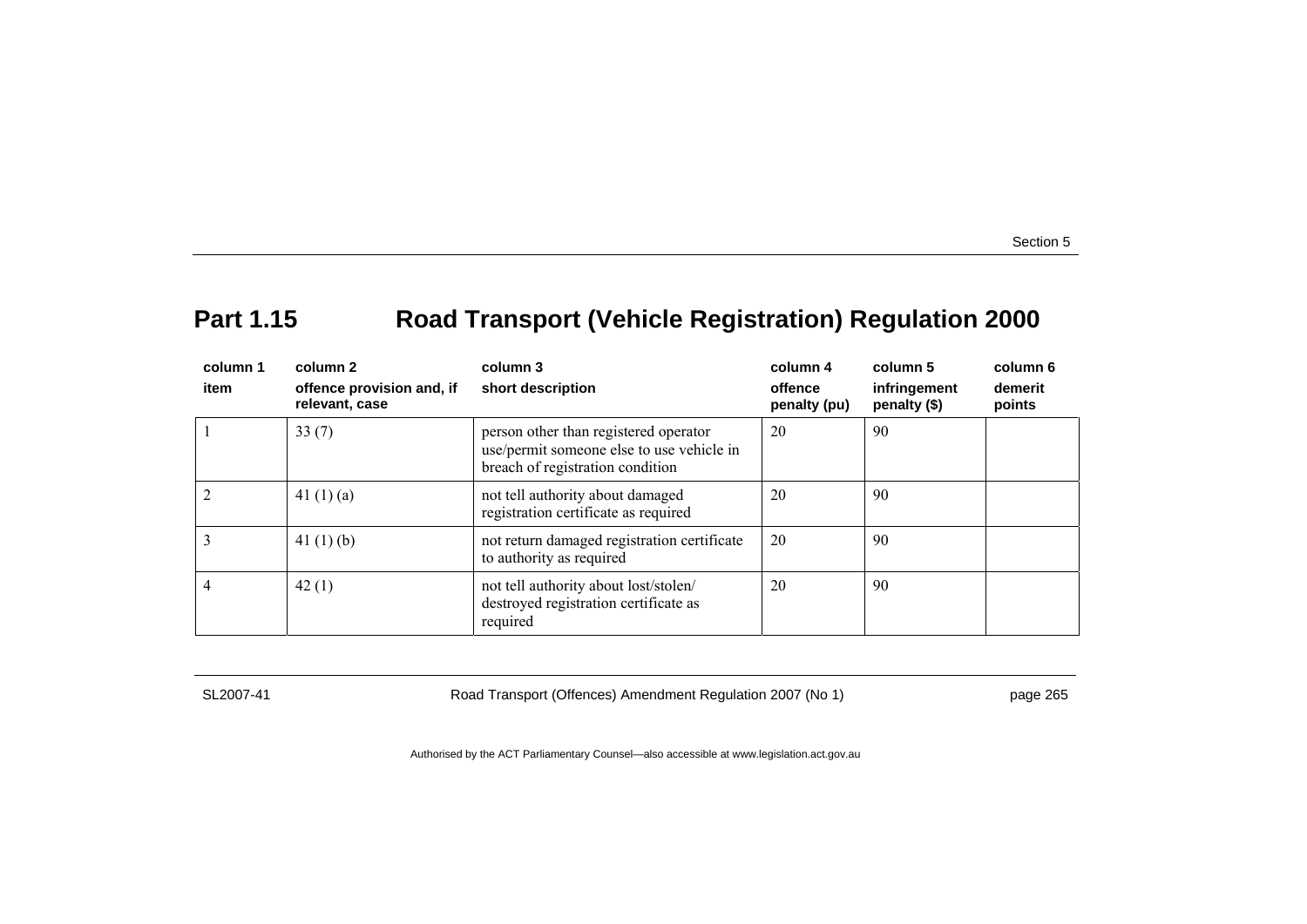# Part 1.15 Road Transport (Vehicle Registration) Regulation 2000

| column 1<br>item | column 2<br>offence provision and, if relevant, case | column 3<br>short description | column 4<br>offence penalty (pu) | column 5<br>infringement penalty ($) | column 6<br>demerit points |
|---|---|---|---|---|---|
| 1 | 33 (7) | person other than registered operator use/permit someone else to use vehicle in breach of registration condition | 20 | 90 | |
| 2 | 41 (1) (a) | not tell authority about damaged registration certificate as required | 20 | 90 | |
| 3 | 41 (1) (b) | not return damaged registration certificate to authority as required | 20 | 90 | |
| 4 | 42 (1) | not tell authority about lost/stolen/ destroyed registration certificate as required | 20 | 90 | |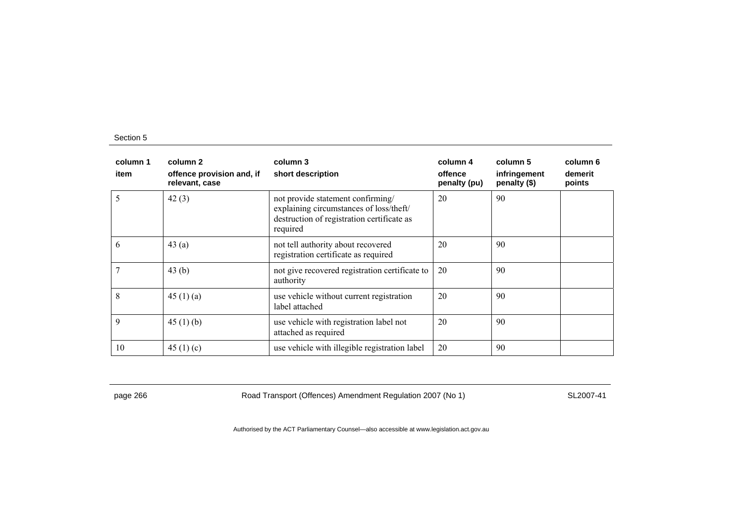| column 1<br>item | column 2<br>offence provision and, if relevant, case | column 3<br>short description | column 4<br>offence penalty (pu) | column 5<br>infringement penalty ($) | column 6<br>demerit points |
|---|---|---|---|---|---|
| 5 | 42 (3) | not provide statement confirming/ explaining circumstances of loss/theft/ destruction of registration certificate as required | 20 | 90 | |
| 6 | 43 (a) | not tell authority about recovered registration certificate as required | 20 | 90 | |
| 7 | 43 (b) | not give recovered registration certificate to authority | 20 | 90 | |
| 8 | 45 (1) (a) | use vehicle without current registration label attached | 20 | 90 | |
| 9 | 45 (1) (b) | use vehicle with registration label not attached as required | 20 | 90 | |
| 10 | 45 (1) (c) | use vehicle with illegible registration label | 20 | 90 | |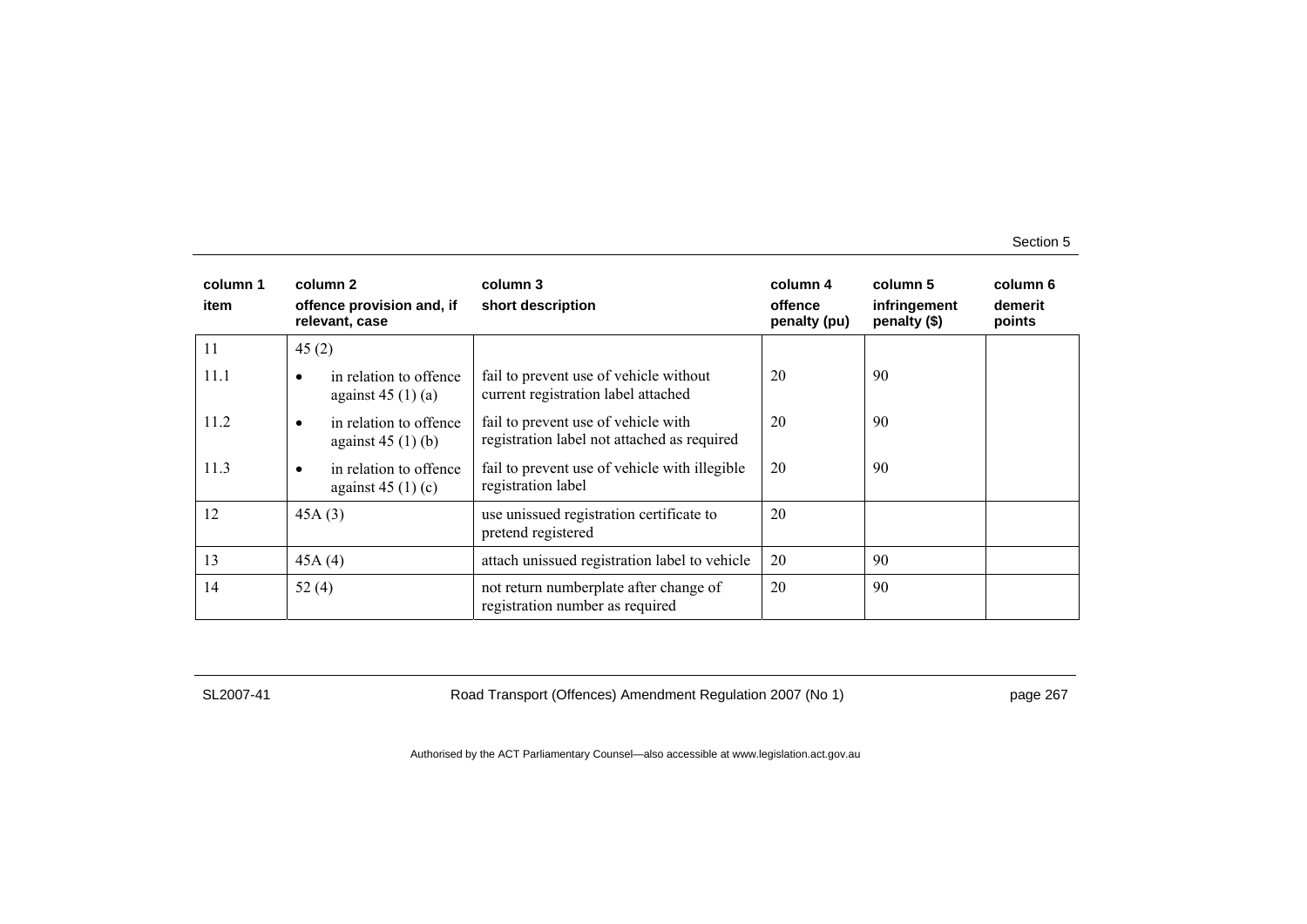| column 1<br>item | column 2<br>offence provision and, if relevant, case | column 3<br>short description | column 4<br>offence penalty (pu) | column 5<br>infringement penalty ($) | column 6<br>demerit points |
|---|---|---|---|---|---|
| 11 | 45 (2) | | | | |
| 11.1 | • in relation to offence against 45 (1) (a) | fail to prevent use of vehicle without current registration label attached | 20 | 90 | |
| 11.2 | • in relation to offence against 45 (1) (b) | fail to prevent use of vehicle with registration label not attached as required | 20 | 90 | |
| 11.3 | • in relation to offence against 45 (1) (c) | fail to prevent use of vehicle with illegible registration label | 20 | 90 | |
| 12 | 45A (3) | use unissued registration certificate to pretend registered | 20 | | |
| 13 | 45A (4) | attach unissued registration label to vehicle | 20 | 90 | |
| 14 | 52 (4) | not return numberplate after change of registration number as required | 20 | 90 | |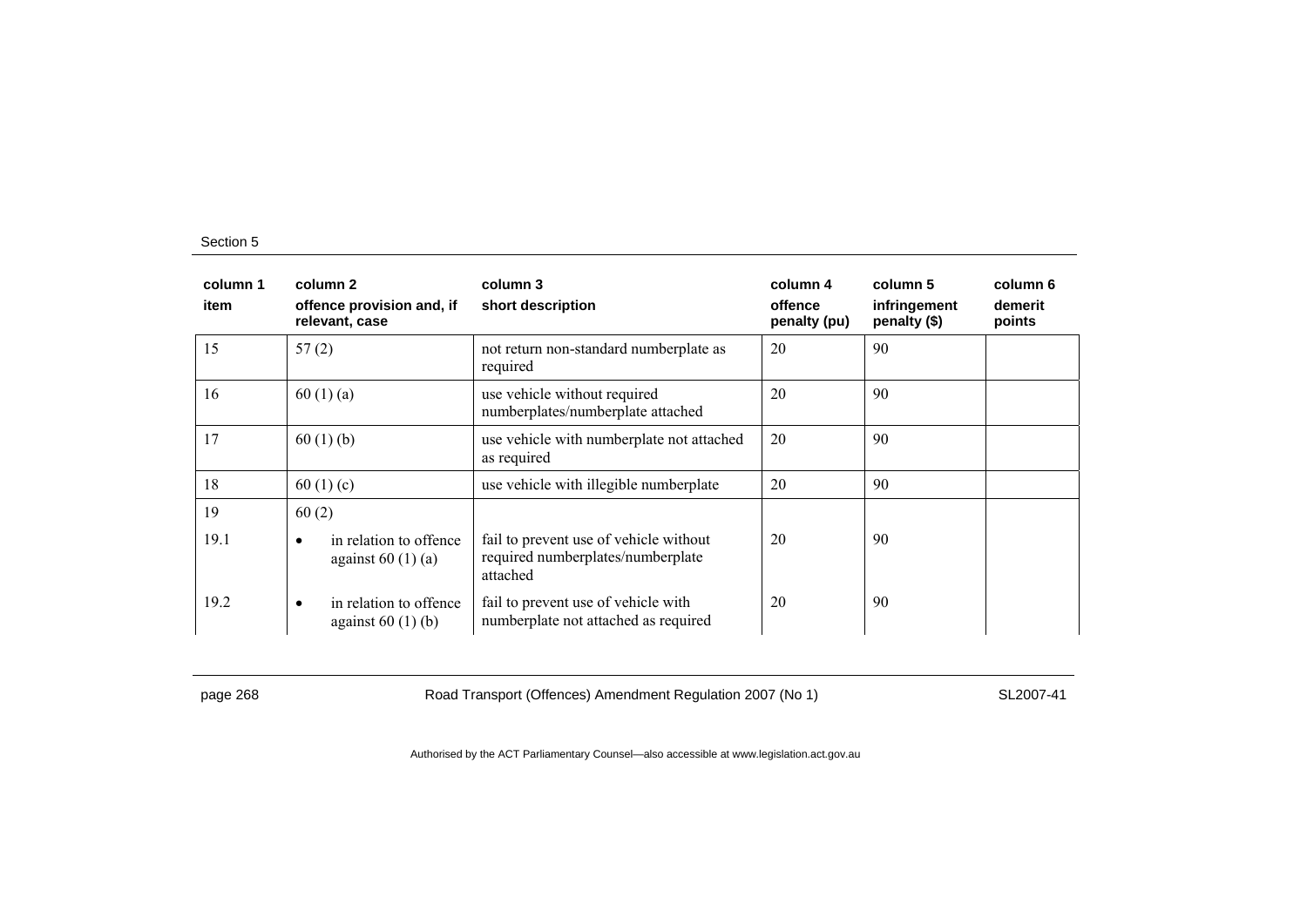| column 1<br>item | column 2<br>offence provision and, if relevant, case | column 3<br>short description | column 4<br>offence penalty (pu) | column 5<br>infringement penalty ($) | column 6<br>demerit points |
|---|---|---|---|---|---|
| 15 | 57 (2) | not return non-standard numberplate as required | 20 | 90 | |
| 16 | 60 (1) (a) | use vehicle without required numberplates/numberplate attached | 20 | 90 | |
| 17 | 60 (1) (b) | use vehicle with numberplate not attached as required | 20 | 90 | |
| 18 | 60 (1) (c) | use vehicle with illegible numberplate | 20 | 90 | |
| 19 | 60 (2) | | | | |
| 19.1 | • in relation to offence against 60 (1) (a) | fail to prevent use of vehicle without required numberplates/numberplate attached | 20 | 90 | |
| 19.2 | • in relation to offence against 60 (1) (b) | fail to prevent use of vehicle with numberplate not attached as required | 20 | 90 | |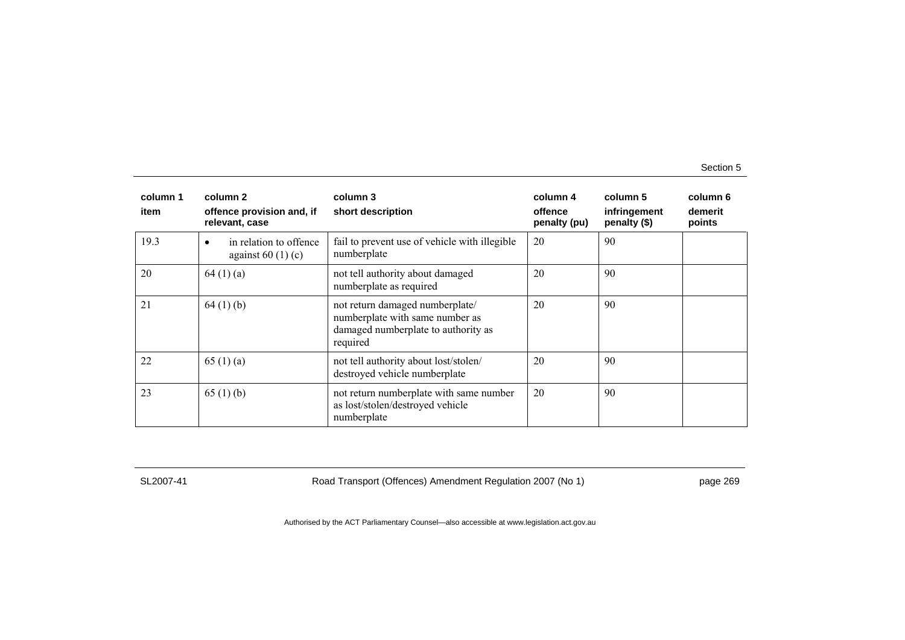| column 1<br>item | column 2<br>offence provision and, if relevant, case | column 3<br>short description | column 4<br>offence penalty (pu) | column 5<br>infringement penalty ($) | column 6<br>demerit points |
|---|---|---|---|---|---|
| 19.3 | • in relation to offence against 60 (1) (c) | fail to prevent use of vehicle with illegible numberplate | 20 | 90 | |
| 20 | 64 (1) (a) | not tell authority about damaged numberplate as required | 20 | 90 | |
| 21 | 64 (1) (b) | not return damaged numberplate/ numberplate with same number as damaged numberplate to authority as required | 20 | 90 | |
| 22 | 65 (1) (a) | not tell authority about lost/stolen/ destroyed vehicle numberplate | 20 | 90 | |
| 23 | 65 (1) (b) | not return numberplate with same number as lost/stolen/destroyed vehicle numberplate | 20 | 90 | |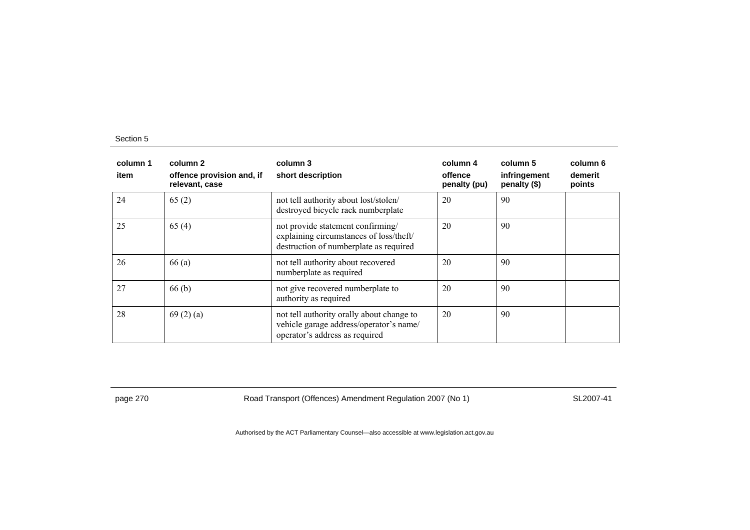| column 1 item | column 2 offence provision and, if relevant, case | column 3 short description | column 4 offence penalty (pu) | column 5 infringement penalty ($) | column 6 demerit points |
|---|---|---|---|---|---|
| 24 | 65 (2) | not tell authority about lost/stolen/ destroyed bicycle rack numberplate | 20 | 90 | |
| 25 | 65 (4) | not provide statement confirming/ explaining circumstances of loss/theft/ destruction of numberplate as required | 20 | 90 | |
| 26 | 66 (a) | not tell authority about recovered numberplate as required | 20 | 90 | |
| 27 | 66 (b) | not give recovered numberplate to authority as required | 20 | 90 | |
| 28 | 69 (2) (a) | not tell authority orally about change to vehicle garage address/operator's name/ operator's address as required | 20 | 90 | |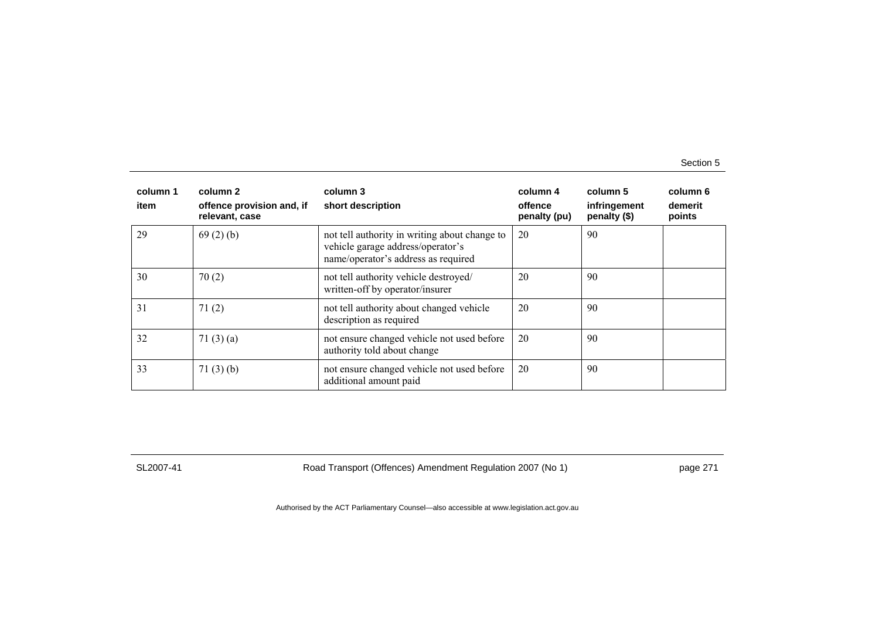| column 1 | column 2 | column 3 | column 4 | column 5 | column 6 |
|---|---|---|---|---|---|
| item | offence provision and, if relevant, case | short description | offence penalty (pu) | infringement penalty ($) | demerit points |
| 29 | 69 (2) (b) | not tell authority in writing about change to vehicle garage address/operator's name/operator's address as required | 20 | 90 | |
| 30 | 70 (2) | not tell authority vehicle destroyed/ written-off by operator/insurer | 20 | 90 | |
| 31 | 71 (2) | not tell authority about changed vehicle description as required | 20 | 90 | |
| 32 | 71 (3) (a) | not ensure changed vehicle not used before authority told about change | 20 | 90 | |
| 33 | 71 (3) (b) | not ensure changed vehicle not used before additional amount paid | 20 | 90 | |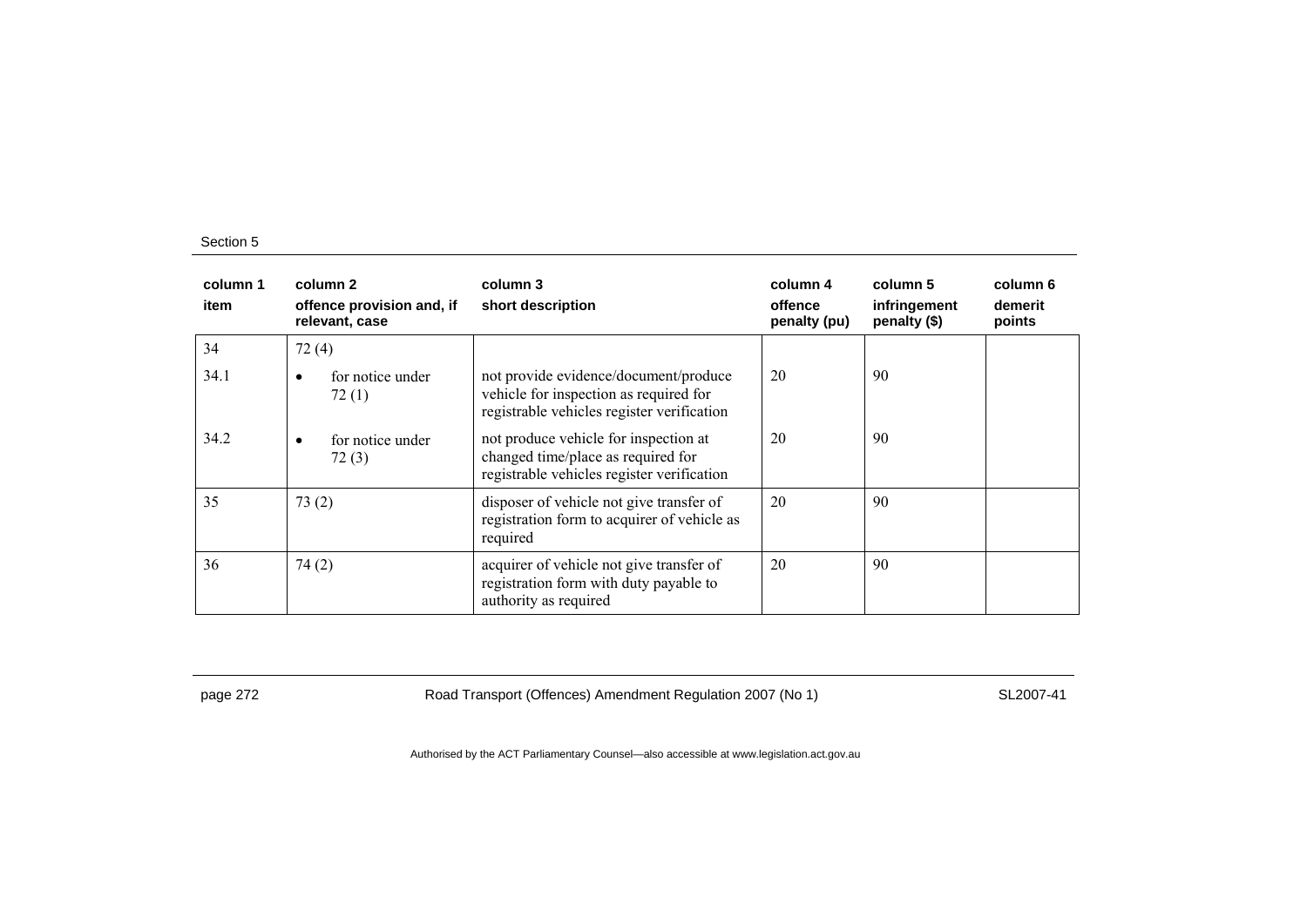| column 1<br>item | column 2<br>offence provision and, if relevant, case | column 3<br>short description | column 4<br>offence penalty (pu) | column 5<br>infringement penalty ($) | column 6<br>demerit points |
|---|---|---|---|---|---|
| 34 | 72 (4) | | | | |
| 34.1 | • for notice under 72 (1) | not provide evidence/document/produce vehicle for inspection as required for registrable vehicles register verification | 20 | 90 | |
| 34.2 | • for notice under 72 (3) | not produce vehicle for inspection at changed time/place as required for registrable vehicles register verification | 20 | 90 | |
| 35 | 73 (2) | disposer of vehicle not give transfer of registration form to acquirer of vehicle as required | 20 | 90 | |
| 36 | 74 (2) | acquirer of vehicle not give transfer of registration form with duty payable to authority as required | 20 | 90 | |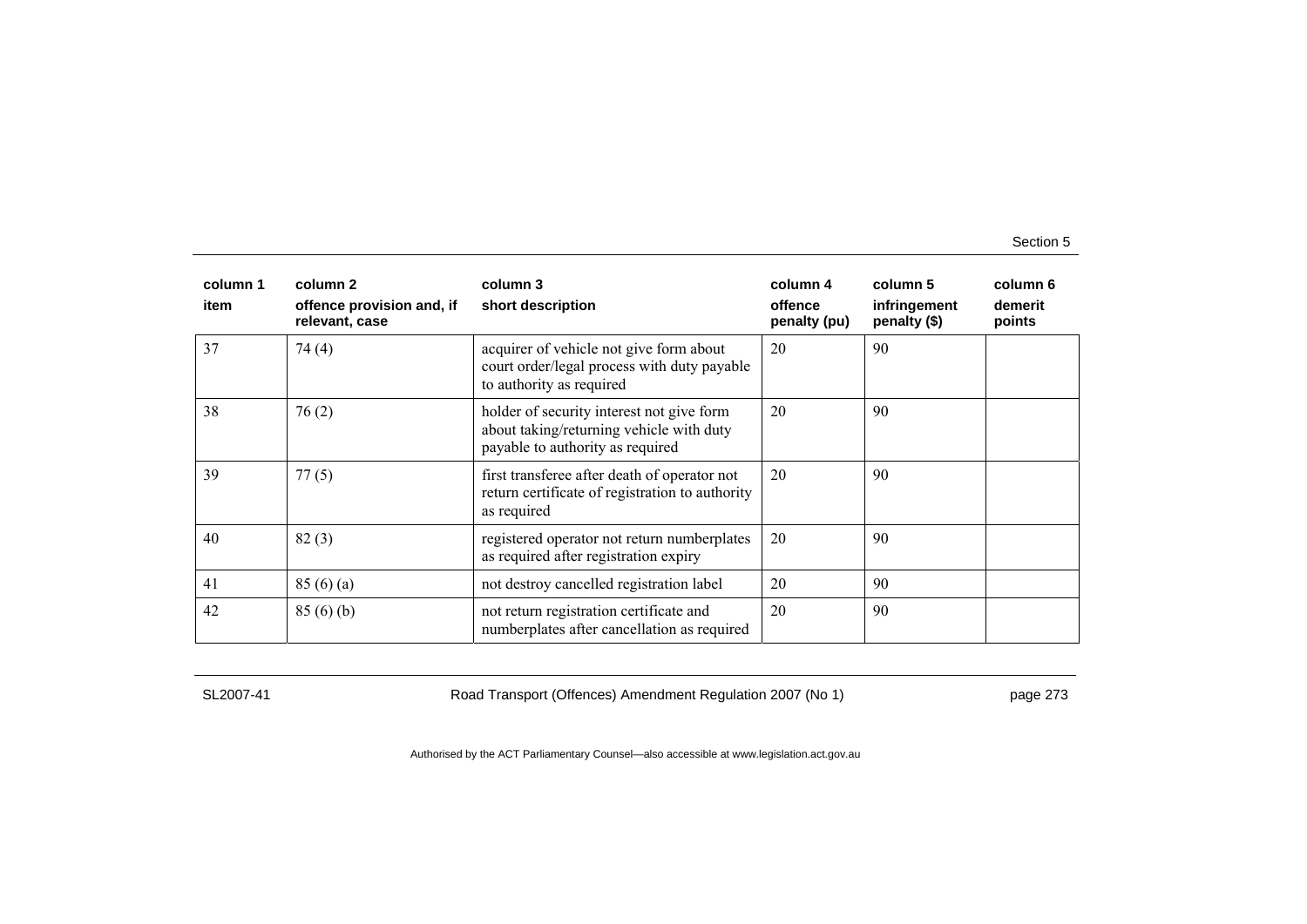| column 1<br>item | column 2<br>offence provision and, if relevant, case | column 3<br>short description | column 4<br>offence penalty (pu) | column 5<br>infringement penalty ($) | column 6<br>demerit points |
|---|---|---|---|---|---|
| 37 | 74 (4) | acquirer of vehicle not give form about court order/legal process with duty payable to authority as required | 20 | 90 | |
| 38 | 76 (2) | holder of security interest not give form about taking/returning vehicle with duty payable to authority as required | 20 | 90 | |
| 39 | 77 (5) | first transferee after death of operator not return certificate of registration to authority as required | 20 | 90 | |
| 40 | 82 (3) | registered operator not return numberplates as required after registration expiry | 20 | 90 | |
| 41 | 85 (6) (a) | not destroy cancelled registration label | 20 | 90 | |
| 42 | 85 (6) (b) | not return registration certificate and numberplates after cancellation as required | 20 | 90 | |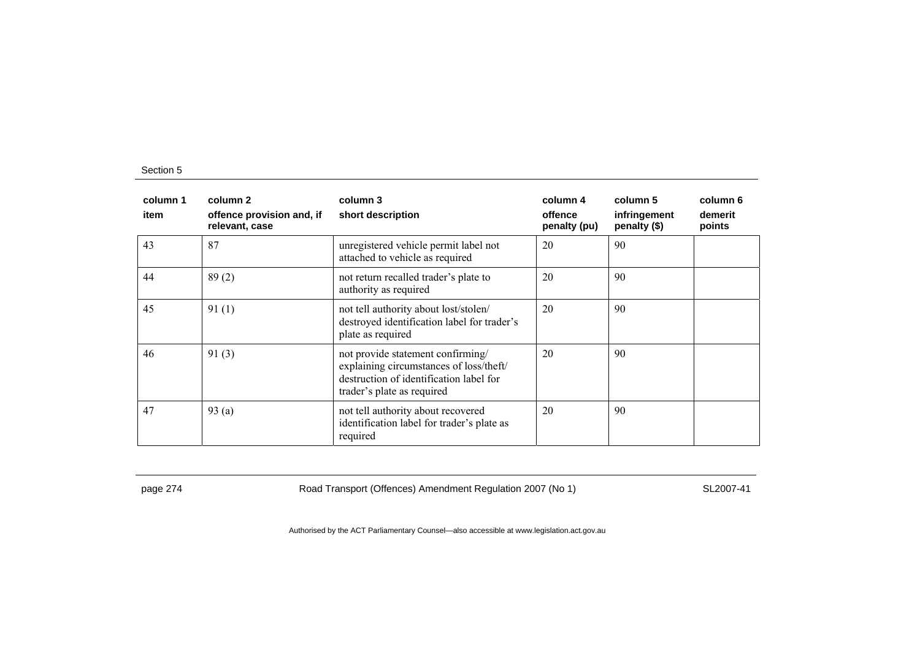| column 1 item | column 2 offence provision and, if relevant, case | column 3 short description | column 4 offence penalty (pu) | column 5 infringement penalty ($) | column 6 demerit points |
|---|---|---|---|---|---|
| 43 | 87 | unregistered vehicle permit label not attached to vehicle as required | 20 | 90 | |
| 44 | 89 (2) | not return recalled trader's plate to authority as required | 20 | 90 | |
| 45 | 91 (1) | not tell authority about lost/stolen/ destroyed identification label for trader's plate as required | 20 | 90 | |
| 46 | 91 (3) | not provide statement confirming/ explaining circumstances of loss/theft/ destruction of identification label for trader's plate as required | 20 | 90 | |
| 47 | 93 (a) | not tell authority about recovered identification label for trader's plate as required | 20 | 90 | |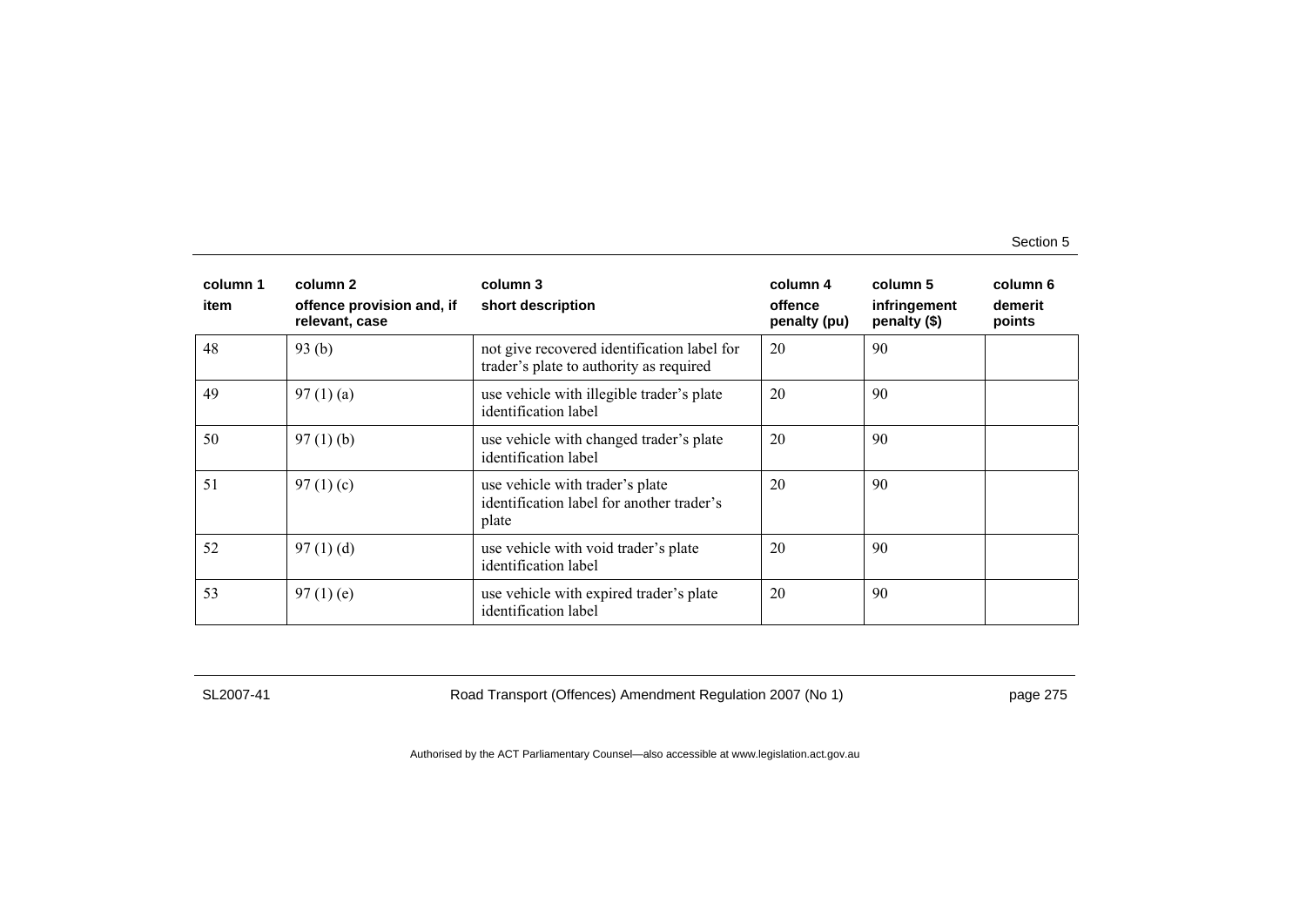| column 1<br>item | column 2<br>offence provision and, if relevant, case | column 3<br>short description | column 4<br>offence penalty (pu) | column 5<br>infringement penalty ($) | column 6<br>demerit points |
|---|---|---|---|---|---|
| 48 | 93 (b) | not give recovered identification label for trader's plate to authority as required | 20 | 90 | |
| 49 | 97 (1) (a) | use vehicle with illegible trader's plate identification label | 20 | 90 | |
| 50 | 97 (1) (b) | use vehicle with changed trader's plate identification label | 20 | 90 | |
| 51 | 97 (1) (c) | use vehicle with trader's plate identification label for another trader's plate | 20 | 90 | |
| 52 | 97 (1) (d) | use vehicle with void trader's plate identification label | 20 | 90 | |
| 53 | 97 (1) (e) | use vehicle with expired trader's plate identification label | 20 | 90 | |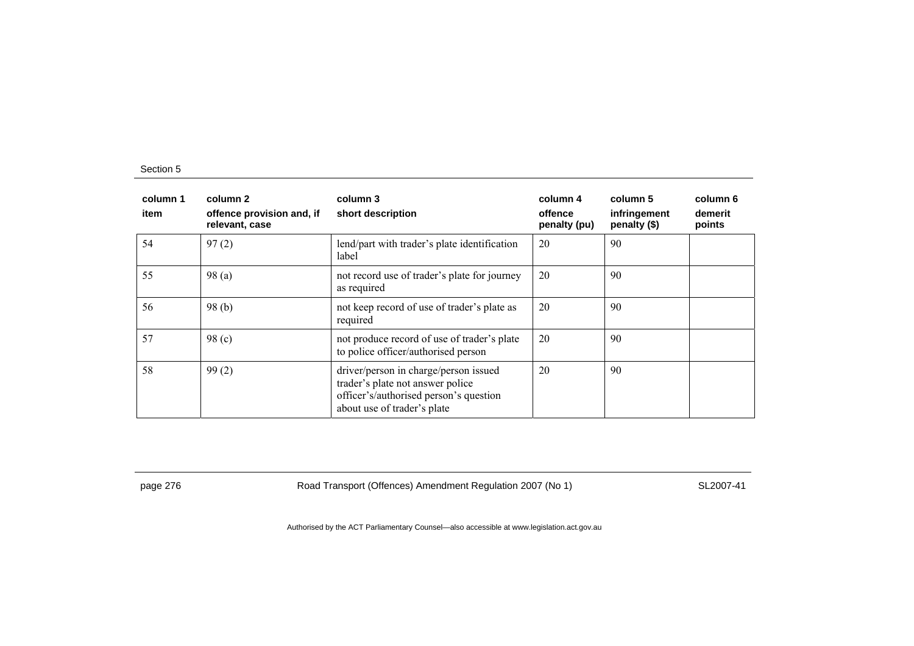| column 1 | column 2 | column 3 | column 4 | column 5 | column 6 |
|---|---|---|---|---|---|
| item | offence provision and, if relevant, case | short description | offence penalty (pu) | infringement penalty ($) | demerit points |
| 54 | 97 (2) | lend/part with trader's plate identification label | 20 | 90 | |
| 55 | 98 (a) | not record use of trader's plate for journey as required | 20 | 90 | |
| 56 | 98 (b) | not keep record of use of trader's plate as required | 20 | 90 | |
| 57 | 98 (c) | not produce record of use of trader's plate to police officer/authorised person | 20 | 90 | |
| 58 | 99 (2) | driver/person in charge/person issued trader's plate not answer police officer's/authorised person's question about use of trader's plate | 20 | 90 | |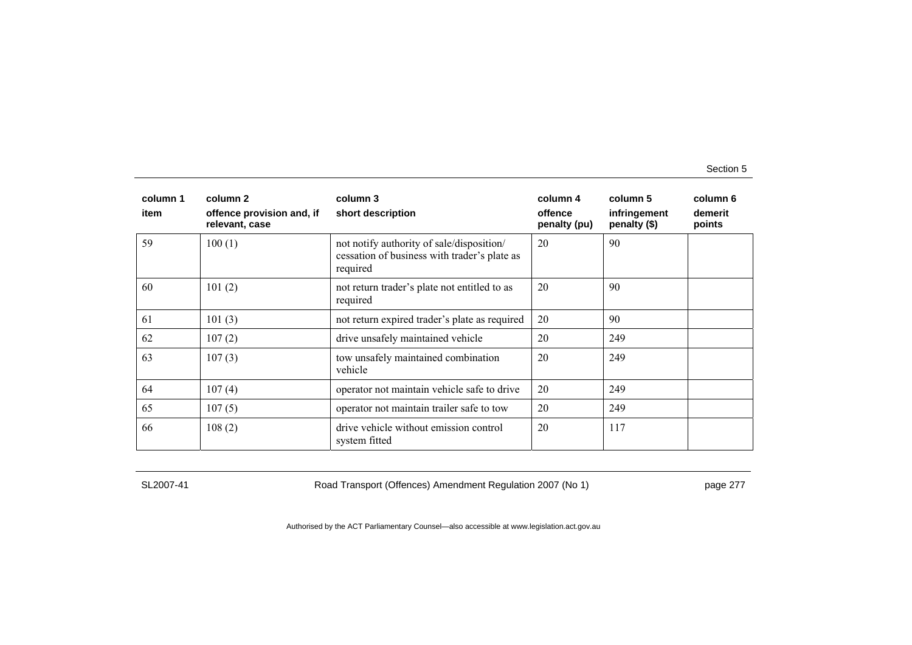| column 1<br>item | column 2<br>offence provision and, if relevant, case | column 3<br>short description | column 4<br>offence penalty (pu) | column 5<br>infringement penalty ($) | column 6<br>demerit points |
|---|---|---|---|---|---|
| 59 | 100 (1) | not notify authority of sale/disposition/ cessation of business with trader's plate as required | 20 | 90 | |
| 60 | 101 (2) | not return trader's plate not entitled to as required | 20 | 90 | |
| 61 | 101 (3) | not return expired trader's plate as required | 20 | 90 | |
| 62 | 107 (2) | drive unsafely maintained vehicle | 20 | 249 | |
| 63 | 107 (3) | tow unsafely maintained combination vehicle | 20 | 249 | |
| 64 | 107 (4) | operator not maintain vehicle safe to drive | 20 | 249 | |
| 65 | 107 (5) | operator not maintain trailer safe to tow | 20 | 249 | |
| 66 | 108 (2) | drive vehicle without emission control system fitted | 20 | 117 | |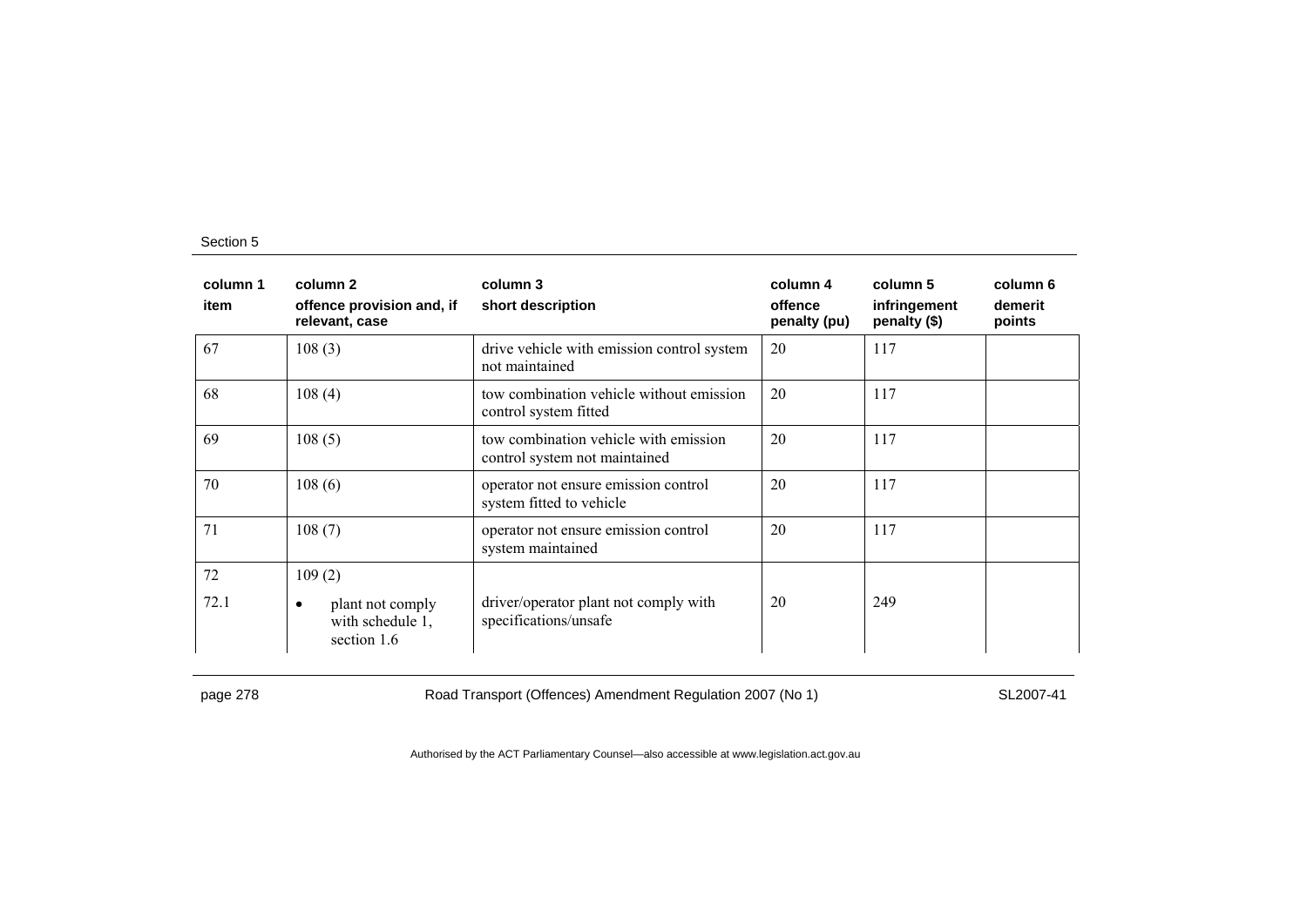| column 1 item | column 2 offence provision and, if relevant, case | column 3 short description | column 4 offence penalty (pu) | column 5 infringement penalty ($) | column 6 demerit points |
|---|---|---|---|---|---|
| 67 | 108 (3) | drive vehicle with emission control system not maintained | 20 | 117 | |
| 68 | 108 (4) | tow combination vehicle without emission control system fitted | 20 | 117 | |
| 69 | 108 (5) | tow combination vehicle with emission control system not maintained | 20 | 117 | |
| 70 | 108 (6) | operator not ensure emission control system fitted to vehicle | 20 | 117 | |
| 71 | 108 (7) | operator not ensure emission control system maintained | 20 | 117 | |
| 72 | 109 (2) | | | | |
| 72.1 | • plant not comply with schedule 1, section 1.6 | driver/operator plant not comply with specifications/unsafe | 20 | 249 | |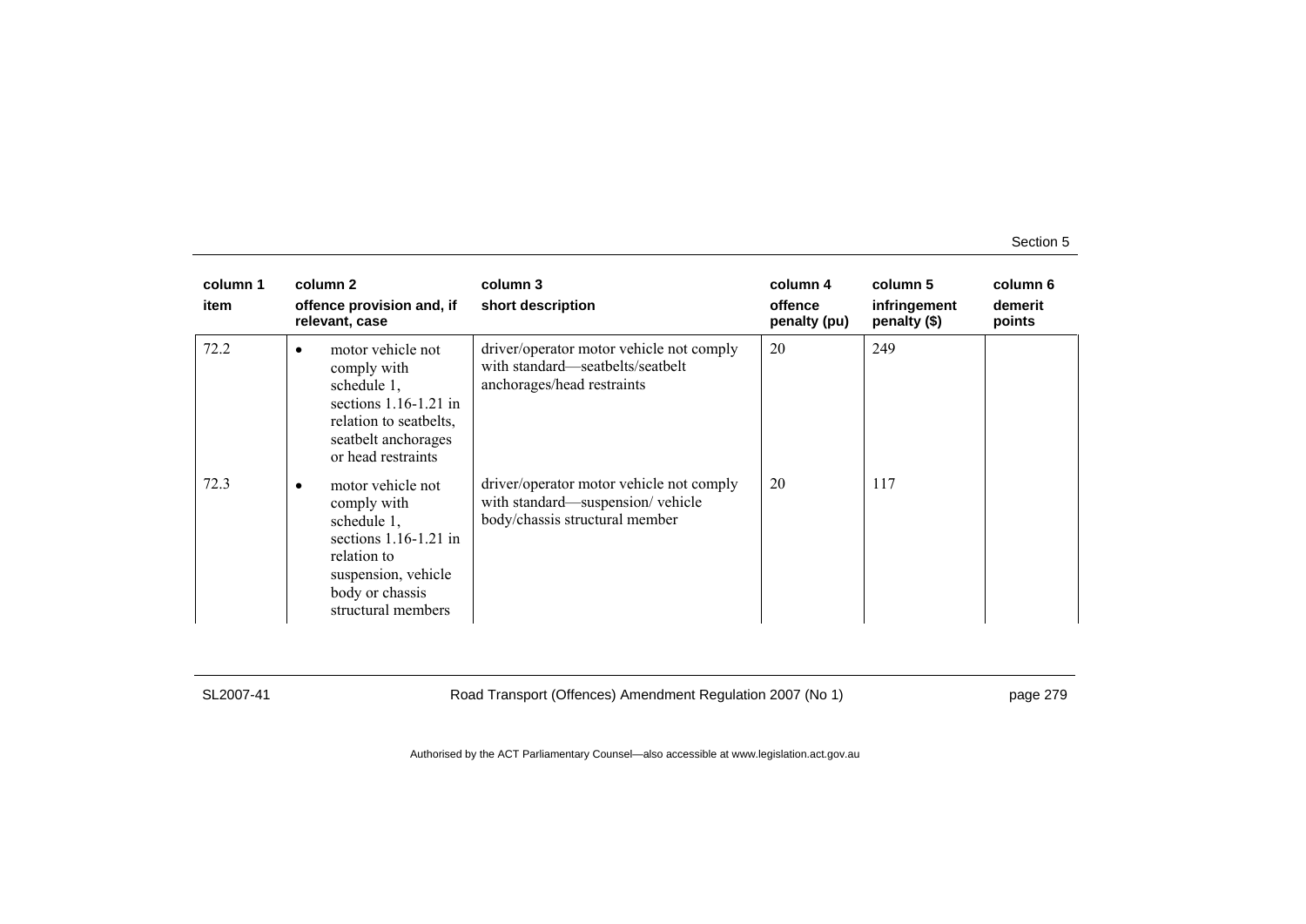| column 1<br>item | column 2<br>offence provision and, if relevant, case | column 3<br>short description | column 4<br>offence penalty (pu) | column 5<br>infringement penalty ($) | column 6<br>demerit points |
|---|---|---|---|---|---|
| 72.2 | • motor vehicle not comply with schedule 1, sections 1.16-1.21 in relation to seatbelts, seatbelt anchorages or head restraints | driver/operator motor vehicle not comply with standard—seatbelts/seatbelt anchorages/head restraints | 20 | 249 | |
| 72.3 | • motor vehicle not comply with schedule 1, sections 1.16-1.21 in relation to suspension, vehicle body or chassis structural members | driver/operator motor vehicle not comply with standard—suspension/ vehicle body/chassis structural member | 20 | 117 | |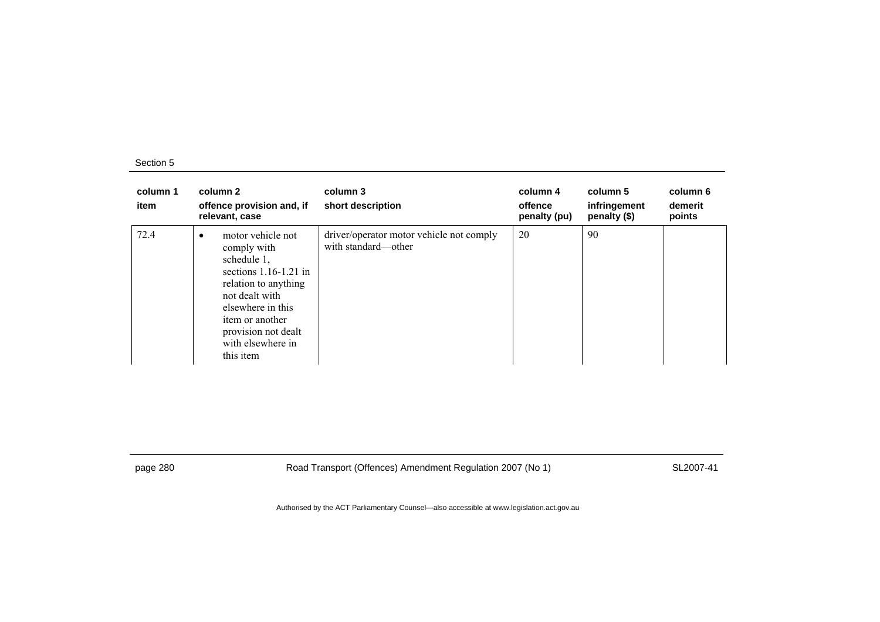| column 1<br>item | column 2<br>offence provision and, if relevant, case | column 3<br>short description | column 4<br>offence penalty (pu) | column 5<br>infringement penalty ($) | column 6<br>demerit points |
|---|---|---|---|---|---|
| 72.4 | • motor vehicle not comply with schedule 1, sections 1.16-1.21 in relation to anything not dealt with elsewhere in this item or another provision not dealt with elsewhere in this item | driver/operator motor vehicle not comply with standard—other | 20 | 90 | |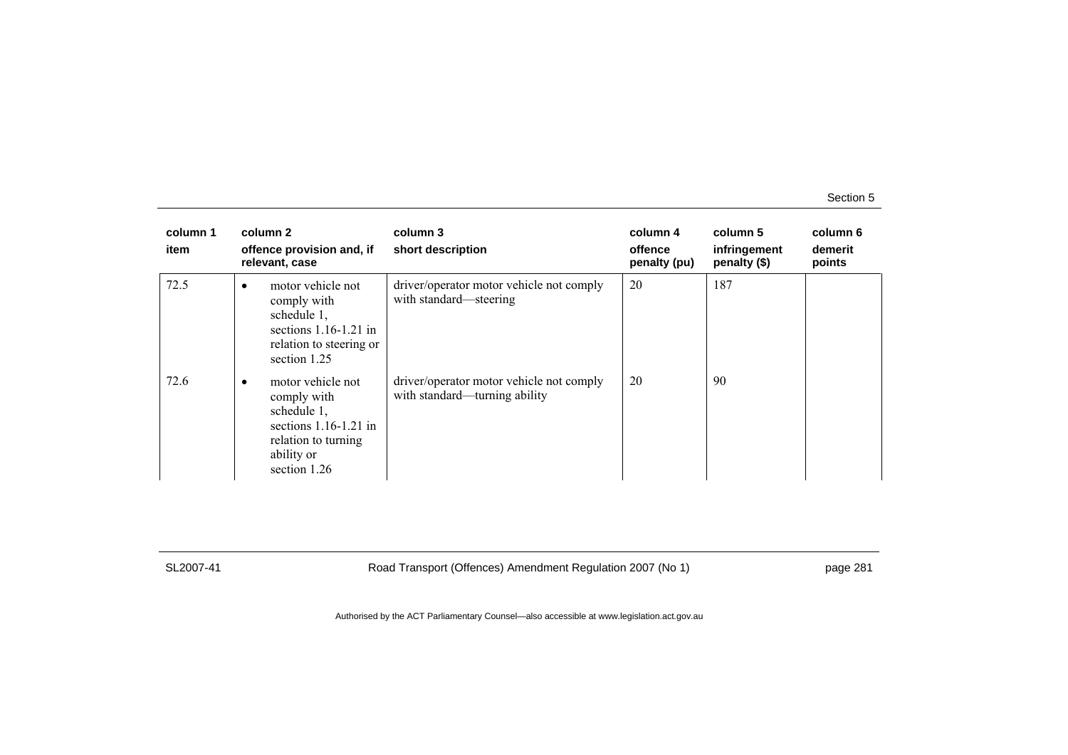| column 1 item | column 2 offence provision and, if relevant, case | column 3 short description | column 4 offence penalty (pu) | column 5 infringement penalty ($) | column 6 demerit points |
|---|---|---|---|---|---|
| 72.5 | • motor vehicle not comply with schedule 1, sections 1.16-1.21 in relation to steering or section 1.25 | driver/operator motor vehicle not comply with standard—steering | 20 | 187 | |
| 72.6 | • motor vehicle not comply with schedule 1, sections 1.16-1.21 in relation to turning ability or section 1.26 | driver/operator motor vehicle not comply with standard—turning ability | 20 | 90 | |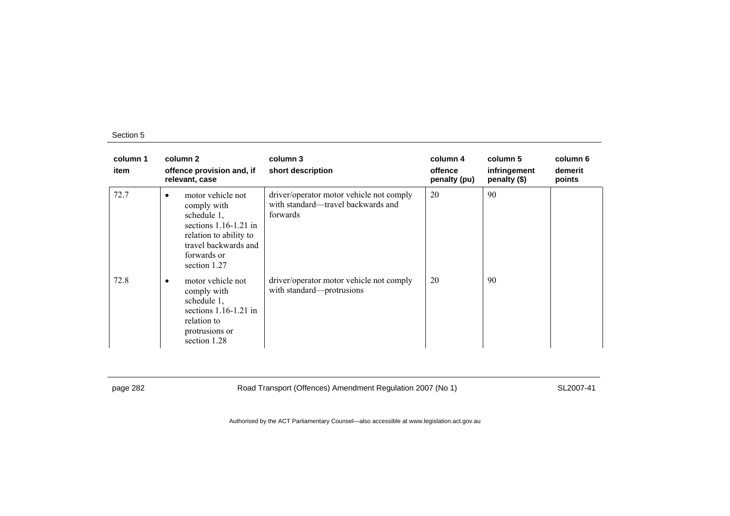| column 1 item | column 2 offence provision and, if relevant, case | column 3 short description | column 4 offence penalty (pu) | column 5 infringement penalty ($) | column 6 demerit points |
|---|---|---|---|---|---|
| 72.7 | • motor vehicle not comply with schedule 1, sections 1.16-1.21 in relation to ability to travel backwards and forwards or section 1.27 | driver/operator motor vehicle not comply with standard—travel backwards and forwards | 20 | 90 | |
| 72.8 | • motor vehicle not comply with schedule 1, sections 1.16-1.21 in relation to protrusions or section 1.28 | driver/operator motor vehicle not comply with standard—protrusions | 20 | 90 | |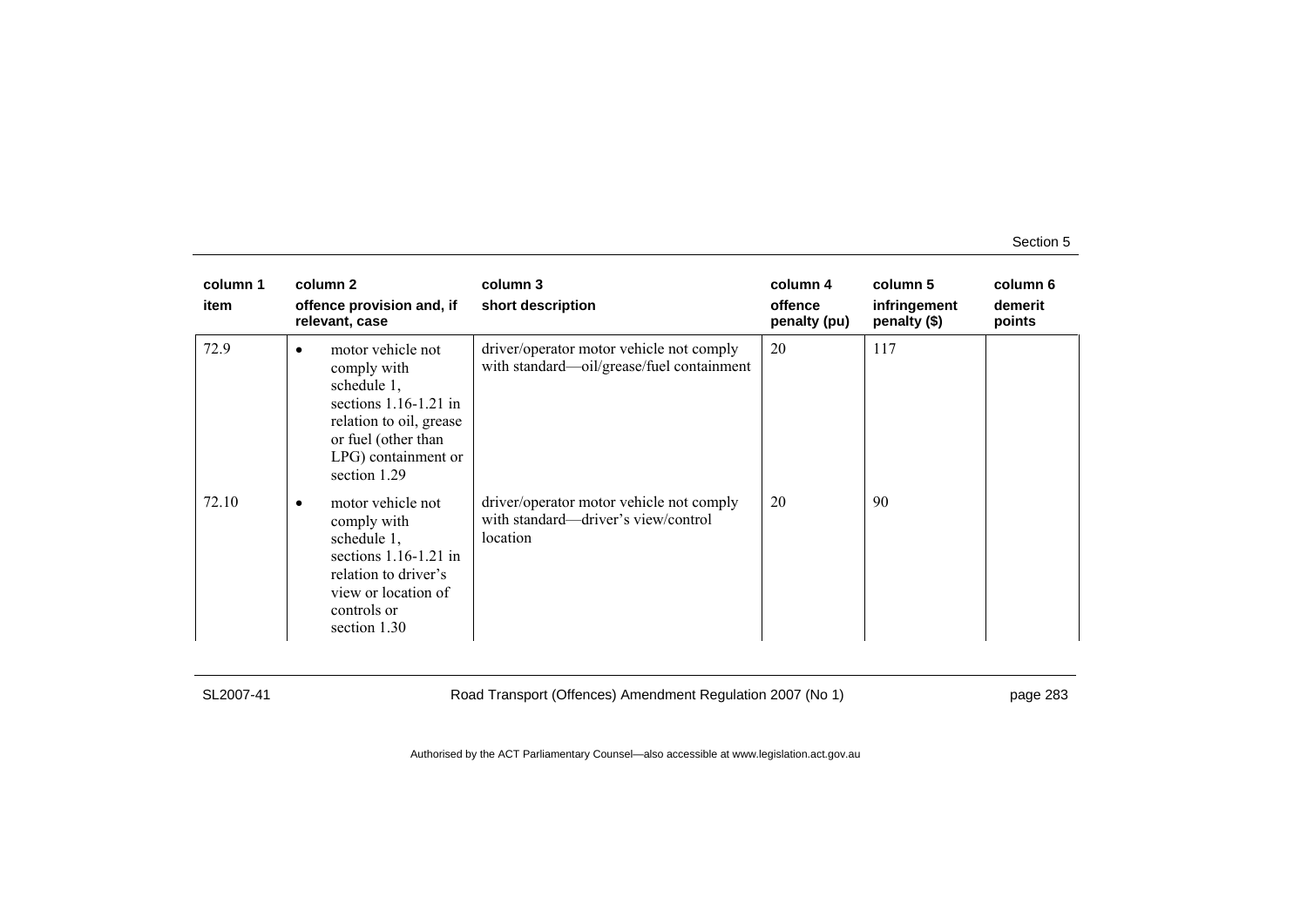| column 1<br>item | column 2<br>offence provision and, if relevant, case | column 3<br>short description | column 4<br>offence penalty (pu) | column 5<br>infringement penalty ($) | column 6<br>demerit points |
|---|---|---|---|---|---|
| 72.9 | • motor vehicle not comply with schedule 1, sections 1.16-1.21 in relation to oil, grease or fuel (other than LPG) containment or section 1.29 | driver/operator motor vehicle not comply with standard—oil/grease/fuel containment | 20 | 117 | |
| 72.10 | • motor vehicle not comply with schedule 1, sections 1.16-1.21 in relation to driver's view or location of controls or section 1.30 | driver/operator motor vehicle not comply with standard—driver's view/control location | 20 | 90 | |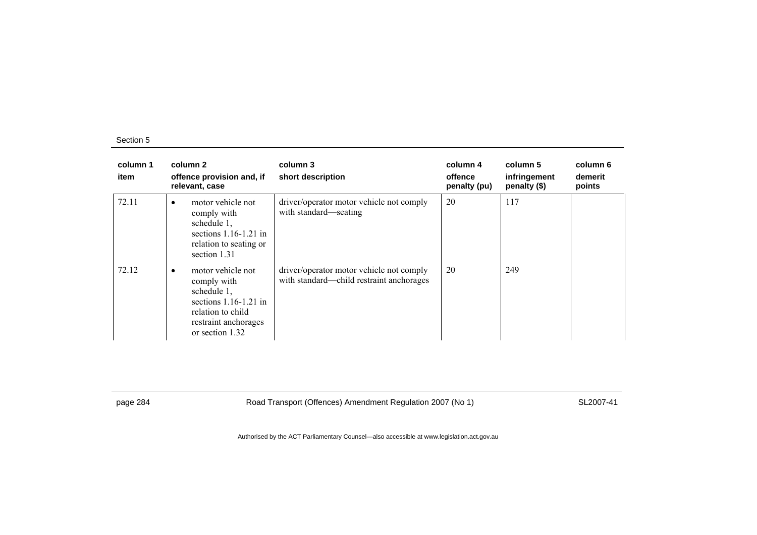| column 1 item | column 2 offence provision and, if relevant, case | column 3 short description | column 4 offence penalty (pu) | column 5 infringement penalty ($) | column 6 demerit points |
|---|---|---|---|---|---|
| 72.11 | • motor vehicle not comply with schedule 1, sections 1.16-1.21 in relation to seating or section 1.31 | driver/operator motor vehicle not comply with standard—seating | 20 | 117 | |
| 72.12 | • motor vehicle not comply with schedule 1, sections 1.16-1.21 in relation to child restraint anchorages or section 1.32 | driver/operator motor vehicle not comply with standard—child restraint anchorages | 20 | 249 | |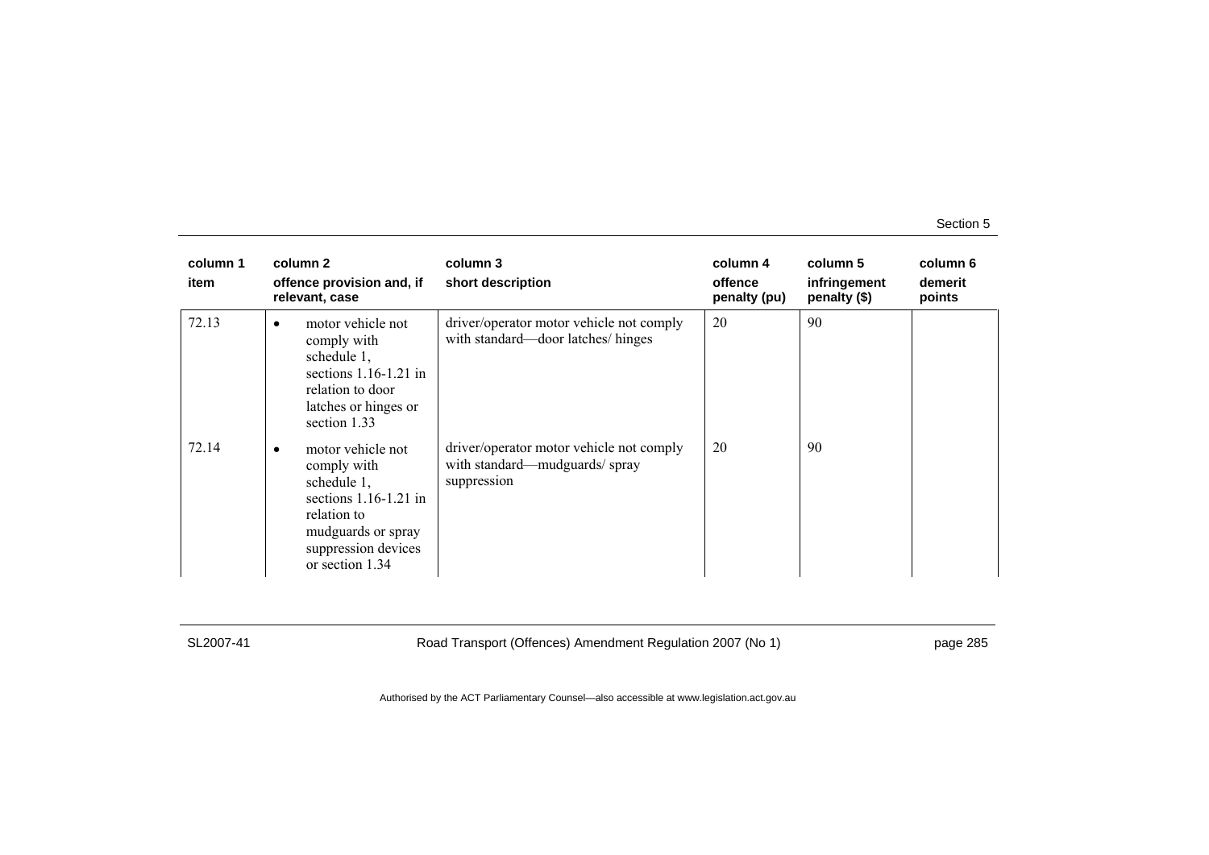| column 1 item | column 2 offence provision and, if relevant, case | column 3 short description | column 4 offence penalty (pu) | column 5 infringement penalty ($) | column 6 demerit points |
|---|---|---|---|---|---|
| 72.13 | • motor vehicle not comply with schedule 1, sections 1.16-1.21 in relation to door latches or hinges or section 1.33 | driver/operator motor vehicle not comply with standard—door latches/ hinges | 20 | 90 | |
| 72.14 | • motor vehicle not comply with schedule 1, sections 1.16-1.21 in relation to mudguards or spray suppression devices or section 1.34 | driver/operator motor vehicle not comply with standard—mudguards/ spray suppression | 20 | 90 | |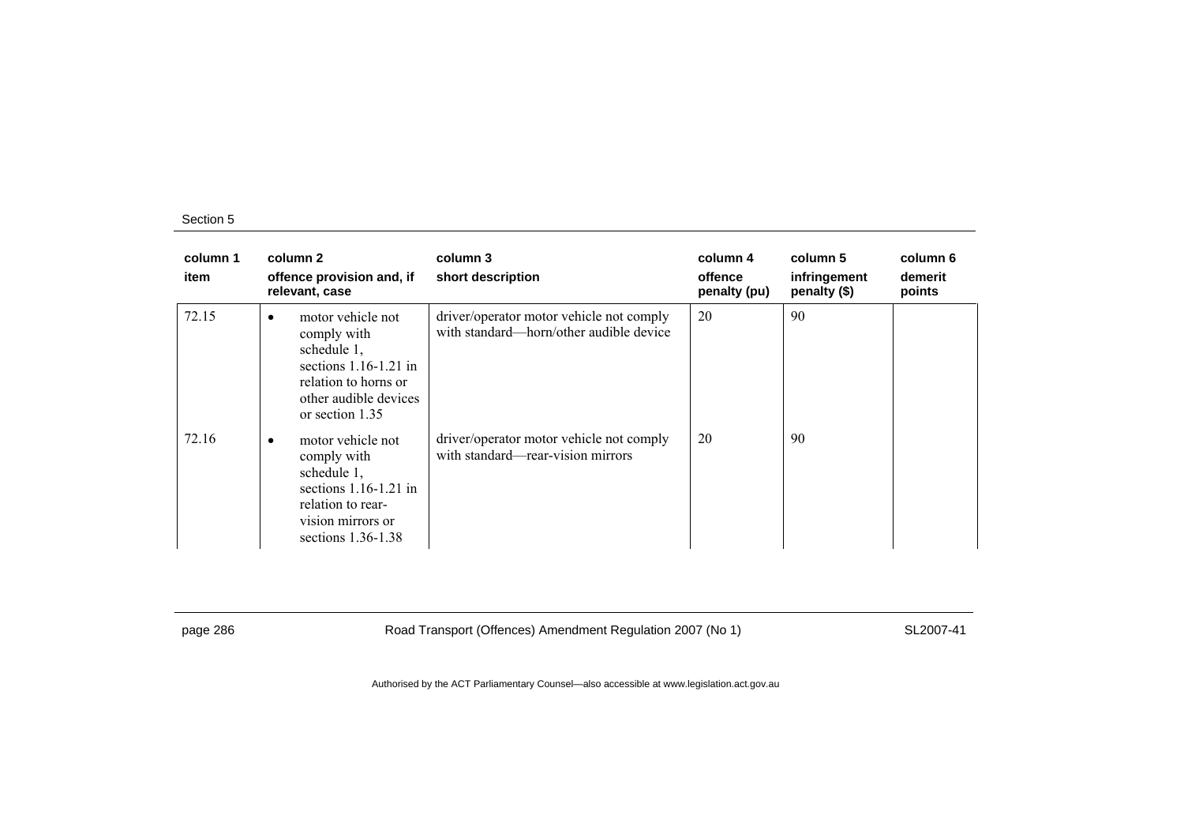| column 1 item | column 2 offence provision and, if relevant, case | column 3 short description | column 4 offence penalty (pu) | column 5 infringement penalty ($) | column 6 demerit points |
|---|---|---|---|---|---|
| 72.15 | • motor vehicle not comply with schedule 1, sections 1.16-1.21 in relation to horns or other audible devices or section 1.35 | driver/operator motor vehicle not comply with standard—horn/other audible device | 20 | 90 | |
| 72.16 | • motor vehicle not comply with schedule 1, sections 1.16-1.21 in relation to rear-vision mirrors or sections 1.36-1.38 | driver/operator motor vehicle not comply with standard—rear-vision mirrors | 20 | 90 | |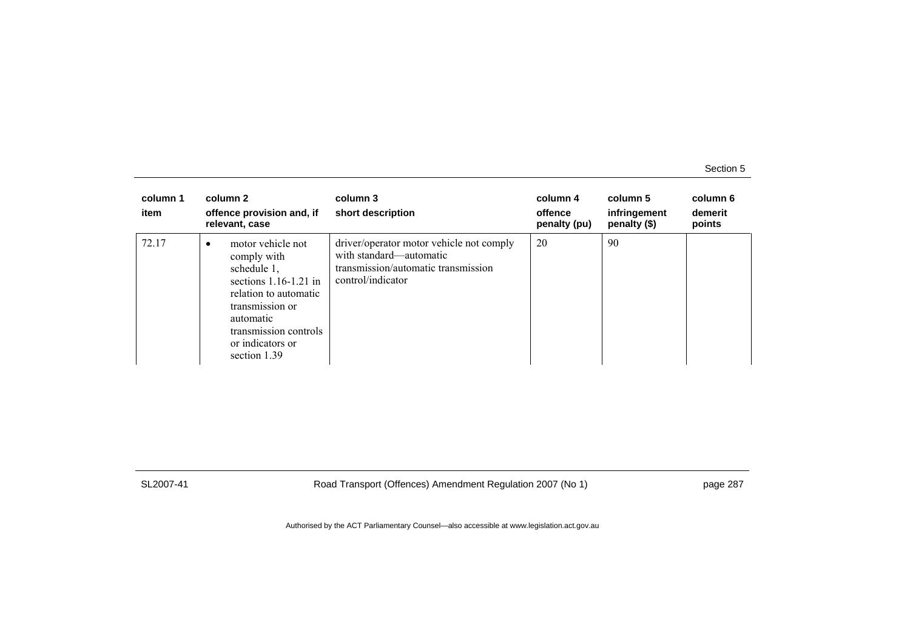| column 1<br>item | column 2<br>offence provision and, if relevant, case | column 3<br>short description | column 4<br>offence penalty (pu) | column 5<br>infringement penalty ($) | column 6<br>demerit points |
|---|---|---|---|---|---|
| 72.17 | • motor vehicle not comply with schedule 1, sections 1.16-1.21 in relation to automatic transmission or automatic transmission controls or indicators or section 1.39 | driver/operator motor vehicle not comply with standard—automatic transmission/automatic transmission control/indicator | 20 | 90 | |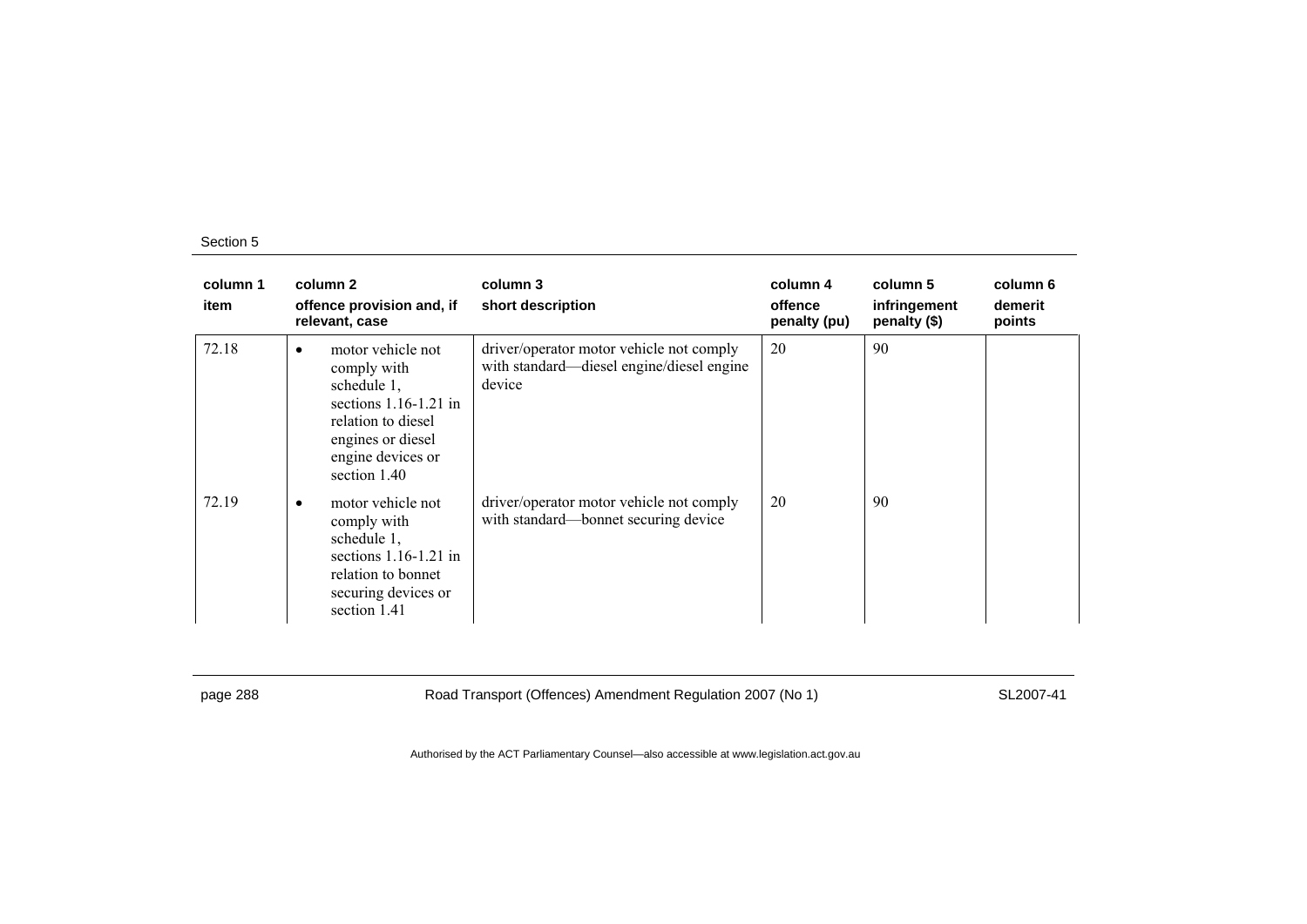| column 1<br>item | column 2<br>offence provision and, if relevant, case | column 3<br>short description | column 4<br>offence penalty (pu) | column 5<br>infringement penalty ($) | column 6<br>demerit points |
|---|---|---|---|---|---|
| 72.18 | • motor vehicle not comply with schedule 1, sections 1.16-1.21 in relation to diesel engines or diesel engine devices or section 1.40 | driver/operator motor vehicle not comply with standard—diesel engine/diesel engine device | 20 | 90 | |
| 72.19 | • motor vehicle not comply with schedule 1, sections 1.16-1.21 in relation to bonnet securing devices or section 1.41 | driver/operator motor vehicle not comply with standard—bonnet securing device | 20 | 90 | |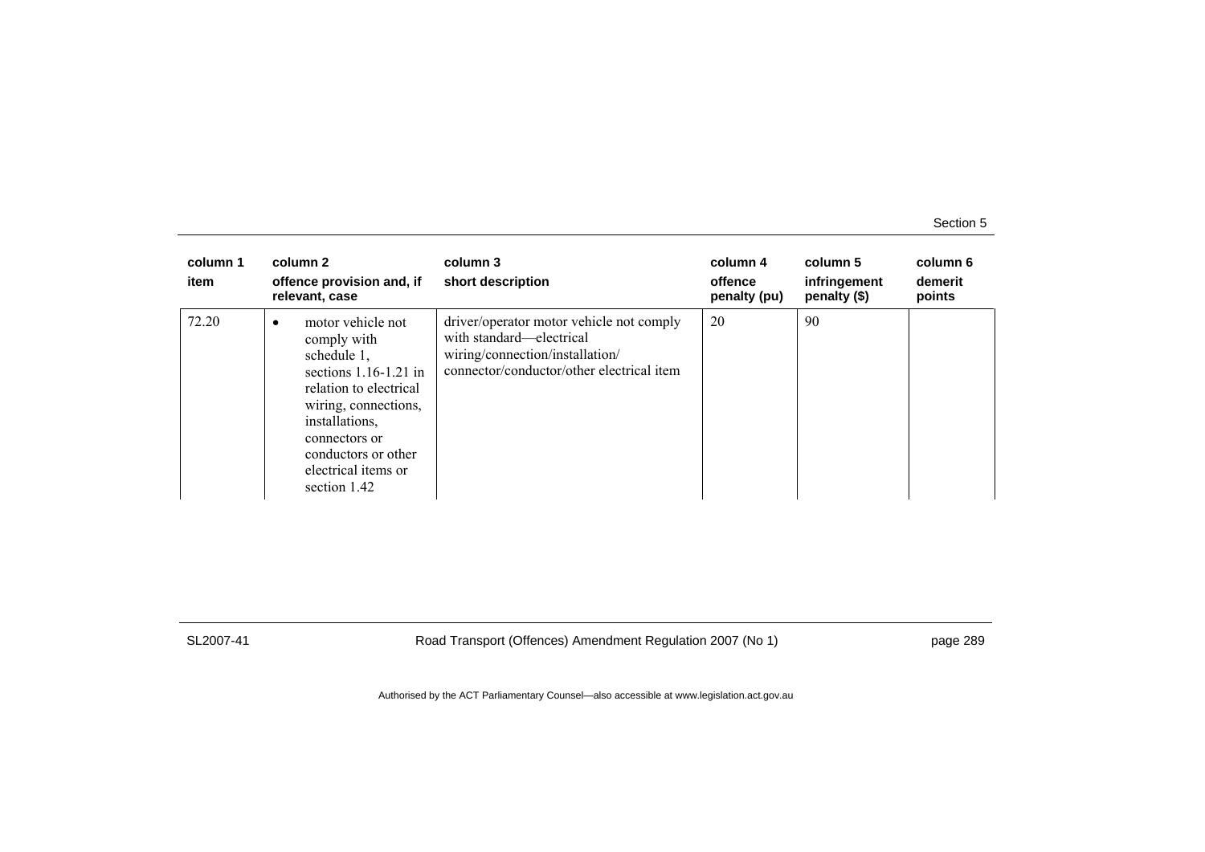| column 1<br>item | column 2<br>offence provision and, if relevant, case | column 3<br>short description | column 4<br>offence penalty (pu) | column 5<br>infringement penalty ($) | column 6<br>demerit points |
|---|---|---|---|---|---|
| 72.20 | • motor vehicle not comply with schedule 1, sections 1.16-1.21 in relation to electrical wiring, connections, installations, connectors or conductors or other electrical items or section 1.42 | driver/operator motor vehicle not comply with standard—electrical wiring/connection/installation/ connector/conductor/other electrical item | 20 | 90 | |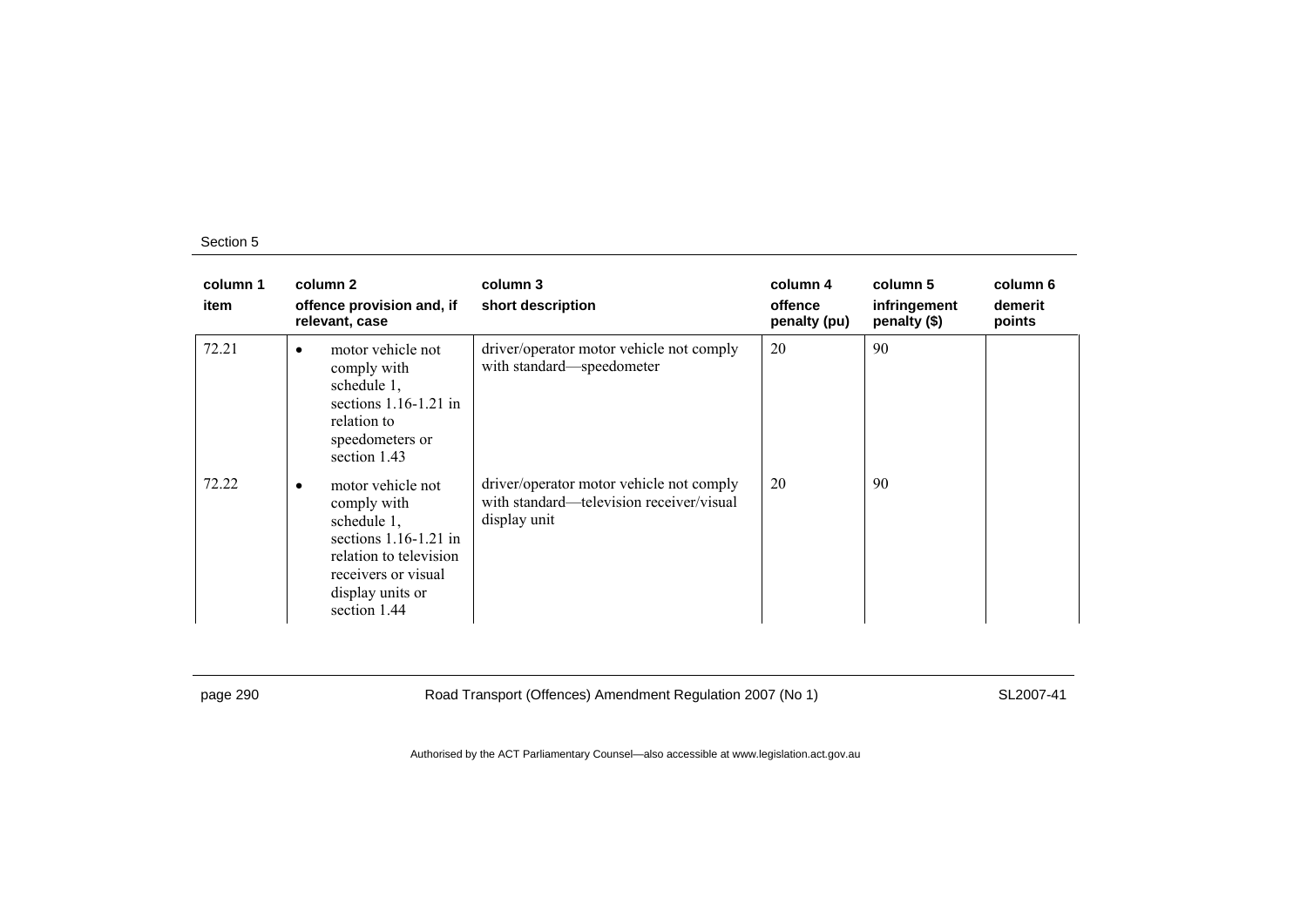Section 5

| column 1<br>item | column 2<br>offence provision and, if relevant, case | column 3<br>short description | column 4<br>offence penalty (pu) | column 5<br>infringement penalty ($) | column 6<br>demerit points |
|---|---|---|---|---|---|
| 72.21 | • motor vehicle not comply with schedule 1, sections 1.16-1.21 in relation to speedometers or section 1.43 | driver/operator motor vehicle not comply with standard—speedometer | 20 | 90 | |
| 72.22 | • motor vehicle not comply with schedule 1, sections 1.16-1.21 in relation to television receivers or visual display units or section 1.44 | driver/operator motor vehicle not comply with standard—television receiver/visual display unit | 20 | 90 | |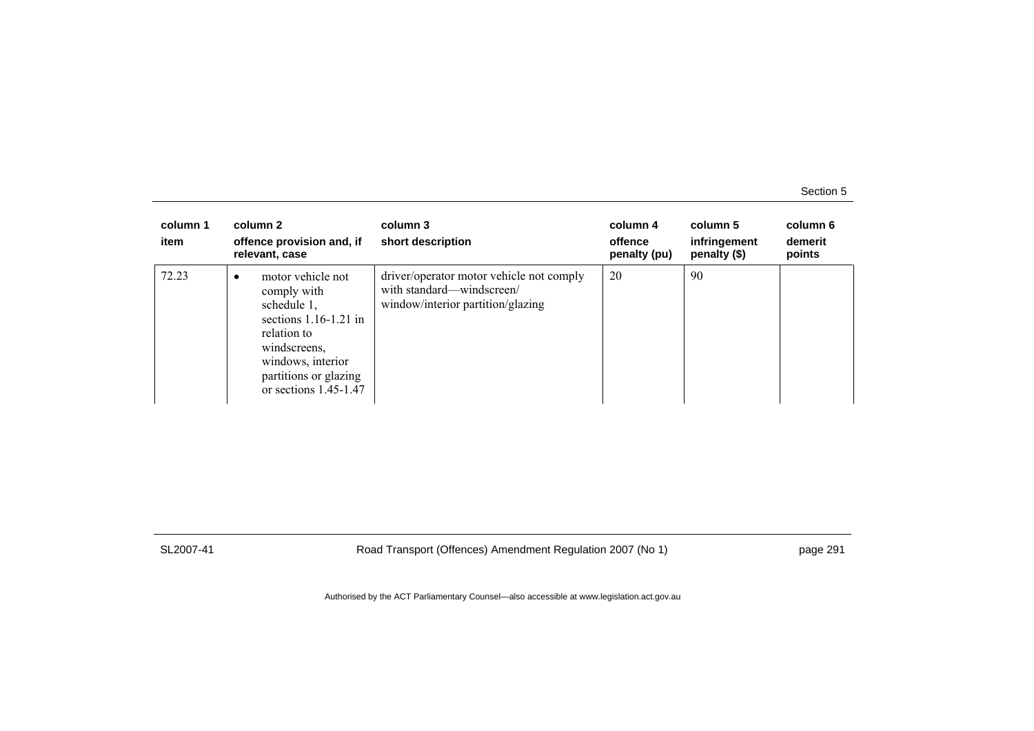| column 1<br>item | column 2<br>offence provision and, if relevant, case | column 3<br>short description | column 4<br>offence penalty (pu) | column 5<br>infringement penalty ($) | column 6<br>demerit points |
|---|---|---|---|---|---|
| 72.23 | • motor vehicle not comply with schedule 1, sections 1.16-1.21 in relation to windscreens, windows, interior partitions or glazing or sections 1.45-1.47 | driver/operator motor vehicle not comply with standard—windscreen/ window/interior partition/glazing | 20 | 90 | |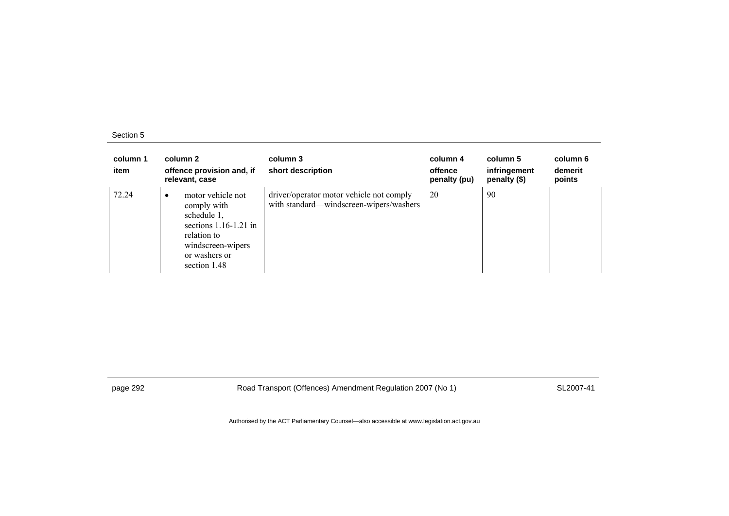| column 1<br>item | column 2<br>offence provision and, if relevant, case | column 3<br>short description | column 4<br>offence penalty (pu) | column 5<br>infringement penalty ($) | column 6<br>demerit points |
|---|---|---|---|---|---|
| 72.24 | • motor vehicle not comply with schedule 1, sections 1.16-1.21 in relation to windscreen-wipers or washers or section 1.48 | driver/operator motor vehicle not comply with standard—windscreen-wipers/washers | 20 | 90 | |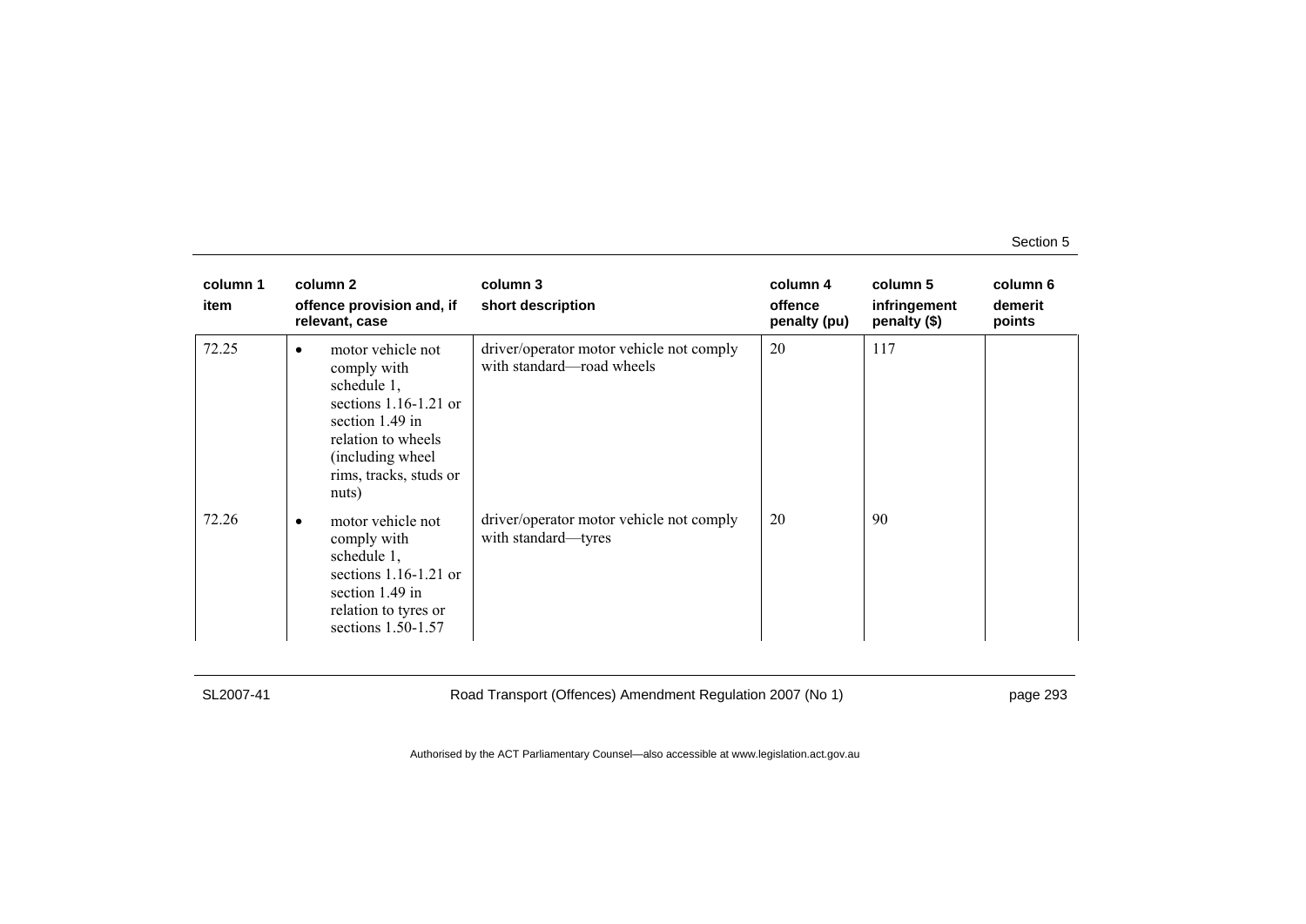| column 1<br>item | column 2<br>offence provision and, if relevant, case | column 3<br>short description | column 4<br>offence penalty (pu) | column 5<br>infringement penalty ($) | column 6<br>demerit points |
|---|---|---|---|---|---|
| 72.25 | • motor vehicle not comply with schedule 1, sections 1.16-1.21 or section 1.49 in relation to wheels (including wheel rims, tracks, studs or nuts) | driver/operator motor vehicle not comply with standard—road wheels | 20 | 117 | |
| 72.26 | • motor vehicle not comply with schedule 1, sections 1.16-1.21 or section 1.49 in relation to tyres or sections 1.50-1.57 | driver/operator motor vehicle not comply with standard—tyres | 20 | 90 | |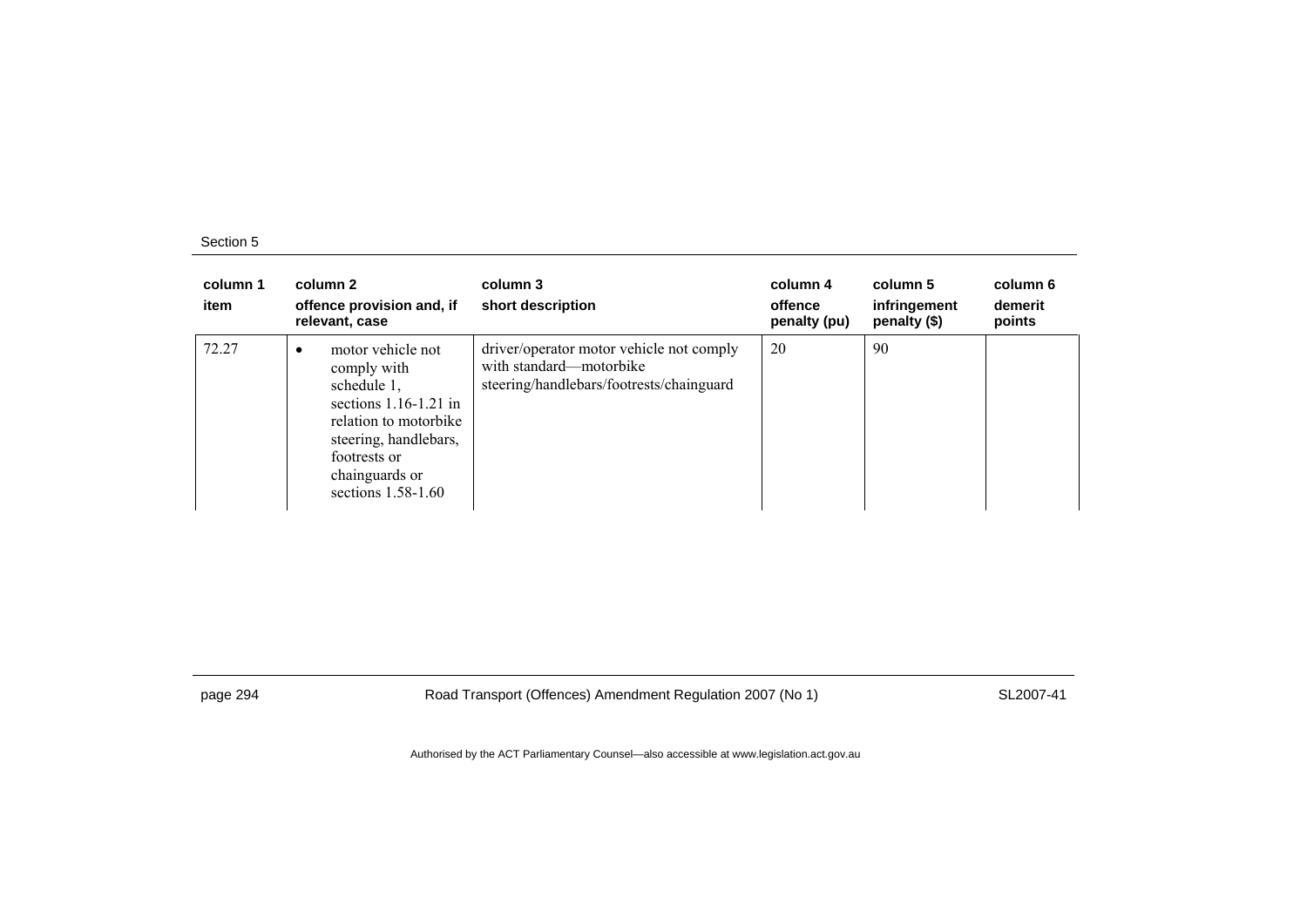| column 1<br>item | column 2<br>offence provision and, if relevant, case | column 3<br>short description | column 4<br>offence penalty (pu) | column 5<br>infringement penalty ($) | column 6<br>demerit points |
|---|---|---|---|---|---|
| 72.27 | • motor vehicle not comply with schedule 1, sections 1.16-1.21 in relation to motorbike steering, handlebars, footrests or chainguards or sections 1.58-1.60 | driver/operator motor vehicle not comply with standard—motorbike steering/handlebars/footrests/chainguard | 20 | 90 | |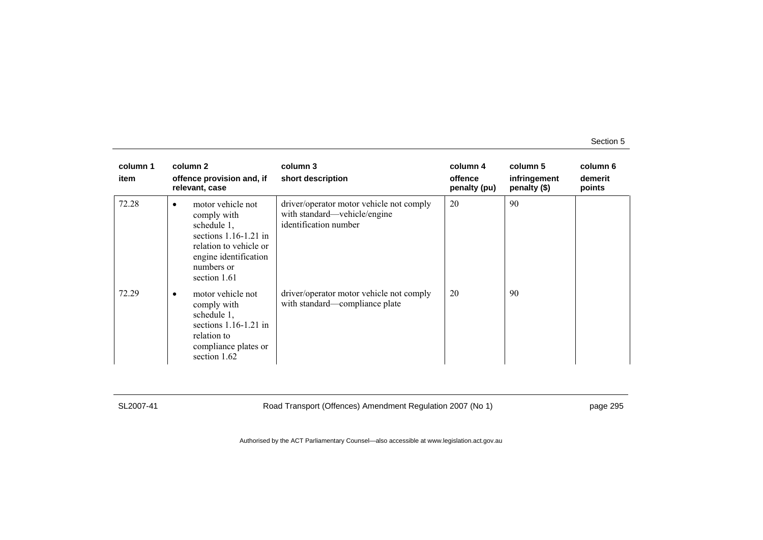| column 1 item | column 2 offence provision and, if relevant, case | column 3 short description | column 4 offence penalty (pu) | column 5 infringement penalty ($) | column 6 demerit points |
|---|---|---|---|---|---|
| 72.28 | • motor vehicle not comply with schedule 1, sections 1.16-1.21 in relation to vehicle or engine identification numbers or section 1.61 | driver/operator motor vehicle not comply with standard—vehicle/engine identification number | 20 | 90 | |
| 72.29 | • motor vehicle not comply with schedule 1, sections 1.16-1.21 in relation to compliance plates or section 1.62 | driver/operator motor vehicle not comply with standard—compliance plate | 20 | 90 | |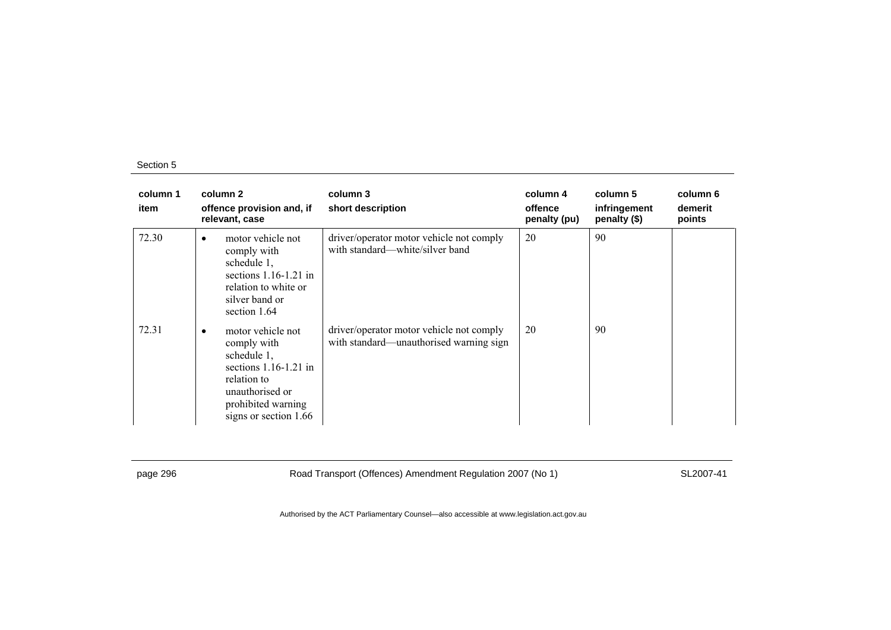| column 1<br>item | column 2<br>offence provision and, if relevant, case | column 3<br>short description | column 4<br>offence penalty (pu) | column 5<br>infringement penalty ($) | column 6<br>demerit points |
|---|---|---|---|---|---|
| 72.30 | • motor vehicle not comply with schedule 1, sections 1.16-1.21 in relation to white or silver band or section 1.64 | driver/operator motor vehicle not comply with standard—white/silver band | 20 | 90 | |
| 72.31 | • motor vehicle not comply with schedule 1, sections 1.16-1.21 in relation to unauthorised or prohibited warning signs or section 1.66 | driver/operator motor vehicle not comply with standard—unauthorised warning sign | 20 | 90 | |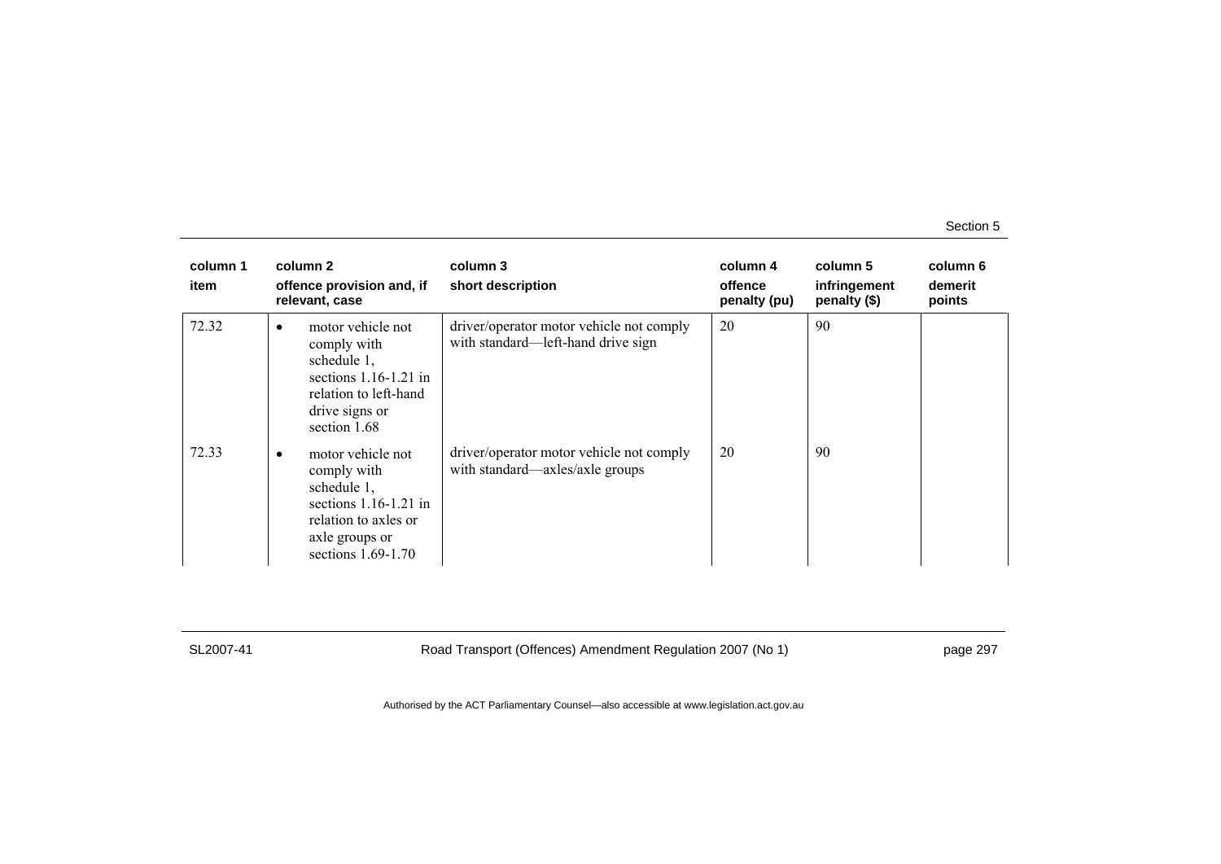| column 1<br>item | column 2<br>offence provision and, if relevant, case | column 3<br>short description | column 4<br>offence penalty (pu) | column 5<br>infringement penalty ($) | column 6<br>demerit points |
|---|---|---|---|---|---|
| 72.32 | • motor vehicle not comply with schedule 1, sections 1.16-1.21 in relation to left-hand drive signs or section 1.68 | driver/operator motor vehicle not comply with standard—left-hand drive sign | 20 | 90 | |
| 72.33 | • motor vehicle not comply with schedule 1, sections 1.16-1.21 in relation to axles or axle groups or sections 1.69-1.70 | driver/operator motor vehicle not comply with standard—axles/axle groups | 20 | 90 | |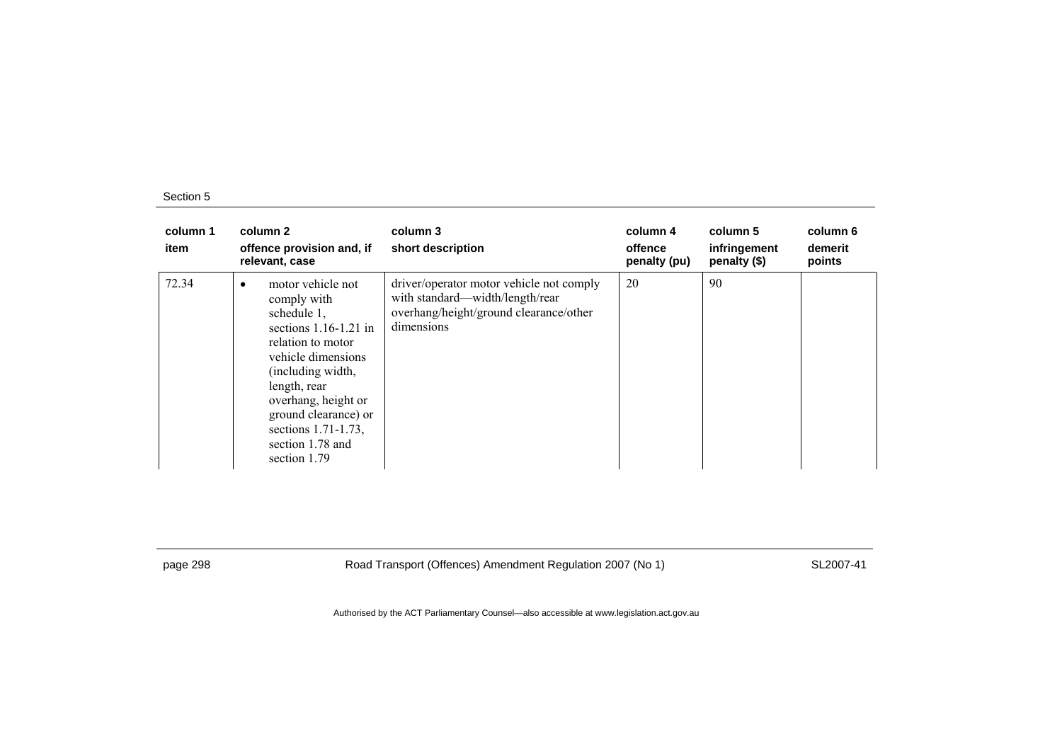| column 1 item | column 2 offence provision and, if relevant, case | column 3 short description | column 4 offence penalty (pu) | column 5 infringement penalty ($) | column 6 demerit points |
|---|---|---|---|---|---|
| 72.34 | • motor vehicle not comply with schedule 1, sections 1.16-1.21 in relation to motor vehicle dimensions (including width, length, rear overhang, height or ground clearance) or sections 1.71-1.73, section 1.78 and section 1.79 | driver/operator motor vehicle not comply with standard—width/length/rear overhang/height/ground clearance/other dimensions | 20 | 90 | |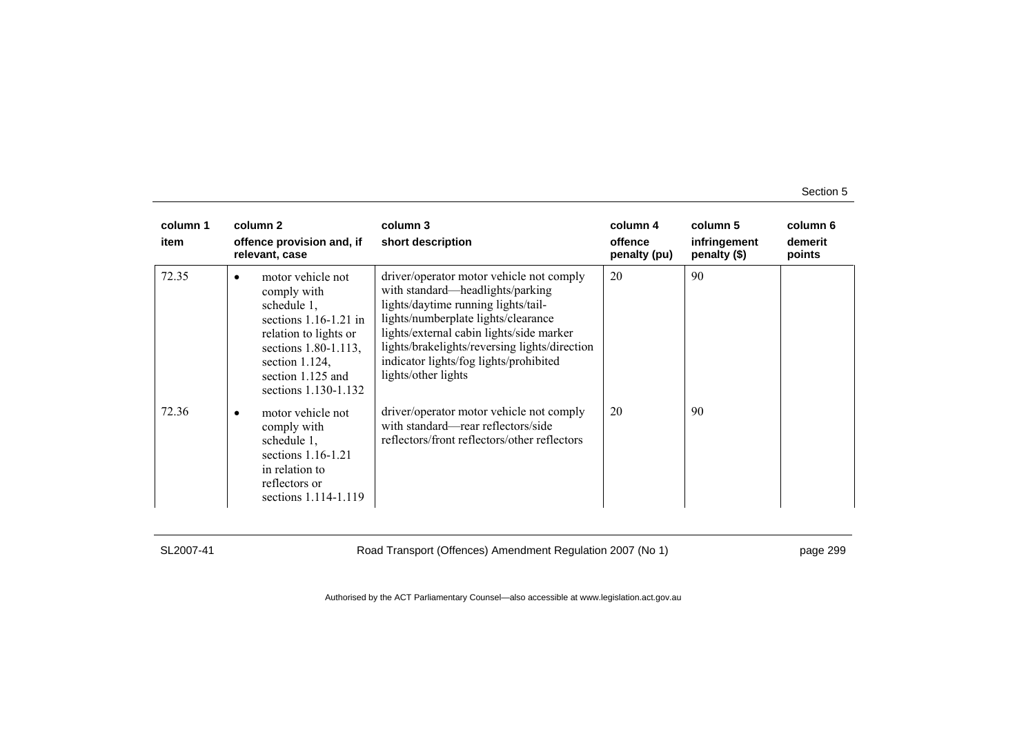| column 1 item | column 2 offence provision and, if relevant, case | column 3 short description | column 4 offence penalty (pu) | column 5 infringement penalty ($) | column 6 demerit points |
|---|---|---|---|---|---|
| 72.35 | • motor vehicle not comply with schedule 1, sections 1.16-1.21 in relation to lights or sections 1.80-1.113, section 1.124, section 1.125 and sections 1.130-1.132 | driver/operator motor vehicle not comply with standard—headlights/parking lights/daytime running lights/tail-lights/numberplate lights/clearance lights/external cabin lights/side marker lights/brakelights/reversing lights/direction indicator lights/fog lights/prohibited lights/other lights | 20 | 90 | |
| 72.36 | • motor vehicle not comply with schedule 1, sections 1.16-1.21 in relation to reflectors or sections 1.114-1.119 | driver/operator motor vehicle not comply with standard—rear reflectors/side reflectors/front reflectors/other reflectors | 20 | 90 | |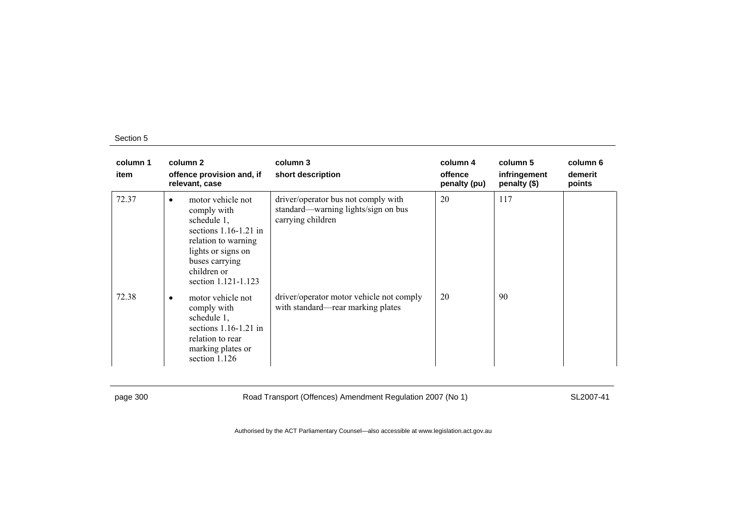| column 1<br>item | column 2<br>offence provision and, if relevant, case | column 3<br>short description | column 4<br>offence penalty (pu) | column 5<br>infringement penalty ($) | column 6<br>demerit points |
|---|---|---|---|---|---|
| 72.37 | • motor vehicle not comply with schedule 1, sections 1.16-1.21 in relation to warning lights or signs on buses carrying children or section 1.121-1.123 | driver/operator bus not comply with standard—warning lights/sign on bus carrying children | 20 | 117 | |
| 72.38 | • motor vehicle not comply with schedule 1, sections 1.16-1.21 in relation to rear marking plates or section 1.126 | driver/operator motor vehicle not comply with standard—rear marking plates | 20 | 90 | |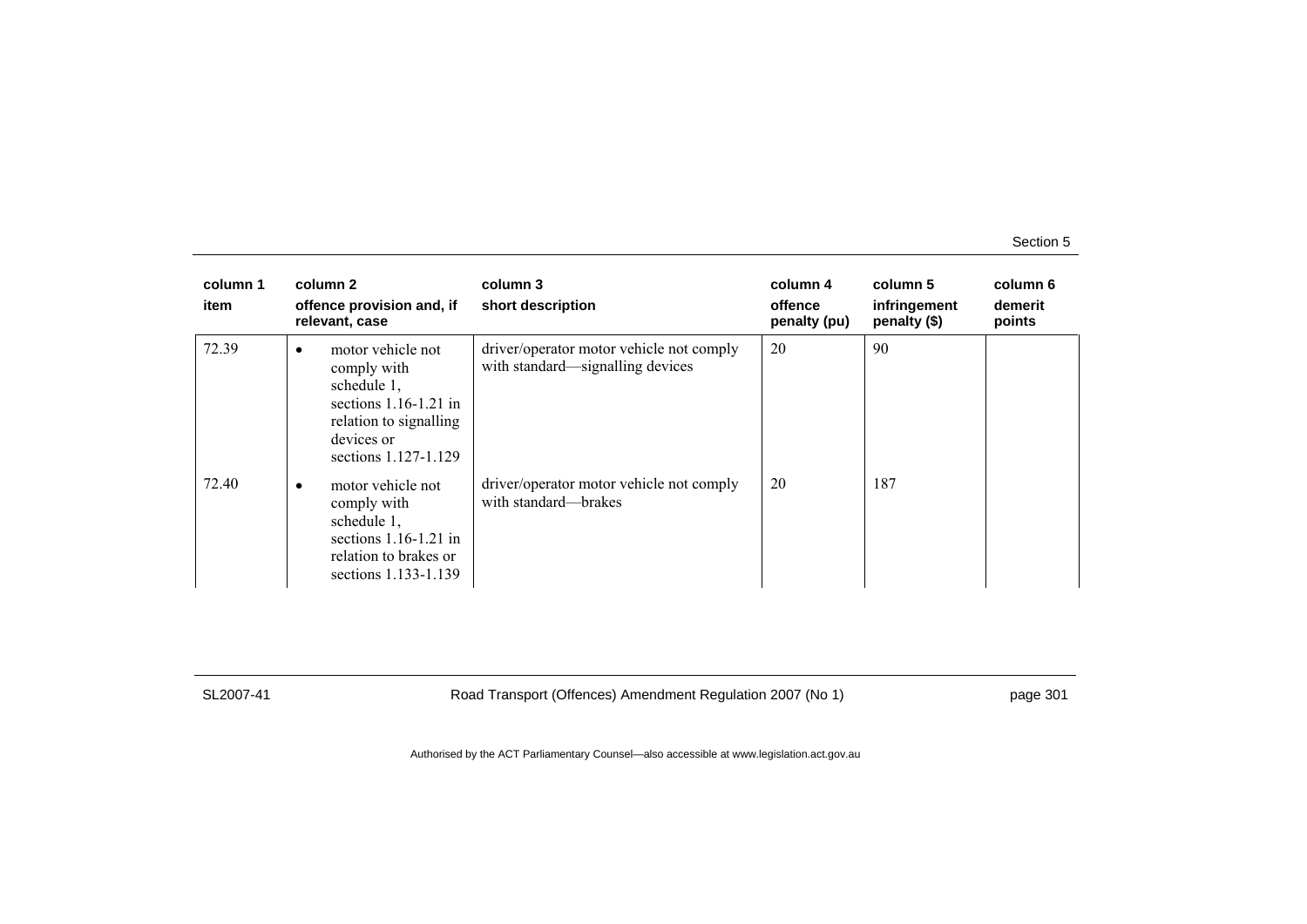| column 1<br>item | column 2<br>offence provision and, if relevant, case | column 3<br>short description | column 4<br>offence penalty (pu) | column 5<br>infringement penalty ($) | column 6<br>demerit points |
|---|---|---|---|---|---|
| 72.39 | • motor vehicle not comply with schedule 1, sections 1.16-1.21 in relation to signalling devices or sections 1.127-1.129 | driver/operator motor vehicle not comply with standard—signalling devices | 20 | 90 | |
| 72.40 | • motor vehicle not comply with schedule 1, sections 1.16-1.21 in relation to brakes or sections 1.133-1.139 | driver/operator motor vehicle not comply with standard—brakes | 20 | 187 | |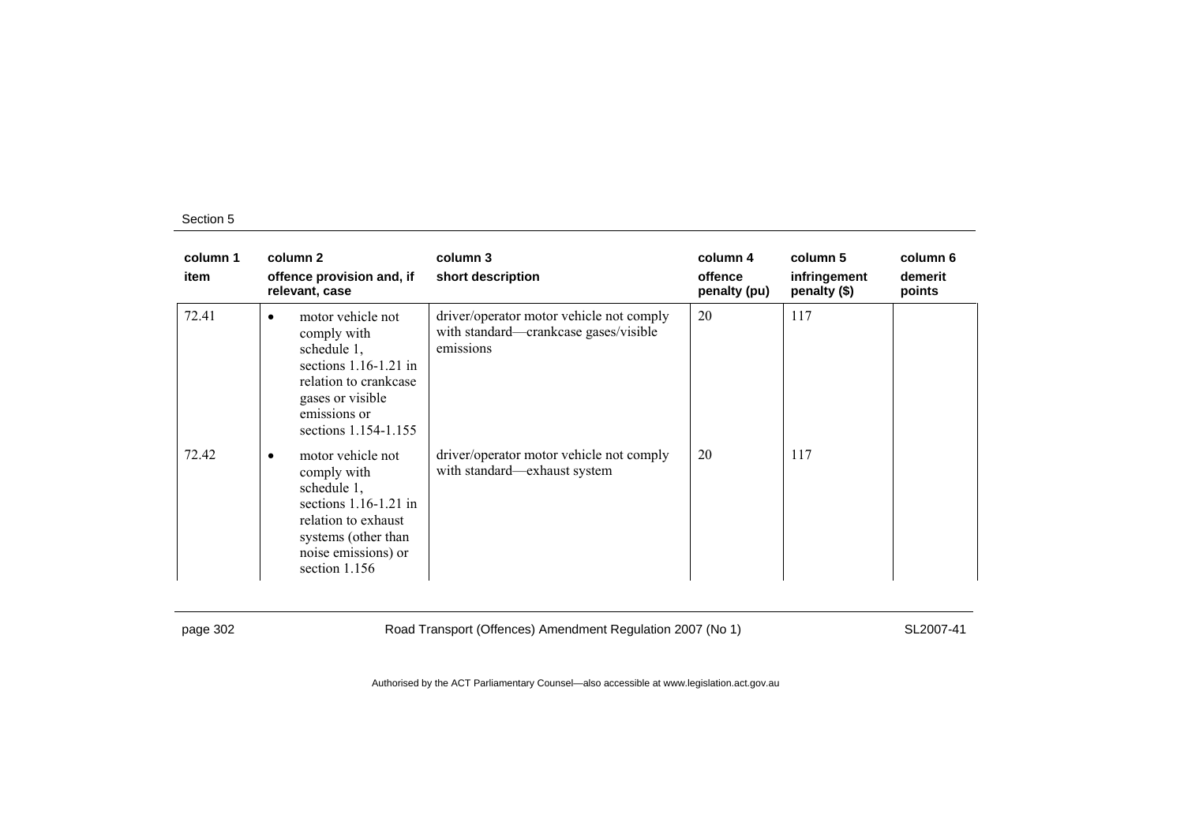| column 1 item | column 2 offence provision and, if relevant, case | column 3 short description | column 4 offence penalty (pu) | column 5 infringement penalty ($) | column 6 demerit points |
| --- | --- | --- | --- | --- | --- |
| 72.41 | • motor vehicle not comply with schedule 1, sections 1.16-1.21 in relation to crankcase gases or visible emissions or sections 1.154-1.155 | driver/operator motor vehicle not comply with standard—crankcase gases/visible emissions | 20 | 117 | |
| 72.42 | • motor vehicle not comply with schedule 1, sections 1.16-1.21 in relation to exhaust systems (other than noise emissions) or section 1.156 | driver/operator motor vehicle not comply with standard—exhaust system | 20 | 117 | |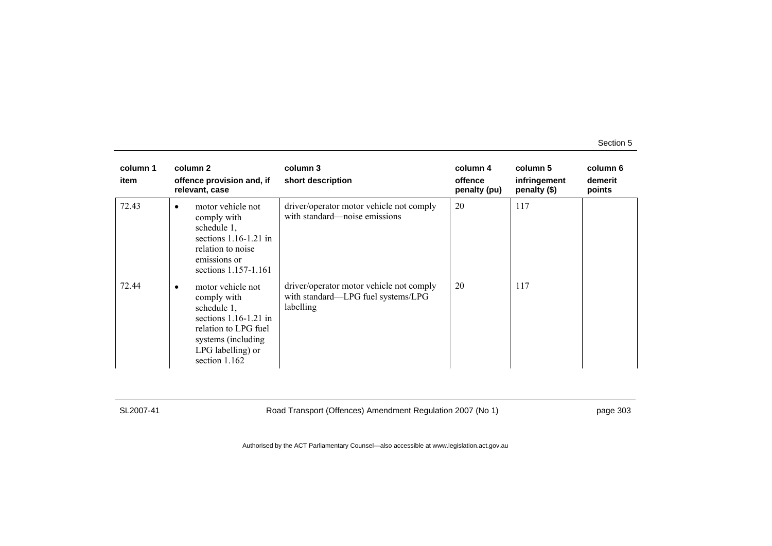| column 1<br>item | column 2<br>offence provision and, if relevant, case | column 3<br>short description | column 4<br>offence penalty (pu) | column 5<br>infringement penalty ($) | column 6<br>demerit points |
|---|---|---|---|---|---|
| 72.43 | • motor vehicle not comply with schedule 1, sections 1.16-1.21 in relation to noise emissions or sections 1.157-1.161 | driver/operator motor vehicle not comply with standard—noise emissions | 20 | 117 | |
| 72.44 | • motor vehicle not comply with schedule 1, sections 1.16-1.21 in relation to LPG fuel systems (including LPG labelling) or section 1.162 | driver/operator motor vehicle not comply with standard—LPG fuel systems/LPG labelling | 20 | 117 | |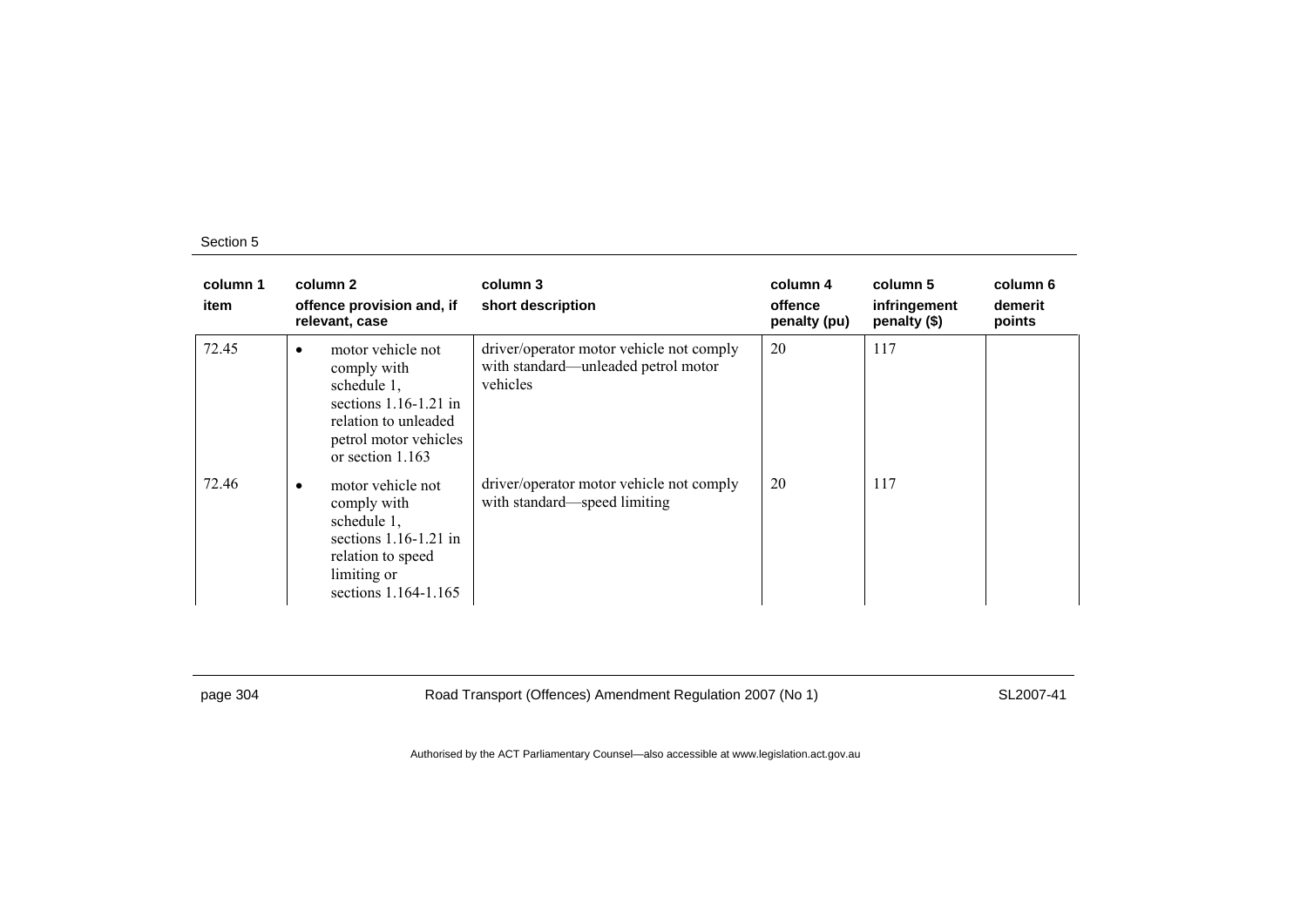| column 1 item | column 2 offence provision and, if relevant, case | column 3 short description | column 4 offence penalty (pu) | column 5 infringement penalty ($) | column 6 demerit points |
|---|---|---|---|---|---|
| 72.45 | • motor vehicle not comply with schedule 1, sections 1.16-1.21 in relation to unleaded petrol motor vehicles or section 1.163 | driver/operator motor vehicle not comply with standard—unleaded petrol motor vehicles | 20 | 117 | |
| 72.46 | • motor vehicle not comply with schedule 1, sections 1.16-1.21 in relation to speed limiting or sections 1.164-1.165 | driver/operator motor vehicle not comply with standard—speed limiting | 20 | 117 | |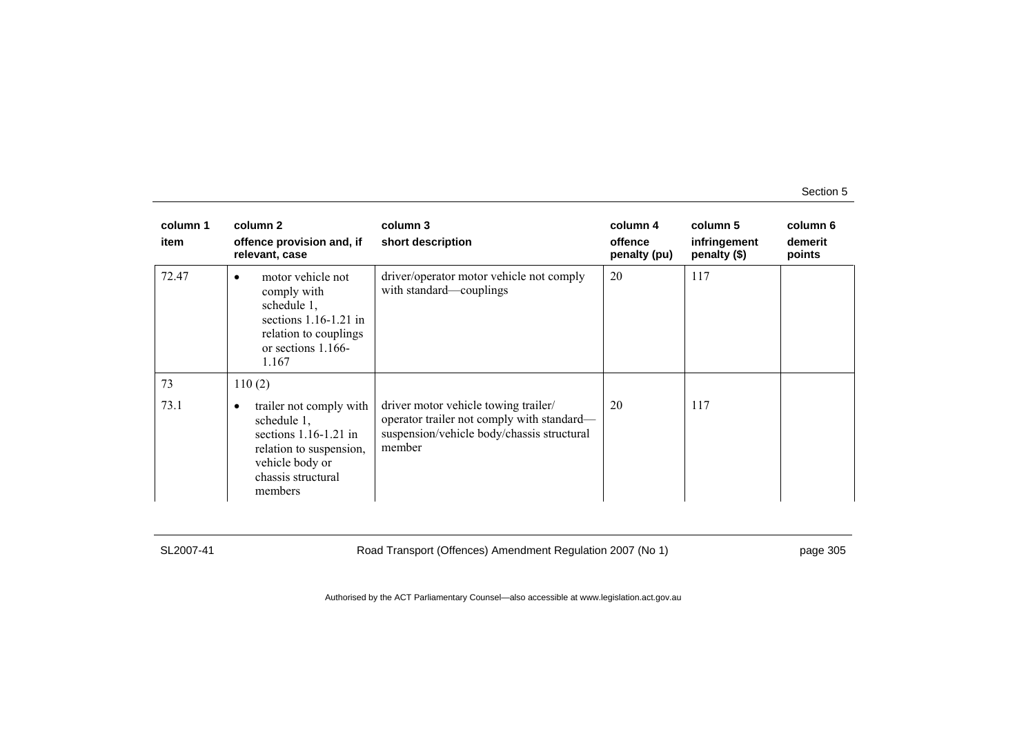| column 1 item | column 2 offence provision and, if relevant, case | column 3 short description | column 4 offence penalty (pu) | column 5 infringement penalty ($) | column 6 demerit points |
|---|---|---|---|---|---|
| 72.47 | • motor vehicle not comply with schedule 1, sections 1.16-1.21 in relation to couplings or sections 1.166-1.167 | driver/operator motor vehicle not comply with standard—couplings | 20 | 117 | |
| 73 | 110 (2) | | | | |
| 73.1 | • trailer not comply with schedule 1, sections 1.16-1.21 in relation to suspension, vehicle body or chassis structural members | driver motor vehicle towing trailer/ operator trailer not comply with standard—suspension/vehicle body/chassis structural member | 20 | 117 | |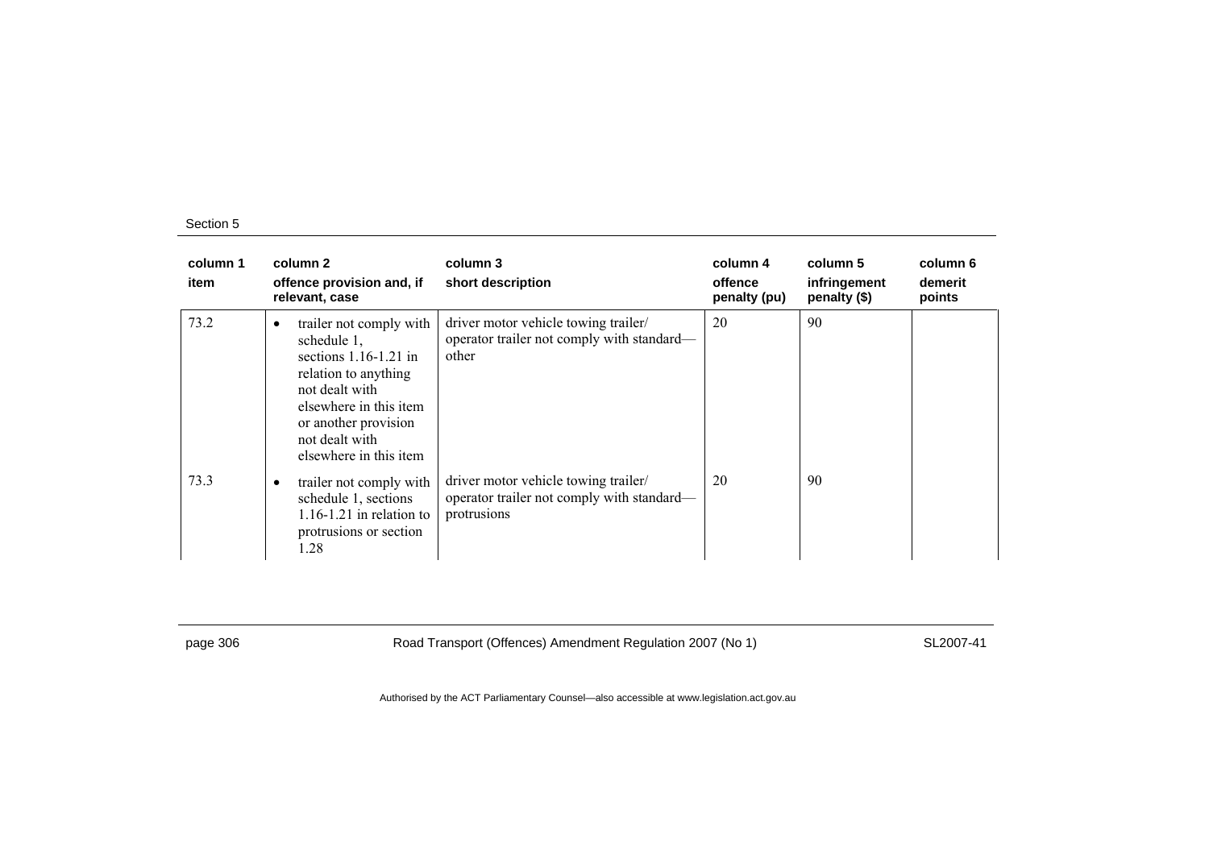| column 1<br>item | column 2<br>offence provision and, if relevant, case | column 3<br>short description | column 4<br>offence penalty (pu) | column 5<br>infringement penalty ($) | column 6<br>demerit points |
|---|---|---|---|---|---|
| 73.2 | • trailer not comply with schedule 1, sections 1.16-1.21 in relation to anything not dealt with elsewhere in this item or another provision not dealt with elsewhere in this item | driver motor vehicle towing trailer/ operator trailer not comply with standard—other | 20 | 90 | |
| 73.3 | • trailer not comply with schedule 1, sections 1.16-1.21 in relation to protrusions or section 1.28 | driver motor vehicle towing trailer/ operator trailer not comply with standard—protrusions | 20 | 90 | |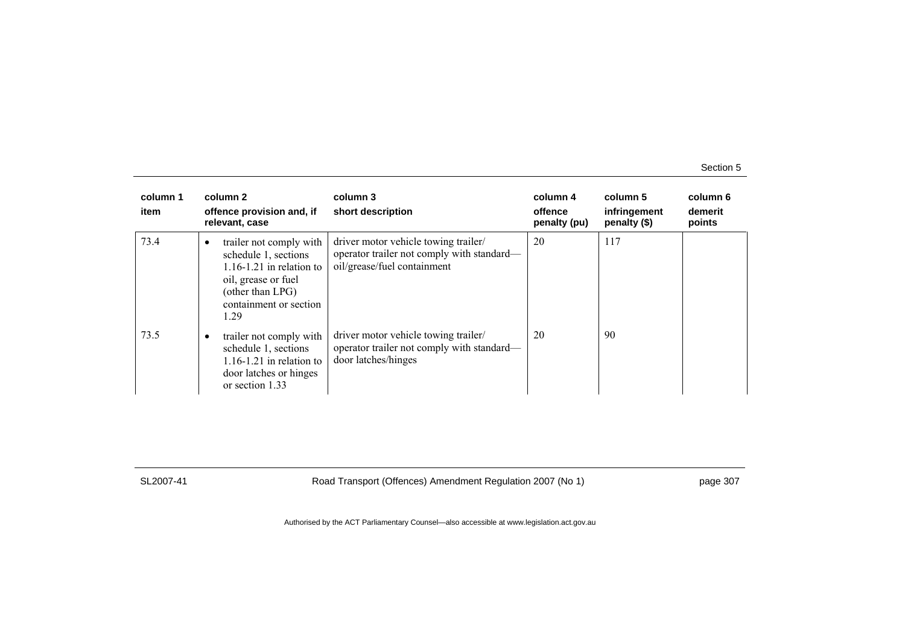| column 1<br>item | column 2<br>offence provision and, if relevant, case | column 3<br>short description | column 4<br>offence penalty (pu) | column 5<br>infringement penalty ($) | column 6<br>demerit points |
|---|---|---|---|---|---|
| 73.4 | • trailer not comply with schedule 1, sections 1.16-1.21 in relation to oil, grease or fuel (other than LPG) containment or section 1.29 | driver motor vehicle towing trailer/ operator trailer not comply with standard—oil/grease/fuel containment | 20 | 117 | |
| 73.5 | • trailer not comply with schedule 1, sections 1.16-1.21 in relation to door latches or hinges or section 1.33 | driver motor vehicle towing trailer/ operator trailer not comply with standard—door latches/hinges | 20 | 90 | |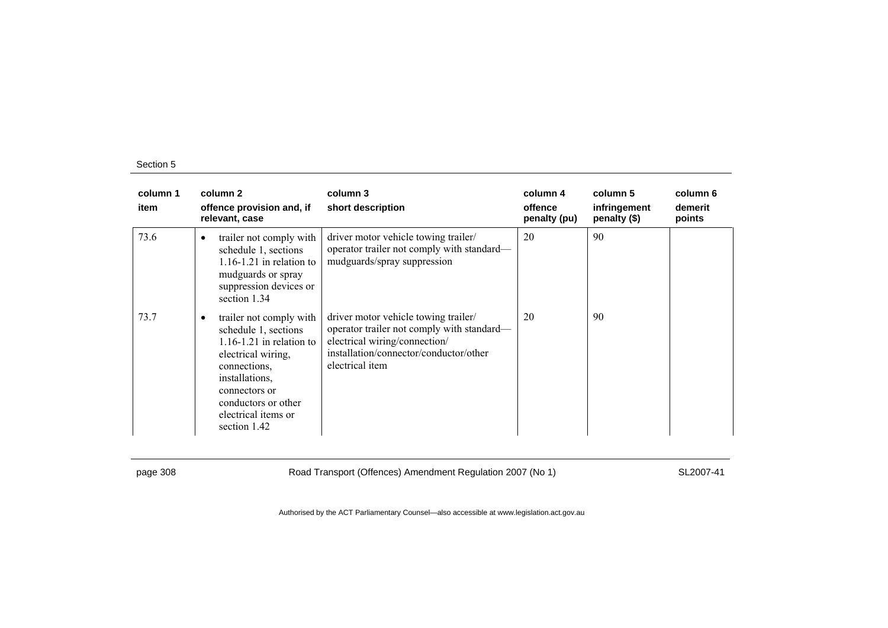| column 1<br>item | column 2<br>offence provision and, if relevant, case | column 3<br>short description | column 4<br>offence penalty (pu) | column 5<br>infringement penalty ($) | column 6<br>demerit points |
|---|---|---|---|---|---|
| 73.6 | • trailer not comply with schedule 1, sections 1.16-1.21 in relation to mudguards or spray suppression devices or section 1.34 | driver motor vehicle towing trailer/ operator trailer not comply with standard—mudguards/spray suppression | 20 | 90 | |
| 73.7 | • trailer not comply with schedule 1, sections 1.16-1.21 in relation to electrical wiring, connections, installations, connectors or conductors or other electrical items or section 1.42 | driver motor vehicle towing trailer/ operator trailer not comply with standard—electrical wiring/connection/ installation/connector/conductor/other electrical item | 20 | 90 | |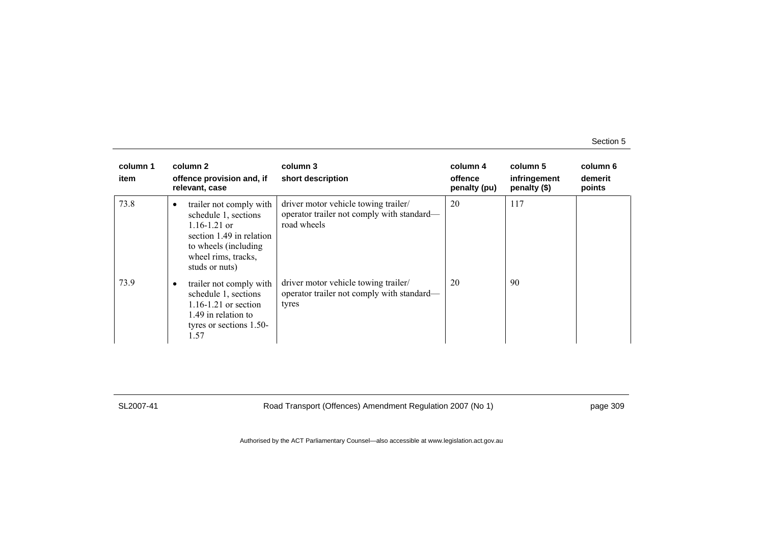| column 1<br>item | column 2<br>offence provision and, if relevant, case | column 3<br>short description | column 4<br>offence penalty (pu) | column 5<br>infringement penalty ($) | column 6<br>demerit points |
|---|---|---|---|---|---|
| 73.8 | • trailer not comply with schedule 1, sections 1.16-1.21 or section 1.49 in relation to wheels (including wheel rims, tracks, studs or nuts) | driver motor vehicle towing trailer/ operator trailer not comply with standard—road wheels | 20 | 117 | |
| 73.9 | • trailer not comply with schedule 1, sections 1.16-1.21 or section 1.49 in relation to tyres or sections 1.50-1.57 | driver motor vehicle towing trailer/ operator trailer not comply with standard—tyres | 20 | 90 | |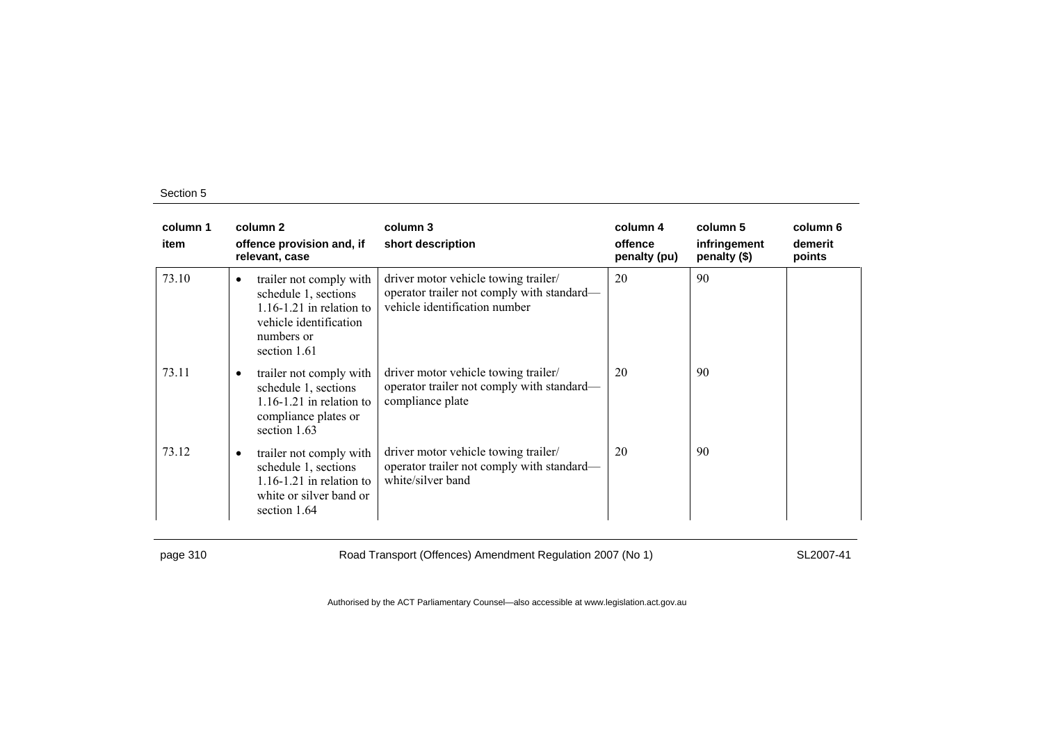| column 1 item | column 2 offence provision and, if relevant, case | column 3 short description | column 4 offence penalty (pu) | column 5 infringement penalty ($) | column 6 demerit points |
|---|---|---|---|---|---|
| 73.10 | • trailer not comply with schedule 1, sections 1.16-1.21 in relation to vehicle identification numbers or section 1.61 | driver motor vehicle towing trailer/ operator trailer not comply with standard—vehicle identification number | 20 | 90 | |
| 73.11 | • trailer not comply with schedule 1, sections 1.16-1.21 in relation to compliance plates or section 1.63 | driver motor vehicle towing trailer/ operator trailer not comply with standard—compliance plate | 20 | 90 | |
| 73.12 | • trailer not comply with schedule 1, sections 1.16-1.21 in relation to white or silver band or section 1.64 | driver motor vehicle towing trailer/ operator trailer not comply with standard—white/silver band | 20 | 90 | |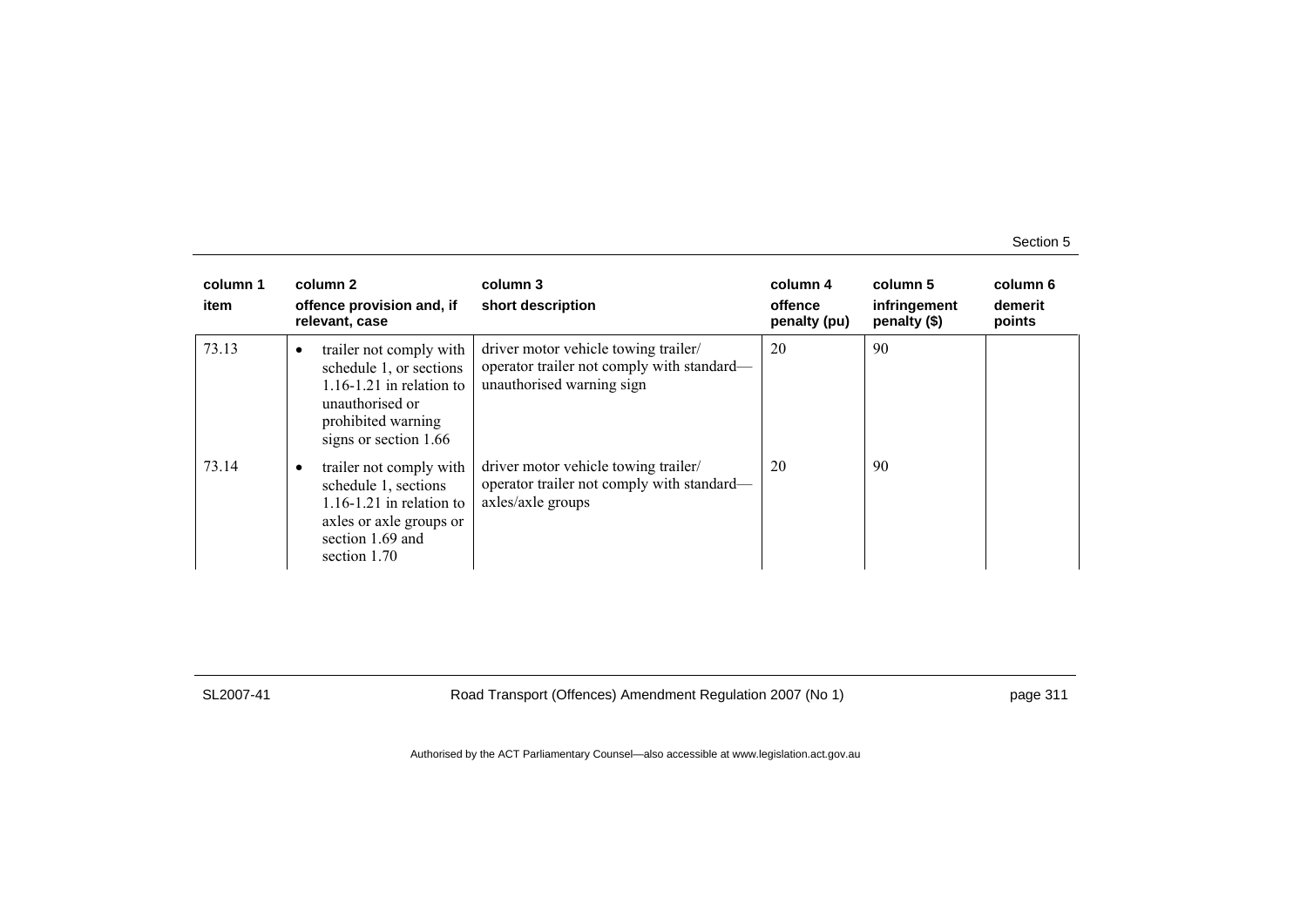| column 1 item | column 2 offence provision and, if relevant, case | column 3 short description | column 4 offence penalty (pu) | column 5 infringement penalty ($) | column 6 demerit points |
|---|---|---|---|---|---|
| 73.13 | • trailer not comply with schedule 1, or sections 1.16-1.21 in relation to unauthorised or prohibited warning signs or section 1.66 | driver motor vehicle towing trailer/ operator trailer not comply with standard—unauthorised warning sign | 20 | 90 | |
| 73.14 | • trailer not comply with schedule 1, sections 1.16-1.21 in relation to axles or axle groups or section 1.69 and section 1.70 | driver motor vehicle towing trailer/ operator trailer not comply with standard—axles/axle groups | 20 | 90 | |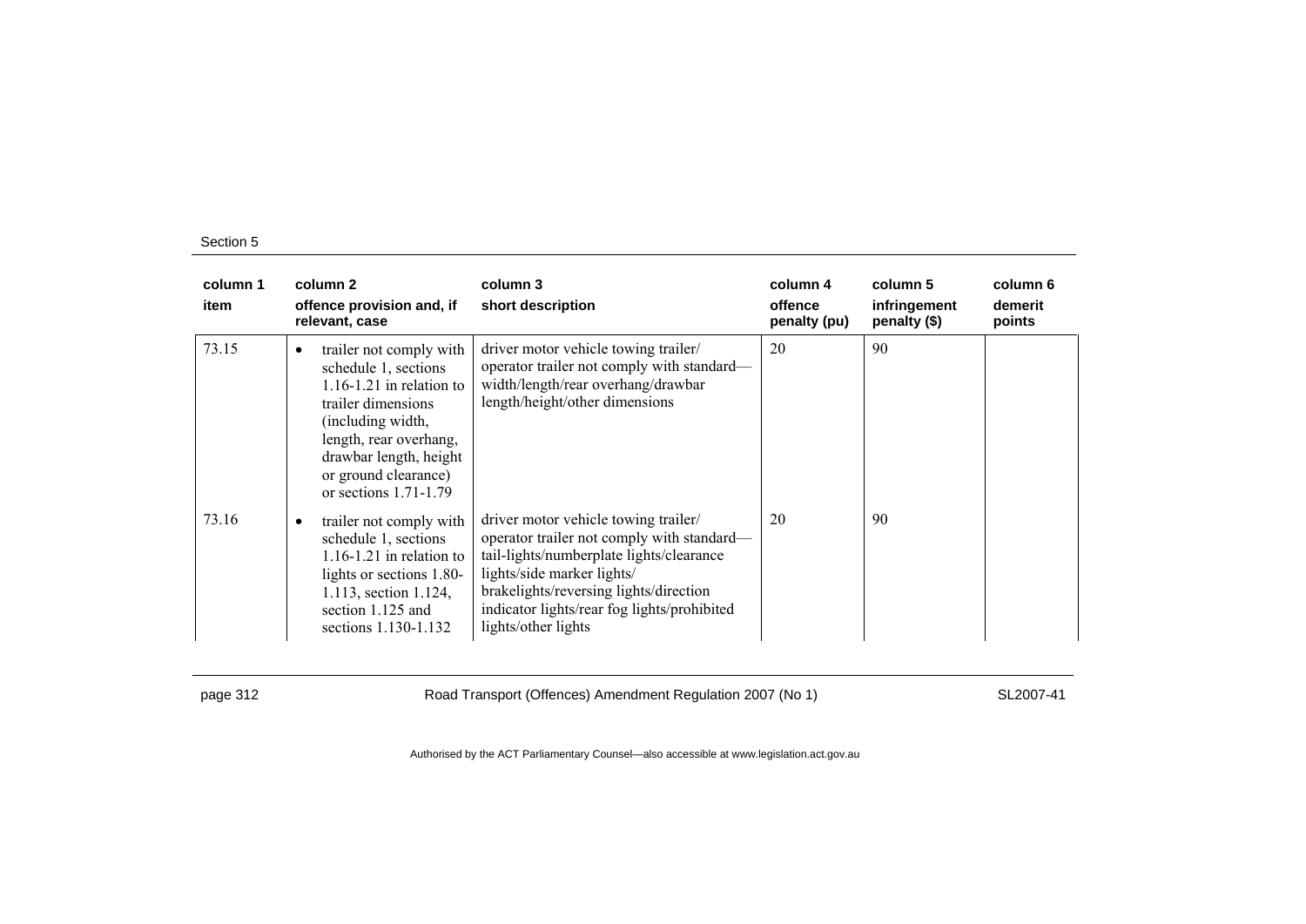| column 1<br>item | column 2<br>offence provision and, if relevant, case | column 3<br>short description | column 4<br>offence penalty (pu) | column 5<br>infringement penalty ($) | column 6<br>demerit points |
|---|---|---|---|---|---|
| 73.15 | • trailer not comply with schedule 1, sections 1.16-1.21 in relation to trailer dimensions (including width, length, rear overhang, drawbar length, height or ground clearance) or sections 1.71-1.79 | driver motor vehicle towing trailer/ operator trailer not comply with standard—width/length/rear overhang/drawbar length/height/other dimensions | 20 | 90 | |
| 73.16 | • trailer not comply with schedule 1, sections 1.16-1.21 in relation to lights or sections 1.80-1.113, section 1.124, section 1.125 and sections 1.130-1.132 | driver motor vehicle towing trailer/ operator trailer not comply with standard—tail-lights/numberplate lights/clearance lights/side marker lights/ brakelights/reversing lights/direction indicator lights/rear fog lights/prohibited lights/other lights | 20 | 90 | |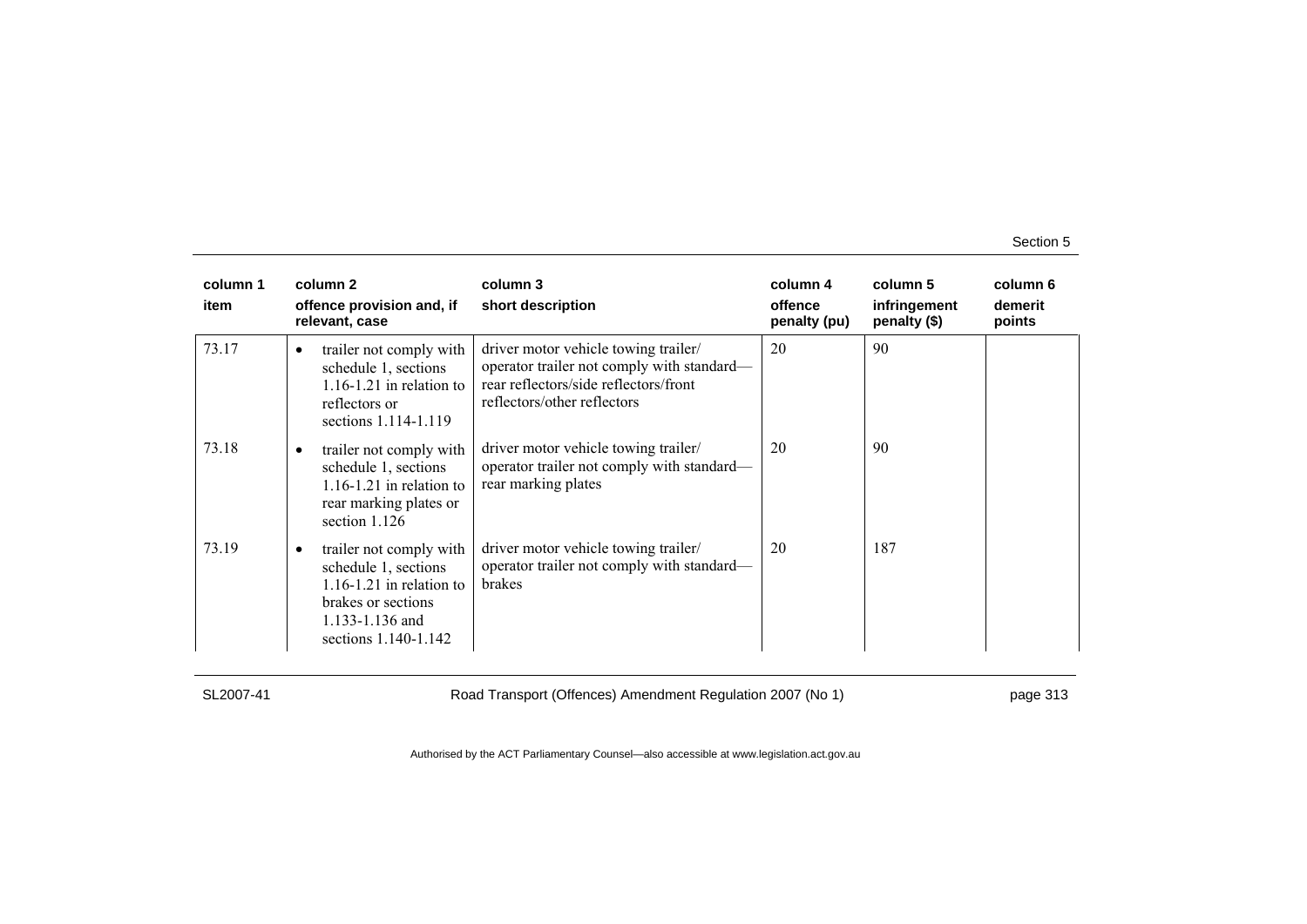| column 1 item | column 2 offence provision and, if relevant, case | column 3 short description | column 4 offence penalty (pu) | column 5 infringement penalty ($) | column 6 demerit points |
|---|---|---|---|---|---|
| 73.17 | • trailer not comply with schedule 1, sections 1.16-1.21 in relation to reflectors or sections 1.114-1.119 | driver motor vehicle towing trailer/ operator trailer not comply with standard—rear reflectors/side reflectors/front reflectors/other reflectors | 20 | 90 | |
| 73.18 | • trailer not comply with schedule 1, sections 1.16-1.21 in relation to rear marking plates or section 1.126 | driver motor vehicle towing trailer/ operator trailer not comply with standard—rear marking plates | 20 | 90 | |
| 73.19 | • trailer not comply with schedule 1, sections 1.16-1.21 in relation to brakes or sections 1.133-1.136 and sections 1.140-1.142 | driver motor vehicle towing trailer/ operator trailer not comply with standard—brakes | 20 | 187 | |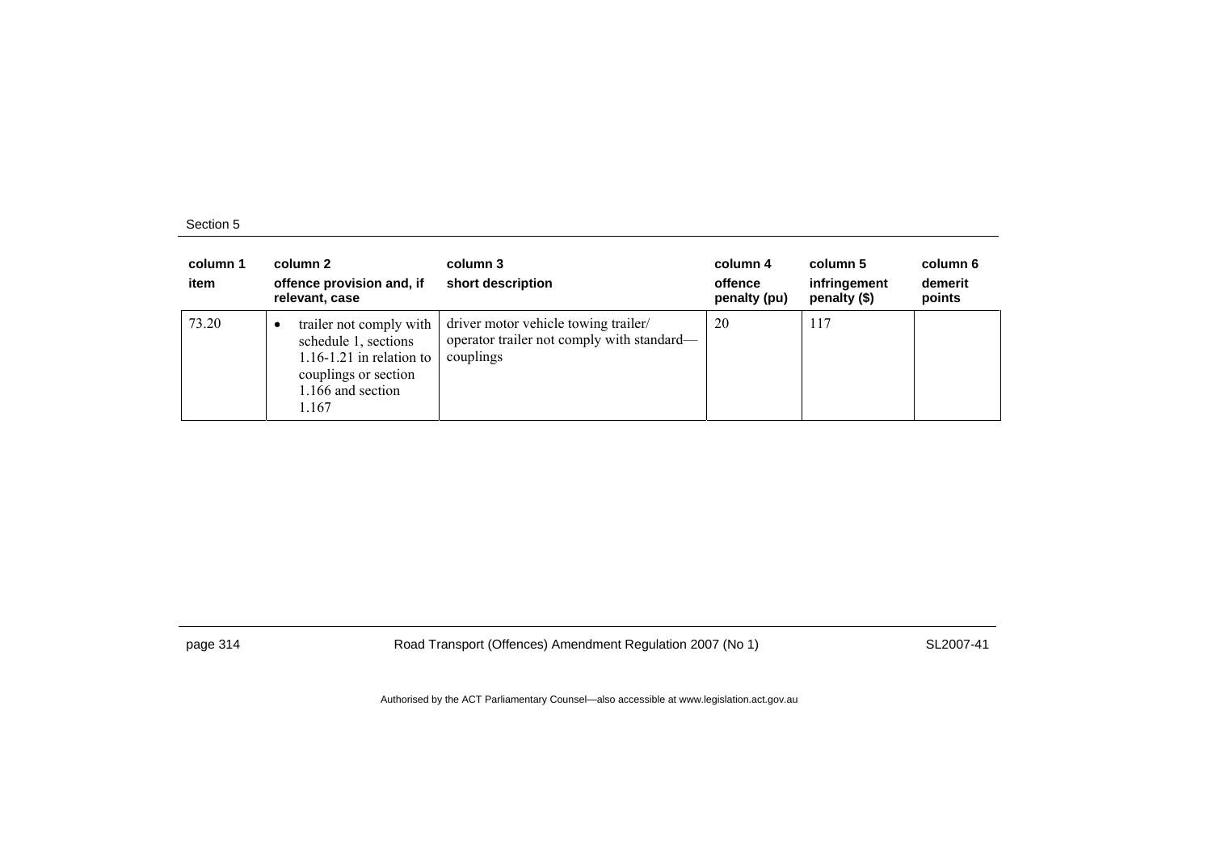| column 1 item | column 2 offence provision and, if relevant, case | column 3 short description | column 4 offence penalty (pu) | column 5 infringement penalty ($) | column 6 demerit points |
|---|---|---|---|---|---|
| 73.20 | • trailer not comply with schedule 1, sections 1.16-1.21 in relation to couplings or section 1.166 and section 1.167 | driver motor vehicle towing trailer/ operator trailer not comply with standard—couplings | 20 | 117 | |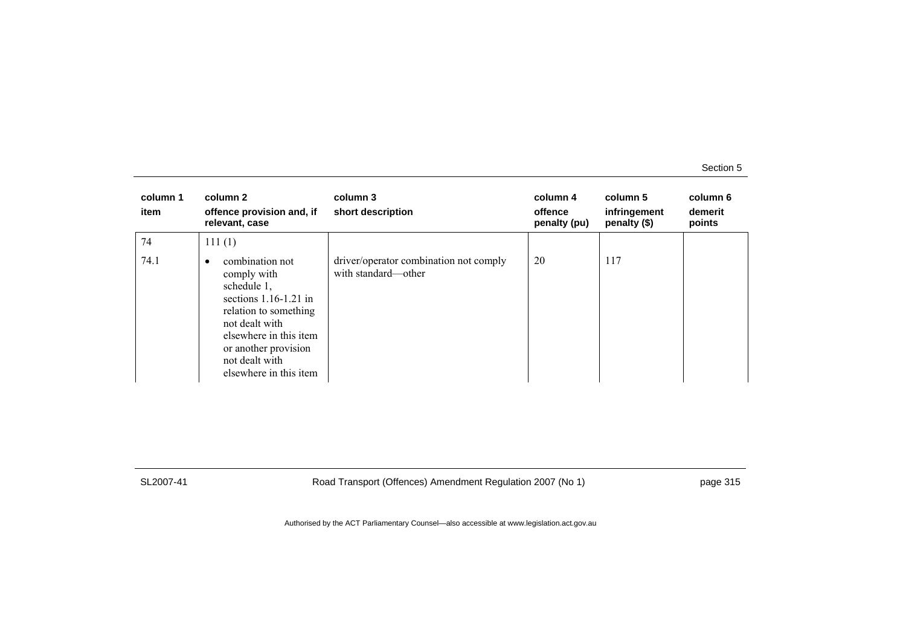| column 1<br>item | column 2<br>offence provision and, if relevant, case | column 3<br>short description | column 4<br>offence penalty (pu) | column 5<br>infringement penalty ($) | column 6<br>demerit points |
|---|---|---|---|---|---|
| 74 | 111 (1) | | | | |
| 74.1 | • combination not comply with schedule 1, sections 1.16-1.21 in relation to something not dealt with elsewhere in this item or another provision not dealt with elsewhere in this item | driver/operator combination not comply with standard—other | 20 | 117 | |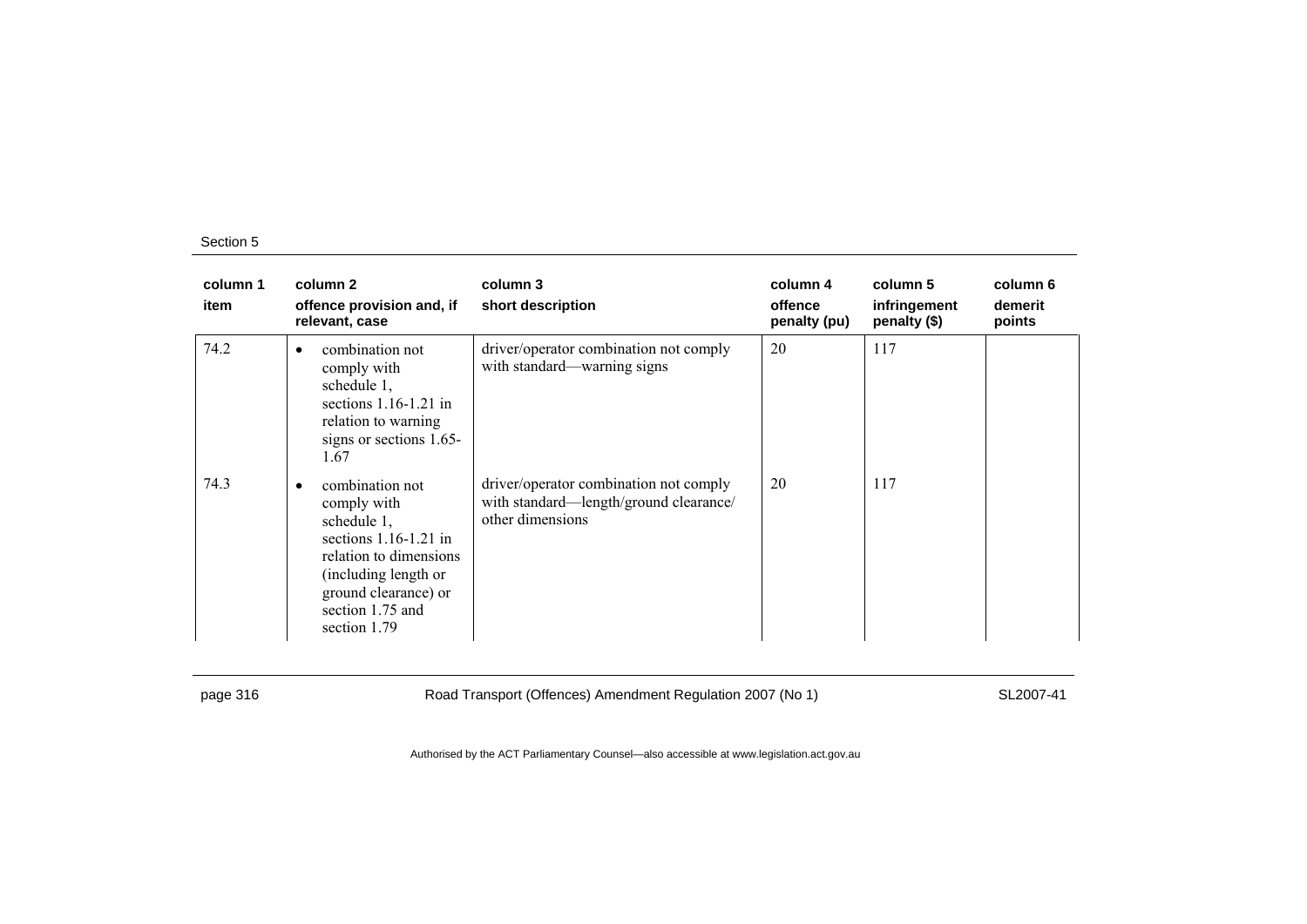| column 1 item | column 2 offence provision and, if relevant, case | column 3 short description | column 4 offence penalty (pu) | column 5 infringement penalty ($) | column 6 demerit points |
|---|---|---|---|---|---|
| 74.2 | • combination not comply with schedule 1, sections 1.16-1.21 in relation to warning signs or sections 1.65-1.67 | driver/operator combination not comply with standard—warning signs | 20 | 117 | |
| 74.3 | • combination not comply with schedule 1, sections 1.16-1.21 in relation to dimensions (including length or ground clearance) or section 1.75 and section 1.79 | driver/operator combination not comply with standard—length/ground clearance/ other dimensions | 20 | 117 | |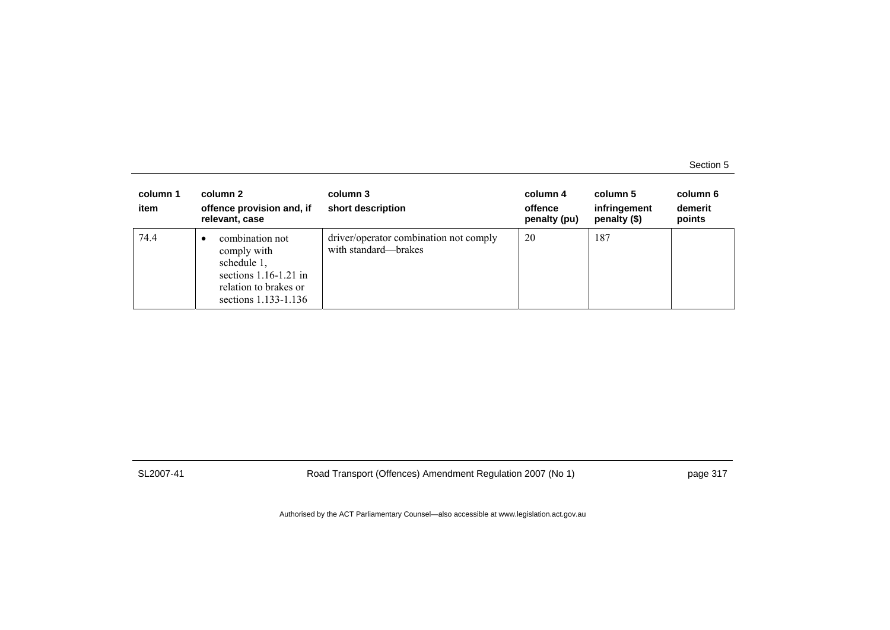| column 1<br>item | column 2<br>offence provision and, if relevant, case | column 3<br>short description | column 4<br>offence penalty (pu) | column 5<br>infringement penalty ($) | column 6<br>demerit points |
|---|---|---|---|---|---|
| 74.4 | • combination not comply with schedule 1, sections 1.16-1.21 in relation to brakes or sections 1.133-1.136 | driver/operator combination not comply with standard—brakes | 20 | 187 | |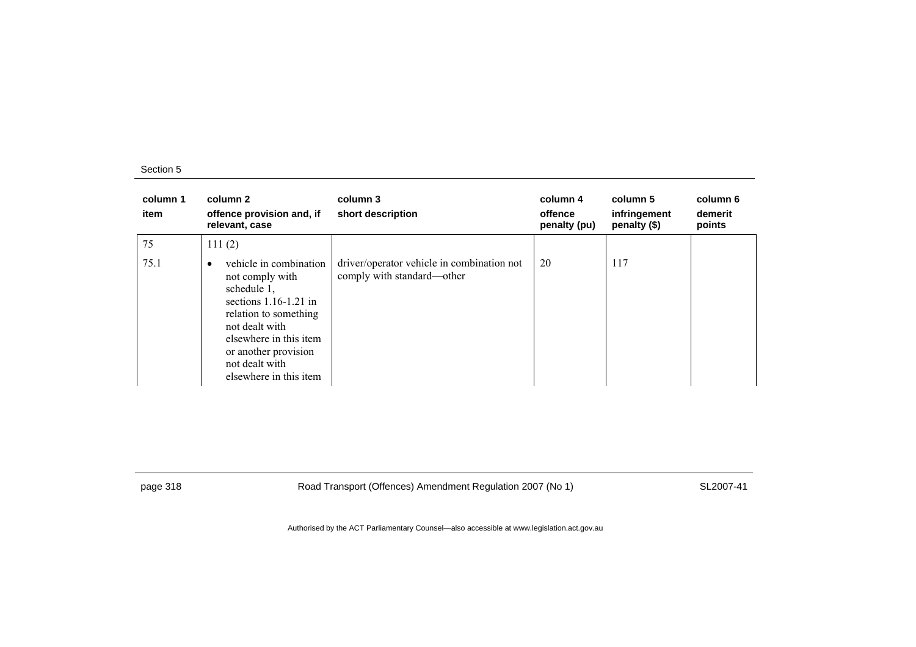| column 1 item | column 2 offence provision and, if relevant, case | column 3 short description | column 4 offence penalty (pu) | column 5 infringement penalty ($) | column 6 demerit points |
|---|---|---|---|---|---|
| 75 | 111 (2) | | | | |
| 75.1 | • vehicle in combination not comply with schedule 1, sections 1.16-1.21 in relation to something not dealt with elsewhere in this item or another provision not dealt with elsewhere in this item | driver/operator vehicle in combination not comply with standard—other | 20 | 117 | |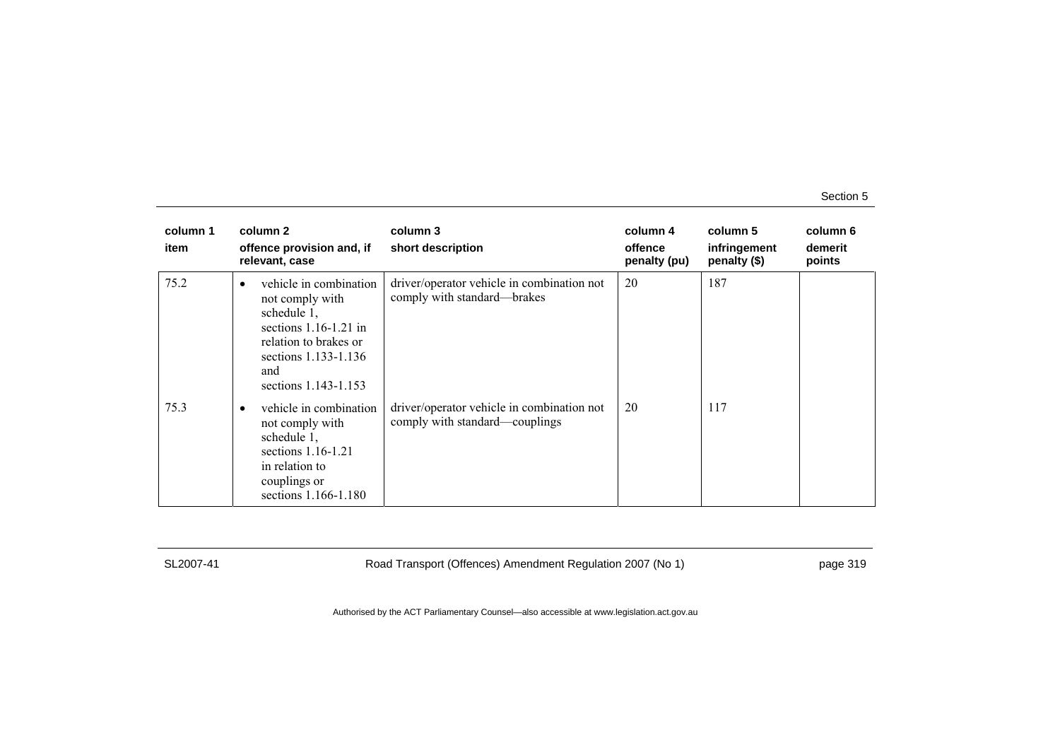| column 1<br>item | column 2<br>offence provision and, if relevant, case | column 3<br>short description | column 4<br>offence penalty (pu) | column 5<br>infringement penalty ($) | column 6<br>demerit points |
|---|---|---|---|---|---|
| 75.2 | • vehicle in combination not comply with schedule 1, sections 1.16-1.21 in relation to brakes or sections 1.133-1.136 and sections 1.143-1.153 | driver/operator vehicle in combination not comply with standard—brakes | 20 | 187 | |
| 75.3 | • vehicle in combination not comply with schedule 1, sections 1.16-1.21 in relation to couplings or sections 1.166-1.180 | driver/operator vehicle in combination not comply with standard—couplings | 20 | 117 | |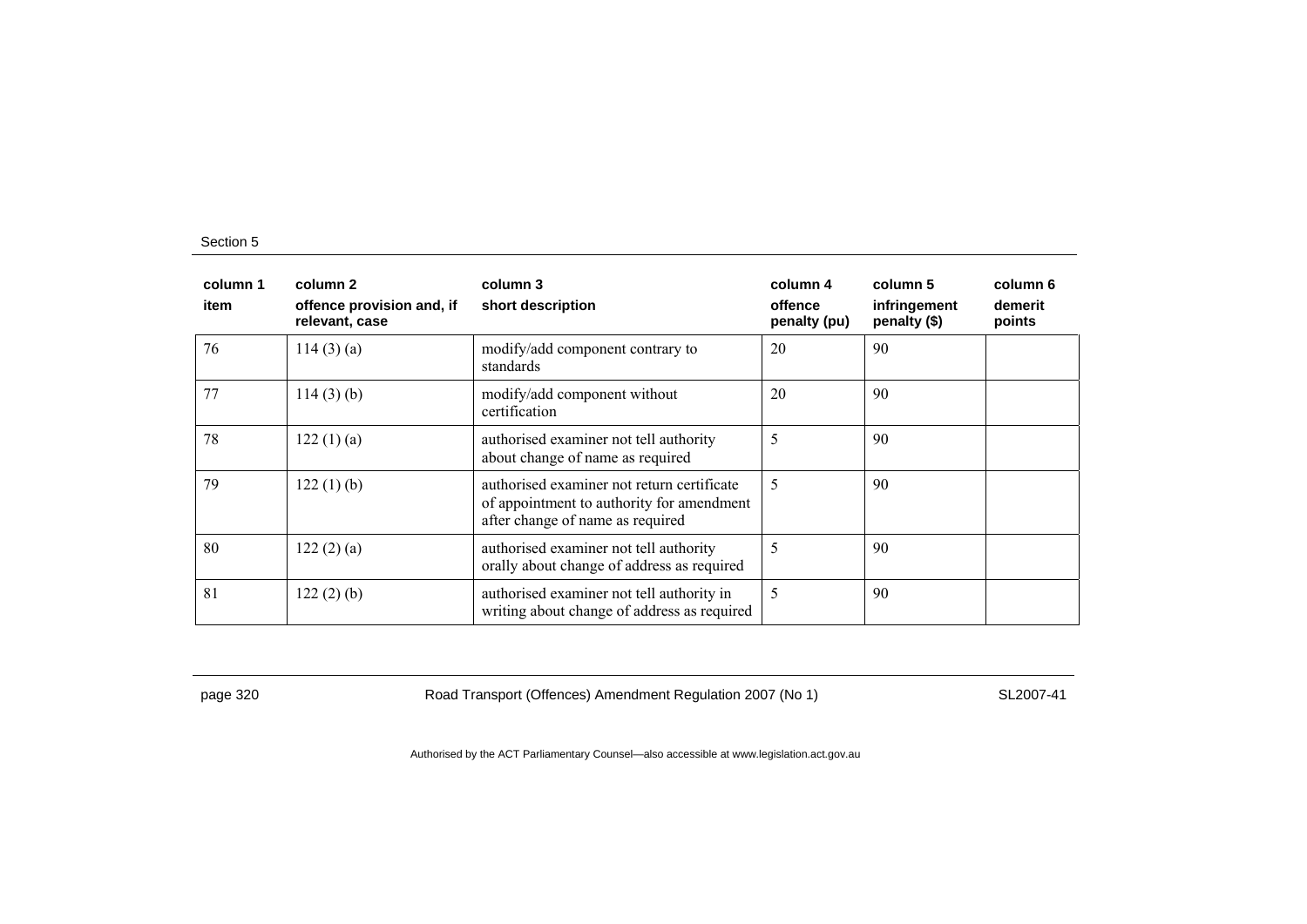| column 1<br>item | column 2<br>offence provision and, if relevant, case | column 3<br>short description | column 4<br>offence penalty (pu) | column 5<br>infringement penalty ($) | column 6<br>demerit points |
|---|---|---|---|---|---|
| 76 | 114 (3) (a) | modify/add component contrary to standards | 20 | 90 | |
| 77 | 114 (3) (b) | modify/add component without certification | 20 | 90 | |
| 78 | 122 (1) (a) | authorised examiner not tell authority about change of name as required | 5 | 90 | |
| 79 | 122 (1) (b) | authorised examiner not return certificate of appointment to authority for amendment after change of name as required | 5 | 90 | |
| 80 | 122 (2) (a) | authorised examiner not tell authority orally about change of address as required | 5 | 90 | |
| 81 | 122 (2) (b) | authorised examiner not tell authority in writing about change of address as required | 5 | 90 | |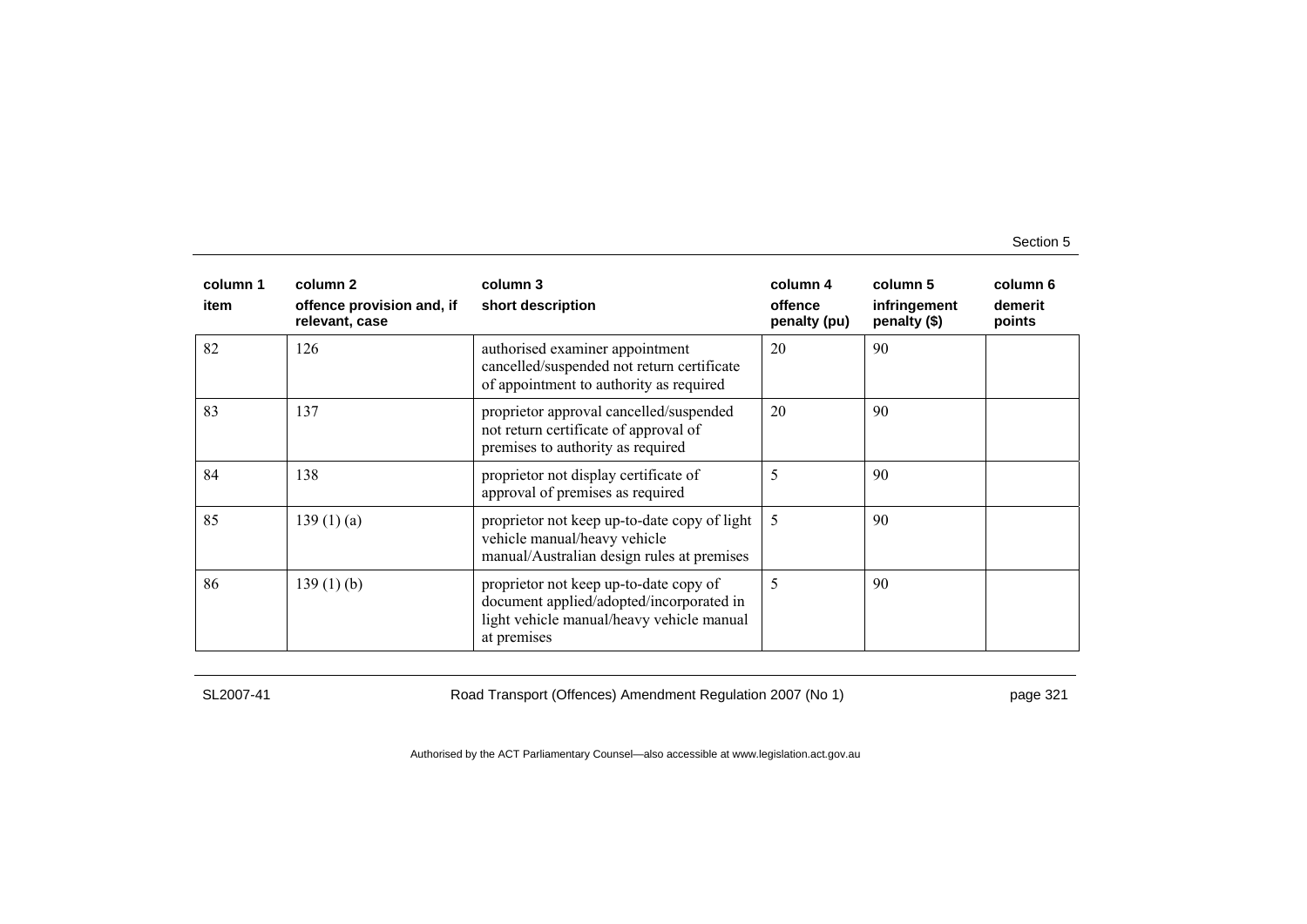| column 1<br>item | column 2<br>offence provision and, if relevant, case | column 3<br>short description | column 4<br>offence penalty (pu) | column 5<br>infringement penalty ($) | column 6<br>demerit points |
|---|---|---|---|---|---|
| 82 | 126 | authorised examiner appointment cancelled/suspended not return certificate of appointment to authority as required | 20 | 90 | |
| 83 | 137 | proprietor approval cancelled/suspended not return certificate of approval of premises to authority as required | 20 | 90 | |
| 84 | 138 | proprietor not display certificate of approval of premises as required | 5 | 90 | |
| 85 | 139 (1) (a) | proprietor not keep up-to-date copy of light vehicle manual/heavy vehicle manual/Australian design rules at premises | 5 | 90 | |
| 86 | 139 (1) (b) | proprietor not keep up-to-date copy of document applied/adopted/incorporated in light vehicle manual/heavy vehicle manual at premises | 5 | 90 | |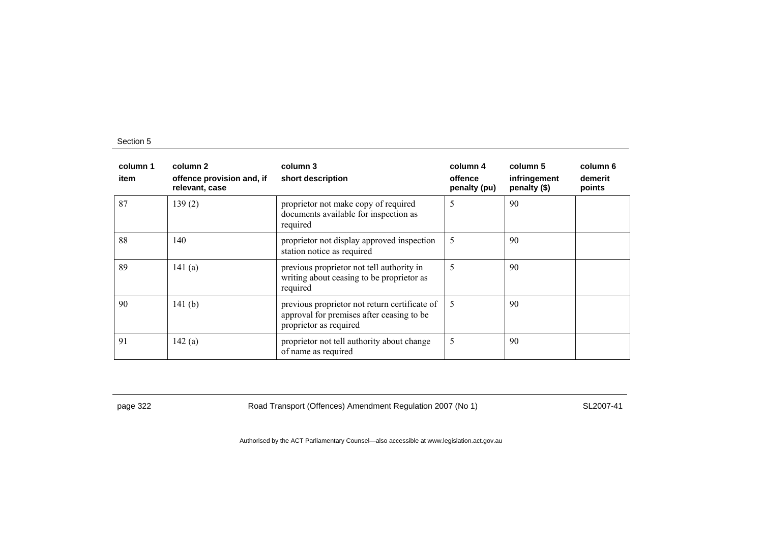Section 5

| column 1<br>item | column 2<br>offence provision and, if relevant, case | column 3<br>short description | column 4<br>offence penalty (pu) | column 5<br>infringement penalty ($) | column 6<br>demerit points |
|---|---|---|---|---|---|
| 87 | 139 (2) | proprietor not make copy of required documents available for inspection as required | 5 | 90 | |
| 88 | 140 | proprietor not display approved inspection station notice as required | 5 | 90 | |
| 89 | 141 (a) | previous proprietor not tell authority in writing about ceasing to be proprietor as required | 5 | 90 | |
| 90 | 141 (b) | previous proprietor not return certificate of approval for premises after ceasing to be proprietor as required | 5 | 90 | |
| 91 | 142 (a) | proprietor not tell authority about change of name as required | 5 | 90 | |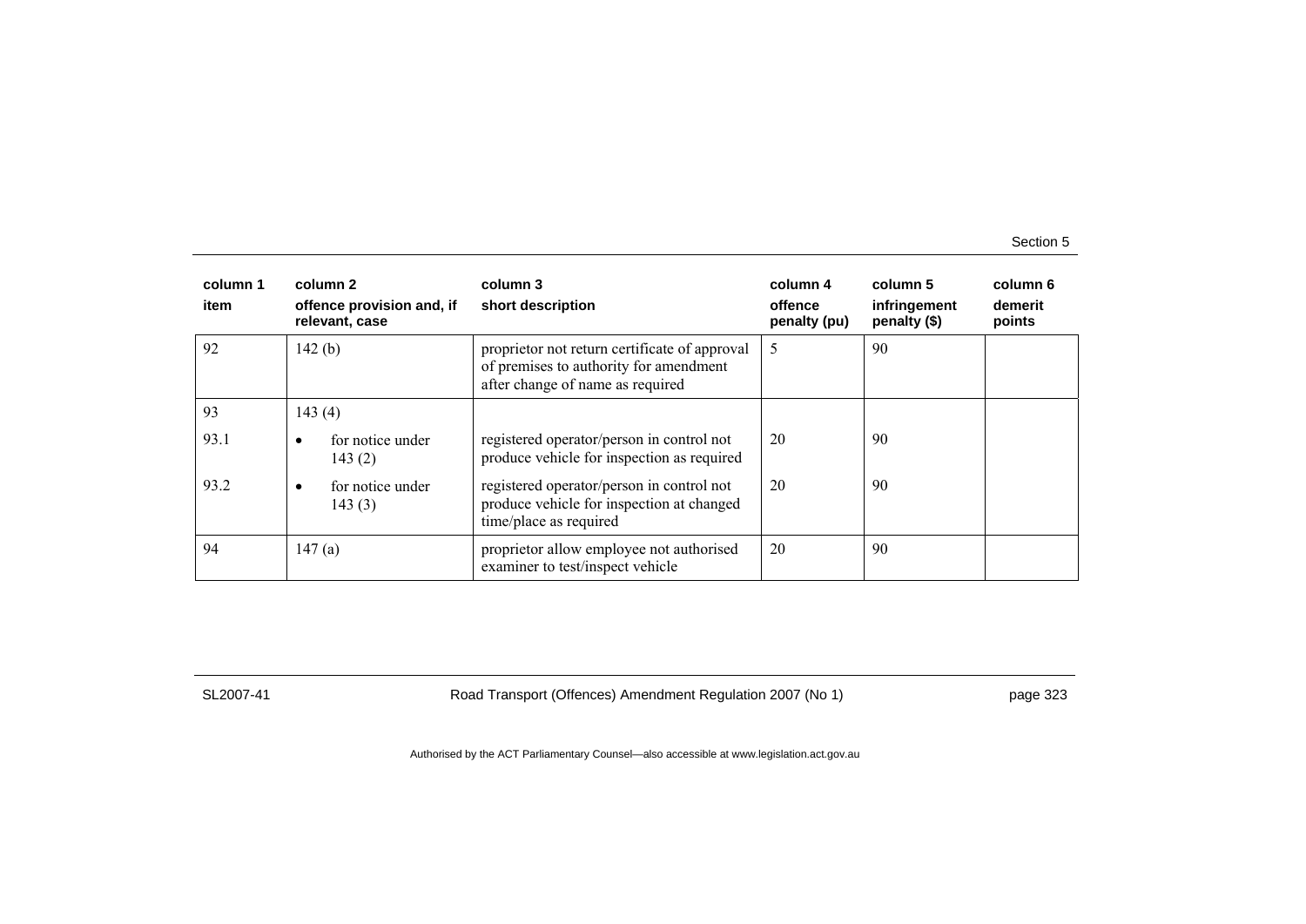| column 1<br>item | column 2<br>offence provision and, if relevant, case | column 3<br>short description | column 4<br>offence penalty (pu) | column 5<br>infringement penalty ($) | column 6<br>demerit points |
|---|---|---|---|---|---|
| 92 | 142 (b) | proprietor not return certificate of approval of premises to authority for amendment after change of name as required | 5 | 90 | |
| 93 | 143 (4) | | | | |
| 93.1 | • for notice under 143 (2) | registered operator/person in control not produce vehicle for inspection as required | 20 | 90 | |
| 93.2 | • for notice under 143 (3) | registered operator/person in control not produce vehicle for inspection at changed time/place as required | 20 | 90 | |
| 94 | 147 (a) | proprietor allow employee not authorised examiner to test/inspect vehicle | 20 | 90 | |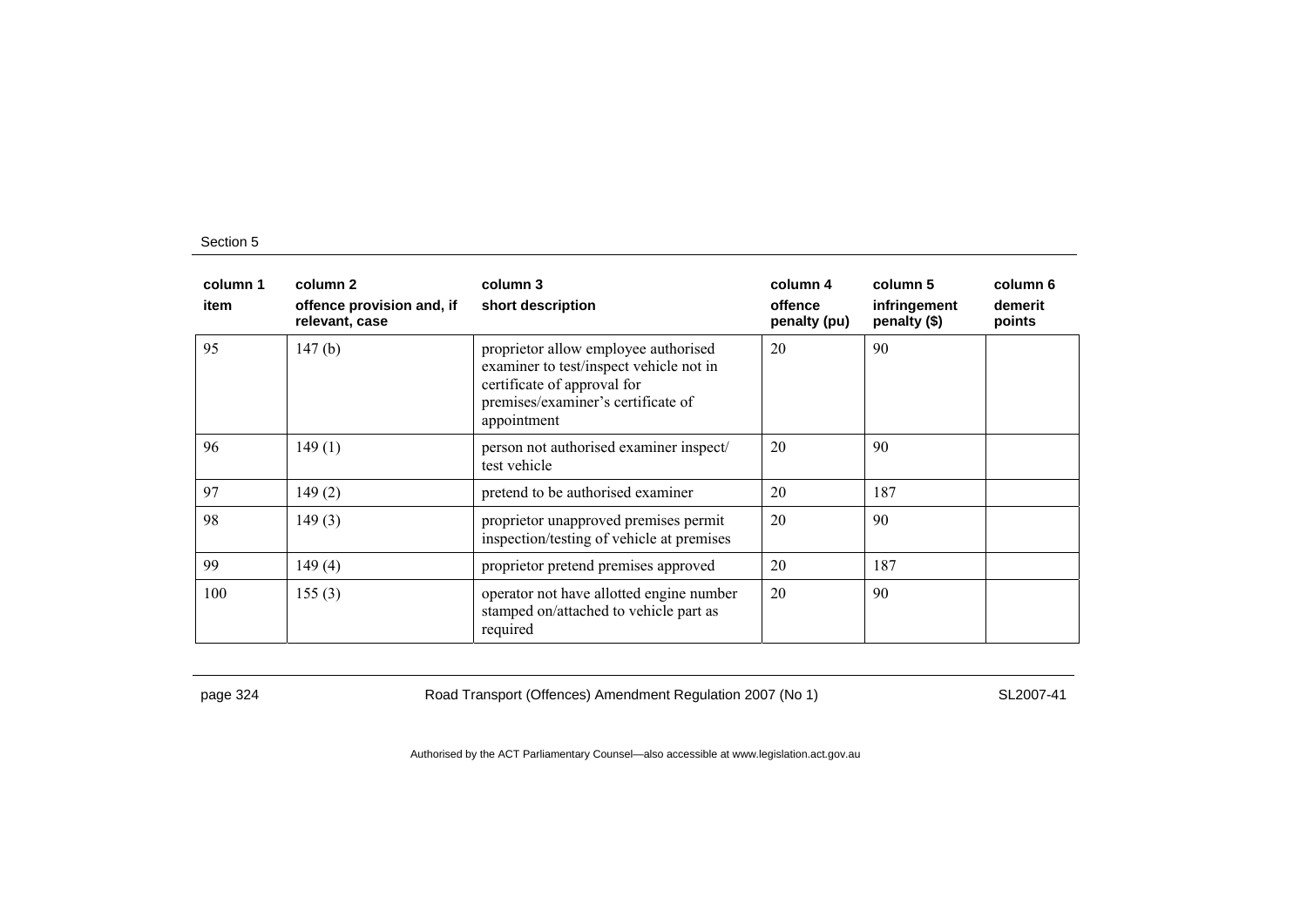| column 1<br>item | column 2<br>offence provision and, if relevant, case | column 3<br>short description | column 4<br>offence penalty (pu) | column 5<br>infringement penalty ($) | column 6<br>demerit points |
|---|---|---|---|---|---|
| 95 | 147 (b) | proprietor allow employee authorised examiner to test/inspect vehicle not in certificate of approval for premises/examiner's certificate of appointment | 20 | 90 | |
| 96 | 149 (1) | person not authorised examiner inspect/ test vehicle | 20 | 90 | |
| 97 | 149 (2) | pretend to be authorised examiner | 20 | 187 | |
| 98 | 149 (3) | proprietor unapproved premises permit inspection/testing of vehicle at premises | 20 | 90 | |
| 99 | 149 (4) | proprietor pretend premises approved | 20 | 187 | |
| 100 | 155 (3) | operator not have allotted engine number stamped on/attached to vehicle part as required | 20 | 90 | |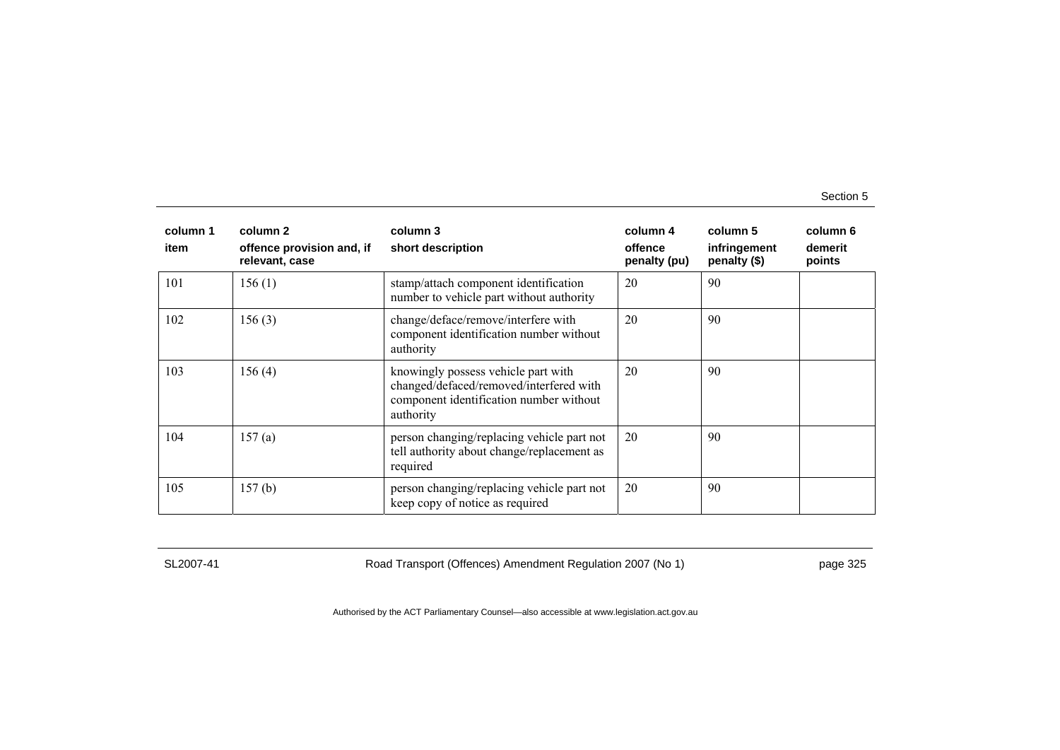| column 1 item | column 2 offence provision and, if relevant, case | column 3 short description | column 4 offence penalty (pu) | column 5 infringement penalty ($) | column 6 demerit points |
|---|---|---|---|---|---|
| 101 | 156 (1) | stamp/attach component identification number to vehicle part without authority | 20 | 90 | |
| 102 | 156 (3) | change/deface/remove/interfere with component identification number without authority | 20 | 90 | |
| 103 | 156 (4) | knowingly possess vehicle part with changed/defaced/removed/interfered with component identification number without authority | 20 | 90 | |
| 104 | 157 (a) | person changing/replacing vehicle part not tell authority about change/replacement as required | 20 | 90 | |
| 105 | 157 (b) | person changing/replacing vehicle part not keep copy of notice as required | 20 | 90 | |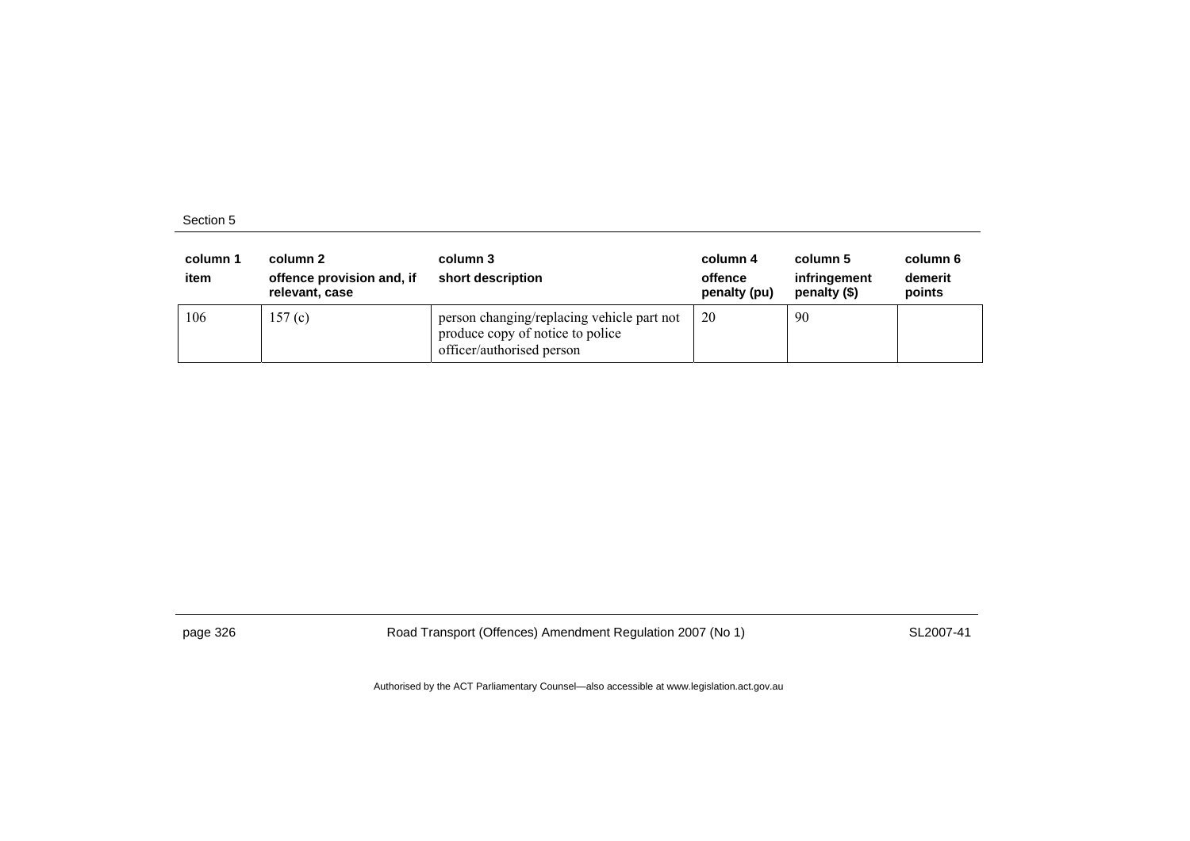| column 1 item | column 2 offence provision and, if relevant, case | column 3 short description | column 4 offence penalty (pu) | column 5 infringement penalty ($) | column 6 demerit points |
|---|---|---|---|---|---|
| 106 | 157 (c) | person changing/replacing vehicle part not produce copy of notice to police officer/authorised person | 20 | 90 | |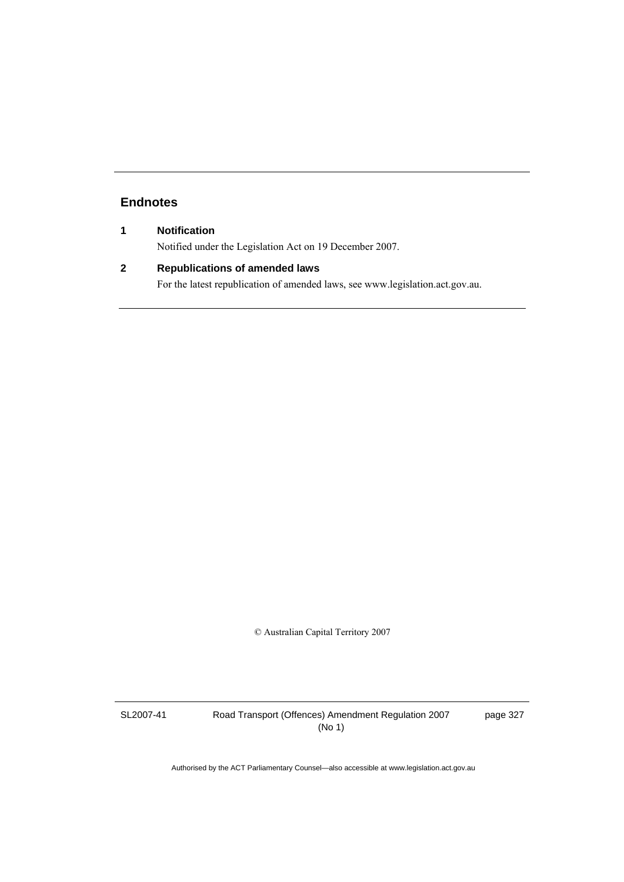## Endnotes

### 1 Notification

Notified under the Legislation Act on 19 December 2007.

### 2 Republications of amended laws

For the latest republication of amended laws, see www.legislation.act.gov.au.

© Australian Capital Territory 2007